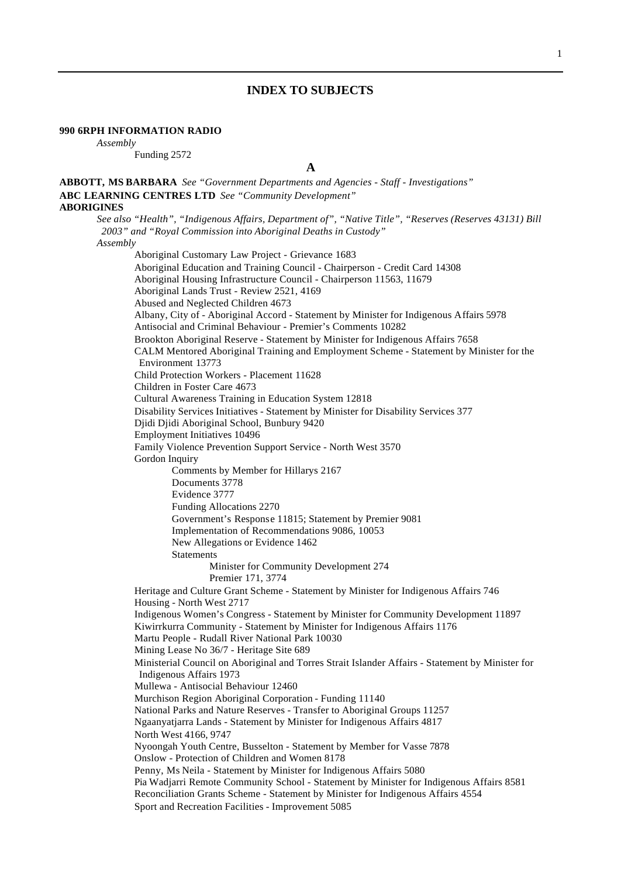# INDEX TO SUBJECTS

**990 6RPH INFORMATION RADIO**

*Assembly*

Funding 2572

## A

**ABBOTT, MS BARBARA** *See "Government Departments and Agencies - Staff - Investigations"*

**ABC LEARNING CENTRES LTD** *See "Community Development"*

**ABORIGINES**

*See also "Health", "Indigenous Affairs, Department of", "Native Title", "Reserves (Reserves 43131) Bill 2003" and "Royal Commission into Aboriginal Deaths in Custody"*

*Assembly*

- Aboriginal Customary Law Project - Grievance 1683
- Aboriginal Education and Training Council - Chairperson - Credit Card 14308
- Aboriginal Housing Infrastructure Council - Chairperson 11563, 11679
- Aboriginal Lands Trust - Review 2521, 4169
- Abused and Neglected Children 4673
- Albany, City of - Aboriginal Accord - Statement by Minister for Indigenous Affairs 5978
- Antisocial and Criminal Behaviour - Premier's Comments 10282
- Brookton Aboriginal Reserve - Statement by Minister for Indigenous Affairs 7658
- CALM Mentored Aboriginal Training and Employment Scheme - Statement by Minister for the Environment 13773
- Child Protection Workers - Placement 11628
- Children in Foster Care 4673
- Cultural Awareness Training in Education System 12818
- Disability Services Initiatives - Statement by Minister for Disability Services 377
- Djidi Djidi Aboriginal School, Bunbury 9420
- Employment Initiatives 10496
- Family Violence Prevention Support Service - North West 3570
- Gordon Inquiry
  - Comments by Member for Hillarys 2167
  - Documents 3778
  - Evidence 3777
  - Funding Allocations 2270
  - Government's Response 11815; Statement by Premier 9081
  - Implementation of Recommendations 9086, 10053
  - New Allegations or Evidence 1462
  - Statements
    - Minister for Community Development 274
    - Premier 171, 3774
- Heritage and Culture Grant Scheme - Statement by Minister for Indigenous Affairs 746
- Housing - North West 2717
- Indigenous Women's Congress - Statement by Minister for Community Development 11897
- Kiwirrkurra Community - Statement by Minister for Indigenous Affairs 1176
- Martu People - Rudall River National Park 10030
- Mining Lease No 36/7 - Heritage Site 689
- Ministerial Council on Aboriginal and Torres Strait Islander Affairs - Statement by Minister for Indigenous Affairs 1973
- Mullewa - Antisocial Behaviour 12460
- Murchison Region Aboriginal Corporation - Funding 11140
- National Parks and Nature Reserves - Transfer to Aboriginal Groups 11257
- Ngaanyatjarra Lands - Statement by Minister for Indigenous Affairs 4817
- North West 4166, 9747
- Nyoongah Youth Centre, Busselton - Statement by Member for Vasse 7878
- Onslow - Protection of Children and Women 8178
- Penny, Ms Neila - Statement by Minister for Indigenous Affairs 5080
- Pia Wadjarri Remote Community School - Statement by Minister for Indigenous Affairs 8581
- Reconciliation Grants Scheme - Statement by Minister for Indigenous Affairs 4554
- Sport and Recreation Facilities - Improvement 5085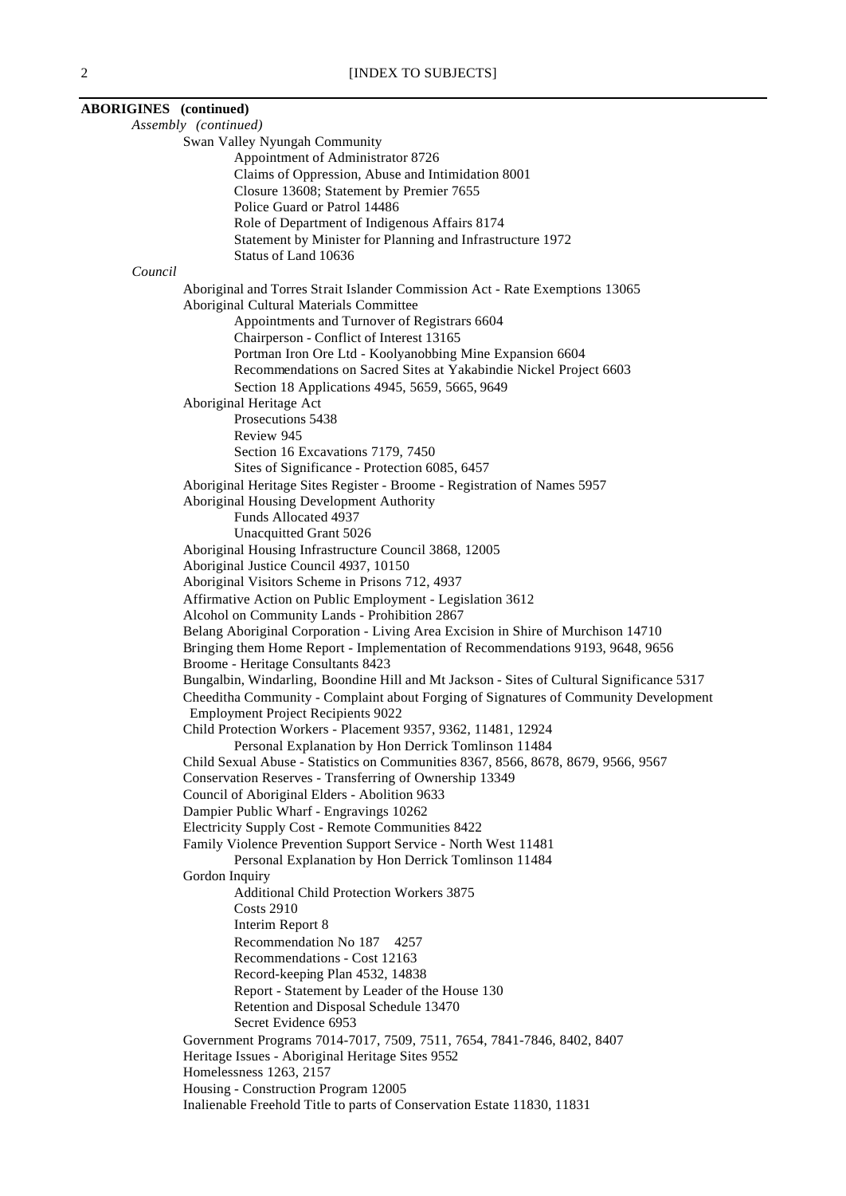**ABORIGINES (continued)**

*Assembly (continued)*

- Swan Valley Nyungah Community
  - Appointment of Administrator 8726
  - Claims of Oppression, Abuse and Intimidation 8001
  - Closure 13608; Statement by Premier 7655
  - Police Guard or Patrol 14486
  - Role of Department of Indigenous Affairs 8174
  - Statement by Minister for Planning and Infrastructure 1972
  - Status of Land 10636

*Council*

- Aboriginal and Torres Strait Islander Commission Act - Rate Exemptions 13065
- Aboriginal Cultural Materials Committee
  - Appointments and Turnover of Registrars 6604
  - Chairperson - Conflict of Interest 13165
  - Portman Iron Ore Ltd - Koolyanobbing Mine Expansion 6604
  - Recommendations on Sacred Sites at Yakabindie Nickel Project 6603
  - Section 18 Applications 4945, 5659, 5665, 9649
- Aboriginal Heritage Act
  - Prosecutions 5438
  - Review 945
  - Section 16 Excavations 7179, 7450
  - Sites of Significance - Protection 6085, 6457
- Aboriginal Heritage Sites Register - Broome - Registration of Names 5957
- Aboriginal Housing Development Authority
  - Funds Allocated 4937
  - Unacquitted Grant 5026
- Aboriginal Housing Infrastructure Council 3868, 12005
- Aboriginal Justice Council 4937, 10150
- Aboriginal Visitors Scheme in Prisons 712, 4937
- Affirmative Action on Public Employment - Legislation 3612
- Alcohol on Community Lands - Prohibition 2867
- Belang Aboriginal Corporation - Living Area Excision in Shire of Murchison 14710
- Bringing them Home Report - Implementation of Recommendations 9193, 9648, 9656
- Broome - Heritage Consultants 8423
- Bungalbin, Windarling, Boondine Hill and Mt Jackson - Sites of Cultural Significance 5317
- Cheeditha Community - Complaint about Forging of Signatures of Community Development Employment Project Recipients 9022
- Child Protection Workers - Placement 9357, 9362, 11481, 12924
  - Personal Explanation by Hon Derrick Tomlinson 11484
- Child Sexual Abuse - Statistics on Communities 8367, 8566, 8678, 8679, 9566, 9567
- Conservation Reserves - Transferring of Ownership 13349
- Council of Aboriginal Elders - Abolition 9633
- Dampier Public Wharf - Engravings 10262
- Electricity Supply Cost - Remote Communities 8422
- Family Violence Prevention Support Service - North West 11481
  - Personal Explanation by Hon Derrick Tomlinson 11484
- Gordon Inquiry
  - Additional Child Protection Workers 3875
  - Costs 2910
  - Interim Report 8
  - Recommendation No 187 4257
  - Recommendations - Cost 12163
  - Record-keeping Plan 4532, 14838
  - Report - Statement by Leader of the House 130
  - Retention and Disposal Schedule 13470
  - Secret Evidence 6953
- Government Programs 7014-7017, 7509, 7511, 7654, 7841-7846, 8402, 8407
- Heritage Issues - Aboriginal Heritage Sites 9552
- Homelessness 1263, 2157
- Housing - Construction Program 12005
- Inalienable Freehold Title to parts of Conservation Estate 11830, 11831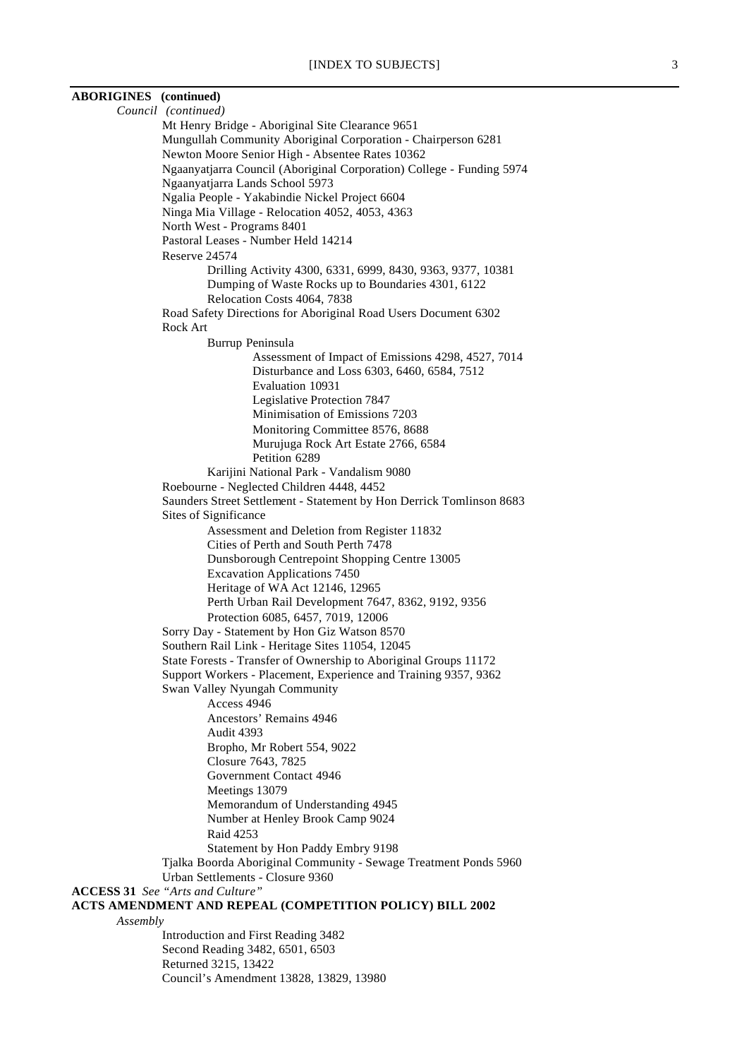**ABORIGINES (continued)**

*Council (continued)*

- Mt Henry Bridge - Aboriginal Site Clearance 9651
- Mungullah Community Aboriginal Corporation - Chairperson 6281
- Newton Moore Senior High - Absentee Rates 10362
- Ngaanyatjarra Council (Aboriginal Corporation) College - Funding 5974
- Ngaanyatjarra Lands School 5973
- Ngalia People - Yakabindie Nickel Project 6604
- Ninga Mia Village - Relocation 4052, 4053, 4363
- North West - Programs 8401
- Pastoral Leases - Number Held 14214
- Reserve 24574
    - Drilling Activity 4300, 6331, 6999, 8430, 9363, 9377, 10381
    - Dumping of Waste Rocks up to Boundaries 4301, 6122
    - Relocation Costs 4064, 7838
- Road Safety Directions for Aboriginal Road Users Document 6302
- Rock Art
    - Burrup Peninsula
        - Assessment of Impact of Emissions 4298, 4527, 7014
        - Disturbance and Loss 6303, 6460, 6584, 7512
        - Evaluation 10931
        - Legislative Protection 7847
        - Minimisation of Emissions 7203
        - Monitoring Committee 8576, 8688
        - Murujuga Rock Art Estate 2766, 6584
        - Petition 6289
    - Karijini National Park - Vandalism 9080
- Roebourne - Neglected Children 4448, 4452
- Saunders Street Settlement - Statement by Hon Derrick Tomlinson 8683
- Sites of Significance
    - Assessment and Deletion from Register 11832
    - Cities of Perth and South Perth 7478
    - Dunsborough Centrepoint Shopping Centre 13005
    - Excavation Applications 7450
    - Heritage of WA Act 12146, 12965
    - Perth Urban Rail Development 7647, 8362, 9192, 9356
    - Protection 6085, 6457, 7019, 12006
- Sorry Day - Statement by Hon Giz Watson 8570
- Southern Rail Link - Heritage Sites 11054, 12045
- State Forests - Transfer of Ownership to Aboriginal Groups 11172
- Support Workers - Placement, Experience and Training 9357, 9362
- Swan Valley Nyungah Community
    - Access 4946
    - Ancestors' Remains 4946
    - Audit 4393
    - Bropho, Mr Robert 554, 9022
    - Closure 7643, 7825
    - Government Contact 4946
    - Meetings 13079
    - Memorandum of Understanding 4945
    - Number at Henley Brook Camp 9024
    - Raid 4253
    - Statement by Hon Paddy Embry 9198
- Tjalka Boorda Aboriginal Community - Sewage Treatment Ponds 5960
- Urban Settlements - Closure 9360

**ACCESS 31** *See "Arts and Culture"*

**ACTS AMENDMENT AND REPEAL (COMPETITION POLICY) BILL 2002**

*Assembly*

- Introduction and First Reading 3482
- Second Reading 3482, 6501, 6503
- Returned 3215, 13422
- Council's Amendment 13828, 13829, 13980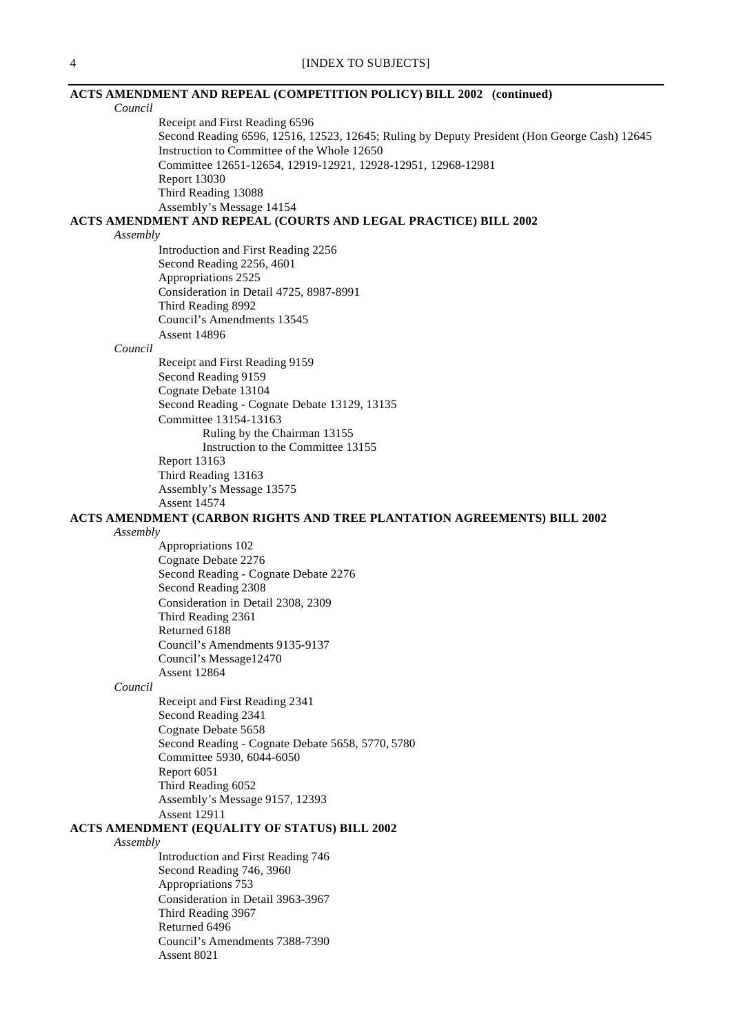**ACTS AMENDMENT AND REPEAL (COMPETITION POLICY) BILL 2002 (continued)**

*Council*

- Receipt and First Reading 6596
- Second Reading 6596, 12516, 12523, 12645; Ruling by Deputy President (Hon George Cash) 12645
- Instruction to Committee of the Whole 12650
- Committee 12651-12654, 12919-12921, 12928-12951, 12968-12981
- Report 13030
- Third Reading 13088
- Assembly's Message 14154

**ACTS AMENDMENT AND REPEAL (COURTS AND LEGAL PRACTICE) BILL 2002**

*Assembly*

- Introduction and First Reading 2256
- Second Reading 2256, 4601
- Appropriations 2525
- Consideration in Detail 4725, 8987-8991
- Third Reading 8992
- Council's Amendments 13545
- Assent 14896

*Council*

- Receipt and First Reading 9159
- Second Reading 9159
- Cognate Debate 13104
- Second Reading - Cognate Debate 13129, 13135
- Committee 13154-13163
  - Ruling by the Chairman 13155
  - Instruction to the Committee 13155
- Report 13163
- Third Reading 13163
- Assembly's Message 13575
- Assent 14574

**ACTS AMENDMENT (CARBON RIGHTS AND TREE PLANTATION AGREEMENTS) BILL 2002**

*Assembly*

- Appropriations 102
- Cognate Debate 2276
- Second Reading - Cognate Debate 2276
- Second Reading 2308
- Consideration in Detail 2308, 2309
- Third Reading 2361
- Returned 6188
- Council's Amendments 9135-9137
- Council's Message12470
- Assent 12864

*Council*

- Receipt and First Reading 2341
- Second Reading 2341
- Cognate Debate 5658
- Second Reading - Cognate Debate 5658, 5770, 5780
- Committee 5930, 6044-6050
- Report 6051
- Third Reading 6052
- Assembly's Message 9157, 12393
- Assent 12911

**ACTS AMENDMENT (EQUALITY OF STATUS) BILL 2002**

*Assembly*

- Introduction and First Reading 746
- Second Reading 746, 3960
- Appropriations 753
- Consideration in Detail 3963-3967
- Third Reading 3967
- Returned 6496
- Council's Amendments 7388-7390
- Assent 8021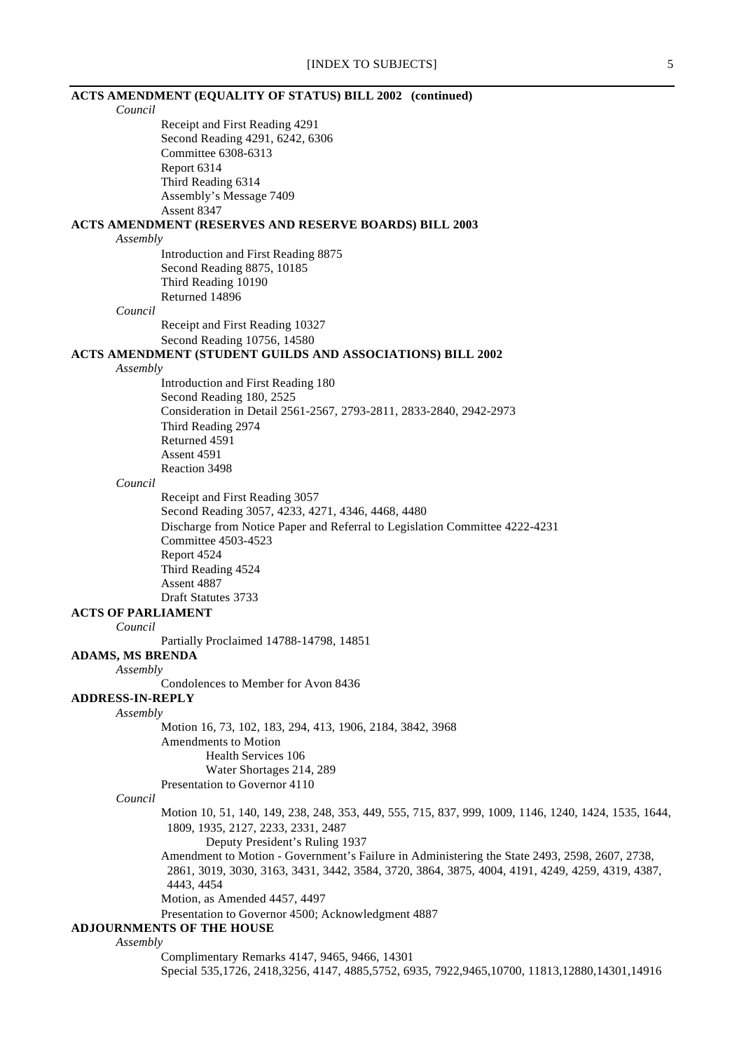**ACTS AMENDMENT (EQUALITY OF STATUS) BILL 2002 (continued)**

*Council*

Receipt and First Reading 4291
Second Reading 4291, 6242, 6306
Committee 6308-6313
Report 6314
Third Reading 6314
Assembly's Message 7409
Assent 8347

**ACTS AMENDMENT (RESERVES AND RESERVE BOARDS) BILL 2003**

*Assembly*

Introduction and First Reading 8875
Second Reading 8875, 10185
Third Reading 10190
Returned 14896

*Council*

Receipt and First Reading 10327
Second Reading 10756, 14580

**ACTS AMENDMENT (STUDENT GUILDS AND ASSOCIATIONS) BILL 2002**

*Assembly*

Introduction and First Reading 180
Second Reading 180, 2525
Consideration in Detail 2561-2567, 2793-2811, 2833-2840, 2942-2973
Third Reading 2974
Returned 4591
Assent 4591
Reaction 3498

*Council*

Receipt and First Reading 3057
Second Reading 3057, 4233, 4271, 4346, 4468, 4480
Discharge from Notice Paper and Referral to Legislation Committee 4222-4231
Committee 4503-4523
Report 4524
Third Reading 4524
Assent 4887
Draft Statutes 3733

**ACTS OF PARLIAMENT**

*Council*

Partially Proclaimed 14788-14798, 14851

**ADAMS, MS BRENDA**

*Assembly*

Condolences to Member for Avon 8436

**ADDRESS-IN-REPLY**

*Assembly*

Motion 16, 73, 102, 183, 294, 413, 1906, 2184, 3842, 3968
Amendments to Motion
Health Services 106
Water Shortages 214, 289
Presentation to Governor 4110

*Council*

Motion 10, 51, 140, 149, 238, 248, 353, 449, 555, 715, 837, 999, 1009, 1146, 1240, 1424, 1535, 1644, 1809, 1935, 2127, 2233, 2331, 2487
Deputy President's Ruling 1937
Amendment to Motion - Government's Failure in Administering the State 2493, 2598, 2607, 2738, 2861, 3019, 3030, 3163, 3431, 3442, 3584, 3720, 3864, 3875, 4004, 4191, 4249, 4259, 4319, 4387, 4443, 4454
Motion, as Amended 4457, 4497
Presentation to Governor 4500; Acknowledgment 4887

**ADJOURNMENTS OF THE HOUSE**

*Assembly*

Complimentary Remarks 4147, 9465, 9466, 14301
Special 535,1726, 2418,3256, 4147, 4885,5752, 6935, 7922,9465,10700, 11813,12880,14301,14916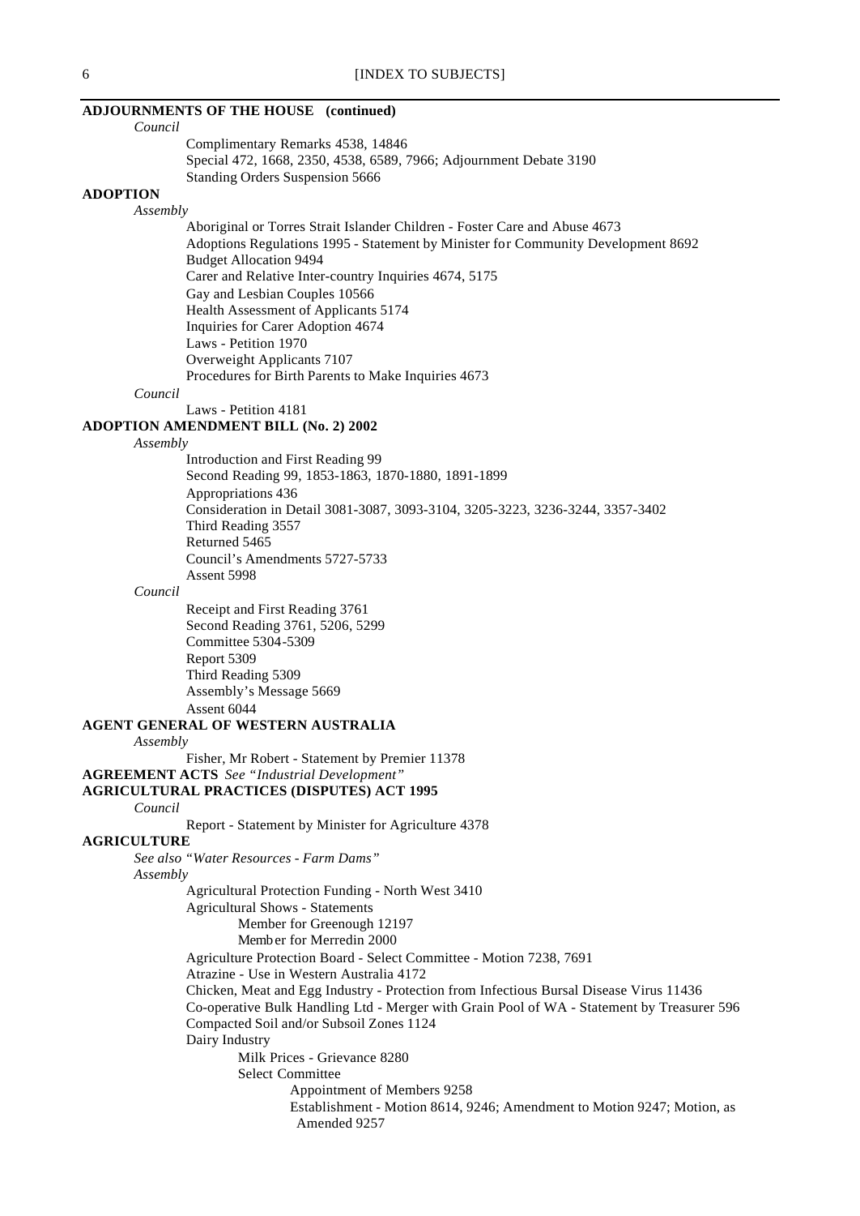**ADJOURNMENTS OF THE HOUSE (continued)**

*Council*

- Complimentary Remarks 4538, 14846
- Special 472, 1668, 2350, 4538, 6589, 7966; Adjournment Debate 3190
- Standing Orders Suspension 5666

**ADOPTION**

*Assembly*

- Aboriginal or Torres Strait Islander Children - Foster Care and Abuse 4673
- Adoptions Regulations 1995 - Statement by Minister for Community Development 8692
- Budget Allocation 9494
- Carer and Relative Inter-country Inquiries 4674, 5175
- Gay and Lesbian Couples 10566
- Health Assessment of Applicants 5174
- Inquiries for Carer Adoption 4674
- Laws - Petition 1970
- Overweight Applicants 7107
- Procedures for Birth Parents to Make Inquiries 4673

*Council*

- Laws - Petition 4181

**ADOPTION AMENDMENT BILL (No. 2) 2002**

*Assembly*

- Introduction and First Reading 99
- Second Reading 99, 1853-1863, 1870-1880, 1891-1899
- Appropriations 436
- Consideration in Detail 3081-3087, 3093-3104, 3205-3223, 3236-3244, 3357-3402
- Third Reading 3557
- Returned 5465
- Council's Amendments 5727-5733
- Assent 5998

*Council*

- Receipt and First Reading 3761
- Second Reading 3761, 5206, 5299
- Committee 5304-5309
- Report 5309
- Third Reading 5309
- Assembly's Message 5669
- Assent 6044

**AGENT GENERAL OF WESTERN AUSTRALIA**

*Assembly*

- Fisher, Mr Robert - Statement by Premier 11378

**AGREEMENT ACTS** *See "Industrial Development"*

**AGRICULTURAL PRACTICES (DISPUTES) ACT 1995**

*Council*

- Report - Statement by Minister for Agriculture 4378

**AGRICULTURE**

*See also "Water Resources - Farm Dams"*

*Assembly*

- Agricultural Protection Funding - North West 3410
- Agricultural Shows - Statements
  - Member for Greenough 12197
  - Member for Merredin 2000
- Agriculture Protection Board - Select Committee - Motion 7238, 7691
- Atrazine - Use in Western Australia 4172
- Chicken, Meat and Egg Industry - Protection from Infectious Bursal Disease Virus 11436
- Co-operative Bulk Handling Ltd - Merger with Grain Pool of WA - Statement by Treasurer 596
- Compacted Soil and/or Subsoil Zones 1124
- Dairy Industry
  - Milk Prices - Grievance 8280
  - Select Committee
    - Appointment of Members 9258
    - Establishment - Motion 8614, 9246; Amendment to Motion 9247; Motion, as Amended 9257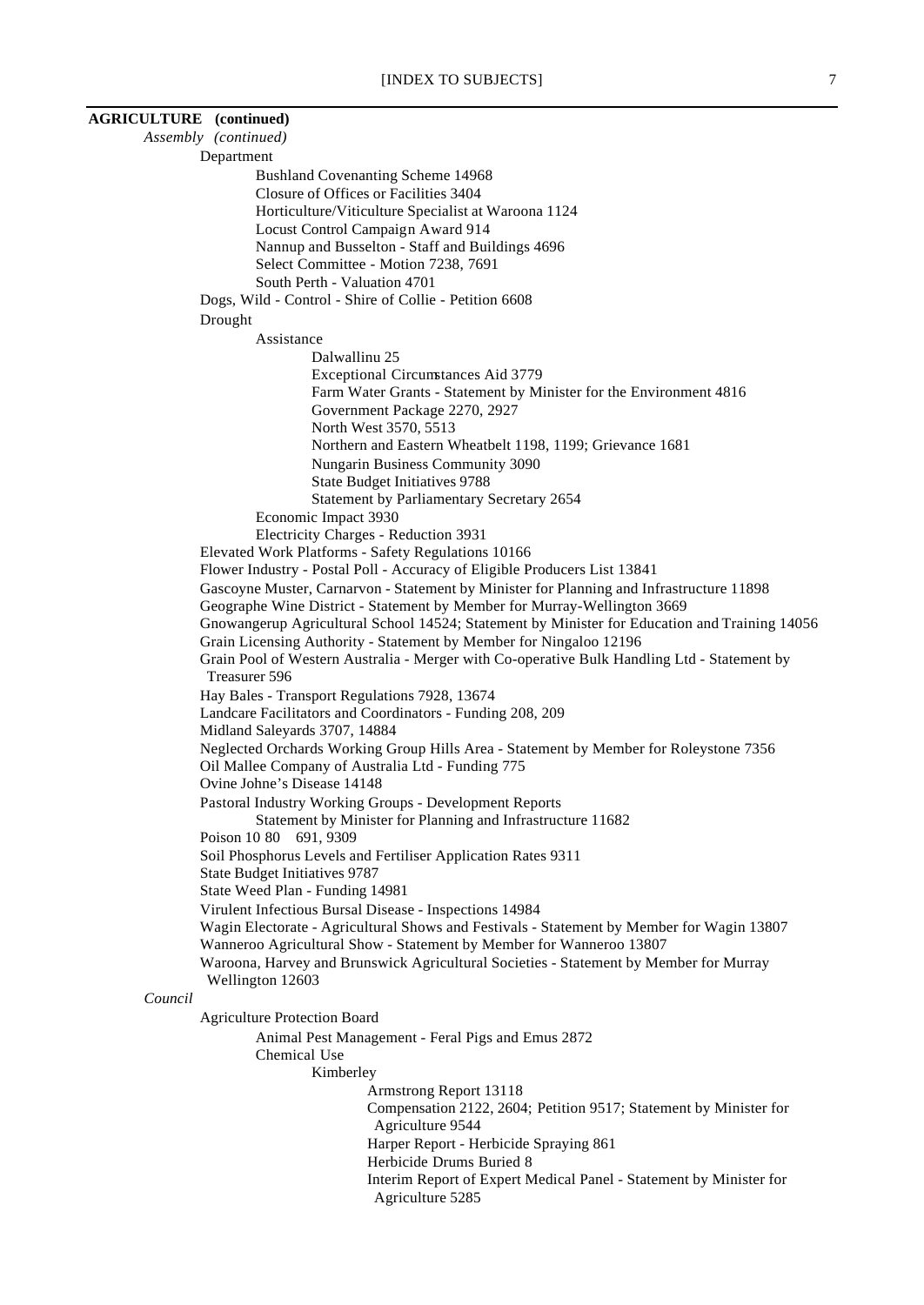**AGRICULTURE (continued)**

*Assembly (continued)*

- Department
    - Bushland Covenanting Scheme 14968
    - Closure of Offices or Facilities 3404
    - Horticulture/Viticulture Specialist at Waroona 1124
    - Locust Control Campaign Award 914
    - Nannup and Busselton - Staff and Buildings 4696
    - Select Committee - Motion 7238, 7691
    - South Perth - Valuation 4701
- Dogs, Wild - Control - Shire of Collie - Petition 6608
- Drought
    - Assistance
        - Dalwallinu 25
        - Exceptional Circumstances Aid 3779
        - Farm Water Grants - Statement by Minister for the Environment 4816
        - Government Package 2270, 2927
        - North West 3570, 5513
        - Northern and Eastern Wheatbelt 1198, 1199; Grievance 1681
        - Nungarin Business Community 3090
        - State Budget Initiatives 9788
        - Statement by Parliamentary Secretary 2654
    - Economic Impact 3930
    - Electricity Charges - Reduction 3931
- Elevated Work Platforms - Safety Regulations 10166
- Flower Industry - Postal Poll - Accuracy of Eligible Producers List 13841
- Gascoyne Muster, Carnarvon - Statement by Minister for Planning and Infrastructure 11898
- Geographe Wine District - Statement by Member for Murray-Wellington 3669
- Gnowangerup Agricultural School 14524; Statement by Minister for Education and Training 14056
- Grain Licensing Authority - Statement by Member for Ningaloo 12196
- Grain Pool of Western Australia - Merger with Co-operative Bulk Handling Ltd - Statement by Treasurer 596
- Hay Bales - Transport Regulations 7928, 13674
- Landcare Facilitators and Coordinators - Funding 208, 209
- Midland Saleyards 3707, 14884
- Neglected Orchards Working Group Hills Area - Statement by Member for Roleystone 7356
- Oil Mallee Company of Australia Ltd - Funding 775
- Ovine Johne's Disease 14148
- Pastoral Industry Working Groups - Development Reports
    - Statement by Minister for Planning and Infrastructure 11682
- Poison 10 80 691, 9309
- Soil Phosphorus Levels and Fertiliser Application Rates 9311
- State Budget Initiatives 9787
- State Weed Plan - Funding 14981
- Virulent Infectious Bursal Disease - Inspections 14984
- Wagin Electorate - Agricultural Shows and Festivals - Statement by Member for Wagin 13807
- Wanneroo Agricultural Show - Statement by Member for Wanneroo 13807
- Waroona, Harvey and Brunswick Agricultural Societies - Statement by Member for Murray Wellington 12603

*Council*

- Agriculture Protection Board
    - Animal Pest Management - Feral Pigs and Emus 2872
    - Chemical Use
        - Kimberley
            - Armstrong Report 13118
            - Compensation 2122, 2604; Petition 9517; Statement by Minister for Agriculture 9544
            - Harper Report - Herbicide Spraying 861
            - Herbicide Drums Buried 8
            - Interim Report of Expert Medical Panel - Statement by Minister for Agriculture 5285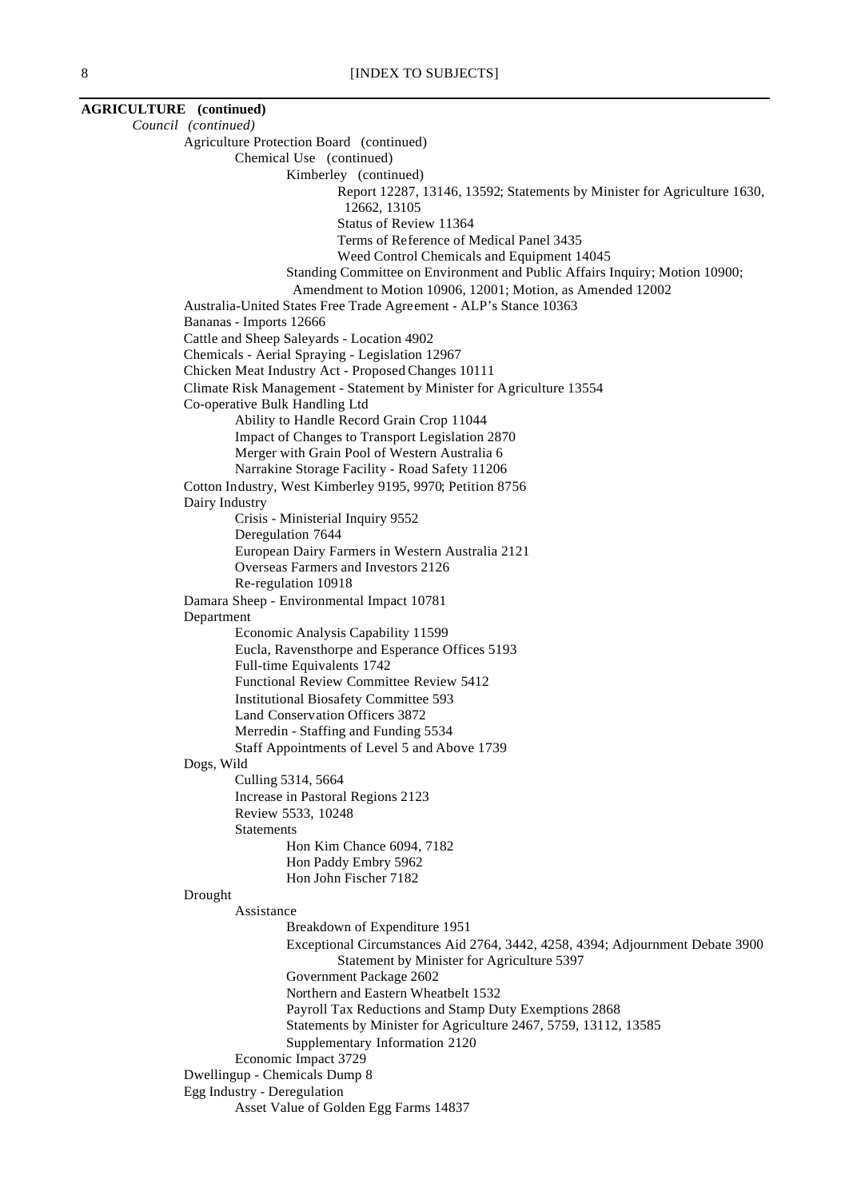**AGRICULTURE (continued)**

*Council (continued)*

- Agriculture Protection Board (continued)
  - Chemical Use (continued)
    - Kimberley (continued)
      - Report 12287, 13146, 13592; Statements by Minister for Agriculture 1630, 12662, 13105
      - Status of Review 11364
      - Terms of Reference of Medical Panel 3435
      - Weed Control Chemicals and Equipment 14045
    - Standing Committee on Environment and Public Affairs Inquiry; Motion 10900; Amendment to Motion 10906, 12001; Motion, as Amended 12002
- Australia-United States Free Trade Agreement - ALP's Stance 10363
- Bananas - Imports 12666
- Cattle and Sheep Saleyards - Location 4902
- Chemicals - Aerial Spraying - Legislation 12967
- Chicken Meat Industry Act - Proposed Changes 10111
- Climate Risk Management - Statement by Minister for Agriculture 13554
- Co-operative Bulk Handling Ltd
  - Ability to Handle Record Grain Crop 11044
  - Impact of Changes to Transport Legislation 2870
  - Merger with Grain Pool of Western Australia 6
  - Narrakine Storage Facility - Road Safety 11206
- Cotton Industry, West Kimberley 9195, 9970; Petition 8756
- Dairy Industry
  - Crisis - Ministerial Inquiry 9552
  - Deregulation 7644
  - European Dairy Farmers in Western Australia 2121
  - Overseas Farmers and Investors 2126
  - Re-regulation 10918
- Damara Sheep - Environmental Impact 10781
- Department
  - Economic Analysis Capability 11599
  - Eucla, Ravensthorpe and Esperance Offices 5193
  - Full-time Equivalents 1742
  - Functional Review Committee Review 5412
  - Institutional Biosafety Committee 593
  - Land Conservation Officers 3872
  - Merredin - Staffing and Funding 5534
  - Staff Appointments of Level 5 and Above 1739
- Dogs, Wild
  - Culling 5314, 5664
  - Increase in Pastoral Regions 2123
  - Review 5533, 10248
  - Statements
    - Hon Kim Chance 6094, 7182
    - Hon Paddy Embry 5962
    - Hon John Fischer 7182
- Drought
  - Assistance
    - Breakdown of Expenditure 1951
    - Exceptional Circumstances Aid 2764, 3442, 4258, 4394; Adjournment Debate 3900
      - Statement by Minister for Agriculture 5397
    - Government Package 2602
    - Northern and Eastern Wheatbelt 1532
    - Payroll Tax Reductions and Stamp Duty Exemptions 2868
    - Statements by Minister for Agriculture 2467, 5759, 13112, 13585
    - Supplementary Information 2120
  - Economic Impact 3729
- Dwellingup - Chemicals Dump 8
- Egg Industry - Deregulation
  - Asset Value of Golden Egg Farms 14837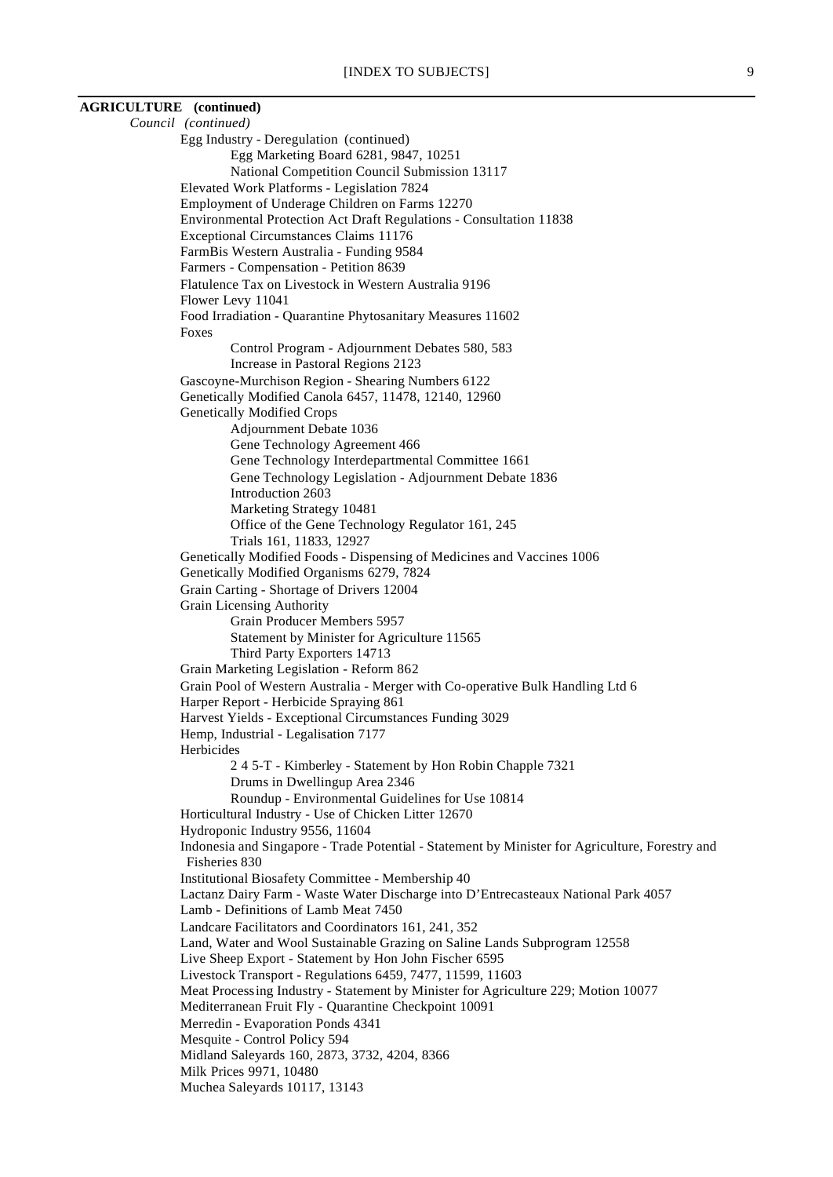**AGRICULTURE (continued)**

*Council (continued)*

- Egg Industry - Deregulation (continued)
  - Egg Marketing Board 6281, 9847, 10251
  - National Competition Council Submission 13117
- Elevated Work Platforms - Legislation 7824
- Employment of Underage Children on Farms 12270
- Environmental Protection Act Draft Regulations - Consultation 11838
- Exceptional Circumstances Claims 11176
- FarmBis Western Australia - Funding 9584
- Farmers - Compensation - Petition 8639
- Flatulence Tax on Livestock in Western Australia 9196
- Flower Levy 11041
- Food Irradiation - Quarantine Phytosanitary Measures 11602
- Foxes
  - Control Program - Adjournment Debates 580, 583
  - Increase in Pastoral Regions 2123
- Gascoyne-Murchison Region - Shearing Numbers 6122
- Genetically Modified Canola 6457, 11478, 12140, 12960
- Genetically Modified Crops
  - Adjournment Debate 1036
  - Gene Technology Agreement 466
  - Gene Technology Interdepartmental Committee 1661
  - Gene Technology Legislation - Adjournment Debate 1836
  - Introduction 2603
  - Marketing Strategy 10481
  - Office of the Gene Technology Regulator 161, 245
  - Trials 161, 11833, 12927
- Genetically Modified Foods - Dispensing of Medicines and Vaccines 1006
- Genetically Modified Organisms 6279, 7824
- Grain Carting - Shortage of Drivers 12004
- Grain Licensing Authority
  - Grain Producer Members 5957
  - Statement by Minister for Agriculture 11565
  - Third Party Exporters 14713
- Grain Marketing Legislation - Reform 862
- Grain Pool of Western Australia - Merger with Co-operative Bulk Handling Ltd 6
- Harper Report - Herbicide Spraying 861
- Harvest Yields - Exceptional Circumstances Funding 3029
- Hemp, Industrial - Legalisation 7177
- Herbicides
  - 2 4 5-T - Kimberley - Statement by Hon Robin Chapple 7321
  - Drums in Dwellingup Area 2346
  - Roundup - Environmental Guidelines for Use 10814
- Horticultural Industry - Use of Chicken Litter 12670
- Hydroponic Industry 9556, 11604
- Indonesia and Singapore - Trade Potential - Statement by Minister for Agriculture, Forestry and Fisheries 830
- Institutional Biosafety Committee - Membership 40
- Lactanz Dairy Farm - Waste Water Discharge into D'Entrecasteaux National Park 4057
- Lamb - Definitions of Lamb Meat 7450
- Landcare Facilitators and Coordinators 161, 241, 352
- Land, Water and Wool Sustainable Grazing on Saline Lands Subprogram 12558
- Live Sheep Export - Statement by Hon John Fischer 6595
- Livestock Transport - Regulations 6459, 7477, 11599, 11603
- Meat Processing Industry - Statement by Minister for Agriculture 229; Motion 10077
- Mediterranean Fruit Fly - Quarantine Checkpoint 10091
- Merredin - Evaporation Ponds 4341
- Mesquite - Control Policy 594
- Midland Saleyards 160, 2873, 3732, 4204, 8366
- Milk Prices 9971, 10480
- Muchea Saleyards 10117, 13143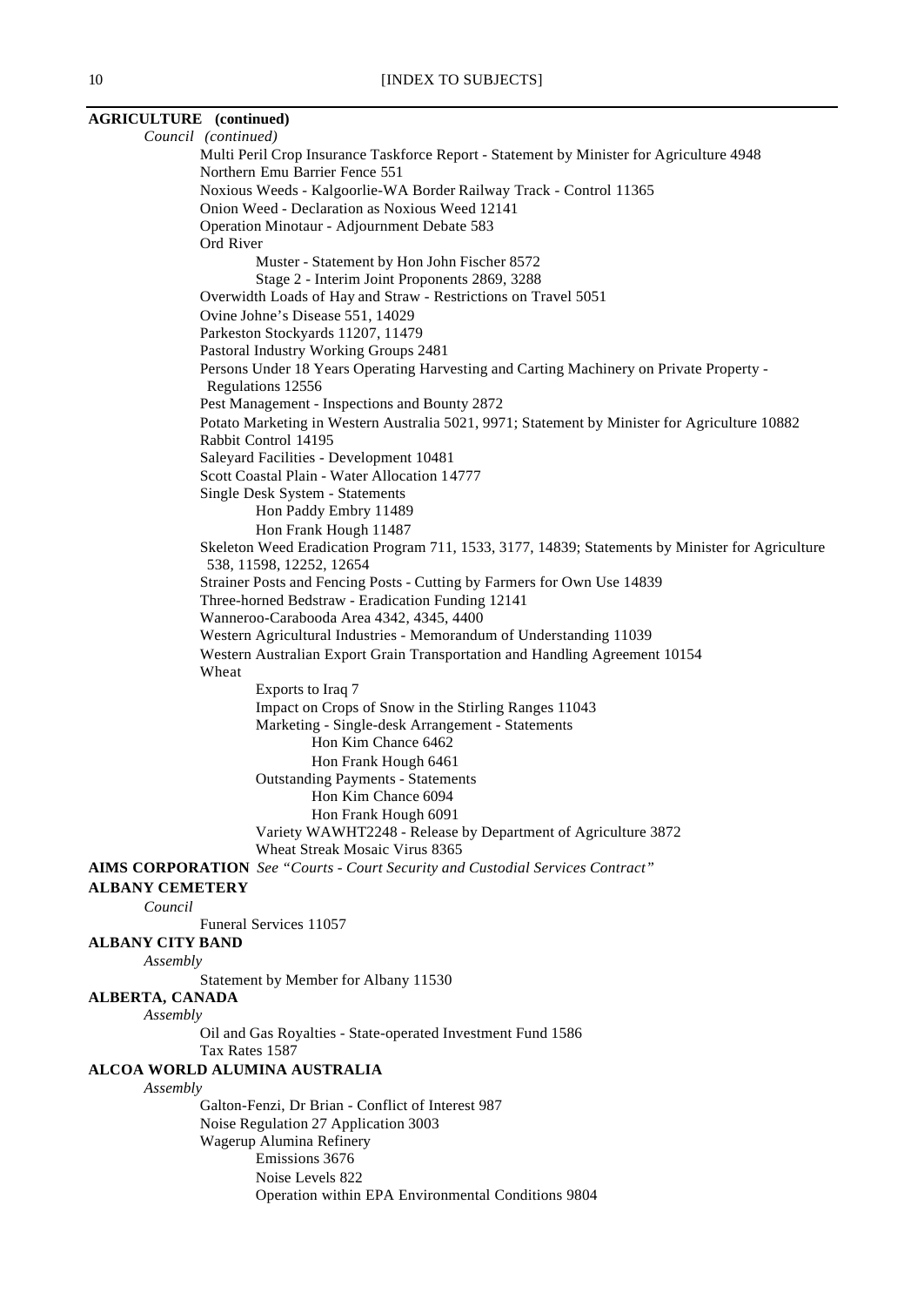**AGRICULTURE (continued)**

*Council (continued)*

- Multi Peril Crop Insurance Taskforce Report - Statement by Minister for Agriculture 4948
- Northern Emu Barrier Fence 551
- Noxious Weeds - Kalgoorlie-WA Border Railway Track - Control 11365
- Onion Weed - Declaration as Noxious Weed 12141
- Operation Minotaur - Adjournment Debate 583
- Ord River
  - Muster - Statement by Hon John Fischer 8572
  - Stage 2 - Interim Joint Proponents 2869, 3288
- Overwidth Loads of Hay and Straw - Restrictions on Travel 5051
- Ovine Johne's Disease 551, 14029
- Parkeston Stockyards 11207, 11479
- Pastoral Industry Working Groups 2481
- Persons Under 18 Years Operating Harvesting and Carting Machinery on Private Property - Regulations 12556
- Pest Management - Inspections and Bounty 2872
- Potato Marketing in Western Australia 5021, 9971; Statement by Minister for Agriculture 10882
- Rabbit Control 14195
- Saleyard Facilities - Development 10481
- Scott Coastal Plain - Water Allocation 14777
- Single Desk System - Statements
  - Hon Paddy Embry 11489
  - Hon Frank Hough 11487
- Skeleton Weed Eradication Program 711, 1533, 3177, 14839; Statements by Minister for Agriculture 538, 11598, 12252, 12654
- Strainer Posts and Fencing Posts - Cutting by Farmers for Own Use 14839
- Three-horned Bedstraw - Eradication Funding 12141
- Wanneroo-Carabooda Area 4342, 4345, 4400
- Western Agricultural Industries - Memorandum of Understanding 11039
- Western Australian Export Grain Transportation and Handling Agreement 10154
- Wheat
  - Exports to Iraq 7
  - Impact on Crops of Snow in the Stirling Ranges 11043
  - Marketing - Single-desk Arrangement - Statements
    - Hon Kim Chance 6462
    - Hon Frank Hough 6461
  - Outstanding Payments - Statements
    - Hon Kim Chance 6094
    - Hon Frank Hough 6091
  - Variety WAWHT2248 - Release by Department of Agriculture 3872
  - Wheat Streak Mosaic Virus 8365

**AIMS CORPORATION** *See "Courts - Court Security and Custodial Services Contract"*

**ALBANY CEMETERY**

*Council*

- Funeral Services 11057

**ALBANY CITY BAND**

*Assembly*

- Statement by Member for Albany 11530

**ALBERTA, CANADA**

*Assembly*

- Oil and Gas Royalties - State-operated Investment Fund 1586
- Tax Rates 1587

**ALCOA WORLD ALUMINA AUSTRALIA**

*Assembly*

- Galton-Fenzi, Dr Brian - Conflict of Interest 987
- Noise Regulation 27 Application 3003
- Wagerup Alumina Refinery
  - Emissions 3676
  - Noise Levels 822
  - Operation within EPA Environmental Conditions 9804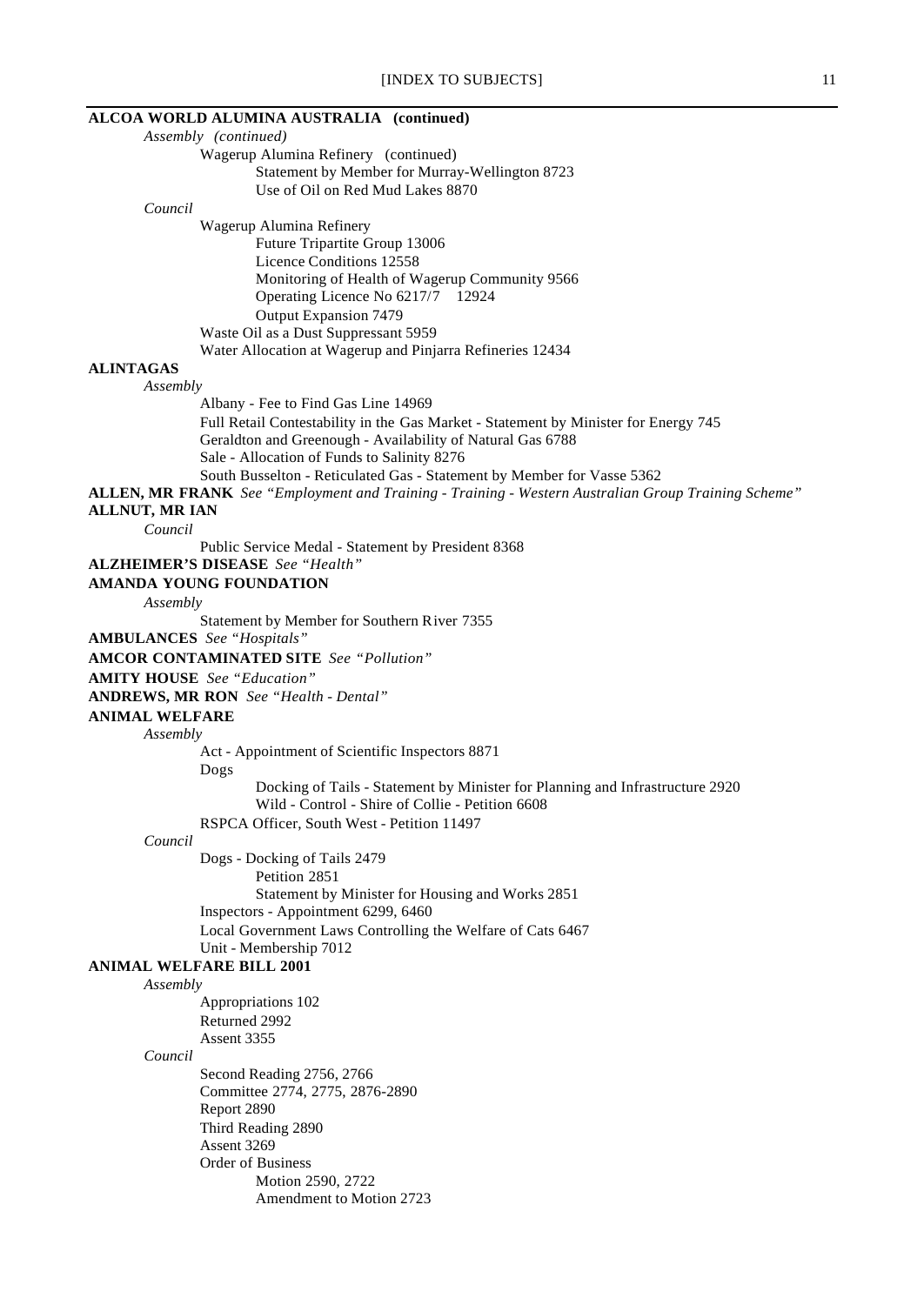**ALCOA WORLD ALUMINA AUSTRALIA (continued)**

*Assembly (continued)*

Wagerup Alumina Refinery (continued)

Statement by Member for Murray-Wellington 8723

Use of Oil on Red Mud Lakes 8870

*Council*

Wagerup Alumina Refinery

Future Tripartite Group 13006

Licence Conditions 12558

Monitoring of Health of Wagerup Community 9566

Operating Licence No 6217/7 12924

Output Expansion 7479

Waste Oil as a Dust Suppressant 5959

Water Allocation at Wagerup and Pinjarra Refineries 12434

**ALINTAGAS**

*Assembly*

Albany - Fee to Find Gas Line 14969

Full Retail Contestability in the Gas Market - Statement by Minister for Energy 745

Geraldton and Greenough - Availability of Natural Gas 6788

Sale - Allocation of Funds to Salinity 8276

South Busselton - Reticulated Gas - Statement by Member for Vasse 5362

**ALLEN, MR FRANK** *See "Employment and Training - Training - Western Australian Group Training Scheme"*

**ALLNUT, MR IAN**

*Council*

Public Service Medal - Statement by President 8368

**ALZHEIMER'S DISEASE** *See "Health"*

**AMANDA YOUNG FOUNDATION**

*Assembly*

Statement by Member for Southern River 7355

**AMBULANCES** *See "Hospitals"*

**AMCOR CONTAMINATED SITE** *See "Pollution"*

**AMITY HOUSE** *See "Education"*

**ANDREWS, MR RON** *See "Health - Dental"*

**ANIMAL WELFARE**

*Assembly*

Act - Appointment of Scientific Inspectors 8871

Dogs

Docking of Tails - Statement by Minister for Planning and Infrastructure 2920

Wild - Control - Shire of Collie - Petition 6608

RSPCA Officer, South West - Petition 11497

*Council*

Dogs - Docking of Tails 2479

Petition 2851

Statement by Minister for Housing and Works 2851

Inspectors - Appointment 6299, 6460

Local Government Laws Controlling the Welfare of Cats 6467

Unit - Membership 7012

**ANIMAL WELFARE BILL 2001**

*Assembly*

Appropriations 102

Returned 2992

Assent 3355

*Council*

Second Reading 2756, 2766

Committee 2774, 2775, 2876-2890

Report 2890

Third Reading 2890

Assent 3269

Order of Business

Motion 2590, 2722

Amendment to Motion 2723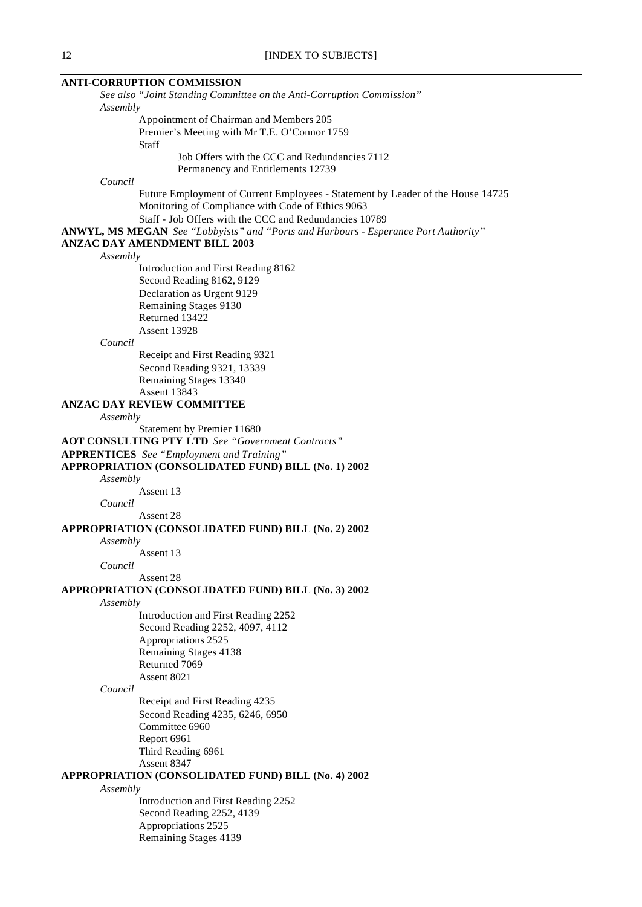**ANTI-CORRUPTION COMMISSION**

*See also "Joint Standing Committee on the Anti-Corruption Commission"*

*Assembly*

- Appointment of Chairman and Members 205
- Premier's Meeting with Mr T.E. O'Connor 1759
- Staff
  - Job Offers with the CCC and Redundancies 7112
  - Permanency and Entitlements 12739

*Council*

- Future Employment of Current Employees - Statement by Leader of the House 14725
- Monitoring of Compliance with Code of Ethics 9063
- Staff - Job Offers with the CCC and Redundancies 10789

**ANWYL, MS MEGAN** *See "Lobbyists" and "Ports and Harbours - Esperance Port Authority"*

**ANZAC DAY AMENDMENT BILL 2003**

*Assembly*

- Introduction and First Reading 8162
- Second Reading 8162, 9129
- Declaration as Urgent 9129
- Remaining Stages 9130
- Returned 13422
- Assent 13928

*Council*

- Receipt and First Reading 9321
- Second Reading 9321, 13339
- Remaining Stages 13340
- Assent 13843

**ANZAC DAY REVIEW COMMITTEE**

*Assembly*

- Statement by Premier 11680

**AOT CONSULTING PTY LTD** *See "Government Contracts"*

**APPRENTICES** *See "Employment and Training"*

**APPROPRIATION (CONSOLIDATED FUND) BILL (No. 1) 2002**

*Assembly*

- Assent 13

*Council*

- Assent 28

**APPROPRIATION (CONSOLIDATED FUND) BILL (No. 2) 2002**

*Assembly*

- Assent 13

*Council*

- Assent 28

**APPROPRIATION (CONSOLIDATED FUND) BILL (No. 3) 2002**

*Assembly*

- Introduction and First Reading 2252
- Second Reading 2252, 4097, 4112
- Appropriations 2525
- Remaining Stages 4138
- Returned 7069
- Assent 8021

*Council*

- Receipt and First Reading 4235
- Second Reading 4235, 6246, 6950
- Committee 6960
- Report 6961
- Third Reading 6961
- Assent 8347

**APPROPRIATION (CONSOLIDATED FUND) BILL (No. 4) 2002**

*Assembly*

- Introduction and First Reading 2252
- Second Reading 2252, 4139
- Appropriations 2525
- Remaining Stages 4139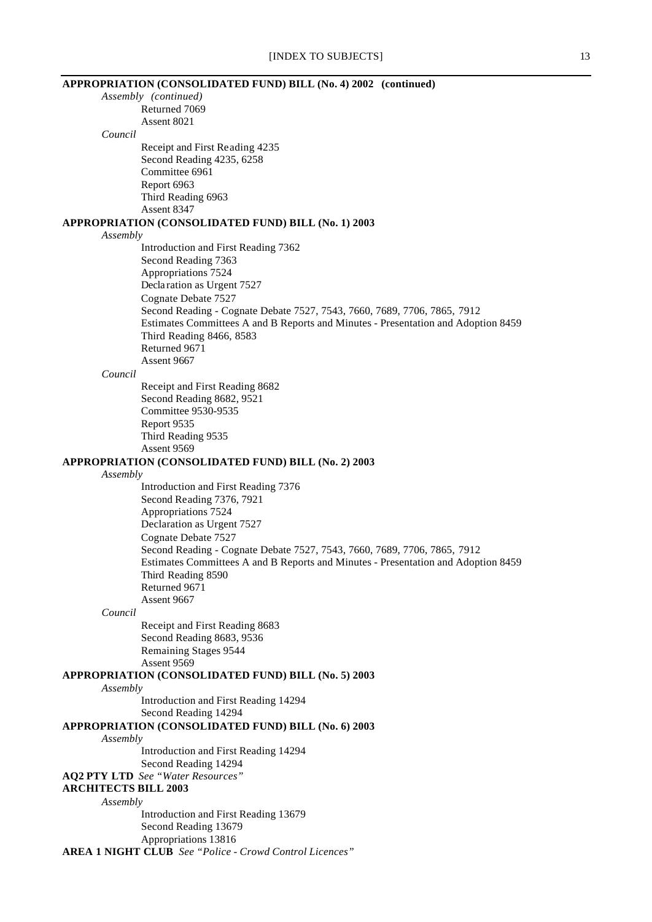**APPROPRIATION (CONSOLIDATED FUND) BILL (No. 4) 2002 (continued)**

*Assembly (continued)*

Returned 7069
Assent 8021

*Council*

Receipt and First Reading 4235
Second Reading 4235, 6258
Committee 6961
Report 6963
Third Reading 6963
Assent 8347

**APPROPRIATION (CONSOLIDATED FUND) BILL (No. 1) 2003**

*Assembly*

Introduction and First Reading 7362
Second Reading 7363
Appropriations 7524
Declaration as Urgent 7527
Cognate Debate 7527
Second Reading - Cognate Debate 7527, 7543, 7660, 7689, 7706, 7865, 7912
Estimates Committees A and B Reports and Minutes - Presentation and Adoption 8459
Third Reading 8466, 8583
Returned 9671
Assent 9667

*Council*

Receipt and First Reading 8682
Second Reading 8682, 9521
Committee 9530-9535
Report 9535
Third Reading 9535
Assent 9569

**APPROPRIATION (CONSOLIDATED FUND) BILL (No. 2) 2003**

*Assembly*

Introduction and First Reading 7376
Second Reading 7376, 7921
Appropriations 7524
Declaration as Urgent 7527
Cognate Debate 7527
Second Reading - Cognate Debate 7527, 7543, 7660, 7689, 7706, 7865, 7912
Estimates Committees A and B Reports and Minutes - Presentation and Adoption 8459
Third Reading 8590
Returned 9671
Assent 9667

*Council*

Receipt and First Reading 8683
Second Reading 8683, 9536
Remaining Stages 9544
Assent 9569

**APPROPRIATION (CONSOLIDATED FUND) BILL (No. 5) 2003**

*Assembly*

Introduction and First Reading 14294
Second Reading 14294

**APPROPRIATION (CONSOLIDATED FUND) BILL (No. 6) 2003**

*Assembly*

Introduction and First Reading 14294
Second Reading 14294

**AQ2 PTY LTD** *See "Water Resources"*

**ARCHITECTS BILL 2003**

*Assembly*

Introduction and First Reading 13679
Second Reading 13679
Appropriations 13816

**AREA 1 NIGHT CLUB** *See "Police - Crowd Control Licences"*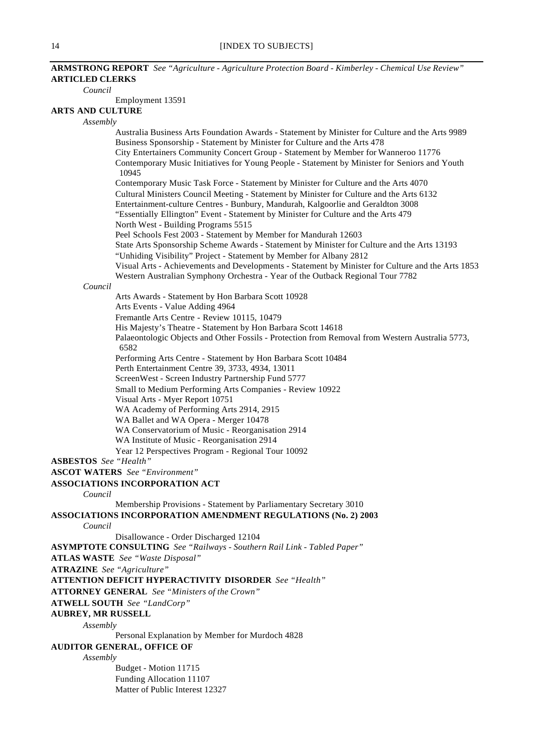**ARMSTRONG REPORT** *See "Agriculture - Agriculture Protection Board - Kimberley - Chemical Use Review"*

**ARTICLED CLERKS**

*Council*

Employment 13591

**ARTS AND CULTURE**

*Assembly*

Australia Business Arts Foundation Awards - Statement by Minister for Culture and the Arts 9989
Business Sponsorship - Statement by Minister for Culture and the Arts 478
City Entertainers Community Concert Group - Statement by Member for Wanneroo 11776
Contemporary Music Initiatives for Young People - Statement by Minister for Seniors and Youth 10945
Contemporary Music Task Force - Statement by Minister for Culture and the Arts 4070
Cultural Ministers Council Meeting - Statement by Minister for Culture and the Arts 6132
Entertainment-culture Centres - Bunbury, Mandurah, Kalgoorlie and Geraldton 3008
"Essentially Ellington" Event - Statement by Minister for Culture and the Arts 479
North West - Building Programs 5515
Peel Schools Fest 2003 - Statement by Member for Mandurah 12603
State Arts Sponsorship Scheme Awards - Statement by Minister for Culture and the Arts 13193
"Unhiding Visibility" Project - Statement by Member for Albany 2812
Visual Arts - Achievements and Developments - Statement by Minister for Culture and the Arts 1853
Western Australian Symphony Orchestra - Year of the Outback Regional Tour 7782

*Council*

Arts Awards - Statement by Hon Barbara Scott 10928
Arts Events - Value Adding 4964
Fremantle Arts Centre - Review 10115, 10479
His Majesty's Theatre - Statement by Hon Barbara Scott 14618
Palaeontologic Objects and Other Fossils - Protection from Removal from Western Australia 5773, 6582
Performing Arts Centre - Statement by Hon Barbara Scott 10484
Perth Entertainment Centre 39, 3733, 4934, 13011
ScreenWest - Screen Industry Partnership Fund 5777
Small to Medium Performing Arts Companies - Review 10922
Visual Arts - Myer Report 10751
WA Academy of Performing Arts 2914, 2915
WA Ballet and WA Opera - Merger 10478
WA Conservatorium of Music - Reorganisation 2914
WA Institute of Music - Reorganisation 2914
Year 12 Perspectives Program - Regional Tour 10092

**ASBESTOS** *See "Health"*

**ASCOT WATERS** *See "Environment"*

**ASSOCIATIONS INCORPORATION ACT**

*Council*

Membership Provisions - Statement by Parliamentary Secretary 3010

**ASSOCIATIONS INCORPORATION AMENDMENT REGULATIONS (No. 2) 2003**

*Council*

Disallowance - Order Discharged 12104

**ASYMPTOTE CONSULTING** *See "Railways - Southern Rail Link - Tabled Paper"*

**ATLAS WASTE** *See "Waste Disposal"*

**ATRAZINE** *See "Agriculture"*

**ATTENTION DEFICIT HYPERACTIVITY DISORDER** *See "Health"*

**ATTORNEY GENERAL** *See "Ministers of the Crown"*

**ATWELL SOUTH** *See "LandCorp"*

**AUBREY, MR RUSSELL**

*Assembly*

Personal Explanation by Member for Murdoch 4828

**AUDITOR GENERAL, OFFICE OF**

*Assembly*

Budget - Motion 11715
Funding Allocation 11107
Matter of Public Interest 12327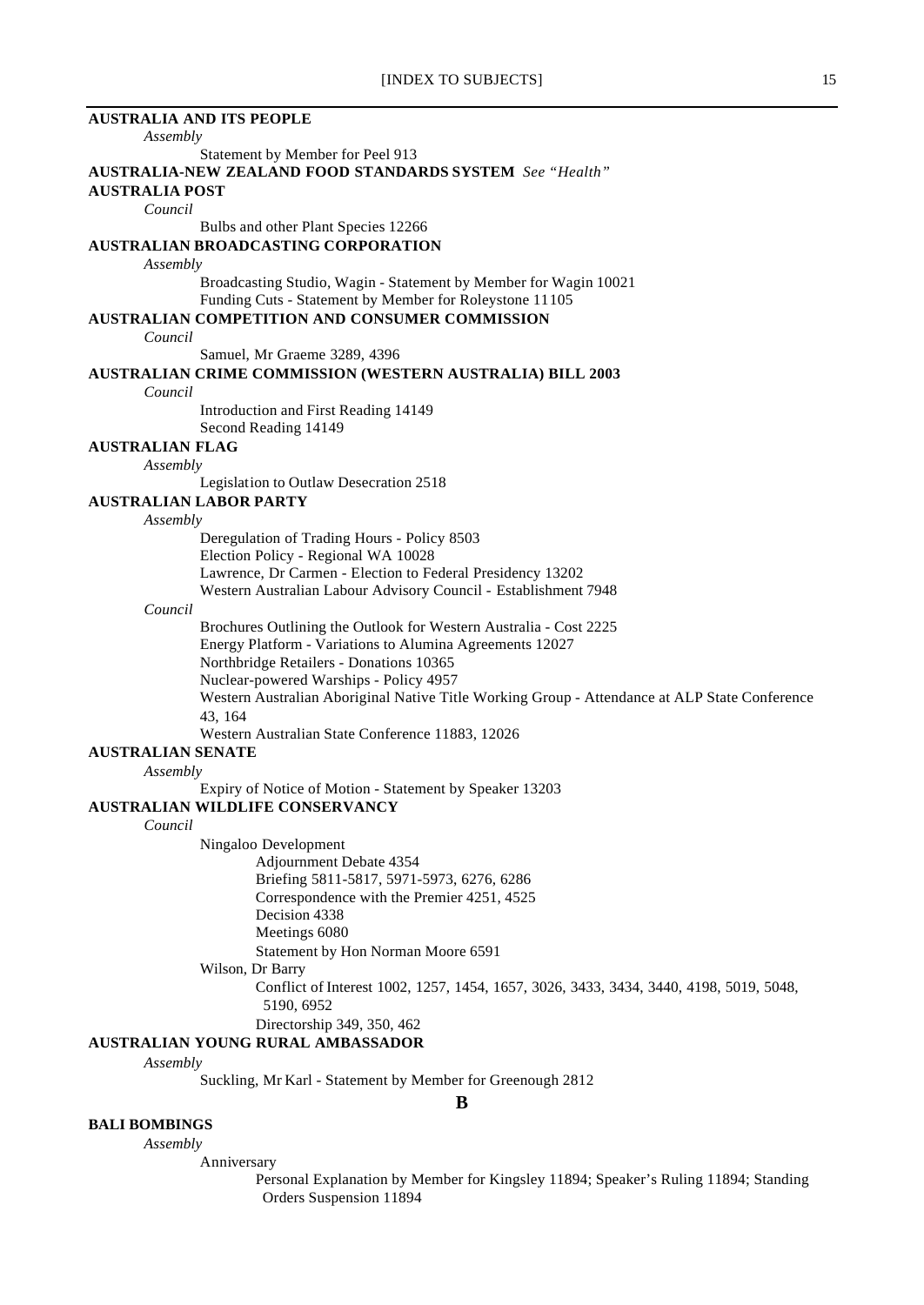**AUSTRALIA AND ITS PEOPLE**

*Assembly*

Statement by Member for Peel 913

**AUSTRALIA-NEW ZEALAND FOOD STANDARDS SYSTEM** *See "Health"*

**AUSTRALIA POST**

*Council*

Bulbs and other Plant Species 12266

**AUSTRALIAN BROADCASTING CORPORATION**

*Assembly*

Broadcasting Studio, Wagin - Statement by Member for Wagin 10021

Funding Cuts - Statement by Member for Roleystone 11105

**AUSTRALIAN COMPETITION AND CONSUMER COMMISSION**

*Council*

Samuel, Mr Graeme 3289, 4396

**AUSTRALIAN CRIME COMMISSION (WESTERN AUSTRALIA) BILL 2003**

*Council*

Introduction and First Reading 14149

Second Reading 14149

**AUSTRALIAN FLAG**

*Assembly*

Legislation to Outlaw Desecration 2518

**AUSTRALIAN LABOR PARTY**

*Assembly*

Deregulation of Trading Hours - Policy 8503

Election Policy - Regional WA 10028

Lawrence, Dr Carmen - Election to Federal Presidency 13202

Western Australian Labour Advisory Council - Establishment 7948

*Council*

Brochures Outlining the Outlook for Western Australia - Cost 2225

Energy Platform - Variations to Alumina Agreements 12027

Northbridge Retailers - Donations 10365

Nuclear-powered Warships - Policy 4957

Western Australian Aboriginal Native Title Working Group - Attendance at ALP State Conference 43, 164

Western Australian State Conference 11883, 12026

**AUSTRALIAN SENATE**

*Assembly*

Expiry of Notice of Motion - Statement by Speaker 13203

**AUSTRALIAN WILDLIFE CONSERVANCY**

*Council*

Ningaloo Development

- Adjournment Debate 4354
- Briefing 5811-5817, 5971-5973, 6276, 6286
- Correspondence with the Premier 4251, 4525
- Decision 4338
- Meetings 6080
- Statement by Hon Norman Moore 6591

Wilson, Dr Barry

- Conflict of Interest 1002, 1257, 1454, 1657, 3026, 3433, 3434, 3440, 4198, 5019, 5048, 5190, 6952
- Directorship 349, 350, 462

**AUSTRALIAN YOUNG RURAL AMBASSADOR**

*Assembly*

Suckling, Mr Karl - Statement by Member for Greenough 2812

## B

**BALI BOMBINGS**

*Assembly*

Anniversary

- Personal Explanation by Member for Kingsley 11894; Speaker's Ruling 11894; Standing Orders Suspension 11894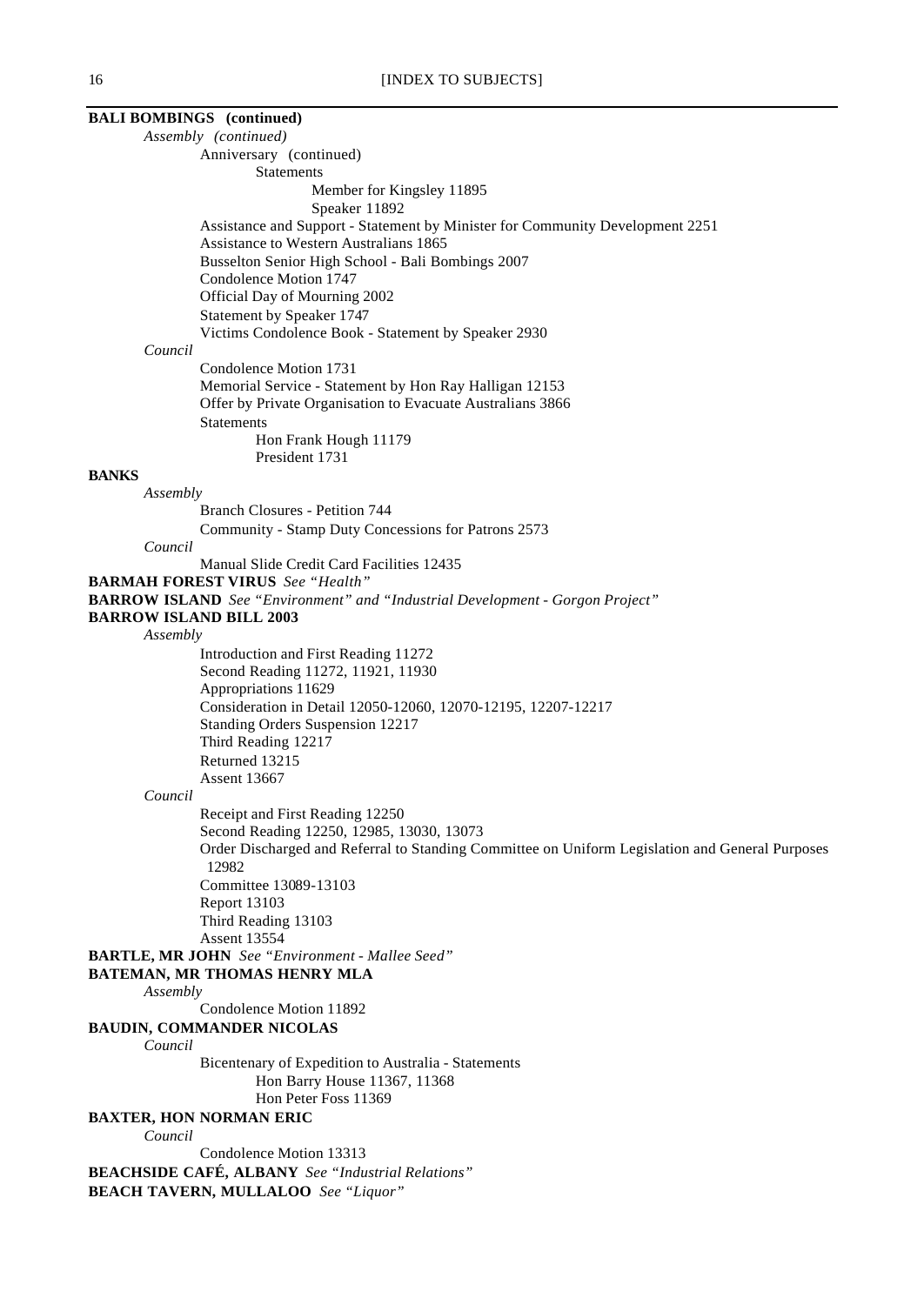**BALI BOMBINGS (continued)**

*Assembly (continued)*

- Anniversary (continued)
  - Statements
    - Member for Kingsley 11895
    - Speaker 11892
- Assistance and Support - Statement by Minister for Community Development 2251
- Assistance to Western Australians 1865
- Busselton Senior High School - Bali Bombings 2007
- Condolence Motion 1747
- Official Day of Mourning 2002
- Statement by Speaker 1747
- Victims Condolence Book - Statement by Speaker 2930

*Council*

- Condolence Motion 1731
- Memorial Service - Statement by Hon Ray Halligan 12153
- Offer by Private Organisation to Evacuate Australians 3866
- Statements
  - Hon Frank Hough 11179
  - President 1731

**BANKS**

*Assembly*

- Branch Closures - Petition 744
- Community - Stamp Duty Concessions for Patrons 2573

*Council*

- Manual Slide Credit Card Facilities 12435

**BARMAH FOREST VIRUS** *See "Health"*

**BARROW ISLAND** *See "Environment" and "Industrial Development - Gorgon Project"*

**BARROW ISLAND BILL 2003**

*Assembly*

- Introduction and First Reading 11272
- Second Reading 11272, 11921, 11930
- Appropriations 11629
- Consideration in Detail 12050-12060, 12070-12195, 12207-12217
- Standing Orders Suspension 12217
- Third Reading 12217
- Returned 13215
- Assent 13667

*Council*

- Receipt and First Reading 12250
- Second Reading 12250, 12985, 13030, 13073
- Order Discharged and Referral to Standing Committee on Uniform Legislation and General Purposes 12982
- Committee 13089-13103
- Report 13103
- Third Reading 13103
- Assent 13554

**BARTLE, MR JOHN** *See "Environment - Mallee Seed"*

**BATEMAN, MR THOMAS HENRY MLA**

*Assembly*

- Condolence Motion 11892

**BAUDIN, COMMANDER NICOLAS**

*Council*

- Bicentenary of Expedition to Australia - Statements
  - Hon Barry House 11367, 11368
  - Hon Peter Foss 11369

**BAXTER, HON NORMAN ERIC**

*Council*

- Condolence Motion 13313

**BEACHSIDE CAFÉ, ALBANY** *See "Industrial Relations"*

**BEACH TAVERN, MULLALOO** *See "Liquor"*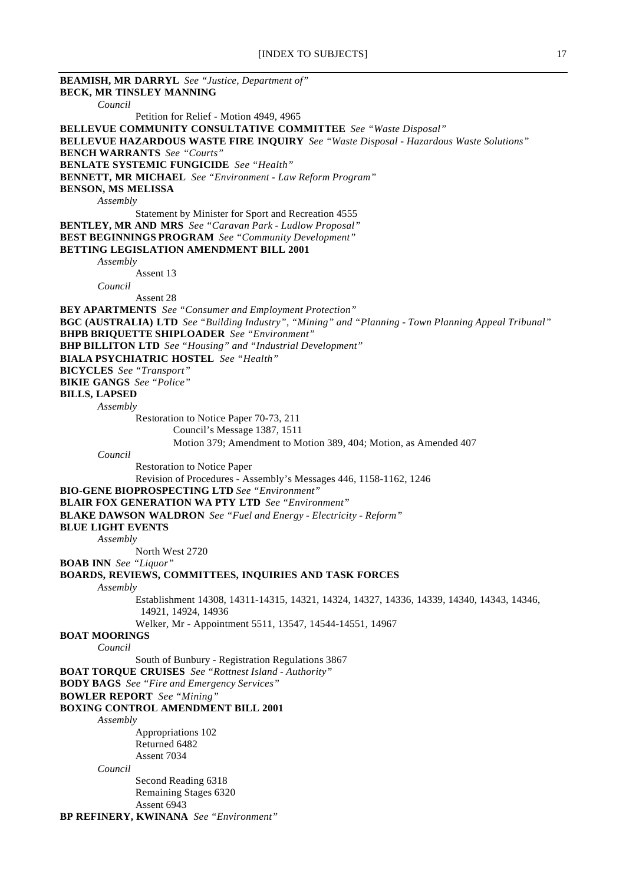**BEAMISH, MR DARRYL** *See "Justice, Department of"*

**BECK, MR TINSLEY MANNING**

*Council*

Petition for Relief - Motion 4949, 4965

**BELLEVUE COMMUNITY CONSULTATIVE COMMITTEE** *See "Waste Disposal"*

**BELLEVUE HAZARDOUS WASTE FIRE INQUIRY** *See "Waste Disposal - Hazardous Waste Solutions"*

**BENCH WARRANTS** *See "Courts"*

**BENLATE SYSTEMIC FUNGICIDE** *See "Health"*

**BENNETT, MR MICHAEL** *See "Environment - Law Reform Program"*

**BENSON, MS MELISSA**

*Assembly*

Statement by Minister for Sport and Recreation 4555

**BENTLEY, MR AND MRS** *See "Caravan Park - Ludlow Proposal"*

**BEST BEGINNINGS PROGRAM** *See "Community Development"*

**BETTING LEGISLATION AMENDMENT BILL 2001**

*Assembly*

Assent 13

*Council*

Assent 28

**BEY APARTMENTS** *See "Consumer and Employment Protection"*

**BGC (AUSTRALIA) LTD** *See "Building Industry", "Mining" and "Planning - Town Planning Appeal Tribunal"*

**BHPB BRIQUETTE SHIPLOADER** *See "Environment"*

**BHP BILLITON LTD** *See "Housing" and "Industrial Development"*

**BIALA PSYCHIATRIC HOSTEL** *See "Health"*

**BICYCLES** *See "Transport"*

**BIKIE GANGS** *See "Police"*

**BILLS, LAPSED**

*Assembly*

Restoration to Notice Paper 70-73, 211

Council's Message 1387, 1511

Motion 379; Amendment to Motion 389, 404; Motion, as Amended 407

*Council*

Restoration to Notice Paper

Revision of Procedures - Assembly's Messages 446, 1158-1162, 1246

**BIO-GENE BIOPROSPECTING LTD** *See "Environment"*

**BLAIR FOX GENERATION WA PTY LTD** *See "Environment"*

**BLAKE DAWSON WALDRON** *See "Fuel and Energy - Electricity - Reform"*

**BLUE LIGHT EVENTS**

*Assembly*

North West 2720

**BOAB INN** *See "Liquor"*

**BOARDS, REVIEWS, COMMITTEES, INQUIRIES AND TASK FORCES**

*Assembly*

Establishment 14308, 14311-14315, 14321, 14324, 14327, 14336, 14339, 14340, 14343, 14346, 14921, 14924, 14936

Welker, Mr - Appointment 5511, 13547, 14544-14551, 14967

**BOAT MOORINGS**

*Council*

South of Bunbury - Registration Regulations 3867

**BOAT TORQUE CRUISES** *See "Rottnest Island - Authority"*

**BODY BAGS** *See "Fire and Emergency Services"*

**BOWLER REPORT** *See "Mining"*

**BOXING CONTROL AMENDMENT BILL 2001**

*Assembly*

Appropriations 102

Returned 6482

Assent 7034

*Council*

Second Reading 6318

Remaining Stages 6320

Assent 6943

**BP REFINERY, KWINANA** *See "Environment"*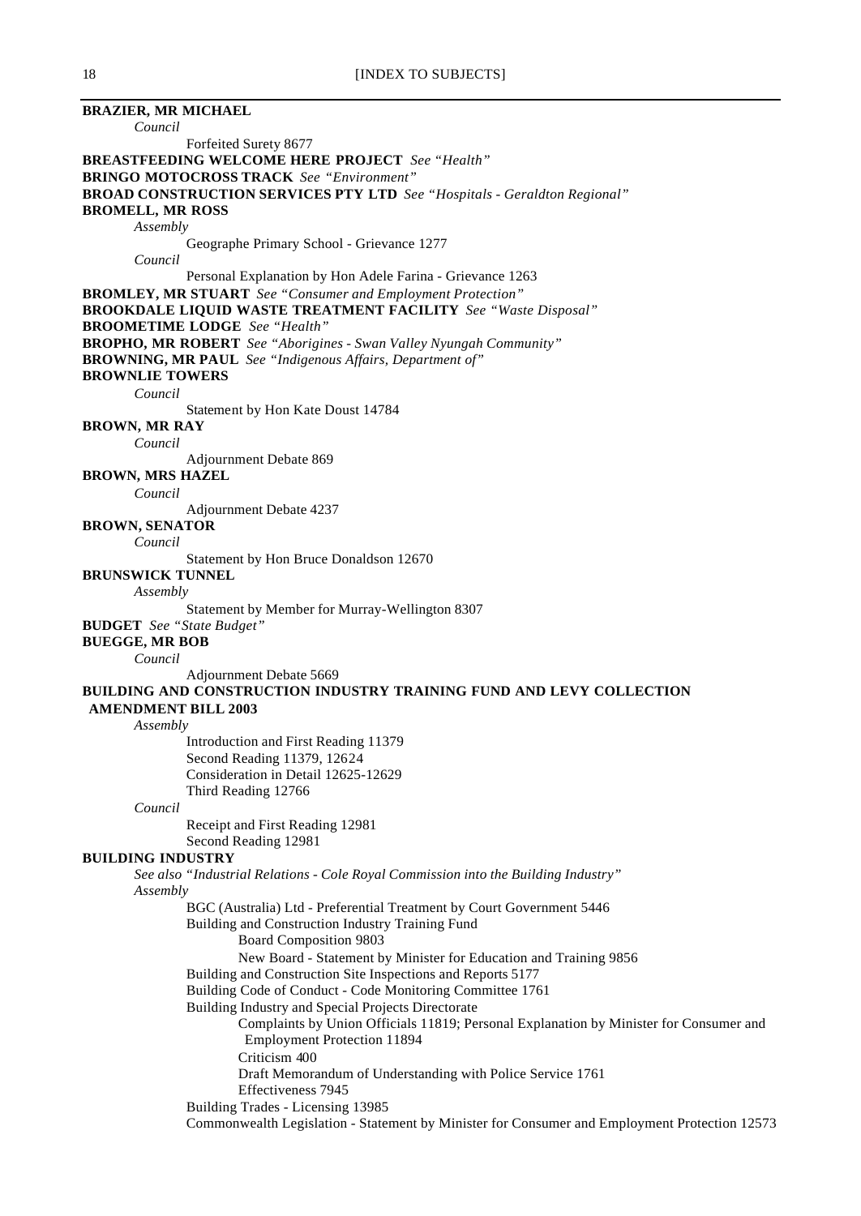**BRAZIER, MR MICHAEL**

*Council*

Forfeited Surety 8677

**BREASTFEEDING WELCOME HERE PROJECT** *See "Health"*

**BRINGO MOTOCROSS TRACK** *See "Environment"*

**BROAD CONSTRUCTION SERVICES PTY LTD** *See "Hospitals - Geraldton Regional"*

**BROMELL, MR ROSS**

*Assembly*

Geographe Primary School - Grievance 1277

*Council*

Personal Explanation by Hon Adele Farina - Grievance 1263

**BROMLEY, MR STUART** *See "Consumer and Employment Protection"*

**BROOKDALE LIQUID WASTE TREATMENT FACILITY** *See "Waste Disposal"*

**BROOMETIME LODGE** *See "Health"*

**BROPHO, MR ROBERT** *See "Aborigines - Swan Valley Nyungah Community"*

**BROWNING, MR PAUL** *See "Indigenous Affairs, Department of"*

**BROWNLIE TOWERS**

*Council*

Statement by Hon Kate Doust 14784

**BROWN, MR RAY**

*Council*

Adjournment Debate 869

**BROWN, MRS HAZEL**

*Council*

Adjournment Debate 4237

**BROWN, SENATOR**

*Council*

Statement by Hon Bruce Donaldson 12670

**BRUNSWICK TUNNEL**

*Assembly*

Statement by Member for Murray-Wellington 8307

**BUDGET** *See "State Budget"*

**BUEGGE, MR BOB**

*Council*

Adjournment Debate 5669

**BUILDING AND CONSTRUCTION INDUSTRY TRAINING FUND AND LEVY COLLECTION AMENDMENT BILL 2003**

*Assembly*

Introduction and First Reading 11379
Second Reading 11379, 12624
Consideration in Detail 12625-12629
Third Reading 12766

*Council*

Receipt and First Reading 12981
Second Reading 12981

**BUILDING INDUSTRY**

*See also "Industrial Relations - Cole Royal Commission into the Building Industry"*

*Assembly*

- BGC (Australia) Ltd - Preferential Treatment by Court Government 5446
- Building and Construction Industry Training Fund
  - Board Composition 9803
  - New Board - Statement by Minister for Education and Training 9856
- Building and Construction Site Inspections and Reports 5177
- Building Code of Conduct - Code Monitoring Committee 1761
- Building Industry and Special Projects Directorate
  - Complaints by Union Officials 11819; Personal Explanation by Minister for Consumer and Employment Protection 11894
  - Criticism 400
  - Draft Memorandum of Understanding with Police Service 1761
  - Effectiveness 7945
- Building Trades - Licensing 13985
- Commonwealth Legislation - Statement by Minister for Consumer and Employment Protection 12573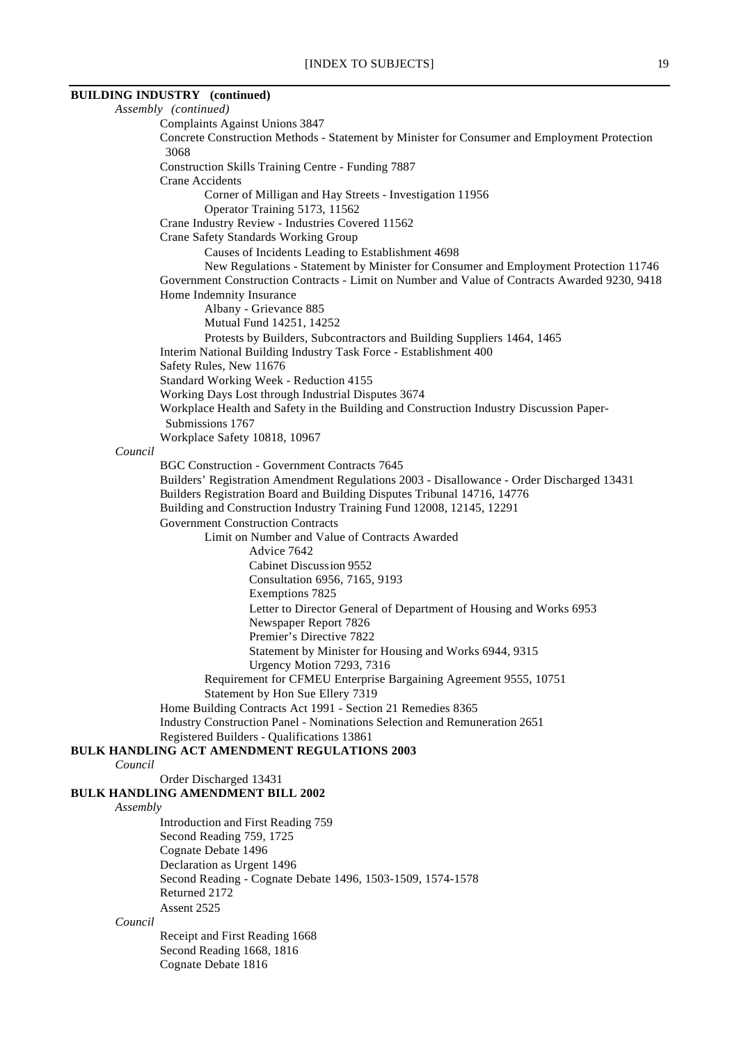**BUILDING INDUSTRY (continued)**

*Assembly (continued)*

- Complaints Against Unions 3847
- Concrete Construction Methods - Statement by Minister for Consumer and Employment Protection 3068
- Construction Skills Training Centre - Funding 7887
- Crane Accidents
  - Corner of Milligan and Hay Streets - Investigation 11956
  - Operator Training 5173, 11562
- Crane Industry Review - Industries Covered 11562
- Crane Safety Standards Working Group
  - Causes of Incidents Leading to Establishment 4698
  - New Regulations - Statement by Minister for Consumer and Employment Protection 11746
- Government Construction Contracts - Limit on Number and Value of Contracts Awarded 9230, 9418
- Home Indemnity Insurance
  - Albany - Grievance 885
  - Mutual Fund 14251, 14252
  - Protests by Builders, Subcontractors and Building Suppliers 1464, 1465
- Interim National Building Industry Task Force - Establishment 400
- Safety Rules, New 11676
- Standard Working Week - Reduction 4155
- Working Days Lost through Industrial Disputes 3674
- Workplace Health and Safety in the Building and Construction Industry Discussion Paper- Submissions 1767
- Workplace Safety 10818, 10967

*Council*

- BGC Construction - Government Contracts 7645
- Builders' Registration Amendment Regulations 2003 - Disallowance - Order Discharged 13431
- Builders Registration Board and Building Disputes Tribunal 14716, 14776
- Building and Construction Industry Training Fund 12008, 12145, 12291
- Government Construction Contracts
  - Limit on Number and Value of Contracts Awarded
    - Advice 7642
    - Cabinet Discussion 9552
    - Consultation 6956, 7165, 9193
    - Exemptions 7825
    - Letter to Director General of Department of Housing and Works 6953
    - Newspaper Report 7826
    - Premier's Directive 7822
    - Statement by Minister for Housing and Works 6944, 9315
    - Urgency Motion 7293, 7316
  - Requirement for CFMEU Enterprise Bargaining Agreement 9555, 10751
  - Statement by Hon Sue Ellery 7319
- Home Building Contracts Act 1991 - Section 21 Remedies 8365
- Industry Construction Panel - Nominations Selection and Remuneration 2651
- Registered Builders - Qualifications 13861

**BULK HANDLING ACT AMENDMENT REGULATIONS 2003**

*Council*

- Order Discharged 13431

**BULK HANDLING AMENDMENT BILL 2002**

*Assembly*

- Introduction and First Reading 759
- Second Reading 759, 1725
- Cognate Debate 1496
- Declaration as Urgent 1496
- Second Reading - Cognate Debate 1496, 1503-1509, 1574-1578
- Returned 2172
- Assent 2525

*Council*

- Receipt and First Reading 1668
- Second Reading 1668, 1816
- Cognate Debate 1816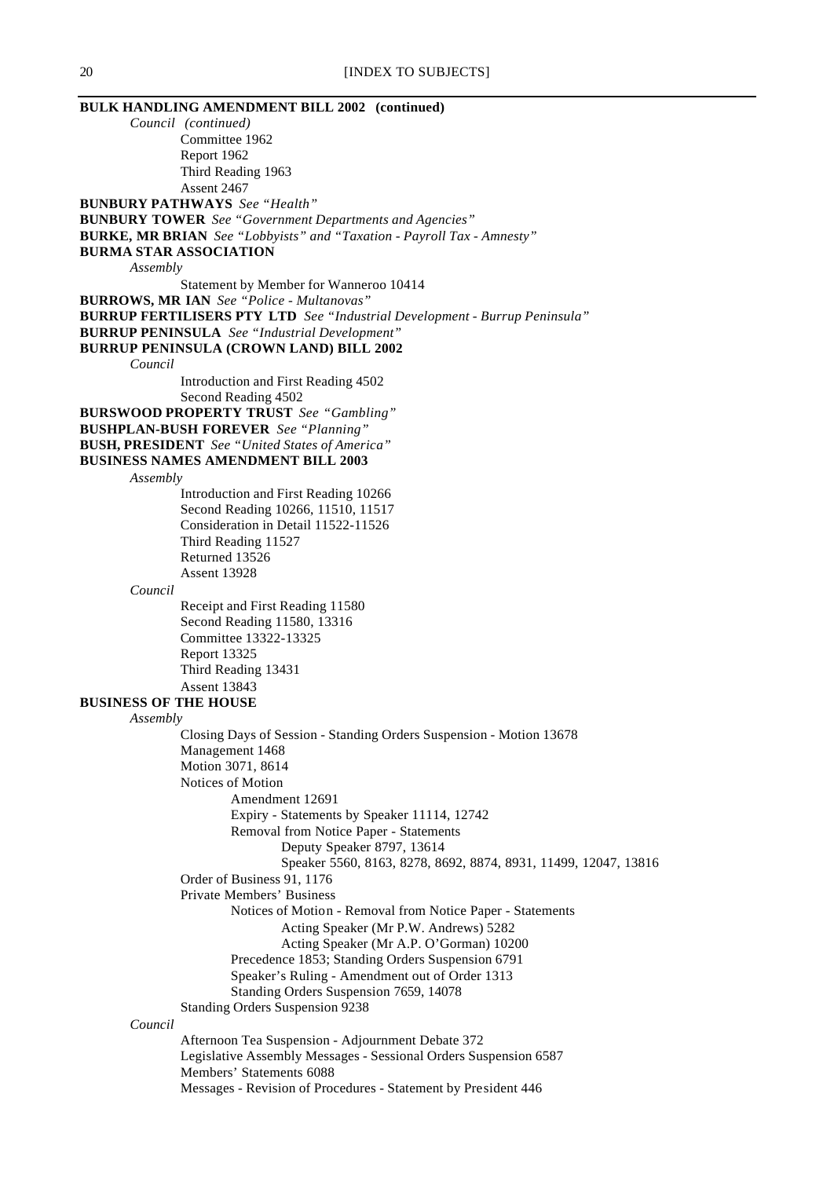**BULK HANDLING AMENDMENT BILL 2002 (continued)**

*Council (continued)*

- Committee 1962
- Report 1962
- Third Reading 1963
- Assent 2467

**BUNBURY PATHWAYS** *See "Health"*

**BUNBURY TOWER** *See "Government Departments and Agencies"*

**BURKE, MR BRIAN** *See "Lobbyists" and "Taxation - Payroll Tax - Amnesty"*

**BURMA STAR ASSOCIATION**

*Assembly*

- Statement by Member for Wanneroo 10414

**BURROWS, MR IAN** *See "Police - Multanovas"*

**BURRUP FERTILISERS PTY LTD** *See "Industrial Development - Burrup Peninsula"*

**BURRUP PENINSULA** *See "Industrial Development"*

**BURRUP PENINSULA (CROWN LAND) BILL 2002**

*Council*

- Introduction and First Reading 4502
- Second Reading 4502

**BURSWOOD PROPERTY TRUST** *See "Gambling"*

**BUSHPLAN-BUSH FOREVER** *See "Planning"*

**BUSH, PRESIDENT** *See "United States of America"*

**BUSINESS NAMES AMENDMENT BILL 2003**

*Assembly*

- Introduction and First Reading 10266
- Second Reading 10266, 11510, 11517
- Consideration in Detail 11522-11526
- Third Reading 11527
- Returned 13526
- Assent 13928

*Council*

- Receipt and First Reading 11580
- Second Reading 11580, 13316
- Committee 13322-13325
- Report 13325
- Third Reading 13431
- Assent 13843

**BUSINESS OF THE HOUSE**

*Assembly*

- Closing Days of Session - Standing Orders Suspension - Motion 13678
- Management 1468
- Motion 3071, 8614
- Notices of Motion
  - Amendment 12691
  - Expiry - Statements by Speaker 11114, 12742
  - Removal from Notice Paper - Statements
    - Deputy Speaker 8797, 13614
    - Speaker 5560, 8163, 8278, 8692, 8874, 8931, 11499, 12047, 13816
- Order of Business 91, 1176
- Private Members' Business
  - Notices of Motion - Removal from Notice Paper - Statements
    - Acting Speaker (Mr P.W. Andrews) 5282
    - Acting Speaker (Mr A.P. O'Gorman) 10200
  - Precedence 1853; Standing Orders Suspension 6791
  - Speaker's Ruling - Amendment out of Order 1313
  - Standing Orders Suspension 7659, 14078
- Standing Orders Suspension 9238

*Council*

- Afternoon Tea Suspension - Adjournment Debate 372
- Legislative Assembly Messages - Sessional Orders Suspension 6587
- Members' Statements 6088
- Messages - Revision of Procedures - Statement by President 446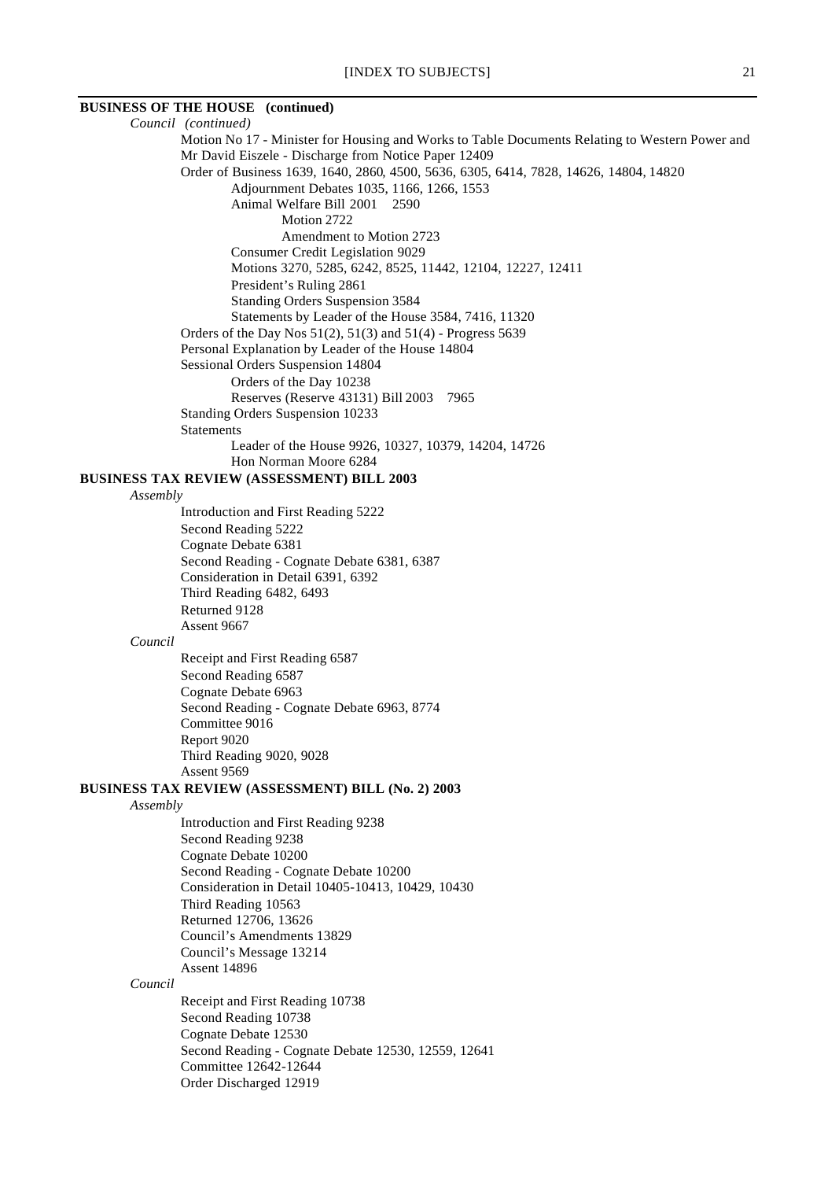**BUSINESS OF THE HOUSE (continued)**

*Council (continued)*

- Motion No 17 - Minister for Housing and Works to Table Documents Relating to Western Power and Mr David Eiszele - Discharge from Notice Paper 12409
- Order of Business 1639, 1640, 2860, 4500, 5636, 6305, 6414, 7828, 14626, 14804, 14820
  - Adjournment Debates 1035, 1166, 1266, 1553
  - Animal Welfare Bill 2001 2590
    - Motion 2722
    - Amendment to Motion 2723
  - Consumer Credit Legislation 9029
  - Motions 3270, 5285, 6242, 8525, 11442, 12104, 12227, 12411
  - President's Ruling 2861
  - Standing Orders Suspension 3584
  - Statements by Leader of the House 3584, 7416, 11320
- Orders of the Day Nos 51(2), 51(3) and 51(4) - Progress 5639
- Personal Explanation by Leader of the House 14804
- Sessional Orders Suspension 14804
  - Orders of the Day 10238
  - Reserves (Reserve 43131) Bill 2003 7965
- Standing Orders Suspension 10233
- Statements
  - Leader of the House 9926, 10327, 10379, 14204, 14726
  - Hon Norman Moore 6284

**BUSINESS TAX REVIEW (ASSESSMENT) BILL 2003**

*Assembly*

- Introduction and First Reading 5222
- Second Reading 5222
- Cognate Debate 6381
- Second Reading - Cognate Debate 6381, 6387
- Consideration in Detail 6391, 6392
- Third Reading 6482, 6493
- Returned 9128
- Assent 9667

*Council*

- Receipt and First Reading 6587
- Second Reading 6587
- Cognate Debate 6963
- Second Reading - Cognate Debate 6963, 8774
- Committee 9016
- Report 9020
- Third Reading 9020, 9028
- Assent 9569

**BUSINESS TAX REVIEW (ASSESSMENT) BILL (No. 2) 2003**

*Assembly*

- Introduction and First Reading 9238
- Second Reading 9238
- Cognate Debate 10200
- Second Reading - Cognate Debate 10200
- Consideration in Detail 10405-10413, 10429, 10430
- Third Reading 10563
- Returned 12706, 13626
- Council's Amendments 13829
- Council's Message 13214
- Assent 14896

*Council*

- Receipt and First Reading 10738
- Second Reading 10738
- Cognate Debate 12530
- Second Reading - Cognate Debate 12530, 12559, 12641
- Committee 12642-12644
- Order Discharged 12919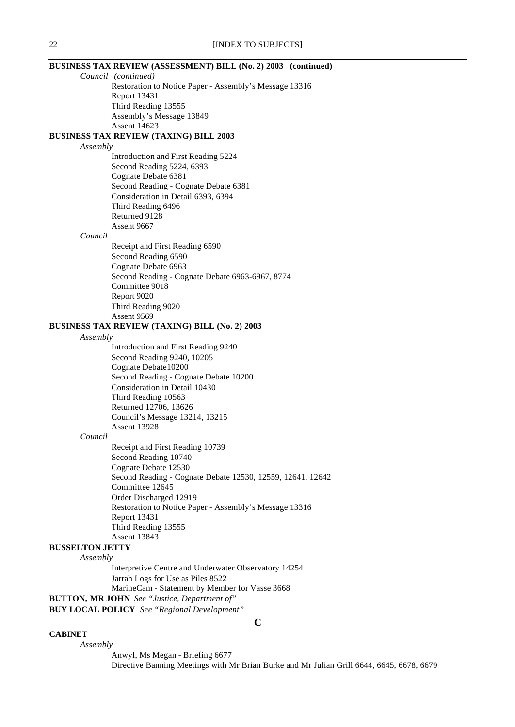**BUSINESS TAX REVIEW (ASSESSMENT) BILL (No. 2) 2003 (continued)**

*Council (continued)*

Restoration to Notice Paper - Assembly's Message 13316
Report 13431
Third Reading 13555
Assembly's Message 13849
Assent 14623

**BUSINESS TAX REVIEW (TAXING) BILL 2003**

*Assembly*

Introduction and First Reading 5224
Second Reading 5224, 6393
Cognate Debate 6381
Second Reading - Cognate Debate 6381
Consideration in Detail 6393, 6394
Third Reading 6496
Returned 9128
Assent 9667

*Council*

Receipt and First Reading 6590
Second Reading 6590
Cognate Debate 6963
Second Reading - Cognate Debate 6963-6967, 8774
Committee 9018
Report 9020
Third Reading 9020
Assent 9569

**BUSINESS TAX REVIEW (TAXING) BILL (No. 2) 2003**

*Assembly*

Introduction and First Reading 9240
Second Reading 9240, 10205
Cognate Debate10200
Second Reading - Cognate Debate 10200
Consideration in Detail 10430
Third Reading 10563
Returned 12706, 13626
Council's Message 13214, 13215
Assent 13928

*Council*

Receipt and First Reading 10739
Second Reading 10740
Cognate Debate 12530
Second Reading - Cognate Debate 12530, 12559, 12641, 12642
Committee 12645
Order Discharged 12919
Restoration to Notice Paper - Assembly's Message 13316
Report 13431
Third Reading 13555
Assent 13843

**BUSSELTON JETTY**

*Assembly*

Interpretive Centre and Underwater Observatory 14254
Jarrah Logs for Use as Piles 8522
MarineCam - Statement by Member for Vasse 3668

**BUTTON, MR JOHN** *See "Justice, Department of"*

**BUY LOCAL POLICY** *See "Regional Development"*

## C

**CABINET**

*Assembly*

Anwyl, Ms Megan - Briefing 6677
Directive Banning Meetings with Mr Brian Burke and Mr Julian Grill 6644, 6645, 6678, 6679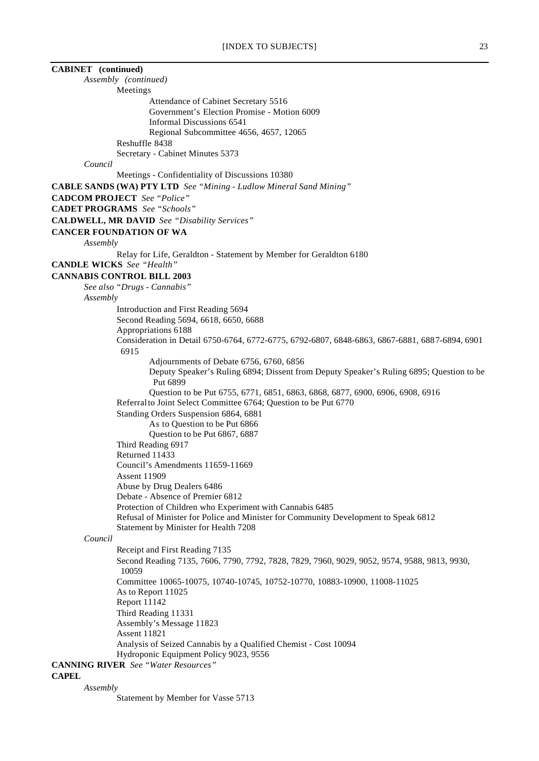**CABINET (continued)**

*Assembly (continued)*

Meetings

Attendance of Cabinet Secretary 5516

Government's Election Promise - Motion 6009

Informal Discussions 6541

Regional Subcommittee 4656, 4657, 12065

Reshuffle 8438

Secretary - Cabinet Minutes 5373

*Council*

Meetings - Confidentiality of Discussions 10380

**CABLE SANDS (WA) PTY LTD** *See "Mining - Ludlow Mineral Sand Mining"*

**CADCOM PROJECT** *See "Police"*

**CADET PROGRAMS** *See "Schools"*

**CALDWELL, MR DAVID** *See "Disability Services"*

**CANCER FOUNDATION OF WA**

*Assembly*

Relay for Life, Geraldton - Statement by Member for Geraldton 6180

**CANDLE WICKS** *See "Health"*

**CANNABIS CONTROL BILL 2003**

*See also "Drugs - Cannabis"*

*Assembly*

Introduction and First Reading 5694

Second Reading 5694, 6618, 6650, 6688

Appropriations 6188

Consideration in Detail 6750-6764, 6772-6775, 6792-6807, 6848-6863, 6867-6881, 6887-6894, 6901 6915

Adjournments of Debate 6756, 6760, 6856

Deputy Speaker's Ruling 6894; Dissent from Deputy Speaker's Ruling 6895; Question to be Put 6899

Question to be Put 6755, 6771, 6851, 6863, 6868, 6877, 6900, 6906, 6908, 6916

Referral to Joint Select Committee 6764; Question to be Put 6770

Standing Orders Suspension 6864, 6881

As to Question to be Put 6866

Question to be Put 6867, 6887

Third Reading 6917

Returned 11433

Council's Amendments 11659-11669

Assent 11909

Abuse by Drug Dealers 6486

Debate - Absence of Premier 6812

Protection of Children who Experiment with Cannabis 6485

Refusal of Minister for Police and Minister for Community Development to Speak 6812

Statement by Minister for Health 7208

*Council*

Receipt and First Reading 7135

Second Reading 7135, 7606, 7790, 7792, 7828, 7829, 7960, 9029, 9052, 9574, 9588, 9813, 9930, 10059

Committee 10065-10075, 10740-10745, 10752-10770, 10883-10900, 11008-11025

As to Report 11025

Report 11142

Third Reading 11331

Assembly's Message 11823

Assent 11821

Analysis of Seized Cannabis by a Qualified Chemist - Cost 10094

Hydroponic Equipment Policy 9023, 9556

**CANNING RIVER** *See "Water Resources"*

**CAPEL**

*Assembly*

Statement by Member for Vasse 5713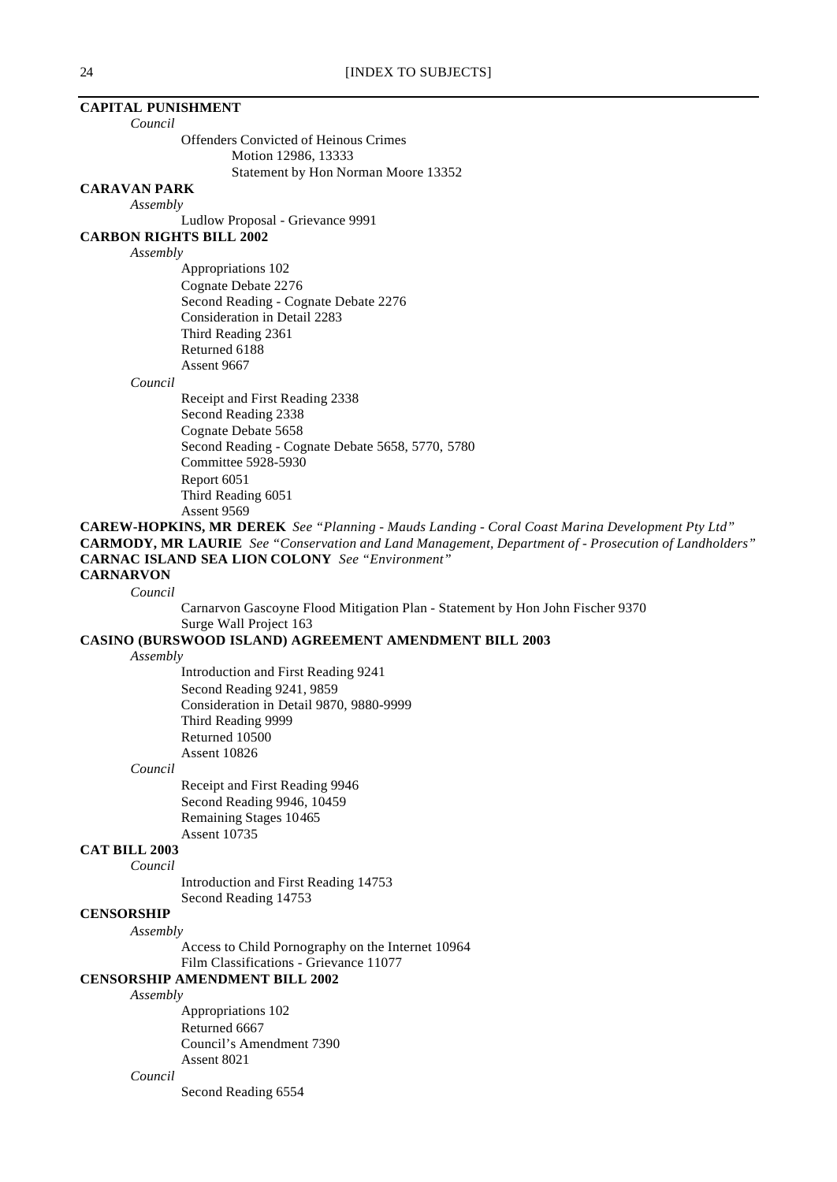**CAPITAL PUNISHMENT**

*Council*

Offenders Convicted of Heinous Crimes

Motion 12986, 13333

Statement by Hon Norman Moore 13352

**CARAVAN PARK**

*Assembly*

Ludlow Proposal - Grievance 9991

**CARBON RIGHTS BILL 2002**

*Assembly*

Appropriations 102

Cognate Debate 2276

Second Reading - Cognate Debate 2276

Consideration in Detail 2283

Third Reading 2361

Returned 6188

Assent 9667

*Council*

Receipt and First Reading 2338

Second Reading 2338

Cognate Debate 5658

Second Reading - Cognate Debate 5658, 5770, 5780

Committee 5928-5930

Report 6051

Third Reading 6051

Assent 9569

**CAREW-HOPKINS, MR DEREK** *See "Planning - Mauds Landing - Coral Coast Marina Development Pty Ltd"*

**CARMODY, MR LAURIE** *See "Conservation and Land Management, Department of - Prosecution of Landholders"*

**CARNAC ISLAND SEA LION COLONY** *See "Environment"*

**CARNARVON**

*Council*

Carnarvon Gascoyne Flood Mitigation Plan - Statement by Hon John Fischer 9370

Surge Wall Project 163

**CASINO (BURSWOOD ISLAND) AGREEMENT AMENDMENT BILL 2003**

*Assembly*

Introduction and First Reading 9241

Second Reading 9241, 9859

Consideration in Detail 9870, 9880-9999

Third Reading 9999

Returned 10500

Assent 10826

*Council*

Receipt and First Reading 9946

Second Reading 9946, 10459

Remaining Stages 10465

Assent 10735

**CAT BILL 2003**

*Council*

Introduction and First Reading 14753

Second Reading 14753

**CENSORSHIP**

*Assembly*

Access to Child Pornography on the Internet 10964

Film Classifications - Grievance 11077

**CENSORSHIP AMENDMENT BILL 2002**

*Assembly*

Appropriations 102

Returned 6667

Council's Amendment 7390

Assent 8021

*Council*

Second Reading 6554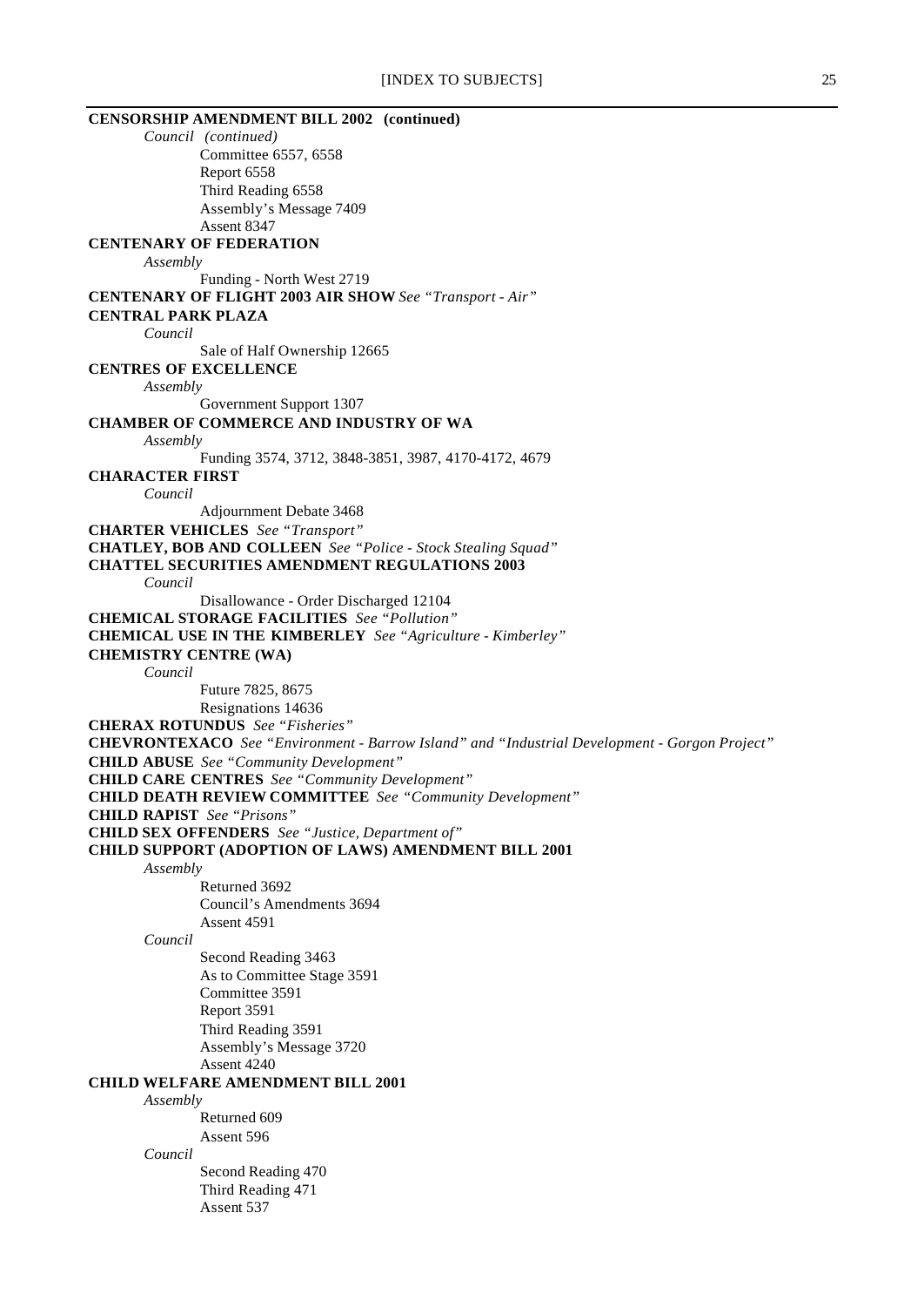**CENSORSHIP AMENDMENT BILL 2002 (continued)**

*Council (continued)*

Committee 6557, 6558
Report 6558
Third Reading 6558
Assembly's Message 7409
Assent 8347

**CENTENARY OF FEDERATION**

*Assembly*

Funding - North West 2719

**CENTENARY OF FLIGHT 2003 AIR SHOW** *See "Transport - Air"*

**CENTRAL PARK PLAZA**

*Council*

Sale of Half Ownership 12665

**CENTRES OF EXCELLENCE**

*Assembly*

Government Support 1307

**CHAMBER OF COMMERCE AND INDUSTRY OF WA**

*Assembly*

Funding 3574, 3712, 3848-3851, 3987, 4170-4172, 4679

**CHARACTER FIRST**

*Council*

Adjournment Debate 3468

**CHARTER VEHICLES** *See "Transport"*

**CHATLEY, BOB AND COLLEEN** *See "Police - Stock Stealing Squad"*

**CHATTEL SECURITIES AMENDMENT REGULATIONS 2003**

*Council*

Disallowance - Order Discharged 12104

**CHEMICAL STORAGE FACILITIES** *See "Pollution"*

**CHEMICAL USE IN THE KIMBERLEY** *See "Agriculture - Kimberley"*

**CHEMISTRY CENTRE (WA)**

*Council*

Future 7825, 8675
Resignations 14636

**CHERAX ROTUNDUS** *See "Fisheries"*

**CHEVRONTEXACO** *See "Environment - Barrow Island" and "Industrial Development - Gorgon Project"*

**CHILD ABUSE** *See "Community Development"*

**CHILD CARE CENTRES** *See "Community Development"*

**CHILD DEATH REVIEW COMMITTEE** *See "Community Development"*

**CHILD RAPIST** *See "Prisons"*

**CHILD SEX OFFENDERS** *See "Justice, Department of"*

**CHILD SUPPORT (ADOPTION OF LAWS) AMENDMENT BILL 2001**

*Assembly*

Returned 3692
Council's Amendments 3694
Assent 4591

*Council*

Second Reading 3463
As to Committee Stage 3591
Committee 3591
Report 3591
Third Reading 3591
Assembly's Message 3720
Assent 4240

**CHILD WELFARE AMENDMENT BILL 2001**

*Assembly*

Returned 609
Assent 596

*Council*

Second Reading 470
Third Reading 471
Assent 537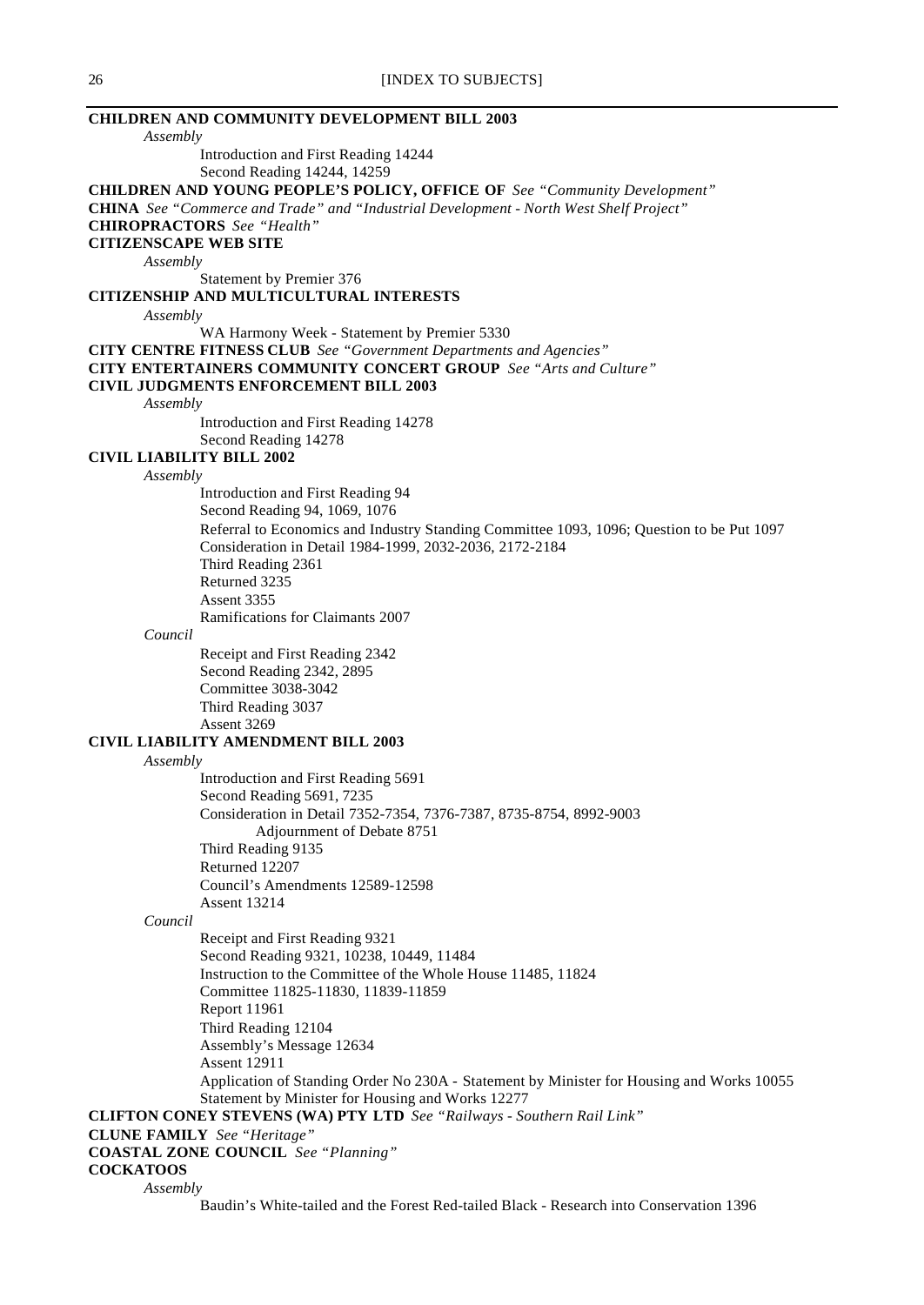**CHILDREN AND COMMUNITY DEVELOPMENT BILL 2003**

*Assembly*

Introduction and First Reading 14244
Second Reading 14244, 14259

**CHILDREN AND YOUNG PEOPLE'S POLICY, OFFICE OF** *See "Community Development"*

**CHINA** *See "Commerce and Trade" and "Industrial Development - North West Shelf Project"*

**CHIROPRACTORS** *See "Health"*

**CITIZENSCAPE WEB SITE**

*Assembly*

Statement by Premier 376

**CITIZENSHIP AND MULTICULTURAL INTERESTS**

*Assembly*

WA Harmony Week - Statement by Premier 5330

**CITY CENTRE FITNESS CLUB** *See "Government Departments and Agencies"*

**CITY ENTERTAINERS COMMUNITY CONCERT GROUP** *See "Arts and Culture"*

**CIVIL JUDGMENTS ENFORCEMENT BILL 2003**

*Assembly*

Introduction and First Reading 14278
Second Reading 14278

**CIVIL LIABILITY BILL 2002**

*Assembly*

Introduction and First Reading 94
Second Reading 94, 1069, 1076
Referral to Economics and Industry Standing Committee 1093, 1096; Question to be Put 1097
Consideration in Detail 1984-1999, 2032-2036, 2172-2184
Third Reading 2361
Returned 3235
Assent 3355
Ramifications for Claimants 2007

*Council*

Receipt and First Reading 2342
Second Reading 2342, 2895
Committee 3038-3042
Third Reading 3037
Assent 3269

**CIVIL LIABILITY AMENDMENT BILL 2003**

*Assembly*

Introduction and First Reading 5691
Second Reading 5691, 7235
Consideration in Detail 7352-7354, 7376-7387, 8735-8754, 8992-9003
    Adjournment of Debate 8751
Third Reading 9135
Returned 12207
Council's Amendments 12589-12598
Assent 13214

*Council*

Receipt and First Reading 9321
Second Reading 9321, 10238, 10449, 11484
Instruction to the Committee of the Whole House 11485, 11824
Committee 11825-11830, 11839-11859
Report 11961
Third Reading 12104
Assembly's Message 12634
Assent 12911
Application of Standing Order No 230A - Statement by Minister for Housing and Works 10055
Statement by Minister for Housing and Works 12277

**CLIFTON CONEY STEVENS (WA) PTY LTD** *See "Railways - Southern Rail Link"*

**CLUNE FAMILY** *See "Heritage"*

**COASTAL ZONE COUNCIL** *See "Planning"*

**COCKATOOS**

*Assembly*

Baudin's White-tailed and the Forest Red-tailed Black - Research into Conservation 1396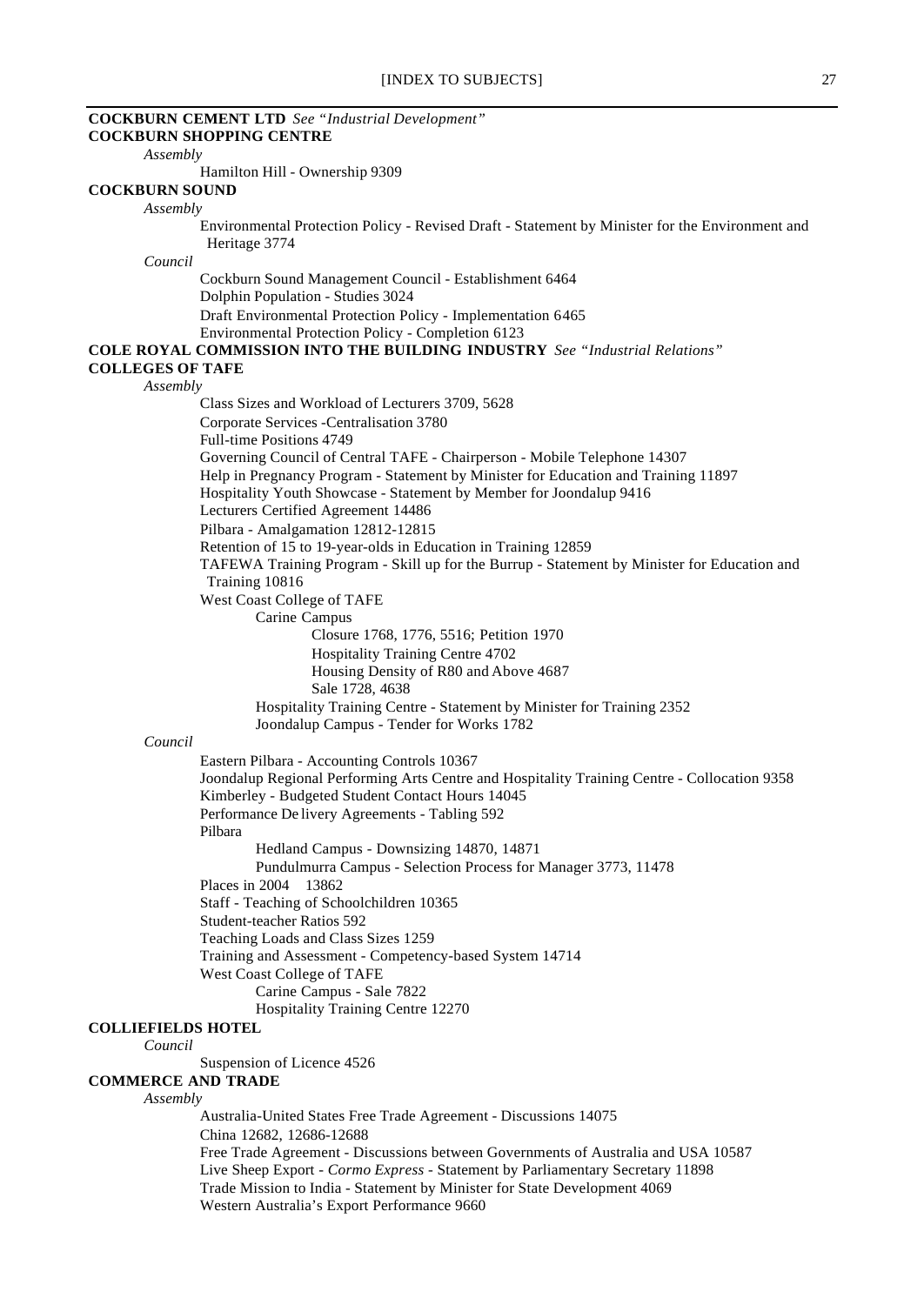**COCKBURN CEMENT LTD** *See "Industrial Development"*

**COCKBURN SHOPPING CENTRE**

*Assembly*

Hamilton Hill - Ownership 9309

**COCKBURN SOUND**

*Assembly*

Environmental Protection Policy - Revised Draft - Statement by Minister for the Environment and Heritage 3774

*Council*

Cockburn Sound Management Council - Establishment 6464
Dolphin Population - Studies 3024
Draft Environmental Protection Policy - Implementation 6465
Environmental Protection Policy - Completion 6123

**COLE ROYAL COMMISSION INTO THE BUILDING INDUSTRY** *See "Industrial Relations"*

**COLLEGES OF TAFE**

*Assembly*

Class Sizes and Workload of Lecturers 3709, 5628
Corporate Services -Centralisation 3780
Full-time Positions 4749
Governing Council of Central TAFE - Chairperson - Mobile Telephone 14307
Help in Pregnancy Program - Statement by Minister for Education and Training 11897
Hospitality Youth Showcase - Statement by Member for Joondalup 9416
Lecturers Certified Agreement 14486
Pilbara - Amalgamation 12812-12815
Retention of 15 to 19-year-olds in Education in Training 12859
TAFEWA Training Program - Skill up for the Burrup - Statement by Minister for Education and Training 10816
West Coast College of TAFE
- Carine Campus
  - Closure 1768, 1776, 5516; Petition 1970
  - Hospitality Training Centre 4702
  - Housing Density of R80 and Above 4687
  - Sale 1728, 4638
- Hospitality Training Centre - Statement by Minister for Training 2352
- Joondalup Campus - Tender for Works 1782

*Council*

Eastern Pilbara - Accounting Controls 10367
Joondalup Regional Performing Arts Centre and Hospitality Training Centre - Collocation 9358
Kimberley - Budgeted Student Contact Hours 14045
Performance Delivery Agreements - Tabling 592
Pilbara
- Hedland Campus - Downsizing 14870, 14871
- Pundulmurra Campus - Selection Process for Manager 3773, 11478

Places in 2004 13862
Staff - Teaching of Schoolchildren 10365
Student-teacher Ratios 592
Teaching Loads and Class Sizes 1259
Training and Assessment - Competency-based System 14714
West Coast College of TAFE
- Carine Campus - Sale 7822
- Hospitality Training Centre 12270

**COLLIEFIELDS HOTEL**

*Council*

Suspension of Licence 4526

**COMMERCE AND TRADE**

*Assembly*

Australia-United States Free Trade Agreement - Discussions 14075
China 12682, 12686-12688
Free Trade Agreement - Discussions between Governments of Australia and USA 10587
Live Sheep Export - *Cormo Express* - Statement by Parliamentary Secretary 11898
Trade Mission to India - Statement by Minister for State Development 4069
Western Australia's Export Performance 9660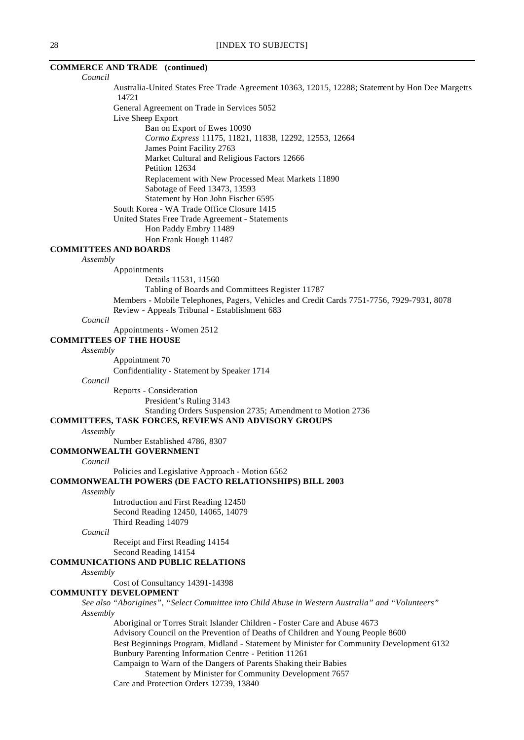**COMMERCE AND TRADE (continued)**

*Council*

Australia-United States Free Trade Agreement 10363, 12015, 12288; Statement by Hon Dee Margetts 14721

General Agreement on Trade in Services 5052

Live Sheep Export

- Ban on Export of Ewes 10090
- *Cormo Express* 11175, 11821, 11838, 12292, 12553, 12664
- James Point Facility 2763
- Market Cultural and Religious Factors 12666
- Petition 12634
- Replacement with New Processed Meat Markets 11890
- Sabotage of Feed 13473, 13593
- Statement by Hon John Fischer 6595

South Korea - WA Trade Office Closure 1415

United States Free Trade Agreement - Statements

- Hon Paddy Embry 11489
- Hon Frank Hough 11487

**COMMITTEES AND BOARDS**

*Assembly*

Appointments

- Details 11531, 11560
- Tabling of Boards and Committees Register 11787

Members - Mobile Telephones, Pagers, Vehicles and Credit Cards 7751-7756, 7929-7931, 8078

Review - Appeals Tribunal - Establishment 683

*Council*

Appointments - Women 2512

**COMMITTEES OF THE HOUSE**

*Assembly*

Appointment 70

Confidentiality - Statement by Speaker 1714

*Council*

Reports - Consideration

- President's Ruling 3143
- Standing Orders Suspension 2735; Amendment to Motion 2736

**COMMITTEES, TASK FORCES, REVIEWS AND ADVISORY GROUPS**

*Assembly*

Number Established 4786, 8307

**COMMONWEALTH GOVERNMENT**

*Council*

Policies and Legislative Approach - Motion 6562

**COMMONWEALTH POWERS (DE FACTO RELATIONSHIPS) BILL 2003**

*Assembly*

Introduction and First Reading 12450

Second Reading 12450, 14065, 14079

Third Reading 14079

*Council*

Receipt and First Reading 14154

Second Reading 14154

**COMMUNICATIONS AND PUBLIC RELATIONS**

*Assembly*

Cost of Consultancy 14391-14398

**COMMUNITY DEVELOPMENT**

*See also "Aborigines", "Select Committee into Child Abuse in Western Australia" and "Volunteers"*

*Assembly*

Aboriginal or Torres Strait Islander Children - Foster Care and Abuse 4673

Advisory Council on the Prevention of Deaths of Children and Young People 8600

Best Beginnings Program, Midland - Statement by Minister for Community Development 6132

Bunbury Parenting Information Centre - Petition 11261

Campaign to Warn of the Dangers of Parents Shaking their Babies

- Statement by Minister for Community Development 7657

Care and Protection Orders 12739, 13840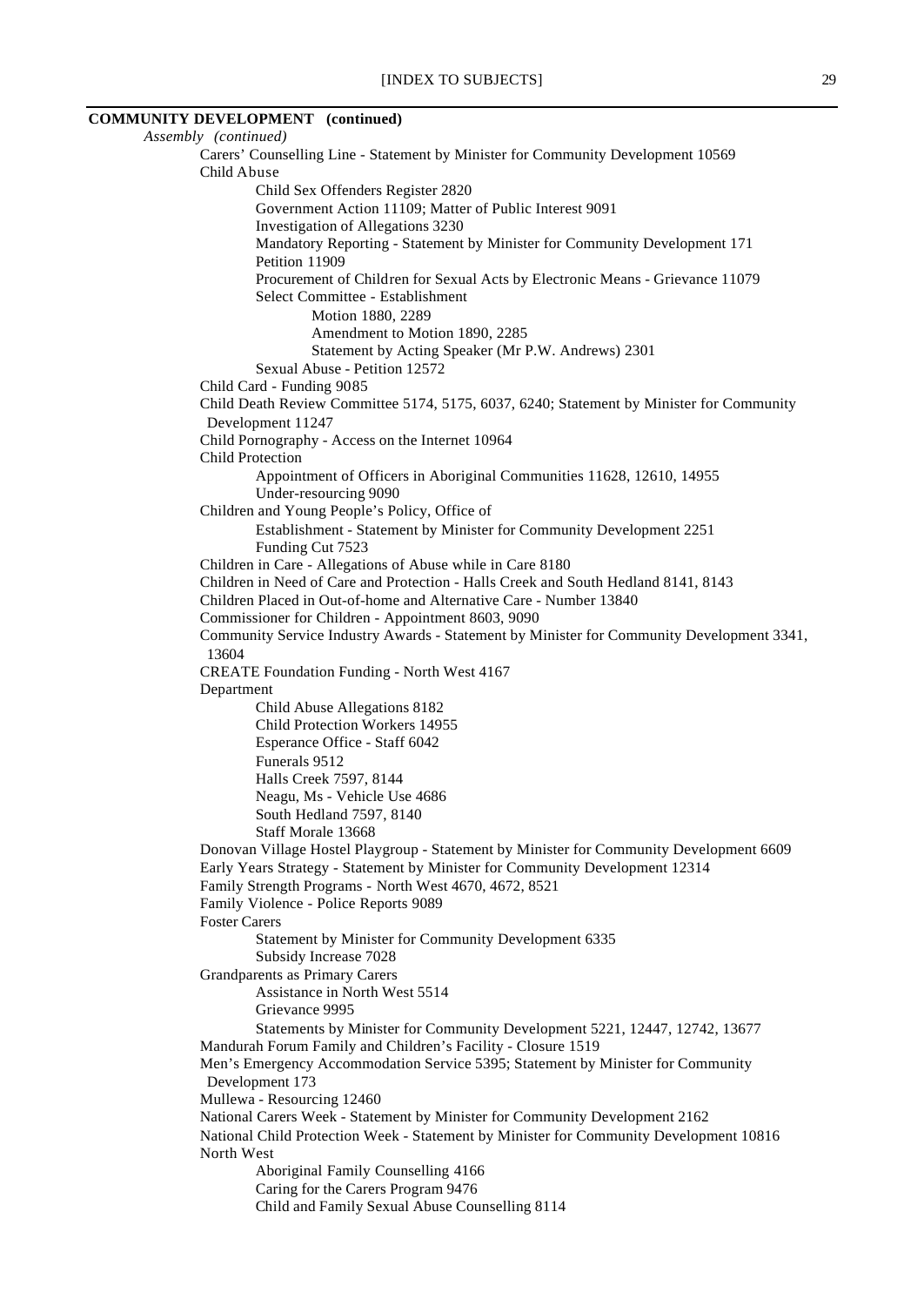**COMMUNITY DEVELOPMENT (continued)**

*Assembly (continued)*

- Carers' Counselling Line - Statement by Minister for Community Development 10569
- Child Abuse
  - Child Sex Offenders Register 2820
  - Government Action 11109; Matter of Public Interest 9091
  - Investigation of Allegations 3230
  - Mandatory Reporting - Statement by Minister for Community Development 171
  - Petition 11909
  - Procurement of Children for Sexual Acts by Electronic Means - Grievance 11079
  - Select Committee - Establishment
    - Motion 1880, 2289
    - Amendment to Motion 1890, 2285
    - Statement by Acting Speaker (Mr P.W. Andrews) 2301
  - Sexual Abuse - Petition 12572
- Child Card - Funding 9085
- Child Death Review Committee 5174, 5175, 6037, 6240; Statement by Minister for Community Development 11247
- Child Pornography - Access on the Internet 10964
- Child Protection
  - Appointment of Officers in Aboriginal Communities 11628, 12610, 14955
  - Under-resourcing 9090
- Children and Young People's Policy, Office of
  - Establishment - Statement by Minister for Community Development 2251
  - Funding Cut 7523
- Children in Care - Allegations of Abuse while in Care 8180
- Children in Need of Care and Protection - Halls Creek and South Hedland 8141, 8143
- Children Placed in Out-of-home and Alternative Care - Number 13840
- Commissioner for Children - Appointment 8603, 9090
- Community Service Industry Awards - Statement by Minister for Community Development 3341, 13604
- CREATE Foundation Funding - North West 4167
- Department
  - Child Abuse Allegations 8182
  - Child Protection Workers 14955
  - Esperance Office - Staff 6042
  - Funerals 9512
  - Halls Creek 7597, 8144
  - Neagu, Ms - Vehicle Use 4686
  - South Hedland 7597, 8140
  - Staff Morale 13668
- Donovan Village Hostel Playgroup - Statement by Minister for Community Development 6609
- Early Years Strategy - Statement by Minister for Community Development 12314
- Family Strength Programs - North West 4670, 4672, 8521
- Family Violence - Police Reports 9089
- Foster Carers
  - Statement by Minister for Community Development 6335
  - Subsidy Increase 7028
- Grandparents as Primary Carers
  - Assistance in North West 5514
  - Grievance 9995
  - Statements by Minister for Community Development 5221, 12447, 12742, 13677
- Mandurah Forum Family and Children's Facility - Closure 1519
- Men's Emergency Accommodation Service 5395; Statement by Minister for Community Development 173
- Mullewa - Resourcing 12460
- National Carers Week - Statement by Minister for Community Development 2162
- National Child Protection Week - Statement by Minister for Community Development 10816
- North West
  - Aboriginal Family Counselling 4166
  - Caring for the Carers Program 9476
  - Child and Family Sexual Abuse Counselling 8114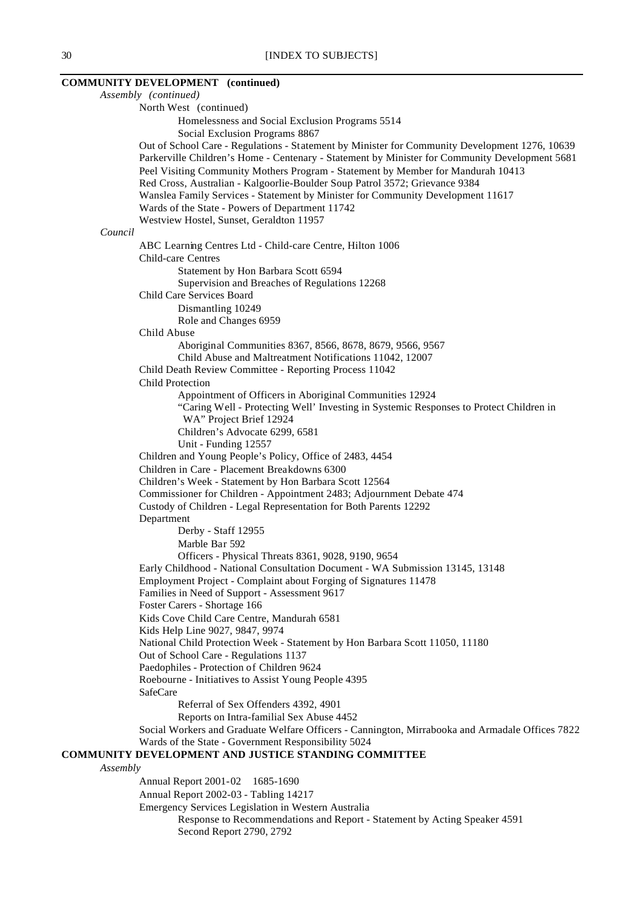**COMMUNITY DEVELOPMENT (continued)**

*Assembly (continued)*

- North West (continued)
  - Homelessness and Social Exclusion Programs 5514
  - Social Exclusion Programs 8867
- Out of School Care - Regulations - Statement by Minister for Community Development 1276, 10639
- Parkerville Children's Home - Centenary - Statement by Minister for Community Development 5681
- Peel Visiting Community Mothers Program - Statement by Member for Mandurah 10413
- Red Cross, Australian - Kalgoorlie-Boulder Soup Patrol 3572; Grievance 9384
- Wanslea Family Services - Statement by Minister for Community Development 11617
- Wards of the State - Powers of Department 11742
- Westview Hostel, Sunset, Geraldton 11957

*Council*

- ABC Learning Centres Ltd - Child-care Centre, Hilton 1006
- Child-care Centres
  - Statement by Hon Barbara Scott 6594
  - Supervision and Breaches of Regulations 12268
- Child Care Services Board
  - Dismantling 10249
  - Role and Changes 6959
- Child Abuse
  - Aboriginal Communities 8367, 8566, 8678, 8679, 9566, 9567
  - Child Abuse and Maltreatment Notifications 11042, 12007
- Child Death Review Committee - Reporting Process 11042
- Child Protection
  - Appointment of Officers in Aboriginal Communities 12924
  - "Caring Well - Protecting Well' Investing in Systemic Responses to Protect Children in WA" Project Brief 12924
  - Children's Advocate 6299, 6581
  - Unit - Funding 12557
- Children and Young People's Policy, Office of 2483, 4454
- Children in Care - Placement Breakdowns 6300
- Children's Week - Statement by Hon Barbara Scott 12564
- Commissioner for Children - Appointment 2483; Adjournment Debate 474
- Custody of Children - Legal Representation for Both Parents 12292
- Department
  - Derby - Staff 12955
  - Marble Bar 592
  - Officers - Physical Threats 8361, 9028, 9190, 9654
- Early Childhood - National Consultation Document - WA Submission 13145, 13148
- Employment Project - Complaint about Forging of Signatures 11478
- Families in Need of Support - Assessment 9617
- Foster Carers - Shortage 166
- Kids Cove Child Care Centre, Mandurah 6581
- Kids Help Line 9027, 9847, 9974
- National Child Protection Week - Statement by Hon Barbara Scott 11050, 11180
- Out of School Care - Regulations 1137
- Paedophiles - Protection of Children 9624
- Roebourne - Initiatives to Assist Young People 4395
- SafeCare
  - Referral of Sex Offenders 4392, 4901
  - Reports on Intra-familial Sex Abuse 4452
- Social Workers and Graduate Welfare Officers - Cannington, Mirrabooka and Armadale Offices 7822
- Wards of the State - Government Responsibility 5024

**COMMUNITY DEVELOPMENT AND JUSTICE STANDING COMMITTEE**

*Assembly*

- Annual Report 2001-02 1685-1690
- Annual Report 2002-03 - Tabling 14217
- Emergency Services Legislation in Western Australia
  - Response to Recommendations and Report - Statement by Acting Speaker 4591
  - Second Report 2790, 2792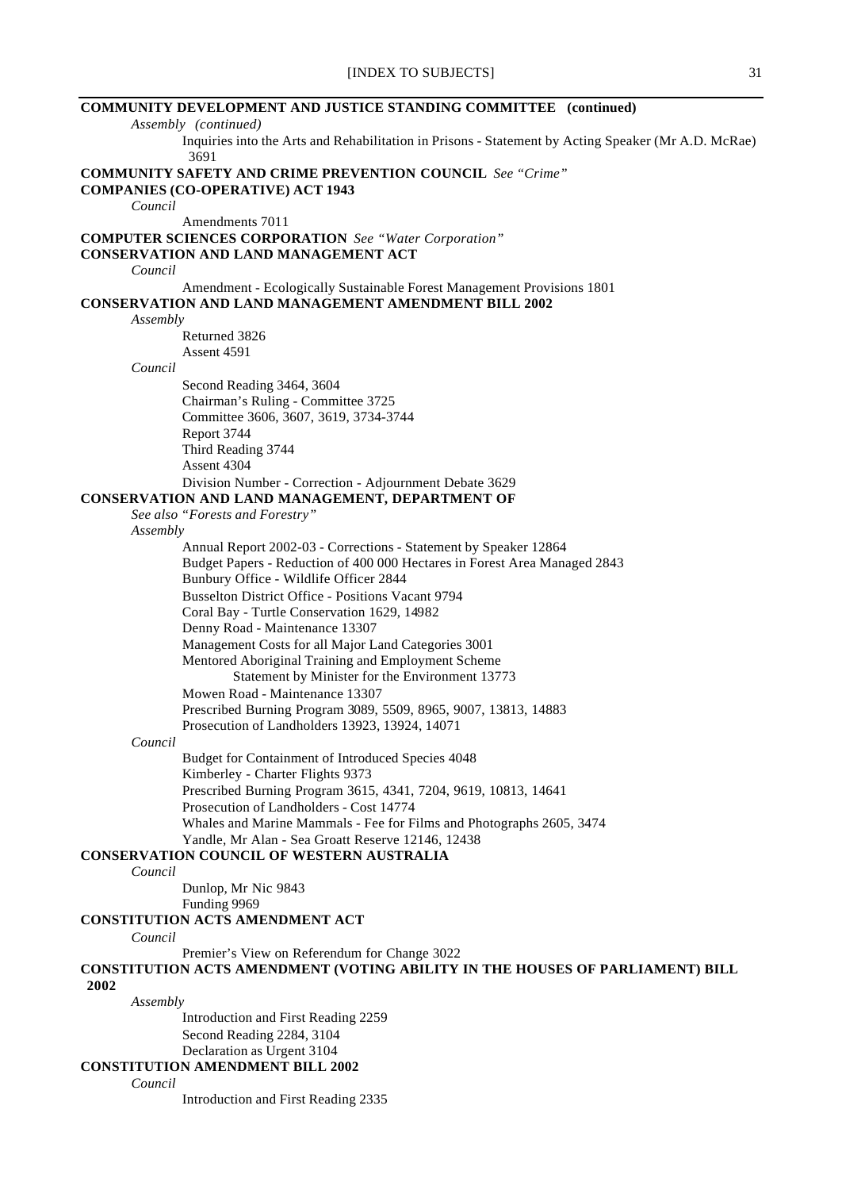**COMMUNITY DEVELOPMENT AND JUSTICE STANDING COMMITTEE (continued)**

*Assembly (continued)*

Inquiries into the Arts and Rehabilitation in Prisons - Statement by Acting Speaker (Mr A.D. McRae) 3691

**COMMUNITY SAFETY AND CRIME PREVENTION COUNCIL** *See "Crime"*

**COMPANIES (CO-OPERATIVE) ACT 1943**

*Council*

Amendments 7011

**COMPUTER SCIENCES CORPORATION** *See "Water Corporation"*

**CONSERVATION AND LAND MANAGEMENT ACT**

*Council*

Amendment - Ecologically Sustainable Forest Management Provisions 1801

**CONSERVATION AND LAND MANAGEMENT AMENDMENT BILL 2002**

*Assembly*

Returned 3826
Assent 4591

*Council*

Second Reading 3464, 3604
Chairman's Ruling - Committee 3725
Committee 3606, 3607, 3619, 3734-3744
Report 3744
Third Reading 3744
Assent 4304
Division Number - Correction - Adjournment Debate 3629

**CONSERVATION AND LAND MANAGEMENT, DEPARTMENT OF**

*See also "Forests and Forestry"*

*Assembly*

Annual Report 2002-03 - Corrections - Statement by Speaker 12864
Budget Papers - Reduction of 400 000 Hectares in Forest Area Managed 2843
Bunbury Office - Wildlife Officer 2844
Busselton District Office - Positions Vacant 9794
Coral Bay - Turtle Conservation 1629, 14982
Denny Road - Maintenance 13307
Management Costs for all Major Land Categories 3001
Mentored Aboriginal Training and Employment Scheme
Statement by Minister for the Environment 13773
Mowen Road - Maintenance 13307
Prescribed Burning Program 3089, 5509, 8965, 9007, 13813, 14883
Prosecution of Landholders 13923, 13924, 14071

*Council*

Budget for Containment of Introduced Species 4048
Kimberley - Charter Flights 9373
Prescribed Burning Program 3615, 4341, 7204, 9619, 10813, 14641
Prosecution of Landholders - Cost 14774
Whales and Marine Mammals - Fee for Films and Photographs 2605, 3474
Yandle, Mr Alan - Sea Groatt Reserve 12146, 12438

**CONSERVATION COUNCIL OF WESTERN AUSTRALIA**

*Council*

Dunlop, Mr Nic 9843
Funding 9969

**CONSTITUTION ACTS AMENDMENT ACT**

*Council*

Premier's View on Referendum for Change 3022

**CONSTITUTION ACTS AMENDMENT (VOTING ABILITY IN THE HOUSES OF PARLIAMENT) BILL 2002**

*Assembly*

Introduction and First Reading 2259
Second Reading 2284, 3104
Declaration as Urgent 3104

**CONSTITUTION AMENDMENT BILL 2002**

*Council*

Introduction and First Reading 2335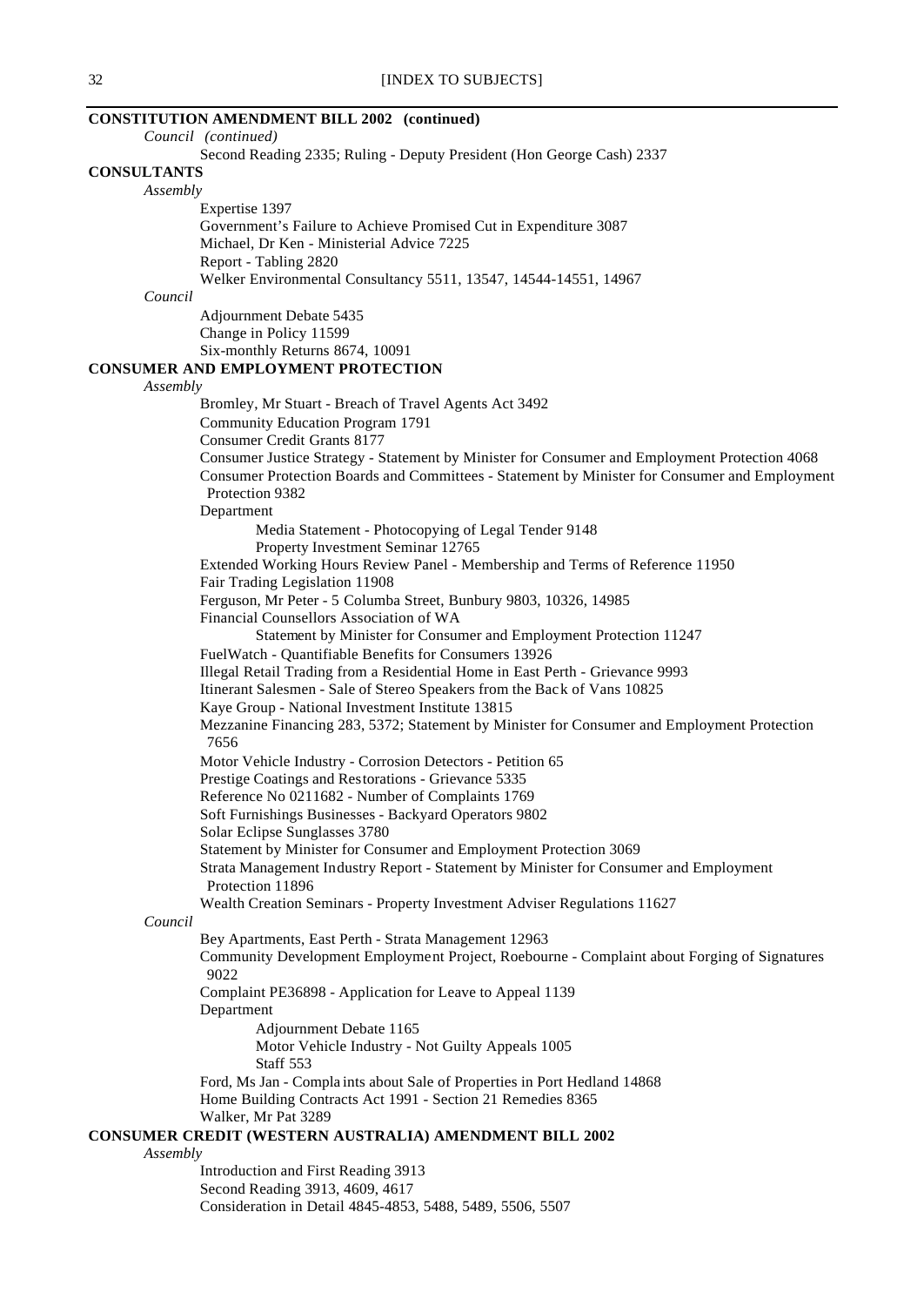**CONSTITUTION AMENDMENT BILL 2002 (continued)**

*Council (continued)*

Second Reading 2335; Ruling - Deputy President (Hon George Cash) 2337

**CONSULTANTS**

*Assembly*

Expertise 1397

Government's Failure to Achieve Promised Cut in Expenditure 3087

Michael, Dr Ken - Ministerial Advice 7225

Report - Tabling 2820

Welker Environmental Consultancy 5511, 13547, 14544-14551, 14967

*Council*

Adjournment Debate 5435

Change in Policy 11599

Six-monthly Returns 8674, 10091

**CONSUMER AND EMPLOYMENT PROTECTION**

*Assembly*

Bromley, Mr Stuart - Breach of Travel Agents Act 3492

Community Education Program 1791

Consumer Credit Grants 8177

Consumer Justice Strategy - Statement by Minister for Consumer and Employment Protection 4068

Consumer Protection Boards and Committees - Statement by Minister for Consumer and Employment Protection 9382

Department

Media Statement - Photocopying of Legal Tender 9148

Property Investment Seminar 12765

Extended Working Hours Review Panel - Membership and Terms of Reference 11950

Fair Trading Legislation 11908

Ferguson, Mr Peter - 5 Columba Street, Bunbury 9803, 10326, 14985

Financial Counsellors Association of WA

Statement by Minister for Consumer and Employment Protection 11247

FuelWatch - Quantifiable Benefits for Consumers 13926

Illegal Retail Trading from a Residential Home in East Perth - Grievance 9993

Itinerant Salesmen - Sale of Stereo Speakers from the Back of Vans 10825

Kaye Group - National Investment Institute 13815

Mezzanine Financing 283, 5372; Statement by Minister for Consumer and Employment Protection 7656

Motor Vehicle Industry - Corrosion Detectors - Petition 65

Prestige Coatings and Restorations - Grievance 5335

Reference No 0211682 - Number of Complaints 1769

Soft Furnishings Businesses - Backyard Operators 9802

Solar Eclipse Sunglasses 3780

Statement by Minister for Consumer and Employment Protection 3069

Strata Management Industry Report - Statement by Minister for Consumer and Employment Protection 11896

Wealth Creation Seminars - Property Investment Adviser Regulations 11627

*Council*

Bey Apartments, East Perth - Strata Management 12963

Community Development Employment Project, Roebourne - Complaint about Forging of Signatures 9022

Complaint PE36898 - Application for Leave to Appeal 1139

Department

Adjournment Debate 1165

Motor Vehicle Industry - Not Guilty Appeals 1005

Staff 553

Ford, Ms Jan - Complaints about Sale of Properties in Port Hedland 14868

Home Building Contracts Act 1991 - Section 21 Remedies 8365

Walker, Mr Pat 3289

**CONSUMER CREDIT (WESTERN AUSTRALIA) AMENDMENT BILL 2002**

*Assembly*

Introduction and First Reading 3913

Second Reading 3913, 4609, 4617

Consideration in Detail 4845-4853, 5488, 5489, 5506, 5507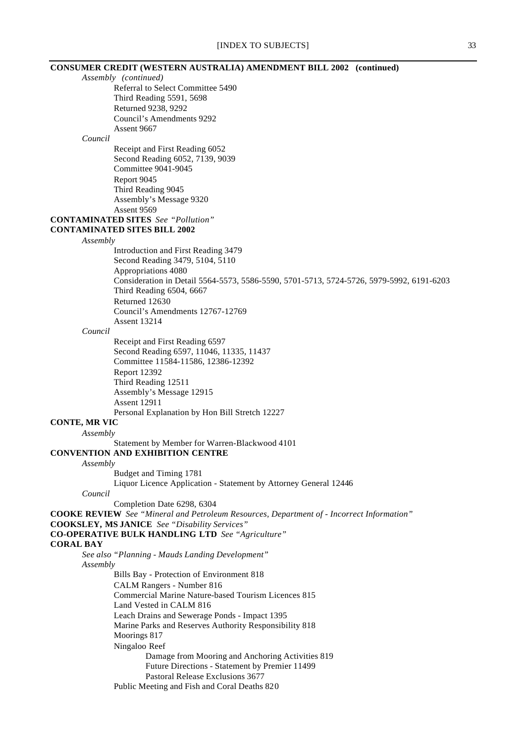**CONSUMER CREDIT (WESTERN AUSTRALIA) AMENDMENT BILL 2002 (continued)**

*Assembly (continued)*

- Referral to Select Committee 5490
- Third Reading 5591, 5698
- Returned 9238, 9292
- Council's Amendments 9292
- Assent 9667

*Council*

- Receipt and First Reading 6052
- Second Reading 6052, 7139, 9039
- Committee 9041-9045
- Report 9045
- Third Reading 9045
- Assembly's Message 9320
- Assent 9569

**CONTAMINATED SITES** *See "Pollution"*

**CONTAMINATED SITES BILL 2002**

*Assembly*

- Introduction and First Reading 3479
- Second Reading 3479, 5104, 5110
- Appropriations 4080
- Consideration in Detail 5564-5573, 5586-5590, 5701-5713, 5724-5726, 5979-5992, 6191-6203
- Third Reading 6504, 6667
- Returned 12630
- Council's Amendments 12767-12769
- Assent 13214

*Council*

- Receipt and First Reading 6597
- Second Reading 6597, 11046, 11335, 11437
- Committee 11584-11586, 12386-12392
- Report 12392
- Third Reading 12511
- Assembly's Message 12915
- Assent 12911
- Personal Explanation by Hon Bill Stretch 12227

**CONTE, MR VIC**

*Assembly*

- Statement by Member for Warren-Blackwood 4101

**CONVENTION AND EXHIBITION CENTRE**

*Assembly*

- Budget and Timing 1781
- Liquor Licence Application - Statement by Attorney General 12446

*Council*

- Completion Date 6298, 6304

**COOKE REVIEW** *See "Mineral and Petroleum Resources, Department of - Incorrect Information"*

**COOKSLEY, MS JANICE** *See "Disability Services"*

**CO-OPERATIVE BULK HANDLING LTD** *See "Agriculture"*

**CORAL BAY**

*See also "Planning - Mauds Landing Development"*

*Assembly*

- Bills Bay - Protection of Environment 818
- CALM Rangers - Number 816
- Commercial Marine Nature-based Tourism Licences 815
- Land Vested in CALM 816
- Leach Drains and Sewerage Ponds - Impact 1395
- Marine Parks and Reserves Authority Responsibility 818
- Moorings 817
- Ningaloo Reef
    - Damage from Mooring and Anchoring Activities 819
    - Future Directions - Statement by Premier 11499
    - Pastoral Release Exclusions 3677
- Public Meeting and Fish and Coral Deaths 820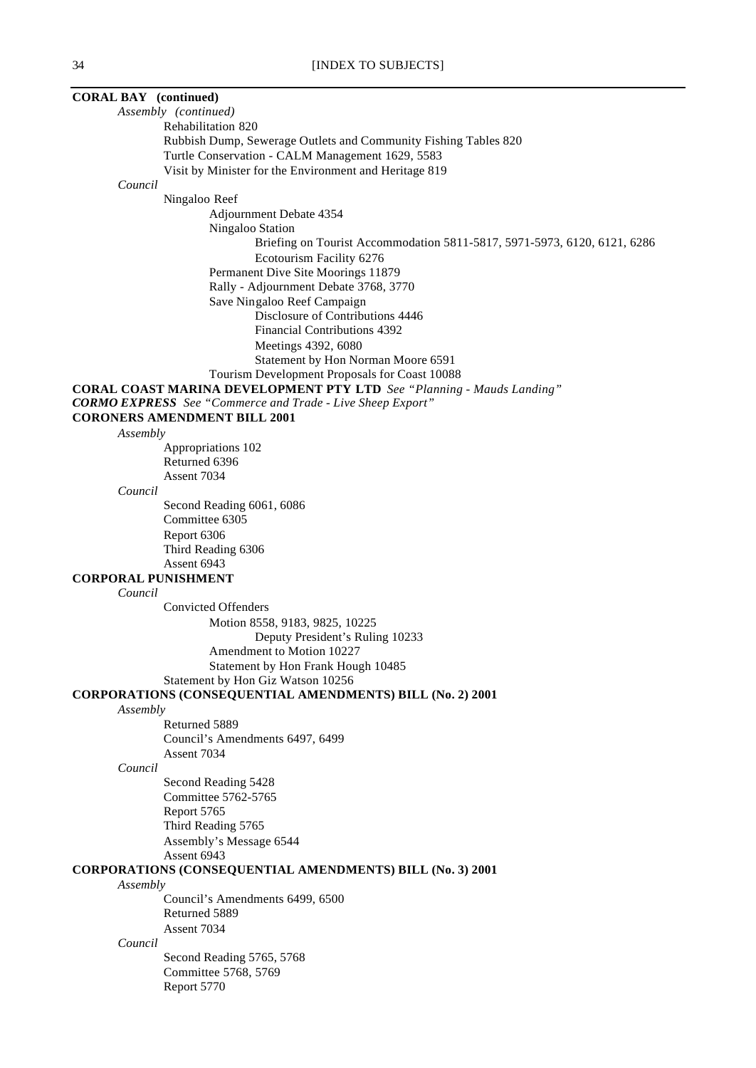**CORAL BAY (continued)**

*Assembly (continued)*

Rehabilitation 820

Rubbish Dump, Sewerage Outlets and Community Fishing Tables 820

Turtle Conservation - CALM Management 1629, 5583

Visit by Minister for the Environment and Heritage 819

*Council*

Ningaloo Reef

Adjournment Debate 4354

Ningaloo Station

Briefing on Tourist Accommodation 5811-5817, 5971-5973, 6120, 6121, 6286

Ecotourism Facility 6276

Permanent Dive Site Moorings 11879

Rally - Adjournment Debate 3768, 3770

Save Ningaloo Reef Campaign

Disclosure of Contributions 4446

Financial Contributions 4392

Meetings 4392, 6080

Statement by Hon Norman Moore 6591

Tourism Development Proposals for Coast 10088

**CORAL COAST MARINA DEVELOPMENT PTY LTD** *See "Planning - Mauds Landing"*

***CORMO EXPRESS*** *See "Commerce and Trade - Live Sheep Export"*

**CORONERS AMENDMENT BILL 2001**

*Assembly*

Appropriations 102

Returned 6396

Assent 7034

*Council*

Second Reading 6061, 6086

Committee 6305

Report 6306

Third Reading 6306

Assent 6943

**CORPORAL PUNISHMENT**

*Council*

Convicted Offenders

Motion 8558, 9183, 9825, 10225

Deputy President's Ruling 10233

Amendment to Motion 10227

Statement by Hon Frank Hough 10485

Statement by Hon Giz Watson 10256

**CORPORATIONS (CONSEQUENTIAL AMENDMENTS) BILL (No. 2) 2001**

*Assembly*

Returned 5889

Council's Amendments 6497, 6499

Assent 7034

*Council*

Second Reading 5428

Committee 5762-5765

Report 5765

Third Reading 5765

Assembly's Message 6544

Assent 6943

**CORPORATIONS (CONSEQUENTIAL AMENDMENTS) BILL (No. 3) 2001**

*Assembly*

Council's Amendments 6499, 6500

Returned 5889

Assent 7034

*Council*

Second Reading 5765, 5768

Committee 5768, 5769

Report 5770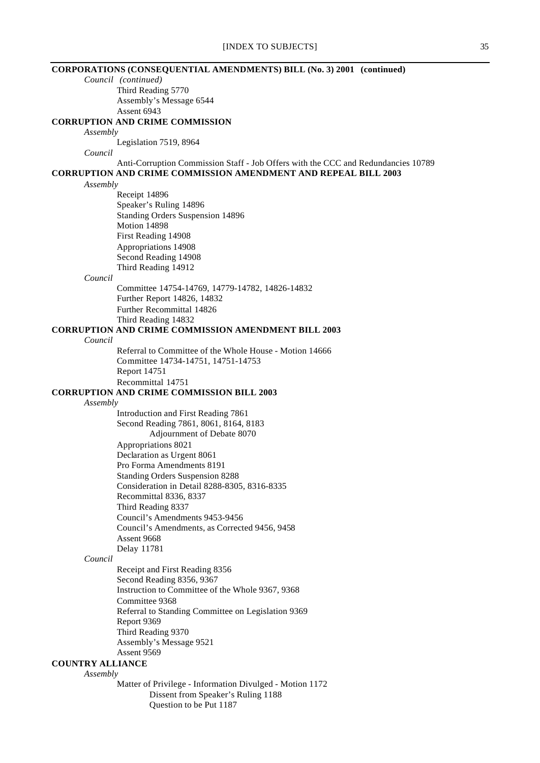**CORPORATIONS (CONSEQUENTIAL AMENDMENTS) BILL (No. 3) 2001 (continued)**

*Council (continued)*

Third Reading 5770
Assembly's Message 6544
Assent 6943

**CORRUPTION AND CRIME COMMISSION**

*Assembly*

Legislation 7519, 8964

*Council*

Anti-Corruption Commission Staff - Job Offers with the CCC and Redundancies 10789

**CORRUPTION AND CRIME COMMISSION AMENDMENT AND REPEAL BILL 2003**

*Assembly*

Receipt 14896
Speaker's Ruling 14896
Standing Orders Suspension 14896
Motion 14898
First Reading 14908
Appropriations 14908
Second Reading 14908
Third Reading 14912

*Council*

Committee 14754-14769, 14779-14782, 14826-14832
Further Report 14826, 14832
Further Recommittal 14826
Third Reading 14832

**CORRUPTION AND CRIME COMMISSION AMENDMENT BILL 2003**

*Council*

Referral to Committee of the Whole House - Motion 14666
Committee 14734-14751, 14751-14753
Report 14751
Recommittal 14751

**CORRUPTION AND CRIME COMMISSION BILL 2003**

*Assembly*

Introduction and First Reading 7861
Second Reading 7861, 8061, 8164, 8183
- Adjournment of Debate 8070

Appropriations 8021
Declaration as Urgent 8061
Pro Forma Amendments 8191
Standing Orders Suspension 8288
Consideration in Detail 8288-8305, 8316-8335
Recommittal 8336, 8337
Third Reading 8337
Council's Amendments 9453-9456
Council's Amendments, as Corrected 9456, 9458
Assent 9668
Delay 11781

*Council*

Receipt and First Reading 8356
Second Reading 8356, 9367
Instruction to Committee of the Whole 9367, 9368
Committee 9368
Referral to Standing Committee on Legislation 9369
Report 9369
Third Reading 9370
Assembly's Message 9521
Assent 9569

**COUNTRY ALLIANCE**

*Assembly*

Matter of Privilege - Information Divulged - Motion 1172
- Dissent from Speaker's Ruling 1188
- Question to be Put 1187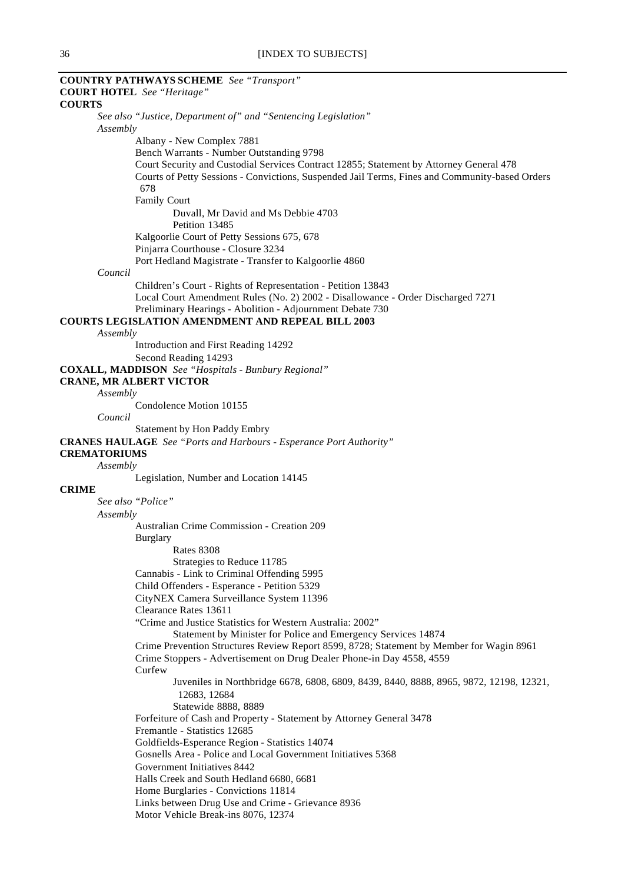**COUNTRY PATHWAYS SCHEME** *See "Transport"*

**COURT HOTEL** *See "Heritage"*

**COURTS**

*See also "Justice, Department of" and "Sentencing Legislation"*

*Assembly*

- Albany - New Complex 7881
- Bench Warrants - Number Outstanding 9798
- Court Security and Custodial Services Contract 12855; Statement by Attorney General 478
- Courts of Petty Sessions - Convictions, Suspended Jail Terms, Fines and Community-based Orders 678
- Family Court
  - Duvall, Mr David and Ms Debbie 4703
  - Petition 13485
- Kalgoorlie Court of Petty Sessions 675, 678
- Pinjarra Courthouse - Closure 3234
- Port Hedland Magistrate - Transfer to Kalgoorlie 4860

*Council*

- Children's Court - Rights of Representation - Petition 13843
- Local Court Amendment Rules (No. 2) 2002 - Disallowance - Order Discharged 7271
- Preliminary Hearings - Abolition - Adjournment Debate 730

**COURTS LEGISLATION AMENDMENT AND REPEAL BILL 2003**

*Assembly*

- Introduction and First Reading 14292
- Second Reading 14293

**COXALL, MADDISON** *See "Hospitals - Bunbury Regional"*

**CRANE, MR ALBERT VICTOR**

*Assembly*

- Condolence Motion 10155

*Council*

- Statement by Hon Paddy Embry

**CRANES HAULAGE** *See "Ports and Harbours - Esperance Port Authority"*

**CREMATORIUMS**

*Assembly*

- Legislation, Number and Location 14145

**CRIME**

*See also "Police"*

*Assembly*

- Australian Crime Commission - Creation 209
- Burglary
  - Rates 8308
  - Strategies to Reduce 11785
- Cannabis - Link to Criminal Offending 5995
- Child Offenders - Esperance - Petition 5329
- CityNEX Camera Surveillance System 11396
- Clearance Rates 13611
- "Crime and Justice Statistics for Western Australia: 2002"
  - Statement by Minister for Police and Emergency Services 14874
- Crime Prevention Structures Review Report 8599, 8728; Statement by Member for Wagin 8961
- Crime Stoppers - Advertisement on Drug Dealer Phone-in Day 4558, 4559
- Curfew
  - Juveniles in Northbridge 6678, 6808, 6809, 8439, 8440, 8888, 8965, 9872, 12198, 12321, 12683, 12684
  - Statewide 8888, 8889
- Forfeiture of Cash and Property - Statement by Attorney General 3478
- Fremantle - Statistics 12685
- Goldfields-Esperance Region - Statistics 14074
- Gosnells Area - Police and Local Government Initiatives 5368
- Government Initiatives 8442
- Halls Creek and South Hedland 6680, 6681
- Home Burglaries - Convictions 11814
- Links between Drug Use and Crime - Grievance 8936
- Motor Vehicle Break-ins 8076, 12374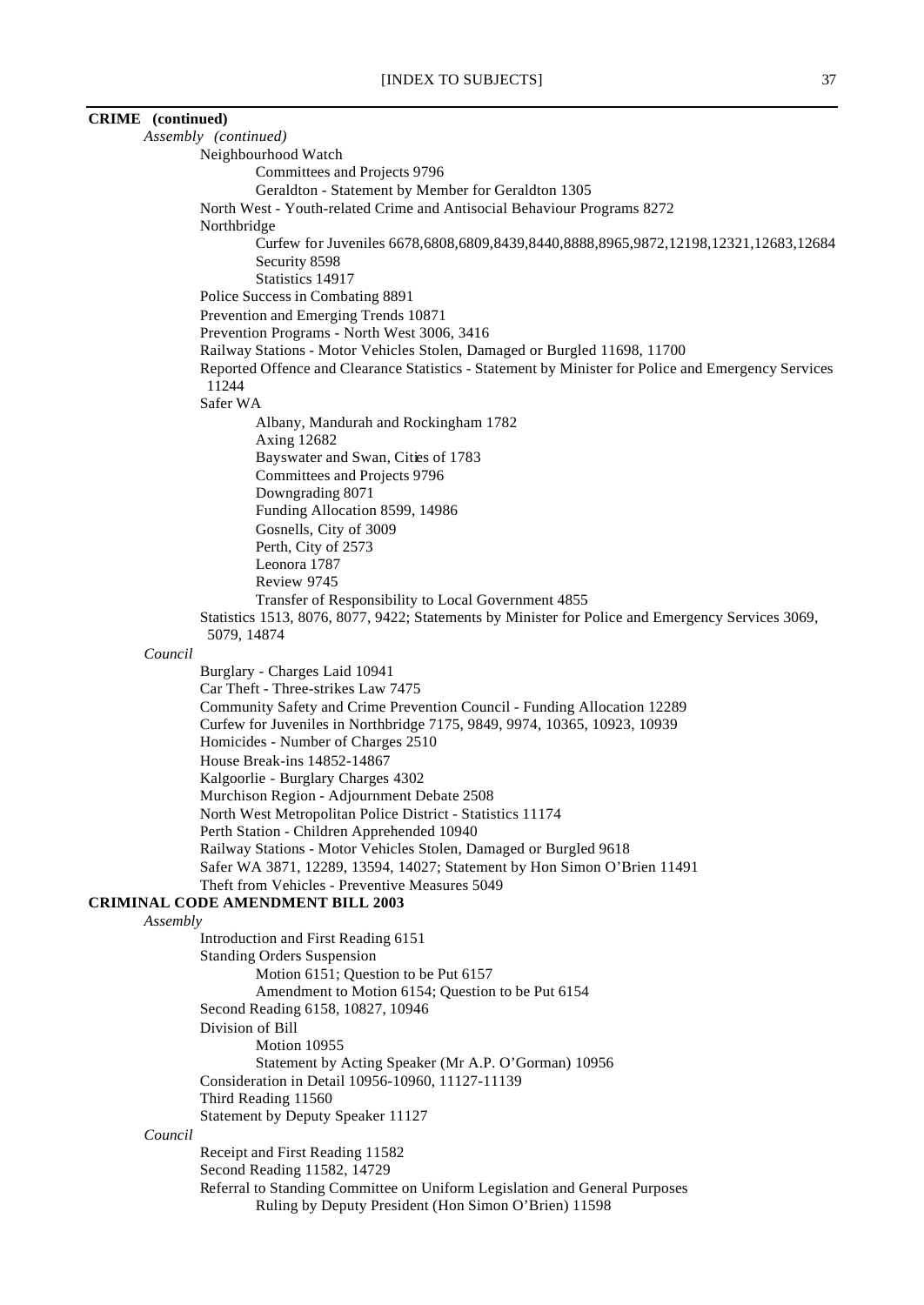**CRIME (continued)**

*Assembly (continued)*

- Neighbourhood Watch
  - Committees and Projects 9796
  - Geraldton - Statement by Member for Geraldton 1305
- North West - Youth-related Crime and Antisocial Behaviour Programs 8272
- Northbridge
  - Curfew for Juveniles 6678,6808,6809,8439,8440,8888,8965,9872,12198,12321,12683,12684
  - Security 8598
  - Statistics 14917
- Police Success in Combating 8891
- Prevention and Emerging Trends 10871
- Prevention Programs - North West 3006, 3416
- Railway Stations - Motor Vehicles Stolen, Damaged or Burgled 11698, 11700
- Reported Offence and Clearance Statistics - Statement by Minister for Police and Emergency Services 11244
- Safer WA
  - Albany, Mandurah and Rockingham 1782
  - Axing 12682
  - Bayswater and Swan, Cities of 1783
  - Committees and Projects 9796
  - Downgrading 8071
  - Funding Allocation 8599, 14986
  - Gosnells, City of 3009
  - Perth, City of 2573
  - Leonora 1787
  - Review 9745
  - Transfer of Responsibility to Local Government 4855
- Statistics 1513, 8076, 8077, 9422; Statements by Minister for Police and Emergency Services 3069, 5079, 14874

*Council*

- Burglary - Charges Laid 10941
- Car Theft - Three-strikes Law 7475
- Community Safety and Crime Prevention Council - Funding Allocation 12289
- Curfew for Juveniles in Northbridge 7175, 9849, 9974, 10365, 10923, 10939
- Homicides - Number of Charges 2510
- House Break-ins 14852-14867
- Kalgoorlie - Burglary Charges 4302
- Murchison Region - Adjournment Debate 2508
- North West Metropolitan Police District - Statistics 11174
- Perth Station - Children Apprehended 10940
- Railway Stations - Motor Vehicles Stolen, Damaged or Burgled 9618
- Safer WA 3871, 12289, 13594, 14027; Statement by Hon Simon O'Brien 11491
- Theft from Vehicles - Preventive Measures 5049

**CRIMINAL CODE AMENDMENT BILL 2003**

*Assembly*

- Introduction and First Reading 6151
- Standing Orders Suspension
  - Motion 6151; Question to be Put 6157
  - Amendment to Motion 6154; Question to be Put 6154
- Second Reading 6158, 10827, 10946
- Division of Bill
  - Motion 10955
  - Statement by Acting Speaker (Mr A.P. O'Gorman) 10956
- Consideration in Detail 10956-10960, 11127-11139
- Third Reading 11560
- Statement by Deputy Speaker 11127

*Council*

- Receipt and First Reading 11582
- Second Reading 11582, 14729
- Referral to Standing Committee on Uniform Legislation and General Purposes
  - Ruling by Deputy President (Hon Simon O'Brien) 11598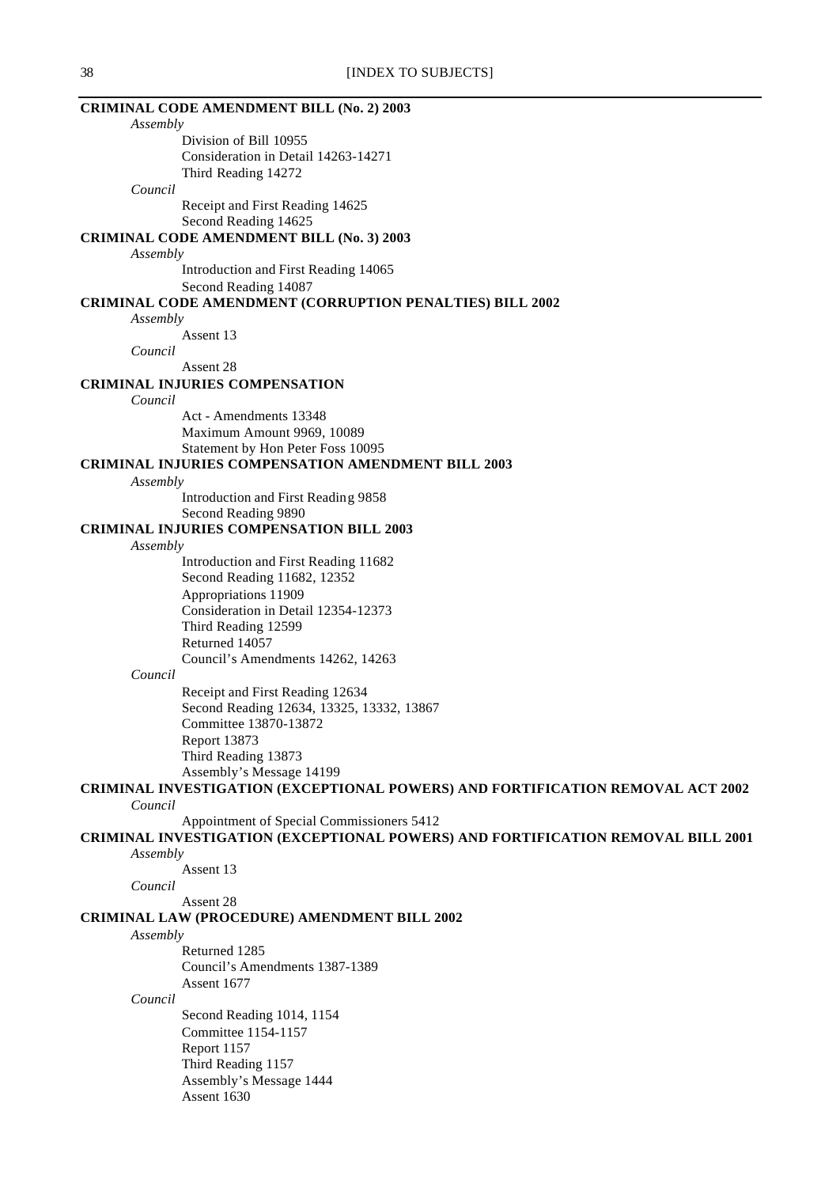**CRIMINAL CODE AMENDMENT BILL (No. 2) 2003**

*Assembly*

Division of Bill 10955
Consideration in Detail 14263-14271
Third Reading 14272

*Council*

Receipt and First Reading 14625
Second Reading 14625

**CRIMINAL CODE AMENDMENT BILL (No. 3) 2003**

*Assembly*

Introduction and First Reading 14065
Second Reading 14087

**CRIMINAL CODE AMENDMENT (CORRUPTION PENALTIES) BILL 2002**

*Assembly*

Assent 13

*Council*

Assent 28

**CRIMINAL INJURIES COMPENSATION**

*Council*

Act - Amendments 13348
Maximum Amount 9969, 10089
Statement by Hon Peter Foss 10095

**CRIMINAL INJURIES COMPENSATION AMENDMENT BILL 2003**

*Assembly*

Introduction and First Reading 9858
Second Reading 9890

**CRIMINAL INJURIES COMPENSATION BILL 2003**

*Assembly*

Introduction and First Reading 11682
Second Reading 11682, 12352
Appropriations 11909
Consideration in Detail 12354-12373
Third Reading 12599
Returned 14057
Council's Amendments 14262, 14263

*Council*

Receipt and First Reading 12634
Second Reading 12634, 13325, 13332, 13867
Committee 13870-13872
Report 13873
Third Reading 13873
Assembly's Message 14199

**CRIMINAL INVESTIGATION (EXCEPTIONAL POWERS) AND FORTIFICATION REMOVAL ACT 2002**

*Council*

Appointment of Special Commissioners 5412

**CRIMINAL INVESTIGATION (EXCEPTIONAL POWERS) AND FORTIFICATION REMOVAL BILL 2001**

*Assembly*

Assent 13

*Council*

Assent 28

**CRIMINAL LAW (PROCEDURE) AMENDMENT BILL 2002**

*Assembly*

Returned 1285
Council's Amendments 1387-1389
Assent 1677

*Council*

Second Reading 1014, 1154
Committee 1154-1157
Report 1157
Third Reading 1157
Assembly's Message 1444
Assent 1630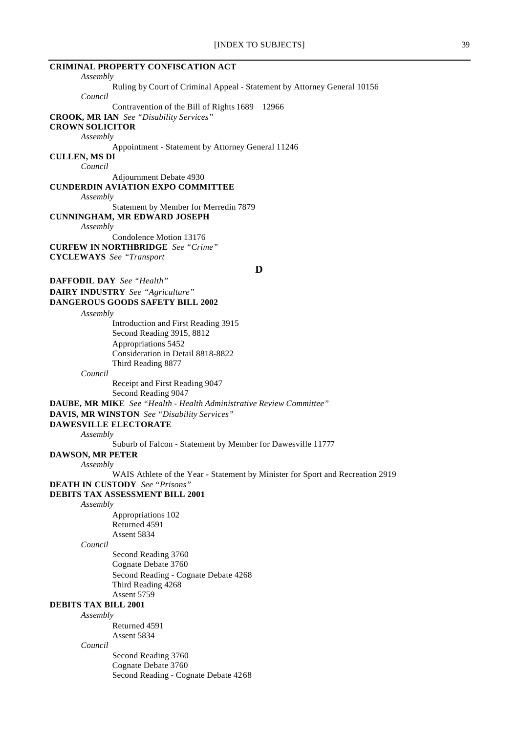**CRIMINAL PROPERTY CONFISCATION ACT**

*Assembly*

Ruling by Court of Criminal Appeal - Statement by Attorney General 10156

*Council*

Contravention of the Bill of Rights 1689 12966

**CROOK, MR IAN** *See "Disability Services"*

**CROWN SOLICITOR**

*Assembly*

Appointment - Statement by Attorney General 11246

**CULLEN, MS DI**

*Council*

Adjournment Debate 4930

**CUNDERDIN AVIATION EXPO COMMITTEE**

*Assembly*

Statement by Member for Merredin 7879

**CUNNINGHAM, MR EDWARD JOSEPH**

*Assembly*

Condolence Motion 13176

**CURFEW IN NORTHBRIDGE** *See "Crime"*

**CYCLEWAYS** *See "Transport*

## D

**DAFFODIL DAY** *See "Health"*

**DAIRY INDUSTRY** *See "Agriculture"*

**DANGEROUS GOODS SAFETY BILL 2002**

*Assembly*

Introduction and First Reading 3915
Second Reading 3915, 8812
Appropriations 5452
Consideration in Detail 8818-8822
Third Reading 8877

*Council*

Receipt and First Reading 9047
Second Reading 9047

**DAUBE, MR MIKE** *See "Health - Health Administrative Review Committee"*

**DAVIS, MR WINSTON** *See "Disability Services"*

**DAWESVILLE ELECTORATE**

*Assembly*

Suburb of Falcon - Statement by Member for Dawesville 11777

**DAWSON, MR PETER**

*Assembly*

WAIS Athlete of the Year - Statement by Minister for Sport and Recreation 2919

**DEATH IN CUSTODY** *See "Prisons"*

**DEBITS TAX ASSESSMENT BILL 2001**

*Assembly*

Appropriations 102
Returned 4591
Assent 5834

*Council*

Second Reading 3760
Cognate Debate 3760
Second Reading - Cognate Debate 4268
Third Reading 4268
Assent 5759

**DEBITS TAX BILL 2001**

*Assembly*

Returned 4591
Assent 5834

*Council*

Second Reading 3760
Cognate Debate 3760
Second Reading - Cognate Debate 4268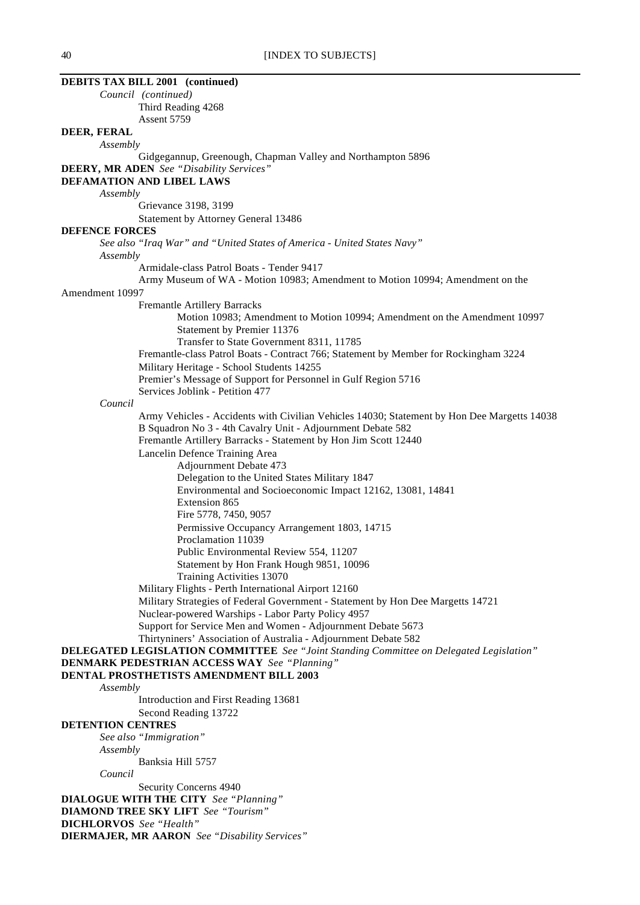**DEBITS TAX BILL 2001 (continued)**

*Council (continued)*

Third Reading 4268

Assent 5759

**DEER, FERAL**

*Assembly*

Gidgegannup, Greenough, Chapman Valley and Northampton 5896

**DEERY, MR ADEN** *See "Disability Services"*

**DEFAMATION AND LIBEL LAWS**

*Assembly*

Grievance 3198, 3199

Statement by Attorney General 13486

**DEFENCE FORCES**

*See also "Iraq War" and "United States of America - United States Navy"*

*Assembly*

Armidale-class Patrol Boats - Tender 9417

Army Museum of WA - Motion 10983; Amendment to Motion 10994; Amendment on the Amendment 10997

Fremantle Artillery Barracks

Motion 10983; Amendment to Motion 10994; Amendment on the Amendment 10997

Statement by Premier 11376

Transfer to State Government 8311, 11785

Fremantle-class Patrol Boats - Contract 766; Statement by Member for Rockingham 3224

Military Heritage - School Students 14255

Premier's Message of Support for Personnel in Gulf Region 5716

Services Joblink - Petition 477

*Council*

Army Vehicles - Accidents with Civilian Vehicles 14030; Statement by Hon Dee Margetts 14038

B Squadron No 3 - 4th Cavalry Unit - Adjournment Debate 582

Fremantle Artillery Barracks - Statement by Hon Jim Scott 12440

Lancelin Defence Training Area

Adjournment Debate 473

Delegation to the United States Military 1847

Environmental and Socioeconomic Impact 12162, 13081, 14841

Extension 865

Fire 5778, 7450, 9057

Permissive Occupancy Arrangement 1803, 14715

Proclamation 11039

Public Environmental Review 554, 11207

Statement by Hon Frank Hough 9851, 10096

Training Activities 13070

Military Flights - Perth International Airport 12160

Military Strategies of Federal Government - Statement by Hon Dee Margetts 14721

Nuclear-powered Warships - Labor Party Policy 4957

Support for Service Men and Women - Adjournment Debate 5673

Thirtyniners' Association of Australia - Adjournment Debate 582

**DELEGATED LEGISLATION COMMITTEE** *See "Joint Standing Committee on Delegated Legislation"*

**DENMARK PEDESTRIAN ACCESS WAY** *See "Planning"*

**DENTAL PROSTHETISTS AMENDMENT BILL 2003**

*Assembly*

Introduction and First Reading 13681

Second Reading 13722

**DETENTION CENTRES**

*See also "Immigration"*

*Assembly*

Banksia Hill 5757

*Council*

Security Concerns 4940

**DIALOGUE WITH THE CITY** *See "Planning"*

**DIAMOND TREE SKY LIFT** *See "Tourism"*

**DICHLORVOS** *See "Health"*

**DIERMAJER, MR AARON** *See "Disability Services"*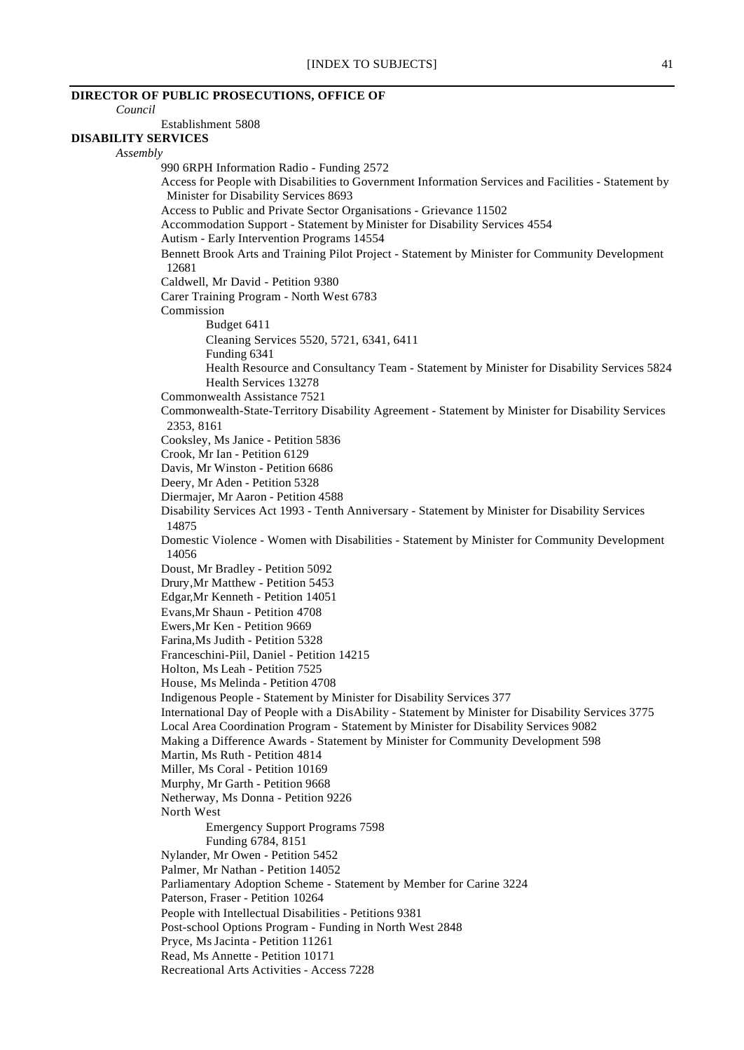**DIRECTOR OF PUBLIC PROSECUTIONS, OFFICE OF**

*Council*

- Establishment 5808

**DISABILITY SERVICES**

*Assembly*

- 990 6RPH Information Radio - Funding 2572
- Access for People with Disabilities to Government Information Services and Facilities - Statement by Minister for Disability Services 8693
- Access to Public and Private Sector Organisations - Grievance 11502
- Accommodation Support - Statement by Minister for Disability Services 4554
- Autism - Early Intervention Programs 14554
- Bennett Brook Arts and Training Pilot Project - Statement by Minister for Community Development 12681
- Caldwell, Mr David - Petition 9380
- Carer Training Program - North West 6783
- Commission
  - Budget 6411
  - Cleaning Services 5520, 5721, 6341, 6411
  - Funding 6341
  - Health Resource and Consultancy Team - Statement by Minister for Disability Services 5824
  - Health Services 13278
- Commonwealth Assistance 7521
- Commonwealth-State-Territory Disability Agreement - Statement by Minister for Disability Services 2353, 8161
- Cooksley, Ms Janice - Petition 5836
- Crook, Mr Ian - Petition 6129
- Davis, Mr Winston - Petition 6686
- Deery, Mr Aden - Petition 5328
- Diermajer, Mr Aaron - Petition 4588
- Disability Services Act 1993 - Tenth Anniversary - Statement by Minister for Disability Services 14875
- Domestic Violence - Women with Disabilities - Statement by Minister for Community Development 14056
- Doust, Mr Bradley - Petition 5092
- Drury, Mr Matthew - Petition 5453
- Edgar, Mr Kenneth - Petition 14051
- Evans, Mr Shaun - Petition 4708
- Ewers, Mr Ken - Petition 9669
- Farina, Ms Judith - Petition 5328
- Franceschini-Piil, Daniel - Petition 14215
- Holton, Ms Leah - Petition 7525
- House, Ms Melinda - Petition 4708
- Indigenous People - Statement by Minister for Disability Services 377
- International Day of People with a DisAbility - Statement by Minister for Disability Services 3775
- Local Area Coordination Program - Statement by Minister for Disability Services 9082
- Making a Difference Awards - Statement by Minister for Community Development 598
- Martin, Ms Ruth - Petition 4814
- Miller, Ms Coral - Petition 10169
- Murphy, Mr Garth - Petition 9668
- Netherway, Ms Donna - Petition 9226
- North West
  - Emergency Support Programs 7598
  - Funding 6784, 8151
- Nylander, Mr Owen - Petition 5452
- Palmer, Mr Nathan - Petition 14052
- Parliamentary Adoption Scheme - Statement by Member for Carine 3224
- Paterson, Fraser - Petition 10264
- People with Intellectual Disabilities - Petitions 9381
- Post-school Options Program - Funding in North West 2848
- Pryce, Ms Jacinta - Petition 11261
- Read, Ms Annette - Petition 10171
- Recreational Arts Activities - Access 7228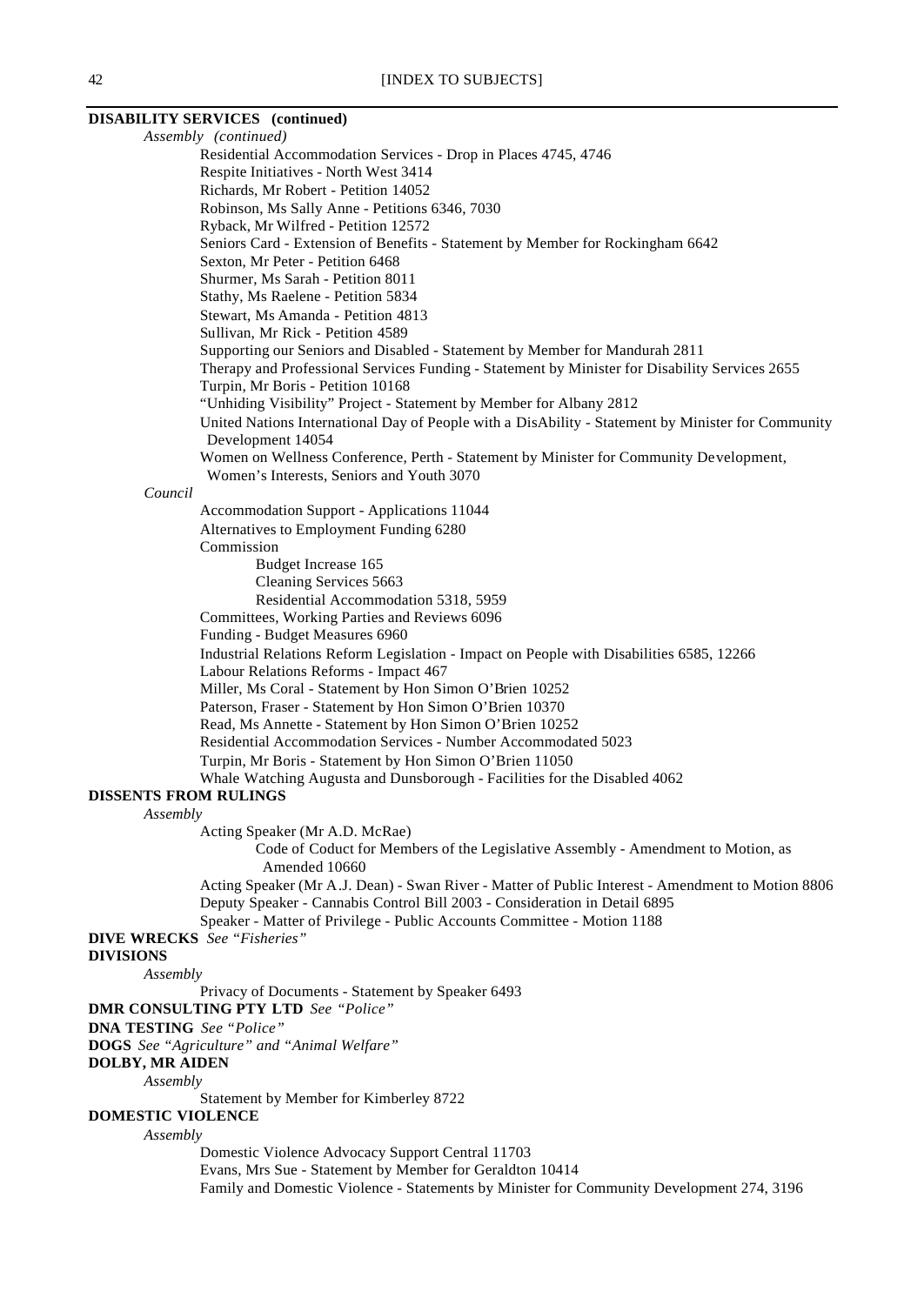**DISABILITY SERVICES (continued)**

*Assembly (continued)*

Residential Accommodation Services - Drop in Places 4745, 4746
Respite Initiatives - North West 3414
Richards, Mr Robert - Petition 14052
Robinson, Ms Sally Anne - Petitions 6346, 7030
Ryback, Mr Wilfred - Petition 12572
Seniors Card - Extension of Benefits - Statement by Member for Rockingham 6642
Sexton, Mr Peter - Petition 6468
Shurmer, Ms Sarah - Petition 8011
Stathy, Ms Raelene - Petition 5834
Stewart, Ms Amanda - Petition 4813
Sullivan, Mr Rick - Petition 4589
Supporting our Seniors and Disabled - Statement by Member for Mandurah 2811
Therapy and Professional Services Funding - Statement by Minister for Disability Services 2655
Turpin, Mr Boris - Petition 10168
"Unhiding Visibility" Project - Statement by Member for Albany 2812
United Nations International Day of People with a DisAbility - Statement by Minister for Community Development 14054
Women on Wellness Conference, Perth - Statement by Minister for Community Development, Women's Interests, Seniors and Youth 3070

*Council*

Accommodation Support - Applications 11044
Alternatives to Employment Funding 6280
Commission
  Budget Increase 165
  Cleaning Services 5663
  Residential Accommodation 5318, 5959
Committees, Working Parties and Reviews 6096
Funding - Budget Measures 6960
Industrial Relations Reform Legislation - Impact on People with Disabilities 6585, 12266
Labour Relations Reforms - Impact 467
Miller, Ms Coral - Statement by Hon Simon O'Brien 10252
Paterson, Fraser - Statement by Hon Simon O'Brien 10370
Read, Ms Annette - Statement by Hon Simon O'Brien 10252
Residential Accommodation Services - Number Accommodated 5023
Turpin, Mr Boris - Statement by Hon Simon O'Brien 11050
Whale Watching Augusta and Dunsborough - Facilities for the Disabled 4062

**DISSENTS FROM RULINGS**

*Assembly*

Acting Speaker (Mr A.D. McRae)
  Code of Coduct for Members of the Legislative Assembly - Amendment to Motion, as Amended 10660
Acting Speaker (Mr A.J. Dean) - Swan River - Matter of Public Interest - Amendment to Motion 8806
Deputy Speaker - Cannabis Control Bill 2003 - Consideration in Detail 6895
Speaker - Matter of Privilege - Public Accounts Committee - Motion 1188

**DIVE WRECKS** *See "Fisheries"*

**DIVISIONS**

*Assembly*

Privacy of Documents - Statement by Speaker 6493

**DMR CONSULTING PTY LTD** *See "Police"*

**DNA TESTING** *See "Police"*

**DOGS** *See "Agriculture" and "Animal Welfare"*

**DOLBY, MR AIDEN**

*Assembly*

Statement by Member for Kimberley 8722

**DOMESTIC VIOLENCE**

*Assembly*

Domestic Violence Advocacy Support Central 11703
Evans, Mrs Sue - Statement by Member for Geraldton 10414
Family and Domestic Violence - Statements by Minister for Community Development 274, 3196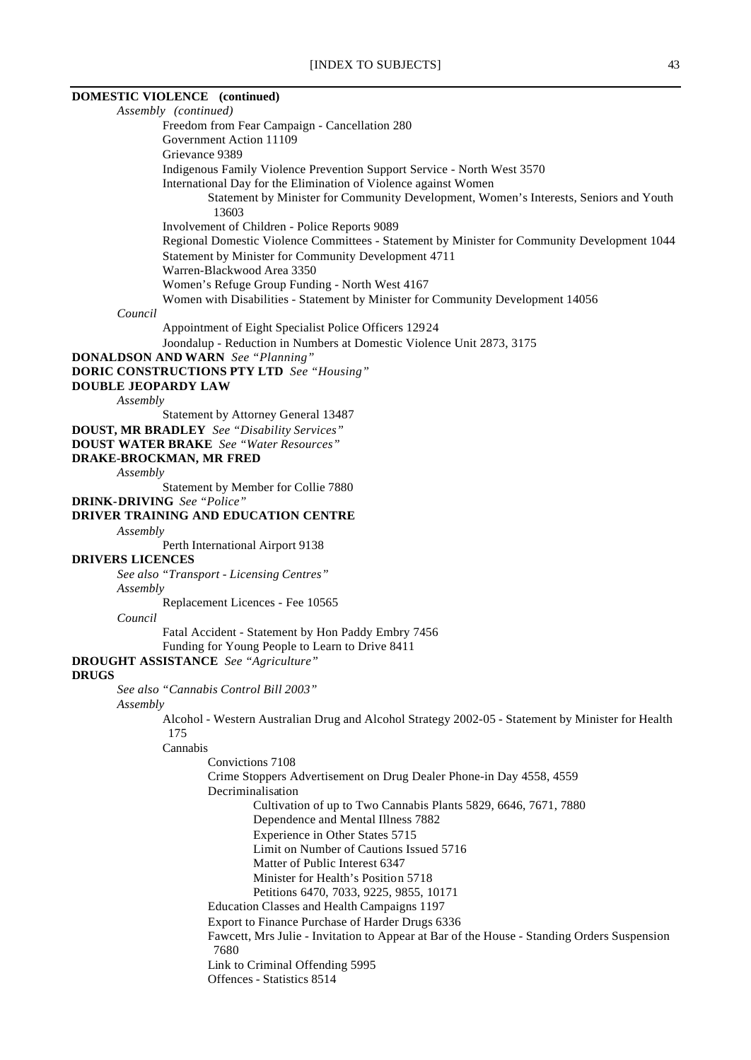**DOMESTIC VIOLENCE (continued)**

*Assembly (continued)*

- Freedom from Fear Campaign - Cancellation 280
- Government Action 11109
- Grievance 9389
- Indigenous Family Violence Prevention Support Service - North West 3570
- International Day for the Elimination of Violence against Women
  - Statement by Minister for Community Development, Women's Interests, Seniors and Youth 13603
- Involvement of Children - Police Reports 9089
- Regional Domestic Violence Committees - Statement by Minister for Community Development 1044
- Statement by Minister for Community Development 4711
- Warren-Blackwood Area 3350
- Women's Refuge Group Funding - North West 4167
- Women with Disabilities - Statement by Minister for Community Development 14056

*Council*

- Appointment of Eight Specialist Police Officers 12924
- Joondalup - Reduction in Numbers at Domestic Violence Unit 2873, 3175

**DONALDSON AND WARN** *See "Planning"*

**DORIC CONSTRUCTIONS PTY LTD** *See "Housing"*

**DOUBLE JEOPARDY LAW**

*Assembly*

- Statement by Attorney General 13487

**DOUST, MR BRADLEY** *See "Disability Services"*

**DOUST WATER BRAKE** *See "Water Resources"*

**DRAKE-BROCKMAN, MR FRED**

*Assembly*

- Statement by Member for Collie 7880

**DRINK-DRIVING** *See "Police"*

**DRIVER TRAINING AND EDUCATION CENTRE**

*Assembly*

- Perth International Airport 9138

**DRIVERS LICENCES**

*See also "Transport - Licensing Centres"*

*Assembly*

- Replacement Licences - Fee 10565

*Council*

- Fatal Accident - Statement by Hon Paddy Embry 7456
- Funding for Young People to Learn to Drive 8411

**DROUGHT ASSISTANCE** *See "Agriculture"*

**DRUGS**

*See also "Cannabis Control Bill 2003"*

*Assembly*

- Alcohol - Western Australian Drug and Alcohol Strategy 2002-05 - Statement by Minister for Health 175
- Cannabis
  - Convictions 7108
  - Crime Stoppers Advertisement on Drug Dealer Phone-in Day 4558, 4559
  - Decriminalisation
    - Cultivation of up to Two Cannabis Plants 5829, 6646, 7671, 7880
    - Dependence and Mental Illness 7882
    - Experience in Other States 5715
    - Limit on Number of Cautions Issued 5716
    - Matter of Public Interest 6347
    - Minister for Health's Position 5718
    - Petitions 6470, 7033, 9225, 9855, 10171
  - Education Classes and Health Campaigns 1197
  - Export to Finance Purchase of Harder Drugs 6336
  - Fawcett, Mrs Julie - Invitation to Appear at Bar of the House - Standing Orders Suspension 7680
  - Link to Criminal Offending 5995
  - Offences - Statistics 8514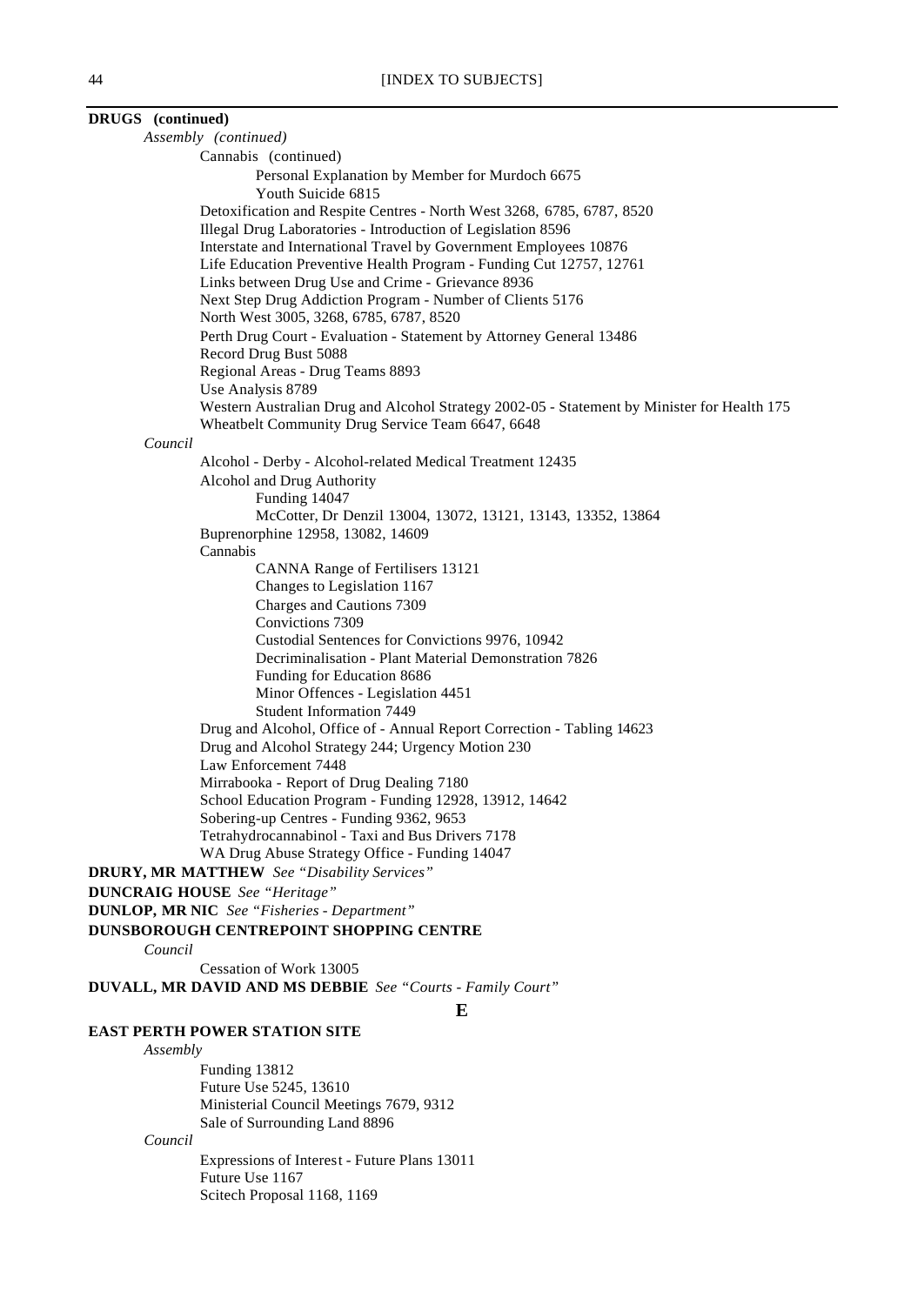**DRUGS (continued)**

*Assembly (continued)*

- Cannabis (continued)
  - Personal Explanation by Member for Murdoch 6675
  - Youth Suicide 6815
- Detoxification and Respite Centres - North West 3268, 6785, 6787, 8520
- Illegal Drug Laboratories - Introduction of Legislation 8596
- Interstate and International Travel by Government Employees 10876
- Life Education Preventive Health Program - Funding Cut 12757, 12761
- Links between Drug Use and Crime - Grievance 8936
- Next Step Drug Addiction Program - Number of Clients 5176
- North West 3005, 3268, 6785, 6787, 8520
- Perth Drug Court - Evaluation - Statement by Attorney General 13486
- Record Drug Bust 5088
- Regional Areas - Drug Teams 8893
- Use Analysis 8789
- Western Australian Drug and Alcohol Strategy 2002-05 - Statement by Minister for Health 175
- Wheatbelt Community Drug Service Team 6647, 6648

*Council*

- Alcohol - Derby - Alcohol-related Medical Treatment 12435
- Alcohol and Drug Authority
  - Funding 14047
  - McCotter, Dr Denzil 13004, 13072, 13121, 13143, 13352, 13864
- Buprenorphine 12958, 13082, 14609
- Cannabis
  - CANNA Range of Fertilisers 13121
  - Changes to Legislation 1167
  - Charges and Cautions 7309
  - Convictions 7309
  - Custodial Sentences for Convictions 9976, 10942
  - Decriminalisation - Plant Material Demonstration 7826
  - Funding for Education 8686
  - Minor Offences - Legislation 4451
  - Student Information 7449
- Drug and Alcohol, Office of - Annual Report Correction - Tabling 14623
- Drug and Alcohol Strategy 244; Urgency Motion 230
- Law Enforcement 7448
- Mirrabooka - Report of Drug Dealing 7180
- School Education Program - Funding 12928, 13912, 14642
- Sobering-up Centres - Funding 9362, 9653
- Tetrahydrocannabinol - Taxi and Bus Drivers 7178
- WA Drug Abuse Strategy Office - Funding 14047

**DRURY, MR MATTHEW** *See "Disability Services"*

**DUNCRAIG HOUSE** *See "Heritage"*

**DUNLOP, MR NIC** *See "Fisheries - Department"*

**DUNSBOROUGH CENTREPOINT SHOPPING CENTRE**

*Council*

- Cessation of Work 13005

**DUVALL, MR DAVID AND MS DEBBIE** *See "Courts - Family Court"*

## E

**EAST PERTH POWER STATION SITE**

*Assembly*

- Funding 13812
- Future Use 5245, 13610
- Ministerial Council Meetings 7679, 9312
- Sale of Surrounding Land 8896

*Council*

- Expressions of Interest - Future Plans 13011
- Future Use 1167
- Scitech Proposal 1168, 1169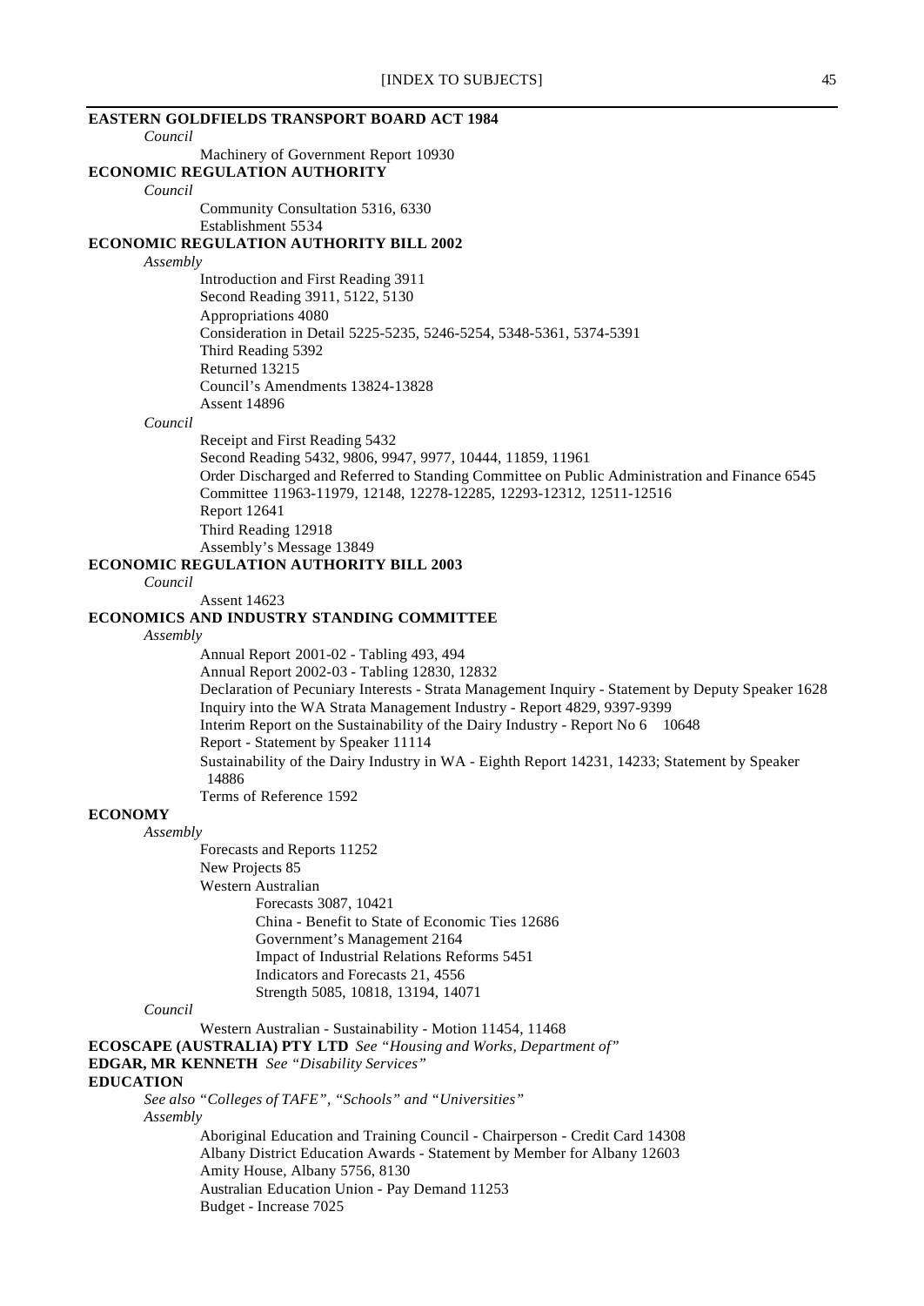**EASTERN GOLDFIELDS TRANSPORT BOARD ACT 1984**

*Council*

Machinery of Government Report 10930

**ECONOMIC REGULATION AUTHORITY**

*Council*

Community Consultation 5316, 6330

Establishment 5534

**ECONOMIC REGULATION AUTHORITY BILL 2002**

*Assembly*

Introduction and First Reading 3911

Second Reading 3911, 5122, 5130

Appropriations 4080

Consideration in Detail 5225-5235, 5246-5254, 5348-5361, 5374-5391

Third Reading 5392

Returned 13215

Council's Amendments 13824-13828

Assent 14896

*Council*

Receipt and First Reading 5432

Second Reading 5432, 9806, 9947, 9977, 10444, 11859, 11961

Order Discharged and Referred to Standing Committee on Public Administration and Finance 6545

Committee 11963-11979, 12148, 12278-12285, 12293-12312, 12511-12516

Report 12641

Third Reading 12918

Assembly's Message 13849

**ECONOMIC REGULATION AUTHORITY BILL 2003**

*Council*

Assent 14623

**ECONOMICS AND INDUSTRY STANDING COMMITTEE**

*Assembly*

Annual Report 2001-02 - Tabling 493, 494

Annual Report 2002-03 - Tabling 12830, 12832

Declaration of Pecuniary Interests - Strata Management Inquiry - Statement by Deputy Speaker 1628

Inquiry into the WA Strata Management Industry - Report 4829, 9397-9399

Interim Report on the Sustainability of the Dairy Industry - Report No 6 10648

Report - Statement by Speaker 11114

Sustainability of the Dairy Industry in WA - Eighth Report 14231, 14233; Statement by Speaker 14886

Terms of Reference 1592

**ECONOMY**

*Assembly*

Forecasts and Reports 11252

New Projects 85

Western Australian

- Forecasts 3087, 10421
- China - Benefit to State of Economic Ties 12686
- Government's Management 2164
- Impact of Industrial Relations Reforms 5451
- Indicators and Forecasts 21, 4556
- Strength 5085, 10818, 13194, 14071

*Council*

Western Australian - Sustainability - Motion 11454, 11468

**ECOSCAPE (AUSTRALIA) PTY LTD** *See "Housing and Works, Department of"*

**EDGAR, MR KENNETH** *See "Disability Services"*

**EDUCATION**

*See also "Colleges of TAFE", "Schools" and "Universities"*

*Assembly*

Aboriginal Education and Training Council - Chairperson - Credit Card 14308

Albany District Education Awards - Statement by Member for Albany 12603

Amity House, Albany 5756, 8130

Australian Education Union - Pay Demand 11253

Budget - Increase 7025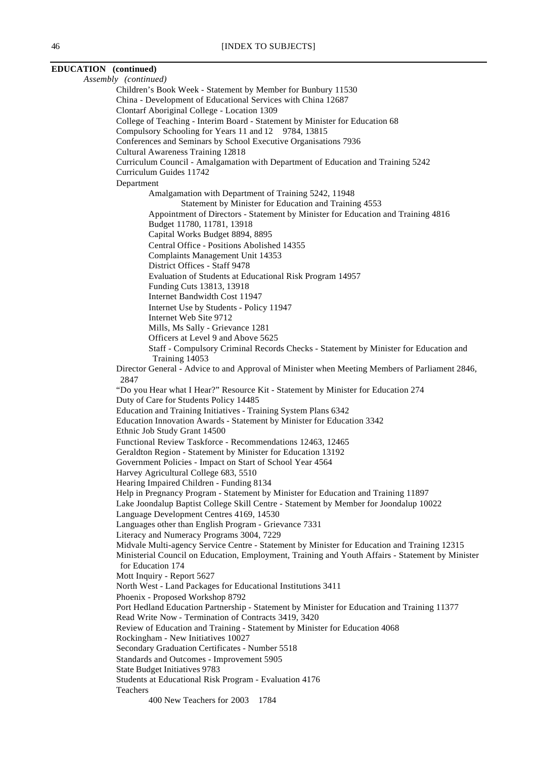**EDUCATION (continued)**

*Assembly (continued)*

- Children's Book Week - Statement by Member for Bunbury 11530
- China - Development of Educational Services with China 12687
- Clontarf Aboriginal College - Location 1309
- College of Teaching - Interim Board - Statement by Minister for Education 68
- Compulsory Schooling for Years 11 and 12 9784, 13815
- Conferences and Seminars by School Executive Organisations 7936
- Cultural Awareness Training 12818
- Curriculum Council - Amalgamation with Department of Education and Training 5242
- Curriculum Guides 11742
- Department
  - Amalgamation with Department of Training 5242, 11948
    - Statement by Minister for Education and Training 4553
  - Appointment of Directors - Statement by Minister for Education and Training 4816
  - Budget 11780, 11781, 13918
  - Capital Works Budget 8894, 8895
  - Central Office - Positions Abolished 14355
  - Complaints Management Unit 14353
  - District Offices - Staff 9478
  - Evaluation of Students at Educational Risk Program 14957
  - Funding Cuts 13813, 13918
  - Internet Bandwidth Cost 11947
  - Internet Use by Students - Policy 11947
  - Internet Web Site 9712
  - Mills, Ms Sally - Grievance 1281
  - Officers at Level 9 and Above 5625
  - Staff - Compulsory Criminal Records Checks - Statement by Minister for Education and Training 14053
- Director General - Advice to and Approval of Minister when Meeting Members of Parliament 2846, 2847
- "Do you Hear what I Hear?" Resource Kit - Statement by Minister for Education 274
- Duty of Care for Students Policy 14485
- Education and Training Initiatives - Training System Plans 6342
- Education Innovation Awards - Statement by Minister for Education 3342
- Ethnic Job Study Grant 14500
- Functional Review Taskforce - Recommendations 12463, 12465
- Geraldton Region - Statement by Minister for Education 13192
- Government Policies - Impact on Start of School Year 4564
- Harvey Agricultural College 683, 5510
- Hearing Impaired Children - Funding 8134
- Help in Pregnancy Program - Statement by Minister for Education and Training 11897
- Lake Joondalup Baptist College Skill Centre - Statement by Member for Joondalup 10022
- Language Development Centres 4169, 14530
- Languages other than English Program - Grievance 7331
- Literacy and Numeracy Programs 3004, 7229
- Midvale Multi-agency Service Centre - Statement by Minister for Education and Training 12315
- Ministerial Council on Education, Employment, Training and Youth Affairs - Statement by Minister for Education 174
- Mott Inquiry - Report 5627
- North West - Land Packages for Educational Institutions 3411
- Phoenix - Proposed Workshop 8792
- Port Hedland Education Partnership - Statement by Minister for Education and Training 11377
- Read Write Now - Termination of Contracts 3419, 3420
- Review of Education and Training - Statement by Minister for Education 4068
- Rockingham - New Initiatives 10027
- Secondary Graduation Certificates - Number 5518
- Standards and Outcomes - Improvement 5905
- State Budget Initiatives 9783
- Students at Educational Risk Program - Evaluation 4176
- Teachers
  - 400 New Teachers for 2003 1784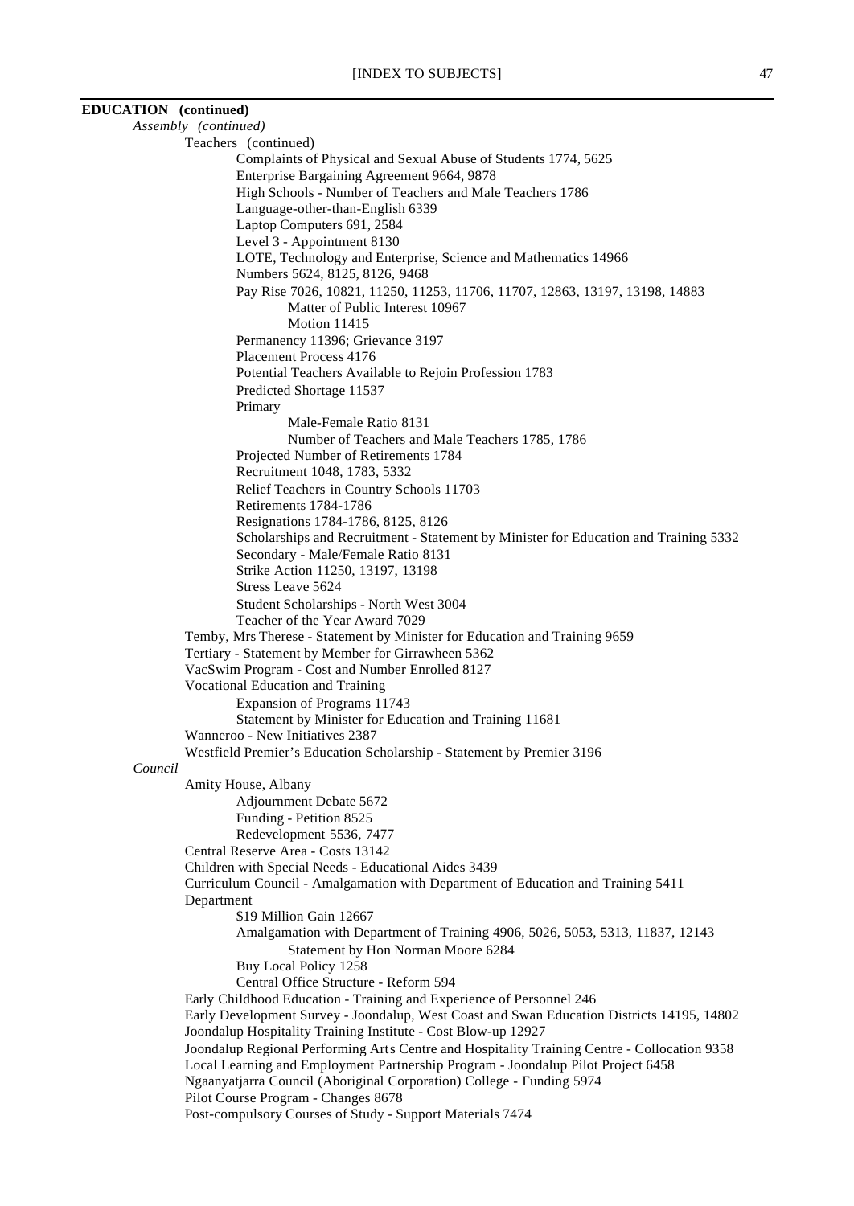**EDUCATION (continued)**

*Assembly (continued)*

- Teachers (continued)
  - Complaints of Physical and Sexual Abuse of Students 1774, 5625
  - Enterprise Bargaining Agreement 9664, 9878
  - High Schools - Number of Teachers and Male Teachers 1786
  - Language-other-than-English 6339
  - Laptop Computers 691, 2584
  - Level 3 - Appointment 8130
  - LOTE, Technology and Enterprise, Science and Mathematics 14966
  - Numbers 5624, 8125, 8126, 9468
  - Pay Rise 7026, 10821, 11250, 11253, 11706, 11707, 12863, 13197, 13198, 14883
    - Matter of Public Interest 10967
    - Motion 11415
  - Permanency 11396; Grievance 3197
  - Placement Process 4176
  - Potential Teachers Available to Rejoin Profession 1783
  - Predicted Shortage 11537
  - Primary
    - Male-Female Ratio 8131
    - Number of Teachers and Male Teachers 1785, 1786
  - Projected Number of Retirements 1784
  - Recruitment 1048, 1783, 5332
  - Relief Teachers in Country Schools 11703
  - Retirements 1784-1786
  - Resignations 1784-1786, 8125, 8126
  - Scholarships and Recruitment - Statement by Minister for Education and Training 5332
  - Secondary - Male/Female Ratio 8131
  - Strike Action 11250, 13197, 13198
  - Stress Leave 5624
  - Student Scholarships - North West 3004
  - Teacher of the Year Award 7029
- Temby, Mrs Therese - Statement by Minister for Education and Training 9659
- Tertiary - Statement by Member for Girrawheen 5362
- VacSwim Program - Cost and Number Enrolled 8127
- Vocational Education and Training
  - Expansion of Programs 11743
  - Statement by Minister for Education and Training 11681
- Wanneroo - New Initiatives 2387
- Westfield Premier's Education Scholarship - Statement by Premier 3196

*Council*

- Amity House, Albany
  - Adjournment Debate 5672
  - Funding - Petition 8525
  - Redevelopment 5536, 7477
- Central Reserve Area - Costs 13142
- Children with Special Needs - Educational Aides 3439
- Curriculum Council - Amalgamation with Department of Education and Training 5411
- Department
  - $19 Million Gain 12667
  - Amalgamation with Department of Training 4906, 5026, 5053, 5313, 11837, 12143
    - Statement by Hon Norman Moore 6284
  - Buy Local Policy 1258
  - Central Office Structure - Reform 594
- Early Childhood Education - Training and Experience of Personnel 246
- Early Development Survey - Joondalup, West Coast and Swan Education Districts 14195, 14802
- Joondalup Hospitality Training Institute - Cost Blow-up 12927
- Joondalup Regional Performing Arts Centre and Hospitality Training Centre - Collocation 9358
- Local Learning and Employment Partnership Program - Joondalup Pilot Project 6458
- Ngaanyatjarra Council (Aboriginal Corporation) College - Funding 5974
- Pilot Course Program - Changes 8678
- Post-compulsory Courses of Study - Support Materials 7474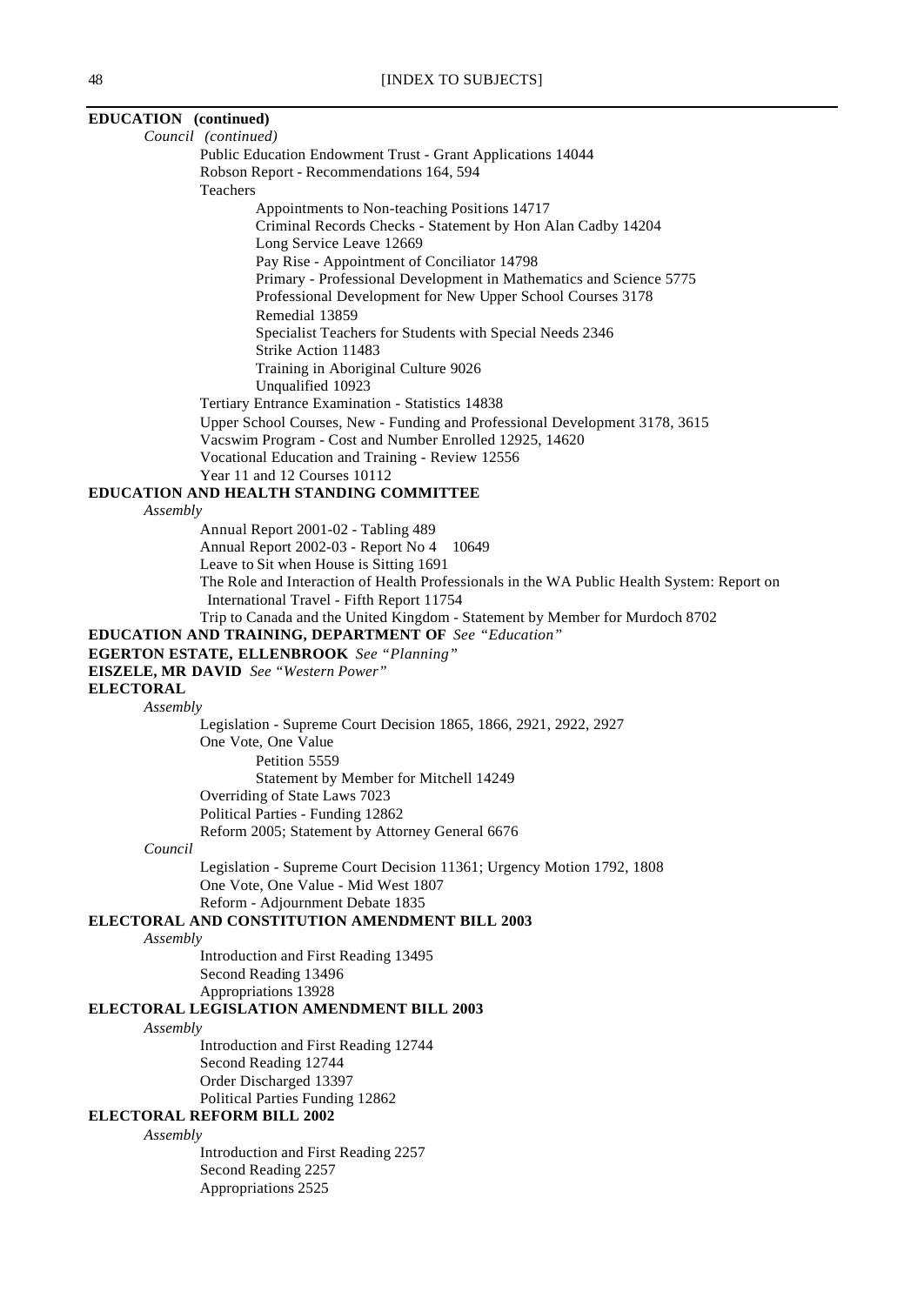**EDUCATION (continued)**

*Council (continued)*

- Public Education Endowment Trust - Grant Applications 14044
- Robson Report - Recommendations 164, 594
- Teachers
  - Appointments to Non-teaching Positions 14717
  - Criminal Records Checks - Statement by Hon Alan Cadby 14204
  - Long Service Leave 12669
  - Pay Rise - Appointment of Conciliator 14798
  - Primary - Professional Development in Mathematics and Science 5775
  - Professional Development for New Upper School Courses 3178
  - Remedial 13859
  - Specialist Teachers for Students with Special Needs 2346
  - Strike Action 11483
  - Training in Aboriginal Culture 9026
  - Unqualified 10923
- Tertiary Entrance Examination - Statistics 14838
- Upper School Courses, New - Funding and Professional Development 3178, 3615
- Vacswim Program - Cost and Number Enrolled 12925, 14620
- Vocational Education and Training - Review 12556
- Year 11 and 12 Courses 10112

**EDUCATION AND HEALTH STANDING COMMITTEE**

*Assembly*

- Annual Report 2001-02 - Tabling 489
- Annual Report 2002-03 - Report No 4 10649
- Leave to Sit when House is Sitting 1691
- The Role and Interaction of Health Professionals in the WA Public Health System: Report on International Travel - Fifth Report 11754
- Trip to Canada and the United Kingdom - Statement by Member for Murdoch 8702

**EDUCATION AND TRAINING, DEPARTMENT OF** *See "Education"*

**EGERTON ESTATE, ELLENBROOK** *See "Planning"*

**EISZELE, MR DAVID** *See "Western Power"*

**ELECTORAL**

*Assembly*

- Legislation - Supreme Court Decision 1865, 1866, 2921, 2922, 2927
- One Vote, One Value
  - Petition 5559
  - Statement by Member for Mitchell 14249
- Overriding of State Laws 7023
- Political Parties - Funding 12862
- Reform 2005; Statement by Attorney General 6676

*Council*

- Legislation - Supreme Court Decision 11361; Urgency Motion 1792, 1808
- One Vote, One Value - Mid West 1807
- Reform - Adjournment Debate 1835

**ELECTORAL AND CONSTITUTION AMENDMENT BILL 2003**

*Assembly*

- Introduction and First Reading 13495
- Second Reading 13496
- Appropriations 13928

**ELECTORAL LEGISLATION AMENDMENT BILL 2003**

*Assembly*

- Introduction and First Reading 12744
- Second Reading 12744
- Order Discharged 13397
- Political Parties Funding 12862

**ELECTORAL REFORM BILL 2002**

*Assembly*

- Introduction and First Reading 2257
- Second Reading 2257
- Appropriations 2525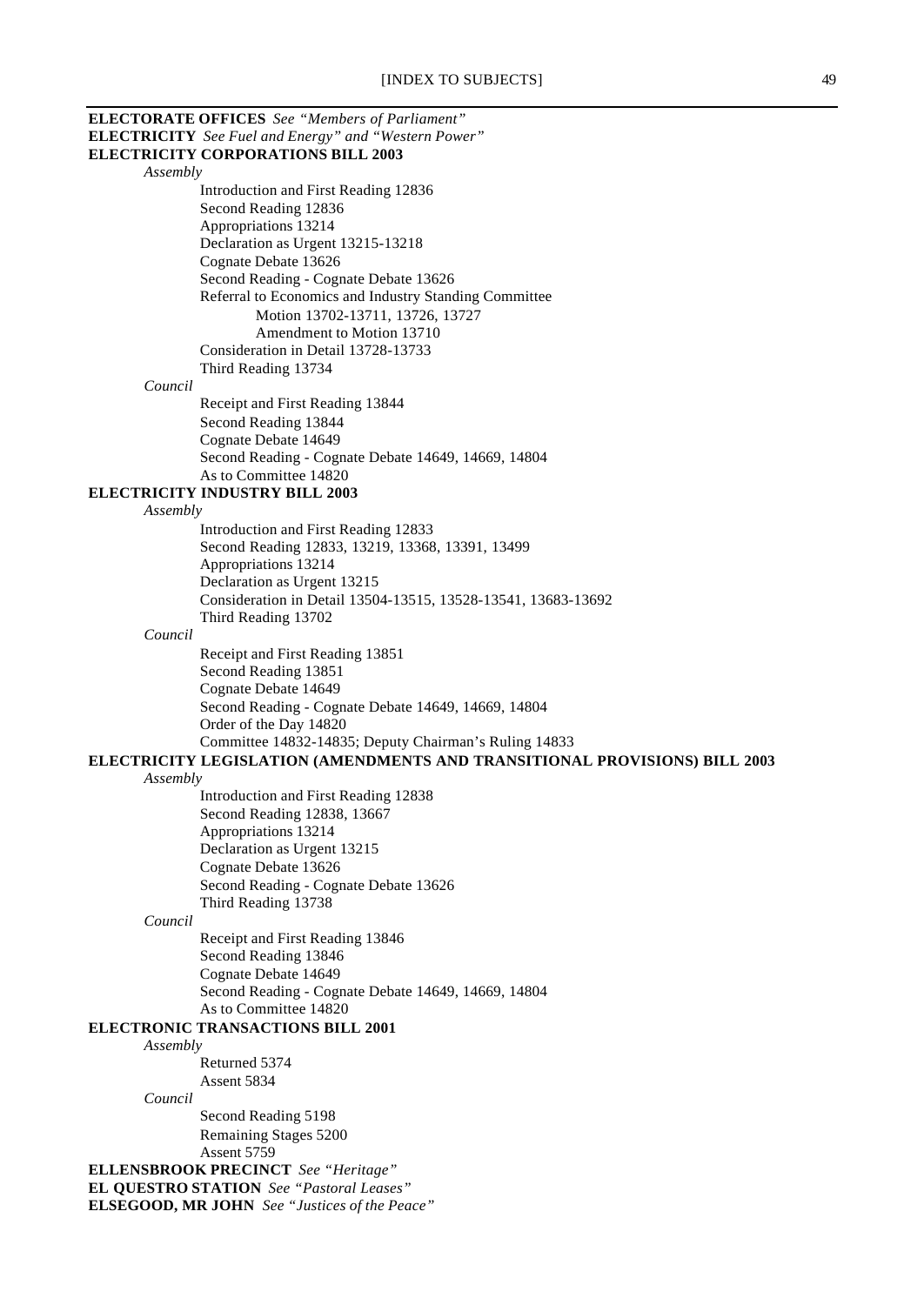**ELECTORATE OFFICES** *See "Members of Parliament"*
**ELECTRICITY** *See Fuel and Energy" and "Western Power"*
**ELECTRICITY CORPORATIONS BILL 2003**

*Assembly*

- Introduction and First Reading 12836
- Second Reading 12836
- Appropriations 13214
- Declaration as Urgent 13215-13218
- Cognate Debate 13626
- Second Reading - Cognate Debate 13626
- Referral to Economics and Industry Standing Committee
  - Motion 13702-13711, 13726, 13727
  - Amendment to Motion 13710
- Consideration in Detail 13728-13733
- Third Reading 13734

*Council*

- Receipt and First Reading 13844
- Second Reading 13844
- Cognate Debate 14649
- Second Reading - Cognate Debate 14649, 14669, 14804
- As to Committee 14820

**ELECTRICITY INDUSTRY BILL 2003**

*Assembly*

- Introduction and First Reading 12833
- Second Reading 12833, 13219, 13368, 13391, 13499
- Appropriations 13214
- Declaration as Urgent 13215
- Consideration in Detail 13504-13515, 13528-13541, 13683-13692
- Third Reading 13702

*Council*

- Receipt and First Reading 13851
- Second Reading 13851
- Cognate Debate 14649
- Second Reading - Cognate Debate 14649, 14669, 14804
- Order of the Day 14820
- Committee 14832-14835; Deputy Chairman's Ruling 14833

**ELECTRICITY LEGISLATION (AMENDMENTS AND TRANSITIONAL PROVISIONS) BILL 2003**

*Assembly*

- Introduction and First Reading 12838
- Second Reading 12838, 13667
- Appropriations 13214
- Declaration as Urgent 13215
- Cognate Debate 13626
- Second Reading - Cognate Debate 13626
- Third Reading 13738

*Council*

- Receipt and First Reading 13846
- Second Reading 13846
- Cognate Debate 14649
- Second Reading - Cognate Debate 14649, 14669, 14804
- As to Committee 14820

**ELECTRONIC TRANSACTIONS BILL 2001**

*Assembly*

- Returned 5374
- Assent 5834

*Council*

- Second Reading 5198
- Remaining Stages 5200
- Assent 5759

**ELLENSBROOK PRECINCT** *See "Heritage"*
**EL QUESTRO STATION** *See "Pastoral Leases"*
**ELSEGOOD, MR JOHN** *See "Justices of the Peace"*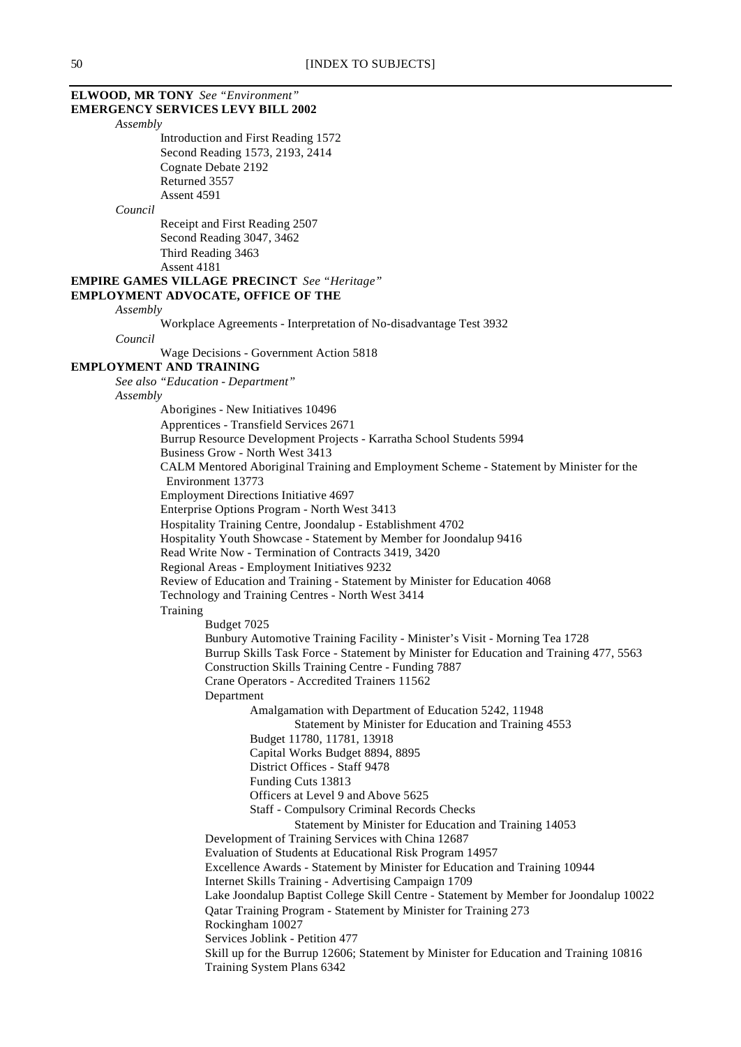**ELWOOD, MR TONY** *See "Environment"*
**EMERGENCY SERVICES LEVY BILL 2002**

*Assembly*

- Introduction and First Reading 1572
- Second Reading 1573, 2193, 2414
- Cognate Debate 2192
- Returned 3557
- Assent 4591

*Council*

- Receipt and First Reading 2507
- Second Reading 3047, 3462
- Third Reading 3463
- Assent 4181

**EMPIRE GAMES VILLAGE PRECINCT** *See "Heritage"*
**EMPLOYMENT ADVOCATE, OFFICE OF THE**

*Assembly*

- Workplace Agreements - Interpretation of No-disadvantage Test 3932

*Council*

- Wage Decisions - Government Action 5818

**EMPLOYMENT AND TRAINING**

*See also "Education - Department"*

*Assembly*

- Aborigines - New Initiatives 10496
- Apprentices - Transfield Services 2671
- Burrup Resource Development Projects - Karratha School Students 5994
- Business Grow - North West 3413
- CALM Mentored Aboriginal Training and Employment Scheme - Statement by Minister for the Environment 13773
- Employment Directions Initiative 4697
- Enterprise Options Program - North West 3413
- Hospitality Training Centre, Joondalup - Establishment 4702
- Hospitality Youth Showcase - Statement by Member for Joondalup 9416
- Read Write Now - Termination of Contracts 3419, 3420
- Regional Areas - Employment Initiatives 9232
- Review of Education and Training - Statement by Minister for Education 4068
- Technology and Training Centres - North West 3414
- Training
  - Budget 7025
  - Bunbury Automotive Training Facility - Minister's Visit - Morning Tea 1728
  - Burrup Skills Task Force - Statement by Minister for Education and Training 477, 5563
  - Construction Skills Training Centre - Funding 7887
  - Crane Operators - Accredited Trainers 11562
  - Department
    - Amalgamation with Department of Education 5242, 11948
      - Statement by Minister for Education and Training 4553
    - Budget 11780, 11781, 13918
    - Capital Works Budget 8894, 8895
    - District Offices - Staff 9478
    - Funding Cuts 13813
    - Officers at Level 9 and Above 5625
    - Staff - Compulsory Criminal Records Checks
      - Statement by Minister for Education and Training 14053
  - Development of Training Services with China 12687
  - Evaluation of Students at Educational Risk Program 14957
  - Excellence Awards - Statement by Minister for Education and Training 10944
  - Internet Skills Training - Advertising Campaign 1709
  - Lake Joondalup Baptist College Skill Centre - Statement by Member for Joondalup 10022
  - Qatar Training Program - Statement by Minister for Training 273
  - Rockingham 10027
  - Services Joblink - Petition 477
  - Skill up for the Burrup 12606; Statement by Minister for Education and Training 10816
  - Training System Plans 6342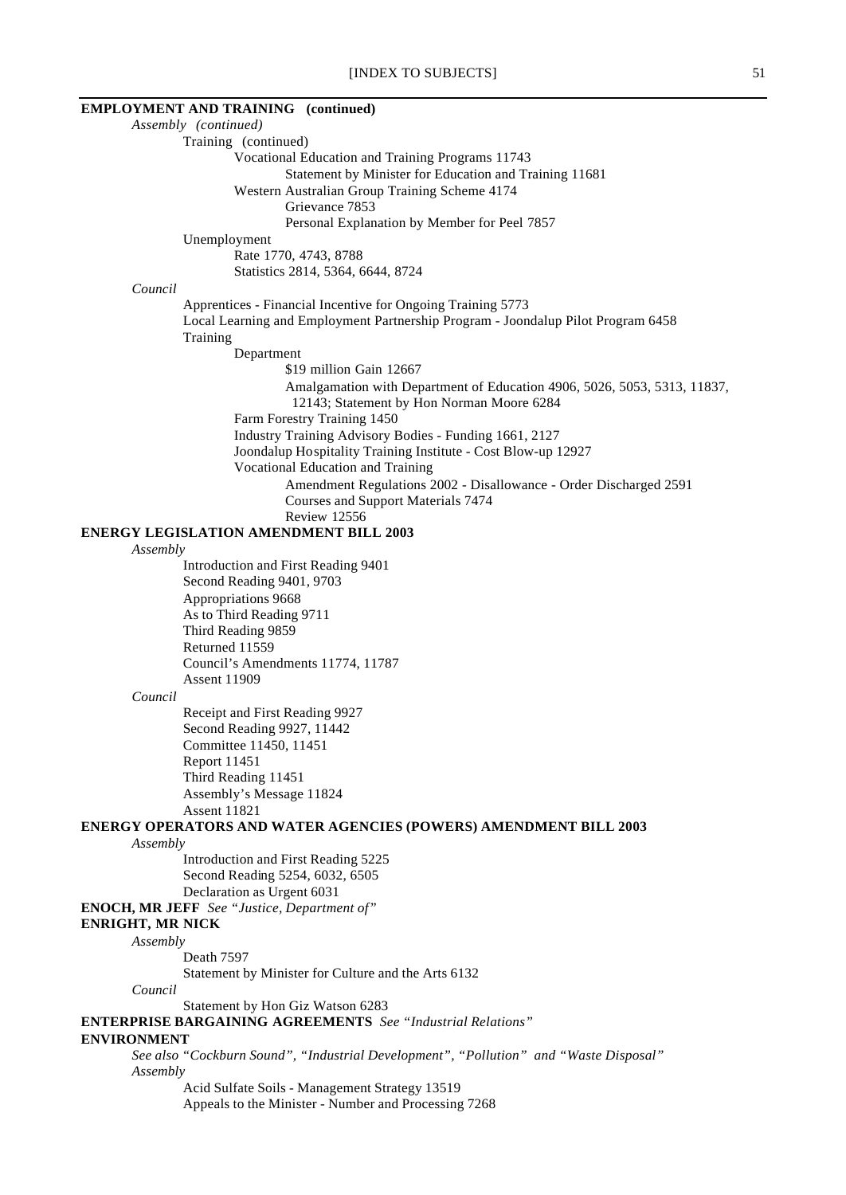**EMPLOYMENT AND TRAINING (continued)**

*Assembly (continued)*

- Training (continued)
  - Vocational Education and Training Programs 11743
    - Statement by Minister for Education and Training 11681
  - Western Australian Group Training Scheme 4174
    - Grievance 7853
    - Personal Explanation by Member for Peel 7857
- Unemployment
  - Rate 1770, 4743, 8788
  - Statistics 2814, 5364, 6644, 8724

*Council*

- Apprentices - Financial Incentive for Ongoing Training 5773
- Local Learning and Employment Partnership Program - Joondalup Pilot Program 6458
- Training
  - Department
    - $19 million Gain 12667
    - Amalgamation with Department of Education 4906, 5026, 5053, 5313, 11837, 12143; Statement by Hon Norman Moore 6284
  - Farm Forestry Training 1450
  - Industry Training Advisory Bodies - Funding 1661, 2127
  - Joondalup Hospitality Training Institute - Cost Blow-up 12927
  - Vocational Education and Training
    - Amendment Regulations 2002 - Disallowance - Order Discharged 2591
    - Courses and Support Materials 7474
    - Review 12556

**ENERGY LEGISLATION AMENDMENT BILL 2003**

*Assembly*

- Introduction and First Reading 9401
- Second Reading 9401, 9703
- Appropriations 9668
- As to Third Reading 9711
- Third Reading 9859
- Returned 11559
- Council's Amendments 11774, 11787
- Assent 11909

*Council*

- Receipt and First Reading 9927
- Second Reading 9927, 11442
- Committee 11450, 11451
- Report 11451
- Third Reading 11451
- Assembly's Message 11824
- Assent 11821

**ENERGY OPERATORS AND WATER AGENCIES (POWERS) AMENDMENT BILL 2003**

*Assembly*

- Introduction and First Reading 5225
- Second Reading 5254, 6032, 6505
- Declaration as Urgent 6031

**ENOCH, MR JEFF** *See "Justice, Department of"*

**ENRIGHT, MR NICK**

*Assembly*

- Death 7597
- Statement by Minister for Culture and the Arts 6132

*Council*

- Statement by Hon Giz Watson 6283

**ENTERPRISE BARGAINING AGREEMENTS** *See "Industrial Relations"*

**ENVIRONMENT**

*See also "Cockburn Sound", "Industrial Development", "Pollution" and "Waste Disposal"*

*Assembly*

- Acid Sulfate Soils - Management Strategy 13519
- Appeals to the Minister - Number and Processing 7268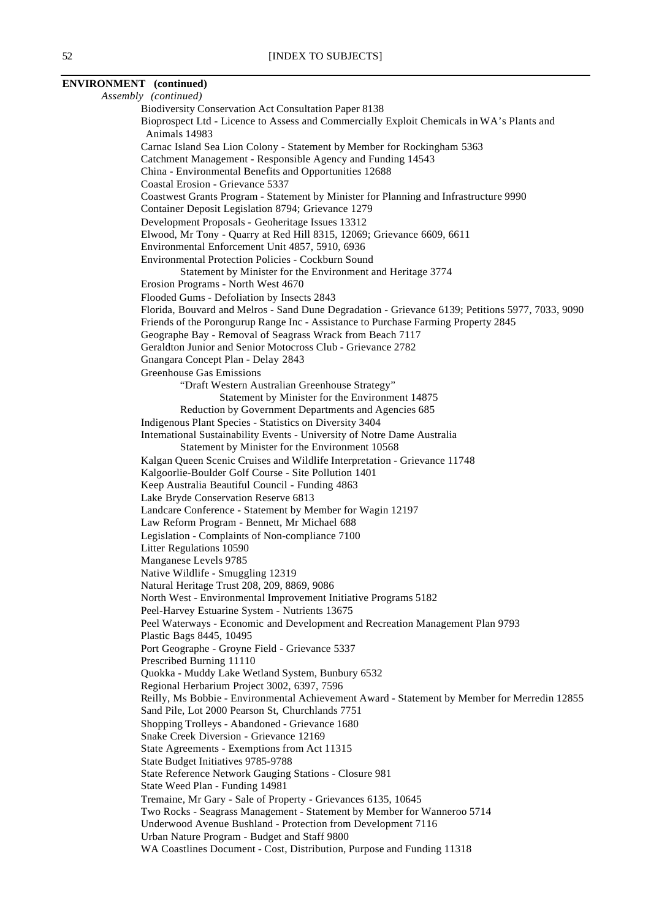**ENVIRONMENT (continued)**

*Assembly (continued)*

Biodiversity Conservation Act Consultation Paper 8138
Bioprospect Ltd - Licence to Assess and Commercially Exploit Chemicals in WA's Plants and Animals 14983
Carnac Island Sea Lion Colony - Statement by Member for Rockingham 5363
Catchment Management - Responsible Agency and Funding 14543
China - Environmental Benefits and Opportunities 12688
Coastal Erosion - Grievance 5337
Coastwest Grants Program - Statement by Minister for Planning and Infrastructure 9990
Container Deposit Legislation 8794; Grievance 1279
Development Proposals - Geoheritage Issues 13312
Elwood, Mr Tony - Quarry at Red Hill 8315, 12069; Grievance 6609, 6611
Environmental Enforcement Unit 4857, 5910, 6936
Environmental Protection Policies - Cockburn Sound
    Statement by Minister for the Environment and Heritage 3774
Erosion Programs - North West 4670
Flooded Gums - Defoliation by Insects 2843
Florida, Bouvard and Melros - Sand Dune Degradation - Grievance 6139; Petitions 5977, 7033, 9090
Friends of the Porongurup Range Inc - Assistance to Purchase Farming Property 2845
Geographe Bay - Removal of Seagrass Wrack from Beach 7117
Geraldton Junior and Senior Motocross Club - Grievance 2782
Gnangara Concept Plan - Delay 2843
Greenhouse Gas Emissions
    "Draft Western Australian Greenhouse Strategy"
        Statement by Minister for the Environment 14875
    Reduction by Government Departments and Agencies 685
Indigenous Plant Species - Statistics on Diversity 3404
International Sustainability Events - University of Notre Dame Australia
    Statement by Minister for the Environment 10568
Kalgan Queen Scenic Cruises and Wildlife Interpretation - Grievance 11748
Kalgoorlie-Boulder Golf Course - Site Pollution 1401
Keep Australia Beautiful Council - Funding 4863
Lake Bryde Conservation Reserve 6813
Landcare Conference - Statement by Member for Wagin 12197
Law Reform Program - Bennett, Mr Michael 688
Legislation - Complaints of Non-compliance 7100
Litter Regulations 10590
Manganese Levels 9785
Native Wildlife - Smuggling 12319
Natural Heritage Trust 208, 209, 8869, 9086
North West - Environmental Improvement Initiative Programs 5182
Peel-Harvey Estuarine System - Nutrients 13675
Peel Waterways - Economic and Development and Recreation Management Plan 9793
Plastic Bags 8445, 10495
Port Geographe - Groyne Field - Grievance 5337
Prescribed Burning 11110
Quokka - Muddy Lake Wetland System, Bunbury 6532
Regional Herbarium Project 3002, 6397, 7596
Reilly, Ms Bobbie - Environmental Achievement Award - Statement by Member for Merredin 12855
Sand Pile, Lot 2000 Pearson St, Churchlands 7751
Shopping Trolleys - Abandoned - Grievance 1680
Snake Creek Diversion - Grievance 12169
State Agreements - Exemptions from Act 11315
State Budget Initiatives 9785-9788
State Reference Network Gauging Stations - Closure 981
State Weed Plan - Funding 14981
Tremaine, Mr Gary - Sale of Property - Grievances 6135, 10645
Two Rocks - Seagrass Management - Statement by Member for Wanneroo 5714
Underwood Avenue Bushland - Protection from Development 7116
Urban Nature Program - Budget and Staff 9800
WA Coastlines Document - Cost, Distribution, Purpose and Funding 11318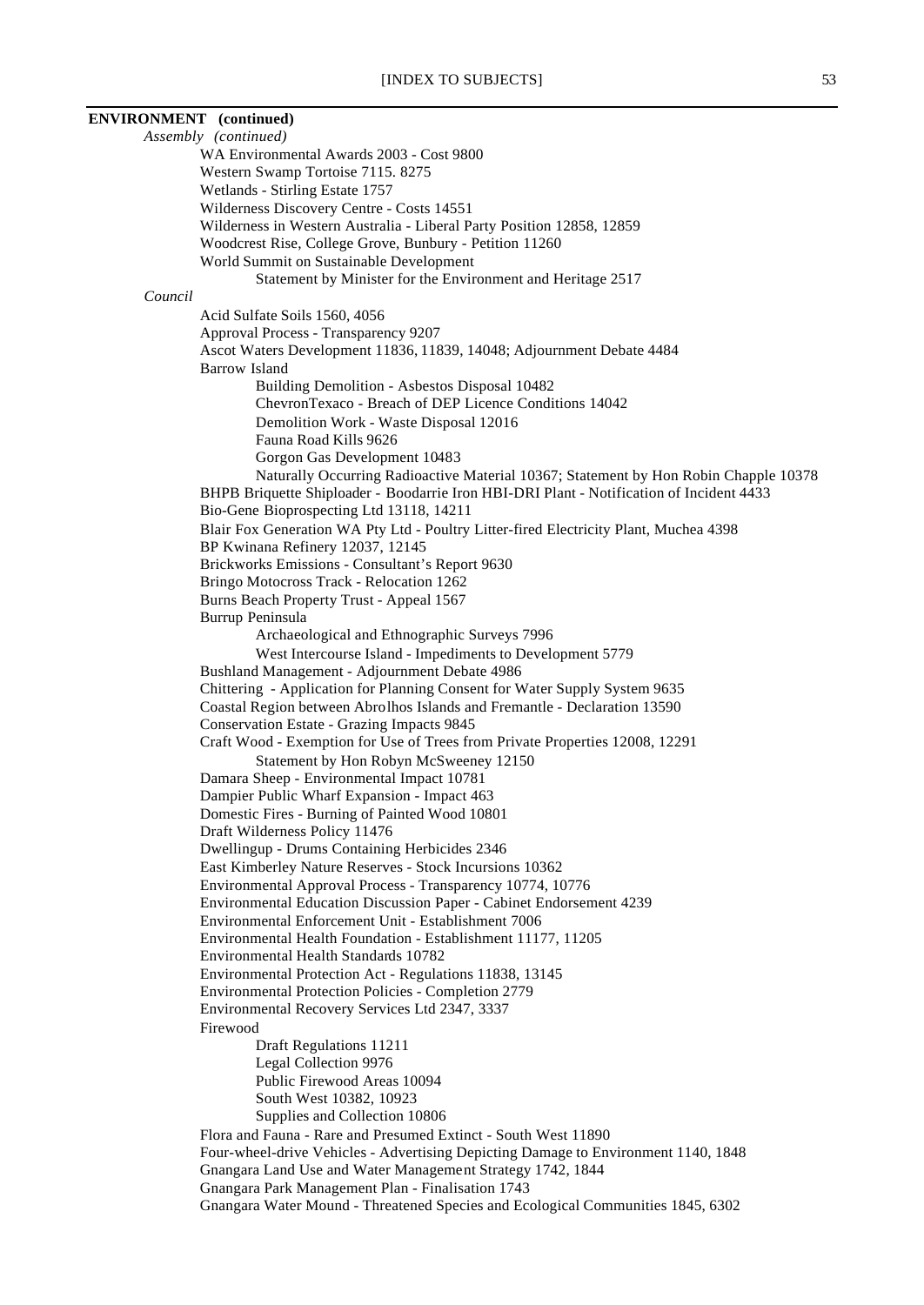**ENVIRONMENT (continued)**

*Assembly (continued)*

- WA Environmental Awards 2003 - Cost 9800
- Western Swamp Tortoise 7115. 8275
- Wetlands - Stirling Estate 1757
- Wilderness Discovery Centre - Costs 14551
- Wilderness in Western Australia - Liberal Party Position 12858, 12859
- Woodcrest Rise, College Grove, Bunbury - Petition 11260
- World Summit on Sustainable Development
    - Statement by Minister for the Environment and Heritage 2517

*Council*

- Acid Sulfate Soils 1560, 4056
- Approval Process - Transparency 9207
- Ascot Waters Development 11836, 11839, 14048; Adjournment Debate 4484
- Barrow Island
    - Building Demolition - Asbestos Disposal 10482
    - ChevronTexaco - Breach of DEP Licence Conditions 14042
    - Demolition Work - Waste Disposal 12016
    - Fauna Road Kills 9626
    - Gorgon Gas Development 10483
    - Naturally Occurring Radioactive Material 10367; Statement by Hon Robin Chapple 10378
- BHPB Briquette Shiploader - Boodarrie Iron HBI-DRI Plant - Notification of Incident 4433
- Bio-Gene Bioprospecting Ltd 13118, 14211
- Blair Fox Generation WA Pty Ltd - Poultry Litter-fired Electricity Plant, Muchea 4398
- BP Kwinana Refinery 12037, 12145
- Brickworks Emissions - Consultant's Report 9630
- Bringo Motocross Track - Relocation 1262
- Burns Beach Property Trust - Appeal 1567
- Burrup Peninsula
    - Archaeological and Ethnographic Surveys 7996
    - West Intercourse Island - Impediments to Development 5779
- Bushland Management - Adjournment Debate 4986
- Chittering - Application for Planning Consent for Water Supply System 9635
- Coastal Region between Abrolhos Islands and Fremantle - Declaration 13590
- Conservation Estate - Grazing Impacts 9845
- Craft Wood - Exemption for Use of Trees from Private Properties 12008, 12291
    - Statement by Hon Robyn McSweeney 12150
- Damara Sheep - Environmental Impact 10781
- Dampier Public Wharf Expansion - Impact 463
- Domestic Fires - Burning of Painted Wood 10801
- Draft Wilderness Policy 11476
- Dwellingup - Drums Containing Herbicides 2346
- East Kimberley Nature Reserves - Stock Incursions 10362
- Environmental Approval Process - Transparency 10774, 10776
- Environmental Education Discussion Paper - Cabinet Endorsement 4239
- Environmental Enforcement Unit - Establishment 7006
- Environmental Health Foundation - Establishment 11177, 11205
- Environmental Health Standards 10782
- Environmental Protection Act - Regulations 11838, 13145
- Environmental Protection Policies - Completion 2779
- Environmental Recovery Services Ltd 2347, 3337
- Firewood
    - Draft Regulations 11211
    - Legal Collection 9976
    - Public Firewood Areas 10094
    - South West 10382, 10923
    - Supplies and Collection 10806
- Flora and Fauna - Rare and Presumed Extinct - South West 11890
- Four-wheel-drive Vehicles - Advertising Depicting Damage to Environment 1140, 1848
- Gnangara Land Use and Water Management Strategy 1742, 1844
- Gnangara Park Management Plan - Finalisation 1743
- Gnangara Water Mound - Threatened Species and Ecological Communities 1845, 6302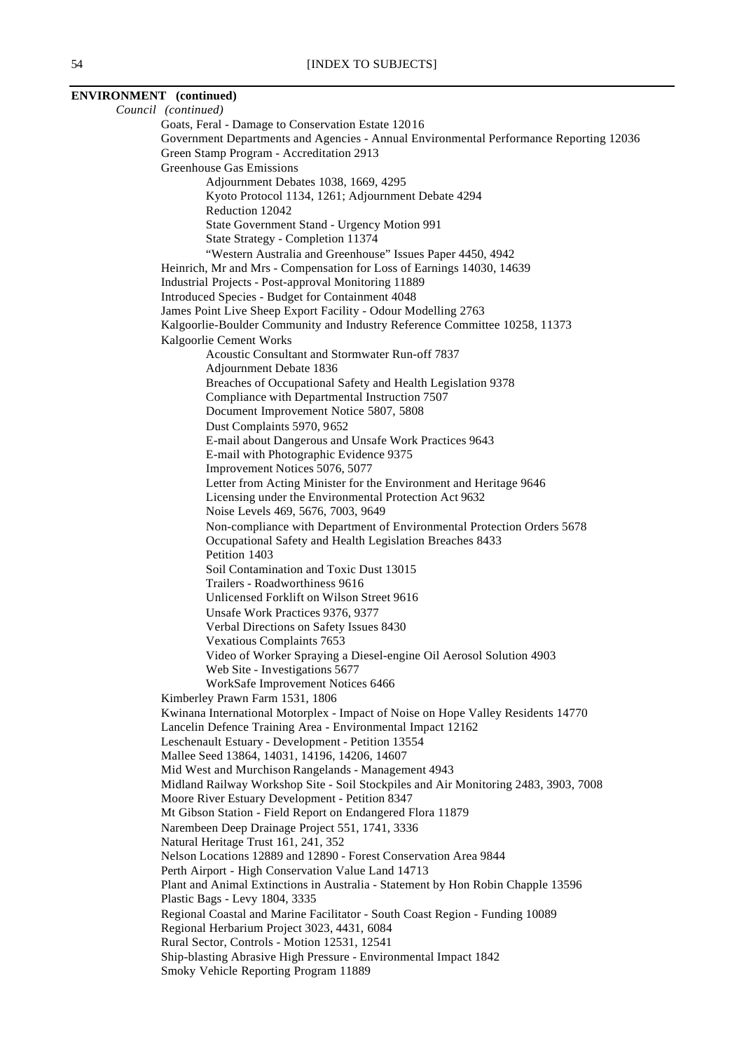**ENVIRONMENT (continued)**

*Council (continued)*

- Goats, Feral - Damage to Conservation Estate 12016
- Government Departments and Agencies - Annual Environmental Performance Reporting 12036
- Green Stamp Program - Accreditation 2913
- Greenhouse Gas Emissions
  - Adjournment Debates 1038, 1669, 4295
  - Kyoto Protocol 1134, 1261; Adjournment Debate 4294
  - Reduction 12042
  - State Government Stand - Urgency Motion 991
  - State Strategy - Completion 11374
  - "Western Australia and Greenhouse" Issues Paper 4450, 4942
- Heinrich, Mr and Mrs - Compensation for Loss of Earnings 14030, 14639
- Industrial Projects - Post-approval Monitoring 11889
- Introduced Species - Budget for Containment 4048
- James Point Live Sheep Export Facility - Odour Modelling 2763
- Kalgoorlie-Boulder Community and Industry Reference Committee 10258, 11373
- Kalgoorlie Cement Works
  - Acoustic Consultant and Stormwater Run-off 7837
  - Adjournment Debate 1836
  - Breaches of Occupational Safety and Health Legislation 9378
  - Compliance with Departmental Instruction 7507
  - Document Improvement Notice 5807, 5808
  - Dust Complaints 5970, 9652
  - E-mail about Dangerous and Unsafe Work Practices 9643
  - E-mail with Photographic Evidence 9375
  - Improvement Notices 5076, 5077
  - Letter from Acting Minister for the Environment and Heritage 9646
  - Licensing under the Environmental Protection Act 9632
  - Noise Levels 469, 5676, 7003, 9649
  - Non-compliance with Department of Environmental Protection Orders 5678
  - Occupational Safety and Health Legislation Breaches 8433
  - Petition 1403
  - Soil Contamination and Toxic Dust 13015
  - Trailers - Roadworthiness 9616
  - Unlicensed Forklift on Wilson Street 9616
  - Unsafe Work Practices 9376, 9377
  - Verbal Directions on Safety Issues 8430
  - Vexatious Complaints 7653
  - Video of Worker Spraying a Diesel-engine Oil Aerosol Solution 4903
  - Web Site - Investigations 5677
  - WorkSafe Improvement Notices 6466
- Kimberley Prawn Farm 1531, 1806
- Kwinana International Motorplex - Impact of Noise on Hope Valley Residents 14770
- Lancelin Defence Training Area - Environmental Impact 12162
- Leschenault Estuary - Development - Petition 13554
- Mallee Seed 13864, 14031, 14196, 14206, 14607
- Mid West and Murchison Rangelands - Management 4943
- Midland Railway Workshop Site - Soil Stockpiles and Air Monitoring 2483, 3903, 7008
- Moore River Estuary Development - Petition 8347
- Mt Gibson Station - Field Report on Endangered Flora 11879
- Narembeen Deep Drainage Project 551, 1741, 3336
- Natural Heritage Trust 161, 241, 352
- Nelson Locations 12889 and 12890 - Forest Conservation Area 9844
- Perth Airport - High Conservation Value Land 14713
- Plant and Animal Extinctions in Australia - Statement by Hon Robin Chapple 13596
- Plastic Bags - Levy 1804, 3335
- Regional Coastal and Marine Facilitator - South Coast Region - Funding 10089
- Regional Herbarium Project 3023, 4431, 6084
- Rural Sector, Controls - Motion 12531, 12541
- Ship-blasting Abrasive High Pressure - Environmental Impact 1842
- Smoky Vehicle Reporting Program 11889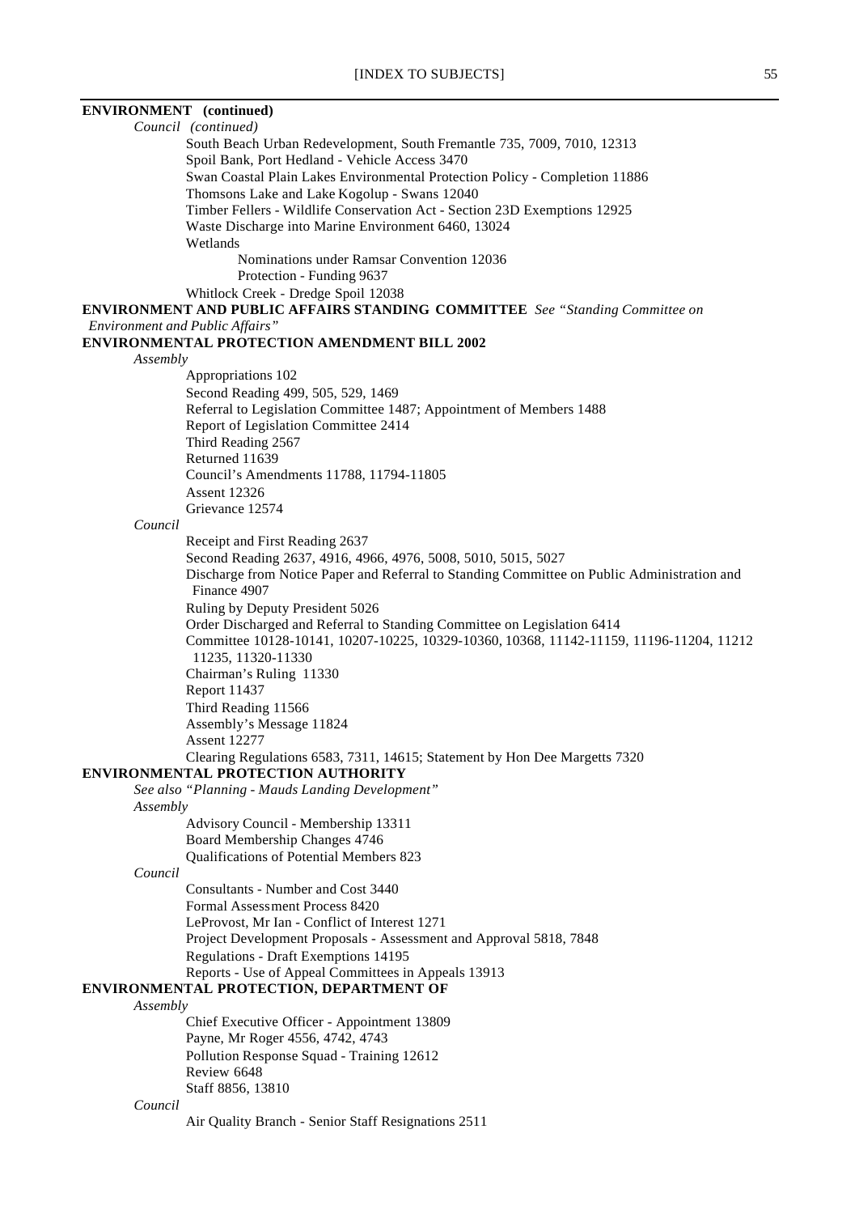**ENVIRONMENT (continued)**

*Council (continued)*

South Beach Urban Redevelopment, South Fremantle 735, 7009, 7010, 12313
Spoil Bank, Port Hedland - Vehicle Access 3470
Swan Coastal Plain Lakes Environmental Protection Policy - Completion 11886
Thomsons Lake and Lake Kogolup - Swans 12040
Timber Fellers - Wildlife Conservation Act - Section 23D Exemptions 12925
Waste Discharge into Marine Environment 6460, 13024
Wetlands
    Nominations under Ramsar Convention 12036
    Protection - Funding 9637
Whitlock Creek - Dredge Spoil 12038

**ENVIRONMENT AND PUBLIC AFFAIRS STANDING COMMITTEE** *See "Standing Committee on Environment and Public Affairs"*

**ENVIRONMENTAL PROTECTION AMENDMENT BILL 2002**

*Assembly*

Appropriations 102
Second Reading 499, 505, 529, 1469
Referral to Legislation Committee 1487; Appointment of Members 1488
Report of Legislation Committee 2414
Third Reading 2567
Returned 11639
Council's Amendments 11788, 11794-11805
Assent 12326
Grievance 12574

*Council*

Receipt and First Reading 2637
Second Reading 2637, 4916, 4966, 4976, 5008, 5010, 5015, 5027
Discharge from Notice Paper and Referral to Standing Committee on Public Administration and Finance 4907
Ruling by Deputy President 5026
Order Discharged and Referral to Standing Committee on Legislation 6414
Committee 10128-10141, 10207-10225, 10329-10360, 10368, 11142-11159, 11196-11204, 11212 11235, 11320-11330
Chairman's Ruling 11330
Report 11437
Third Reading 11566
Assembly's Message 11824
Assent 12277
Clearing Regulations 6583, 7311, 14615; Statement by Hon Dee Margetts 7320

**ENVIRONMENTAL PROTECTION AUTHORITY**

*See also "Planning - Mauds Landing Development"*

*Assembly*

Advisory Council - Membership 13311
Board Membership Changes 4746
Qualifications of Potential Members 823

*Council*

Consultants - Number and Cost 3440
Formal Assessment Process 8420
LeProvost, Mr Ian - Conflict of Interest 1271
Project Development Proposals - Assessment and Approval 5818, 7848
Regulations - Draft Exemptions 14195
Reports - Use of Appeal Committees in Appeals 13913

**ENVIRONMENTAL PROTECTION, DEPARTMENT OF**

*Assembly*

Chief Executive Officer - Appointment 13809
Payne, Mr Roger 4556, 4742, 4743
Pollution Response Squad - Training 12612
Review 6648
Staff 8856, 13810

*Council*

Air Quality Branch - Senior Staff Resignations 2511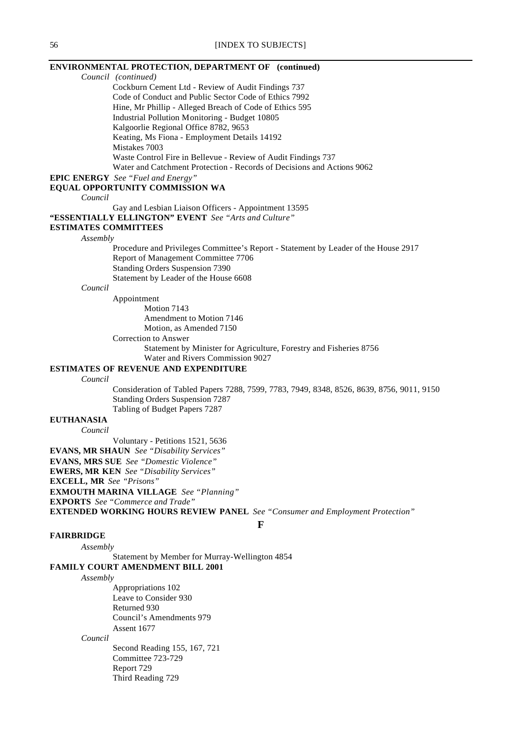**ENVIRONMENTAL PROTECTION, DEPARTMENT OF (continued)**

*Council (continued)*

- Cockburn Cement Ltd - Review of Audit Findings 737
- Code of Conduct and Public Sector Code of Ethics 7992
- Hine, Mr Phillip - Alleged Breach of Code of Ethics 595
- Industrial Pollution Monitoring - Budget 10805
- Kalgoorlie Regional Office 8782, 9653
- Keating, Ms Fiona - Employment Details 14192
- Mistakes 7003
- Waste Control Fire in Bellevue - Review of Audit Findings 737
- Water and Catchment Protection - Records of Decisions and Actions 9062

**EPIC ENERGY** *See "Fuel and Energy"*

**EQUAL OPPORTUNITY COMMISSION WA**

*Council*

- Gay and Lesbian Liaison Officers - Appointment 13595

**"ESSENTIALLY ELLINGTON" EVENT** *See "Arts and Culture"*

**ESTIMATES COMMITTEES**

*Assembly*

- Procedure and Privileges Committee's Report - Statement by Leader of the House 2917
- Report of Management Committee 7706
- Standing Orders Suspension 7390
- Statement by Leader of the House 6608

*Council*

- Appointment
  - Motion 7143
  - Amendment to Motion 7146
  - Motion, as Amended 7150
- Correction to Answer
  - Statement by Minister for Agriculture, Forestry and Fisheries 8756
  - Water and Rivers Commission 9027

**ESTIMATES OF REVENUE AND EXPENDITURE**

*Council*

- Consideration of Tabled Papers 7288, 7599, 7783, 7949, 8348, 8526, 8639, 8756, 9011, 9150
- Standing Orders Suspension 7287
- Tabling of Budget Papers 7287

**EUTHANASIA**

*Council*

- Voluntary - Petitions 1521, 5636

**EVANS, MR SHAUN** *See "Disability Services"*

**EVANS, MRS SUE** *See "Domestic Violence"*

**EWERS, MR KEN** *See "Disability Services"*

**EXCELL, MR** *See "Prisons"*

**EXMOUTH MARINA VILLAGE** *See "Planning"*

**EXPORTS** *See "Commerce and Trade"*

**EXTENDED WORKING HOURS REVIEW PANEL** *See "Consumer and Employment Protection"*

## F

**FAIRBRIDGE**

*Assembly*

- Statement by Member for Murray-Wellington 4854

**FAMILY COURT AMENDMENT BILL 2001**

*Assembly*

- Appropriations 102
- Leave to Consider 930
- Returned 930
- Council's Amendments 979
- Assent 1677

*Council*

- Second Reading 155, 167, 721
- Committee 723-729
- Report 729
- Third Reading 729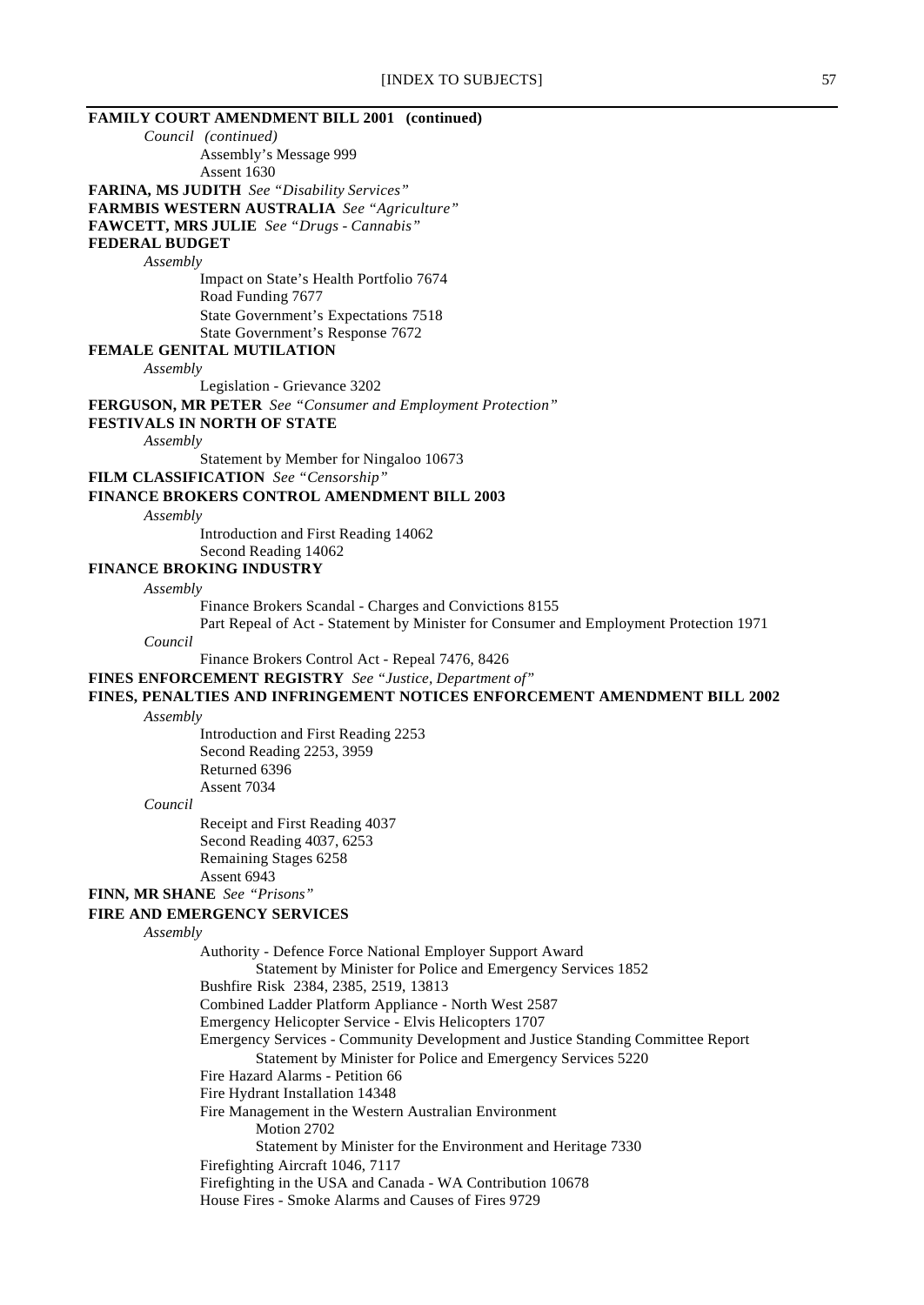**FAMILY COURT AMENDMENT BILL 2001 (continued)**

*Council (continued)*

Assembly's Message 999
Assent 1630

**FARINA, MS JUDITH** *See "Disability Services"*

**FARMBIS WESTERN AUSTRALIA** *See "Agriculture"*

**FAWCETT, MRS JULIE** *See "Drugs - Cannabis"*

**FEDERAL BUDGET**

*Assembly*

Impact on State's Health Portfolio 7674
Road Funding 7677
State Government's Expectations 7518
State Government's Response 7672

**FEMALE GENITAL MUTILATION**

*Assembly*

Legislation - Grievance 3202

**FERGUSON, MR PETER** *See "Consumer and Employment Protection"*

**FESTIVALS IN NORTH OF STATE**

*Assembly*

Statement by Member for Ningaloo 10673

**FILM CLASSIFICATION** *See "Censorship"*

**FINANCE BROKERS CONTROL AMENDMENT BILL 2003**

*Assembly*

Introduction and First Reading 14062
Second Reading 14062

**FINANCE BROKING INDUSTRY**

*Assembly*

Finance Brokers Scandal - Charges and Convictions 8155
Part Repeal of Act - Statement by Minister for Consumer and Employment Protection 1971

*Council*

Finance Brokers Control Act - Repeal 7476, 8426

**FINES ENFORCEMENT REGISTRY** *See "Justice, Department of"*

**FINES, PENALTIES AND INFRINGEMENT NOTICES ENFORCEMENT AMENDMENT BILL 2002**

*Assembly*

Introduction and First Reading 2253
Second Reading 2253, 3959
Returned 6396
Assent 7034

*Council*

Receipt and First Reading 4037
Second Reading 4037, 6253
Remaining Stages 6258
Assent 6943

**FINN, MR SHANE** *See "Prisons"*

**FIRE AND EMERGENCY SERVICES**

*Assembly*

Authority - Defence Force National Employer Support Award
  Statement by Minister for Police and Emergency Services 1852
Bushfire Risk 2384, 2385, 2519, 13813
Combined Ladder Platform Appliance - North West 2587
Emergency Helicopter Service - Elvis Helicopters 1707
Emergency Services - Community Development and Justice Standing Committee Report
  Statement by Minister for Police and Emergency Services 5220
Fire Hazard Alarms - Petition 66
Fire Hydrant Installation 14348
Fire Management in the Western Australian Environment
  Motion 2702
  Statement by Minister for the Environment and Heritage 7330
Firefighting Aircraft 1046, 7117
Firefighting in the USA and Canada - WA Contribution 10678
House Fires - Smoke Alarms and Causes of Fires 9729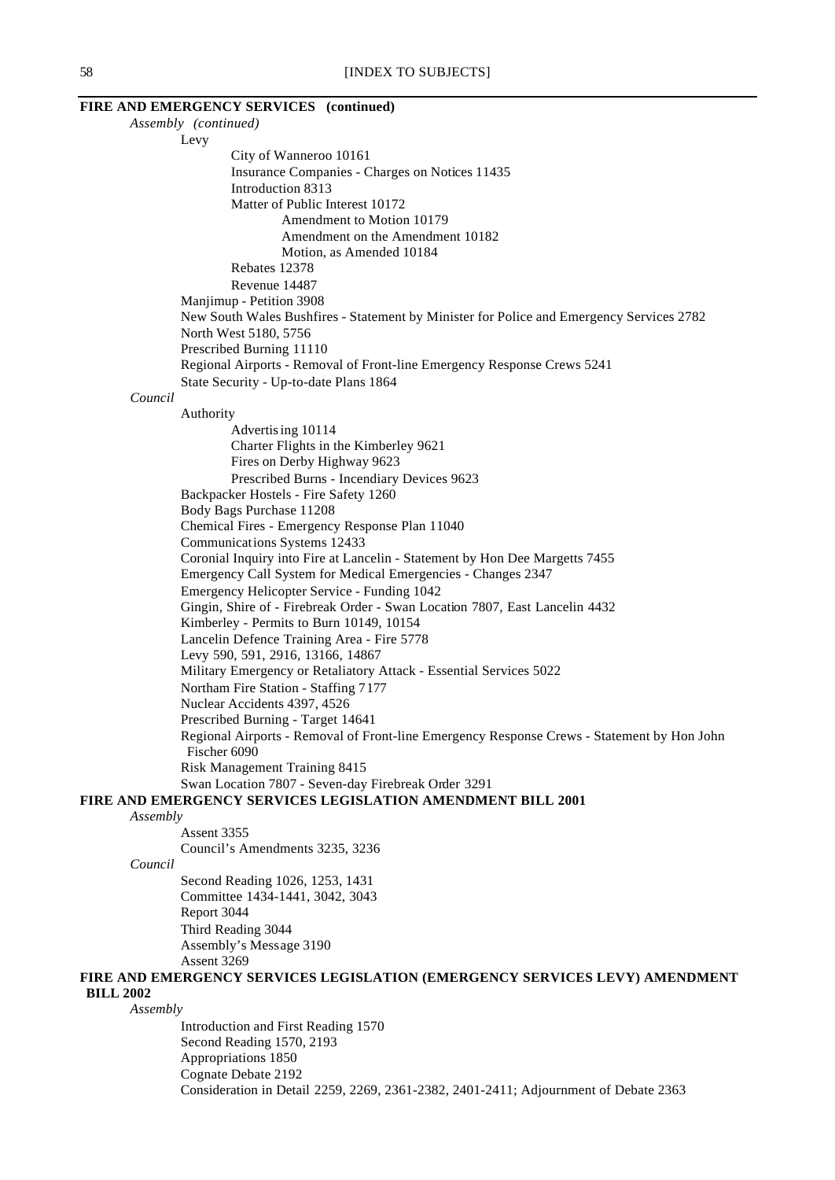**FIRE AND EMERGENCY SERVICES (continued)**

*Assembly (continued)*

- Levy
  - City of Wanneroo 10161
  - Insurance Companies - Charges on Notices 11435
  - Introduction 8313
  - Matter of Public Interest 10172
    - Amendment to Motion 10179
    - Amendment on the Amendment 10182
    - Motion, as Amended 10184
  - Rebates 12378
  - Revenue 14487
- Manjimup - Petition 3908
- New South Wales Bushfires - Statement by Minister for Police and Emergency Services 2782
- North West 5180, 5756
- Prescribed Burning 11110
- Regional Airports - Removal of Front-line Emergency Response Crews 5241
- State Security - Up-to-date Plans 1864

*Council*

- Authority
  - Advertising 10114
  - Charter Flights in the Kimberley 9621
  - Fires on Derby Highway 9623
  - Prescribed Burns - Incendiary Devices 9623
- Backpacker Hostels - Fire Safety 1260
- Body Bags Purchase 11208
- Chemical Fires - Emergency Response Plan 11040
- Communications Systems 12433
- Coronial Inquiry into Fire at Lancelin - Statement by Hon Dee Margetts 7455
- Emergency Call System for Medical Emergencies - Changes 2347
- Emergency Helicopter Service - Funding 1042
- Gingin, Shire of - Firebreak Order - Swan Location 7807, East Lancelin 4432
- Kimberley - Permits to Burn 10149, 10154
- Lancelin Defence Training Area - Fire 5778
- Levy 590, 591, 2916, 13166, 14867
- Military Emergency or Retaliatory Attack - Essential Services 5022
- Northam Fire Station - Staffing 7177
- Nuclear Accidents 4397, 4526
- Prescribed Burning - Target 14641
- Regional Airports - Removal of Front-line Emergency Response Crews - Statement by Hon John Fischer 6090
- Risk Management Training 8415
- Swan Location 7807 - Seven-day Firebreak Order 3291

**FIRE AND EMERGENCY SERVICES LEGISLATION AMENDMENT BILL 2001**

*Assembly*

- Assent 3355
- Council's Amendments 3235, 3236

*Council*

- Second Reading 1026, 1253, 1431
- Committee 1434-1441, 3042, 3043
- Report 3044
- Third Reading 3044
- Assembly's Message 3190
- Assent 3269

**FIRE AND EMERGENCY SERVICES LEGISLATION (EMERGENCY SERVICES LEVY) AMENDMENT BILL 2002**

*Assembly*

- Introduction and First Reading 1570
- Second Reading 1570, 2193
- Appropriations 1850
- Cognate Debate 2192
- Consideration in Detail 2259, 2269, 2361-2382, 2401-2411; Adjournment of Debate 2363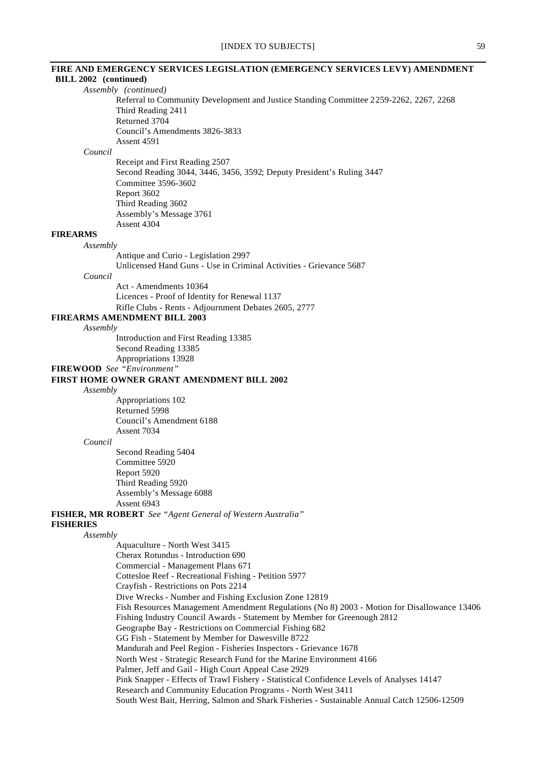**FIRE AND EMERGENCY SERVICES LEGISLATION (EMERGENCY SERVICES LEVY) AMENDMENT BILL 2002 (continued)**

*Assembly (continued)*

Referral to Community Development and Justice Standing Committee 2259-2262, 2267, 2268
Third Reading 2411
Returned 3704
Council's Amendments 3826-3833
Assent 4591

*Council*

Receipt and First Reading 2507
Second Reading 3044, 3446, 3456, 3592; Deputy President's Ruling 3447
Committee 3596-3602
Report 3602
Third Reading 3602
Assembly's Message 3761
Assent 4304

**FIREARMS**

*Assembly*

Antique and Curio - Legislation 2997
Unlicensed Hand Guns - Use in Criminal Activities - Grievance 5687

*Council*

Act - Amendments 10364
Licences - Proof of Identity for Renewal 1137
Rifle Clubs - Rents - Adjournment Debates 2605, 2777

**FIREARMS AMENDMENT BILL 2003**

*Assembly*

Introduction and First Reading 13385
Second Reading 13385
Appropriations 13928

**FIREWOOD** *See "Environment"*

**FIRST HOME OWNER GRANT AMENDMENT BILL 2002**

*Assembly*

Appropriations 102
Returned 5998
Council's Amendment 6188
Assent 7034

*Council*

Second Reading 5404
Committee 5920
Report 5920
Third Reading 5920
Assembly's Message 6088
Assent 6943

**FISHER, MR ROBERT** *See "Agent General of Western Australia"*

**FISHERIES**

*Assembly*

Aquaculture - North West 3415
Cherax Rotundus - Introduction 690
Commercial - Management Plans 671
Cottesloe Reef - Recreational Fishing - Petition 5977
Crayfish - Restrictions on Pots 2214
Dive Wrecks - Number and Fishing Exclusion Zone 12819
Fish Resources Management Amendment Regulations (No 8) 2003 - Motion for Disallowance 13406
Fishing Industry Council Awards - Statement by Member for Greenough 2812
Geographe Bay - Restrictions on Commercial Fishing 682
GG Fish - Statement by Member for Dawesville 8722
Mandurah and Peel Region - Fisheries Inspectors - Grievance 1678
North West - Strategic Research Fund for the Marine Environment 4166
Palmer, Jeff and Gail - High Court Appeal Case 2929
Pink Snapper - Effects of Trawl Fishery - Statistical Confidence Levels of Analyses 14147
Research and Community Education Programs - North West 3411
South West Bait, Herring, Salmon and Shark Fisheries - Sustainable Annual Catch 12506-12509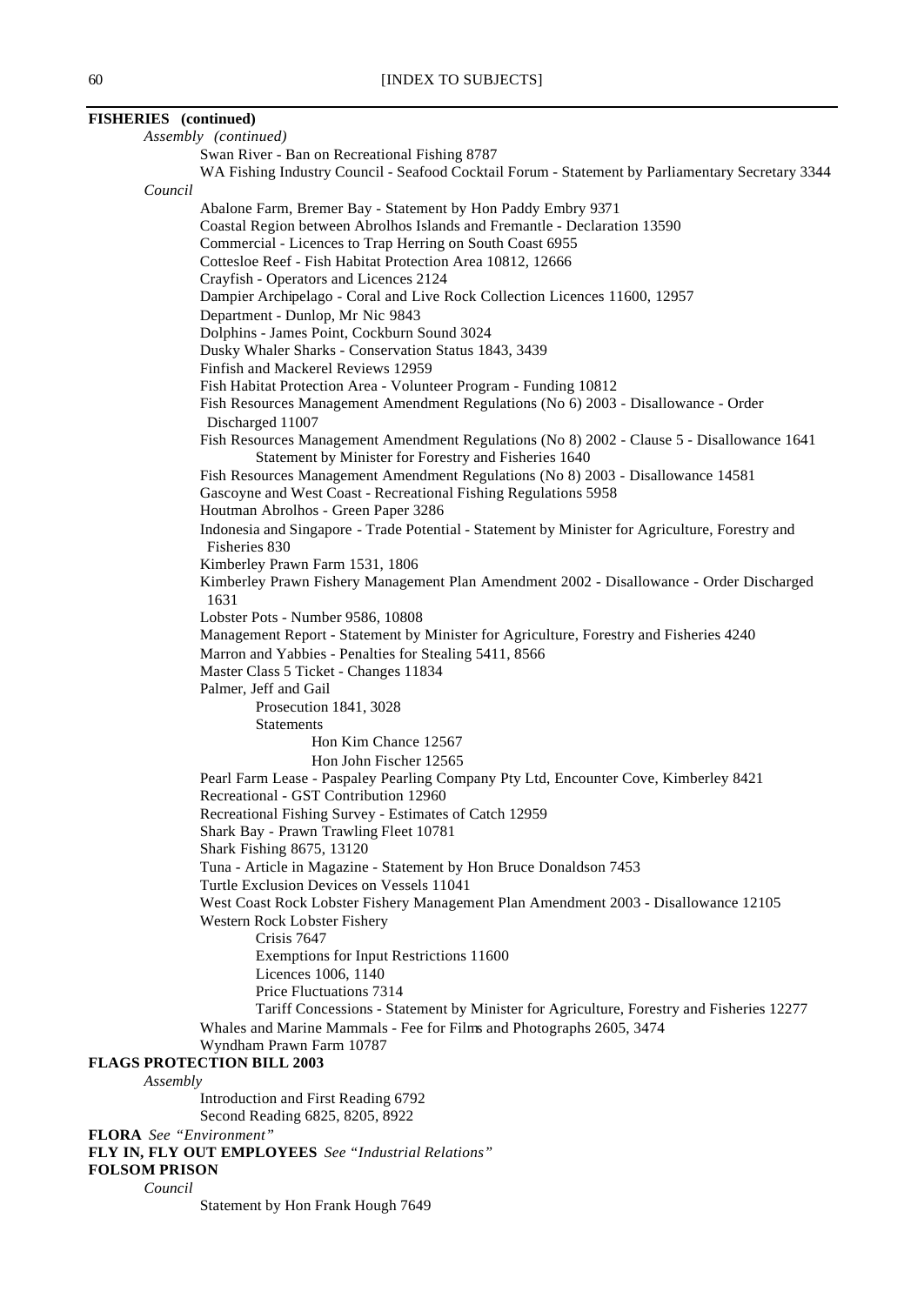**FISHERIES (continued)**

*Assembly (continued)*

- Swan River - Ban on Recreational Fishing 8787
- WA Fishing Industry Council - Seafood Cocktail Forum - Statement by Parliamentary Secretary 3344

*Council*

- Abalone Farm, Bremer Bay - Statement by Hon Paddy Embry 9371
- Coastal Region between Abrolhos Islands and Fremantle - Declaration 13590
- Commercial - Licences to Trap Herring on South Coast 6955
- Cottesloe Reef - Fish Habitat Protection Area 10812, 12666
- Crayfish - Operators and Licences 2124
- Dampier Archipelago - Coral and Live Rock Collection Licences 11600, 12957
- Department - Dunlop, Mr Nic 9843
- Dolphins - James Point, Cockburn Sound 3024
- Dusky Whaler Sharks - Conservation Status 1843, 3439
- Finfish and Mackerel Reviews 12959
- Fish Habitat Protection Area - Volunteer Program - Funding 10812
- Fish Resources Management Amendment Regulations (No 6) 2003 - Disallowance - Order Discharged 11007
- Fish Resources Management Amendment Regulations (No 8) 2002 - Clause 5 - Disallowance 1641
  - Statement by Minister for Forestry and Fisheries 1640
- Fish Resources Management Amendment Regulations (No 8) 2003 - Disallowance 14581
- Gascoyne and West Coast - Recreational Fishing Regulations 5958
- Houtman Abrolhos - Green Paper 3286
- Indonesia and Singapore - Trade Potential - Statement by Minister for Agriculture, Forestry and Fisheries 830
- Kimberley Prawn Farm 1531, 1806
- Kimberley Prawn Fishery Management Plan Amendment 2002 - Disallowance - Order Discharged 1631
- Lobster Pots - Number 9586, 10808
- Management Report - Statement by Minister for Agriculture, Forestry and Fisheries 4240
- Marron and Yabbies - Penalties for Stealing 5411, 8566
- Master Class 5 Ticket - Changes 11834
- Palmer, Jeff and Gail
  - Prosecution 1841, 3028
  - Statements
    - Hon Kim Chance 12567
    - Hon John Fischer 12565
- Pearl Farm Lease - Paspaley Pearling Company Pty Ltd, Encounter Cove, Kimberley 8421
- Recreational - GST Contribution 12960
- Recreational Fishing Survey - Estimates of Catch 12959
- Shark Bay - Prawn Trawling Fleet 10781
- Shark Fishing 8675, 13120
- Tuna - Article in Magazine - Statement by Hon Bruce Donaldson 7453
- Turtle Exclusion Devices on Vessels 11041
- West Coast Rock Lobster Fishery Management Plan Amendment 2003 - Disallowance 12105
- Western Rock Lobster Fishery
  - Crisis 7647
  - Exemptions for Input Restrictions 11600
  - Licences 1006, 1140
  - Price Fluctuations 7314
  - Tariff Concessions - Statement by Minister for Agriculture, Forestry and Fisheries 12277
- Whales and Marine Mammals - Fee for Films and Photographs 2605, 3474
- Wyndham Prawn Farm 10787

**FLAGS PROTECTION BILL 2003**

*Assembly*

- Introduction and First Reading 6792
- Second Reading 6825, 8205, 8922

**FLORA** *See "Environment"*

**FLY IN, FLY OUT EMPLOYEES** *See "Industrial Relations"*

**FOLSOM PRISON**

*Council*

- Statement by Hon Frank Hough 7649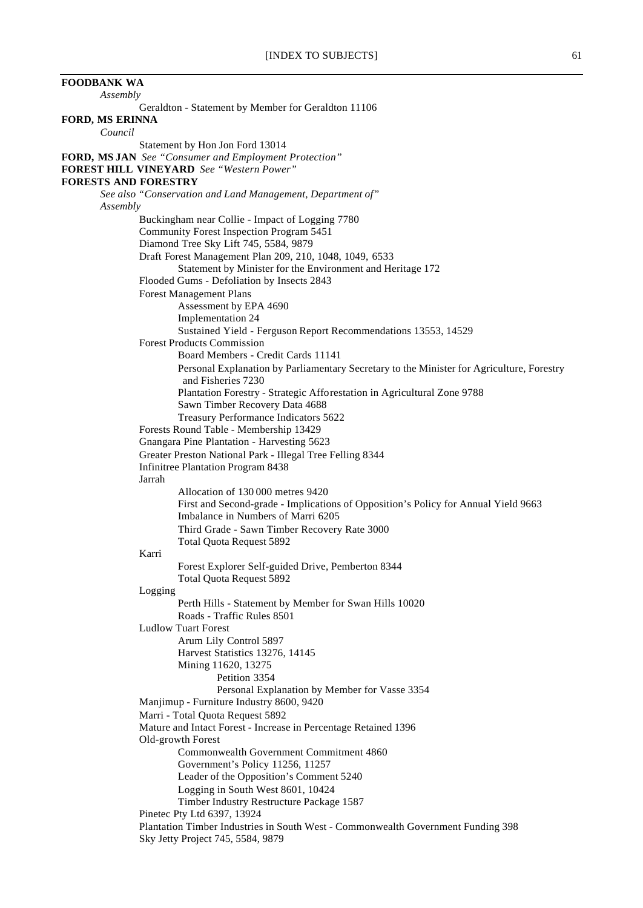**FOODBANK WA**

*Assembly*

Geraldton - Statement by Member for Geraldton 11106

**FORD, MS ERINNA**

*Council*

Statement by Hon Jon Ford 13014

**FORD, MS JAN** *See "Consumer and Employment Protection"*

**FOREST HILL VINEYARD** *See "Western Power"*

**FORESTS AND FORESTRY**

*See also "Conservation and Land Management, Department of"*

*Assembly*

- Buckingham near Collie - Impact of Logging 7780
- Community Forest Inspection Program 5451
- Diamond Tree Sky Lift 745, 5584, 9879
- Draft Forest Management Plan 209, 210, 1048, 1049, 6533
  - Statement by Minister for the Environment and Heritage 172
- Flooded Gums - Defoliation by Insects 2843
- Forest Management Plans
  - Assessment by EPA 4690
  - Implementation 24
  - Sustained Yield - Ferguson Report Recommendations 13553, 14529
- Forest Products Commission
  - Board Members - Credit Cards 11141
  - Personal Explanation by Parliamentary Secretary to the Minister for Agriculture, Forestry and Fisheries 7230
  - Plantation Forestry - Strategic Afforestation in Agricultural Zone 9788
  - Sawn Timber Recovery Data 4688
  - Treasury Performance Indicators 5622
- Forests Round Table - Membership 13429
- Gnangara Pine Plantation - Harvesting 5623
- Greater Preston National Park - Illegal Tree Felling 8344
- Infinitree Plantation Program 8438
- Jarrah
  - Allocation of 130 000 metres 9420
  - First and Second-grade - Implications of Opposition's Policy for Annual Yield 9663
  - Imbalance in Numbers of Marri 6205
  - Third Grade - Sawn Timber Recovery Rate 3000
  - Total Quota Request 5892
- Karri
  - Forest Explorer Self-guided Drive, Pemberton 8344
  - Total Quota Request 5892
- Logging
  - Perth Hills - Statement by Member for Swan Hills 10020
  - Roads - Traffic Rules 8501
- Ludlow Tuart Forest
  - Arum Lily Control 5897
  - Harvest Statistics 13276, 14145
  - Mining 11620, 13275
    - Petition 3354
    - Personal Explanation by Member for Vasse 3354
- Manjimup - Furniture Industry 8600, 9420
- Marri - Total Quota Request 5892
- Mature and Intact Forest - Increase in Percentage Retained 1396
- Old-growth Forest
  - Commonwealth Government Commitment 4860
  - Government's Policy 11256, 11257
  - Leader of the Opposition's Comment 5240
  - Logging in South West 8601, 10424
  - Timber Industry Restructure Package 1587
- Pinetec Pty Ltd 6397, 13924
- Plantation Timber Industries in South West - Commonwealth Government Funding 398
- Sky Jetty Project 745, 5584, 9879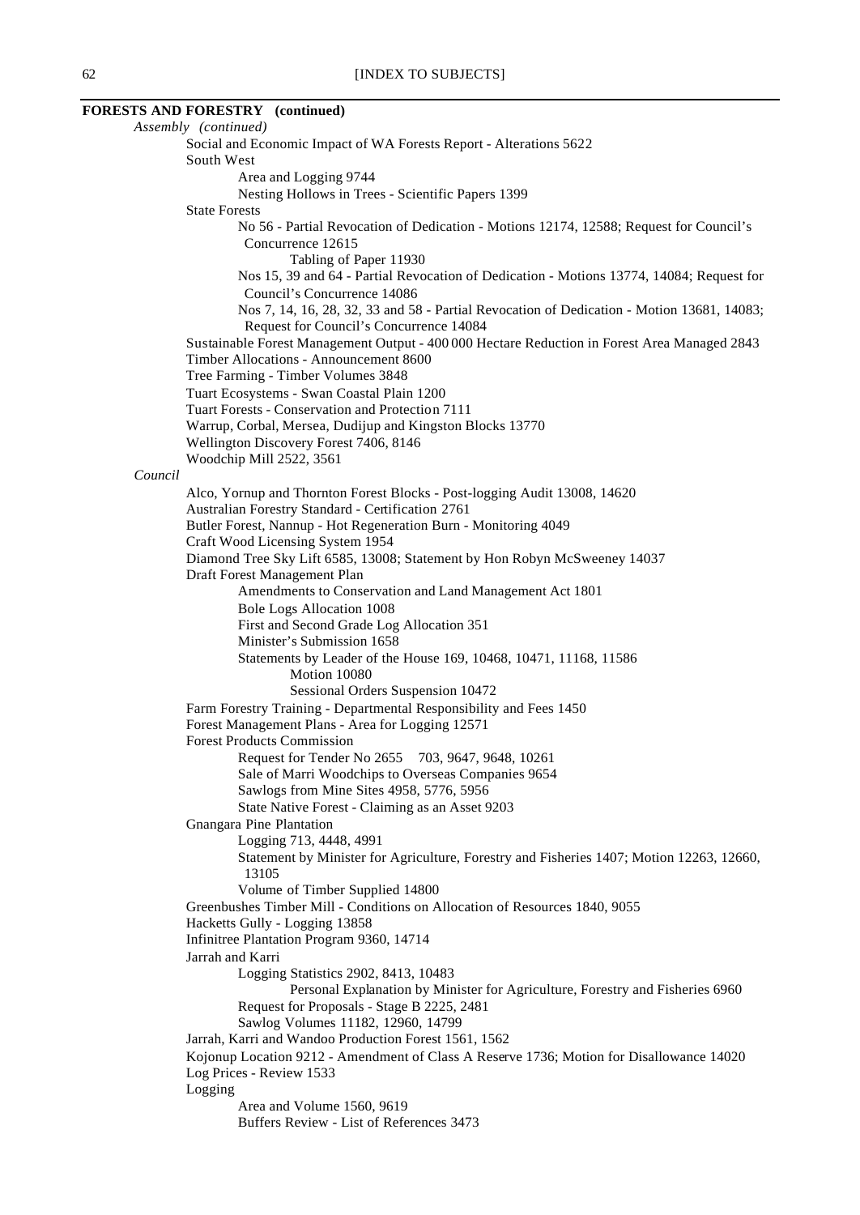**FORESTS AND FORESTRY (continued)**

*Assembly (continued)*

- Social and Economic Impact of WA Forests Report - Alterations 5622
- South West
  - Area and Logging 9744
  - Nesting Hollows in Trees - Scientific Papers 1399
- State Forests
  - No 56 - Partial Revocation of Dedication - Motions 12174, 12588; Request for Council's Concurrence 12615
    - Tabling of Paper 11930
  - Nos 15, 39 and 64 - Partial Revocation of Dedication - Motions 13774, 14084; Request for Council's Concurrence 14086
  - Nos 7, 14, 16, 28, 32, 33 and 58 - Partial Revocation of Dedication - Motion 13681, 14083; Request for Council's Concurrence 14084
- Sustainable Forest Management Output - 400 000 Hectare Reduction in Forest Area Managed 2843
- Timber Allocations - Announcement 8600
- Tree Farming - Timber Volumes 3848
- Tuart Ecosystems - Swan Coastal Plain 1200
- Tuart Forests - Conservation and Protection 7111
- Warrup, Corbal, Mersea, Dudijup and Kingston Blocks 13770
- Wellington Discovery Forest 7406, 8146
- Woodchip Mill 2522, 3561

*Council*

- Alco, Yornup and Thornton Forest Blocks - Post-logging Audit 13008, 14620
- Australian Forestry Standard - Certification 2761
- Butler Forest, Nannup - Hot Regeneration Burn - Monitoring 4049
- Craft Wood Licensing System 1954
- Diamond Tree Sky Lift 6585, 13008; Statement by Hon Robyn McSweeney 14037
- Draft Forest Management Plan
  - Amendments to Conservation and Land Management Act 1801
  - Bole Logs Allocation 1008
  - First and Second Grade Log Allocation 351
  - Minister's Submission 1658
  - Statements by Leader of the House 169, 10468, 10471, 11168, 11586
    - Motion 10080
    - Sessional Orders Suspension 10472
- Farm Forestry Training - Departmental Responsibility and Fees 1450
- Forest Management Plans - Area for Logging 12571
- Forest Products Commission
  - Request for Tender No 2655 703, 9647, 9648, 10261
  - Sale of Marri Woodchips to Overseas Companies 9654
  - Sawlogs from Mine Sites 4958, 5776, 5956
  - State Native Forest - Claiming as an Asset 9203
- Gnangara Pine Plantation
  - Logging 713, 4448, 4991
  - Statement by Minister for Agriculture, Forestry and Fisheries 1407; Motion 12263, 12660, 13105
  - Volume of Timber Supplied 14800
- Greenbushes Timber Mill - Conditions on Allocation of Resources 1840, 9055
- Hacketts Gully - Logging 13858
- Infinitree Plantation Program 9360, 14714
- Jarrah and Karri
  - Logging Statistics 2902, 8413, 10483
    - Personal Explanation by Minister for Agriculture, Forestry and Fisheries 6960
  - Request for Proposals - Stage B 2225, 2481
  - Sawlog Volumes 11182, 12960, 14799
- Jarrah, Karri and Wandoo Production Forest 1561, 1562
- Kojonup Location 9212 - Amendment of Class A Reserve 1736; Motion for Disallowance 14020
- Log Prices - Review 1533
- Logging
  - Area and Volume 1560, 9619
  - Buffers Review - List of References 3473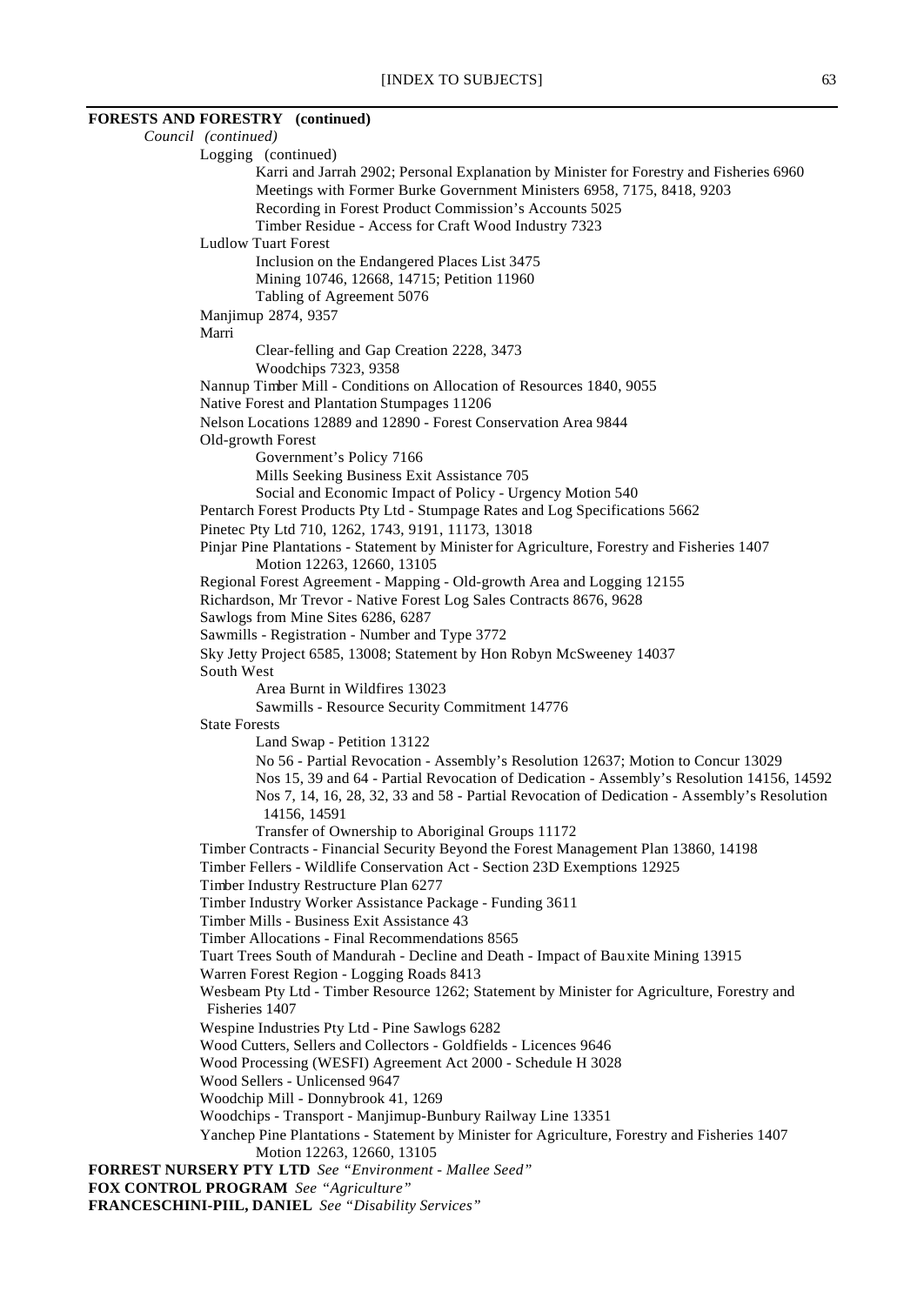**FORESTS AND FORESTRY (continued)**

*Council (continued)*

Logging (continued)

Karri and Jarrah 2902; Personal Explanation by Minister for Forestry and Fisheries 6960

Meetings with Former Burke Government Ministers 6958, 7175, 8418, 9203

Recording in Forest Product Commission's Accounts 5025

Timber Residue - Access for Craft Wood Industry 7323

Ludlow Tuart Forest

Inclusion on the Endangered Places List 3475

Mining 10746, 12668, 14715; Petition 11960

Tabling of Agreement 5076

Manjimup 2874, 9357

Marri

Clear-felling and Gap Creation 2228, 3473

Woodchips 7323, 9358

Nannup Timber Mill - Conditions on Allocation of Resources 1840, 9055

Native Forest and Plantation Stumpages 11206

Nelson Locations 12889 and 12890 - Forest Conservation Area 9844

Old-growth Forest

Government's Policy 7166

Mills Seeking Business Exit Assistance 705

Social and Economic Impact of Policy - Urgency Motion 540

Pentarch Forest Products Pty Ltd - Stumpage Rates and Log Specifications 5662

Pinetec Pty Ltd 710, 1262, 1743, 9191, 11173, 13018

Pinjar Pine Plantations - Statement by Minister for Agriculture, Forestry and Fisheries 1407

Motion 12263, 12660, 13105

Regional Forest Agreement - Mapping - Old-growth Area and Logging 12155

Richardson, Mr Trevor - Native Forest Log Sales Contracts 8676, 9628

Sawlogs from Mine Sites 6286, 6287

Sawmills - Registration - Number and Type 3772

Sky Jetty Project 6585, 13008; Statement by Hon Robyn McSweeney 14037

South West

Area Burnt in Wildfires 13023

Sawmills - Resource Security Commitment 14776

State Forests

Land Swap - Petition 13122

No 56 - Partial Revocation - Assembly's Resolution 12637; Motion to Concur 13029

Nos 15, 39 and 64 - Partial Revocation of Dedication - Assembly's Resolution 14156, 14592

Nos 7, 14, 16, 28, 32, 33 and 58 - Partial Revocation of Dedication - Assembly's Resolution 14156, 14591

Transfer of Ownership to Aboriginal Groups 11172

Timber Contracts - Financial Security Beyond the Forest Management Plan 13860, 14198

Timber Fellers - Wildlife Conservation Act - Section 23D Exemptions 12925

Timber Industry Restructure Plan 6277

Timber Industry Worker Assistance Package - Funding 3611

Timber Mills - Business Exit Assistance 43

Timber Allocations - Final Recommendations 8565

Tuart Trees South of Mandurah - Decline and Death - Impact of Bauxite Mining 13915

Warren Forest Region - Logging Roads 8413

Wesbeam Pty Ltd - Timber Resource 1262; Statement by Minister for Agriculture, Forestry and Fisheries 1407

Wespine Industries Pty Ltd - Pine Sawlogs 6282

Wood Cutters, Sellers and Collectors - Goldfields - Licences 9646

Wood Processing (WESFI) Agreement Act 2000 - Schedule H 3028

Wood Sellers - Unlicensed 9647

Woodchip Mill - Donnybrook 41, 1269

Woodchips - Transport - Manjimup-Bunbury Railway Line 13351

Yanchep Pine Plantations - Statement by Minister for Agriculture, Forestry and Fisheries 1407

Motion 12263, 12660, 13105

**FORREST NURSERY PTY LTD** *See "Environment - Mallee Seed"*

**FOX CONTROL PROGRAM** *See "Agriculture"*

**FRANCESCHINI-PIIL, DANIEL** *See "Disability Services"*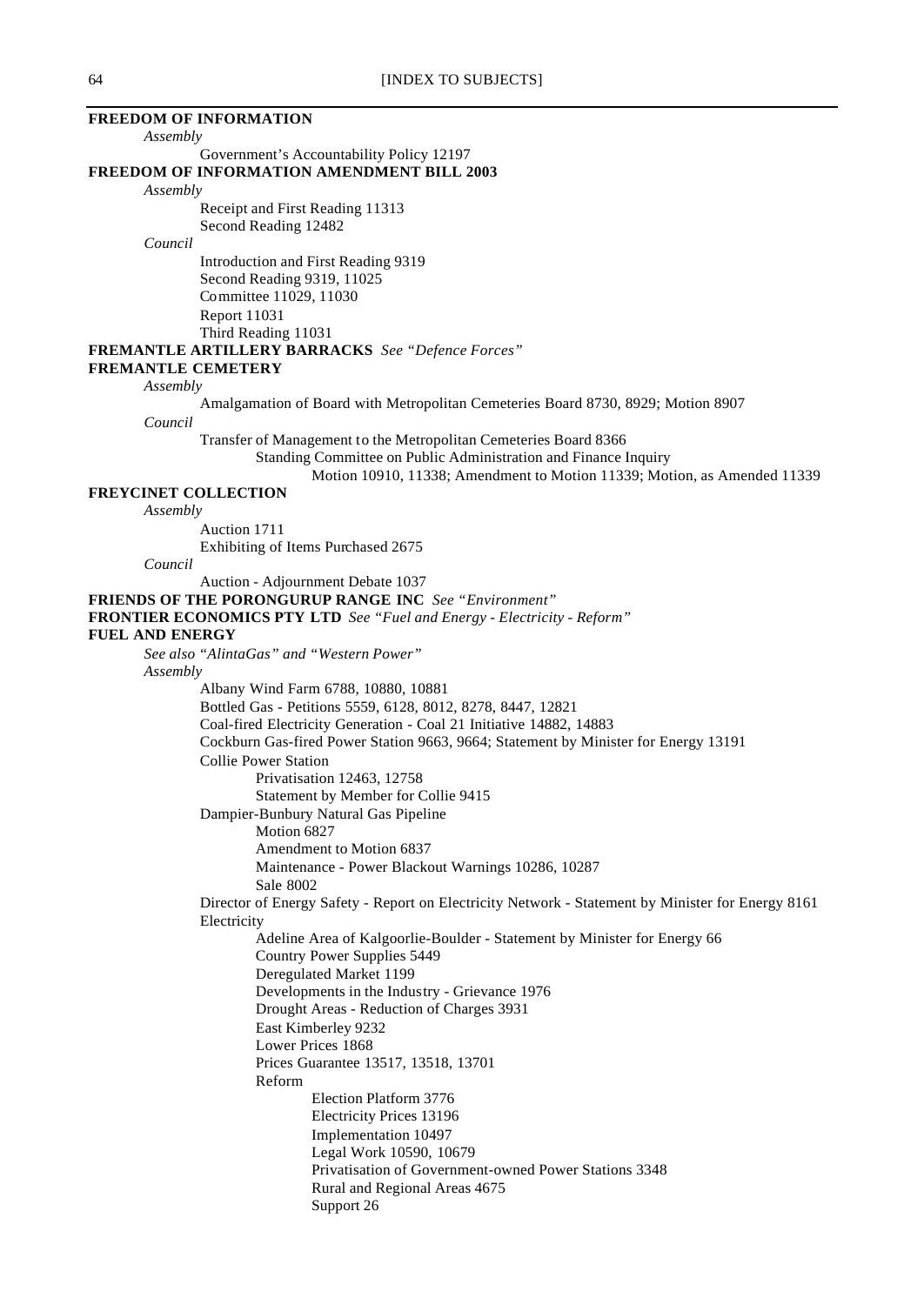**FREEDOM OF INFORMATION**

*Assembly*

Government's Accountability Policy 12197

**FREEDOM OF INFORMATION AMENDMENT BILL 2003**

*Assembly*

Receipt and First Reading 11313
Second Reading 12482

*Council*

Introduction and First Reading 9319
Second Reading 9319, 11025
Committee 11029, 11030
Report 11031
Third Reading 11031

**FREMANTLE ARTILLERY BARRACKS** *See "Defence Forces"*

**FREMANTLE CEMETERY**

*Assembly*

Amalgamation of Board with Metropolitan Cemeteries Board 8730, 8929; Motion 8907

*Council*

Transfer of Management to the Metropolitan Cemeteries Board 8366
- Standing Committee on Public Administration and Finance Inquiry
  - Motion 10910, 11338; Amendment to Motion 11339; Motion, as Amended 11339

**FREYCINET COLLECTION**

*Assembly*

Auction 1711
Exhibiting of Items Purchased 2675

*Council*

Auction - Adjournment Debate 1037

**FRIENDS OF THE PORONGURUP RANGE INC** *See "Environment"*

**FRONTIER ECONOMICS PTY LTD** *See "Fuel and Energy - Electricity - Reform"*

**FUEL AND ENERGY**

*See also "AlintaGas" and "Western Power"*

*Assembly*

Albany Wind Farm 6788, 10880, 10881
Bottled Gas - Petitions 5559, 6128, 8012, 8278, 8447, 12821
Coal-fired Electricity Generation - Coal 21 Initiative 14882, 14883
Cockburn Gas-fired Power Station 9663, 9664; Statement by Minister for Energy 13191
Collie Power Station
- Privatisation 12463, 12758
- Statement by Member for Collie 9415

Dampier-Bunbury Natural Gas Pipeline
- Motion 6827
- Amendment to Motion 6837
- Maintenance - Power Blackout Warnings 10286, 10287
- Sale 8002

Director of Energy Safety - Report on Electricity Network - Statement by Minister for Energy 8161
Electricity
- Adeline Area of Kalgoorlie-Boulder - Statement by Minister for Energy 66
- Country Power Supplies 5449
- Deregulated Market 1199
- Developments in the Industry - Grievance 1976
- Drought Areas - Reduction of Charges 3931
- East Kimberley 9232
- Lower Prices 1868
- Prices Guarantee 13517, 13518, 13701
- Reform
  - Election Platform 3776
  - Electricity Prices 13196
  - Implementation 10497
  - Legal Work 10590, 10679
  - Privatisation of Government-owned Power Stations 3348
  - Rural and Regional Areas 4675
  - Support 26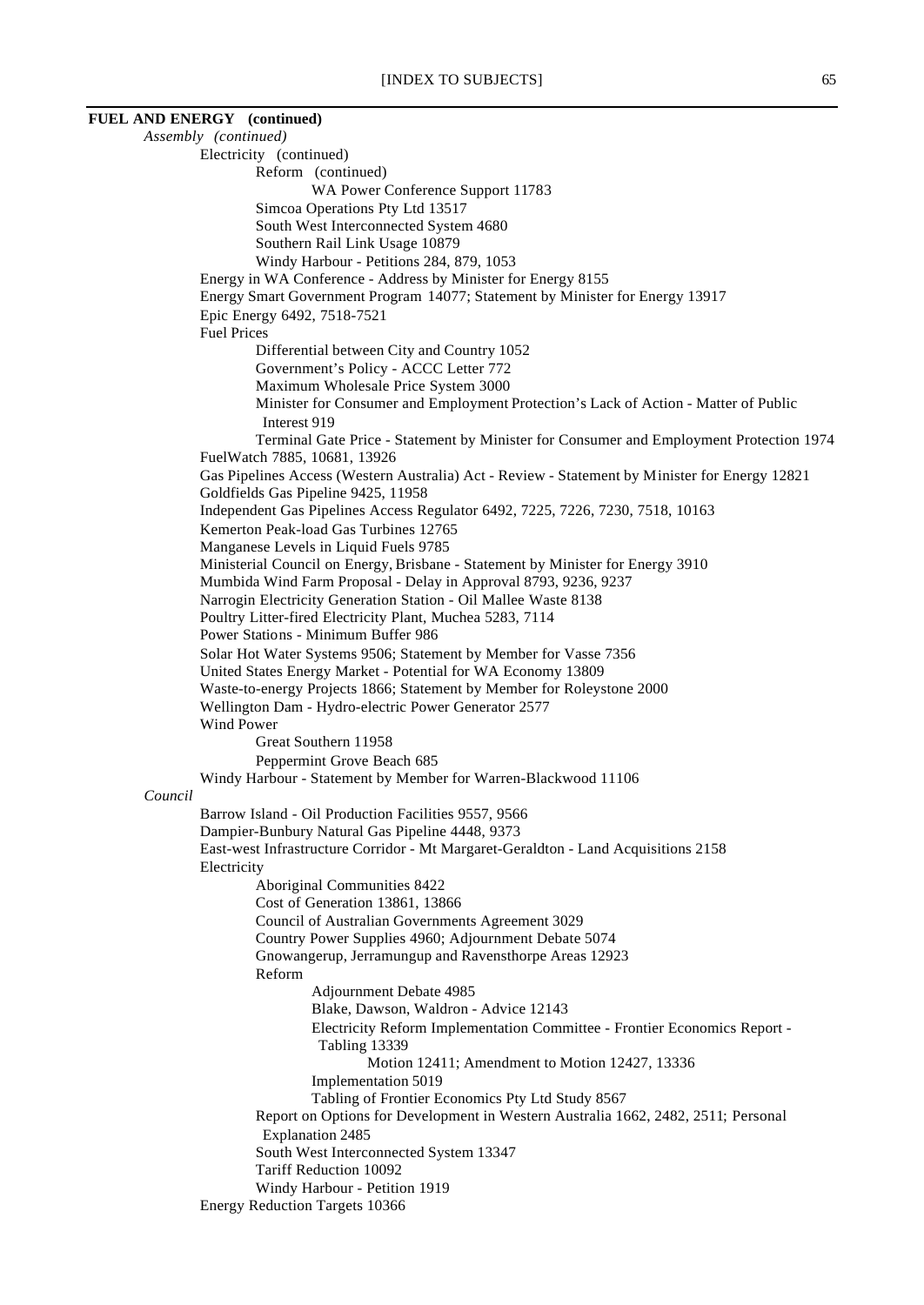**FUEL AND ENERGY (continued)**

*Assembly (continued)*

- Electricity (continued)
  - Reform (continued)
    - WA Power Conference Support 11783
  - Simcoa Operations Pty Ltd 13517
  - South West Interconnected System 4680
  - Southern Rail Link Usage 10879
  - Windy Harbour - Petitions 284, 879, 1053
- Energy in WA Conference - Address by Minister for Energy 8155
- Energy Smart Government Program 14077; Statement by Minister for Energy 13917
- Epic Energy 6492, 7518-7521
- Fuel Prices
  - Differential between City and Country 1052
  - Government's Policy - ACCC Letter 772
  - Maximum Wholesale Price System 3000
  - Minister for Consumer and Employment Protection's Lack of Action - Matter of Public Interest 919
  - Terminal Gate Price - Statement by Minister for Consumer and Employment Protection 1974
- FuelWatch 7885, 10681, 13926
- Gas Pipelines Access (Western Australia) Act - Review - Statement by Minister for Energy 12821
- Goldfields Gas Pipeline 9425, 11958
- Independent Gas Pipelines Access Regulator 6492, 7225, 7226, 7230, 7518, 10163
- Kemerton Peak-load Gas Turbines 12765
- Manganese Levels in Liquid Fuels 9785
- Ministerial Council on Energy, Brisbane - Statement by Minister for Energy 3910
- Mumbida Wind Farm Proposal - Delay in Approval 8793, 9236, 9237
- Narrogin Electricity Generation Station - Oil Mallee Waste 8138
- Poultry Litter-fired Electricity Plant, Muchea 5283, 7114
- Power Stations - Minimum Buffer 986
- Solar Hot Water Systems 9506; Statement by Member for Vasse 7356
- United States Energy Market - Potential for WA Economy 13809
- Waste-to-energy Projects 1866; Statement by Member for Roleystone 2000
- Wellington Dam - Hydro-electric Power Generator 2577
- Wind Power
  - Great Southern 11958
  - Peppermint Grove Beach 685
- Windy Harbour - Statement by Member for Warren-Blackwood 11106

*Council*

- Barrow Island - Oil Production Facilities 9557, 9566
- Dampier-Bunbury Natural Gas Pipeline 4448, 9373
- East-west Infrastructure Corridor - Mt Margaret-Geraldton - Land Acquisitions 2158
- Electricity
  - Aboriginal Communities 8422
  - Cost of Generation 13861, 13866
  - Council of Australian Governments Agreement 3029
  - Country Power Supplies 4960; Adjournment Debate 5074
  - Gnowangerup, Jerramungup and Ravensthorpe Areas 12923
  - Reform
    - Adjournment Debate 4985
    - Blake, Dawson, Waldron - Advice 12143
    - Electricity Reform Implementation Committee - Frontier Economics Report - Tabling 13339
      - Motion 12411; Amendment to Motion 12427, 13336
    - Implementation 5019
    - Tabling of Frontier Economics Pty Ltd Study 8567
  - Report on Options for Development in Western Australia 1662, 2482, 2511; Personal Explanation 2485
  - South West Interconnected System 13347
  - Tariff Reduction 10092
  - Windy Harbour - Petition 1919
- Energy Reduction Targets 10366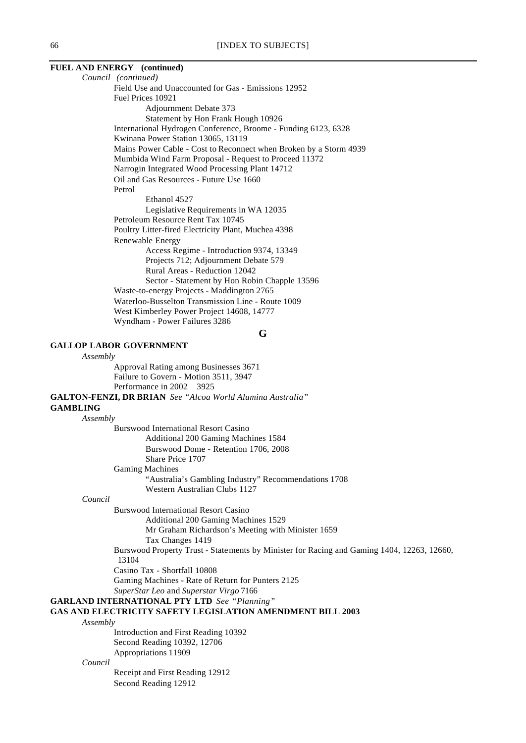**FUEL AND ENERGY (continued)**

*Council (continued)*

- Field Use and Unaccounted for Gas - Emissions 12952
- Fuel Prices 10921
  - Adjournment Debate 373
  - Statement by Hon Frank Hough 10926
- International Hydrogen Conference, Broome - Funding 6123, 6328
- Kwinana Power Station 13065, 13119
- Mains Power Cable - Cost to Reconnect when Broken by a Storm 4939
- Mumbida Wind Farm Proposal - Request to Proceed 11372
- Narrogin Integrated Wood Processing Plant 14712
- Oil and Gas Resources - Future Use 1660
- Petrol
  - Ethanol 4527
  - Legislative Requirements in WA 12035
- Petroleum Resource Rent Tax 10745
- Poultry Litter-fired Electricity Plant, Muchea 4398
- Renewable Energy
  - Access Regime - Introduction 9374, 13349
  - Projects 712; Adjournment Debate 579
  - Rural Areas - Reduction 12042
  - Sector - Statement by Hon Robin Chapple 13596
- Waste-to-energy Projects - Maddington 2765
- Waterloo-Busselton Transmission Line - Route 1009
- West Kimberley Power Project 14608, 14777
- Wyndham - Power Failures 3286

## G

**GALLOP LABOR GOVERNMENT**

*Assembly*

- Approval Rating among Businesses 3671
- Failure to Govern - Motion 3511, 3947
- Performance in 2002 3925

**GALTON-FENZI, DR BRIAN** *See "Alcoa World Alumina Australia"*

**GAMBLING**

*Assembly*

- Burswood International Resort Casino
  - Additional 200 Gaming Machines 1584
  - Burswood Dome - Retention 1706, 2008
  - Share Price 1707
- Gaming Machines
  - "Australia's Gambling Industry" Recommendations 1708
  - Western Australian Clubs 1127

*Council*

- Burswood International Resort Casino
  - Additional 200 Gaming Machines 1529
  - Mr Graham Richardson's Meeting with Minister 1659
  - Tax Changes 1419
- Burswood Property Trust - Statements by Minister for Racing and Gaming 1404, 12263, 12660, 13104
- Casino Tax - Shortfall 10808
- Gaming Machines - Rate of Return for Punters 2125
- *SuperStar Leo* and *Superstar Virgo* 7166

**GARLAND INTERNATIONAL PTY LTD** *See "Planning"*

**GAS AND ELECTRICITY SAFETY LEGISLATION AMENDMENT BILL 2003**

*Assembly*

- Introduction and First Reading 10392
- Second Reading 10392, 12706
- Appropriations 11909

*Council*

- Receipt and First Reading 12912
- Second Reading 12912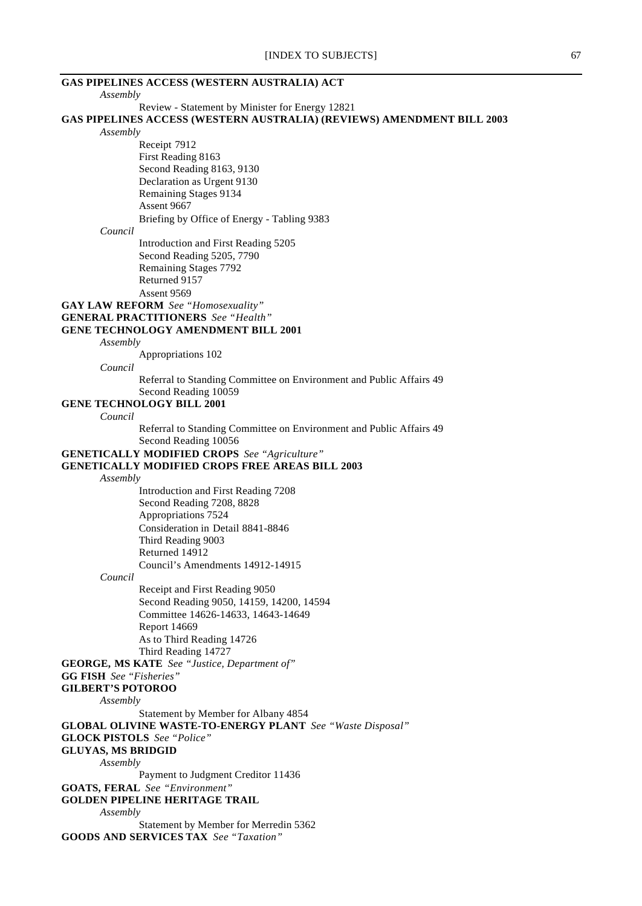**GAS PIPELINES ACCESS (WESTERN AUSTRALIA) ACT**

*Assembly*

Review - Statement by Minister for Energy 12821

**GAS PIPELINES ACCESS (WESTERN AUSTRALIA) (REVIEWS) AMENDMENT BILL 2003**

*Assembly*

Receipt 7912
First Reading 8163
Second Reading 8163, 9130
Declaration as Urgent 9130
Remaining Stages 9134
Assent 9667
Briefing by Office of Energy - Tabling 9383

*Council*

Introduction and First Reading 5205
Second Reading 5205, 7790
Remaining Stages 7792
Returned 9157
Assent 9569

**GAY LAW REFORM** *See "Homosexuality"*

**GENERAL PRACTITIONERS** *See "Health"*

**GENE TECHNOLOGY AMENDMENT BILL 2001**

*Assembly*

Appropriations 102

*Council*

Referral to Standing Committee on Environment and Public Affairs 49
Second Reading 10059

**GENE TECHNOLOGY BILL 2001**

*Council*

Referral to Standing Committee on Environment and Public Affairs 49
Second Reading 10056

**GENETICALLY MODIFIED CROPS** *See "Agriculture"*

**GENETICALLY MODIFIED CROPS FREE AREAS BILL 2003**

*Assembly*

Introduction and First Reading 7208
Second Reading 7208, 8828
Appropriations 7524
Consideration in Detail 8841-8846
Third Reading 9003
Returned 14912
Council's Amendments 14912-14915

*Council*

Receipt and First Reading 9050
Second Reading 9050, 14159, 14200, 14594
Committee 14626-14633, 14643-14649
Report 14669
As to Third Reading 14726
Third Reading 14727

**GEORGE, MS KATE** *See "Justice, Department of"*

**GG FISH** *See "Fisheries"*

**GILBERT'S POTOROO**

*Assembly*

Statement by Member for Albany 4854

**GLOBAL OLIVINE WASTE-TO-ENERGY PLANT** *See "Waste Disposal"*

**GLOCK PISTOLS** *See "Police"*

**GLUYAS, MS BRIDGID**

*Assembly*

Payment to Judgment Creditor 11436

**GOATS, FERAL** *See "Environment"*

**GOLDEN PIPELINE HERITAGE TRAIL**

*Assembly*

Statement by Member for Merredin 5362

**GOODS AND SERVICES TAX** *See "Taxation"*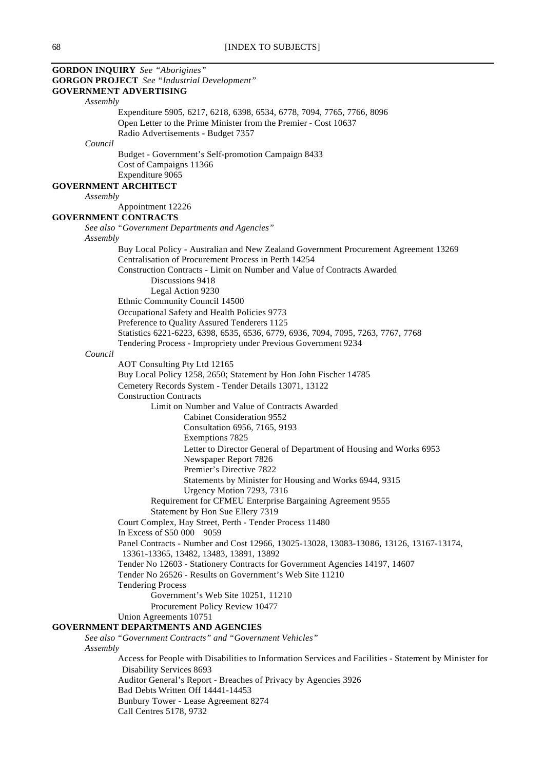**GORDON INQUIRY** *See "Aborigines"*

**GORGON PROJECT** *See "Industrial Development"*

**GOVERNMENT ADVERTISING**

*Assembly*

- Expenditure 5905, 6217, 6218, 6398, 6534, 6778, 7094, 7765, 7766, 8096
- Open Letter to the Prime Minister from the Premier - Cost 10637
- Radio Advertisements - Budget 7357

*Council*

- Budget - Government's Self-promotion Campaign 8433
- Cost of Campaigns 11366
- Expenditure 9065

**GOVERNMENT ARCHITECT**

*Assembly*

- Appointment 12226

**GOVERNMENT CONTRACTS**

*See also "Government Departments and Agencies"*

*Assembly*

- Buy Local Policy - Australian and New Zealand Government Procurement Agreement 13269
- Centralisation of Procurement Process in Perth 14254
- Construction Contracts - Limit on Number and Value of Contracts Awarded
  - Discussions 9418
  - Legal Action 9230
- Ethnic Community Council 14500
- Occupational Safety and Health Policies 9773
- Preference to Quality Assured Tenderers 1125
- Statistics 6221-6223, 6398, 6535, 6536, 6779, 6936, 7094, 7095, 7263, 7767, 7768
- Tendering Process - Impropriety under Previous Government 9234

*Council*

- AOT Consulting Pty Ltd 12165
- Buy Local Policy 1258, 2650; Statement by Hon John Fischer 14785
- Cemetery Records System - Tender Details 13071, 13122
- Construction Contracts
  - Limit on Number and Value of Contracts Awarded
    - Cabinet Consideration 9552
    - Consultation 6956, 7165, 9193
    - Exemptions 7825
    - Letter to Director General of Department of Housing and Works 6953
    - Newspaper Report 7826
    - Premier's Directive 7822
    - Statements by Minister for Housing and Works 6944, 9315
    - Urgency Motion 7293, 7316
  - Requirement for CFMEU Enterprise Bargaining Agreement 9555
  - Statement by Hon Sue Ellery 7319
- Court Complex, Hay Street, Perth - Tender Process 11480
- In Excess of $50 000 9059
- Panel Contracts - Number and Cost 12966, 13025-13028, 13083-13086, 13126, 13167-13174, 13361-13365, 13482, 13483, 13891, 13892
- Tender No 12603 - Stationery Contracts for Government Agencies 14197, 14607
- Tender No 26526 - Results on Government's Web Site 11210
- Tendering Process
  - Government's Web Site 10251, 11210
  - Procurement Policy Review 10477
- Union Agreements 10751

**GOVERNMENT DEPARTMENTS AND AGENCIES**

*See also "Government Contracts" and "Government Vehicles"*

*Assembly*

- Access for People with Disabilities to Information Services and Facilities - Statement by Minister for Disability Services 8693
- Auditor General's Report - Breaches of Privacy by Agencies 3926
- Bad Debts Written Off 14441-14453
- Bunbury Tower - Lease Agreement 8274
- Call Centres 5178, 9732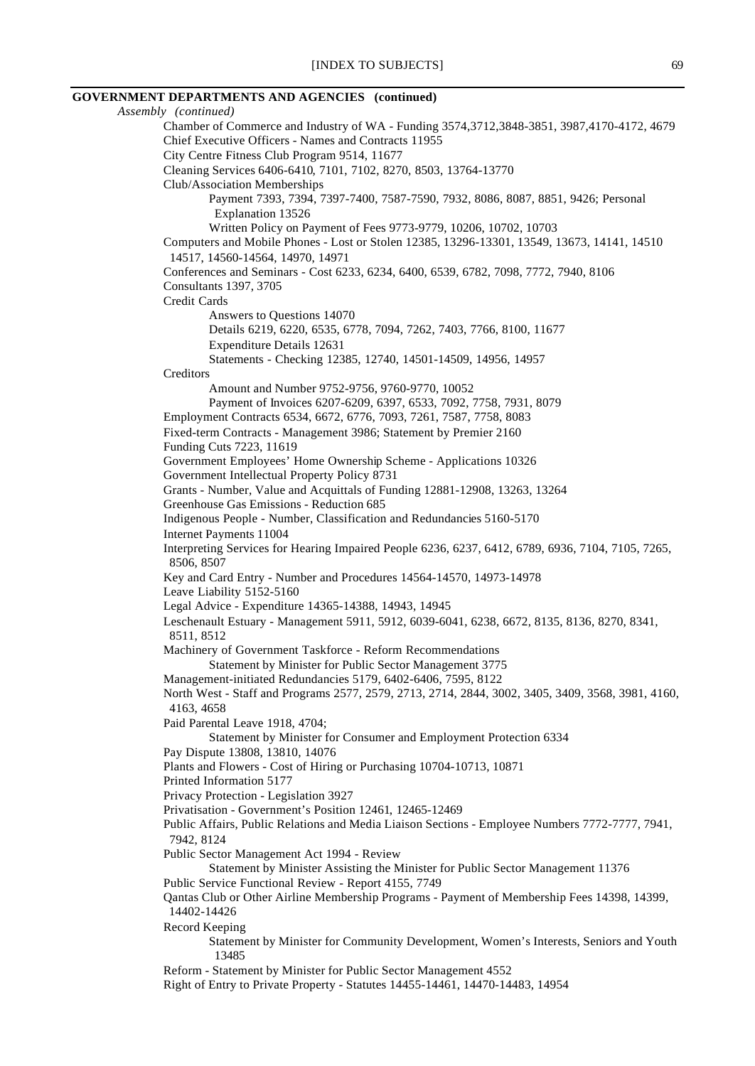**GOVERNMENT DEPARTMENTS AND AGENCIES (continued)**

*Assembly (continued)*

- Chamber of Commerce and Industry of WA - Funding 3574,3712,3848-3851, 3987,4170-4172, 4679
- Chief Executive Officers - Names and Contracts 11955
- City Centre Fitness Club Program 9514, 11677
- Cleaning Services 6406-6410, 7101, 7102, 8270, 8503, 13764-13770
- Club/Association Memberships
  - Payment 7393, 7394, 7397-7400, 7587-7590, 7932, 8086, 8087, 8851, 9426; Personal Explanation 13526
  - Written Policy on Payment of Fees 9773-9779, 10206, 10702, 10703
- Computers and Mobile Phones - Lost or Stolen 12385, 13296-13301, 13549, 13673, 14141, 14510 14517, 14560-14564, 14970, 14971
- Conferences and Seminars - Cost 6233, 6234, 6400, 6539, 6782, 7098, 7772, 7940, 8106
- Consultants 1397, 3705
- Credit Cards
  - Answers to Questions 14070
  - Details 6219, 6220, 6535, 6778, 7094, 7262, 7403, 7766, 8100, 11677
  - Expenditure Details 12631
  - Statements - Checking 12385, 12740, 14501-14509, 14956, 14957
- Creditors
  - Amount and Number 9752-9756, 9760-9770, 10052
  - Payment of Invoices 6207-6209, 6397, 6533, 7092, 7758, 7931, 8079
- Employment Contracts 6534, 6672, 6776, 7093, 7261, 7587, 7758, 8083
- Fixed-term Contracts - Management 3986; Statement by Premier 2160
- Funding Cuts 7223, 11619
- Government Employees' Home Ownership Scheme - Applications 10326
- Government Intellectual Property Policy 8731
- Grants - Number, Value and Acquittals of Funding 12881-12908, 13263, 13264
- Greenhouse Gas Emissions - Reduction 685
- Indigenous People - Number, Classification and Redundancies 5160-5170
- Internet Payments 11004
- Interpreting Services for Hearing Impaired People 6236, 6237, 6412, 6789, 6936, 7104, 7105, 7265, 8506, 8507
- Key and Card Entry - Number and Procedures 14564-14570, 14973-14978
- Leave Liability 5152-5160
- Legal Advice - Expenditure 14365-14388, 14943, 14945
- Leschenault Estuary - Management 5911, 5912, 6039-6041, 6238, 6672, 8135, 8136, 8270, 8341, 8511, 8512
- Machinery of Government Taskforce - Reform Recommendations
  - Statement by Minister for Public Sector Management 3775
- Management-initiated Redundancies 5179, 6402-6406, 7595, 8122
- North West - Staff and Programs 2577, 2579, 2713, 2714, 2844, 3002, 3405, 3409, 3568, 3981, 4160, 4163, 4658
- Paid Parental Leave 1918, 4704;
  - Statement by Minister for Consumer and Employment Protection 6334
- Pay Dispute 13808, 13810, 14076
- Plants and Flowers - Cost of Hiring or Purchasing 10704-10713, 10871
- Printed Information 5177
- Privacy Protection - Legislation 3927
- Privatisation - Government's Position 12461, 12465-12469
- Public Affairs, Public Relations and Media Liaison Sections - Employee Numbers 7772-7777, 7941, 7942, 8124
- Public Sector Management Act 1994 - Review
  - Statement by Minister Assisting the Minister for Public Sector Management 11376
- Public Service Functional Review - Report 4155, 7749
- Qantas Club or Other Airline Membership Programs - Payment of Membership Fees 14398, 14399, 14402-14426
- Record Keeping
  - Statement by Minister for Community Development, Women's Interests, Seniors and Youth 13485
- Reform - Statement by Minister for Public Sector Management 4552
- Right of Entry to Private Property - Statutes 14455-14461, 14470-14483, 14954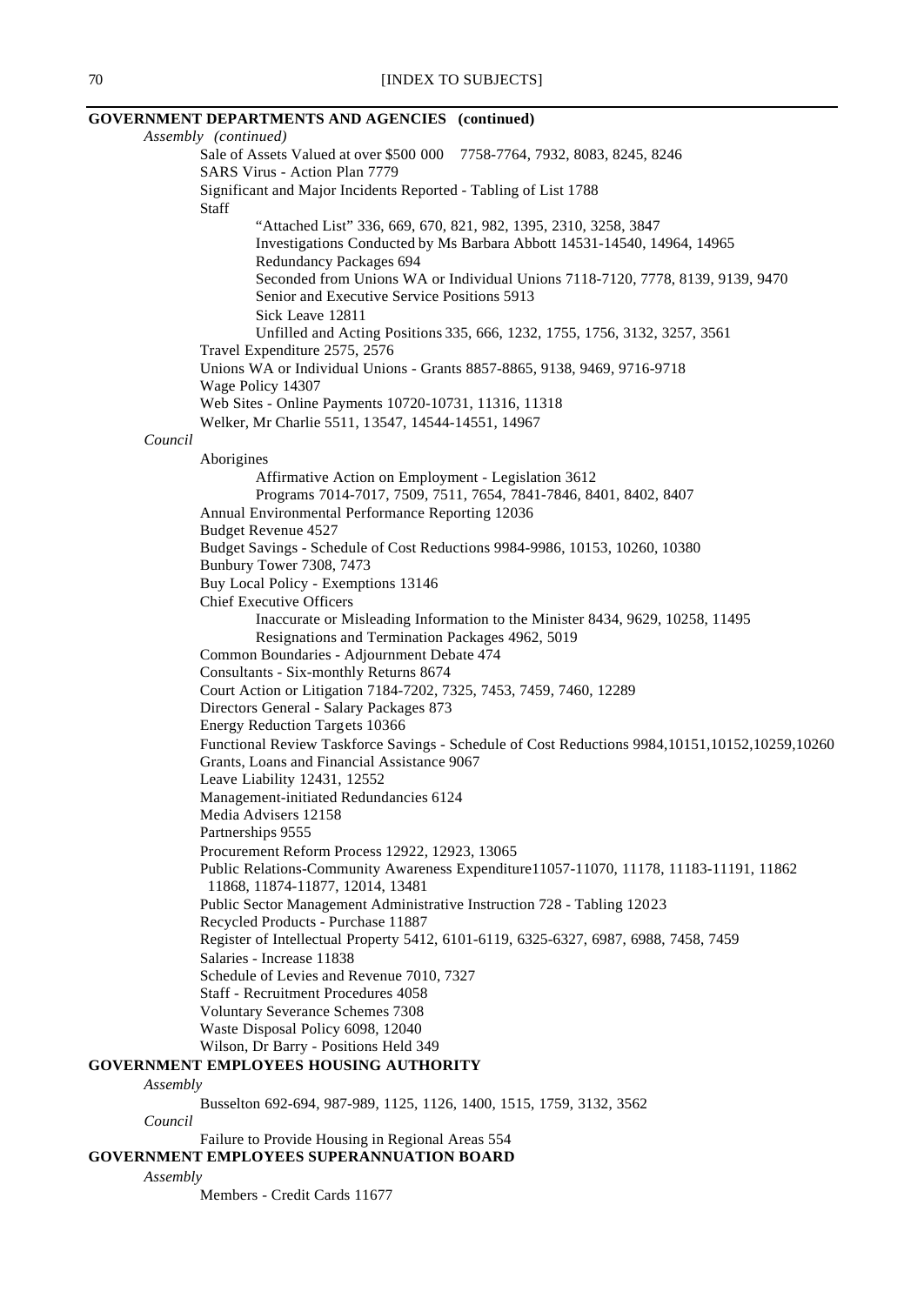**GOVERNMENT DEPARTMENTS AND AGENCIES (continued)**

*Assembly (continued)*

- Sale of Assets Valued at over $500 000 7758-7764, 7932, 8083, 8245, 8246
- SARS Virus - Action Plan 7779
- Significant and Major Incidents Reported - Tabling of List 1788
- Staff
  - "Attached List" 336, 669, 670, 821, 982, 1395, 2310, 3258, 3847
  - Investigations Conducted by Ms Barbara Abbott 14531-14540, 14964, 14965
  - Redundancy Packages 694
  - Seconded from Unions WA or Individual Unions 7118-7120, 7778, 8139, 9139, 9470
  - Senior and Executive Service Positions 5913
  - Sick Leave 12811
  - Unfilled and Acting Positions 335, 666, 1232, 1755, 1756, 3132, 3257, 3561
- Travel Expenditure 2575, 2576
- Unions WA or Individual Unions - Grants 8857-8865, 9138, 9469, 9716-9718
- Wage Policy 14307
- Web Sites - Online Payments 10720-10731, 11316, 11318
- Welker, Mr Charlie 5511, 13547, 14544-14551, 14967

*Council*

- Aborigines
  - Affirmative Action on Employment - Legislation 3612
  - Programs 7014-7017, 7509, 7511, 7654, 7841-7846, 8401, 8402, 8407
- Annual Environmental Performance Reporting 12036
- Budget Revenue 4527
- Budget Savings - Schedule of Cost Reductions 9984-9986, 10153, 10260, 10380
- Bunbury Tower 7308, 7473
- Buy Local Policy - Exemptions 13146
- Chief Executive Officers
  - Inaccurate or Misleading Information to the Minister 8434, 9629, 10258, 11495
  - Resignations and Termination Packages 4962, 5019
- Common Boundaries - Adjournment Debate 474
- Consultants - Six-monthly Returns 8674
- Court Action or Litigation 7184-7202, 7325, 7453, 7459, 7460, 12289
- Directors General - Salary Packages 873
- Energy Reduction Targets 10366
- Functional Review Taskforce Savings - Schedule of Cost Reductions 9984,10151,10152,10259,10260
- Grants, Loans and Financial Assistance 9067
- Leave Liability 12431, 12552
- Management-initiated Redundancies 6124
- Media Advisers 12158
- Partnerships 9555
- Procurement Reform Process 12922, 12923, 13065
- Public Relations-Community Awareness Expenditure11057-11070, 11178, 11183-11191, 11862 11868, 11874-11877, 12014, 13481
- Public Sector Management Administrative Instruction 728 - Tabling 12023
- Recycled Products - Purchase 11887
- Register of Intellectual Property 5412, 6101-6119, 6325-6327, 6987, 6988, 7458, 7459
- Salaries - Increase 11838
- Schedule of Levies and Revenue 7010, 7327
- Staff - Recruitment Procedures 4058
- Voluntary Severance Schemes 7308
- Waste Disposal Policy 6098, 12040
- Wilson, Dr Barry - Positions Held 349

**GOVERNMENT EMPLOYEES HOUSING AUTHORITY**

*Assembly*

- Busselton 692-694, 987-989, 1125, 1126, 1400, 1515, 1759, 3132, 3562

*Council*

- Failure to Provide Housing in Regional Areas 554

**GOVERNMENT EMPLOYEES SUPERANNUATION BOARD**

*Assembly*

- Members - Credit Cards 11677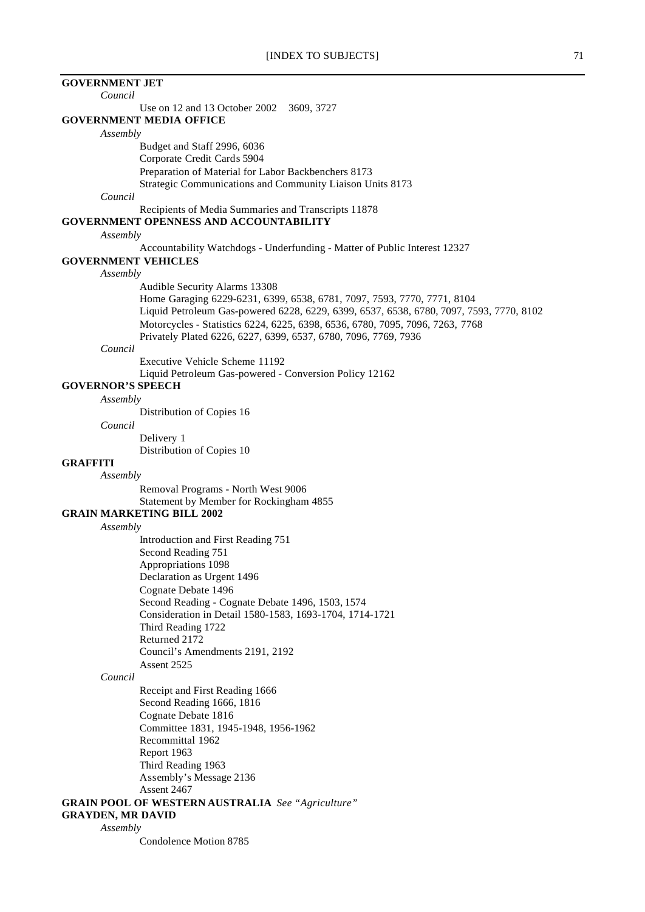**GOVERNMENT JET**

*Council*

Use on 12 and 13 October 2002 3609, 3727

**GOVERNMENT MEDIA OFFICE**

*Assembly*

Budget and Staff 2996, 6036

Corporate Credit Cards 5904

Preparation of Material for Labor Backbenchers 8173

Strategic Communications and Community Liaison Units 8173

*Council*

Recipients of Media Summaries and Transcripts 11878

**GOVERNMENT OPENNESS AND ACCOUNTABILITY**

*Assembly*

Accountability Watchdogs - Underfunding - Matter of Public Interest 12327

**GOVERNMENT VEHICLES**

*Assembly*

Audible Security Alarms 13308

Home Garaging 6229-6231, 6399, 6538, 6781, 7097, 7593, 7770, 7771, 8104

Liquid Petroleum Gas-powered 6228, 6229, 6399, 6537, 6538, 6780, 7097, 7593, 7770, 8102

Motorcycles - Statistics 6224, 6225, 6398, 6536, 6780, 7095, 7096, 7263, 7768

Privately Plated 6226, 6227, 6399, 6537, 6780, 7096, 7769, 7936

*Council*

Executive Vehicle Scheme 11192

Liquid Petroleum Gas-powered - Conversion Policy 12162

**GOVERNOR'S SPEECH**

*Assembly*

Distribution of Copies 16

*Council*

Delivery 1

Distribution of Copies 10

**GRAFFITI**

*Assembly*

Removal Programs - North West 9006

Statement by Member for Rockingham 4855

**GRAIN MARKETING BILL 2002**

*Assembly*

Introduction and First Reading 751

Second Reading 751

Appropriations 1098

Declaration as Urgent 1496

Cognate Debate 1496

Second Reading - Cognate Debate 1496, 1503, 1574

Consideration in Detail 1580-1583, 1693-1704, 1714-1721

Third Reading 1722

Returned 2172

Council's Amendments 2191, 2192

Assent 2525

*Council*

Receipt and First Reading 1666

Second Reading 1666, 1816

Cognate Debate 1816

Committee 1831, 1945-1948, 1956-1962

Recommittal 1962

Report 1963

Third Reading 1963

Assembly's Message 2136

Assent 2467

**GRAIN POOL OF WESTERN AUSTRALIA** *See "Agriculture"*

**GRAYDEN, MR DAVID**

*Assembly*

Condolence Motion 8785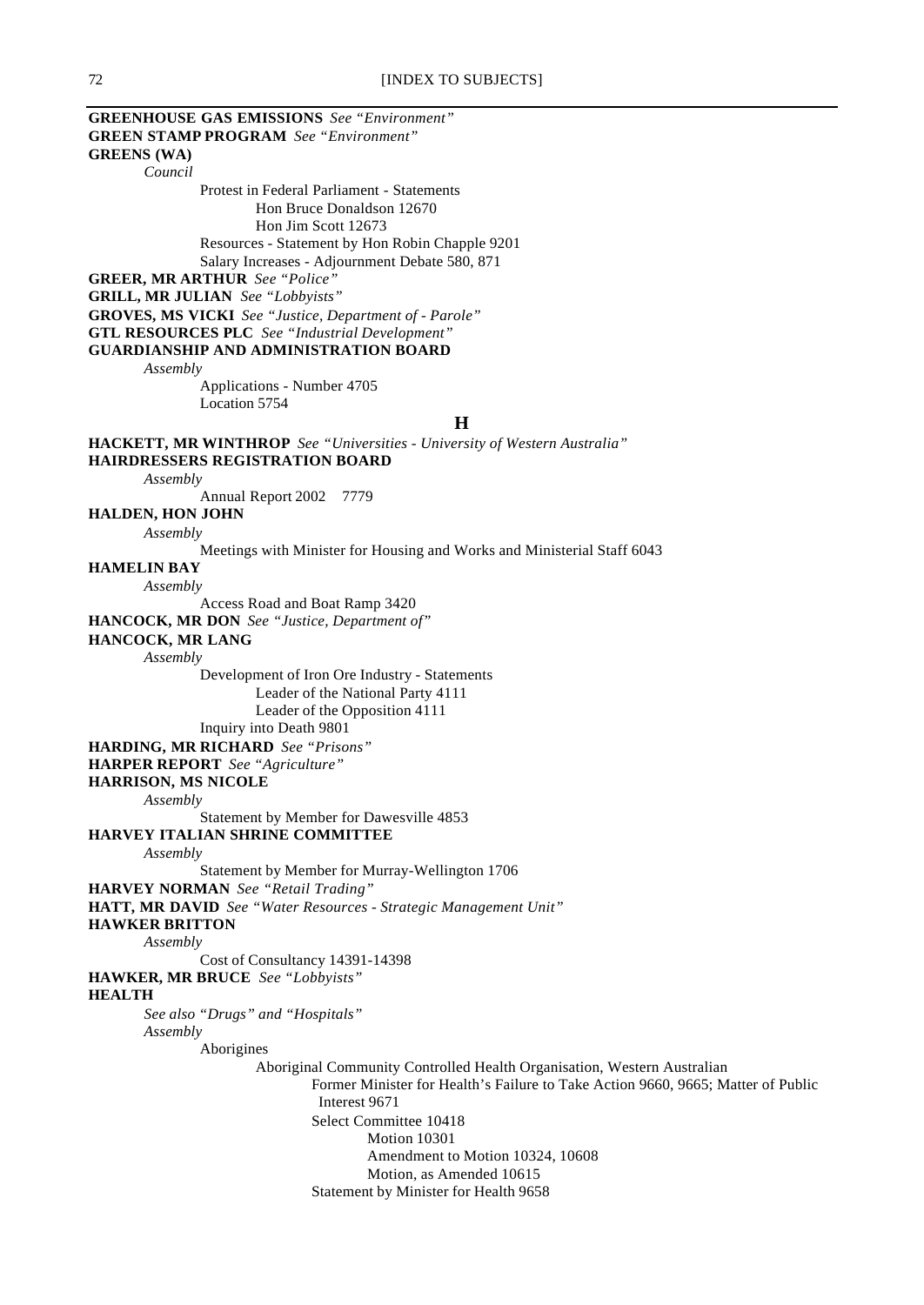**GREENHOUSE GAS EMISSIONS** *See "Environment"*
**GREEN STAMP PROGRAM** *See "Environment"*
**GREENS (WA)**

*Council*

Protest in Federal Parliament - Statements

Hon Bruce Donaldson 12670

Hon Jim Scott 12673

Resources - Statement by Hon Robin Chapple 9201

Salary Increases - Adjournment Debate 580, 871

**GREER, MR ARTHUR** *See "Police"*
**GRILL, MR JULIAN** *See "Lobbyists"*
**GROVES, MS VICKI** *See "Justice, Department of - Parole"*
**GTL RESOURCES PLC** *See "Industrial Development"*
**GUARDIANSHIP AND ADMINISTRATION BOARD**

*Assembly*

Applications - Number 4705

Location 5754

## H

**HACKETT, MR WINTHROP** *See "Universities - University of Western Australia"*
**HAIRDRESSERS REGISTRATION BOARD**

*Assembly*

Annual Report 2002 7779

**HALDEN, HON JOHN**

*Assembly*

Meetings with Minister for Housing and Works and Ministerial Staff 6043

**HAMELIN BAY**

*Assembly*

Access Road and Boat Ramp 3420

**HANCOCK, MR DON** *See "Justice, Department of"*
**HANCOCK, MR LANG**

*Assembly*

Development of Iron Ore Industry - Statements

Leader of the National Party 4111

Leader of the Opposition 4111

Inquiry into Death 9801

**HARDING, MR RICHARD** *See "Prisons"*
**HARPER REPORT** *See "Agriculture"*
**HARRISON, MS NICOLE**

*Assembly*

Statement by Member for Dawesville 4853

**HARVEY ITALIAN SHRINE COMMITTEE**

*Assembly*

Statement by Member for Murray-Wellington 1706

**HARVEY NORMAN** *See "Retail Trading"*
**HATT, MR DAVID** *See "Water Resources - Strategic Management Unit"*
**HAWKER BRITTON**

*Assembly*

Cost of Consultancy 14391-14398

**HAWKER, MR BRUCE** *See "Lobbyists"*
**HEALTH**

*See also "Drugs" and "Hospitals"*

*Assembly*

Aborigines

Aboriginal Community Controlled Health Organisation, Western Australian

Former Minister for Health's Failure to Take Action 9660, 9665; Matter of Public Interest 9671

Select Committee 10418

Motion 10301

Amendment to Motion 10324, 10608

Motion, as Amended 10615

Statement by Minister for Health 9658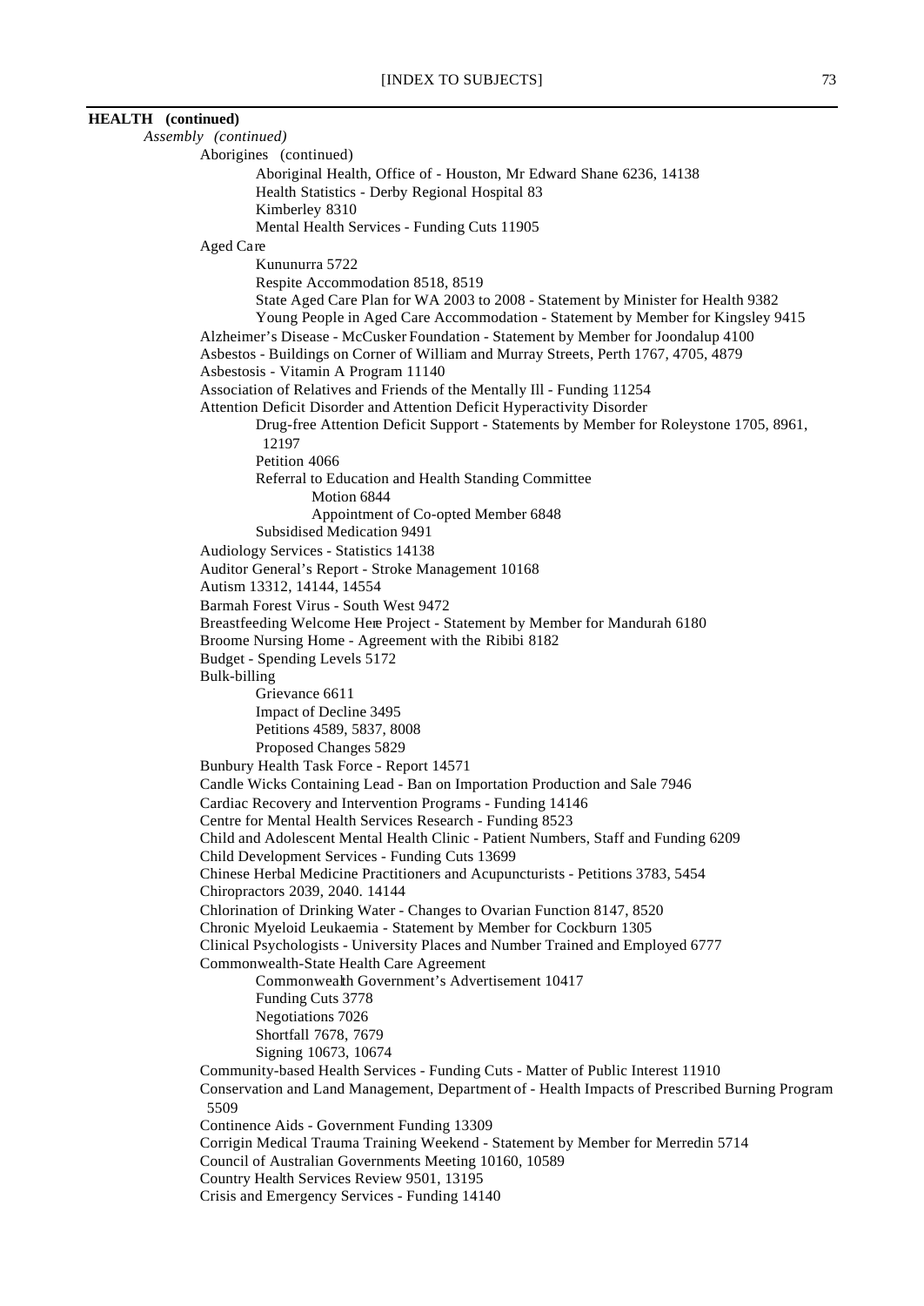**HEALTH (continued)**

*Assembly (continued)*

- Aborigines (continued)
  - Aboriginal Health, Office of - Houston, Mr Edward Shane 6236, 14138
  - Health Statistics - Derby Regional Hospital 83
  - Kimberley 8310
  - Mental Health Services - Funding Cuts 11905
- Aged Care
  - Kununurra 5722
  - Respite Accommodation 8518, 8519
  - State Aged Care Plan for WA 2003 to 2008 - Statement by Minister for Health 9382
  - Young People in Aged Care Accommodation - Statement by Member for Kingsley 9415
- Alzheimer's Disease - McCusker Foundation - Statement by Member for Joondalup 4100
- Asbestos - Buildings on Corner of William and Murray Streets, Perth 1767, 4705, 4879
- Asbestosis - Vitamin A Program 11140
- Association of Relatives and Friends of the Mentally Ill - Funding 11254
- Attention Deficit Disorder and Attention Deficit Hyperactivity Disorder
  - Drug-free Attention Deficit Support - Statements by Member for Roleystone 1705, 8961, 12197
  - Petition 4066
  - Referral to Education and Health Standing Committee
    - Motion 6844
    - Appointment of Co-opted Member 6848
  - Subsidised Medication 9491
- Audiology Services - Statistics 14138
- Auditor General's Report - Stroke Management 10168
- Autism 13312, 14144, 14554
- Barmah Forest Virus - South West 9472
- Breastfeeding Welcome Here Project - Statement by Member for Mandurah 6180
- Broome Nursing Home - Agreement with the Ribibi 8182
- Budget - Spending Levels 5172
- Bulk-billing
  - Grievance 6611
  - Impact of Decline 3495
  - Petitions 4589, 5837, 8008
  - Proposed Changes 5829
- Bunbury Health Task Force - Report 14571
- Candle Wicks Containing Lead - Ban on Importation Production and Sale 7946
- Cardiac Recovery and Intervention Programs - Funding 14146
- Centre for Mental Health Services Research - Funding 8523
- Child and Adolescent Mental Health Clinic - Patient Numbers, Staff and Funding 6209
- Child Development Services - Funding Cuts 13699
- Chinese Herbal Medicine Practitioners and Acupuncturists - Petitions 3783, 5454
- Chiropractors 2039, 2040. 14144
- Chlorination of Drinking Water - Changes to Ovarian Function 8147, 8520
- Chronic Myeloid Leukaemia - Statement by Member for Cockburn 1305
- Clinical Psychologists - University Places and Number Trained and Employed 6777
- Commonwealth-State Health Care Agreement
  - Commonwealth Government's Advertisement 10417
  - Funding Cuts 3778
  - Negotiations 7026
  - Shortfall 7678, 7679
  - Signing 10673, 10674
- Community-based Health Services - Funding Cuts - Matter of Public Interest 11910
- Conservation and Land Management, Department of - Health Impacts of Prescribed Burning Program 5509
- Continence Aids - Government Funding 13309
- Corrigin Medical Trauma Training Weekend - Statement by Member for Merredin 5714
- Council of Australian Governments Meeting 10160, 10589
- Country Health Services Review 9501, 13195
- Crisis and Emergency Services - Funding 14140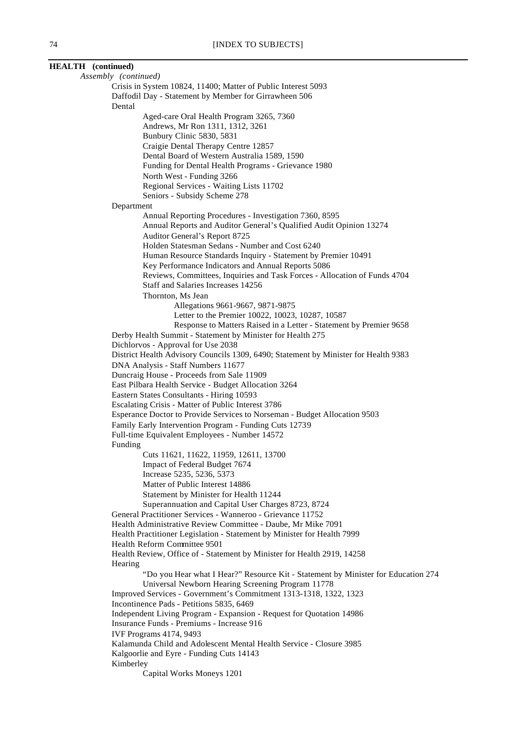**HEALTH (continued)**

*Assembly (continued)*

- Crisis in System 10824, 11400; Matter of Public Interest 5093
- Daffodil Day - Statement by Member for Girrawheen 506
- Dental
    - Aged-care Oral Health Program 3265, 7360
    - Andrews, Mr Ron 1311, 1312, 3261
    - Bunbury Clinic 5830, 5831
    - Craigie Dental Therapy Centre 12857
    - Dental Board of Western Australia 1589, 1590
    - Funding for Dental Health Programs - Grievance 1980
    - North West - Funding 3266
    - Regional Services - Waiting Lists 11702
    - Seniors - Subsidy Scheme 278
- Department
    - Annual Reporting Procedures - Investigation 7360, 8595
    - Annual Reports and Auditor General's Qualified Audit Opinion 13274
    - Auditor General's Report 8725
    - Holden Statesman Sedans - Number and Cost 6240
    - Human Resource Standards Inquiry - Statement by Premier 10491
    - Key Performance Indicators and Annual Reports 5086
    - Reviews, Committees, Inquiries and Task Forces - Allocation of Funds 4704
    - Staff and Salaries Increases 14256
    - Thornton, Ms Jean
        - Allegations 9661-9667, 9871-9875
        - Letter to the Premier 10022, 10023, 10287, 10587
        - Response to Matters Raised in a Letter - Statement by Premier 9658
- Derby Health Summit - Statement by Minister for Health 275
- Dichlorvos - Approval for Use 2038
- District Health Advisory Councils 1309, 6490; Statement by Minister for Health 9383
- DNA Analysis - Staff Numbers 11677
- Duncraig House - Proceeds from Sale 11909
- East Pilbara Health Service - Budget Allocation 3264
- Eastern States Consultants - Hiring 10593
- Escalating Crisis - Matter of Public Interest 3786
- Esperance Doctor to Provide Services to Norseman - Budget Allocation 9503
- Family Early Intervention Program - Funding Cuts 12739
- Full-time Equivalent Employees - Number 14572
- Funding
    - Cuts 11621, 11622, 11959, 12611, 13700
    - Impact of Federal Budget 7674
    - Increase 5235, 5236, 5373
    - Matter of Public Interest 14886
    - Statement by Minister for Health 11244
    - Superannuation and Capital User Charges 8723, 8724
- General Practitioner Services - Wanneroo - Grievance 11752
- Health Administrative Review Committee - Daube, Mr Mike 7091
- Health Practitioner Legislation - Statement by Minister for Health 7999
- Health Reform Committee 9501
- Health Review, Office of - Statement by Minister for Health 2919, 14258
- Hearing
    - "Do you Hear what I Hear?" Resource Kit - Statement by Minister for Education 274
    - Universal Newborn Hearing Screening Program 11778
- Improved Services - Government's Commitment 1313-1318, 1322, 1323
- Incontinence Pads - Petitions 5835, 6469
- Independent Living Program - Expansion - Request for Quotation 14986
- Insurance Funds - Premiums - Increase 916
- IVF Programs 4174, 9493
- Kalamunda Child and Adolescent Mental Health Service - Closure 3985
- Kalgoorlie and Eyre - Funding Cuts 14143
- Kimberley
    - Capital Works Moneys 1201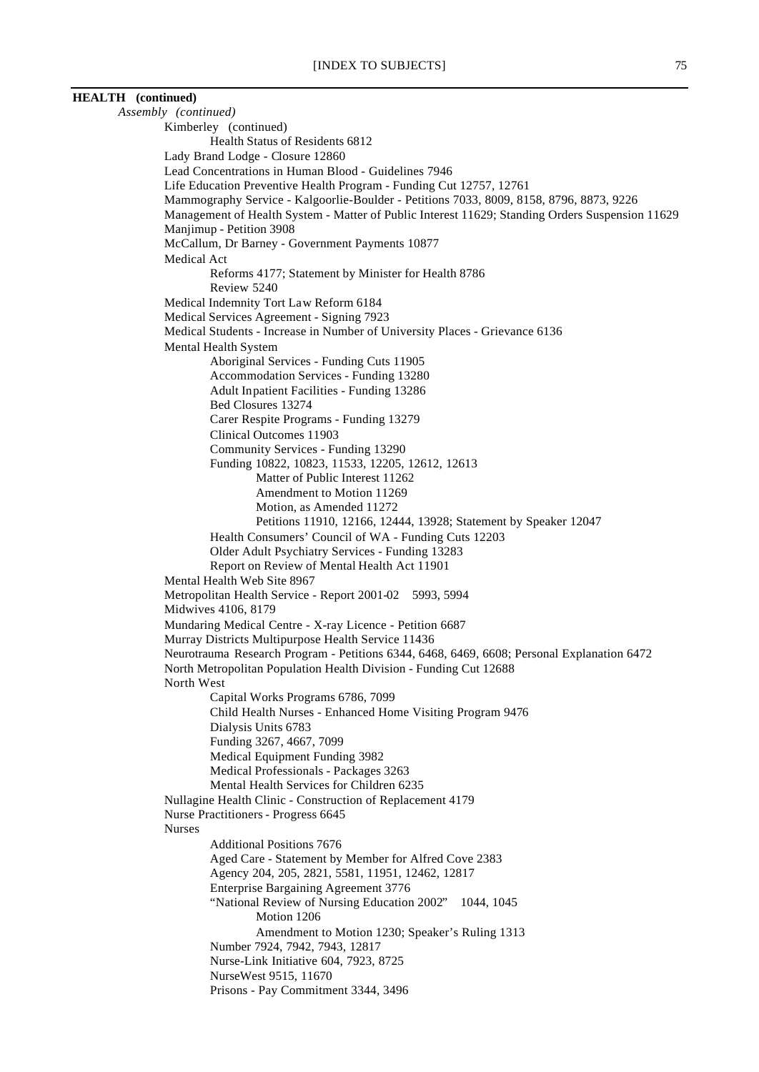**HEALTH (continued)**

*Assembly (continued)*

- Kimberley (continued)
  - Health Status of Residents 6812
- Lady Brand Lodge - Closure 12860
- Lead Concentrations in Human Blood - Guidelines 7946
- Life Education Preventive Health Program - Funding Cut 12757, 12761
- Mammography Service - Kalgoorlie-Boulder - Petitions 7033, 8009, 8158, 8796, 8873, 9226
- Management of Health System - Matter of Public Interest 11629; Standing Orders Suspension 11629
- Manjimup - Petition 3908
- McCallum, Dr Barney - Government Payments 10877
- Medical Act
  - Reforms 4177; Statement by Minister for Health 8786
  - Review 5240
- Medical Indemnity Tort Law Reform 6184
- Medical Services Agreement - Signing 7923
- Medical Students - Increase in Number of University Places - Grievance 6136
- Mental Health System
  - Aboriginal Services - Funding Cuts 11905
  - Accommodation Services - Funding 13280
  - Adult Inpatient Facilities - Funding 13286
  - Bed Closures 13274
  - Carer Respite Programs - Funding 13279
  - Clinical Outcomes 11903
  - Community Services - Funding 13290
  - Funding 10822, 10823, 11533, 12205, 12612, 12613
    - Matter of Public Interest 11262
    - Amendment to Motion 11269
    - Motion, as Amended 11272
    - Petitions 11910, 12166, 12444, 13928; Statement by Speaker 12047
  - Health Consumers' Council of WA - Funding Cuts 12203
  - Older Adult Psychiatry Services - Funding 13283
  - Report on Review of Mental Health Act 11901
- Mental Health Web Site 8967
- Metropolitan Health Service - Report 2001-02 5993, 5994
- Midwives 4106, 8179
- Mundaring Medical Centre - X-ray Licence - Petition 6687
- Murray Districts Multipurpose Health Service 11436
- Neurotrauma Research Program - Petitions 6344, 6468, 6469, 6608; Personal Explanation 6472
- North Metropolitan Population Health Division - Funding Cut 12688
- North West
  - Capital Works Programs 6786, 7099
  - Child Health Nurses - Enhanced Home Visiting Program 9476
  - Dialysis Units 6783
  - Funding 3267, 4667, 7099
  - Medical Equipment Funding 3982
  - Medical Professionals - Packages 3263
  - Mental Health Services for Children 6235
- Nullagine Health Clinic - Construction of Replacement 4179
- Nurse Practitioners - Progress 6645
- Nurses
  - Additional Positions 7676
  - Aged Care - Statement by Member for Alfred Cove 2383
  - Agency 204, 205, 2821, 5581, 11951, 12462, 12817
  - Enterprise Bargaining Agreement 3776
  - "National Review of Nursing Education 2002" 1044, 1045
    - Motion 1206
    - Amendment to Motion 1230; Speaker's Ruling 1313
  - Number 7924, 7942, 7943, 12817
  - Nurse-Link Initiative 604, 7923, 8725
  - NurseWest 9515, 11670
  - Prisons - Pay Commitment 3344, 3496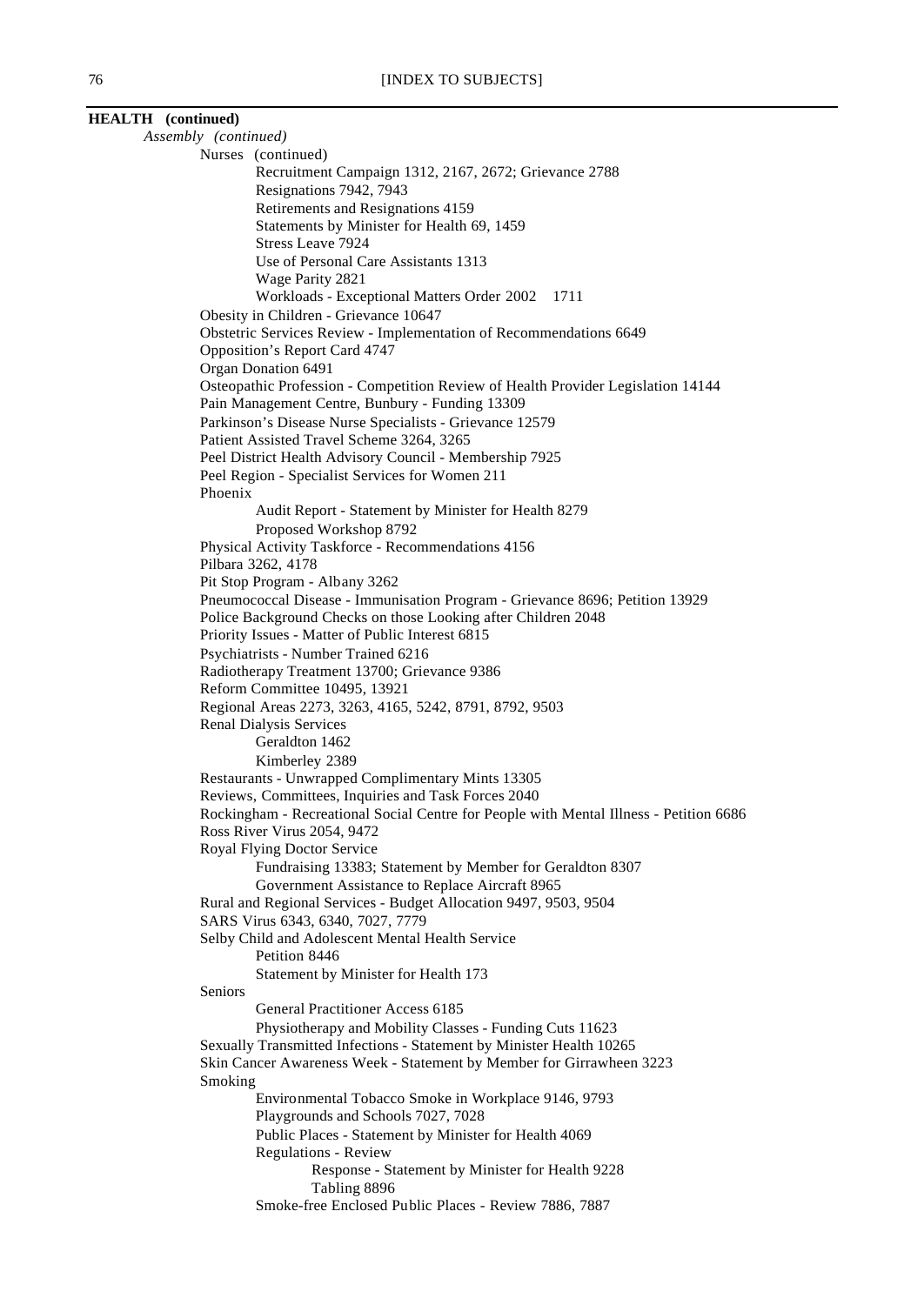**HEALTH (continued)**

*Assembly (continued)*

- Nurses (continued)
  - Recruitment Campaign 1312, 2167, 2672; Grievance 2788
  - Resignations 7942, 7943
  - Retirements and Resignations 4159
  - Statements by Minister for Health 69, 1459
  - Stress Leave 7924
  - Use of Personal Care Assistants 1313
  - Wage Parity 2821
  - Workloads - Exceptional Matters Order 2002 1711
- Obesity in Children - Grievance 10647
- Obstetric Services Review - Implementation of Recommendations 6649
- Opposition's Report Card 4747
- Organ Donation 6491
- Osteopathic Profession - Competition Review of Health Provider Legislation 14144
- Pain Management Centre, Bunbury - Funding 13309
- Parkinson's Disease Nurse Specialists - Grievance 12579
- Patient Assisted Travel Scheme 3264, 3265
- Peel District Health Advisory Council - Membership 7925
- Peel Region - Specialist Services for Women 211
- Phoenix
  - Audit Report - Statement by Minister for Health 8279
  - Proposed Workshop 8792
- Physical Activity Taskforce - Recommendations 4156
- Pilbara 3262, 4178
- Pit Stop Program - Albany 3262
- Pneumococcal Disease - Immunisation Program - Grievance 8696; Petition 13929
- Police Background Checks on those Looking after Children 2048
- Priority Issues - Matter of Public Interest 6815
- Psychiatrists - Number Trained 6216
- Radiotherapy Treatment 13700; Grievance 9386
- Reform Committee 10495, 13921
- Regional Areas 2273, 3263, 4165, 5242, 8791, 8792, 9503
- Renal Dialysis Services
  - Geraldton 1462
  - Kimberley 2389
- Restaurants - Unwrapped Complimentary Mints 13305
- Reviews, Committees, Inquiries and Task Forces 2040
- Rockingham - Recreational Social Centre for People with Mental Illness - Petition 6686
- Ross River Virus 2054, 9472
- Royal Flying Doctor Service
  - Fundraising 13383; Statement by Member for Geraldton 8307
  - Government Assistance to Replace Aircraft 8965
- Rural and Regional Services - Budget Allocation 9497, 9503, 9504
- SARS Virus 6343, 6340, 7027, 7779
- Selby Child and Adolescent Mental Health Service
  - Petition 8446
  - Statement by Minister for Health 173
- Seniors
  - General Practitioner Access 6185
  - Physiotherapy and Mobility Classes - Funding Cuts 11623
- Sexually Transmitted Infections - Statement by Minister Health 10265
- Skin Cancer Awareness Week - Statement by Member for Girrawheen 3223
- Smoking
  - Environmental Tobacco Smoke in Workplace 9146, 9793
  - Playgrounds and Schools 7027, 7028
  - Public Places - Statement by Minister for Health 4069
  - Regulations - Review
    - Response - Statement by Minister for Health 9228
    - Tabling 8896
  - Smoke-free Enclosed Public Places - Review 7886, 7887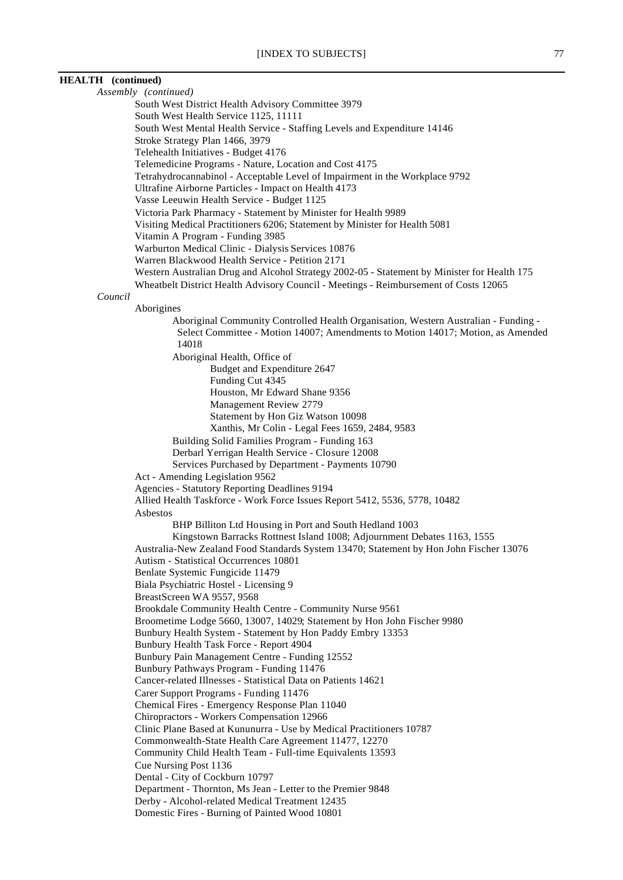**HEALTH (continued)**

*Assembly (continued)*

- South West District Health Advisory Committee 3979
- South West Health Service 1125, 11111
- South West Mental Health Service - Staffing Levels and Expenditure 14146
- Stroke Strategy Plan 1466, 3979
- Telehealth Initiatives - Budget 4176
- Telemedicine Programs - Nature, Location and Cost 4175
- Tetrahydrocannabinol - Acceptable Level of Impairment in the Workplace 9792
- Ultrafine Airborne Particles - Impact on Health 4173
- Vasse Leeuwin Health Service - Budget 1125
- Victoria Park Pharmacy - Statement by Minister for Health 9989
- Visiting Medical Practitioners 6206; Statement by Minister for Health 5081
- Vitamin A Program - Funding 3985
- Warburton Medical Clinic - Dialysis Services 10876
- Warren Blackwood Health Service - Petition 2171
- Western Australian Drug and Alcohol Strategy 2002-05 - Statement by Minister for Health 175
- Wheatbelt District Health Advisory Council - Meetings - Reimbursement of Costs 12065

*Council*

- Aborigines
  - Aboriginal Community Controlled Health Organisation, Western Australian - Funding - Select Committee - Motion 14007; Amendments to Motion 14017; Motion, as Amended 14018
  - Aboriginal Health, Office of
    - Budget and Expenditure 2647
    - Funding Cut 4345
    - Houston, Mr Edward Shane 9356
    - Management Review 2779
    - Statement by Hon Giz Watson 10098
    - Xanthis, Mr Colin - Legal Fees 1659, 2484, 9583
  - Building Solid Families Program - Funding 163
  - Derbarl Yerrigan Health Service - Closure 12008
  - Services Purchased by Department - Payments 10790
- Act - Amending Legislation 9562
- Agencies - Statutory Reporting Deadlines 9194
- Allied Health Taskforce - Work Force Issues Report 5412, 5536, 5778, 10482
- Asbestos
  - BHP Billiton Ltd Housing in Port and South Hedland 1003
  - Kingstown Barracks Rottnest Island 1008; Adjournment Debates 1163, 1555
- Australia-New Zealand Food Standards System 13470; Statement by Hon John Fischer 13076
- Autism - Statistical Occurrences 10801
- Benlate Systemic Fungicide 11479
- Biala Psychiatric Hostel - Licensing 9
- BreastScreen WA 9557, 9568
- Brookdale Community Health Centre - Community Nurse 9561
- Broometime Lodge 5660, 13007, 14029; Statement by Hon John Fischer 9980
- Bunbury Health System - Statement by Hon Paddy Embry 13353
- Bunbury Health Task Force - Report 4904
- Bunbury Pain Management Centre - Funding 12552
- Bunbury Pathways Program - Funding 11476
- Cancer-related Illnesses - Statistical Data on Patients 14621
- Carer Support Programs - Funding 11476
- Chemical Fires - Emergency Response Plan 11040
- Chiropractors - Workers Compensation 12966
- Clinic Plane Based at Kununurra - Use by Medical Practitioners 10787
- Commonwealth-State Health Care Agreement 11477, 12270
- Community Child Health Team - Full-time Equivalents 13593
- Cue Nursing Post 1136
- Dental - City of Cockburn 10797
- Department - Thornton, Ms Jean - Letter to the Premier 9848
- Derby - Alcohol-related Medical Treatment 12435
- Domestic Fires - Burning of Painted Wood 10801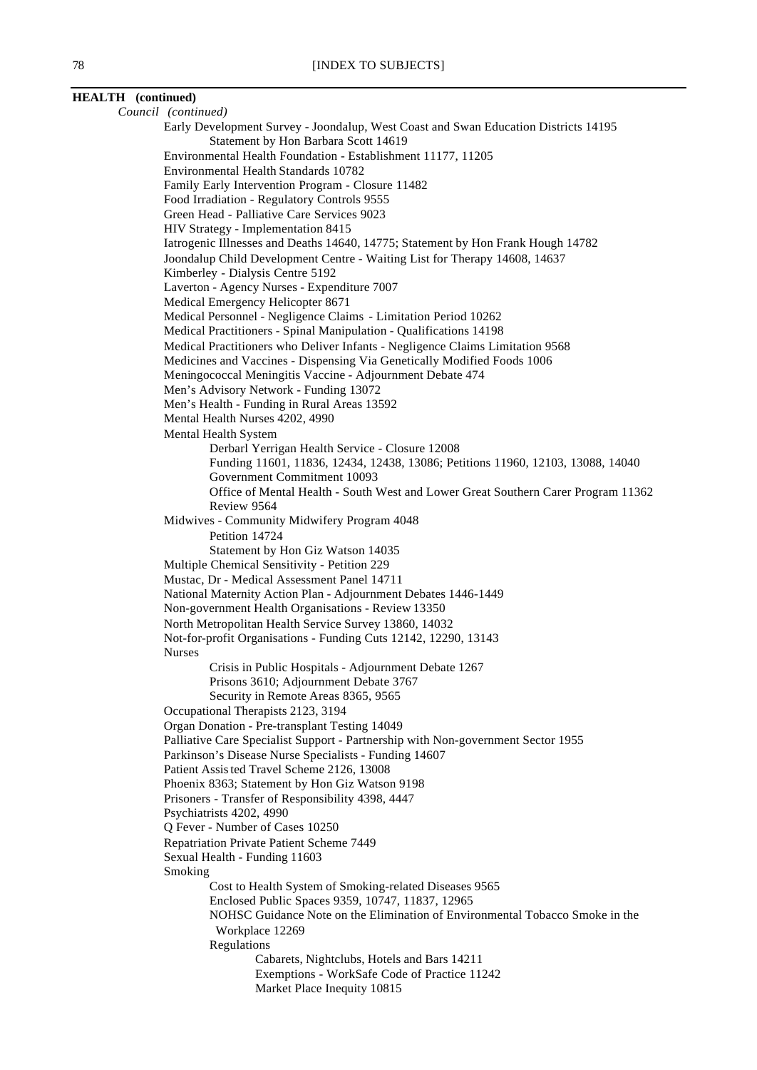**HEALTH (continued)**

*Council (continued)*

Early Development Survey - Joondalup, West Coast and Swan Education Districts 14195
- Statement by Hon Barbara Scott 14619

Environmental Health Foundation - Establishment 11177, 11205
Environmental Health Standards 10782
Family Early Intervention Program - Closure 11482
Food Irradiation - Regulatory Controls 9555
Green Head - Palliative Care Services 9023
HIV Strategy - Implementation 8415
Iatrogenic Illnesses and Deaths 14640, 14775; Statement by Hon Frank Hough 14782
Joondalup Child Development Centre - Waiting List for Therapy 14608, 14637
Kimberley - Dialysis Centre 5192
Laverton - Agency Nurses - Expenditure 7007
Medical Emergency Helicopter 8671
Medical Personnel - Negligence Claims - Limitation Period 10262
Medical Practitioners - Spinal Manipulation - Qualifications 14198
Medical Practitioners who Deliver Infants - Negligence Claims Limitation 9568
Medicines and Vaccines - Dispensing Via Genetically Modified Foods 1006
Meningococcal Meningitis Vaccine - Adjournment Debate 474
Men's Advisory Network - Funding 13072
Men's Health - Funding in Rural Areas 13592
Mental Health Nurses 4202, 4990
Mental Health System
- Derbarl Yerrigan Health Service - Closure 12008
- Funding 11601, 11836, 12434, 12438, 13086; Petitions 11960, 12103, 13088, 14040
- Government Commitment 10093
- Office of Mental Health - South West and Lower Great Southern Carer Program 11362
- Review 9564

Midwives - Community Midwifery Program 4048
- Petition 14724
- Statement by Hon Giz Watson 14035

Multiple Chemical Sensitivity - Petition 229
Mustac, Dr - Medical Assessment Panel 14711
National Maternity Action Plan - Adjournment Debates 1446-1449
Non-government Health Organisations - Review 13350
North Metropolitan Health Service Survey 13860, 14032
Not-for-profit Organisations - Funding Cuts 12142, 12290, 13143
Nurses
- Crisis in Public Hospitals - Adjournment Debate 1267
- Prisons 3610; Adjournment Debate 3767
- Security in Remote Areas 8365, 9565

Occupational Therapists 2123, 3194
Organ Donation - Pre-transplant Testing 14049
Palliative Care Specialist Support - Partnership with Non-government Sector 1955
Parkinson's Disease Nurse Specialists - Funding 14607
Patient Assisted Travel Scheme 2126, 13008
Phoenix 8363; Statement by Hon Giz Watson 9198
Prisoners - Transfer of Responsibility 4398, 4447
Psychiatrists 4202, 4990
Q Fever - Number of Cases 10250
Repatriation Private Patient Scheme 7449
Sexual Health - Funding 11603
Smoking
- Cost to Health System of Smoking-related Diseases 9565
- Enclosed Public Spaces 9359, 10747, 11837, 12965
- NOHSC Guidance Note on the Elimination of Environmental Tobacco Smoke in the Workplace 12269
- Regulations
  - Cabarets, Nightclubs, Hotels and Bars 14211
  - Exemptions - WorkSafe Code of Practice 11242
  - Market Place Inequity 10815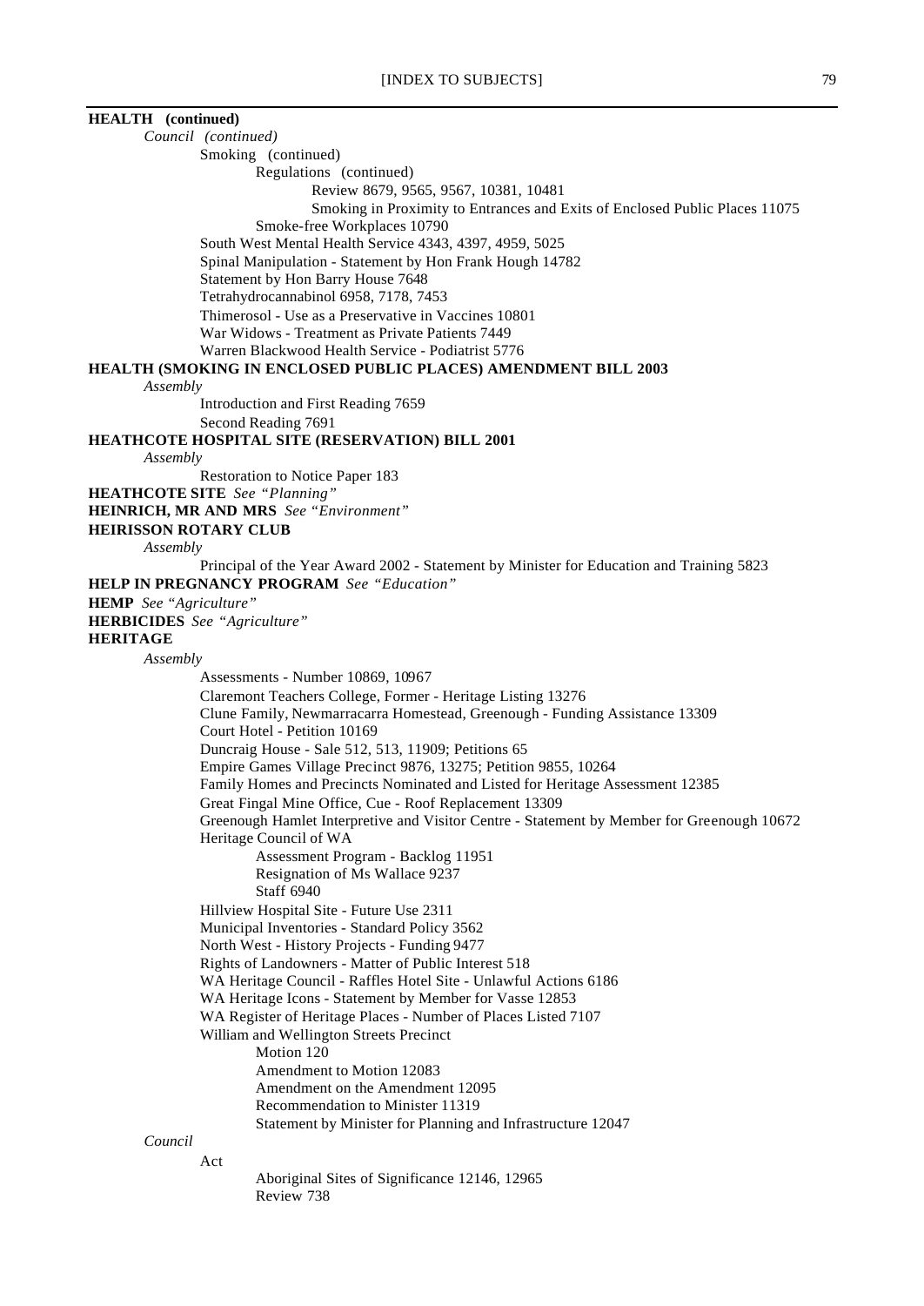**HEALTH (continued)**

*Council (continued)*

Smoking (continued)

Regulations (continued)

Review 8679, 9565, 9567, 10381, 10481

Smoking in Proximity to Entrances and Exits of Enclosed Public Places 11075

Smoke-free Workplaces 10790

South West Mental Health Service 4343, 4397, 4959, 5025

Spinal Manipulation - Statement by Hon Frank Hough 14782

Statement by Hon Barry House 7648

Tetrahydrocannabinol 6958, 7178, 7453

Thimerosol - Use as a Preservative in Vaccines 10801

War Widows - Treatment as Private Patients 7449

Warren Blackwood Health Service - Podiatrist 5776

**HEALTH (SMOKING IN ENCLOSED PUBLIC PLACES) AMENDMENT BILL 2003**

*Assembly*

Introduction and First Reading 7659

Second Reading 7691

**HEATHCOTE HOSPITAL SITE (RESERVATION) BILL 2001**

*Assembly*

Restoration to Notice Paper 183

**HEATHCOTE SITE** *See "Planning"*

**HEINRICH, MR AND MRS** *See "Environment"*

**HEIRISSON ROTARY CLUB**

*Assembly*

Principal of the Year Award 2002 - Statement by Minister for Education and Training 5823

**HELP IN PREGNANCY PROGRAM** *See "Education"*

**HEMP** *See "Agriculture"*

**HERBICIDES** *See "Agriculture"*

**HERITAGE**

*Assembly*

Assessments - Number 10869, 10967

Claremont Teachers College, Former - Heritage Listing 13276

Clune Family, Newmarracarra Homestead, Greenough - Funding Assistance 13309

Court Hotel - Petition 10169

Duncraig House - Sale 512, 513, 11909; Petitions 65

Empire Games Village Precinct 9876, 13275; Petition 9855, 10264

Family Homes and Precincts Nominated and Listed for Heritage Assessment 12385

Great Fingal Mine Office, Cue - Roof Replacement 13309

Greenough Hamlet Interpretive and Visitor Centre - Statement by Member for Greenough 10672

Heritage Council of WA

Assessment Program - Backlog 11951

Resignation of Ms Wallace 9237

Staff 6940

Hillview Hospital Site - Future Use 2311

Municipal Inventories - Standard Policy 3562

North West - History Projects - Funding 9477

Rights of Landowners - Matter of Public Interest 518

WA Heritage Council - Raffles Hotel Site - Unlawful Actions 6186

WA Heritage Icons - Statement by Member for Vasse 12853

WA Register of Heritage Places - Number of Places Listed 7107

William and Wellington Streets Precinct

Motion 120

Amendment to Motion 12083

Amendment on the Amendment 12095

Recommendation to Minister 11319

Statement by Minister for Planning and Infrastructure 12047

*Council*

Act

Aboriginal Sites of Significance 12146, 12965

Review 738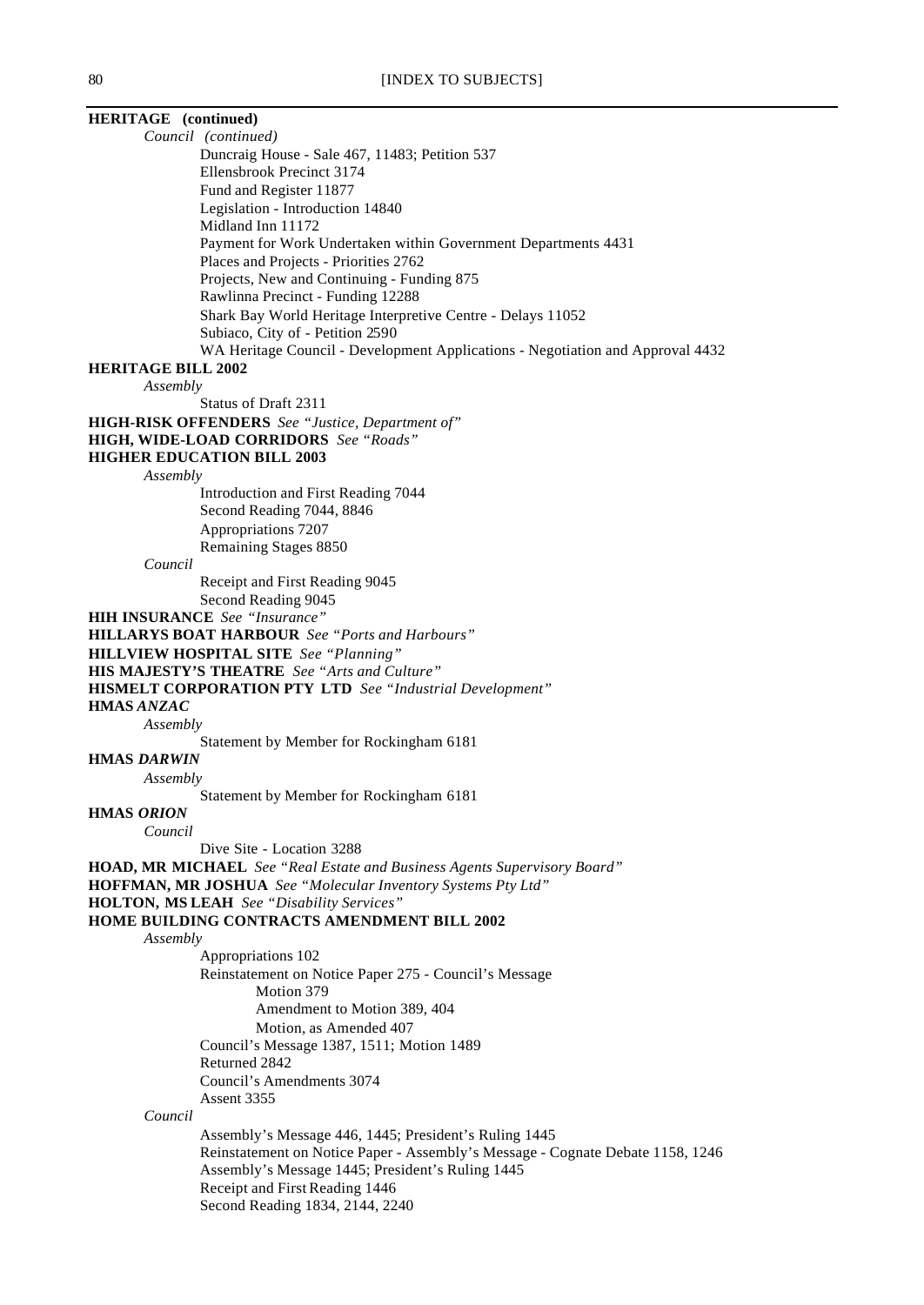**HERITAGE (continued)**

*Council (continued)*

- Duncraig House - Sale 467, 11483; Petition 537
- Ellensbrook Precinct 3174
- Fund and Register 11877
- Legislation - Introduction 14840
- Midland Inn 11172
- Payment for Work Undertaken within Government Departments 4431
- Places and Projects - Priorities 2762
- Projects, New and Continuing - Funding 875
- Rawlinna Precinct - Funding 12288
- Shark Bay World Heritage Interpretive Centre - Delays 11052
- Subiaco, City of - Petition 2590
- WA Heritage Council - Development Applications - Negotiation and Approval 4432

**HERITAGE BILL 2002**

*Assembly*

- Status of Draft 2311

**HIGH-RISK OFFENDERS** *See "Justice, Department of"*

**HIGH, WIDE-LOAD CORRIDORS** *See "Roads"*

**HIGHER EDUCATION BILL 2003**

*Assembly*

- Introduction and First Reading 7044
- Second Reading 7044, 8846
- Appropriations 7207
- Remaining Stages 8850

*Council*

- Receipt and First Reading 9045
- Second Reading 9045

**HIH INSURANCE** *See "Insurance"*

**HILLARYS BOAT HARBOUR** *See "Ports and Harbours"*

**HILLVIEW HOSPITAL SITE** *See "Planning"*

**HIS MAJESTY'S THEATRE** *See "Arts and Culture"*

**HISMELT CORPORATION PTY LTD** *See "Industrial Development"*

**HMAS *ANZAC***

*Assembly*

- Statement by Member for Rockingham 6181

**HMAS *DARWIN***

*Assembly*

- Statement by Member for Rockingham 6181

**HMAS *ORION***

*Council*

- Dive Site - Location 3288

**HOAD, MR MICHAEL** *See "Real Estate and Business Agents Supervisory Board"*

**HOFFMAN, MR JOSHUA** *See "Molecular Inventory Systems Pty Ltd"*

**HOLTON, MS LEAH** *See "Disability Services"*

**HOME BUILDING CONTRACTS AMENDMENT BILL 2002**

*Assembly*

- Appropriations 102
- Reinstatement on Notice Paper 275 - Council's Message
  - Motion 379
  - Amendment to Motion 389, 404
  - Motion, as Amended 407
- Council's Message 1387, 1511; Motion 1489
- Returned 2842
- Council's Amendments 3074
- Assent 3355

*Council*

- Assembly's Message 446, 1445; President's Ruling 1445
- Reinstatement on Notice Paper - Assembly's Message - Cognate Debate 1158, 1246
- Assembly's Message 1445; President's Ruling 1445
- Receipt and First Reading 1446
- Second Reading 1834, 2144, 2240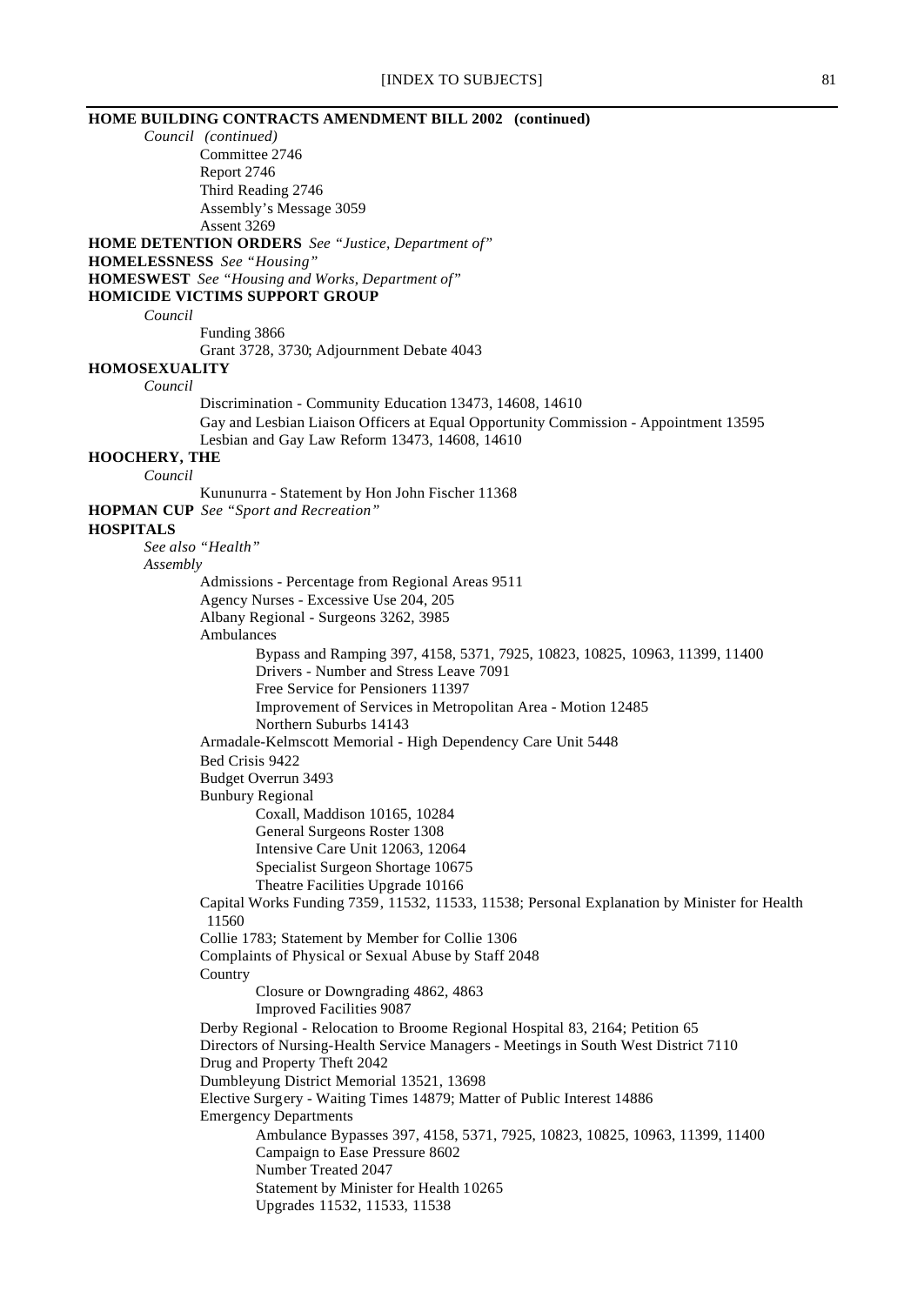**HOME BUILDING CONTRACTS AMENDMENT BILL 2002 (continued)**

*Council (continued)*

- Committee 2746
- Report 2746
- Third Reading 2746
- Assembly's Message 3059
- Assent 3269

**HOME DETENTION ORDERS** *See "Justice, Department of"*

**HOMELESSNESS** *See "Housing"*

**HOMESWEST** *See "Housing and Works, Department of"*

**HOMICIDE VICTIMS SUPPORT GROUP**

*Council*

- Funding 3866
- Grant 3728, 3730; Adjournment Debate 4043

**HOMOSEXUALITY**

*Council*

- Discrimination - Community Education 13473, 14608, 14610
- Gay and Lesbian Liaison Officers at Equal Opportunity Commission - Appointment 13595
- Lesbian and Gay Law Reform 13473, 14608, 14610

**HOOCHERY, THE**

*Council*

- Kununurra - Statement by Hon John Fischer 11368

**HOPMAN CUP** *See "Sport and Recreation"*

**HOSPITALS**

*See also "Health"*

*Assembly*

- Admissions - Percentage from Regional Areas 9511
- Agency Nurses - Excessive Use 204, 205
- Albany Regional - Surgeons 3262, 3985
- Ambulances
  - Bypass and Ramping 397, 4158, 5371, 7925, 10823, 10825, 10963, 11399, 11400
  - Drivers - Number and Stress Leave 7091
  - Free Service for Pensioners 11397
  - Improvement of Services in Metropolitan Area - Motion 12485
  - Northern Suburbs 14143
- Armadale-Kelmscott Memorial - High Dependency Care Unit 5448
- Bed Crisis 9422
- Budget Overrun 3493
- Bunbury Regional
  - Coxall, Maddison 10165, 10284
  - General Surgeons Roster 1308
  - Intensive Care Unit 12063, 12064
  - Specialist Surgeon Shortage 10675
  - Theatre Facilities Upgrade 10166
- Capital Works Funding 7359, 11532, 11533, 11538; Personal Explanation by Minister for Health 11560
- Collie 1783; Statement by Member for Collie 1306
- Complaints of Physical or Sexual Abuse by Staff 2048
- Country
  - Closure or Downgrading 4862, 4863
  - Improved Facilities 9087
- Derby Regional - Relocation to Broome Regional Hospital 83, 2164; Petition 65
- Directors of Nursing-Health Service Managers - Meetings in South West District 7110
- Drug and Property Theft 2042
- Dumbleyung District Memorial 13521, 13698
- Elective Surgery - Waiting Times 14879; Matter of Public Interest 14886
- Emergency Departments
  - Ambulance Bypasses 397, 4158, 5371, 7925, 10823, 10825, 10963, 11399, 11400
  - Campaign to Ease Pressure 8602
  - Number Treated 2047
  - Statement by Minister for Health 10265
  - Upgrades 11532, 11533, 11538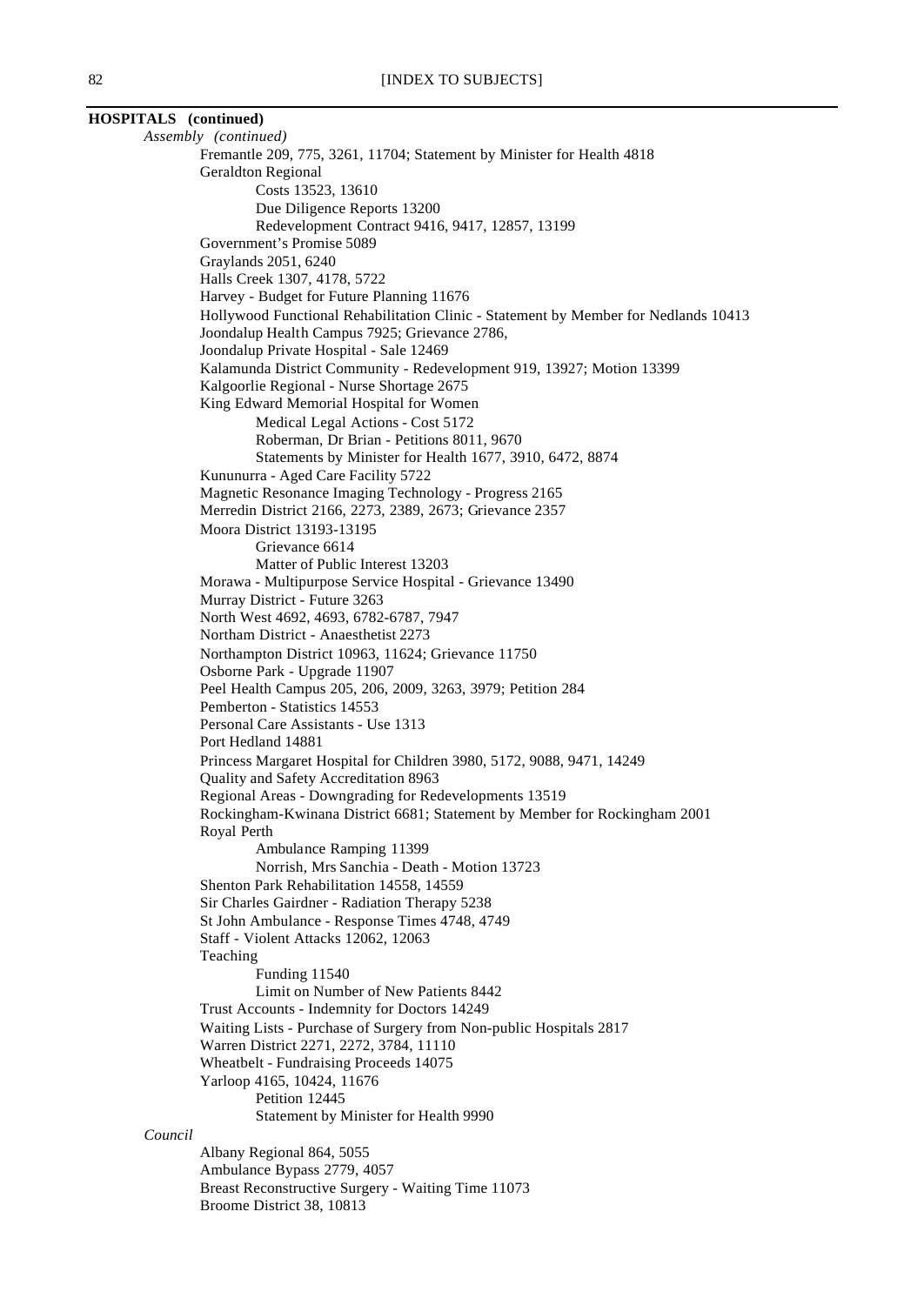**HOSPITALS (continued)**

*Assembly (continued)*

- Fremantle 209, 775, 3261, 11704; Statement by Minister for Health 4818
- Geraldton Regional
  - Costs 13523, 13610
  - Due Diligence Reports 13200
  - Redevelopment Contract 9416, 9417, 12857, 13199
- Government's Promise 5089
- Graylands 2051, 6240
- Halls Creek 1307, 4178, 5722
- Harvey - Budget for Future Planning 11676
- Hollywood Functional Rehabilitation Clinic - Statement by Member for Nedlands 10413
- Joondalup Health Campus 7925; Grievance 2786,
- Joondalup Private Hospital - Sale 12469
- Kalamunda District Community - Redevelopment 919, 13927; Motion 13399
- Kalgoorlie Regional - Nurse Shortage 2675
- King Edward Memorial Hospital for Women
  - Medical Legal Actions - Cost 5172
  - Roberman, Dr Brian - Petitions 8011, 9670
  - Statements by Minister for Health 1677, 3910, 6472, 8874
- Kununurra - Aged Care Facility 5722
- Magnetic Resonance Imaging Technology - Progress 2165
- Merredin District 2166, 2273, 2389, 2673; Grievance 2357
- Moora District 13193-13195
  - Grievance 6614
  - Matter of Public Interest 13203
- Morawa - Multipurpose Service Hospital - Grievance 13490
- Murray District - Future 3263
- North West 4692, 4693, 6782-6787, 7947
- Northam District - Anaesthetist 2273
- Northampton District 10963, 11624; Grievance 11750
- Osborne Park - Upgrade 11907
- Peel Health Campus 205, 206, 2009, 3263, 3979; Petition 284
- Pemberton - Statistics 14553
- Personal Care Assistants - Use 1313
- Port Hedland 14881
- Princess Margaret Hospital for Children 3980, 5172, 9088, 9471, 14249
- Quality and Safety Accreditation 8963
- Regional Areas - Downgrading for Redevelopments 13519
- Rockingham-Kwinana District 6681; Statement by Member for Rockingham 2001
- Royal Perth
  - Ambulance Ramping 11399
  - Norrish, Mrs Sanchia - Death - Motion 13723
- Shenton Park Rehabilitation 14558, 14559
- Sir Charles Gairdner - Radiation Therapy 5238
- St John Ambulance - Response Times 4748, 4749
- Staff - Violent Attacks 12062, 12063
- Teaching
  - Funding 11540
  - Limit on Number of New Patients 8442
- Trust Accounts - Indemnity for Doctors 14249
- Waiting Lists - Purchase of Surgery from Non-public Hospitals 2817
- Warren District 2271, 2272, 3784, 11110
- Wheatbelt - Fundraising Proceeds 14075
- Yarloop 4165, 10424, 11676
  - Petition 12445
  - Statement by Minister for Health 9990

*Council*

- Albany Regional 864, 5055
- Ambulance Bypass 2779, 4057
- Breast Reconstructive Surgery - Waiting Time 11073
- Broome District 38, 10813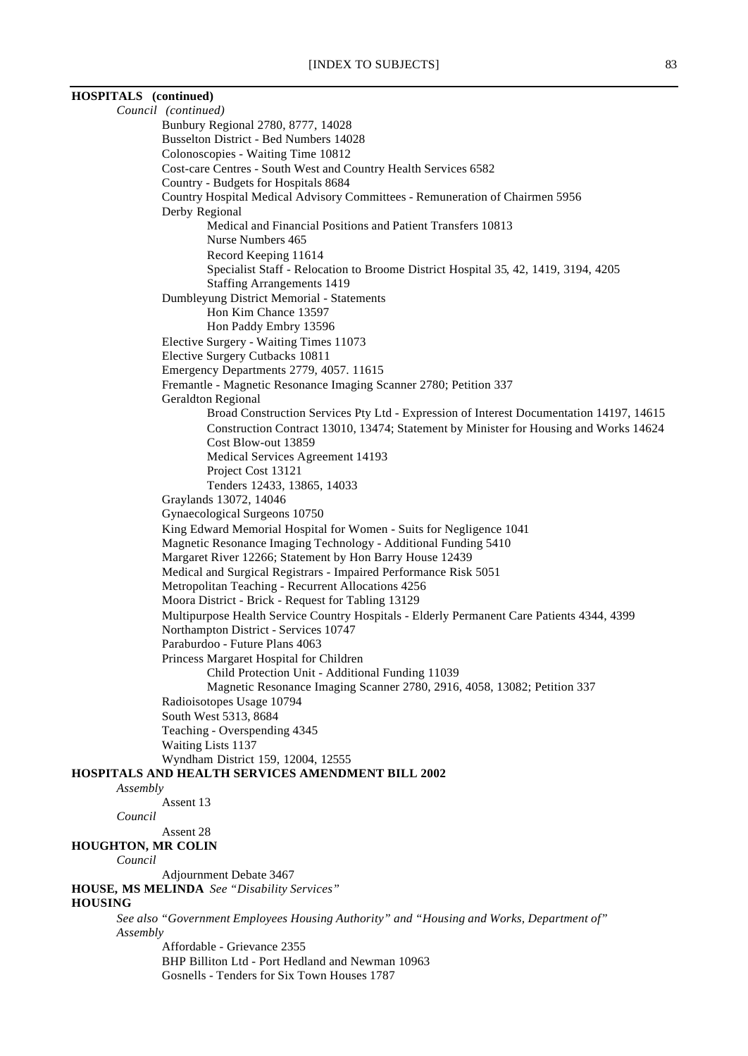**HOSPITALS (continued)**

*Council (continued)*

Bunbury Regional 2780, 8777, 14028
Busselton District - Bed Numbers 14028
Colonoscopies - Waiting Time 10812
Cost-care Centres - South West and Country Health Services 6582
Country - Budgets for Hospitals 8684
Country Hospital Medical Advisory Committees - Remuneration of Chairmen 5956
Derby Regional
- Medical and Financial Positions and Patient Transfers 10813
- Nurse Numbers 465
- Record Keeping 11614
- Specialist Staff - Relocation to Broome District Hospital 35, 42, 1419, 3194, 4205
- Staffing Arrangements 1419

Dumbleyung District Memorial - Statements
- Hon Kim Chance 13597
- Hon Paddy Embry 13596

Elective Surgery - Waiting Times 11073
Elective Surgery Cutbacks 10811
Emergency Departments 2779, 4057. 11615
Fremantle - Magnetic Resonance Imaging Scanner 2780; Petition 337
Geraldton Regional
- Broad Construction Services Pty Ltd - Expression of Interest Documentation 14197, 14615
- Construction Contract 13010, 13474; Statement by Minister for Housing and Works 14624
- Cost Blow-out 13859
- Medical Services Agreement 14193
- Project Cost 13121
- Tenders 12433, 13865, 14033

Graylands 13072, 14046
Gynaecological Surgeons 10750
King Edward Memorial Hospital for Women - Suits for Negligence 1041
Magnetic Resonance Imaging Technology - Additional Funding 5410
Margaret River 12266; Statement by Hon Barry House 12439
Medical and Surgical Registrars - Impaired Performance Risk 5051
Metropolitan Teaching - Recurrent Allocations 4256
Moora District - Brick - Request for Tabling 13129
Multipurpose Health Service Country Hospitals - Elderly Permanent Care Patients 4344, 4399
Northampton District - Services 10747
Paraburdoo - Future Plans 4063
Princess Margaret Hospital for Children
- Child Protection Unit - Additional Funding 11039
- Magnetic Resonance Imaging Scanner 2780, 2916, 4058, 13082; Petition 337

Radioisotopes Usage 10794
South West 5313, 8684
Teaching - Overspending 4345
Waiting Lists 1137
Wyndham District 159, 12004, 12555

**HOSPITALS AND HEALTH SERVICES AMENDMENT BILL 2002**

*Assembly*

Assent 13

*Council*

Assent 28

**HOUGHTON, MR COLIN**

*Council*

Adjournment Debate 3467

**HOUSE, MS MELINDA** *See "Disability Services"*

**HOUSING**

*See also "Government Employees Housing Authority" and "Housing and Works, Department of"*

*Assembly*

Affordable - Grievance 2355
BHP Billiton Ltd - Port Hedland and Newman 10963
Gosnells - Tenders for Six Town Houses 1787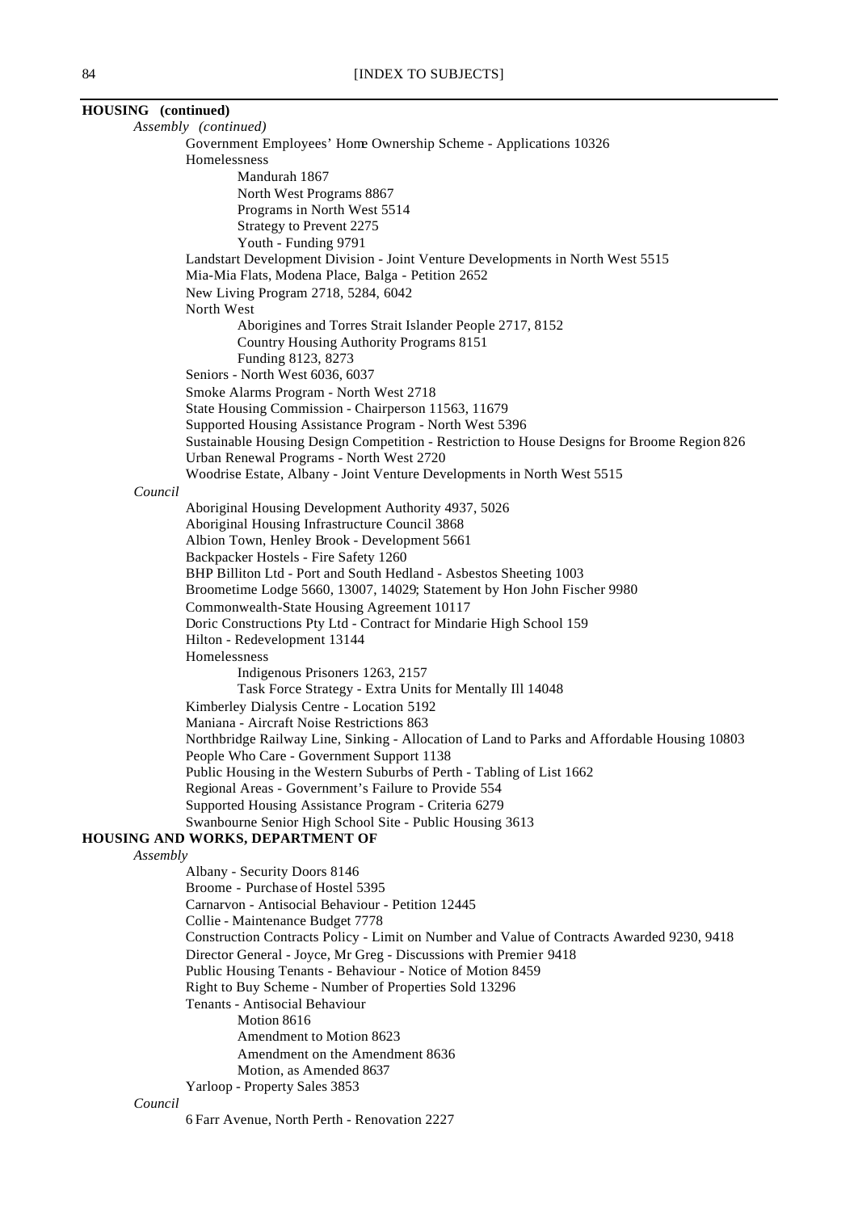**HOUSING (continued)**

*Assembly (continued)*

- Government Employees' Home Ownership Scheme - Applications 10326
- Homelessness
  - Mandurah 1867
  - North West Programs 8867
  - Programs in North West 5514
  - Strategy to Prevent 2275
  - Youth - Funding 9791
- Landstart Development Division - Joint Venture Developments in North West 5515
- Mia-Mia Flats, Modena Place, Balga - Petition 2652
- New Living Program 2718, 5284, 6042
- North West
  - Aborigines and Torres Strait Islander People 2717, 8152
  - Country Housing Authority Programs 8151
  - Funding 8123, 8273
- Seniors - North West 6036, 6037
- Smoke Alarms Program - North West 2718
- State Housing Commission - Chairperson 11563, 11679
- Supported Housing Assistance Program - North West 5396
- Sustainable Housing Design Competition - Restriction to House Designs for Broome Region 826
- Urban Renewal Programs - North West 2720
- Woodrise Estate, Albany - Joint Venture Developments in North West 5515

*Council*

- Aboriginal Housing Development Authority 4937, 5026
- Aboriginal Housing Infrastructure Council 3868
- Albion Town, Henley Brook - Development 5661
- Backpacker Hostels - Fire Safety 1260
- BHP Billiton Ltd - Port and South Hedland - Asbestos Sheeting 1003
- Broometime Lodge 5660, 13007, 14029; Statement by Hon John Fischer 9980
- Commonwealth-State Housing Agreement 10117
- Doric Constructions Pty Ltd - Contract for Mindarie High School 159
- Hilton - Redevelopment 13144
- Homelessness
  - Indigenous Prisoners 1263, 2157
  - Task Force Strategy - Extra Units for Mentally Ill 14048
- Kimberley Dialysis Centre - Location 5192
- Maniana - Aircraft Noise Restrictions 863
- Northbridge Railway Line, Sinking - Allocation of Land to Parks and Affordable Housing 10803
- People Who Care - Government Support 1138
- Public Housing in the Western Suburbs of Perth - Tabling of List 1662
- Regional Areas - Government's Failure to Provide 554
- Supported Housing Assistance Program - Criteria 6279
- Swanbourne Senior High School Site - Public Housing 3613

**HOUSING AND WORKS, DEPARTMENT OF**

*Assembly*

- Albany - Security Doors 8146
- Broome - Purchase of Hostel 5395
- Carnarvon - Antisocial Behaviour - Petition 12445
- Collie - Maintenance Budget 7778
- Construction Contracts Policy - Limit on Number and Value of Contracts Awarded 9230, 9418
- Director General - Joyce, Mr Greg - Discussions with Premier 9418
- Public Housing Tenants - Behaviour - Notice of Motion 8459
- Right to Buy Scheme - Number of Properties Sold 13296
- Tenants - Antisocial Behaviour
  - Motion 8616
  - Amendment to Motion 8623
  - Amendment on the Amendment 8636
  - Motion, as Amended 8637
- Yarloop - Property Sales 3853

*Council*

- 6 Farr Avenue, North Perth - Renovation 2227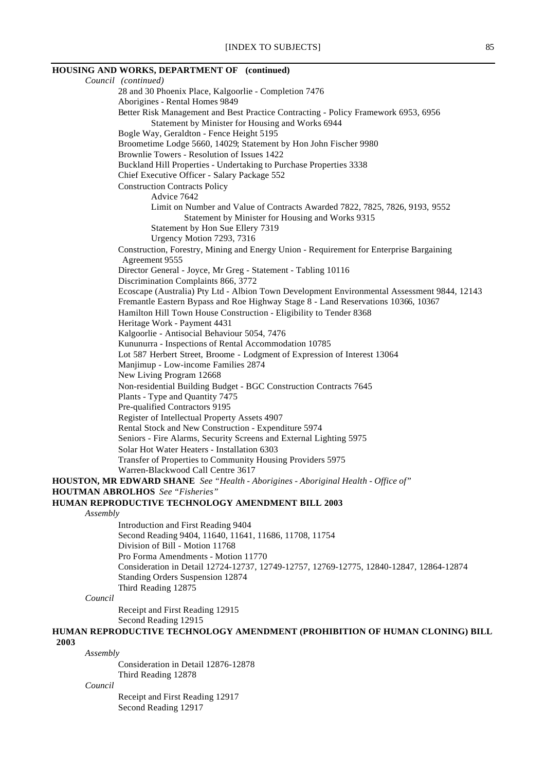**HOUSING AND WORKS, DEPARTMENT OF (continued)**

*Council (continued)*

- 28 and 30 Phoenix Place, Kalgoorlie - Completion 7476
- Aborigines - Rental Homes 9849
- Better Risk Management and Best Practice Contracting - Policy Framework 6953, 6956
    - Statement by Minister for Housing and Works 6944
- Bogle Way, Geraldton - Fence Height 5195
- Broometime Lodge 5660, 14029; Statement by Hon John Fischer 9980
- Brownlie Towers - Resolution of Issues 1422
- Buckland Hill Properties - Undertaking to Purchase Properties 3338
- Chief Executive Officer - Salary Package 552
- Construction Contracts Policy
    - Advice 7642
    - Limit on Number and Value of Contracts Awarded 7822, 7825, 7826, 9193, 9552
        - Statement by Minister for Housing and Works 9315
    - Statement by Hon Sue Ellery 7319
    - Urgency Motion 7293, 7316
- Construction, Forestry, Mining and Energy Union - Requirement for Enterprise Bargaining Agreement 9555
- Director General - Joyce, Mr Greg - Statement - Tabling 10116
- Discrimination Complaints 866, 3772
- Ecoscape (Australia) Pty Ltd - Albion Town Development Environmental Assessment 9844, 12143
- Fremantle Eastern Bypass and Roe Highway Stage 8 - Land Reservations 10366, 10367
- Hamilton Hill Town House Construction - Eligibility to Tender 8368
- Heritage Work - Payment 4431
- Kalgoorlie - Antisocial Behaviour 5054, 7476
- Kununurra - Inspections of Rental Accommodation 10785
- Lot 587 Herbert Street, Broome - Lodgment of Expression of Interest 13064
- Manjimup - Low-income Families 2874
- New Living Program 12668
- Non-residential Building Budget - BGC Construction Contracts 7645
- Plants - Type and Quantity 7475
- Pre-qualified Contractors 9195
- Register of Intellectual Property Assets 4907
- Rental Stock and New Construction - Expenditure 5974
- Seniors - Fire Alarms, Security Screens and External Lighting 5975
- Solar Hot Water Heaters - Installation 6303
- Transfer of Properties to Community Housing Providers 5975
- Warren-Blackwood Call Centre 3617

**HOUSTON, MR EDWARD SHANE** *See "Health - Aborigines - Aboriginal Health - Office of"*

**HOUTMAN ABROLHOS** *See "Fisheries"*

**HUMAN REPRODUCTIVE TECHNOLOGY AMENDMENT BILL 2003**

*Assembly*

- Introduction and First Reading 9404
- Second Reading 9404, 11640, 11641, 11686, 11708, 11754
- Division of Bill - Motion 11768
- Pro Forma Amendments - Motion 11770
- Consideration in Detail 12724-12737, 12749-12757, 12769-12775, 12840-12847, 12864-12874
- Standing Orders Suspension 12874
- Third Reading 12875

*Council*

- Receipt and First Reading 12915
- Second Reading 12915

**HUMAN REPRODUCTIVE TECHNOLOGY AMENDMENT (PROHIBITION OF HUMAN CLONING) BILL 2003**

*Assembly*

- Consideration in Detail 12876-12878
- Third Reading 12878

*Council*

- Receipt and First Reading 12917
- Second Reading 12917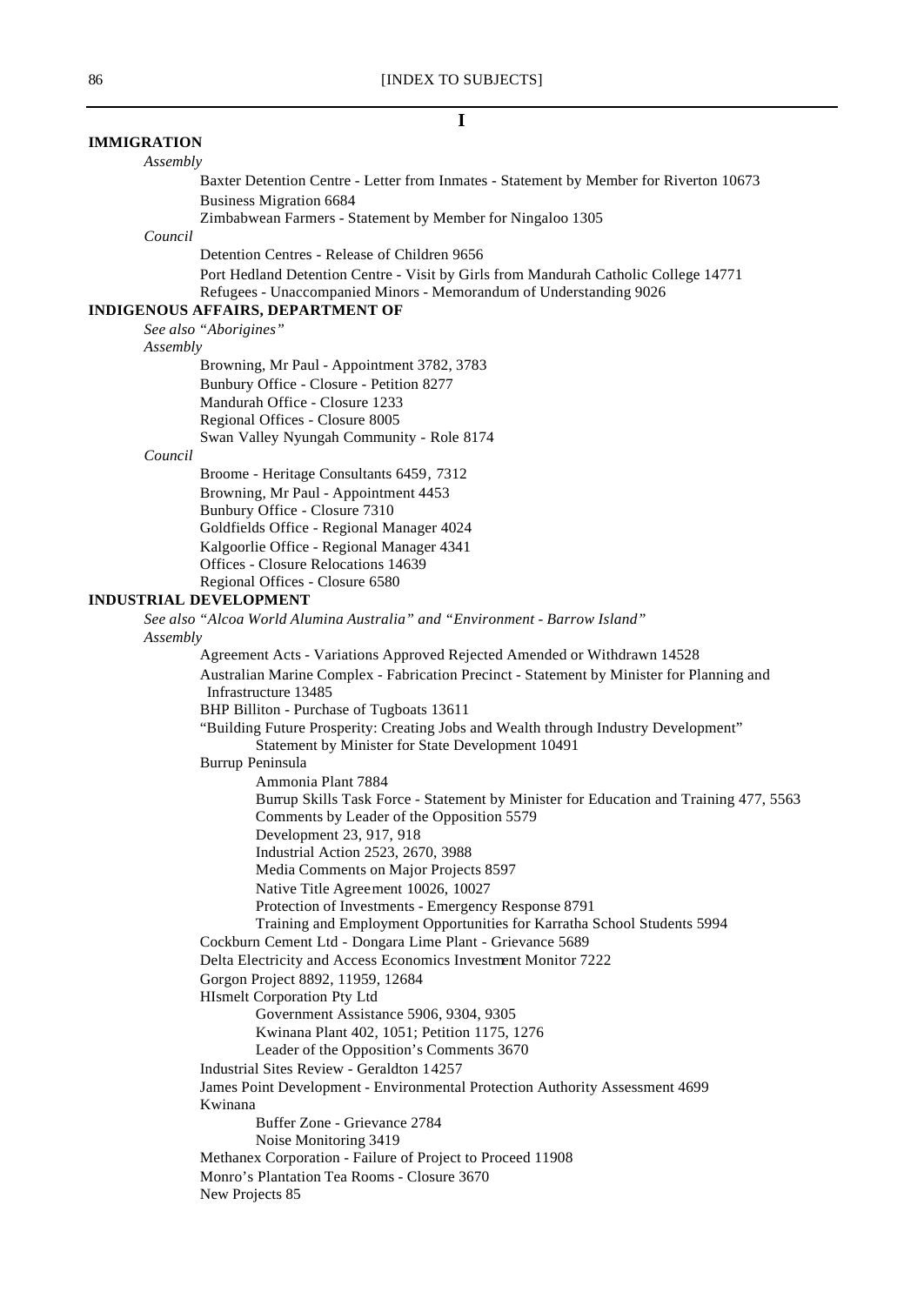# I

## IMMIGRATION

*Assembly*

- Baxter Detention Centre - Letter from Inmates - Statement by Member for Riverton 10673
- Business Migration 6684
- Zimbabwean Farmers - Statement by Member for Ningaloo 1305

*Council*

- Detention Centres - Release of Children 9656
- Port Hedland Detention Centre - Visit by Girls from Mandurah Catholic College 14771
- Refugees - Unaccompanied Minors - Memorandum of Understanding 9026

## INDIGENOUS AFFAIRS, DEPARTMENT OF

*See also "Aborigines"*

*Assembly*

- Browning, Mr Paul - Appointment 3782, 3783
- Bunbury Office - Closure - Petition 8277
- Mandurah Office - Closure 1233
- Regional Offices - Closure 8005
- Swan Valley Nyungah Community - Role 8174

*Council*

- Broome - Heritage Consultants 6459, 7312
- Browning, Mr Paul - Appointment 4453
- Bunbury Office - Closure 7310
- Goldfields Office - Regional Manager 4024
- Kalgoorlie Office - Regional Manager 4341
- Offices - Closure Relocations 14639
- Regional Offices - Closure 6580

## INDUSTRIAL DEVELOPMENT

*See also "Alcoa World Alumina Australia" and "Environment - Barrow Island"*

*Assembly*

- Agreement Acts - Variations Approved Rejected Amended or Withdrawn 14528
- Australian Marine Complex - Fabrication Precinct - Statement by Minister for Planning and Infrastructure 13485
- BHP Billiton - Purchase of Tugboats 13611
- "Building Future Prosperity: Creating Jobs and Wealth through Industry Development" Statement by Minister for State Development 10491
- Burrup Peninsula
  - Ammonia Plant 7884
  - Burrup Skills Task Force - Statement by Minister for Education and Training 477, 5563
  - Comments by Leader of the Opposition 5579
  - Development 23, 917, 918
  - Industrial Action 2523, 2670, 3988
  - Media Comments on Major Projects 8597
  - Native Title Agreement 10026, 10027
  - Protection of Investments - Emergency Response 8791
  - Training and Employment Opportunities for Karratha School Students 5994
- Cockburn Cement Ltd - Dongara Lime Plant - Grievance 5689
- Delta Electricity and Access Economics Investment Monitor 7222
- Gorgon Project 8892, 11959, 12684
- HIsmelt Corporation Pty Ltd
  - Government Assistance 5906, 9304, 9305
  - Kwinana Plant 402, 1051; Petition 1175, 1276
  - Leader of the Opposition's Comments 3670
- Industrial Sites Review - Geraldton 14257
- James Point Development - Environmental Protection Authority Assessment 4699
- Kwinana
  - Buffer Zone - Grievance 2784
  - Noise Monitoring 3419
- Methanex Corporation - Failure of Project to Proceed 11908
- Monro's Plantation Tea Rooms - Closure 3670
- New Projects 85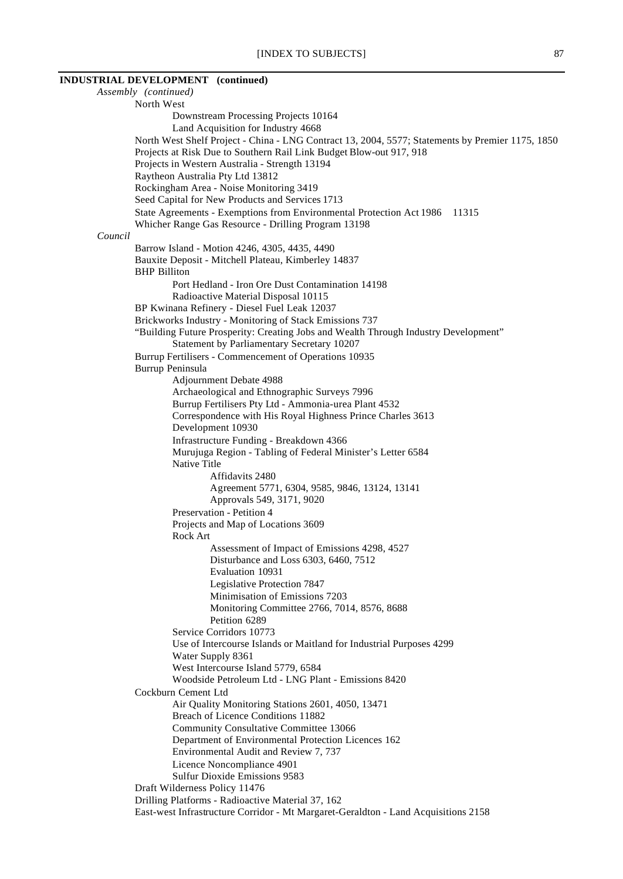**INDUSTRIAL DEVELOPMENT (continued)**

*Assembly (continued)*

- North West
  - Downstream Processing Projects 10164
  - Land Acquisition for Industry 4668
- North West Shelf Project - China - LNG Contract 13, 2004, 5577; Statements by Premier 1175, 1850
- Projects at Risk Due to Southern Rail Link Budget Blow-out 917, 918
- Projects in Western Australia - Strength 13194
- Raytheon Australia Pty Ltd 13812
- Rockingham Area - Noise Monitoring 3419
- Seed Capital for New Products and Services 1713
- State Agreements - Exemptions from Environmental Protection Act 1986 11315
- Whicher Range Gas Resource - Drilling Program 13198

*Council*

- Barrow Island - Motion 4246, 4305, 4435, 4490
- Bauxite Deposit - Mitchell Plateau, Kimberley 14837
- BHP Billiton
  - Port Hedland - Iron Ore Dust Contamination 14198
  - Radioactive Material Disposal 10115
- BP Kwinana Refinery - Diesel Fuel Leak 12037
- Brickworks Industry - Monitoring of Stack Emissions 737
- "Building Future Prosperity: Creating Jobs and Wealth Through Industry Development"
  - Statement by Parliamentary Secretary 10207
- Burrup Fertilisers - Commencement of Operations 10935
- Burrup Peninsula
  - Adjournment Debate 4988
  - Archaeological and Ethnographic Surveys 7996
  - Burrup Fertilisers Pty Ltd - Ammonia-urea Plant 4532
  - Correspondence with His Royal Highness Prince Charles 3613
  - Development 10930
  - Infrastructure Funding - Breakdown 4366
  - Murujuga Region - Tabling of Federal Minister's Letter 6584
  - Native Title
    - Affidavits 2480
    - Agreement 5771, 6304, 9585, 9846, 13124, 13141
    - Approvals 549, 3171, 9020
  - Preservation - Petition 4
  - Projects and Map of Locations 3609
  - Rock Art
    - Assessment of Impact of Emissions 4298, 4527
    - Disturbance and Loss 6303, 6460, 7512
    - Evaluation 10931
    - Legislative Protection 7847
    - Minimisation of Emissions 7203
    - Monitoring Committee 2766, 7014, 8576, 8688
    - Petition 6289
  - Service Corridors 10773
  - Use of Intercourse Islands or Maitland for Industrial Purposes 4299
  - Water Supply 8361
  - West Intercourse Island 5779, 6584
  - Woodside Petroleum Ltd - LNG Plant - Emissions 8420
- Cockburn Cement Ltd
  - Air Quality Monitoring Stations 2601, 4050, 13471
  - Breach of Licence Conditions 11882
  - Community Consultative Committee 13066
  - Department of Environmental Protection Licences 162
  - Environmental Audit and Review 7, 737
  - Licence Noncompliance 4901
  - Sulfur Dioxide Emissions 9583
- Draft Wilderness Policy 11476
- Drilling Platforms - Radioactive Material 37, 162
- East-west Infrastructure Corridor - Mt Margaret-Geraldton - Land Acquisitions 2158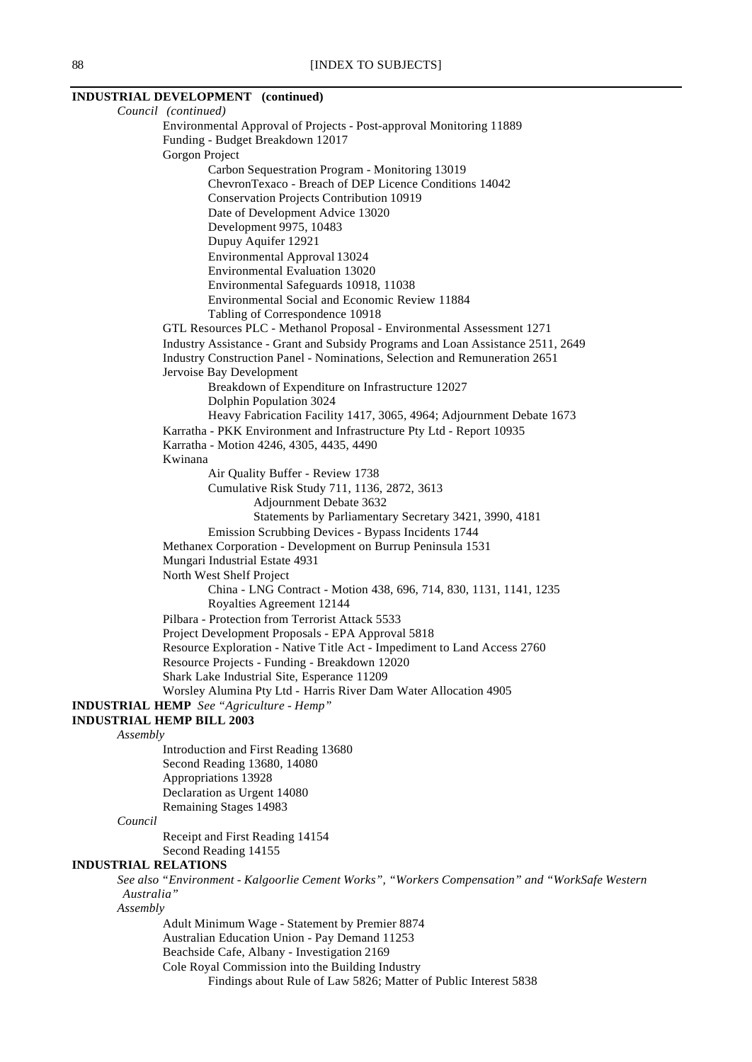**INDUSTRIAL DEVELOPMENT (continued)**

*Council (continued)*

- Environmental Approval of Projects - Post-approval Monitoring 11889
- Funding - Budget Breakdown 12017
- Gorgon Project
  - Carbon Sequestration Program - Monitoring 13019
  - ChevronTexaco - Breach of DEP Licence Conditions 14042
  - Conservation Projects Contribution 10919
  - Date of Development Advice 13020
  - Development 9975, 10483
  - Dupuy Aquifer 12921
  - Environmental Approval 13024
  - Environmental Evaluation 13020
  - Environmental Safeguards 10918, 11038
  - Environmental Social and Economic Review 11884
  - Tabling of Correspondence 10918
- GTL Resources PLC - Methanol Proposal - Environmental Assessment 1271
- Industry Assistance - Grant and Subsidy Programs and Loan Assistance 2511, 2649
- Industry Construction Panel - Nominations, Selection and Remuneration 2651
- Jervoise Bay Development
  - Breakdown of Expenditure on Infrastructure 12027
  - Dolphin Population 3024
  - Heavy Fabrication Facility 1417, 3065, 4964; Adjournment Debate 1673
- Karratha - PKK Environment and Infrastructure Pty Ltd - Report 10935
- Karratha - Motion 4246, 4305, 4435, 4490
- Kwinana
  - Air Quality Buffer - Review 1738
  - Cumulative Risk Study 711, 1136, 2872, 3613
    - Adjournment Debate 3632
    - Statements by Parliamentary Secretary 3421, 3990, 4181
  - Emission Scrubbing Devices - Bypass Incidents 1744
- Methanex Corporation - Development on Burrup Peninsula 1531
- Mungari Industrial Estate 4931
- North West Shelf Project
  - China - LNG Contract - Motion 438, 696, 714, 830, 1131, 1141, 1235
  - Royalties Agreement 12144
- Pilbara - Protection from Terrorist Attack 5533
- Project Development Proposals - EPA Approval 5818
- Resource Exploration - Native Title Act - Impediment to Land Access 2760
- Resource Projects - Funding - Breakdown 12020
- Shark Lake Industrial Site, Esperance 11209
- Worsley Alumina Pty Ltd - Harris River Dam Water Allocation 4905

**INDUSTRIAL HEMP** *See "Agriculture - Hemp"*

**INDUSTRIAL HEMP BILL 2003**

*Assembly*

- Introduction and First Reading 13680
- Second Reading 13680, 14080
- Appropriations 13928
- Declaration as Urgent 14080
- Remaining Stages 14983

*Council*

- Receipt and First Reading 14154
- Second Reading 14155

**INDUSTRIAL RELATIONS**

*See also "Environment - Kalgoorlie Cement Works", "Workers Compensation" and "WorkSafe Western Australia"*

*Assembly*

- Adult Minimum Wage - Statement by Premier 8874
- Australian Education Union - Pay Demand 11253
- Beachside Cafe, Albany - Investigation 2169
- Cole Royal Commission into the Building Industry
  - Findings about Rule of Law 5826; Matter of Public Interest 5838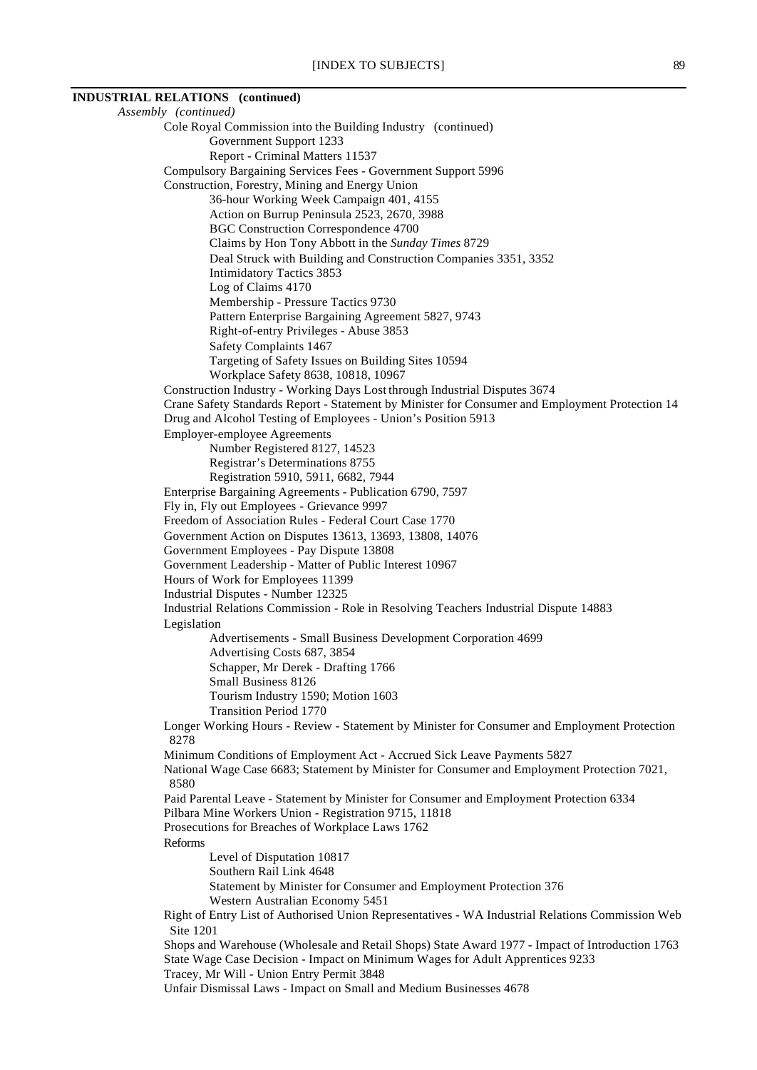**INDUSTRIAL RELATIONS (continued)**

*Assembly (continued)*

- Cole Royal Commission into the Building Industry (continued)
  - Government Support 1233
  - Report - Criminal Matters 11537
- Compulsory Bargaining Services Fees - Government Support 5996
- Construction, Forestry, Mining and Energy Union
  - 36-hour Working Week Campaign 401, 4155
  - Action on Burrup Peninsula 2523, 2670, 3988
  - BGC Construction Correspondence 4700
  - Claims by Hon Tony Abbott in the *Sunday Times* 8729
  - Deal Struck with Building and Construction Companies 3351, 3352
  - Intimidatory Tactics 3853
  - Log of Claims 4170
  - Membership - Pressure Tactics 9730
  - Pattern Enterprise Bargaining Agreement 5827, 9743
  - Right-of-entry Privileges - Abuse 3853
  - Safety Complaints 1467
  - Targeting of Safety Issues on Building Sites 10594
  - Workplace Safety 8638, 10818, 10967
- Construction Industry - Working Days Lost through Industrial Disputes 3674
- Crane Safety Standards Report - Statement by Minister for Consumer and Employment Protection 14
- Drug and Alcohol Testing of Employees - Union's Position 5913
- Employer-employee Agreements
  - Number Registered 8127, 14523
  - Registrar's Determinations 8755
  - Registration 5910, 5911, 6682, 7944
- Enterprise Bargaining Agreements - Publication 6790, 7597
- Fly in, Fly out Employees - Grievance 9997
- Freedom of Association Rules - Federal Court Case 1770
- Government Action on Disputes 13613, 13693, 13808, 14076
- Government Employees - Pay Dispute 13808
- Government Leadership - Matter of Public Interest 10967
- Hours of Work for Employees 11399
- Industrial Disputes - Number 12325
- Industrial Relations Commission - Role in Resolving Teachers Industrial Dispute 14883
- Legislation
  - Advertisements - Small Business Development Corporation 4699
  - Advertising Costs 687, 3854
  - Schapper, Mr Derek - Drafting 1766
  - Small Business 8126
  - Tourism Industry 1590; Motion 1603
  - Transition Period 1770
- Longer Working Hours - Review - Statement by Minister for Consumer and Employment Protection 8278
- Minimum Conditions of Employment Act - Accrued Sick Leave Payments 5827
- National Wage Case 6683; Statement by Minister for Consumer and Employment Protection 7021, 8580
- Paid Parental Leave - Statement by Minister for Consumer and Employment Protection 6334
- Pilbara Mine Workers Union - Registration 9715, 11818
- Prosecutions for Breaches of Workplace Laws 1762
- Reforms
  - Level of Disputation 10817
  - Southern Rail Link 4648
  - Statement by Minister for Consumer and Employment Protection 376
  - Western Australian Economy 5451
- Right of Entry List of Authorised Union Representatives - WA Industrial Relations Commission Web Site 1201
- Shops and Warehouse (Wholesale and Retail Shops) State Award 1977 - Impact of Introduction 1763
- State Wage Case Decision - Impact on Minimum Wages for Adult Apprentices 9233
- Tracey, Mr Will - Union Entry Permit 3848
- Unfair Dismissal Laws - Impact on Small and Medium Businesses 4678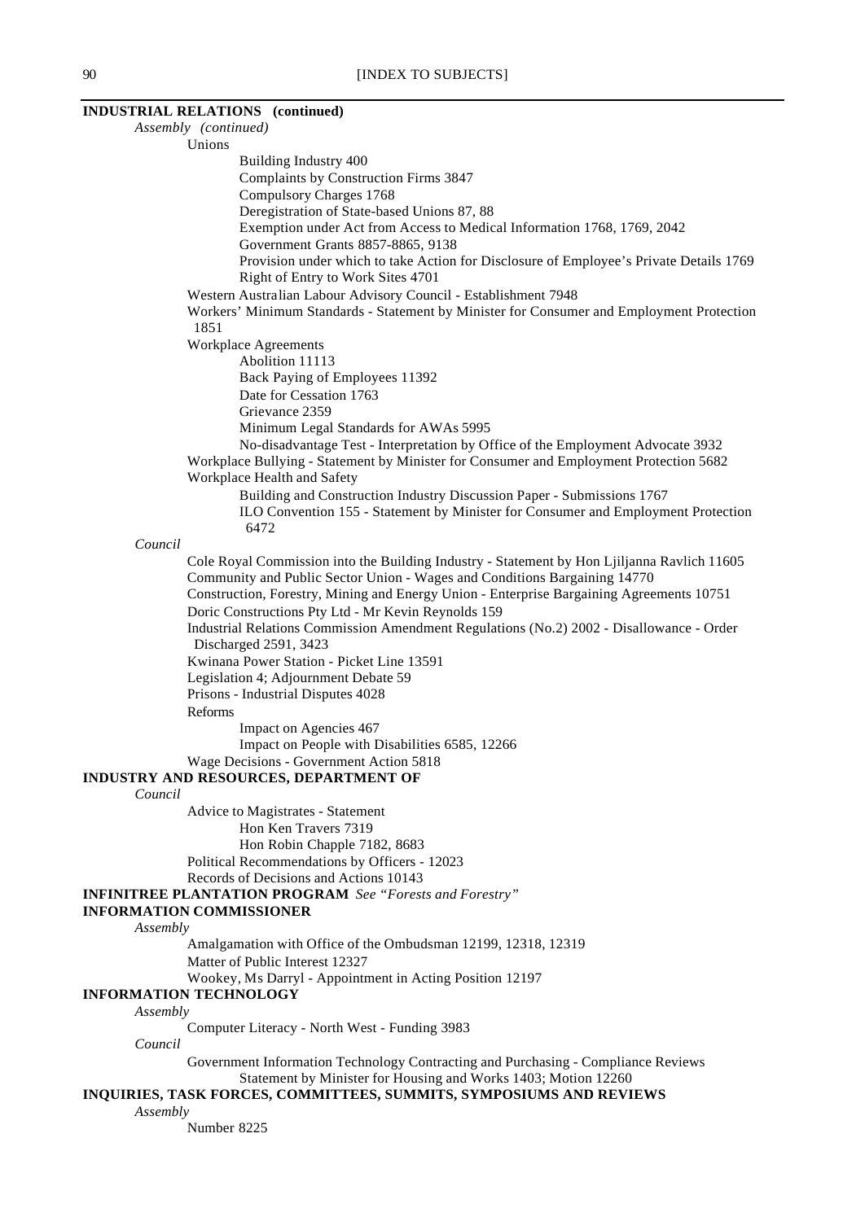**INDUSTRIAL RELATIONS (continued)**

*Assembly (continued)*

Unions

Building Industry 400

Complaints by Construction Firms 3847

Compulsory Charges 1768

Deregistration of State-based Unions 87, 88

Exemption under Act from Access to Medical Information 1768, 1769, 2042

Government Grants 8857-8865, 9138

Provision under which to take Action for Disclosure of Employee's Private Details 1769

Right of Entry to Work Sites 4701

Western Australian Labour Advisory Council - Establishment 7948

Workers' Minimum Standards - Statement by Minister for Consumer and Employment Protection 1851

Workplace Agreements

Abolition 11113

Back Paying of Employees 11392

Date for Cessation 1763

Grievance 2359

Minimum Legal Standards for AWAs 5995

No-disadvantage Test - Interpretation by Office of the Employment Advocate 3932

Workplace Bullying - Statement by Minister for Consumer and Employment Protection 5682

Workplace Health and Safety

Building and Construction Industry Discussion Paper - Submissions 1767

ILO Convention 155 - Statement by Minister for Consumer and Employment Protection 6472

*Council*

Cole Royal Commission into the Building Industry - Statement by Hon Ljiljanna Ravlich 11605

Community and Public Sector Union - Wages and Conditions Bargaining 14770

Construction, Forestry, Mining and Energy Union - Enterprise Bargaining Agreements 10751

Doric Constructions Pty Ltd - Mr Kevin Reynolds 159

Industrial Relations Commission Amendment Regulations (No.2) 2002 - Disallowance - Order Discharged 2591, 3423

Kwinana Power Station - Picket Line 13591

Legislation 4; Adjournment Debate 59

Prisons - Industrial Disputes 4028

Reforms

Impact on Agencies 467

Impact on People with Disabilities 6585, 12266

Wage Decisions - Government Action 5818

**INDUSTRY AND RESOURCES, DEPARTMENT OF**

*Council*

Advice to Magistrates - Statement

Hon Ken Travers 7319

Hon Robin Chapple 7182, 8683

Political Recommendations by Officers - 12023

Records of Decisions and Actions 10143

**INFINITREE PLANTATION PROGRAM** *See "Forests and Forestry"*

**INFORMATION COMMISSIONER**

*Assembly*

Amalgamation with Office of the Ombudsman 12199, 12318, 12319

Matter of Public Interest 12327

Wookey, Ms Darryl - Appointment in Acting Position 12197

**INFORMATION TECHNOLOGY**

*Assembly*

Computer Literacy - North West - Funding 3983

*Council*

Government Information Technology Contracting and Purchasing - Compliance Reviews Statement by Minister for Housing and Works 1403; Motion 12260

**INQUIRIES, TASK FORCES, COMMITTEES, SUMMITS, SYMPOSIUMS AND REVIEWS**

*Assembly*

Number 8225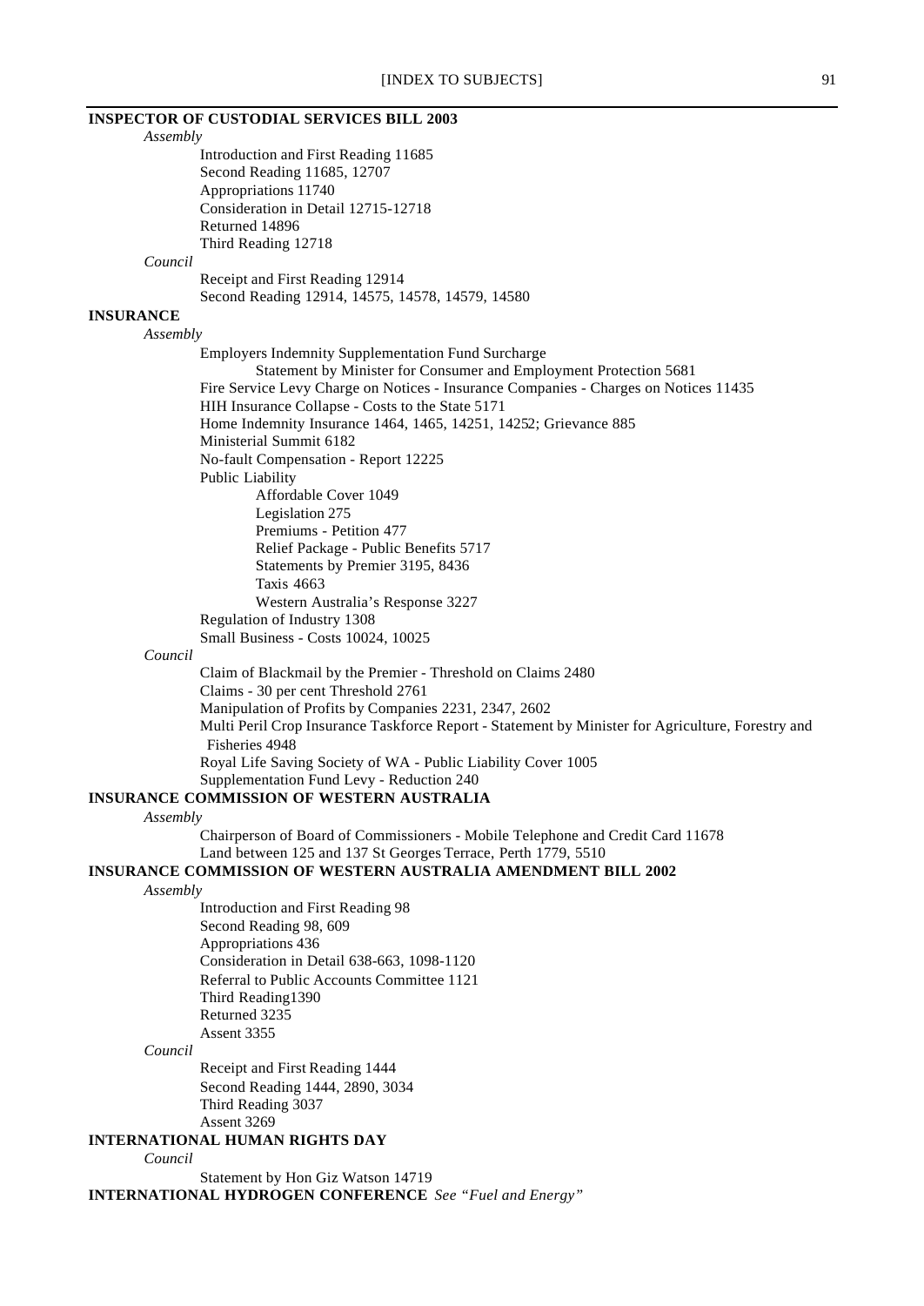**INSPECTOR OF CUSTODIAL SERVICES BILL 2003**

*Assembly*

- Introduction and First Reading 11685
- Second Reading 11685, 12707
- Appropriations 11740
- Consideration in Detail 12715-12718
- Returned 14896
- Third Reading 12718

*Council*

- Receipt and First Reading 12914
- Second Reading 12914, 14575, 14578, 14579, 14580

**INSURANCE**

*Assembly*

- Employers Indemnity Supplementation Fund Surcharge
  - Statement by Minister for Consumer and Employment Protection 5681
- Fire Service Levy Charge on Notices - Insurance Companies - Charges on Notices 11435
- HIH Insurance Collapse - Costs to the State 5171
- Home Indemnity Insurance 1464, 1465, 14251, 14252; Grievance 885
- Ministerial Summit 6182
- No-fault Compensation - Report 12225
- Public Liability
  - Affordable Cover 1049
  - Legislation 275
  - Premiums - Petition 477
  - Relief Package - Public Benefits 5717
  - Statements by Premier 3195, 8436
  - Taxis 4663
  - Western Australia's Response 3227
- Regulation of Industry 1308
- Small Business - Costs 10024, 10025

*Council*

- Claim of Blackmail by the Premier - Threshold on Claims 2480
- Claims - 30 per cent Threshold 2761
- Manipulation of Profits by Companies 2231, 2347, 2602
- Multi Peril Crop Insurance Taskforce Report - Statement by Minister for Agriculture, Forestry and Fisheries 4948
- Royal Life Saving Society of WA - Public Liability Cover 1005
- Supplementation Fund Levy - Reduction 240

**INSURANCE COMMISSION OF WESTERN AUSTRALIA**

*Assembly*

- Chairperson of Board of Commissioners - Mobile Telephone and Credit Card 11678
- Land between 125 and 137 St Georges Terrace, Perth 1779, 5510

**INSURANCE COMMISSION OF WESTERN AUSTRALIA AMENDMENT BILL 2002**

*Assembly*

- Introduction and First Reading 98
- Second Reading 98, 609
- Appropriations 436
- Consideration in Detail 638-663, 1098-1120
- Referral to Public Accounts Committee 1121
- Third Reading1390
- Returned 3235
- Assent 3355

*Council*

- Receipt and First Reading 1444
- Second Reading 1444, 2890, 3034
- Third Reading 3037
- Assent 3269

**INTERNATIONAL HUMAN RIGHTS DAY**

*Council*

- Statement by Hon Giz Watson 14719

**INTERNATIONAL HYDROGEN CONFERENCE** *See "Fuel and Energy"*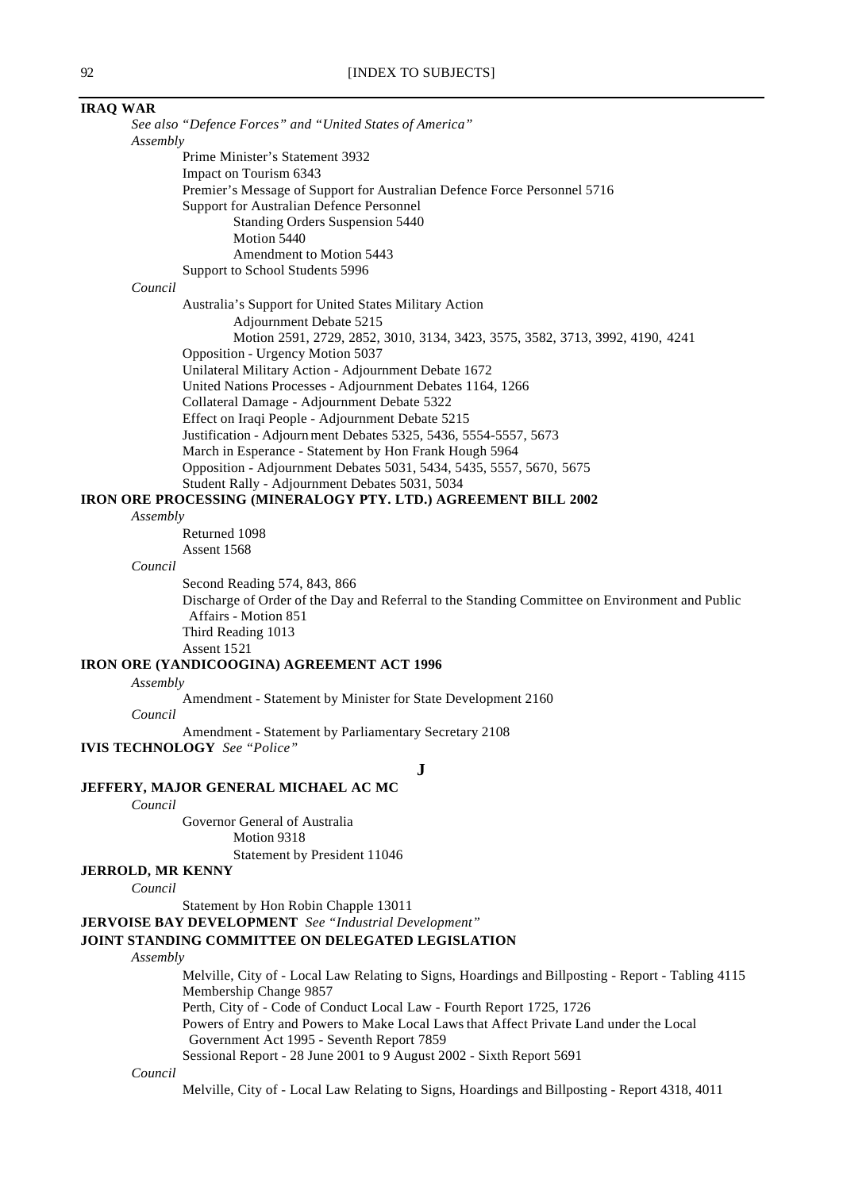**IRAQ WAR**

*See also "Defence Forces" and "United States of America"*

*Assembly*

- Prime Minister's Statement 3932
- Impact on Tourism 6343
- Premier's Message of Support for Australian Defence Force Personnel 5716
- Support for Australian Defence Personnel
  - Standing Orders Suspension 5440
  - Motion 5440
  - Amendment to Motion 5443
- Support to School Students 5996

*Council*

- Australia's Support for United States Military Action
  - Adjournment Debate 5215
  - Motion 2591, 2729, 2852, 3010, 3134, 3423, 3575, 3582, 3713, 3992, 4190, 4241
- Opposition - Urgency Motion 5037
- Unilateral Military Action - Adjournment Debate 1672
- United Nations Processes - Adjournment Debates 1164, 1266
- Collateral Damage - Adjournment Debate 5322
- Effect on Iraqi People - Adjournment Debate 5215
- Justification - Adjournment Debates 5325, 5436, 5554-5557, 5673
- March in Esperance - Statement by Hon Frank Hough 5964
- Opposition - Adjournment Debates 5031, 5434, 5435, 5557, 5670, 5675
- Student Rally - Adjournment Debates 5031, 5034

**IRON ORE PROCESSING (MINERALOGY PTY. LTD.) AGREEMENT BILL 2002**

*Assembly*

- Returned 1098
- Assent 1568

*Council*

- Second Reading 574, 843, 866
- Discharge of Order of the Day and Referral to the Standing Committee on Environment and Public Affairs - Motion 851
- Third Reading 1013
- Assent 1521

**IRON ORE (YANDICOOGINA) AGREEMENT ACT 1996**

*Assembly*

- Amendment - Statement by Minister for State Development 2160

*Council*

- Amendment - Statement by Parliamentary Secretary 2108

**IVIS TECHNOLOGY** *See "Police"*

## J

**JEFFERY, MAJOR GENERAL MICHAEL AC MC**

*Council*

- Governor General of Australia
  - Motion 9318
  - Statement by President 11046

**JERROLD, MR KENNY**

*Council*

- Statement by Hon Robin Chapple 13011

**JERVOISE BAY DEVELOPMENT** *See "Industrial Development"*

**JOINT STANDING COMMITTEE ON DELEGATED LEGISLATION**

*Assembly*

- Melville, City of - Local Law Relating to Signs, Hoardings and Billposting - Report - Tabling 4115
- Membership Change 9857
- Perth, City of - Code of Conduct Local Law - Fourth Report 1725, 1726
- Powers of Entry and Powers to Make Local Laws that Affect Private Land under the Local Government Act 1995 - Seventh Report 7859
- Sessional Report - 28 June 2001 to 9 August 2002 - Sixth Report 5691

*Council*

- Melville, City of - Local Law Relating to Signs, Hoardings and Billposting - Report 4318, 4011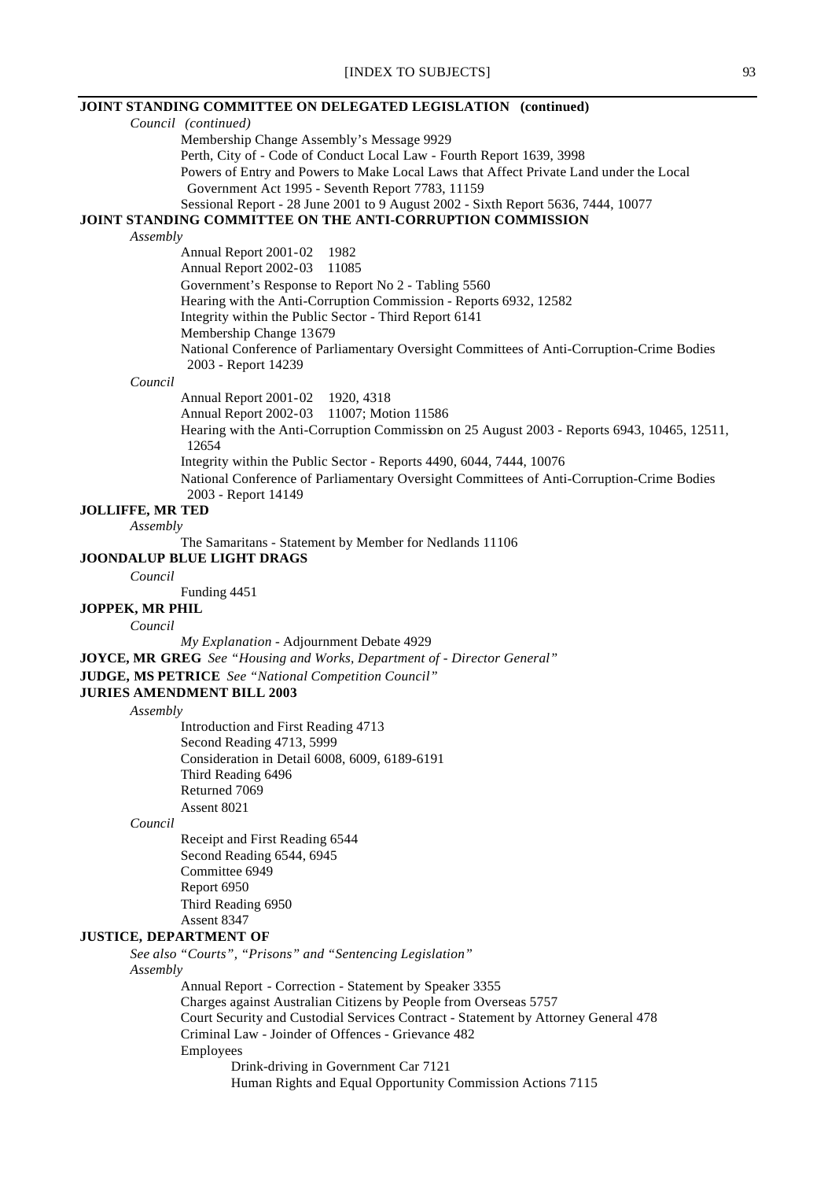**JOINT STANDING COMMITTEE ON DELEGATED LEGISLATION (continued)**

*Council (continued)*

Membership Change Assembly's Message 9929
Perth, City of - Code of Conduct Local Law - Fourth Report 1639, 3998
Powers of Entry and Powers to Make Local Laws that Affect Private Land under the Local Government Act 1995 - Seventh Report 7783, 11159
Sessional Report - 28 June 2001 to 9 August 2002 - Sixth Report 5636, 7444, 10077

**JOINT STANDING COMMITTEE ON THE ANTI-CORRUPTION COMMISSION**

*Assembly*

Annual Report 2001-02 1982
Annual Report 2002-03 11085
Government's Response to Report No 2 - Tabling 5560
Hearing with the Anti-Corruption Commission - Reports 6932, 12582
Integrity within the Public Sector - Third Report 6141
Membership Change 13679
National Conference of Parliamentary Oversight Committees of Anti-Corruption-Crime Bodies 2003 - Report 14239

*Council*

Annual Report 2001-02 1920, 4318
Annual Report 2002-03 11007; Motion 11586
Hearing with the Anti-Corruption Commission on 25 August 2003 - Reports 6943, 10465, 12511, 12654
Integrity within the Public Sector - Reports 4490, 6044, 7444, 10076
National Conference of Parliamentary Oversight Committees of Anti-Corruption-Crime Bodies 2003 - Report 14149

**JOLLIFFE, MR TED**

*Assembly*

The Samaritans - Statement by Member for Nedlands 11106

**JOONDALUP BLUE LIGHT DRAGS**

*Council*

Funding 4451

**JOPPEK, MR PHIL**

*Council*

*My Explanation* - Adjournment Debate 4929

**JOYCE, MR GREG** *See "Housing and Works, Department of - Director General"*

**JUDGE, MS PETRICE** *See "National Competition Council"*

**JURIES AMENDMENT BILL 2003**

*Assembly*

Introduction and First Reading 4713
Second Reading 4713, 5999
Consideration in Detail 6008, 6009, 6189-6191
Third Reading 6496
Returned 7069
Assent 8021

*Council*

Receipt and First Reading 6544
Second Reading 6544, 6945
Committee 6949
Report 6950
Third Reading 6950
Assent 8347

**JUSTICE, DEPARTMENT OF**

*See also "Courts", "Prisons" and "Sentencing Legislation"*

*Assembly*

Annual Report - Correction - Statement by Speaker 3355
Charges against Australian Citizens by People from Overseas 5757
Court Security and Custodial Services Contract - Statement by Attorney General 478
Criminal Law - Joinder of Offences - Grievance 482
Employees

- Drink-driving in Government Car 7121
- Human Rights and Equal Opportunity Commission Actions 7115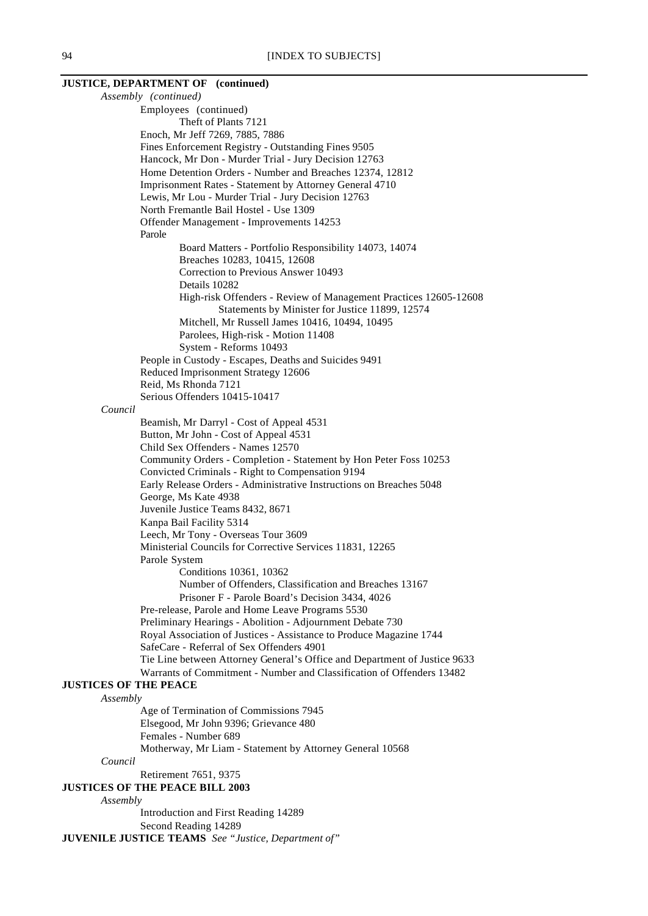**JUSTICE, DEPARTMENT OF (continued)**

*Assembly (continued)*

- Employees (continued)
  - Theft of Plants 7121
- Enoch, Mr Jeff 7269, 7885, 7886
- Fines Enforcement Registry - Outstanding Fines 9505
- Hancock, Mr Don - Murder Trial - Jury Decision 12763
- Home Detention Orders - Number and Breaches 12374, 12812
- Imprisonment Rates - Statement by Attorney General 4710
- Lewis, Mr Lou - Murder Trial - Jury Decision 12763
- North Fremantle Bail Hostel - Use 1309
- Offender Management - Improvements 14253
- Parole
  - Board Matters - Portfolio Responsibility 14073, 14074
  - Breaches 10283, 10415, 12608
  - Correction to Previous Answer 10493
  - Details 10282
  - High-risk Offenders - Review of Management Practices 12605-12608
    - Statements by Minister for Justice 11899, 12574
  - Mitchell, Mr Russell James 10416, 10494, 10495
  - Parolees, High-risk - Motion 11408
  - System - Reforms 10493
- People in Custody - Escapes, Deaths and Suicides 9491
- Reduced Imprisonment Strategy 12606
- Reid, Ms Rhonda 7121
- Serious Offenders 10415-10417

*Council*

- Beamish, Mr Darryl - Cost of Appeal 4531
- Button, Mr John - Cost of Appeal 4531
- Child Sex Offenders - Names 12570
- Community Orders - Completion - Statement by Hon Peter Foss 10253
- Convicted Criminals - Right to Compensation 9194
- Early Release Orders - Administrative Instructions on Breaches 5048
- George, Ms Kate 4938
- Juvenile Justice Teams 8432, 8671
- Kanpa Bail Facility 5314
- Leech, Mr Tony - Overseas Tour 3609
- Ministerial Councils for Corrective Services 11831, 12265
- Parole System
  - Conditions 10361, 10362
  - Number of Offenders, Classification and Breaches 13167
  - Prisoner F - Parole Board's Decision 3434, 4026
- Pre-release, Parole and Home Leave Programs 5530
- Preliminary Hearings - Abolition - Adjournment Debate 730
- Royal Association of Justices - Assistance to Produce Magazine 1744
- SafeCare - Referral of Sex Offenders 4901
- Tie Line between Attorney General's Office and Department of Justice 9633
- Warrants of Commitment - Number and Classification of Offenders 13482

**JUSTICES OF THE PEACE**

*Assembly*

- Age of Termination of Commissions 7945
- Elsegood, Mr John 9396; Grievance 480
- Females - Number 689
- Motherway, Mr Liam - Statement by Attorney General 10568

*Council*

- Retirement 7651, 9375

**JUSTICES OF THE PEACE BILL 2003**

*Assembly*

- Introduction and First Reading 14289
- Second Reading 14289

**JUVENILE JUSTICE TEAMS** *See "Justice, Department of"*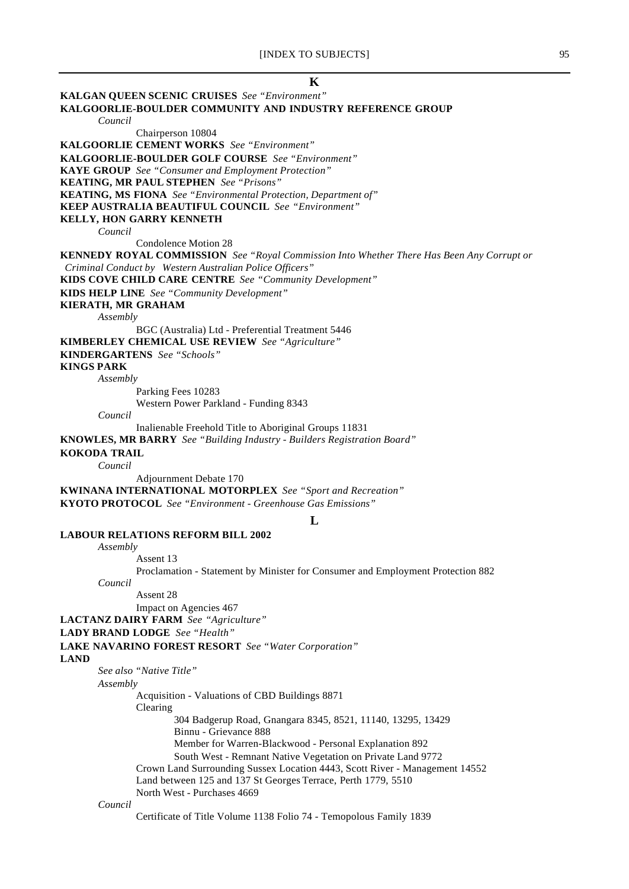## K

**KALGAN QUEEN SCENIC CRUISES** *See "Environment"*

**KALGOORLIE-BOULDER COMMUNITY AND INDUSTRY REFERENCE GROUP**

*Council*

Chairperson 10804

**KALGOORLIE CEMENT WORKS** *See "Environment"*

**KALGOORLIE-BOULDER GOLF COURSE** *See "Environment"*

**KAYE GROUP** *See "Consumer and Employment Protection"*

**KEATING, MR PAUL STEPHEN** *See "Prisons"*

**KEATING, MS FIONA** *See "Environmental Protection, Department of"*

**KEEP AUSTRALIA BEAUTIFUL COUNCIL** *See "Environment"*

**KELLY, HON GARRY KENNETH**

*Council*

Condolence Motion 28

**KENNEDY ROYAL COMMISSION** *See "Royal Commission Into Whether There Has Been Any Corrupt or Criminal Conduct by Western Australian Police Officers"*

**KIDS COVE CHILD CARE CENTRE** *See "Community Development"*

**KIDS HELP LINE** *See "Community Development"*

**KIERATH, MR GRAHAM**

*Assembly*

BGC (Australia) Ltd - Preferential Treatment 5446

**KIMBERLEY CHEMICAL USE REVIEW** *See "Agriculture"*

**KINDERGARTENS** *See "Schools"*

**KINGS PARK**

*Assembly*

Parking Fees 10283

Western Power Parkland - Funding 8343

*Council*

Inalienable Freehold Title to Aboriginal Groups 11831

**KNOWLES, MR BARRY** *See "Building Industry - Builders Registration Board"*

**KOKODA TRAIL**

*Council*

Adjournment Debate 170

**KWINANA INTERNATIONAL MOTORPLEX** *See "Sport and Recreation"*

**KYOTO PROTOCOL** *See "Environment - Greenhouse Gas Emissions"*

## L

**LABOUR RELATIONS REFORM BILL 2002**

*Assembly*

Assent 13

Proclamation - Statement by Minister for Consumer and Employment Protection 882

*Council*

Assent 28

Impact on Agencies 467

**LACTANZ DAIRY FARM** *See "Agriculture"*

**LADY BRAND LODGE** *See "Health"*

**LAKE NAVARINO FOREST RESORT** *See "Water Corporation"*

**LAND**

*See also "Native Title"*

*Assembly*

Acquisition - Valuations of CBD Buildings 8871

Clearing

304 Badgerup Road, Gnangara 8345, 8521, 11140, 13295, 13429

Binnu - Grievance 888

Member for Warren-Blackwood - Personal Explanation 892

South West - Remnant Native Vegetation on Private Land 9772

Crown Land Surrounding Sussex Location 4443, Scott River - Management 14552

Land between 125 and 137 St Georges Terrace, Perth 1779, 5510

North West - Purchases 4669

*Council*

Certificate of Title Volume 1138 Folio 74 - Temopolous Family 1839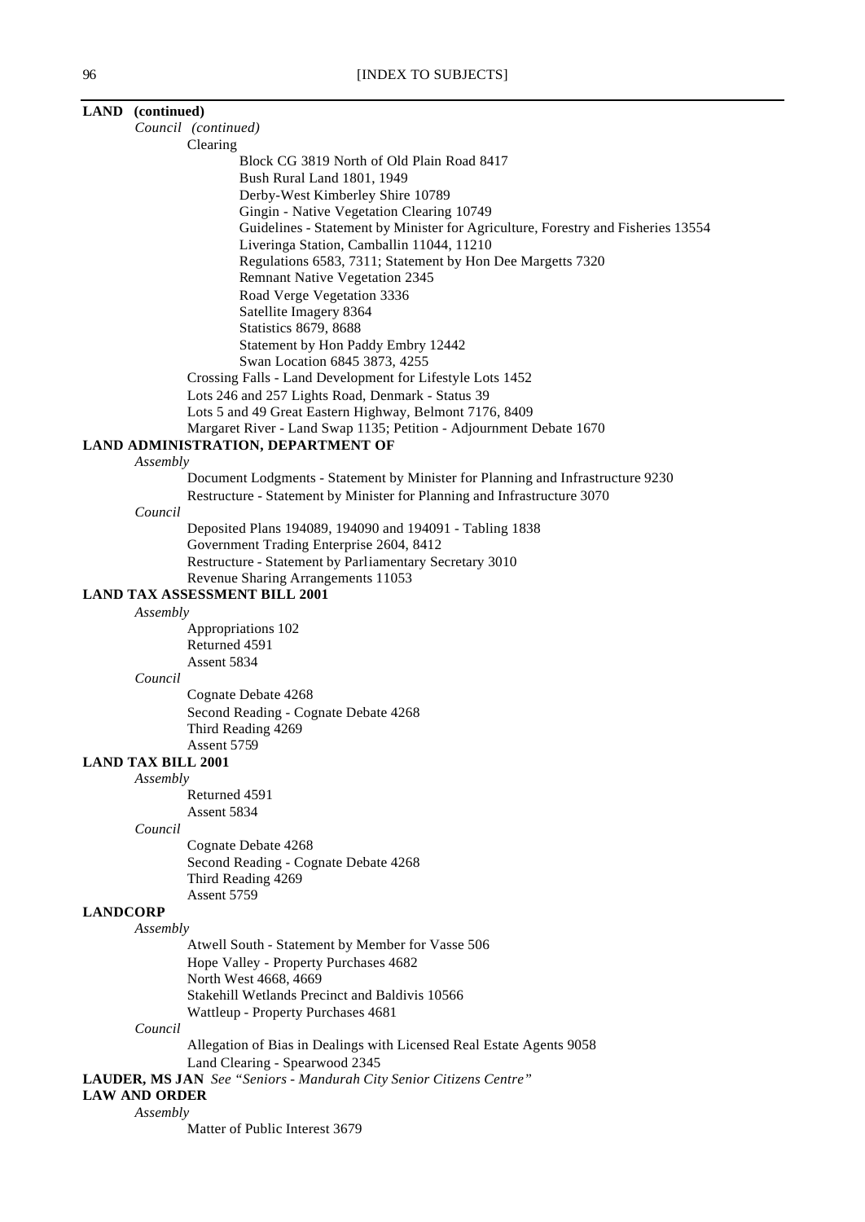**LAND (continued)**

*Council (continued)*

Clearing

Block CG 3819 North of Old Plain Road 8417
Bush Rural Land 1801, 1949
Derby-West Kimberley Shire 10789
Gingin - Native Vegetation Clearing 10749
Guidelines - Statement by Minister for Agriculture, Forestry and Fisheries 13554
Liveringa Station, Camballin 11044, 11210
Regulations 6583, 7311; Statement by Hon Dee Margetts 7320
Remnant Native Vegetation 2345
Road Verge Vegetation 3336
Satellite Imagery 8364
Statistics 8679, 8688
Statement by Hon Paddy Embry 12442
Swan Location 6845 3873, 4255

Crossing Falls - Land Development for Lifestyle Lots 1452
Lots 246 and 257 Lights Road, Denmark - Status 39
Lots 5 and 49 Great Eastern Highway, Belmont 7176, 8409
Margaret River - Land Swap 1135; Petition - Adjournment Debate 1670

**LAND ADMINISTRATION, DEPARTMENT OF**

*Assembly*

Document Lodgments - Statement by Minister for Planning and Infrastructure 9230
Restructure - Statement by Minister for Planning and Infrastructure 3070

*Council*

Deposited Plans 194089, 194090 and 194091 - Tabling 1838
Government Trading Enterprise 2604, 8412
Restructure - Statement by Parliamentary Secretary 3010
Revenue Sharing Arrangements 11053

**LAND TAX ASSESSMENT BILL 2001**

*Assembly*

Appropriations 102
Returned 4591
Assent 5834

*Council*

Cognate Debate 4268
Second Reading - Cognate Debate 4268
Third Reading 4269
Assent 5759

**LAND TAX BILL 2001**

*Assembly*

Returned 4591
Assent 5834

*Council*

Cognate Debate 4268
Second Reading - Cognate Debate 4268
Third Reading 4269
Assent 5759

**LANDCORP**

*Assembly*

Atwell South - Statement by Member for Vasse 506
Hope Valley - Property Purchases 4682
North West 4668, 4669
Stakehill Wetlands Precinct and Baldivis 10566
Wattleup - Property Purchases 4681

*Council*

Allegation of Bias in Dealings with Licensed Real Estate Agents 9058
Land Clearing - Spearwood 2345

**LAUDER, MS JAN** *See "Seniors - Mandurah City Senior Citizens Centre"*

**LAW AND ORDER**

*Assembly*

Matter of Public Interest 3679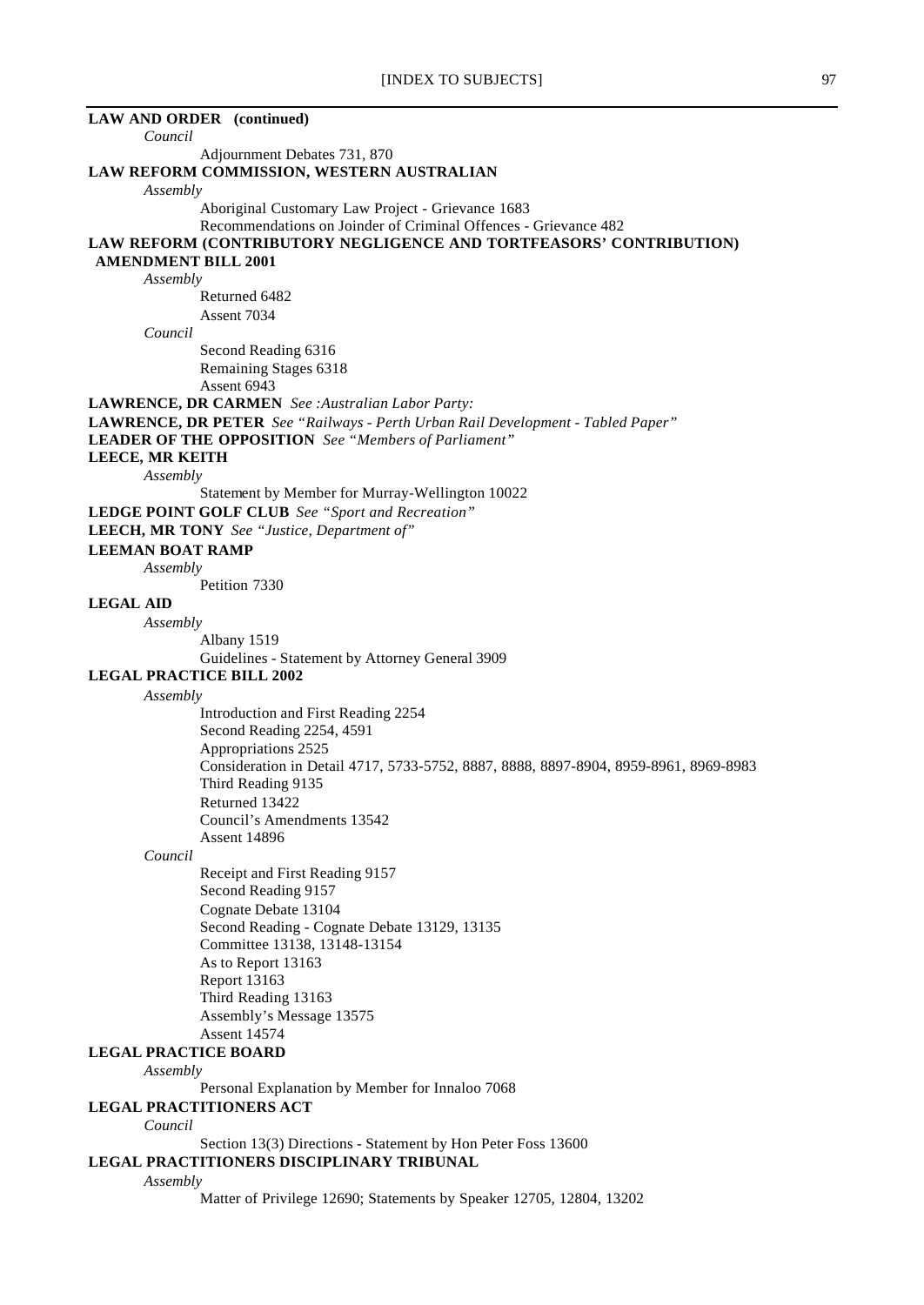**LAW AND ORDER (continued)**

*Council*

Adjournment Debates 731, 870

**LAW REFORM COMMISSION, WESTERN AUSTRALIAN**

*Assembly*

Aboriginal Customary Law Project - Grievance 1683
Recommendations on Joinder of Criminal Offences - Grievance 482

**LAW REFORM (CONTRIBUTORY NEGLIGENCE AND TORTFEASORS' CONTRIBUTION) AMENDMENT BILL 2001**

*Assembly*

Returned 6482
Assent 7034

*Council*

Second Reading 6316
Remaining Stages 6318
Assent 6943

**LAWRENCE, DR CARMEN** *See :Australian Labor Party:*

**LAWRENCE, DR PETER** *See "Railways - Perth Urban Rail Development - Tabled Paper"*

**LEADER OF THE OPPOSITION** *See "Members of Parliament"*

**LEECE, MR KEITH**

*Assembly*

Statement by Member for Murray-Wellington 10022

**LEDGE POINT GOLF CLUB** *See "Sport and Recreation"*

**LEECH, MR TONY** *See "Justice, Department of"*

**LEEMAN BOAT RAMP**

*Assembly*

Petition 7330

**LEGAL AID**

*Assembly*

Albany 1519
Guidelines - Statement by Attorney General 3909

**LEGAL PRACTICE BILL 2002**

*Assembly*

Introduction and First Reading 2254
Second Reading 2254, 4591
Appropriations 2525
Consideration in Detail 4717, 5733-5752, 8887, 8888, 8897-8904, 8959-8961, 8969-8983
Third Reading 9135
Returned 13422
Council's Amendments 13542
Assent 14896

*Council*

Receipt and First Reading 9157
Second Reading 9157
Cognate Debate 13104
Second Reading - Cognate Debate 13129, 13135
Committee 13138, 13148-13154
As to Report 13163
Report 13163
Third Reading 13163
Assembly's Message 13575
Assent 14574

**LEGAL PRACTICE BOARD**

*Assembly*

Personal Explanation by Member for Innaloo 7068

**LEGAL PRACTITIONERS ACT**

*Council*

Section 13(3) Directions - Statement by Hon Peter Foss 13600

**LEGAL PRACTITIONERS DISCIPLINARY TRIBUNAL**

*Assembly*

Matter of Privilege 12690; Statements by Speaker 12705, 12804, 13202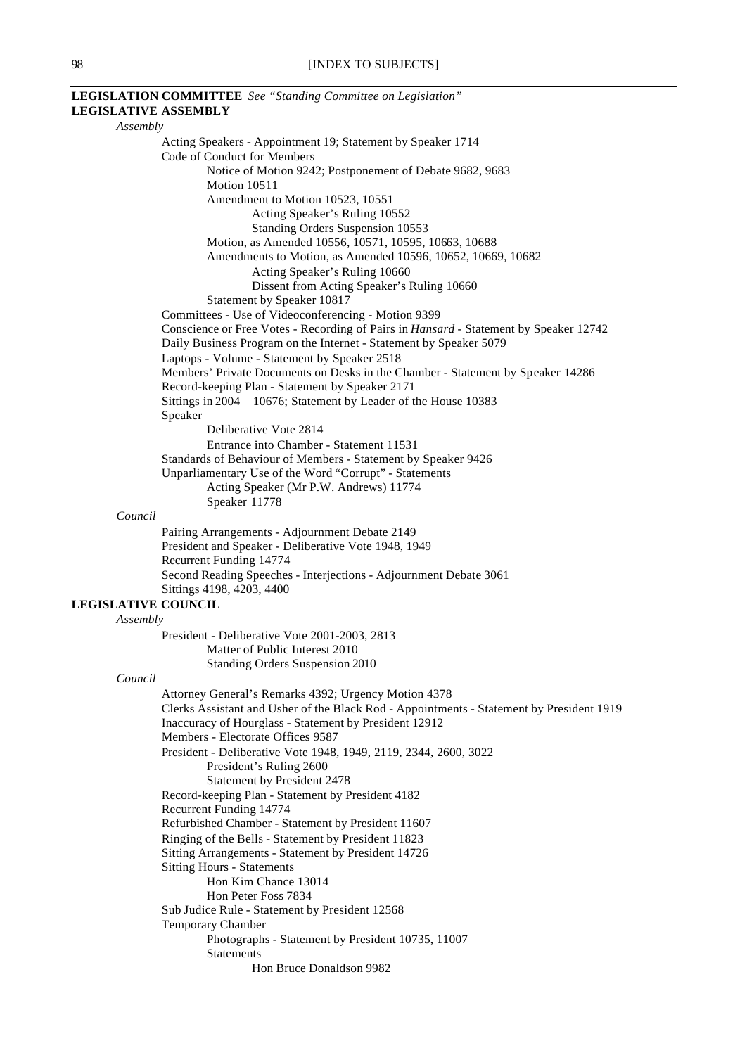**LEGISLATION COMMITTEE** *See "Standing Committee on Legislation"*

**LEGISLATIVE ASSEMBLY**

*Assembly*

- Acting Speakers - Appointment 19; Statement by Speaker 1714
- Code of Conduct for Members
  - Notice of Motion 9242; Postponement of Debate 9682, 9683
  - Motion 10511
  - Amendment to Motion 10523, 10551
    - Acting Speaker's Ruling 10552
    - Standing Orders Suspension 10553
  - Motion, as Amended 10556, 10571, 10595, 10663, 10688
  - Amendments to Motion, as Amended 10596, 10652, 10669, 10682
    - Acting Speaker's Ruling 10660
    - Dissent from Acting Speaker's Ruling 10660
  - Statement by Speaker 10817
- Committees - Use of Videoconferencing - Motion 9399
- Conscience or Free Votes - Recording of Pairs in *Hansard* - Statement by Speaker 12742
- Daily Business Program on the Internet - Statement by Speaker 5079
- Laptops - Volume - Statement by Speaker 2518
- Members' Private Documents on Desks in the Chamber - Statement by Speaker 14286
- Record-keeping Plan - Statement by Speaker 2171
- Sittings in 2004 10676; Statement by Leader of the House 10383
- Speaker
  - Deliberative Vote 2814
  - Entrance into Chamber - Statement 11531
- Standards of Behaviour of Members - Statement by Speaker 9426
- Unparliamentary Use of the Word "Corrupt" - Statements
  - Acting Speaker (Mr P.W. Andrews) 11774
  - Speaker 11778

*Council*

- Pairing Arrangements - Adjournment Debate 2149
- President and Speaker - Deliberative Vote 1948, 1949
- Recurrent Funding 14774
- Second Reading Speeches - Interjections - Adjournment Debate 3061
- Sittings 4198, 4203, 4400

**LEGISLATIVE COUNCIL**

*Assembly*

- President - Deliberative Vote 2001-2003, 2813
  - Matter of Public Interest 2010
  - Standing Orders Suspension 2010

*Council*

- Attorney General's Remarks 4392; Urgency Motion 4378
- Clerks Assistant and Usher of the Black Rod - Appointments - Statement by President 1919
- Inaccuracy of Hourglass - Statement by President 12912
- Members - Electorate Offices 9587
- President - Deliberative Vote 1948, 1949, 2119, 2344, 2600, 3022
  - President's Ruling 2600
  - Statement by President 2478
- Record-keeping Plan - Statement by President 4182
- Recurrent Funding 14774
- Refurbished Chamber - Statement by President 11607
- Ringing of the Bells - Statement by President 11823
- Sitting Arrangements - Statement by President 14726
- Sitting Hours - Statements
  - Hon Kim Chance 13014
  - Hon Peter Foss 7834
- Sub Judice Rule - Statement by President 12568
- Temporary Chamber
  - Photographs - Statement by President 10735, 11007
  - Statements
    - Hon Bruce Donaldson 9982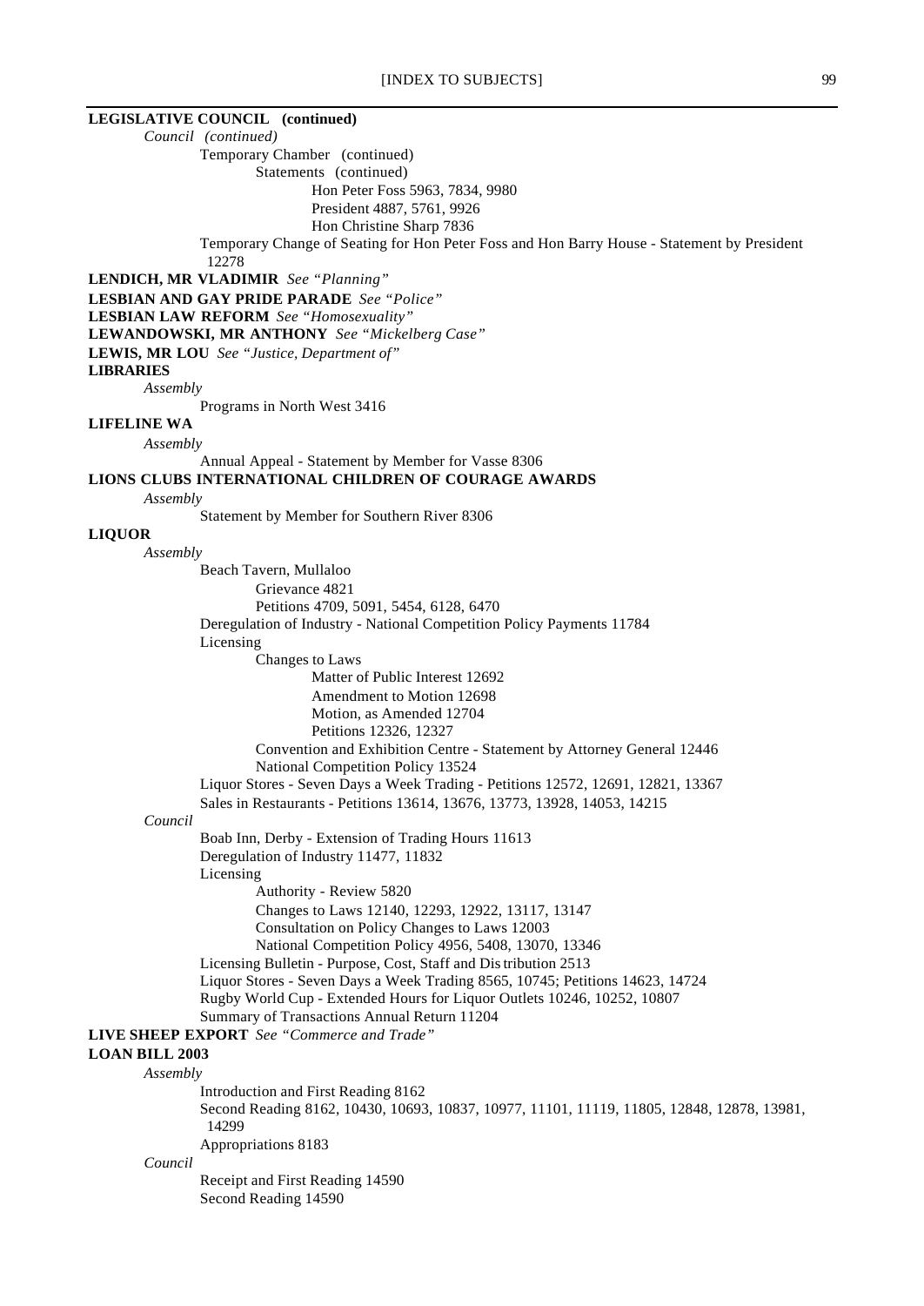**LEGISLATIVE COUNCIL (continued)**

*Council (continued)*

Temporary Chamber (continued)

Statements (continued)

Hon Peter Foss 5963, 7834, 9980

President 4887, 5761, 9926

Hon Christine Sharp 7836

Temporary Change of Seating for Hon Peter Foss and Hon Barry House - Statement by President 12278

**LENDICH, MR VLADIMIR** *See "Planning"*

**LESBIAN AND GAY PRIDE PARADE** *See "Police"*

**LESBIAN LAW REFORM** *See "Homosexuality"*

**LEWANDOWSKI, MR ANTHONY** *See "Mickelberg Case"*

**LEWIS, MR LOU** *See "Justice, Department of"*

**LIBRARIES**

*Assembly*

Programs in North West 3416

**LIFELINE WA**

*Assembly*

Annual Appeal - Statement by Member for Vasse 8306

**LIONS CLUBS INTERNATIONAL CHILDREN OF COURAGE AWARDS**

*Assembly*

Statement by Member for Southern River 8306

**LIQUOR**

*Assembly*

Beach Tavern, Mullaloo

Grievance 4821

Petitions 4709, 5091, 5454, 6128, 6470

Deregulation of Industry - National Competition Policy Payments 11784

Licensing

Changes to Laws

Matter of Public Interest 12692

Amendment to Motion 12698

Motion, as Amended 12704

Petitions 12326, 12327

Convention and Exhibition Centre - Statement by Attorney General 12446

National Competition Policy 13524

Liquor Stores - Seven Days a Week Trading - Petitions 12572, 12691, 12821, 13367

Sales in Restaurants - Petitions 13614, 13676, 13773, 13928, 14053, 14215

*Council*

Boab Inn, Derby - Extension of Trading Hours 11613

Deregulation of Industry 11477, 11832

Licensing

Authority - Review 5820

Changes to Laws 12140, 12293, 12922, 13117, 13147

Consultation on Policy Changes to Laws 12003

National Competition Policy 4956, 5408, 13070, 13346

Licensing Bulletin - Purpose, Cost, Staff and Distribution 2513

Liquor Stores - Seven Days a Week Trading 8565, 10745; Petitions 14623, 14724

Rugby World Cup - Extended Hours for Liquor Outlets 10246, 10252, 10807

Summary of Transactions Annual Return 11204

**LIVE SHEEP EXPORT** *See "Commerce and Trade"*

**LOAN BILL 2003**

*Assembly*

Introduction and First Reading 8162

Second Reading 8162, 10430, 10693, 10837, 10977, 11101, 11119, 11805, 12848, 12878, 13981, 14299

Appropriations 8183

*Council*

Receipt and First Reading 14590

Second Reading 14590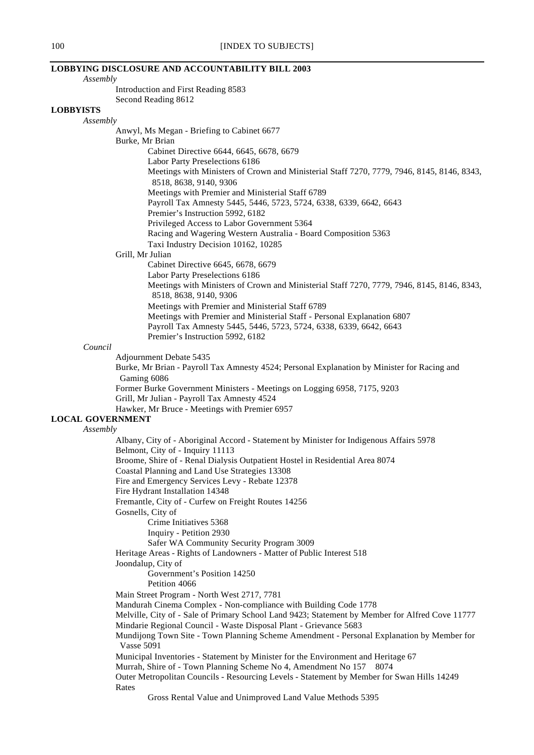**LOBBYING DISCLOSURE AND ACCOUNTABILITY BILL 2003**

*Assembly*

Introduction and First Reading 8583
Second Reading 8612

**LOBBYISTS**

*Assembly*

Anwyl, Ms Megan - Briefing to Cabinet 6677
Burke, Mr Brian
- Cabinet Directive 6644, 6645, 6678, 6679
- Labor Party Preselections 6186
- Meetings with Ministers of Crown and Ministerial Staff 7270, 7779, 7946, 8145, 8146, 8343, 8518, 8638, 9140, 9306
- Meetings with Premier and Ministerial Staff 6789
- Payroll Tax Amnesty 5445, 5446, 5723, 5724, 6338, 6339, 6642, 6643
- Premier's Instruction 5992, 6182
- Privileged Access to Labor Government 5364
- Racing and Wagering Western Australia - Board Composition 5363
- Taxi Industry Decision 10162, 10285

Grill, Mr Julian
- Cabinet Directive 6645, 6678, 6679
- Labor Party Preselections 6186
- Meetings with Ministers of Crown and Ministerial Staff 7270, 7779, 7946, 8145, 8146, 8343, 8518, 8638, 9140, 9306
- Meetings with Premier and Ministerial Staff 6789
- Meetings with Premier and Ministerial Staff - Personal Explanation 6807
- Payroll Tax Amnesty 5445, 5446, 5723, 5724, 6338, 6339, 6642, 6643
- Premier's Instruction 5992, 6182

*Council*

Adjournment Debate 5435
Burke, Mr Brian - Payroll Tax Amnesty 4524; Personal Explanation by Minister for Racing and Gaming 6086
Former Burke Government Ministers - Meetings on Logging 6958, 7175, 9203
Grill, Mr Julian - Payroll Tax Amnesty 4524
Hawker, Mr Bruce - Meetings with Premier 6957

**LOCAL GOVERNMENT**

*Assembly*

Albany, City of - Aboriginal Accord - Statement by Minister for Indigenous Affairs 5978
Belmont, City of - Inquiry 11113
Broome, Shire of - Renal Dialysis Outpatient Hostel in Residential Area 8074
Coastal Planning and Land Use Strategies 13308
Fire and Emergency Services Levy - Rebate 12378
Fire Hydrant Installation 14348
Fremantle, City of - Curfew on Freight Routes 14256
Gosnells, City of
- Crime Initiatives 5368
- Inquiry - Petition 2930
- Safer WA Community Security Program 3009

Heritage Areas - Rights of Landowners - Matter of Public Interest 518
Joondalup, City of
- Government's Position 14250
- Petition 4066

Main Street Program - North West 2717, 7781
Mandurah Cinema Complex - Non-compliance with Building Code 1778
Melville, City of - Sale of Primary School Land 9423; Statement by Member for Alfred Cove 11777
Mindarie Regional Council - Waste Disposal Plant - Grievance 5683
Mundijong Town Site - Town Planning Scheme Amendment - Personal Explanation by Member for Vasse 5091
Municipal Inventories - Statement by Minister for the Environment and Heritage 67
Murrah, Shire of - Town Planning Scheme No 4, Amendment No 157 8074
Outer Metropolitan Councils - Resourcing Levels - Statement by Member for Swan Hills 14249
Rates
- Gross Rental Value and Unimproved Land Value Methods 5395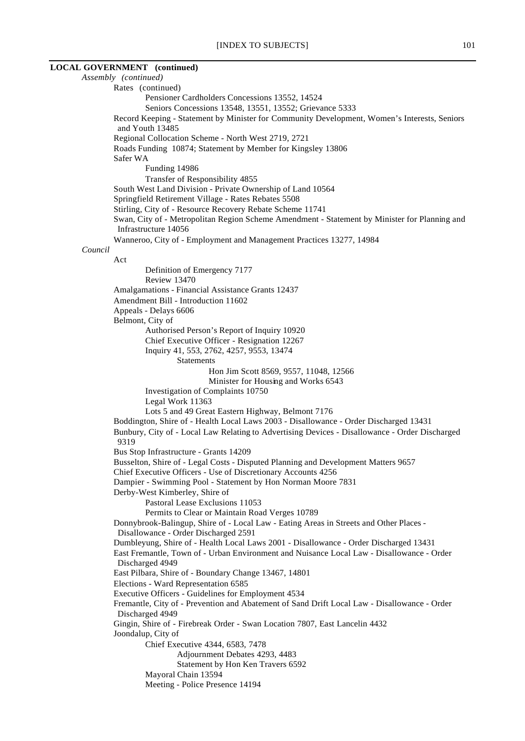**LOCAL GOVERNMENT (continued)**

*Assembly (continued)*

- Rates (continued)
  - Pensioner Cardholders Concessions 13552, 14524
  - Seniors Concessions 13548, 13551, 13552; Grievance 5333
- Record Keeping - Statement by Minister for Community Development, Women's Interests, Seniors and Youth 13485
- Regional Collocation Scheme - North West 2719, 2721
- Roads Funding 10874; Statement by Member for Kingsley 13806
- Safer WA
  - Funding 14986
  - Transfer of Responsibility 4855
- South West Land Division - Private Ownership of Land 10564
- Springfield Retirement Village - Rates Rebates 5508
- Stirling, City of - Resource Recovery Rebate Scheme 11741
- Swan, City of - Metropolitan Region Scheme Amendment - Statement by Minister for Planning and Infrastructure 14056
- Wanneroo, City of - Employment and Management Practices 13277, 14984

*Council*

- Act
  - Definition of Emergency 7177
  - Review 13470
- Amalgamations - Financial Assistance Grants 12437
- Amendment Bill - Introduction 11602
- Appeals - Delays 6606
- Belmont, City of
  - Authorised Person's Report of Inquiry 10920
  - Chief Executive Officer - Resignation 12267
  - Inquiry 41, 553, 2762, 4257, 9553, 13474
    - Statements
      - Hon Jim Scott 8569, 9557, 11048, 12566
      - Minister for Housing and Works 6543
  - Investigation of Complaints 10750
  - Legal Work 11363
  - Lots 5 and 49 Great Eastern Highway, Belmont 7176
- Boddington, Shire of - Health Local Laws 2003 - Disallowance - Order Discharged 13431
- Bunbury, City of - Local Law Relating to Advertising Devices - Disallowance - Order Discharged 9319
- Bus Stop Infrastructure - Grants 14209
- Busselton, Shire of - Legal Costs - Disputed Planning and Development Matters 9657
- Chief Executive Officers - Use of Discretionary Accounts 4256
- Dampier - Swimming Pool - Statement by Hon Norman Moore 7831
- Derby-West Kimberley, Shire of
  - Pastoral Lease Exclusions 11053
  - Permits to Clear or Maintain Road Verges 10789
- Donnybrook-Balingup, Shire of - Local Law - Eating Areas in Streets and Other Places - Disallowance - Order Discharged 2591
- Dumbleyung, Shire of - Health Local Laws 2001 - Disallowance - Order Discharged 13431
- East Fremantle, Town of - Urban Environment and Nuisance Local Law - Disallowance - Order Discharged 4949
- East Pilbara, Shire of - Boundary Change 13467, 14801
- Elections - Ward Representation 6585
- Executive Officers - Guidelines for Employment 4534
- Fremantle, City of - Prevention and Abatement of Sand Drift Local Law - Disallowance - Order Discharged 4949
- Gingin, Shire of - Firebreak Order - Swan Location 7807, East Lancelin 4432
- Joondalup, City of
  - Chief Executive 4344, 6583, 7478
    - Adjournment Debates 4293, 4483
    - Statement by Hon Ken Travers 6592
  - Mayoral Chain 13594
  - Meeting - Police Presence 14194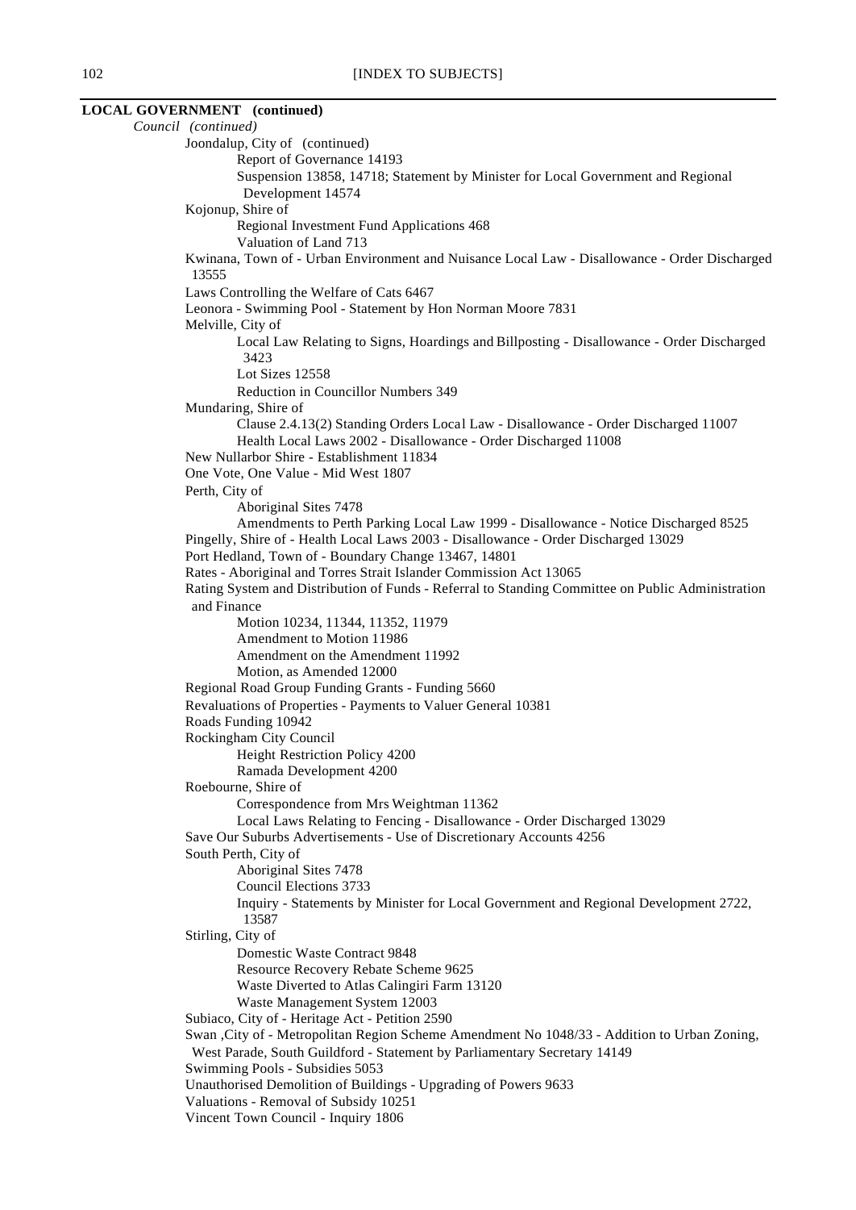**LOCAL GOVERNMENT (continued)**

*Council (continued)*

- Joondalup, City of (continued)
  - Report of Governance 14193
  - Suspension 13858, 14718; Statement by Minister for Local Government and Regional Development 14574
- Kojonup, Shire of
  - Regional Investment Fund Applications 468
  - Valuation of Land 713
- Kwinana, Town of - Urban Environment and Nuisance Local Law - Disallowance - Order Discharged 13555
- Laws Controlling the Welfare of Cats 6467
- Leonora - Swimming Pool - Statement by Hon Norman Moore 7831
- Melville, City of
  - Local Law Relating to Signs, Hoardings and Billposting - Disallowance - Order Discharged 3423
  - Lot Sizes 12558
  - Reduction in Councillor Numbers 349
- Mundaring, Shire of
  - Clause 2.4.13(2) Standing Orders Local Law - Disallowance - Order Discharged 11007
  - Health Local Laws 2002 - Disallowance - Order Discharged 11008
- New Nullarbor Shire - Establishment 11834
- One Vote, One Value - Mid West 1807
- Perth, City of
  - Aboriginal Sites 7478
  - Amendments to Perth Parking Local Law 1999 - Disallowance - Notice Discharged 8525
- Pingelly, Shire of - Health Local Laws 2003 - Disallowance - Order Discharged 13029
- Port Hedland, Town of - Boundary Change 13467, 14801
- Rates - Aboriginal and Torres Strait Islander Commission Act 13065
- Rating System and Distribution of Funds - Referral to Standing Committee on Public Administration and Finance
  - Motion 10234, 11344, 11352, 11979
  - Amendment to Motion 11986
  - Amendment on the Amendment 11992
  - Motion, as Amended 12000
- Regional Road Group Funding Grants - Funding 5660
- Revaluations of Properties - Payments to Valuer General 10381
- Roads Funding 10942
- Rockingham City Council
  - Height Restriction Policy 4200
  - Ramada Development 4200
- Roebourne, Shire of
  - Correspondence from Mrs Weightman 11362
  - Local Laws Relating to Fencing - Disallowance - Order Discharged 13029
- Save Our Suburbs Advertisements - Use of Discretionary Accounts 4256
- South Perth, City of
  - Aboriginal Sites 7478
  - Council Elections 3733
  - Inquiry - Statements by Minister for Local Government and Regional Development 2722, 13587
- Stirling, City of
  - Domestic Waste Contract 9848
  - Resource Recovery Rebate Scheme 9625
  - Waste Diverted to Atlas Calingiri Farm 13120
  - Waste Management System 12003
- Subiaco, City of - Heritage Act - Petition 2590
- Swan ,City of - Metropolitan Region Scheme Amendment No 1048/33 - Addition to Urban Zoning, West Parade, South Guildford - Statement by Parliamentary Secretary 14149
- Swimming Pools - Subsidies 5053
- Unauthorised Demolition of Buildings - Upgrading of Powers 9633
- Valuations - Removal of Subsidy 10251
- Vincent Town Council - Inquiry 1806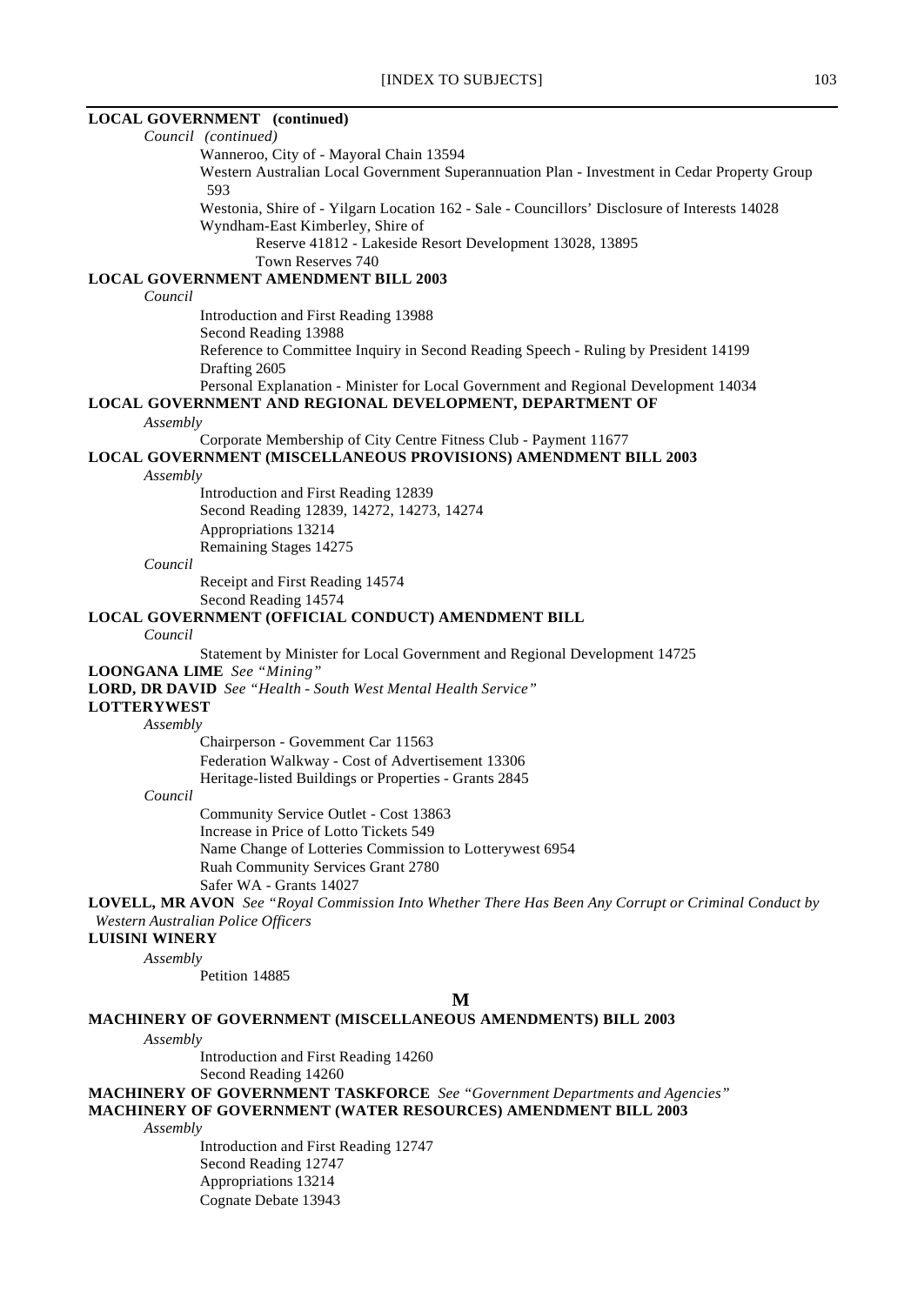**LOCAL GOVERNMENT (continued)**

*Council (continued)*

Wanneroo, City of - Mayoral Chain 13594

Western Australian Local Government Superannuation Plan - Investment in Cedar Property Group 593

Westonia, Shire of - Yilgarn Location 162 - Sale - Councillors' Disclosure of Interests 14028

Wyndham-East Kimberley, Shire of

Reserve 41812 - Lakeside Resort Development 13028, 13895

Town Reserves 740

**LOCAL GOVERNMENT AMENDMENT BILL 2003**

*Council*

Introduction and First Reading 13988

Second Reading 13988

Reference to Committee Inquiry in Second Reading Speech - Ruling by President 14199

Drafting 2605

Personal Explanation - Minister for Local Government and Regional Development 14034

**LOCAL GOVERNMENT AND REGIONAL DEVELOPMENT, DEPARTMENT OF**

*Assembly*

Corporate Membership of City Centre Fitness Club - Payment 11677

**LOCAL GOVERNMENT (MISCELLANEOUS PROVISIONS) AMENDMENT BILL 2003**

*Assembly*

Introduction and First Reading 12839

Second Reading 12839, 14272, 14273, 14274

Appropriations 13214

Remaining Stages 14275

*Council*

Receipt and First Reading 14574

Second Reading 14574

**LOCAL GOVERNMENT (OFFICIAL CONDUCT) AMENDMENT BILL**

*Council*

Statement by Minister for Local Government and Regional Development 14725

**LOONGANA LIME** *See "Mining"*

**LORD, DR DAVID** *See "Health - South West Mental Health Service"*

**LOTTERYWEST**

*Assembly*

Chairperson - Government Car 11563

Federation Walkway - Cost of Advertisement 13306

Heritage-listed Buildings or Properties - Grants 2845

*Council*

Community Service Outlet - Cost 13863

Increase in Price of Lotto Tickets 549

Name Change of Lotteries Commission to Lotterywest 6954

Ruah Community Services Grant 2780

Safer WA - Grants 14027

**LOVELL, MR AVON** *See "Royal Commission Into Whether There Has Been Any Corrupt or Criminal Conduct by Western Australian Police Officers*

**LUISINI WINERY**

*Assembly*

Petition 14885

## M

**MACHINERY OF GOVERNMENT (MISCELLANEOUS AMENDMENTS) BILL 2003**

*Assembly*

Introduction and First Reading 14260

Second Reading 14260

**MACHINERY OF GOVERNMENT TASKFORCE** *See "Government Departments and Agencies"*

**MACHINERY OF GOVERNMENT (WATER RESOURCES) AMENDMENT BILL 2003**

*Assembly*

Introduction and First Reading 12747

Second Reading 12747

Appropriations 13214

Cognate Debate 13943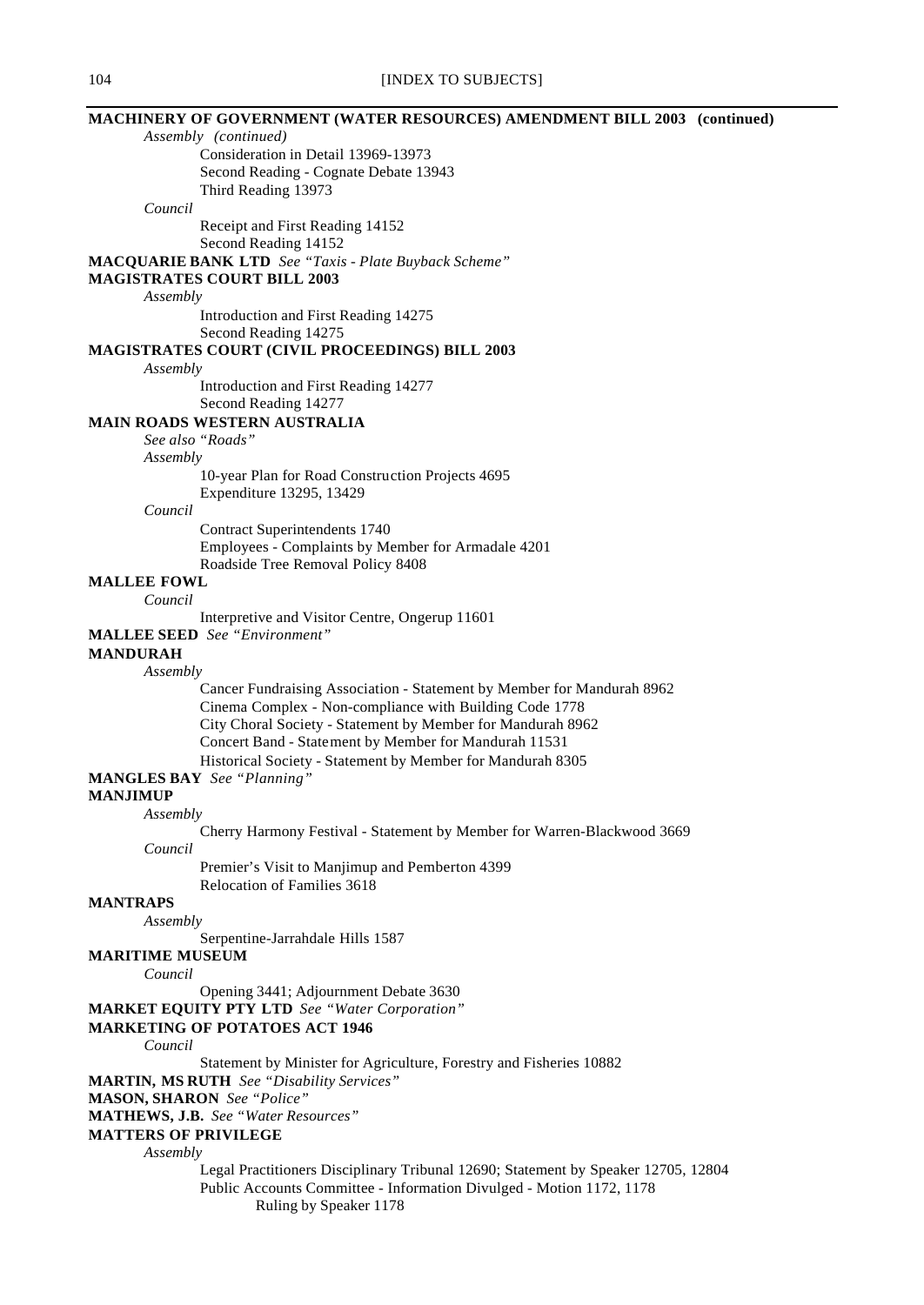**MACHINERY OF GOVERNMENT (WATER RESOURCES) AMENDMENT BILL 2003 (continued)**

*Assembly (continued)*

Consideration in Detail 13969-13973
Second Reading - Cognate Debate 13943
Third Reading 13973

*Council*

Receipt and First Reading 14152
Second Reading 14152

**MACQUARIE BANK LTD** *See "Taxis - Plate Buyback Scheme"*

**MAGISTRATES COURT BILL 2003**

*Assembly*

Introduction and First Reading 14275
Second Reading 14275

**MAGISTRATES COURT (CIVIL PROCEEDINGS) BILL 2003**

*Assembly*

Introduction and First Reading 14277
Second Reading 14277

**MAIN ROADS WESTERN AUSTRALIA**

*See also "Roads"*

*Assembly*

10-year Plan for Road Construction Projects 4695
Expenditure 13295, 13429

*Council*

Contract Superintendents 1740
Employees - Complaints by Member for Armadale 4201
Roadside Tree Removal Policy 8408

**MALLEE FOWL**

*Council*

Interpretive and Visitor Centre, Ongerup 11601

**MALLEE SEED** *See "Environment"*

**MANDURAH**

*Assembly*

Cancer Fundraising Association - Statement by Member for Mandurah 8962
Cinema Complex - Non-compliance with Building Code 1778
City Choral Society - Statement by Member for Mandurah 8962
Concert Band - Statement by Member for Mandurah 11531
Historical Society - Statement by Member for Mandurah 8305

**MANGLES BAY** *See "Planning"*

**MANJIMUP**

*Assembly*

Cherry Harmony Festival - Statement by Member for Warren-Blackwood 3669

*Council*

Premier's Visit to Manjimup and Pemberton 4399
Relocation of Families 3618

**MANTRAPS**

*Assembly*

Serpentine-Jarrahdale Hills 1587

**MARITIME MUSEUM**

*Council*

Opening 3441; Adjournment Debate 3630

**MARKET EQUITY PTY LTD** *See "Water Corporation"*

**MARKETING OF POTATOES ACT 1946**

*Council*

Statement by Minister for Agriculture, Forestry and Fisheries 10882

**MARTIN, MS RUTH** *See "Disability Services"*

**MASON, SHARON** *See "Police"*

**MATHEWS, J.B.** *See "Water Resources"*

**MATTERS OF PRIVILEGE**

*Assembly*

Legal Practitioners Disciplinary Tribunal 12690; Statement by Speaker 12705, 12804
Public Accounts Committee - Information Divulged - Motion 1172, 1178
    Ruling by Speaker 1178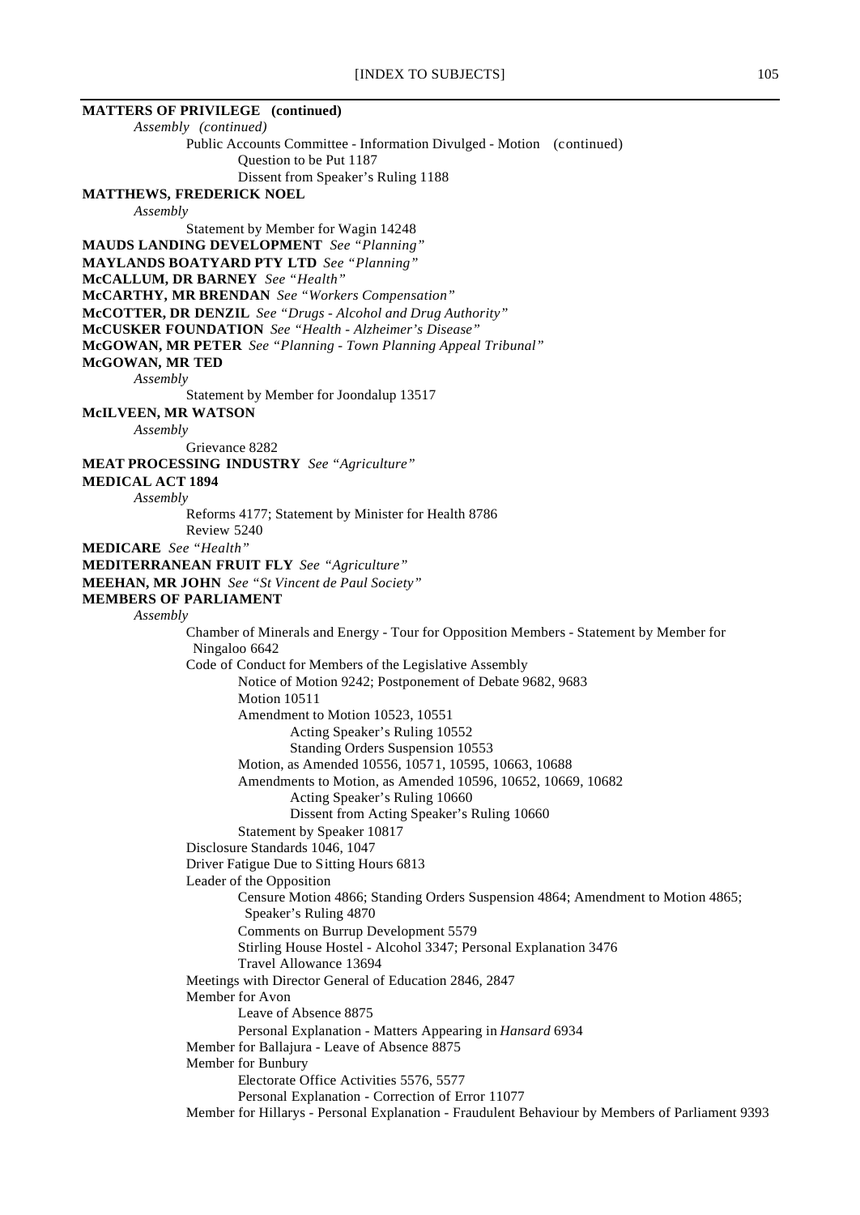**MATTERS OF PRIVILEGE (continued)**

*Assembly (continued)*

Public Accounts Committee - Information Divulged - Motion (continued)

Question to be Put 1187

Dissent from Speaker's Ruling 1188

**MATTHEWS, FREDERICK NOEL**

*Assembly*

Statement by Member for Wagin 14248

**MAUDS LANDING DEVELOPMENT** *See "Planning"*

**MAYLANDS BOATYARD PTY LTD** *See "Planning"*

**McCALLUM, DR BARNEY** *See "Health"*

**McCARTHY, MR BRENDAN** *See "Workers Compensation"*

**McCOTTER, DR DENZIL** *See "Drugs - Alcohol and Drug Authority"*

**McCUSKER FOUNDATION** *See "Health - Alzheimer's Disease"*

**McGOWAN, MR PETER** *See "Planning - Town Planning Appeal Tribunal"*

**McGOWAN, MR TED**

*Assembly*

Statement by Member for Joondalup 13517

**McILVEEN, MR WATSON**

*Assembly*

Grievance 8282

**MEAT PROCESSING INDUSTRY** *See "Agriculture"*

**MEDICAL ACT 1894**

*Assembly*

Reforms 4177; Statement by Minister for Health 8786

Review 5240

**MEDICARE** *See "Health"*

**MEDITERRANEAN FRUIT FLY** *See "Agriculture"*

**MEEHAN, MR JOHN** *See "St Vincent de Paul Society"*

**MEMBERS OF PARLIAMENT**

*Assembly*

Chamber of Minerals and Energy - Tour for Opposition Members - Statement by Member for Ningaloo 6642

Code of Conduct for Members of the Legislative Assembly

Notice of Motion 9242; Postponement of Debate 9682, 9683

Motion 10511

Amendment to Motion 10523, 10551

Acting Speaker's Ruling 10552

Standing Orders Suspension 10553

Motion, as Amended 10556, 10571, 10595, 10663, 10688

Amendments to Motion, as Amended 10596, 10652, 10669, 10682

Acting Speaker's Ruling 10660

Dissent from Acting Speaker's Ruling 10660

Statement by Speaker 10817

Disclosure Standards 1046, 1047

Driver Fatigue Due to Sitting Hours 6813

Leader of the Opposition

Censure Motion 4866; Standing Orders Suspension 4864; Amendment to Motion 4865; Speaker's Ruling 4870

Comments on Burrup Development 5579

Stirling House Hostel - Alcohol 3347; Personal Explanation 3476

Travel Allowance 13694

Meetings with Director General of Education 2846, 2847

Member for Avon

Leave of Absence 8875

Personal Explanation - Matters Appearing in *Hansard* 6934

Member for Ballajura - Leave of Absence 8875

Member for Bunbury

Electorate Office Activities 5576, 5577

Personal Explanation - Correction of Error 11077

Member for Hillarys - Personal Explanation - Fraudulent Behaviour by Members of Parliament 9393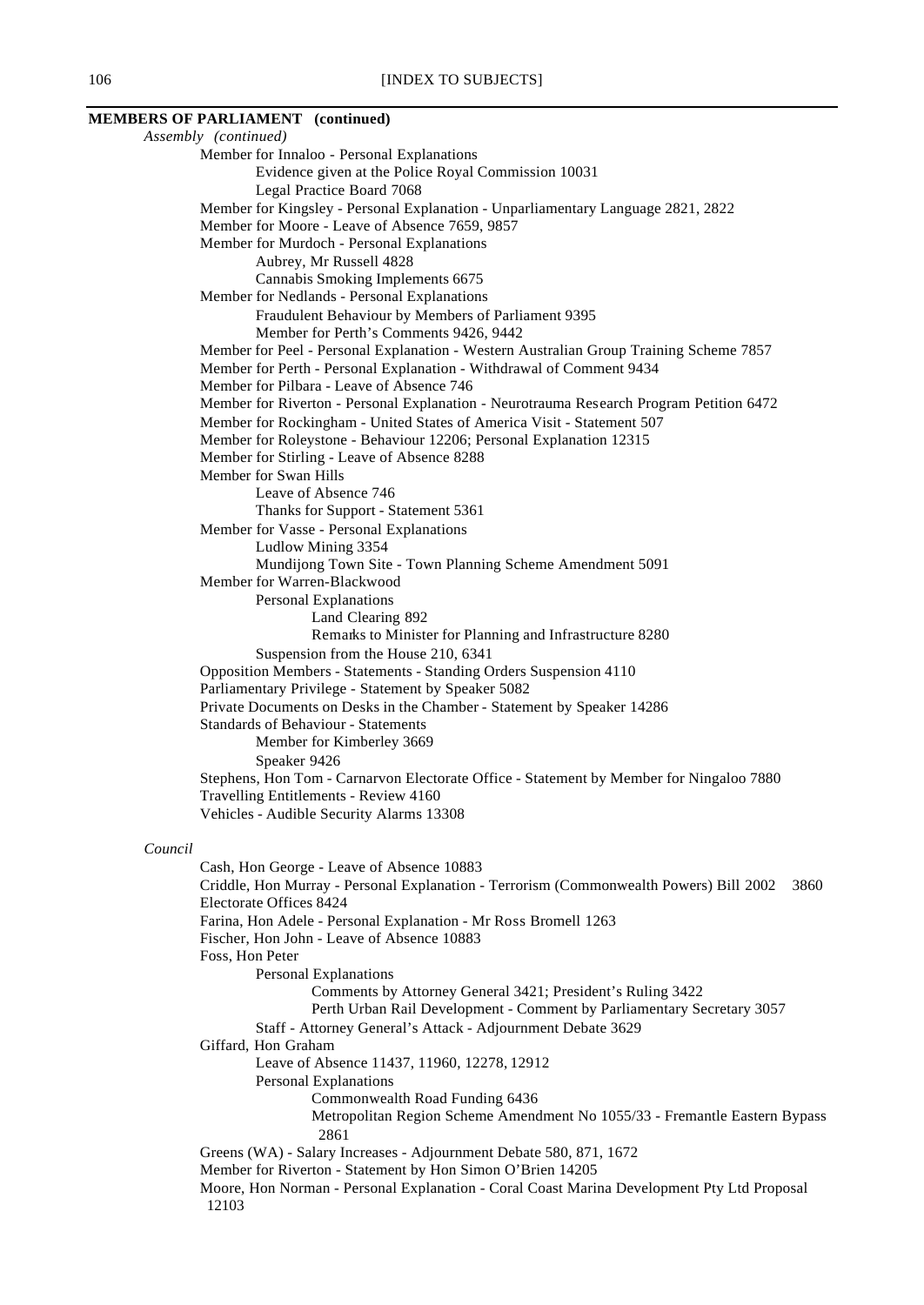**MEMBERS OF PARLIAMENT (continued)**

*Assembly (continued)*

- Member for Innaloo - Personal Explanations
  - Evidence given at the Police Royal Commission 10031
  - Legal Practice Board 7068
- Member for Kingsley - Personal Explanation - Unparliamentary Language 2821, 2822
- Member for Moore - Leave of Absence 7659, 9857
- Member for Murdoch - Personal Explanations
  - Aubrey, Mr Russell 4828
  - Cannabis Smoking Implements 6675
- Member for Nedlands - Personal Explanations
  - Fraudulent Behaviour by Members of Parliament 9395
  - Member for Perth's Comments 9426, 9442
- Member for Peel - Personal Explanation - Western Australian Group Training Scheme 7857
- Member for Perth - Personal Explanation - Withdrawal of Comment 9434
- Member for Pilbara - Leave of Absence 746
- Member for Riverton - Personal Explanation - Neurotrauma Research Program Petition 6472
- Member for Rockingham - United States of America Visit - Statement 507
- Member for Roleystone - Behaviour 12206; Personal Explanation 12315
- Member for Stirling - Leave of Absence 8288
- Member for Swan Hills
  - Leave of Absence 746
  - Thanks for Support - Statement 5361
- Member for Vasse - Personal Explanations
  - Ludlow Mining 3354
  - Mundijong Town Site - Town Planning Scheme Amendment 5091
- Member for Warren-Blackwood
  - Personal Explanations
    - Land Clearing 892
    - Remarks to Minister for Planning and Infrastructure 8280
  - Suspension from the House 210, 6341
- Opposition Members - Statements - Standing Orders Suspension 4110
- Parliamentary Privilege - Statement by Speaker 5082
- Private Documents on Desks in the Chamber - Statement by Speaker 14286
- Standards of Behaviour - Statements
  - Member for Kimberley 3669
  - Speaker 9426
- Stephens, Hon Tom - Carnarvon Electorate Office - Statement by Member for Ningaloo 7880
- Travelling Entitlements - Review 4160
- Vehicles - Audible Security Alarms 13308

*Council*

- Cash, Hon George - Leave of Absence 10883
- Criddle, Hon Murray - Personal Explanation - Terrorism (Commonwealth Powers) Bill 2002 3860
- Electorate Offices 8424
- Farina, Hon Adele - Personal Explanation - Mr Ross Bromell 1263
- Fischer, Hon John - Leave of Absence 10883
- Foss, Hon Peter
  - Personal Explanations
    - Comments by Attorney General 3421; President's Ruling 3422
    - Perth Urban Rail Development - Comment by Parliamentary Secretary 3057
  - Staff - Attorney General's Attack - Adjournment Debate 3629
- Giffard, Hon Graham
  - Leave of Absence 11437, 11960, 12278, 12912
  - Personal Explanations
    - Commonwealth Road Funding 6436
    - Metropolitan Region Scheme Amendment No 1055/33 - Fremantle Eastern Bypass 2861
- Greens (WA) - Salary Increases - Adjournment Debate 580, 871, 1672
- Member for Riverton - Statement by Hon Simon O'Brien 14205
- Moore, Hon Norman - Personal Explanation - Coral Coast Marina Development Pty Ltd Proposal 12103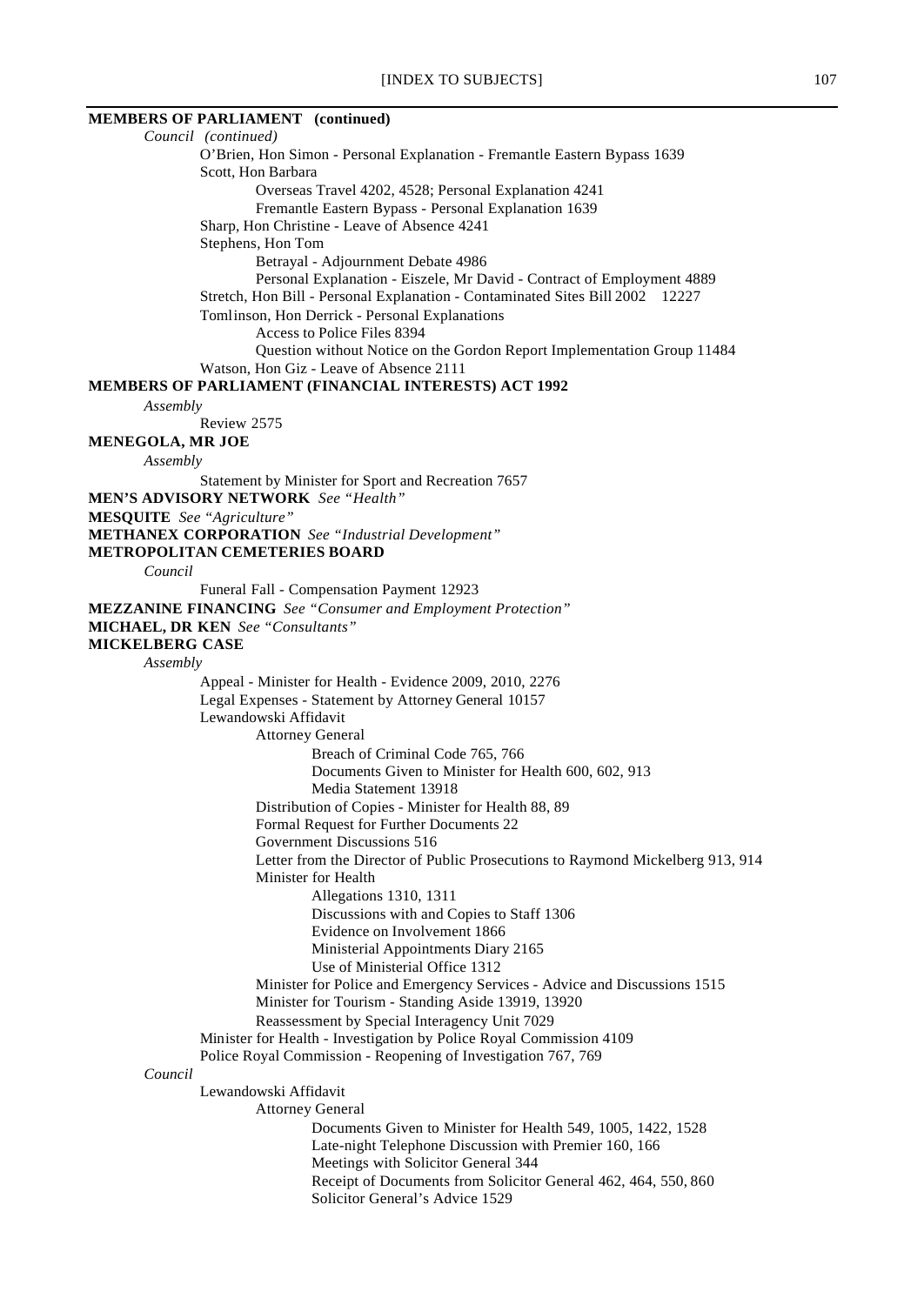**MEMBERS OF PARLIAMENT (continued)**

*Council (continued)*

O'Brien, Hon Simon - Personal Explanation - Fremantle Eastern Bypass 1639

Scott, Hon Barbara

- Overseas Travel 4202, 4528; Personal Explanation 4241
- Fremantle Eastern Bypass - Personal Explanation 1639

Sharp, Hon Christine - Leave of Absence 4241

Stephens, Hon Tom

- Betrayal - Adjournment Debate 4986
- Personal Explanation - Eiszele, Mr David - Contract of Employment 4889

Stretch, Hon Bill - Personal Explanation - Contaminated Sites Bill 2002 12227

Tomlinson, Hon Derrick - Personal Explanations

- Access to Police Files 8394
- Question without Notice on the Gordon Report Implementation Group 11484

Watson, Hon Giz - Leave of Absence 2111

**MEMBERS OF PARLIAMENT (FINANCIAL INTERESTS) ACT 1992**

*Assembly*

Review 2575

**MENEGOLA, MR JOE**

*Assembly*

Statement by Minister for Sport and Recreation 7657

**MEN'S ADVISORY NETWORK** *See "Health"*

**MESQUITE** *See "Agriculture"*

**METHANEX CORPORATION** *See "Industrial Development"*

**METROPOLITAN CEMETERIES BOARD**

*Council*

Funeral Fall - Compensation Payment 12923

**MEZZANINE FINANCING** *See "Consumer and Employment Protection"*

**MICHAEL, DR KEN** *See "Consultants"*

**MICKELBERG CASE**

*Assembly*

Appeal - Minister for Health - Evidence 2009, 2010, 2276

Legal Expenses - Statement by Attorney General 10157

Lewandowski Affidavit

- Attorney General
  - Breach of Criminal Code 765, 766
  - Documents Given to Minister for Health 600, 602, 913
  - Media Statement 13918
- Distribution of Copies - Minister for Health 88, 89
- Formal Request for Further Documents 22
- Government Discussions 516
- Letter from the Director of Public Prosecutions to Raymond Mickelberg 913, 914
- Minister for Health
  - Allegations 1310, 1311
  - Discussions with and Copies to Staff 1306
  - Evidence on Involvement 1866
  - Ministerial Appointments Diary 2165
  - Use of Ministerial Office 1312
- Minister for Police and Emergency Services - Advice and Discussions 1515
- Minister for Tourism - Standing Aside 13919, 13920
- Reassessment by Special Interagency Unit 7029

Minister for Health - Investigation by Police Royal Commission 4109

Police Royal Commission - Reopening of Investigation 767, 769

*Council*

Lewandowski Affidavit

- Attorney General
  - Documents Given to Minister for Health 549, 1005, 1422, 1528
  - Late-night Telephone Discussion with Premier 160, 166
  - Meetings with Solicitor General 344
  - Receipt of Documents from Solicitor General 462, 464, 550, 860
  - Solicitor General's Advice 1529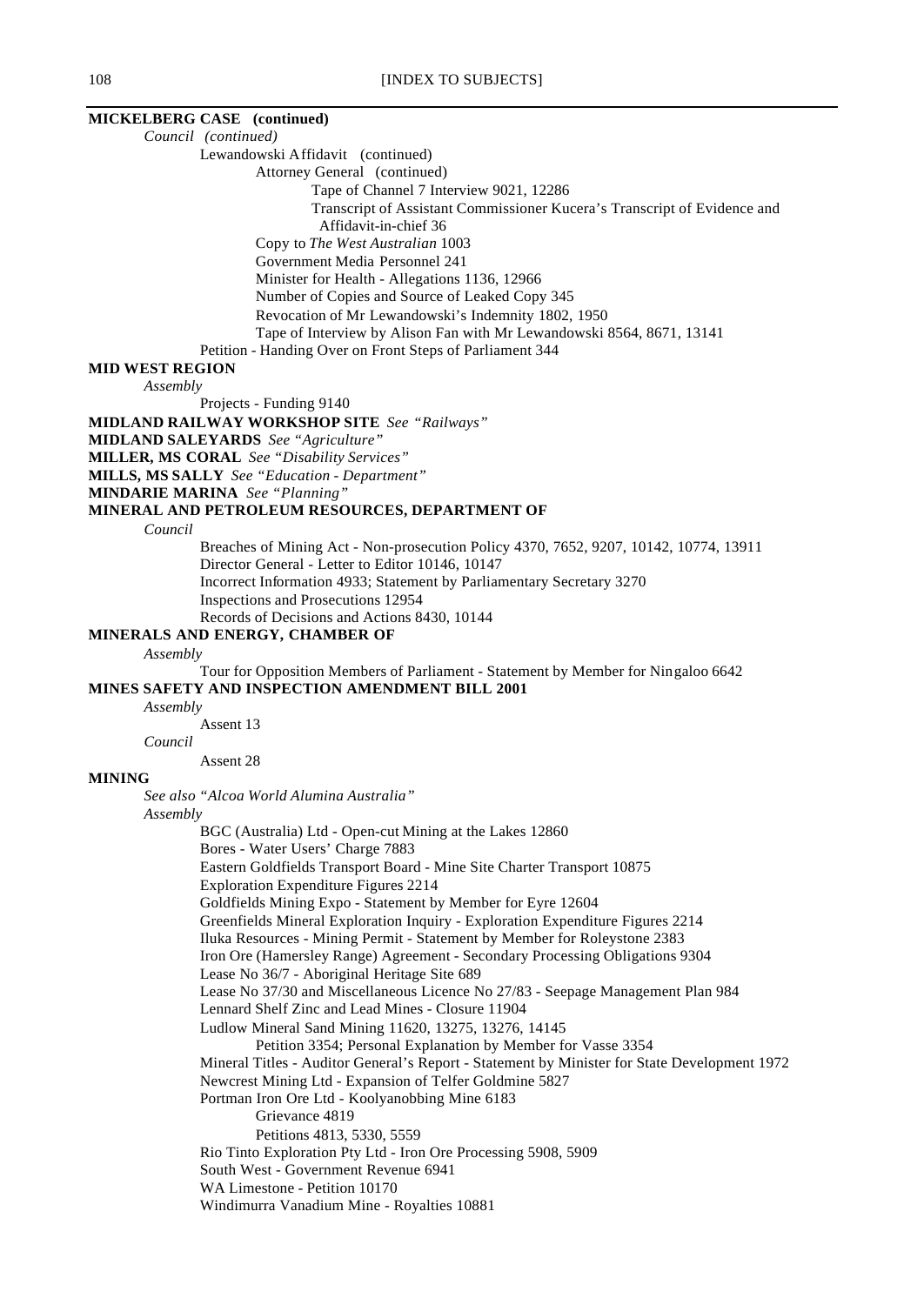**MICKELBERG CASE (continued)**

*Council (continued)*

Lewandowski Affidavit (continued)

Attorney General (continued)

Tape of Channel 7 Interview 9021, 12286

Transcript of Assistant Commissioner Kucera's Transcript of Evidence and Affidavit-in-chief 36

Copy to *The West Australian* 1003

Government Media Personnel 241

Minister for Health - Allegations 1136, 12966

Number of Copies and Source of Leaked Copy 345

Revocation of Mr Lewandowski's Indemnity 1802, 1950

Tape of Interview by Alison Fan with Mr Lewandowski 8564, 8671, 13141

Petition - Handing Over on Front Steps of Parliament 344

**MID WEST REGION**

*Assembly*

Projects - Funding 9140

**MIDLAND RAILWAY WORKSHOP SITE** *See "Railways"*

**MIDLAND SALEYARDS** *See "Agriculture"*

**MILLER, MS CORAL** *See "Disability Services"*

**MILLS, MS SALLY** *See "Education - Department"*

**MINDARIE MARINA** *See "Planning"*

**MINERAL AND PETROLEUM RESOURCES, DEPARTMENT OF**

*Council*

Breaches of Mining Act - Non-prosecution Policy 4370, 7652, 9207, 10142, 10774, 13911

Director General - Letter to Editor 10146, 10147

Incorrect Information 4933; Statement by Parliamentary Secretary 3270

Inspections and Prosecutions 12954

Records of Decisions and Actions 8430, 10144

**MINERALS AND ENERGY, CHAMBER OF**

*Assembly*

Tour for Opposition Members of Parliament - Statement by Member for Ningaloo 6642

**MINES SAFETY AND INSPECTION AMENDMENT BILL 2001**

*Assembly*

Assent 13

*Council*

Assent 28

**MINING**

*See also "Alcoa World Alumina Australia"*

*Assembly*

BGC (Australia) Ltd - Open-cut Mining at the Lakes 12860

Bores - Water Users' Charge 7883

Eastern Goldfields Transport Board - Mine Site Charter Transport 10875

Exploration Expenditure Figures 2214

Goldfields Mining Expo - Statement by Member for Eyre 12604

Greenfields Mineral Exploration Inquiry - Exploration Expenditure Figures 2214

Iluka Resources - Mining Permit - Statement by Member for Roleystone 2383

Iron Ore (Hamersley Range) Agreement - Secondary Processing Obligations 9304

Lease No 36/7 - Aboriginal Heritage Site 689

Lease No 37/30 and Miscellaneous Licence No 27/83 - Seepage Management Plan 984

Lennard Shelf Zinc and Lead Mines - Closure 11904

Ludlow Mineral Sand Mining 11620, 13275, 13276, 14145

Petition 3354; Personal Explanation by Member for Vasse 3354

Mineral Titles - Auditor General's Report - Statement by Minister for State Development 1972

Newcrest Mining Ltd - Expansion of Telfer Goldmine 5827

Portman Iron Ore Ltd - Koolyanobbing Mine 6183

Grievance 4819

Petitions 4813, 5330, 5559

Rio Tinto Exploration Pty Ltd - Iron Ore Processing 5908, 5909

South West - Government Revenue 6941

WA Limestone - Petition 10170

Windimurra Vanadium Mine - Royalties 10881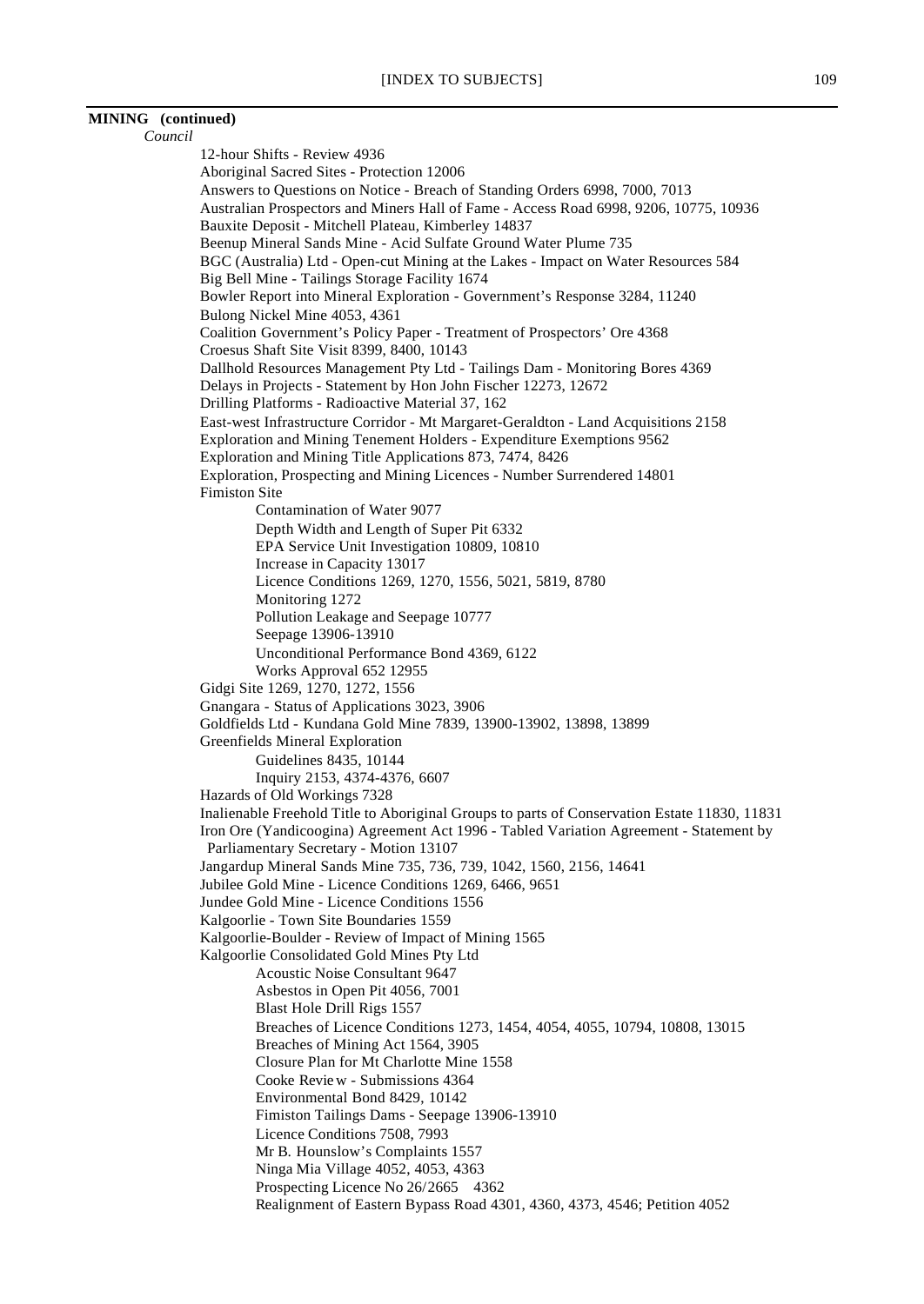**MINING (continued)**

*Council*

- 12-hour Shifts - Review 4936
- Aboriginal Sacred Sites - Protection 12006
- Answers to Questions on Notice - Breach of Standing Orders 6998, 7000, 7013
- Australian Prospectors and Miners Hall of Fame - Access Road 6998, 9206, 10775, 10936
- Bauxite Deposit - Mitchell Plateau, Kimberley 14837
- Beenup Mineral Sands Mine - Acid Sulfate Ground Water Plume 735
- BGC (Australia) Ltd - Open-cut Mining at the Lakes - Impact on Water Resources 584
- Big Bell Mine - Tailings Storage Facility 1674
- Bowler Report into Mineral Exploration - Government's Response 3284, 11240
- Bulong Nickel Mine 4053, 4361
- Coalition Government's Policy Paper - Treatment of Prospectors' Ore 4368
- Croesus Shaft Site Visit 8399, 8400, 10143
- Dallhold Resources Management Pty Ltd - Tailings Dam - Monitoring Bores 4369
- Delays in Projects - Statement by Hon John Fischer 12273, 12672
- Drilling Platforms - Radioactive Material 37, 162
- East-west Infrastructure Corridor - Mt Margaret-Geraldton - Land Acquisitions 2158
- Exploration and Mining Tenement Holders - Expenditure Exemptions 9562
- Exploration and Mining Title Applications 873, 7474, 8426
- Exploration, Prospecting and Mining Licences - Number Surrendered 14801
- Fimiston Site
  - Contamination of Water 9077
  - Depth Width and Length of Super Pit 6332
  - EPA Service Unit Investigation 10809, 10810
  - Increase in Capacity 13017
  - Licence Conditions 1269, 1270, 1556, 5021, 5819, 8780
  - Monitoring 1272
  - Pollution Leakage and Seepage 10777
  - Seepage 13906-13910
  - Unconditional Performance Bond 4369, 6122
  - Works Approval 652 12955
- Gidgi Site 1269, 1270, 1272, 1556
- Gnangara - Status of Applications 3023, 3906
- Goldfields Ltd - Kundana Gold Mine 7839, 13900-13902, 13898, 13899
- Greenfields Mineral Exploration
  - Guidelines 8435, 10144
  - Inquiry 2153, 4374-4376, 6607
- Hazards of Old Workings 7328
- Inalienable Freehold Title to Aboriginal Groups to parts of Conservation Estate 11830, 11831
- Iron Ore (Yandicoogina) Agreement Act 1996 - Tabled Variation Agreement - Statement by Parliamentary Secretary - Motion 13107
- Jangardup Mineral Sands Mine 735, 736, 739, 1042, 1560, 2156, 14641
- Jubilee Gold Mine - Licence Conditions 1269, 6466, 9651
- Jundee Gold Mine - Licence Conditions 1556
- Kalgoorlie - Town Site Boundaries 1559
- Kalgoorlie-Boulder - Review of Impact of Mining 1565
- Kalgoorlie Consolidated Gold Mines Pty Ltd
  - Acoustic Noise Consultant 9647
  - Asbestos in Open Pit 4056, 7001
  - Blast Hole Drill Rigs 1557
  - Breaches of Licence Conditions 1273, 1454, 4054, 4055, 10794, 10808, 13015
  - Breaches of Mining Act 1564, 3905
  - Closure Plan for Mt Charlotte Mine 1558
  - Cooke Review - Submissions 4364
  - Environmental Bond 8429, 10142
  - Fimiston Tailings Dams - Seepage 13906-13910
  - Licence Conditions 7508, 7993
  - Mr B. Hounslow's Complaints 1557
  - Ninga Mia Village 4052, 4053, 4363
  - Prospecting Licence No 26/2665 4362
  - Realignment of Eastern Bypass Road 4301, 4360, 4373, 4546; Petition 4052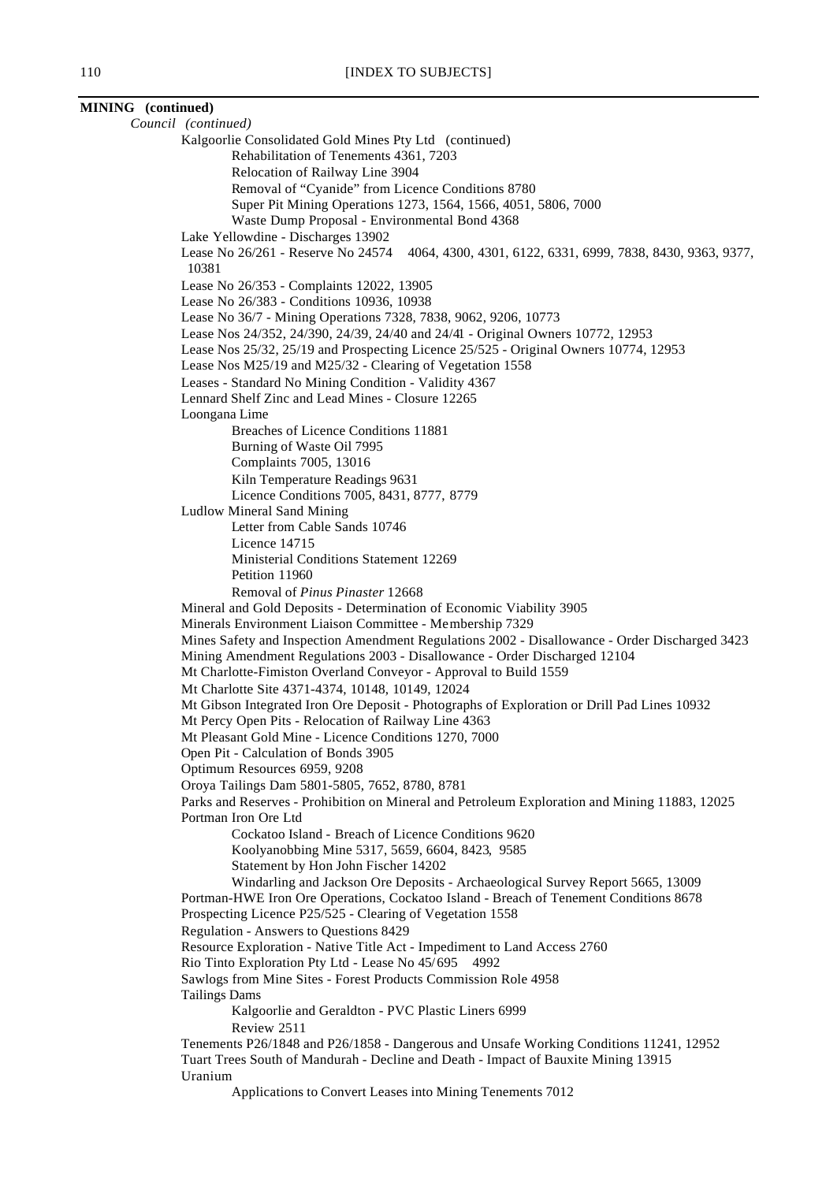**MINING (continued)**

*Council (continued)*

- Kalgoorlie Consolidated Gold Mines Pty Ltd (continued)
  - Rehabilitation of Tenements 4361, 7203
  - Relocation of Railway Line 3904
  - Removal of "Cyanide" from Licence Conditions 8780
  - Super Pit Mining Operations 1273, 1564, 1566, 4051, 5806, 7000
  - Waste Dump Proposal - Environmental Bond 4368
- Lake Yellowdine - Discharges 13902
- Lease No 26/261 - Reserve No 24574 4064, 4300, 4301, 6122, 6331, 6999, 7838, 8430, 9363, 9377, 10381
- Lease No 26/353 - Complaints 12022, 13905
- Lease No 26/383 - Conditions 10936, 10938
- Lease No 36/7 - Mining Operations 7328, 7838, 9062, 9206, 10773
- Lease Nos 24/352, 24/390, 24/39, 24/40 and 24/41 - Original Owners 10772, 12953
- Lease Nos 25/32, 25/19 and Prospecting Licence 25/525 - Original Owners 10774, 12953
- Lease Nos M25/19 and M25/32 - Clearing of Vegetation 1558
- Leases - Standard No Mining Condition - Validity 4367
- Lennard Shelf Zinc and Lead Mines - Closure 12265
- Loongana Lime
  - Breaches of Licence Conditions 11881
  - Burning of Waste Oil 7995
  - Complaints 7005, 13016
  - Kiln Temperature Readings 9631
  - Licence Conditions 7005, 8431, 8777, 8779
- Ludlow Mineral Sand Mining
  - Letter from Cable Sands 10746
  - Licence 14715
  - Ministerial Conditions Statement 12269
  - Petition 11960
  - Removal of *Pinus Pinaster* 12668
- Mineral and Gold Deposits - Determination of Economic Viability 3905
- Minerals Environment Liaison Committee - Membership 7329
- Mines Safety and Inspection Amendment Regulations 2002 - Disallowance - Order Discharged 3423
- Mining Amendment Regulations 2003 - Disallowance - Order Discharged 12104
- Mt Charlotte-Fimiston Overland Conveyor - Approval to Build 1559
- Mt Charlotte Site 4371-4374, 10148, 10149, 12024
- Mt Gibson Integrated Iron Ore Deposit - Photographs of Exploration or Drill Pad Lines 10932
- Mt Percy Open Pits - Relocation of Railway Line 4363
- Mt Pleasant Gold Mine - Licence Conditions 1270, 7000
- Open Pit - Calculation of Bonds 3905
- Optimum Resources 6959, 9208
- Oroya Tailings Dam 5801-5805, 7652, 8780, 8781
- Parks and Reserves - Prohibition on Mineral and Petroleum Exploration and Mining 11883, 12025
- Portman Iron Ore Ltd
  - Cockatoo Island - Breach of Licence Conditions 9620
  - Koolyanobbing Mine 5317, 5659, 6604, 8423, 9585
  - Statement by Hon John Fischer 14202
  - Windarling and Jackson Ore Deposits - Archaeological Survey Report 5665, 13009
- Portman-HWE Iron Ore Operations, Cockatoo Island - Breach of Tenement Conditions 8678
- Prospecting Licence P25/525 - Clearing of Vegetation 1558
- Regulation - Answers to Questions 8429
- Resource Exploration - Native Title Act - Impediment to Land Access 2760
- Rio Tinto Exploration Pty Ltd - Lease No 45/695 4992
- Sawlogs from Mine Sites - Forest Products Commission Role 4958
- Tailings Dams
  - Kalgoorlie and Geraldton - PVC Plastic Liners 6999
  - Review 2511
- Tenements P26/1848 and P26/1858 - Dangerous and Unsafe Working Conditions 11241, 12952
- Tuart Trees South of Mandurah - Decline and Death - Impact of Bauxite Mining 13915
- Uranium
  - Applications to Convert Leases into Mining Tenements 7012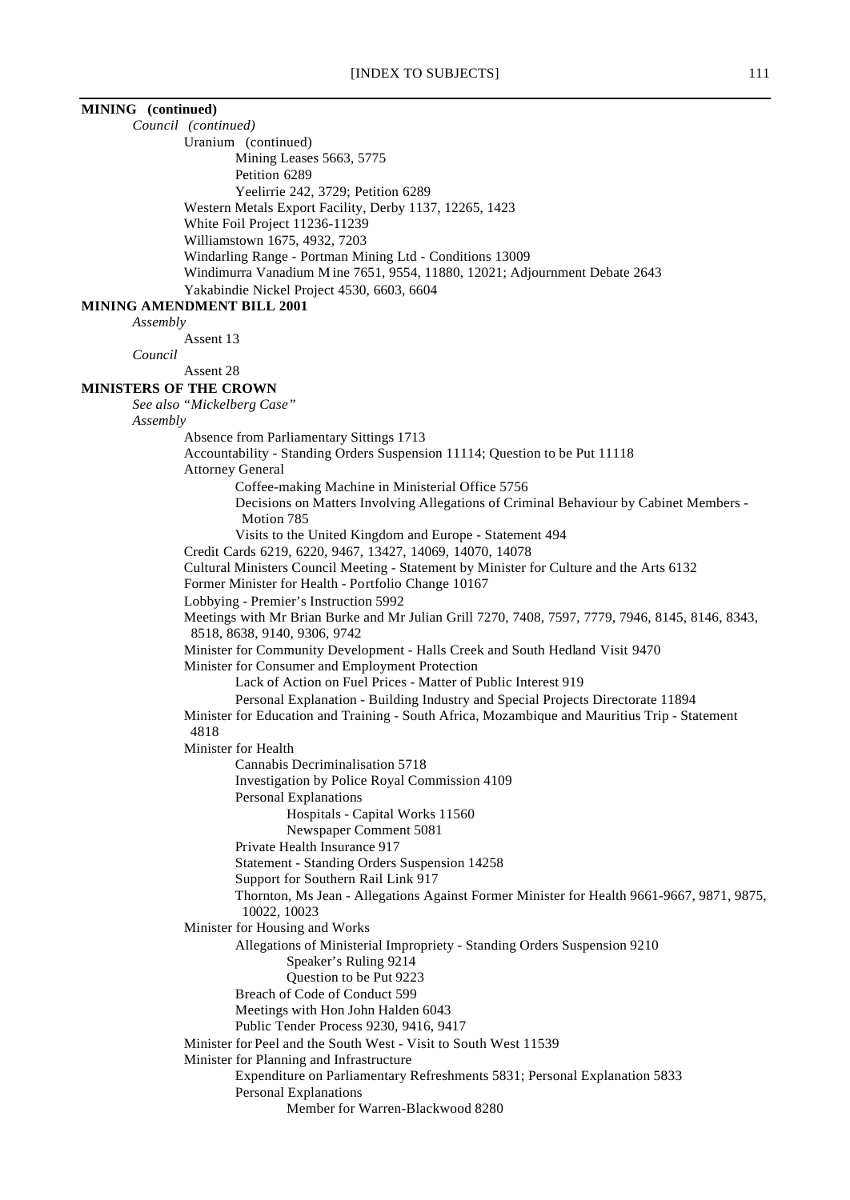**MINING (continued)**

*Council (continued)*

- Uranium (continued)
  - Mining Leases 5663, 5775
  - Petition 6289
  - Yeelirrie 242, 3729; Petition 6289
- Western Metals Export Facility, Derby 1137, 12265, 1423
- White Foil Project 11236-11239
- Williamstown 1675, 4932, 7203
- Windarling Range - Portman Mining Ltd - Conditions 13009
- Windimurra Vanadium M ine 7651, 9554, 11880, 12021; Adjournment Debate 2643
- Yakabindie Nickel Project 4530, 6603, 6604

**MINING AMENDMENT BILL 2001**

*Assembly*

- Assent 13

*Council*

- Assent 28

**MINISTERS OF THE CROWN**

*See also "Mickelberg Case"*

*Assembly*

- Absence from Parliamentary Sittings 1713
- Accountability - Standing Orders Suspension 11114; Question to be Put 11118
- Attorney General
  - Coffee-making Machine in Ministerial Office 5756
  - Decisions on Matters Involving Allegations of Criminal Behaviour by Cabinet Members - Motion 785
  - Visits to the United Kingdom and Europe - Statement 494
- Credit Cards 6219, 6220, 9467, 13427, 14069, 14070, 14078
- Cultural Ministers Council Meeting - Statement by Minister for Culture and the Arts 6132
- Former Minister for Health - Portfolio Change 10167
- Lobbying - Premier's Instruction 5992
- Meetings with Mr Brian Burke and Mr Julian Grill 7270, 7408, 7597, 7779, 7946, 8145, 8146, 8343, 8518, 8638, 9140, 9306, 9742
- Minister for Community Development - Halls Creek and South Hedland Visit 9470
- Minister for Consumer and Employment Protection
  - Lack of Action on Fuel Prices - Matter of Public Interest 919
  - Personal Explanation - Building Industry and Special Projects Directorate 11894
- Minister for Education and Training - South Africa, Mozambique and Mauritius Trip - Statement 4818
- Minister for Health
  - Cannabis Decriminalisation 5718
  - Investigation by Police Royal Commission 4109
  - Personal Explanations
    - Hospitals - Capital Works 11560
    - Newspaper Comment 5081
  - Private Health Insurance 917
  - Statement - Standing Orders Suspension 14258
  - Support for Southern Rail Link 917
  - Thornton, Ms Jean - Allegations Against Former Minister for Health 9661-9667, 9871, 9875, 10022, 10023
- Minister for Housing and Works
  - Allegations of Ministerial Impropriety - Standing Orders Suspension 9210
    - Speaker's Ruling 9214
    - Question to be Put 9223
  - Breach of Code of Conduct 599
  - Meetings with Hon John Halden 6043
  - Public Tender Process 9230, 9416, 9417
- Minister for Peel and the South West - Visit to South West 11539
- Minister for Planning and Infrastructure
  - Expenditure on Parliamentary Refreshments 5831; Personal Explanation 5833
  - Personal Explanations
    - Member for Warren-Blackwood 8280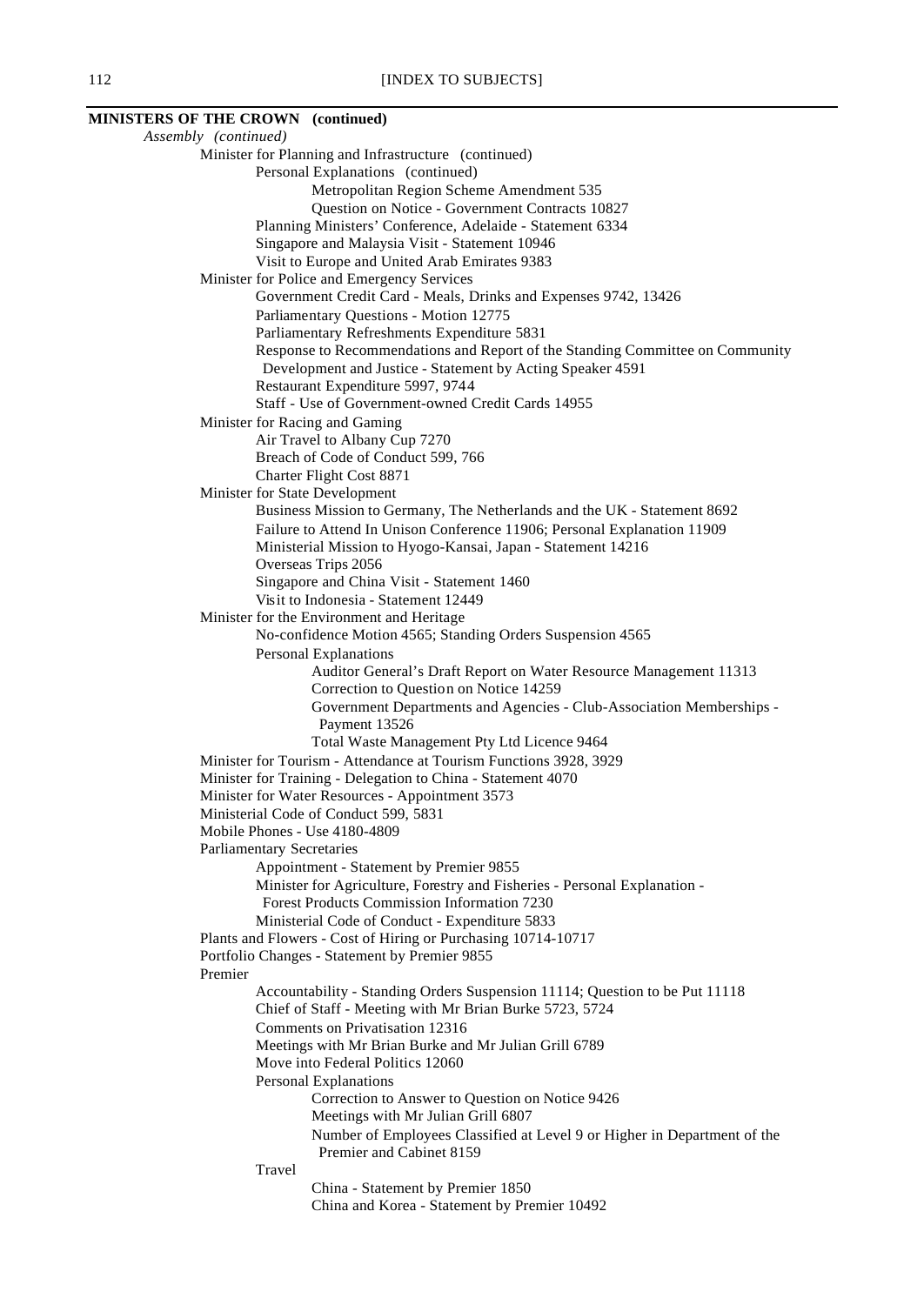**MINISTERS OF THE CROWN (continued)**

*Assembly (continued)*

- Minister for Planning and Infrastructure (continued)
  - Personal Explanations (continued)
    - Metropolitan Region Scheme Amendment 535
    - Question on Notice - Government Contracts 10827
  - Planning Ministers' Conference, Adelaide - Statement 6334
  - Singapore and Malaysia Visit - Statement 10946
  - Visit to Europe and United Arab Emirates 9383
- Minister for Police and Emergency Services
  - Government Credit Card - Meals, Drinks and Expenses 9742, 13426
  - Parliamentary Questions - Motion 12775
  - Parliamentary Refreshments Expenditure 5831
  - Response to Recommendations and Report of the Standing Committee on Community Development and Justice - Statement by Acting Speaker 4591
  - Restaurant Expenditure 5997, 9744
  - Staff - Use of Government-owned Credit Cards 14955
- Minister for Racing and Gaming
  - Air Travel to Albany Cup 7270
  - Breach of Code of Conduct 599, 766
  - Charter Flight Cost 8871
- Minister for State Development
  - Business Mission to Germany, The Netherlands and the UK - Statement 8692
  - Failure to Attend In Unison Conference 11906; Personal Explanation 11909
  - Ministerial Mission to Hyogo-Kansai, Japan - Statement 14216
  - Overseas Trips 2056
  - Singapore and China Visit - Statement 1460
  - Visit to Indonesia - Statement 12449
- Minister for the Environment and Heritage
  - No-confidence Motion 4565; Standing Orders Suspension 4565
  - Personal Explanations
    - Auditor General's Draft Report on Water Resource Management 11313
    - Correction to Question on Notice 14259
    - Government Departments and Agencies - Club-Association Memberships - Payment 13526
    - Total Waste Management Pty Ltd Licence 9464
- Minister for Tourism - Attendance at Tourism Functions 3928, 3929
- Minister for Training - Delegation to China - Statement 4070
- Minister for Water Resources - Appointment 3573
- Ministerial Code of Conduct 599, 5831
- Mobile Phones - Use 4180-4809
- Parliamentary Secretaries
  - Appointment - Statement by Premier 9855
  - Minister for Agriculture, Forestry and Fisheries - Personal Explanation - Forest Products Commission Information 7230
  - Ministerial Code of Conduct - Expenditure 5833
- Plants and Flowers - Cost of Hiring or Purchasing 10714-10717
- Portfolio Changes - Statement by Premier 9855
- Premier
  - Accountability - Standing Orders Suspension 11114; Question to be Put 11118
  - Chief of Staff - Meeting with Mr Brian Burke 5723, 5724
  - Comments on Privatisation 12316
  - Meetings with Mr Brian Burke and Mr Julian Grill 6789
  - Move into Federal Politics 12060
  - Personal Explanations
    - Correction to Answer to Question on Notice 9426
    - Meetings with Mr Julian Grill 6807
    - Number of Employees Classified at Level 9 or Higher in Department of the Premier and Cabinet 8159
  - Travel
    - China - Statement by Premier 1850
    - China and Korea - Statement by Premier 10492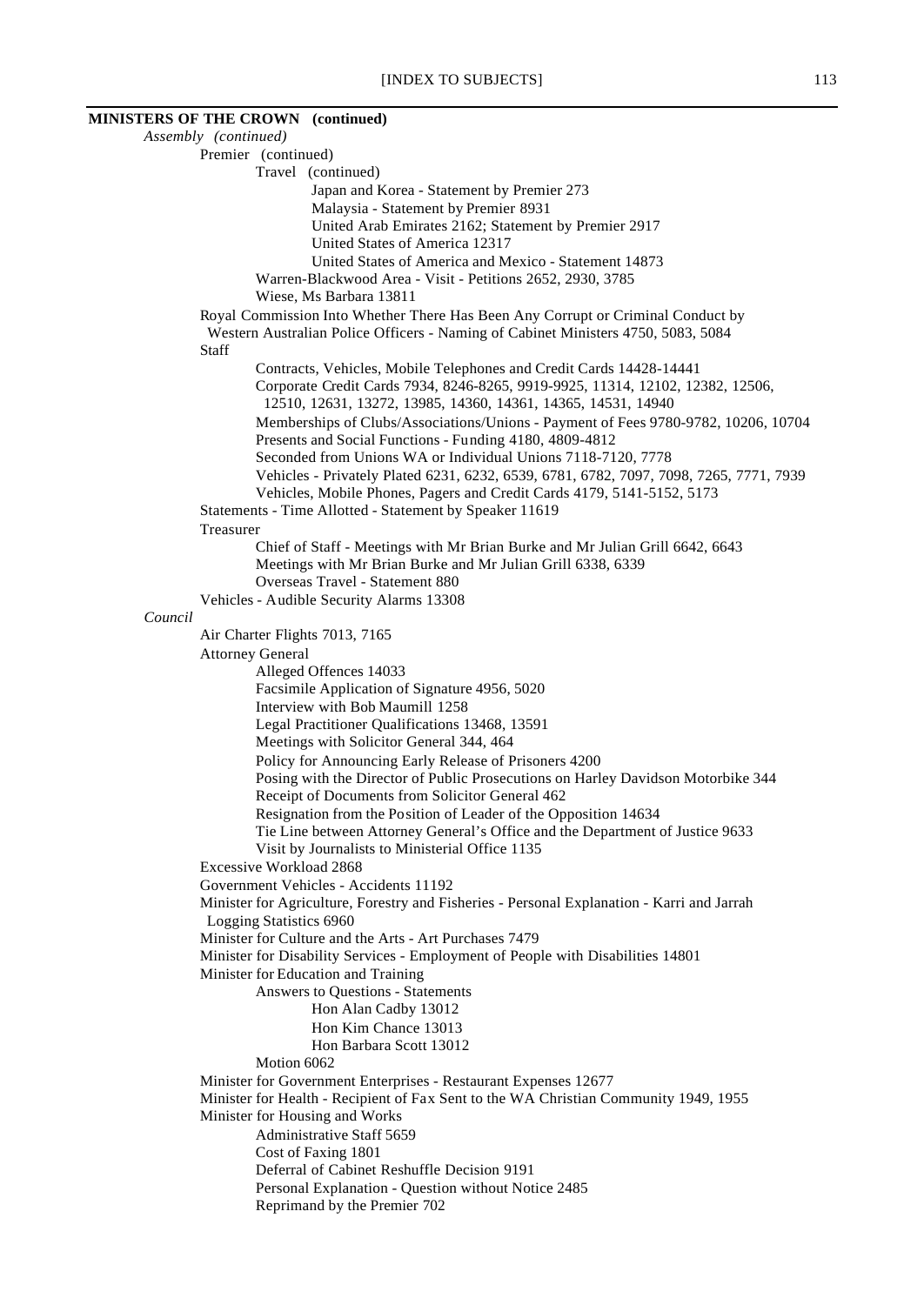**MINISTERS OF THE CROWN (continued)**

*Assembly (continued)*

Premier (continued)

Travel (continued)

Japan and Korea - Statement by Premier 273

Malaysia - Statement by Premier 8931

United Arab Emirates 2162; Statement by Premier 2917

United States of America 12317

United States of America and Mexico - Statement 14873

Warren-Blackwood Area - Visit - Petitions 2652, 2930, 3785

Wiese, Ms Barbara 13811

Royal Commission Into Whether There Has Been Any Corrupt or Criminal Conduct by Western Australian Police Officers - Naming of Cabinet Ministers 4750, 5083, 5084

Staff

Contracts, Vehicles, Mobile Telephones and Credit Cards 14428-14441

Corporate Credit Cards 7934, 8246-8265, 9919-9925, 11314, 12102, 12382, 12506, 12510, 12631, 13272, 13985, 14360, 14361, 14365, 14531, 14940

Memberships of Clubs/Associations/Unions - Payment of Fees 9780-9782, 10206, 10704

Presents and Social Functions - Funding 4180, 4809-4812

Seconded from Unions WA or Individual Unions 7118-7120, 7778

Vehicles - Privately Plated 6231, 6232, 6539, 6781, 6782, 7097, 7098, 7265, 7771, 7939

Vehicles, Mobile Phones, Pagers and Credit Cards 4179, 5141-5152, 5173

Statements - Time Allotted - Statement by Speaker 11619

Treasurer

Chief of Staff - Meetings with Mr Brian Burke and Mr Julian Grill 6642, 6643

Meetings with Mr Brian Burke and Mr Julian Grill 6338, 6339

Overseas Travel - Statement 880

Vehicles - Audible Security Alarms 13308

*Council*

Air Charter Flights 7013, 7165

Attorney General

Alleged Offences 14033

Facsimile Application of Signature 4956, 5020

Interview with Bob Maumill 1258

Legal Practitioner Qualifications 13468, 13591

Meetings with Solicitor General 344, 464

Policy for Announcing Early Release of Prisoners 4200

Posing with the Director of Public Prosecutions on Harley Davidson Motorbike 344

Receipt of Documents from Solicitor General 462

Resignation from the Position of Leader of the Opposition 14634

Tie Line between Attorney General's Office and the Department of Justice 9633

Visit by Journalists to Ministerial Office 1135

Excessive Workload 2868

Government Vehicles - Accidents 11192

Minister for Agriculture, Forestry and Fisheries - Personal Explanation - Karri and Jarrah Logging Statistics 6960

Minister for Culture and the Arts - Art Purchases 7479

Minister for Disability Services - Employment of People with Disabilities 14801

Minister for Education and Training

Answers to Questions - Statements

Hon Alan Cadby 13012

Hon Kim Chance 13013

Hon Barbara Scott 13012

Motion 6062

Minister for Government Enterprises - Restaurant Expenses 12677

Minister for Health - Recipient of Fax Sent to the WA Christian Community 1949, 1955

Minister for Housing and Works

Administrative Staff 5659

Cost of Faxing 1801

Deferral of Cabinet Reshuffle Decision 9191

Personal Explanation - Question without Notice 2485

Reprimand by the Premier 702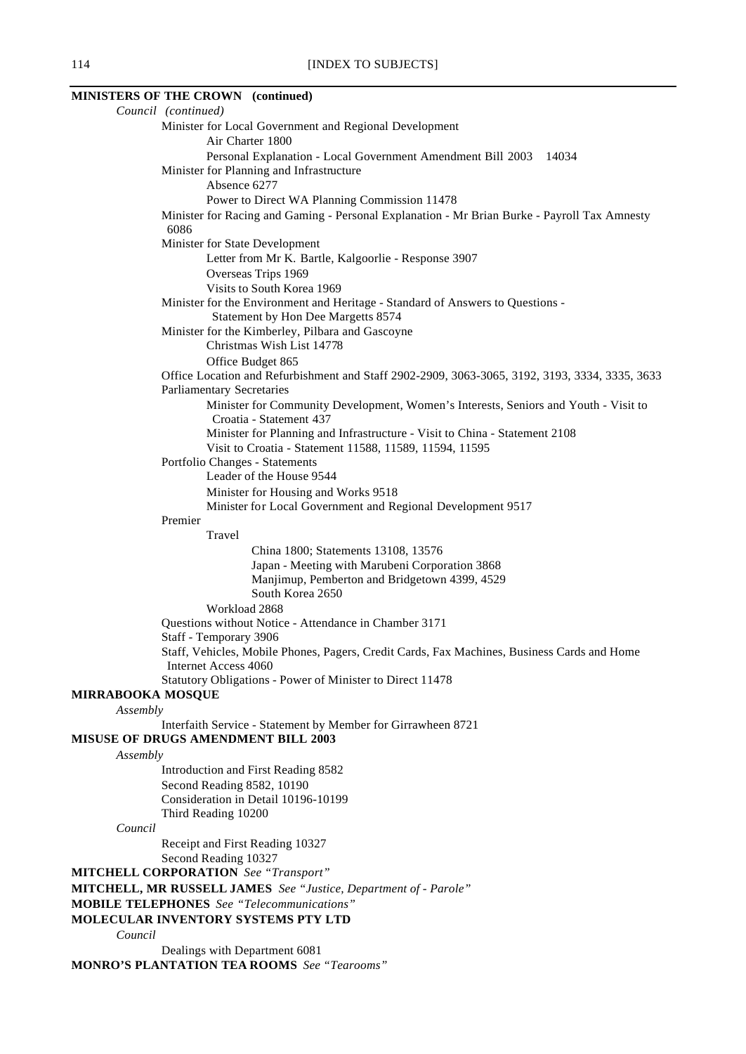**MINISTERS OF THE CROWN (continued)**

*Council (continued)*

Minister for Local Government and Regional Development
- Air Charter 1800
- Personal Explanation - Local Government Amendment Bill 2003 14034

Minister for Planning and Infrastructure
- Absence 6277
- Power to Direct WA Planning Commission 11478

Minister for Racing and Gaming - Personal Explanation - Mr Brian Burke - Payroll Tax Amnesty 6086

Minister for State Development
- Letter from Mr K. Bartle, Kalgoorlie - Response 3907
- Overseas Trips 1969
- Visits to South Korea 1969

Minister for the Environment and Heritage - Standard of Answers to Questions - Statement by Hon Dee Margetts 8574

Minister for the Kimberley, Pilbara and Gascoyne
- Christmas Wish List 14778
- Office Budget 865

Office Location and Refurbishment and Staff 2902-2909, 3063-3065, 3192, 3193, 3334, 3335, 3633

Parliamentary Secretaries
- Minister for Community Development, Women's Interests, Seniors and Youth - Visit to Croatia - Statement 437
- Minister for Planning and Infrastructure - Visit to China - Statement 2108
- Visit to Croatia - Statement 11588, 11589, 11594, 11595

Portfolio Changes - Statements
- Leader of the House 9544
- Minister for Housing and Works 9518
- Minister for Local Government and Regional Development 9517

Premier
- Travel
  - China 1800; Statements 13108, 13576
  - Japan - Meeting with Marubeni Corporation 3868
  - Manjimup, Pemberton and Bridgetown 4399, 4529
  - South Korea 2650
- Workload 2868

Questions without Notice - Attendance in Chamber 3171

Staff - Temporary 3906

Staff, Vehicles, Mobile Phones, Pagers, Credit Cards, Fax Machines, Business Cards and Home Internet Access 4060

Statutory Obligations - Power of Minister to Direct 11478

**MIRRABOOKA MOSQUE**

*Assembly*

Interfaith Service - Statement by Member for Girrawheen 8721

**MISUSE OF DRUGS AMENDMENT BILL 2003**

*Assembly*

Introduction and First Reading 8582
Second Reading 8582, 10190
Consideration in Detail 10196-10199
Third Reading 10200

*Council*

Receipt and First Reading 10327
Second Reading 10327

**MITCHELL CORPORATION** *See "Transport"*

**MITCHELL, MR RUSSELL JAMES** *See "Justice, Department of - Parole"*

**MOBILE TELEPHONES** *See "Telecommunications"*

**MOLECULAR INVENTORY SYSTEMS PTY LTD**

*Council*

Dealings with Department 6081

**MONRO'S PLANTATION TEA ROOMS** *See "Tearooms"*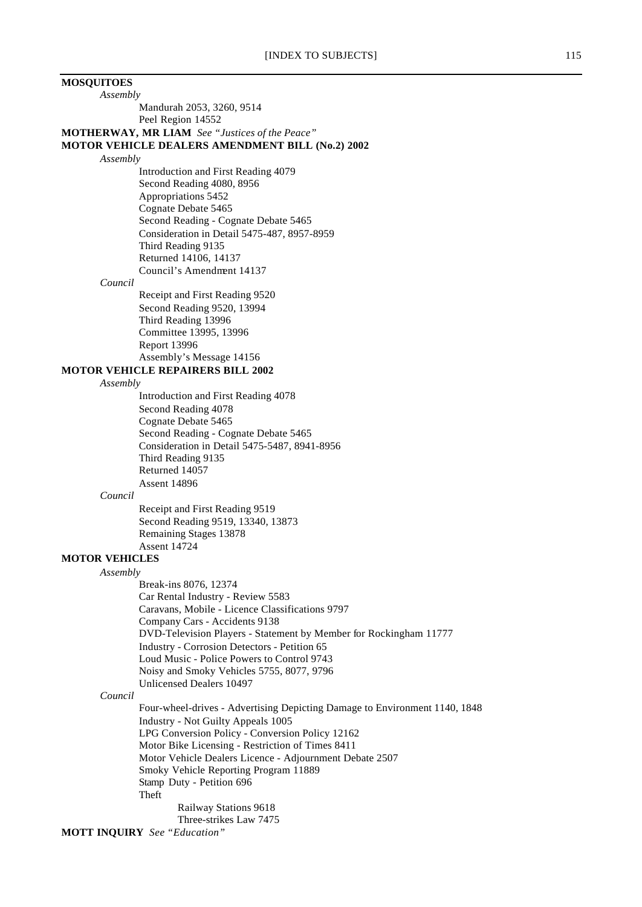**MOSQUITOES**

*Assembly*

- Mandurah 2053, 3260, 9514
- Peel Region 14552

**MOTHERWAY, MR LIAM** *See "Justices of the Peace"*

**MOTOR VEHICLE DEALERS AMENDMENT BILL (No.2) 2002**

*Assembly*

- Introduction and First Reading 4079
- Second Reading 4080, 8956
- Appropriations 5452
- Cognate Debate 5465
- Second Reading - Cognate Debate 5465
- Consideration in Detail 5475-487, 8957-8959
- Third Reading 9135
- Returned 14106, 14137
- Council's Amendment 14137

*Council*

- Receipt and First Reading 9520
- Second Reading 9520, 13994
- Third Reading 13996
- Committee 13995, 13996
- Report 13996
- Assembly's Message 14156

**MOTOR VEHICLE REPAIRERS BILL 2002**

*Assembly*

- Introduction and First Reading 4078
- Second Reading 4078
- Cognate Debate 5465
- Second Reading - Cognate Debate 5465
- Consideration in Detail 5475-5487, 8941-8956
- Third Reading 9135
- Returned 14057
- Assent 14896

*Council*

- Receipt and First Reading 9519
- Second Reading 9519, 13340, 13873
- Remaining Stages 13878
- Assent 14724

**MOTOR VEHICLES**

*Assembly*

- Break-ins 8076, 12374
- Car Rental Industry - Review 5583
- Caravans, Mobile - Licence Classifications 9797
- Company Cars - Accidents 9138
- DVD-Television Players - Statement by Member for Rockingham 11777
- Industry - Corrosion Detectors - Petition 65
- Loud Music - Police Powers to Control 9743
- Noisy and Smoky Vehicles 5755, 8077, 9796
- Unlicensed Dealers 10497

*Council*

- Four-wheel-drives - Advertising Depicting Damage to Environment 1140, 1848
- Industry - Not Guilty Appeals 1005
- LPG Conversion Policy - Conversion Policy 12162
- Motor Bike Licensing - Restriction of Times 8411
- Motor Vehicle Dealers Licence - Adjournment Debate 2507
- Smoky Vehicle Reporting Program 11889
- Stamp Duty - Petition 696
- Theft
  - Railway Stations 9618
  - Three-strikes Law 7475

**MOTT INQUIRY** *See "Education"*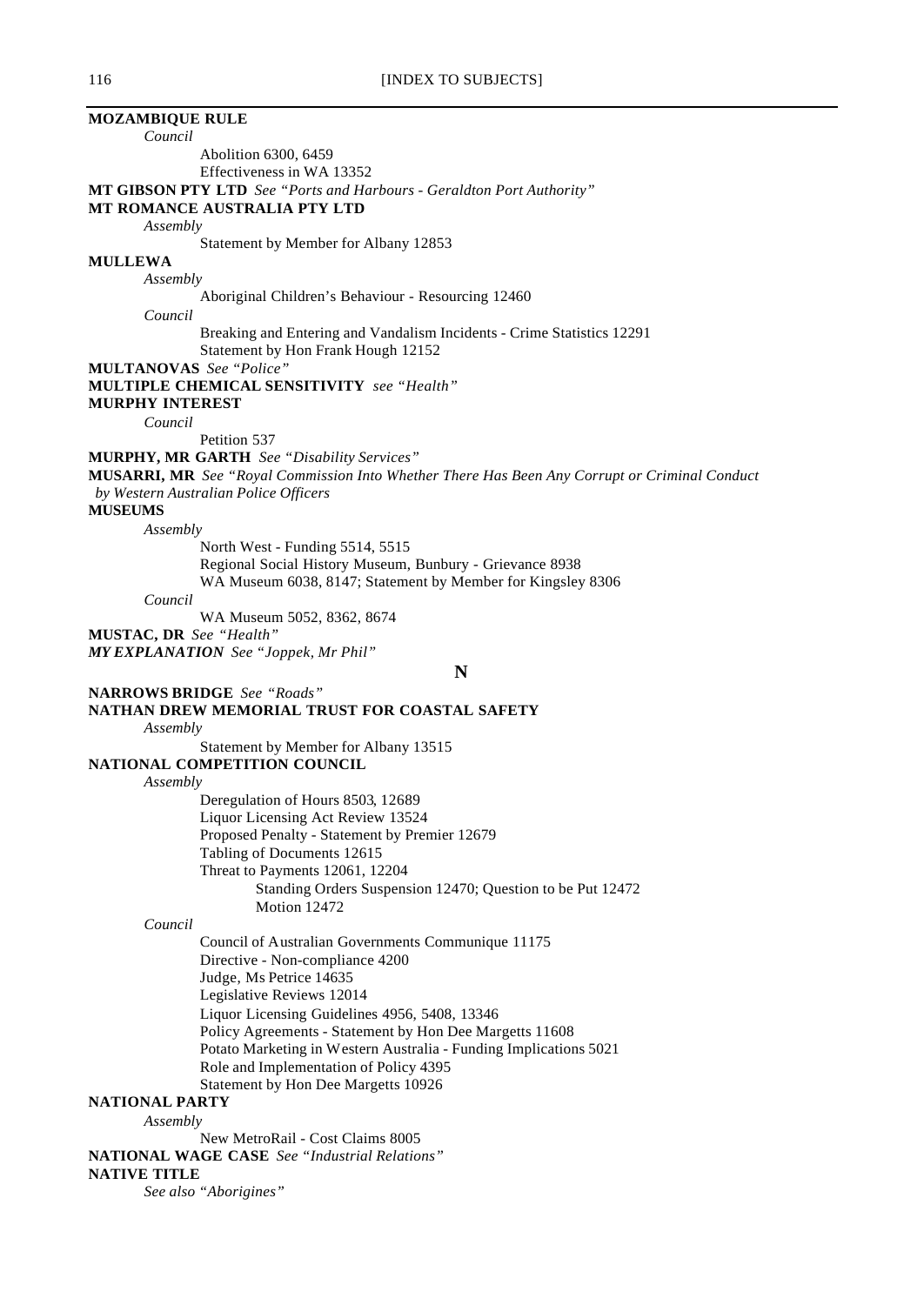**MOZAMBIQUE RULE**

*Council*

Abolition 6300, 6459
Effectiveness in WA 13352

**MT GIBSON PTY LTD** *See "Ports and Harbours - Geraldton Port Authority"*

**MT ROMANCE AUSTRALIA PTY LTD**

*Assembly*

Statement by Member for Albany 12853

**MULLEWA**

*Assembly*

Aboriginal Children's Behaviour - Resourcing 12460

*Council*

Breaking and Entering and Vandalism Incidents - Crime Statistics 12291
Statement by Hon Frank Hough 12152

**MULTANOVAS** *See "Police"*

**MULTIPLE CHEMICAL SENSITIVITY** *see "Health"*

**MURPHY INTEREST**

*Council*

Petition 537

**MURPHY, MR GARTH** *See "Disability Services"*

**MUSARRI, MR** *See "Royal Commission Into Whether There Has Been Any Corrupt or Criminal Conduct by Western Australian Police Officers*

**MUSEUMS**

*Assembly*

North West - Funding 5514, 5515
Regional Social History Museum, Bunbury - Grievance 8938
WA Museum 6038, 8147; Statement by Member for Kingsley 8306

*Council*

WA Museum 5052, 8362, 8674

**MUSTAC, DR** *See "Health"*

***MY EXPLANATION*** *See "Joppek, Mr Phil"*

## N

**NARROWS BRIDGE** *See "Roads"*

**NATHAN DREW MEMORIAL TRUST FOR COASTAL SAFETY**

*Assembly*

Statement by Member for Albany 13515

**NATIONAL COMPETITION COUNCIL**

*Assembly*

Deregulation of Hours 8503, 12689
Liquor Licensing Act Review 13524
Proposed Penalty - Statement by Premier 12679
Tabling of Documents 12615
Threat to Payments 12061, 12204
 Standing Orders Suspension 12470; Question to be Put 12472
 Motion 12472

*Council*

Council of Australian Governments Communique 11175
Directive - Non-compliance 4200
Judge, Ms Petrice 14635
Legislative Reviews 12014
Liquor Licensing Guidelines 4956, 5408, 13346
Policy Agreements - Statement by Hon Dee Margetts 11608
Potato Marketing in Western Australia - Funding Implications 5021
Role and Implementation of Policy 4395
Statement by Hon Dee Margetts 10926

**NATIONAL PARTY**

*Assembly*

New MetroRail - Cost Claims 8005

**NATIONAL WAGE CASE** *See "Industrial Relations"*

**NATIVE TITLE**

*See also "Aborigines"*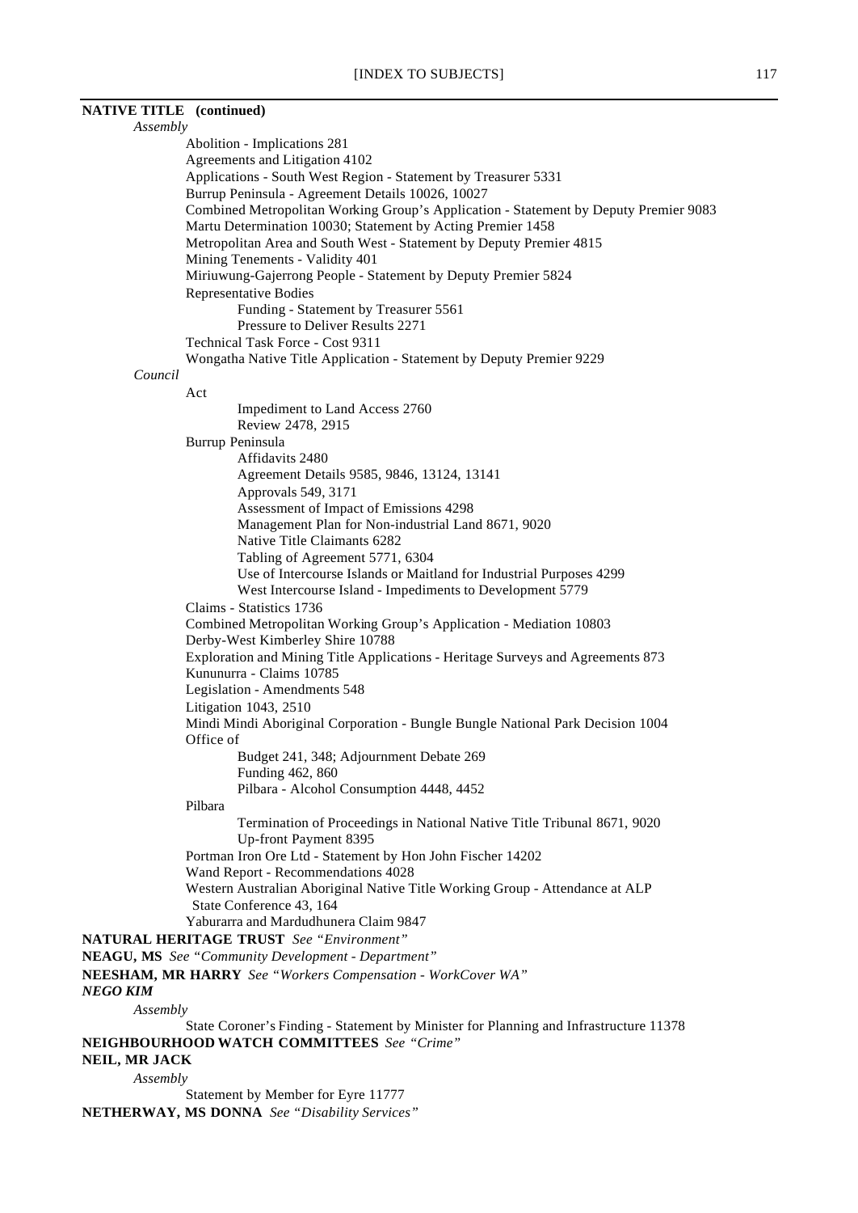**NATIVE TITLE (continued)**

*Assembly*

Abolition - Implications 281
Agreements and Litigation 4102
Applications - South West Region - Statement by Treasurer 5331
Burrup Peninsula - Agreement Details 10026, 10027
Combined Metropolitan Working Group's Application - Statement by Deputy Premier 9083
Martu Determination 10030; Statement by Acting Premier 1458
Metropolitan Area and South West - Statement by Deputy Premier 4815
Mining Tenements - Validity 401
Miriuwung-Gajerrong People - Statement by Deputy Premier 5824
Representative Bodies
    Funding - Statement by Treasurer 5561
    Pressure to Deliver Results 2271
Technical Task Force - Cost 9311
Wongatha Native Title Application - Statement by Deputy Premier 9229

*Council*

Act
    Impediment to Land Access 2760
    Review 2478, 2915
Burrup Peninsula
    Affidavits 2480
    Agreement Details 9585, 9846, 13124, 13141
    Approvals 549, 3171
    Assessment of Impact of Emissions 4298
    Management Plan for Non-industrial Land 8671, 9020
    Native Title Claimants 6282
    Tabling of Agreement 5771, 6304
    Use of Intercourse Islands or Maitland for Industrial Purposes 4299
    West Intercourse Island - Impediments to Development 5779
Claims - Statistics 1736
Combined Metropolitan Working Group's Application - Mediation 10803
Derby-West Kimberley Shire 10788
Exploration and Mining Title Applications - Heritage Surveys and Agreements 873
Kununurra - Claims 10785
Legislation - Amendments 548
Litigation 1043, 2510
Mindi Mindi Aboriginal Corporation - Bungle Bungle National Park Decision 1004
Office of
    Budget 241, 348; Adjournment Debate 269
    Funding 462, 860
    Pilbara - Alcohol Consumption 4448, 4452
Pilbara
    Termination of Proceedings in National Native Title Tribunal 8671, 9020
    Up-front Payment 8395
Portman Iron Ore Ltd - Statement by Hon John Fischer 14202
Wand Report - Recommendations 4028
Western Australian Aboriginal Native Title Working Group - Attendance at ALP State Conference 43, 164
Yaburarra and Mardudhunera Claim 9847

**NATURAL HERITAGE TRUST** *See "Environment"*

**NEAGU, MS** *See "Community Development - Department"*

**NEESHAM, MR HARRY** *See "Workers Compensation - WorkCover WA"*

***NEGO KIM***

*Assembly*

State Coroner's Finding - Statement by Minister for Planning and Infrastructure 11378

**NEIGHBOURHOOD WATCH COMMITTEES** *See "Crime"*

**NEIL, MR JACK**

*Assembly*

Statement by Member for Eyre 11777

**NETHERWAY, MS DONNA** *See "Disability Services"*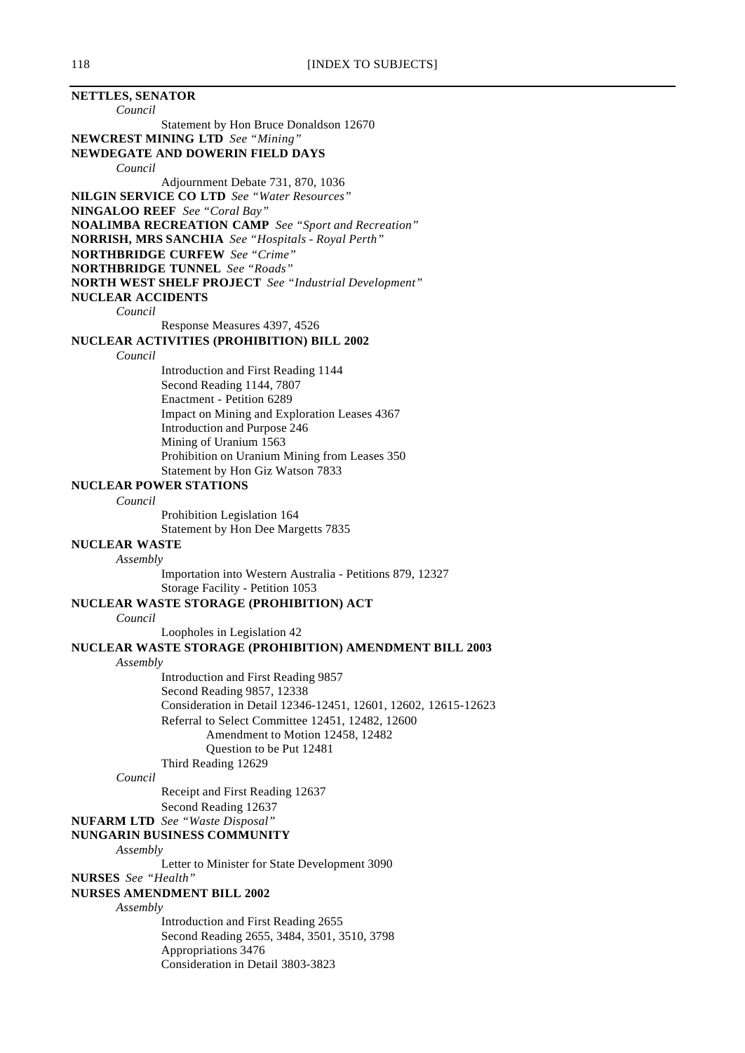**NETTLES, SENATOR**

*Council*

Statement by Hon Bruce Donaldson 12670

**NEWCREST MINING LTD** *See "Mining"*

**NEWDEGATE AND DOWERIN FIELD DAYS**

*Council*

Adjournment Debate 731, 870, 1036

**NILGIN SERVICE CO LTD** *See "Water Resources"*

**NINGALOO REEF** *See "Coral Bay"*

**NOALIMBA RECREATION CAMP** *See "Sport and Recreation"*

**NORRISH, MRS SANCHIA** *See "Hospitals - Royal Perth"*

**NORTHBRIDGE CURFEW** *See "Crime"*

**NORTHBRIDGE TUNNEL** *See "Roads"*

**NORTH WEST SHELF PROJECT** *See "Industrial Development"*

**NUCLEAR ACCIDENTS**

*Council*

Response Measures 4397, 4526

**NUCLEAR ACTIVITIES (PROHIBITION) BILL 2002**

*Council*

Introduction and First Reading 1144
Second Reading 1144, 7807
Enactment - Petition 6289
Impact on Mining and Exploration Leases 4367
Introduction and Purpose 246
Mining of Uranium 1563
Prohibition on Uranium Mining from Leases 350
Statement by Hon Giz Watson 7833

**NUCLEAR POWER STATIONS**

*Council*

Prohibition Legislation 164
Statement by Hon Dee Margetts 7835

**NUCLEAR WASTE**

*Assembly*

Importation into Western Australia - Petitions 879, 12327
Storage Facility - Petition 1053

**NUCLEAR WASTE STORAGE (PROHIBITION) ACT**

*Council*

Loopholes in Legislation 42

**NUCLEAR WASTE STORAGE (PROHIBITION) AMENDMENT BILL 2003**

*Assembly*

Introduction and First Reading 9857
Second Reading 9857, 12338
Consideration in Detail 12346-12451, 12601, 12602, 12615-12623
Referral to Select Committee 12451, 12482, 12600
    Amendment to Motion 12458, 12482
    Question to be Put 12481
Third Reading 12629

*Council*

Receipt and First Reading 12637
Second Reading 12637

**NUFARM LTD** *See "Waste Disposal"*

**NUNGARIN BUSINESS COMMUNITY**

*Assembly*

Letter to Minister for State Development 3090

**NURSES** *See "Health"*

**NURSES AMENDMENT BILL 2002**

*Assembly*

Introduction and First Reading 2655
Second Reading 2655, 3484, 3501, 3510, 3798
Appropriations 3476
Consideration in Detail 3803-3823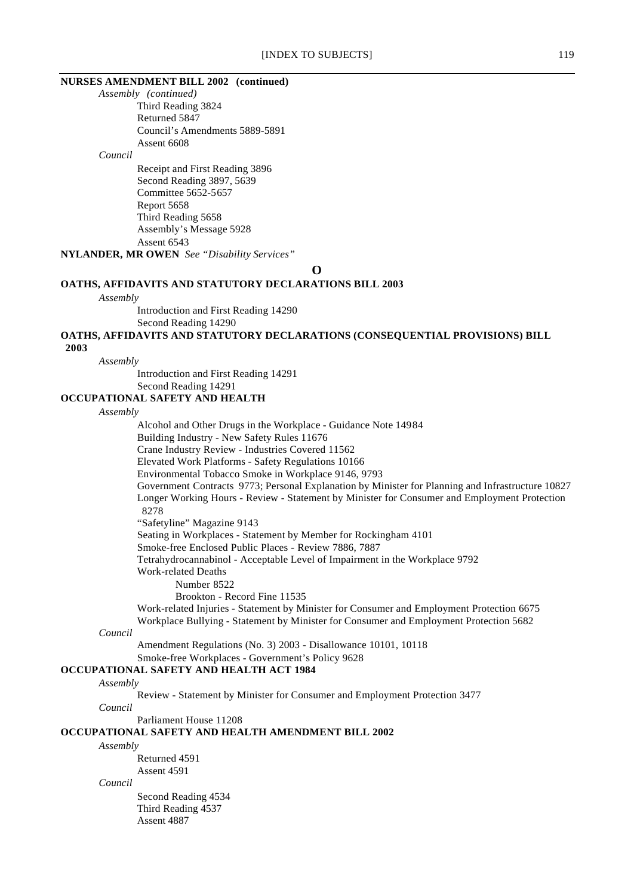**NURSES AMENDMENT BILL 2002 (continued)**

*Assembly (continued)*

Third Reading 3824
Returned 5847
Council's Amendments 5889-5891
Assent 6608

*Council*

Receipt and First Reading 3896
Second Reading 3897, 5639
Committee 5652-5657
Report 5658
Third Reading 5658
Assembly's Message 5928
Assent 6543

**NYLANDER, MR OWEN** *See "Disability Services"*

## O

**OATHS, AFFIDAVITS AND STATUTORY DECLARATIONS BILL 2003**

*Assembly*

Introduction and First Reading 14290
Second Reading 14290

**OATHS, AFFIDAVITS AND STATUTORY DECLARATIONS (CONSEQUENTIAL PROVISIONS) BILL 2003**

*Assembly*

Introduction and First Reading 14291
Second Reading 14291

**OCCUPATIONAL SAFETY AND HEALTH**

*Assembly*

Alcohol and Other Drugs in the Workplace - Guidance Note 14984
Building Industry - New Safety Rules 11676
Crane Industry Review - Industries Covered 11562
Elevated Work Platforms - Safety Regulations 10166
Environmental Tobacco Smoke in Workplace 9146, 9793
Government Contracts 9773; Personal Explanation by Minister for Planning and Infrastructure 10827
Longer Working Hours - Review - Statement by Minister for Consumer and Employment Protection 8278
"Safetyline" Magazine 9143
Seating in Workplaces - Statement by Member for Rockingham 4101
Smoke-free Enclosed Public Places - Review 7886, 7887
Tetrahydrocannabinol - Acceptable Level of Impairment in the Workplace 9792
Work-related Deaths

Number 8522
Brookton - Record Fine 11535

Work-related Injuries - Statement by Minister for Consumer and Employment Protection 6675
Workplace Bullying - Statement by Minister for Consumer and Employment Protection 5682

*Council*

Amendment Regulations (No. 3) 2003 - Disallowance 10101, 10118
Smoke-free Workplaces - Government's Policy 9628

**OCCUPATIONAL SAFETY AND HEALTH ACT 1984**

*Assembly*

Review - Statement by Minister for Consumer and Employment Protection 3477

*Council*

Parliament House 11208

**OCCUPATIONAL SAFETY AND HEALTH AMENDMENT BILL 2002**

*Assembly*

Returned 4591
Assent 4591

*Council*

Second Reading 4534
Third Reading 4537
Assent 4887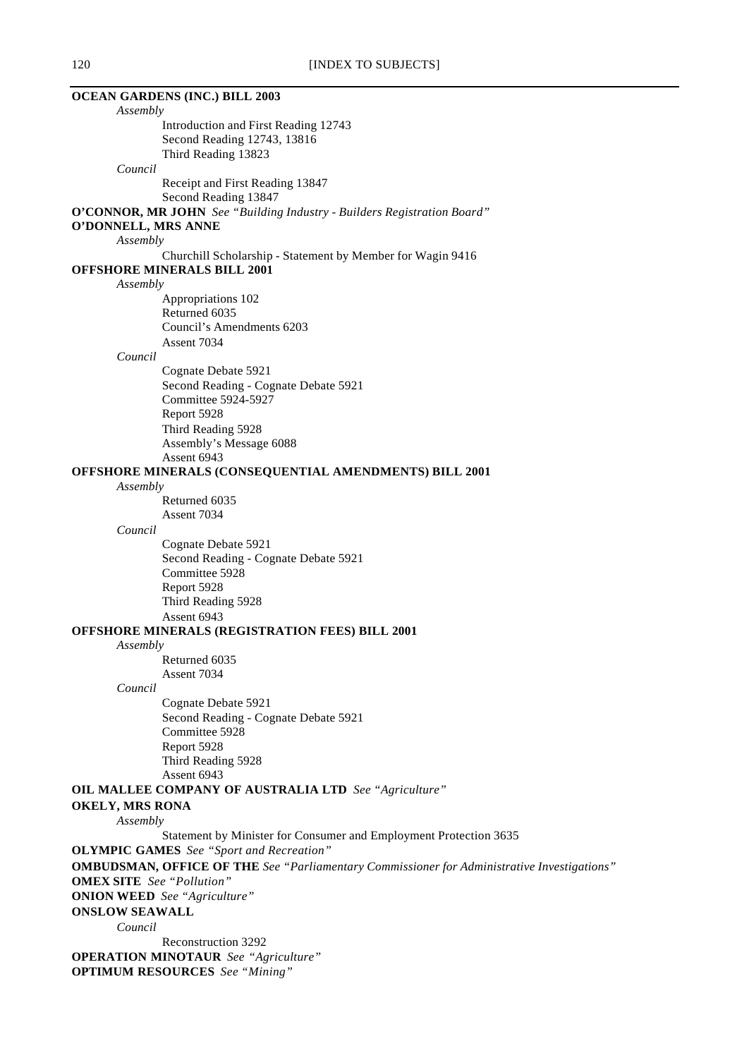**OCEAN GARDENS (INC.) BILL 2003**

*Assembly*

Introduction and First Reading 12743
Second Reading 12743, 13816
Third Reading 13823

*Council*

Receipt and First Reading 13847
Second Reading 13847

**O'CONNOR, MR JOHN** *See "Building Industry - Builders Registration Board"*

**O'DONNELL, MRS ANNE**

*Assembly*

Churchill Scholarship - Statement by Member for Wagin 9416

**OFFSHORE MINERALS BILL 2001**

*Assembly*

Appropriations 102
Returned 6035
Council's Amendments 6203
Assent 7034

*Council*

Cognate Debate 5921
Second Reading - Cognate Debate 5921
Committee 5924-5927
Report 5928
Third Reading 5928
Assembly's Message 6088
Assent 6943

**OFFSHORE MINERALS (CONSEQUENTIAL AMENDMENTS) BILL 2001**

*Assembly*

Returned 6035
Assent 7034

*Council*

Cognate Debate 5921
Second Reading - Cognate Debate 5921
Committee 5928
Report 5928
Third Reading 5928
Assent 6943

**OFFSHORE MINERALS (REGISTRATION FEES) BILL 2001**

*Assembly*

Returned 6035
Assent 7034

*Council*

Cognate Debate 5921
Second Reading - Cognate Debate 5921
Committee 5928
Report 5928
Third Reading 5928
Assent 6943

**OIL MALLEE COMPANY OF AUSTRALIA LTD** *See "Agriculture"*

**OKELY, MRS RONA**

*Assembly*

Statement by Minister for Consumer and Employment Protection 3635

**OLYMPIC GAMES** *See "Sport and Recreation"*

**OMBUDSMAN, OFFICE OF THE** *See "Parliamentary Commissioner for Administrative Investigations"*

**OMEX SITE** *See "Pollution"*

**ONION WEED** *See "Agriculture"*

**ONSLOW SEAWALL**

*Council*

Reconstruction 3292

**OPERATION MINOTAUR** *See "Agriculture"*

**OPTIMUM RESOURCES** *See "Mining"*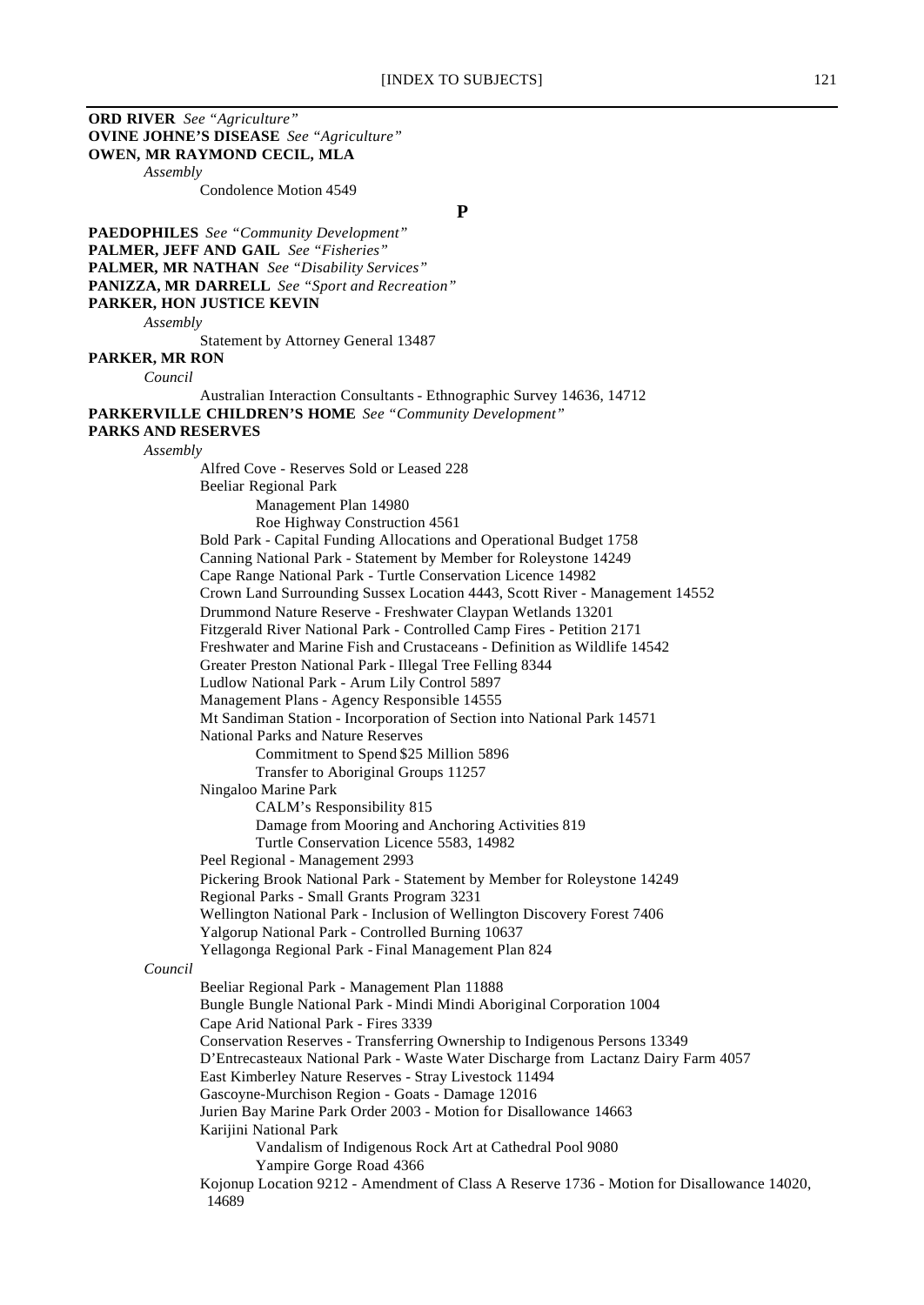**ORD RIVER** *See "Agriculture"*
**OVINE JOHNE'S DISEASE** *See "Agriculture"*
**OWEN, MR RAYMOND CECIL, MLA**

*Assembly*

Condolence Motion 4549

## P

**PAEDOPHILES** *See "Community Development"*
**PALMER, JEFF AND GAIL** *See "Fisheries"*
**PALMER, MR NATHAN** *See "Disability Services"*
**PANIZZA, MR DARRELL** *See "Sport and Recreation"*
**PARKER, HON JUSTICE KEVIN**

*Assembly*

Statement by Attorney General 13487

**PARKER, MR RON**

*Council*

Australian Interaction Consultants - Ethnographic Survey 14636, 14712

**PARKERVILLE CHILDREN'S HOME** *See "Community Development"*
**PARKS AND RESERVES**

*Assembly*

Alfred Cove - Reserves Sold or Leased 228
Beeliar Regional Park
- Management Plan 14980
- Roe Highway Construction 4561

Bold Park - Capital Funding Allocations and Operational Budget 1758
Canning National Park - Statement by Member for Roleystone 14249
Cape Range National Park - Turtle Conservation Licence 14982
Crown Land Surrounding Sussex Location 4443, Scott River - Management 14552
Drummond Nature Reserve - Freshwater Claypan Wetlands 13201
Fitzgerald River National Park - Controlled Camp Fires - Petition 2171
Freshwater and Marine Fish and Crustaceans - Definition as Wildlife 14542
Greater Preston National Park - Illegal Tree Felling 8344
Ludlow National Park - Arum Lily Control 5897
Management Plans - Agency Responsible 14555
Mt Sandiman Station - Incorporation of Section into National Park 14571
National Parks and Nature Reserves
- Commitment to Spend $25 Million 5896
- Transfer to Aboriginal Groups 11257

Ningaloo Marine Park
- CALM's Responsibility 815
- Damage from Mooring and Anchoring Activities 819
- Turtle Conservation Licence 5583, 14982

Peel Regional - Management 2993
Pickering Brook National Park - Statement by Member for Roleystone 14249
Regional Parks - Small Grants Program 3231
Wellington National Park - Inclusion of Wellington Discovery Forest 7406
Yalgorup National Park - Controlled Burning 10637
Yellagonga Regional Park - Final Management Plan 824

*Council*

Beeliar Regional Park - Management Plan 11888
Bungle Bungle National Park - Mindi Mindi Aboriginal Corporation 1004
Cape Arid National Park - Fires 3339
Conservation Reserves - Transferring Ownership to Indigenous Persons 13349
D'Entrecasteaux National Park - Waste Water Discharge from Lactanz Dairy Farm 4057
East Kimberley Nature Reserves - Stray Livestock 11494
Gascoyne-Murchison Region - Goats - Damage 12016
Jurien Bay Marine Park Order 2003 - Motion for Disallowance 14663
Karijini National Park
- Vandalism of Indigenous Rock Art at Cathedral Pool 9080
- Yampire Gorge Road 4366

Kojonup Location 9212 - Amendment of Class A Reserve 1736 - Motion for Disallowance 14020, 14689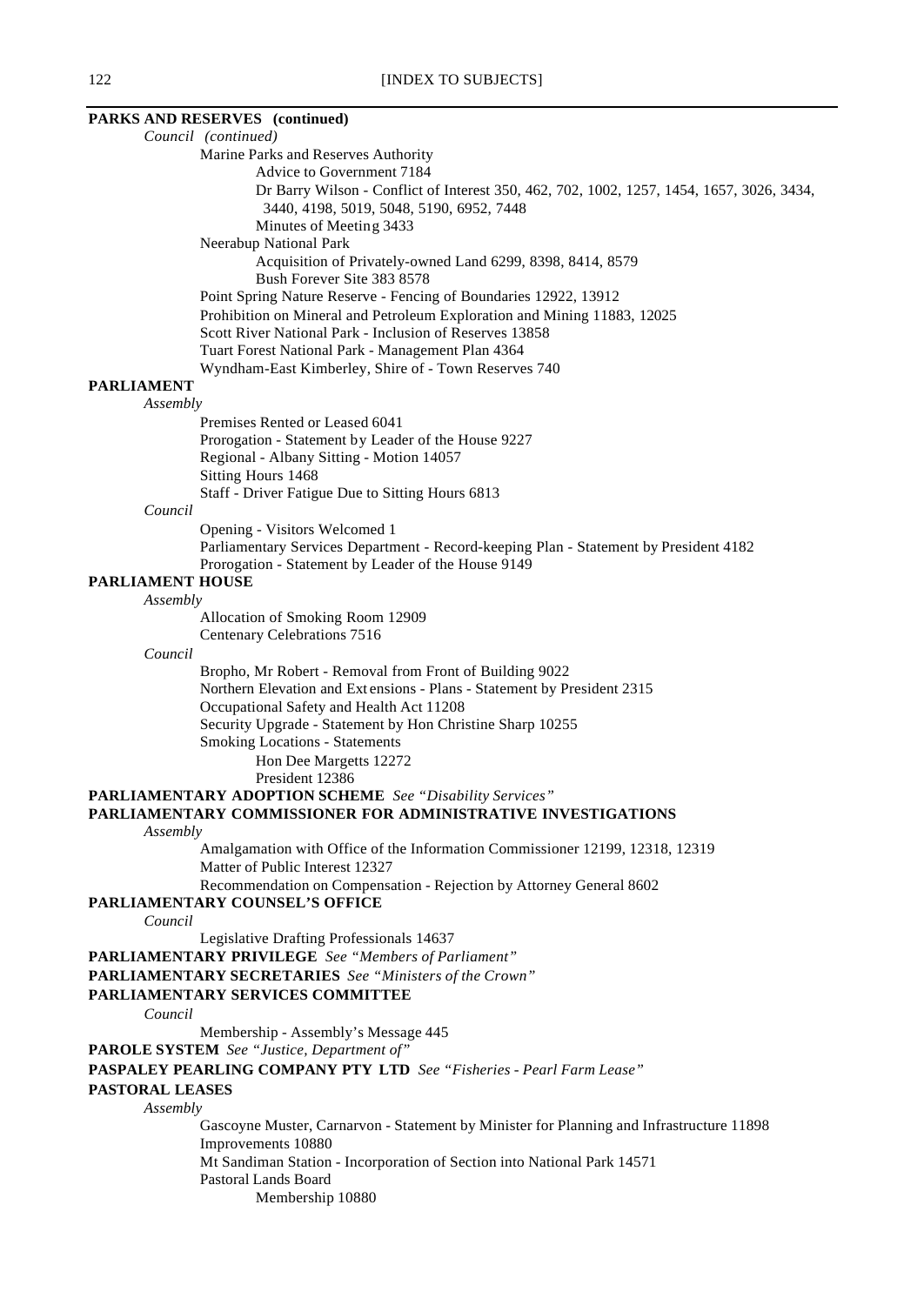**PARKS AND RESERVES (continued)**

*Council (continued)*

Marine Parks and Reserves Authority

Advice to Government 7184

Dr Barry Wilson - Conflict of Interest 350, 462, 702, 1002, 1257, 1454, 1657, 3026, 3434, 3440, 4198, 5019, 5048, 5190, 6952, 7448

Minutes of Meeting 3433

Neerabup National Park

Acquisition of Privately-owned Land 6299, 8398, 8414, 8579

Bush Forever Site 383 8578

Point Spring Nature Reserve - Fencing of Boundaries 12922, 13912

Prohibition on Mineral and Petroleum Exploration and Mining 11883, 12025

Scott River National Park - Inclusion of Reserves 13858

Tuart Forest National Park - Management Plan 4364

Wyndham-East Kimberley, Shire of - Town Reserves 740

**PARLIAMENT**

*Assembly*

Premises Rented or Leased 6041

Prorogation - Statement by Leader of the House 9227

Regional - Albany Sitting - Motion 14057

Sitting Hours 1468

Staff - Driver Fatigue Due to Sitting Hours 6813

*Council*

Opening - Visitors Welcomed 1

Parliamentary Services Department - Record-keeping Plan - Statement by President 4182

Prorogation - Statement by Leader of the House 9149

**PARLIAMENT HOUSE**

*Assembly*

Allocation of Smoking Room 12909

Centenary Celebrations 7516

*Council*

Bropho, Mr Robert - Removal from Front of Building 9022

Northern Elevation and Extensions - Plans - Statement by President 2315

Occupational Safety and Health Act 11208

Security Upgrade - Statement by Hon Christine Sharp 10255

Smoking Locations - Statements

Hon Dee Margetts 12272

President 12386

**PARLIAMENTARY ADOPTION SCHEME** *See "Disability Services"*

**PARLIAMENTARY COMMISSIONER FOR ADMINISTRATIVE INVESTIGATIONS**

*Assembly*

Amalgamation with Office of the Information Commissioner 12199, 12318, 12319

Matter of Public Interest 12327

Recommendation on Compensation - Rejection by Attorney General 8602

**PARLIAMENTARY COUNSEL'S OFFICE**

*Council*

Legislative Drafting Professionals 14637

**PARLIAMENTARY PRIVILEGE** *See "Members of Parliament"*

**PARLIAMENTARY SECRETARIES** *See "Ministers of the Crown"*

**PARLIAMENTARY SERVICES COMMITTEE**

*Council*

Membership - Assembly's Message 445

**PAROLE SYSTEM** *See "Justice, Department of"*

**PASPALEY PEARLING COMPANY PTY LTD** *See "Fisheries - Pearl Farm Lease"*

**PASTORAL LEASES**

*Assembly*

Gascoyne Muster, Carnarvon - Statement by Minister for Planning and Infrastructure 11898

Improvements 10880

Mt Sandiman Station - Incorporation of Section into National Park 14571

Pastoral Lands Board

Membership 10880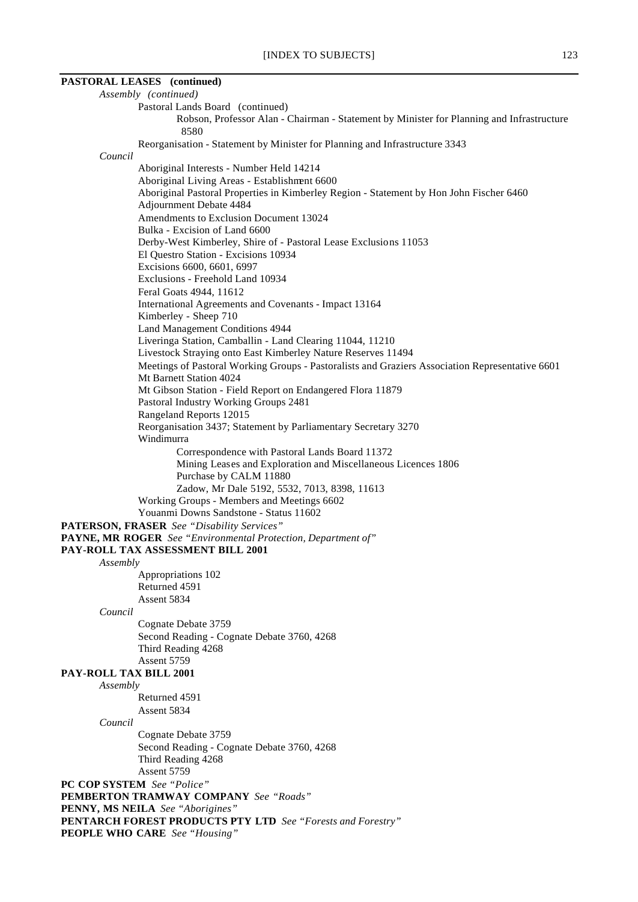**PASTORAL LEASES (continued)**

*Assembly (continued)*

Pastoral Lands Board (continued)

Robson, Professor Alan - Chairman - Statement by Minister for Planning and Infrastructure 8580

Reorganisation - Statement by Minister for Planning and Infrastructure 3343

*Council*

Aboriginal Interests - Number Held 14214
Aboriginal Living Areas - Establishment 6600
Aboriginal Pastoral Properties in Kimberley Region - Statement by Hon John Fischer 6460
Adjournment Debate 4484
Amendments to Exclusion Document 13024
Bulka - Excision of Land 6600
Derby-West Kimberley, Shire of - Pastoral Lease Exclusions 11053
El Questro Station - Excisions 10934
Excisions 6600, 6601, 6997
Exclusions - Freehold Land 10934
Feral Goats 4944, 11612
International Agreements and Covenants - Impact 13164
Kimberley - Sheep 710
Land Management Conditions 4944
Liveringa Station, Camballin - Land Clearing 11044, 11210
Livestock Straying onto East Kimberley Nature Reserves 11494
Meetings of Pastoral Working Groups - Pastoralists and Graziers Association Representative 6601
Mt Barnett Station 4024
Mt Gibson Station - Field Report on Endangered Flora 11879
Pastoral Industry Working Groups 2481
Rangeland Reports 12015
Reorganisation 3437; Statement by Parliamentary Secretary 3270
Windimurra

Correspondence with Pastoral Lands Board 11372
Mining Leases and Exploration and Miscellaneous Licences 1806
Purchase by CALM 11880
Zadow, Mr Dale 5192, 5532, 7013, 8398, 11613

Working Groups - Members and Meetings 6602
Youanmi Downs Sandstone - Status 11602

**PATERSON, FRASER** *See "Disability Services"*

**PAYNE, MR ROGER** *See "Environmental Protection, Department of"*

**PAY-ROLL TAX ASSESSMENT BILL 2001**

*Assembly*

Appropriations 102
Returned 4591
Assent 5834

*Council*

Cognate Debate 3759
Second Reading - Cognate Debate 3760, 4268
Third Reading 4268
Assent 5759

**PAY-ROLL TAX BILL 2001**

*Assembly*

Returned 4591
Assent 5834

*Council*

Cognate Debate 3759
Second Reading - Cognate Debate 3760, 4268
Third Reading 4268
Assent 5759

**PC COP SYSTEM** *See "Police"*

**PEMBERTON TRAMWAY COMPANY** *See "Roads"*

**PENNY, MS NEILA** *See "Aborigines"*

**PENTARCH FOREST PRODUCTS PTY LTD** *See "Forests and Forestry"*

**PEOPLE WHO CARE** *See "Housing"*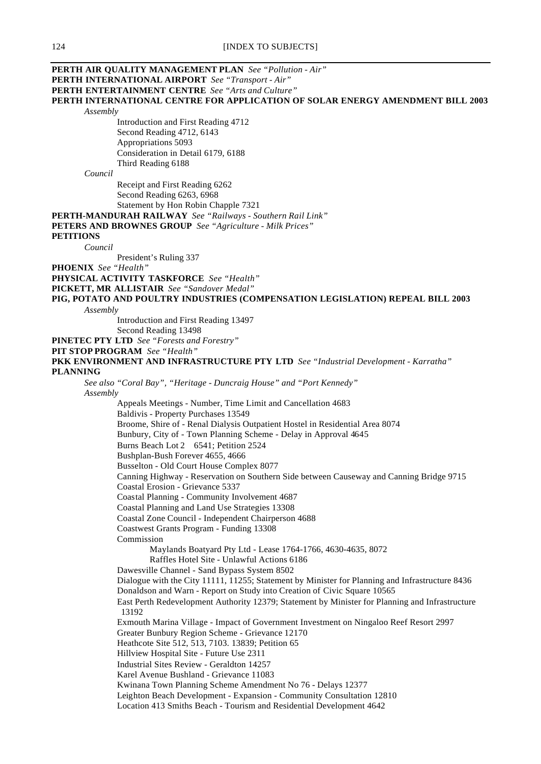**PERTH AIR QUALITY MANAGEMENT PLAN** *See "Pollution - Air"*
**PERTH INTERNATIONAL AIRPORT** *See "Transport - Air"*
**PERTH ENTERTAINMENT CENTRE** *See "Arts and Culture"*
**PERTH INTERNATIONAL CENTRE FOR APPLICATION OF SOLAR ENERGY AMENDMENT BILL 2003**

*Assembly*

- Introduction and First Reading 4712
- Second Reading 4712, 6143
- Appropriations 5093
- Consideration in Detail 6179, 6188
- Third Reading 6188

*Council*

- Receipt and First Reading 6262
- Second Reading 6263, 6968
- Statement by Hon Robin Chapple 7321

**PERTH-MANDURAH RAILWAY** *See "Railways - Southern Rail Link"*
**PETERS AND BROWNES GROUP** *See "Agriculture - Milk Prices"*
**PETITIONS**

*Council*

- President's Ruling 337

**PHOENIX** *See "Health"*
**PHYSICAL ACTIVITY TASKFORCE** *See "Health"*
**PICKETT, MR ALLISTAIR** *See "Sandover Medal"*
**PIG, POTATO AND POULTRY INDUSTRIES (COMPENSATION LEGISLATION) REPEAL BILL 2003**

*Assembly*

- Introduction and First Reading 13497
- Second Reading 13498

**PINETEC PTY LTD** *See "Forests and Forestry"*
**PIT STOP PROGRAM** *See "Health"*
**PKK ENVIRONMENT AND INFRASTRUCTURE PTY LTD** *See "Industrial Development - Karratha"*
**PLANNING**

*See also "Coral Bay", "Heritage - Duncraig House" and "Port Kennedy"*

*Assembly*

- Appeals Meetings - Number, Time Limit and Cancellation 4683
- Baldivis - Property Purchases 13549
- Broome, Shire of - Renal Dialysis Outpatient Hostel in Residential Area 8074
- Bunbury, City of - Town Planning Scheme - Delay in Approval 4645
- Burns Beach Lot 2 6541; Petition 2524
- Bushplan-Bush Forever 4655, 4666
- Busselton - Old Court House Complex 8077
- Canning Highway - Reservation on Southern Side between Causeway and Canning Bridge 9715
- Coastal Erosion - Grievance 5337
- Coastal Planning - Community Involvement 4687
- Coastal Planning and Land Use Strategies 13308
- Coastal Zone Council - Independent Chairperson 4688
- Coastwest Grants Program - Funding 13308
- Commission
  - Maylands Boatyard Pty Ltd - Lease 1764-1766, 4630-4635, 8072
  - Raffles Hotel Site - Unlawful Actions 6186
- Dawesville Channel - Sand Bypass System 8502
- Dialogue with the City 11111, 11255; Statement by Minister for Planning and Infrastructure 8436
- Donaldson and Warn - Report on Study into Creation of Civic Square 10565
- East Perth Redevelopment Authority 12379; Statement by Minister for Planning and Infrastructure 13192
- Exmouth Marina Village - Impact of Government Investment on Ningaloo Reef Resort 2997
- Greater Bunbury Region Scheme - Grievance 12170
- Heathcote Site 512, 513, 7103. 13839; Petition 65
- Hillview Hospital Site - Future Use 2311
- Industrial Sites Review - Geraldton 14257
- Karel Avenue Bushland - Grievance 11083
- Kwinana Town Planning Scheme Amendment No 76 - Delays 12377
- Leighton Beach Development - Expansion - Community Consultation 12810
- Location 413 Smiths Beach - Tourism and Residential Development 4642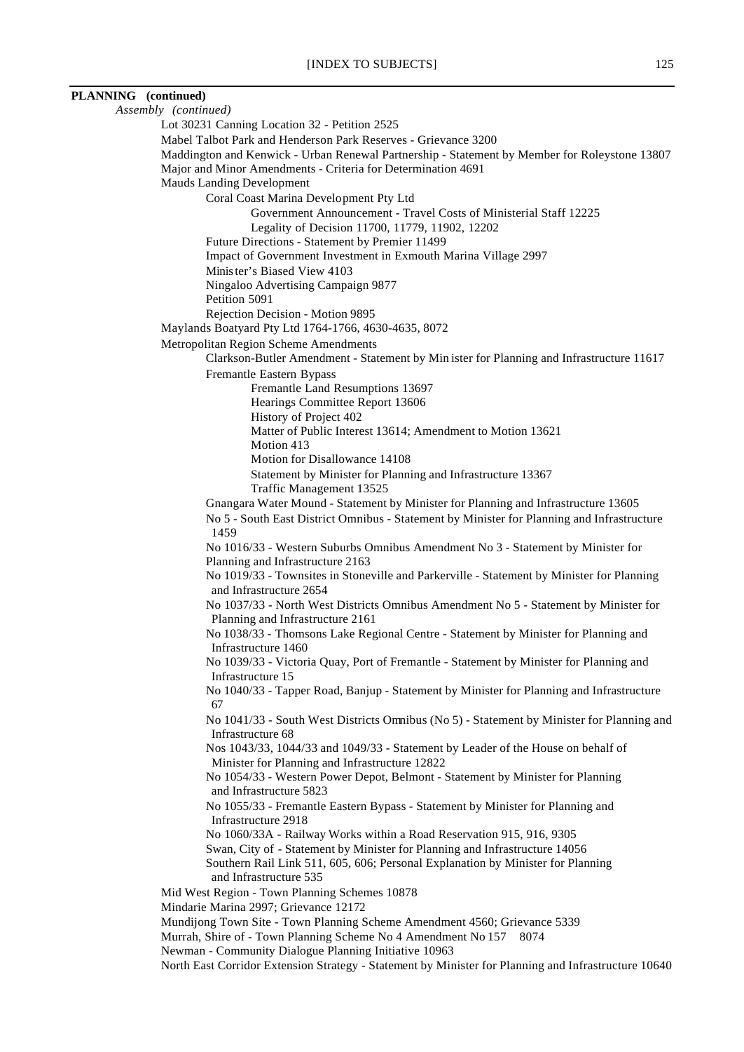**PLANNING (continued)**

*Assembly (continued)*

- Lot 30231 Canning Location 32 - Petition 2525
- Mabel Talbot Park and Henderson Park Reserves - Grievance 3200
- Maddington and Kenwick - Urban Renewal Partnership - Statement by Member for Roleystone 13807
- Major and Minor Amendments - Criteria for Determination 4691
- Mauds Landing Development
  - Coral Coast Marina Development Pty Ltd
    - Government Announcement - Travel Costs of Ministerial Staff 12225
    - Legality of Decision 11700, 11779, 11902, 12202
  - Future Directions - Statement by Premier 11499
  - Impact of Government Investment in Exmouth Marina Village 2997
  - Minister's Biased View 4103
  - Ningaloo Advertising Campaign 9877
  - Petition 5091
  - Rejection Decision - Motion 9895
- Maylands Boatyard Pty Ltd 1764-1766, 4630-4635, 8072
- Metropolitan Region Scheme Amendments
  - Clarkson-Butler Amendment - Statement by Minister for Planning and Infrastructure 11617
  - Fremantle Eastern Bypass
    - Fremantle Land Resumptions 13697
    - Hearings Committee Report 13606
    - History of Project 402
    - Matter of Public Interest 13614; Amendment to Motion 13621
    - Motion 413
    - Motion for Disallowance 14108
    - Statement by Minister for Planning and Infrastructure 13367
    - Traffic Management 13525
  - Gnangara Water Mound - Statement by Minister for Planning and Infrastructure 13605
  - No 5 - South East District Omnibus - Statement by Minister for Planning and Infrastructure 1459
  - No 1016/33 - Western Suburbs Omnibus Amendment No 3 - Statement by Minister for Planning and Infrastructure 2163
  - No 1019/33 - Townsites in Stoneville and Parkerville - Statement by Minister for Planning and Infrastructure 2654
  - No 1037/33 - North West Districts Omnibus Amendment No 5 - Statement by Minister for Planning and Infrastructure 2161
  - No 1038/33 - Thomsons Lake Regional Centre - Statement by Minister for Planning and Infrastructure 1460
  - No 1039/33 - Victoria Quay, Port of Fremantle - Statement by Minister for Planning and Infrastructure 15
  - No 1040/33 - Tapper Road, Banjup - Statement by Minister for Planning and Infrastructure 67
  - No 1041/33 - South West Districts Omnibus (No 5) - Statement by Minister for Planning and Infrastructure 68
  - Nos 1043/33, 1044/33 and 1049/33 - Statement by Leader of the House on behalf of Minister for Planning and Infrastructure 12822
  - No 1054/33 - Western Power Depot, Belmont - Statement by Minister for Planning and Infrastructure 5823
  - No 1055/33 - Fremantle Eastern Bypass - Statement by Minister for Planning and Infrastructure 2918
  - No 1060/33A - Railway Works within a Road Reservation 915, 916, 9305
  - Swan, City of - Statement by Minister for Planning and Infrastructure 14056
  - Southern Rail Link 511, 605, 606; Personal Explanation by Minister for Planning and Infrastructure 535
- Mid West Region - Town Planning Schemes 10878
- Mindarie Marina 2997; Grievance 12172
- Mundijong Town Site - Town Planning Scheme Amendment 4560; Grievance 5339
- Murrah, Shire of - Town Planning Scheme No 4 Amendment No 157 8074
- Newman - Community Dialogue Planning Initiative 10963
- North East Corridor Extension Strategy - Statement by Minister for Planning and Infrastructure 10640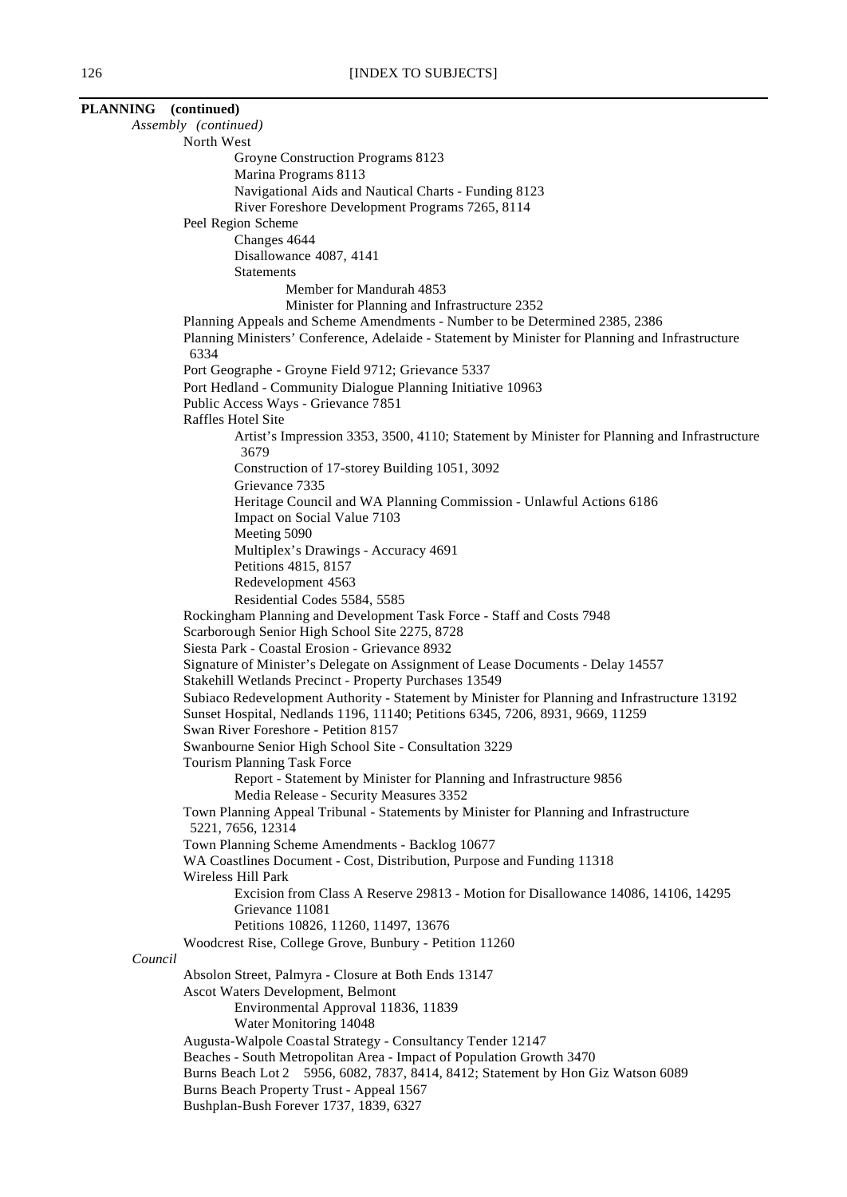**PLANNING (continued)**

*Assembly (continued)*

- North West
  - Groyne Construction Programs 8123
  - Marina Programs 8113
  - Navigational Aids and Nautical Charts - Funding 8123
  - River Foreshore Development Programs 7265, 8114
- Peel Region Scheme
  - Changes 4644
  - Disallowance 4087, 4141
  - Statements
    - Member for Mandurah 4853
    - Minister for Planning and Infrastructure 2352
- Planning Appeals and Scheme Amendments - Number to be Determined 2385, 2386
- Planning Ministers' Conference, Adelaide - Statement by Minister for Planning and Infrastructure 6334
- Port Geographe - Groyne Field 9712; Grievance 5337
- Port Hedland - Community Dialogue Planning Initiative 10963
- Public Access Ways - Grievance 7851
- Raffles Hotel Site
  - Artist's Impression 3353, 3500, 4110; Statement by Minister for Planning and Infrastructure 3679
  - Construction of 17-storey Building 1051, 3092
  - Grievance 7335
  - Heritage Council and WA Planning Commission - Unlawful Actions 6186
  - Impact on Social Value 7103
  - Meeting 5090
  - Multiplex's Drawings - Accuracy 4691
  - Petitions 4815, 8157
  - Redevelopment 4563
  - Residential Codes 5584, 5585
- Rockingham Planning and Development Task Force - Staff and Costs 7948
- Scarborough Senior High School Site 2275, 8728
- Siesta Park - Coastal Erosion - Grievance 8932
- Signature of Minister's Delegate on Assignment of Lease Documents - Delay 14557
- Stakehill Wetlands Precinct - Property Purchases 13549
- Subiaco Redevelopment Authority - Statement by Minister for Planning and Infrastructure 13192
- Sunset Hospital, Nedlands 1196, 11140; Petitions 6345, 7206, 8931, 9669, 11259
- Swan River Foreshore - Petition 8157
- Swanbourne Senior High School Site - Consultation 3229
- Tourism Planning Task Force
  - Report - Statement by Minister for Planning and Infrastructure 9856
  - Media Release - Security Measures 3352
- Town Planning Appeal Tribunal - Statements by Minister for Planning and Infrastructure 5221, 7656, 12314
- Town Planning Scheme Amendments - Backlog 10677
- WA Coastlines Document - Cost, Distribution, Purpose and Funding 11318
- Wireless Hill Park
  - Excision from Class A Reserve 29813 - Motion for Disallowance 14086, 14106, 14295
  - Grievance 11081
  - Petitions 10826, 11260, 11497, 13676
- Woodcrest Rise, College Grove, Bunbury - Petition 11260

*Council*

- Absolon Street, Palmyra - Closure at Both Ends 13147
- Ascot Waters Development, Belmont
  - Environmental Approval 11836, 11839
  - Water Monitoring 14048
- Augusta-Walpole Coastal Strategy - Consultancy Tender 12147
- Beaches - South Metropolitan Area - Impact of Population Growth 3470
- Burns Beach Lot 2 5956, 6082, 7837, 8414, 8412; Statement by Hon Giz Watson 6089
- Burns Beach Property Trust - Appeal 1567
- Bushplan-Bush Forever 1737, 1839, 6327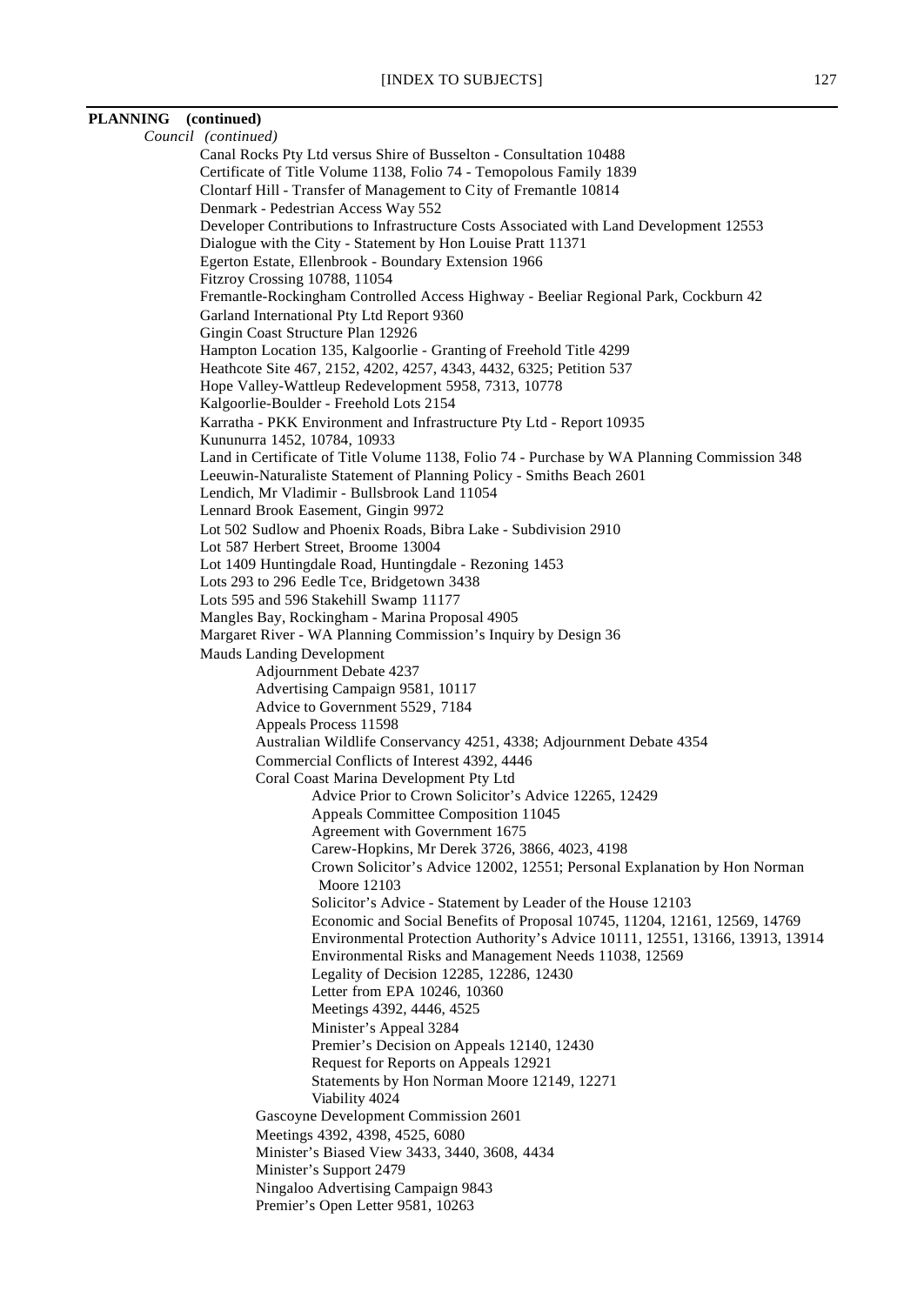**PLANNING (continued)**

*Council (continued)*

- Canal Rocks Pty Ltd versus Shire of Busselton - Consultation 10488
- Certificate of Title Volume 1138, Folio 74 - Temopolous Family 1839
- Clontarf Hill - Transfer of Management to City of Fremantle 10814
- Denmark - Pedestrian Access Way 552
- Developer Contributions to Infrastructure Costs Associated with Land Development 12553
- Dialogue with the City - Statement by Hon Louise Pratt 11371
- Egerton Estate, Ellenbrook - Boundary Extension 1966
- Fitzroy Crossing 10788, 11054
- Fremantle-Rockingham Controlled Access Highway - Beeliar Regional Park, Cockburn 42
- Garland International Pty Ltd Report 9360
- Gingin Coast Structure Plan 12926
- Hampton Location 135, Kalgoorlie - Granting of Freehold Title 4299
- Heathcote Site 467, 2152, 4202, 4257, 4343, 4432, 6325; Petition 537
- Hope Valley-Wattleup Redevelopment 5958, 7313, 10778
- Kalgoorlie-Boulder - Freehold Lots 2154
- Karratha - PKK Environment and Infrastructure Pty Ltd - Report 10935
- Kununurra 1452, 10784, 10933
- Land in Certificate of Title Volume 1138, Folio 74 - Purchase by WA Planning Commission 348
- Leeuwin-Naturaliste Statement of Planning Policy - Smiths Beach 2601
- Lendich, Mr Vladimir - Bullsbrook Land 11054
- Lennard Brook Easement, Gingin 9972
- Lot 502 Sudlow and Phoenix Roads, Bibra Lake - Subdivision 2910
- Lot 587 Herbert Street, Broome 13004
- Lot 1409 Huntingdale Road, Huntingdale - Rezoning 1453
- Lots 293 to 296 Eedle Tce, Bridgetown 3438
- Lots 595 and 596 Stakehill Swamp 11177
- Mangles Bay, Rockingham - Marina Proposal 4905
- Margaret River - WA Planning Commission's Inquiry by Design 36
- Mauds Landing Development
  - Adjournment Debate 4237
  - Advertising Campaign 9581, 10117
  - Advice to Government 5529, 7184
  - Appeals Process 11598
  - Australian Wildlife Conservancy 4251, 4338; Adjournment Debate 4354
  - Commercial Conflicts of Interest 4392, 4446
  - Coral Coast Marina Development Pty Ltd
    - Advice Prior to Crown Solicitor's Advice 12265, 12429
    - Appeals Committee Composition 11045
    - Agreement with Government 1675
    - Carew-Hopkins, Mr Derek 3726, 3866, 4023, 4198
    - Crown Solicitor's Advice 12002, 12551; Personal Explanation by Hon Norman Moore 12103
    - Solicitor's Advice - Statement by Leader of the House 12103
    - Economic and Social Benefits of Proposal 10745, 11204, 12161, 12569, 14769
    - Environmental Protection Authority's Advice 10111, 12551, 13166, 13913, 13914
    - Environmental Risks and Management Needs 11038, 12569
    - Legality of Decision 12285, 12286, 12430
    - Letter from EPA 10246, 10360
    - Meetings 4392, 4446, 4525
    - Minister's Appeal 3284
    - Premier's Decision on Appeals 12140, 12430
    - Request for Reports on Appeals 12921
    - Statements by Hon Norman Moore 12149, 12271
    - Viability 4024
  - Gascoyne Development Commission 2601
  - Meetings 4392, 4398, 4525, 6080
  - Minister's Biased View 3433, 3440, 3608, 4434
  - Minister's Support 2479
  - Ningaloo Advertising Campaign 9843
  - Premier's Open Letter 9581, 10263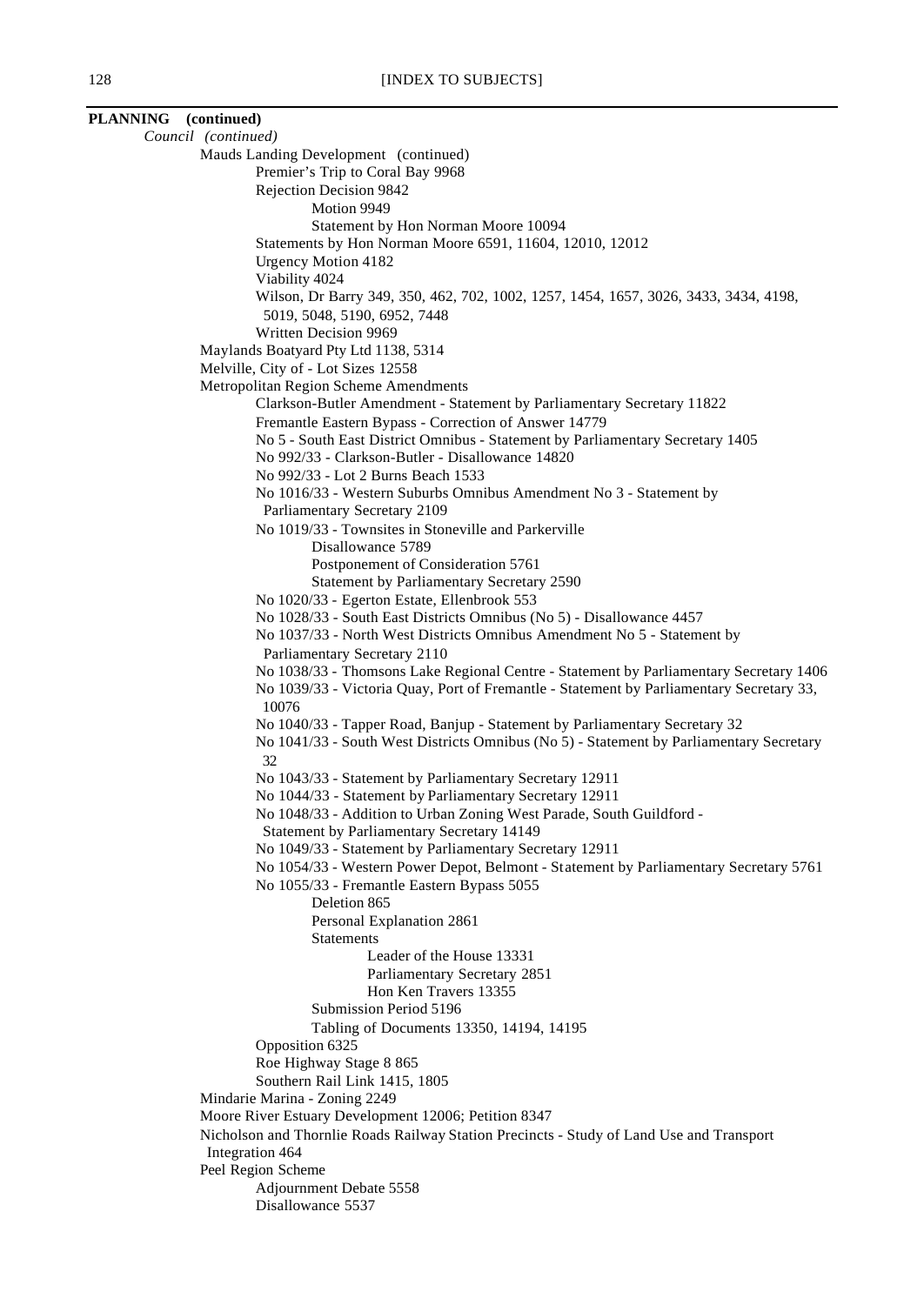**PLANNING (continued)**

*Council (continued)*

- Mauds Landing Development (continued)
  - Premier's Trip to Coral Bay 9968
  - Rejection Decision 9842
    - Motion 9949
    - Statement by Hon Norman Moore 10094
  - Statements by Hon Norman Moore 6591, 11604, 12010, 12012
  - Urgency Motion 4182
  - Viability 4024
  - Wilson, Dr Barry 349, 350, 462, 702, 1002, 1257, 1454, 1657, 3026, 3433, 3434, 4198, 5019, 5048, 5190, 6952, 7448
  - Written Decision 9969
- Maylands Boatyard Pty Ltd 1138, 5314
- Melville, City of - Lot Sizes 12558
- Metropolitan Region Scheme Amendments
  - Clarkson-Butler Amendment - Statement by Parliamentary Secretary 11822
  - Fremantle Eastern Bypass - Correction of Answer 14779
  - No 5 - South East District Omnibus - Statement by Parliamentary Secretary 1405
  - No 992/33 - Clarkson-Butler - Disallowance 14820
  - No 992/33 - Lot 2 Burns Beach 1533
  - No 1016/33 - Western Suburbs Omnibus Amendment No 3 - Statement by Parliamentary Secretary 2109
  - No 1019/33 - Townsites in Stoneville and Parkerville
    - Disallowance 5789
    - Postponement of Consideration 5761
    - Statement by Parliamentary Secretary 2590
  - No 1020/33 - Egerton Estate, Ellenbrook 553
  - No 1028/33 - South East Districts Omnibus (No 5) - Disallowance 4457
  - No 1037/33 - North West Districts Omnibus Amendment No 5 - Statement by Parliamentary Secretary 2110
  - No 1038/33 - Thomsons Lake Regional Centre - Statement by Parliamentary Secretary 1406
  - No 1039/33 - Victoria Quay, Port of Fremantle - Statement by Parliamentary Secretary 33, 10076
  - No 1040/33 - Tapper Road, Banjup - Statement by Parliamentary Secretary 32
  - No 1041/33 - South West Districts Omnibus (No 5) - Statement by Parliamentary Secretary 32
  - No 1043/33 - Statement by Parliamentary Secretary 12911
  - No 1044/33 - Statement by Parliamentary Secretary 12911
  - No 1048/33 - Addition to Urban Zoning West Parade, South Guildford - Statement by Parliamentary Secretary 14149
  - No 1049/33 - Statement by Parliamentary Secretary 12911
  - No 1054/33 - Western Power Depot, Belmont - Statement by Parliamentary Secretary 5761
  - No 1055/33 - Fremantle Eastern Bypass 5055
    - Deletion 865
    - Personal Explanation 2861
    - Statements
      - Leader of the House 13331
      - Parliamentary Secretary 2851
      - Hon Ken Travers 13355
    - Submission Period 5196
    - Tabling of Documents 13350, 14194, 14195
  - Opposition 6325
  - Roe Highway Stage 8 865
  - Southern Rail Link 1415, 1805
- Mindarie Marina - Zoning 2249
- Moore River Estuary Development 12006; Petition 8347
- Nicholson and Thornlie Roads Railway Station Precincts - Study of Land Use and Transport Integration 464
- Peel Region Scheme
  - Adjournment Debate 5558
  - Disallowance 5537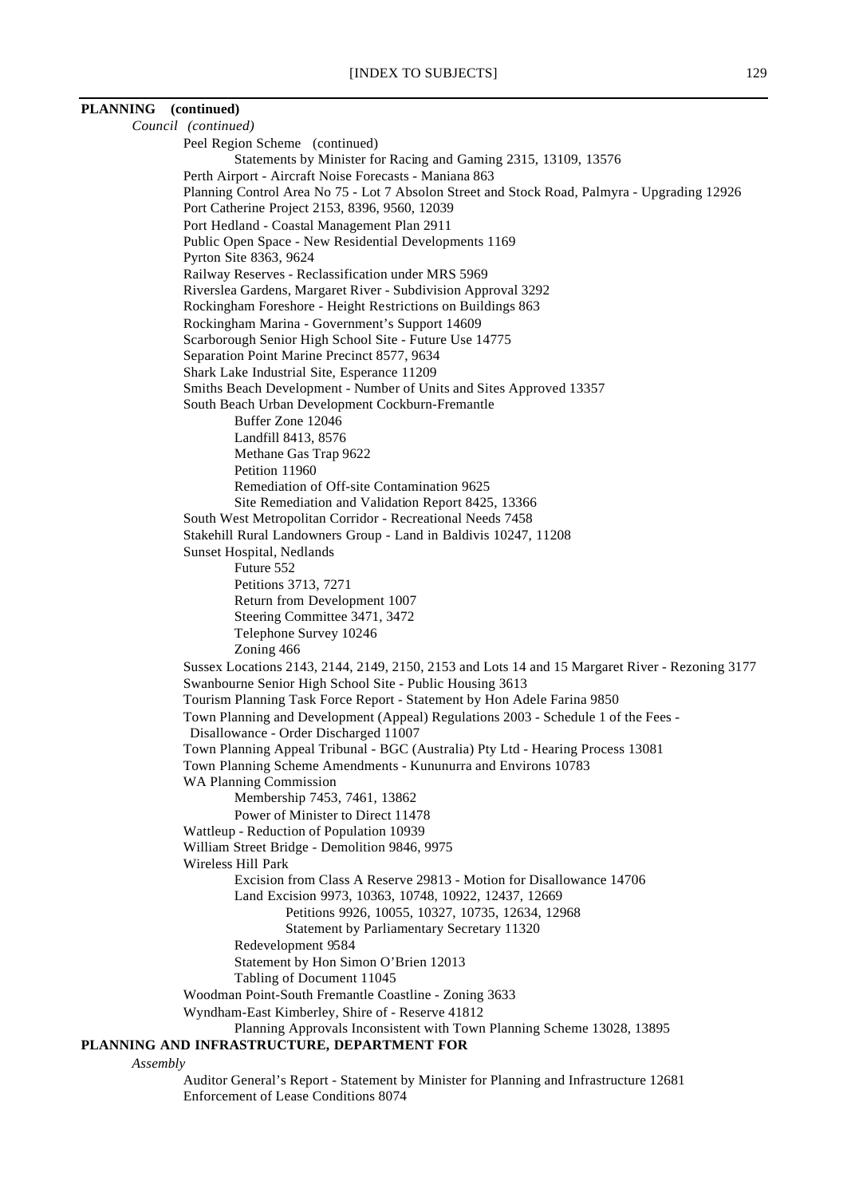**PLANNING (continued)**

*Council (continued)*

- Peel Region Scheme (continued)
  - Statements by Minister for Racing and Gaming 2315, 13109, 13576
- Perth Airport - Aircraft Noise Forecasts - Maniana 863
- Planning Control Area No 75 - Lot 7 Absolon Street and Stock Road, Palmyra - Upgrading 12926
- Port Catherine Project 2153, 8396, 9560, 12039
- Port Hedland - Coastal Management Plan 2911
- Public Open Space - New Residential Developments 1169
- Pyrton Site 8363, 9624
- Railway Reserves - Reclassification under MRS 5969
- Riverslea Gardens, Margaret River - Subdivision Approval 3292
- Rockingham Foreshore - Height Restrictions on Buildings 863
- Rockingham Marina - Government's Support 14609
- Scarborough Senior High School Site - Future Use 14775
- Separation Point Marine Precinct 8577, 9634
- Shark Lake Industrial Site, Esperance 11209
- Smiths Beach Development - Number of Units and Sites Approved 13357
- South Beach Urban Development Cockburn-Fremantle
  - Buffer Zone 12046
  - Landfill 8413, 8576
  - Methane Gas Trap 9622
  - Petition 11960
  - Remediation of Off-site Contamination 9625
  - Site Remediation and Validation Report 8425, 13366
- South West Metropolitan Corridor - Recreational Needs 7458
- Stakehill Rural Landowners Group - Land in Baldivis 10247, 11208
- Sunset Hospital, Nedlands
  - Future 552
  - Petitions 3713, 7271
  - Return from Development 1007
  - Steering Committee 3471, 3472
  - Telephone Survey 10246
  - Zoning 466
- Sussex Locations 2143, 2144, 2149, 2150, 2153 and Lots 14 and 15 Margaret River - Rezoning 3177
- Swanbourne Senior High School Site - Public Housing 3613
- Tourism Planning Task Force Report - Statement by Hon Adele Farina 9850
- Town Planning and Development (Appeal) Regulations 2003 - Schedule 1 of the Fees - Disallowance - Order Discharged 11007
- Town Planning Appeal Tribunal - BGC (Australia) Pty Ltd - Hearing Process 13081
- Town Planning Scheme Amendments - Kununurra and Environs 10783
- WA Planning Commission
  - Membership 7453, 7461, 13862
  - Power of Minister to Direct 11478
- Wattleup - Reduction of Population 10939
- William Street Bridge - Demolition 9846, 9975
- Wireless Hill Park
  - Excision from Class A Reserve 29813 - Motion for Disallowance 14706
  - Land Excision 9973, 10363, 10748, 10922, 12437, 12669
    - Petitions 9926, 10055, 10327, 10735, 12634, 12968
    - Statement by Parliamentary Secretary 11320
  - Redevelopment 9584
  - Statement by Hon Simon O'Brien 12013
  - Tabling of Document 11045
- Woodman Point-South Fremantle Coastline - Zoning 3633
- Wyndham-East Kimberley, Shire of - Reserve 41812
  - Planning Approvals Inconsistent with Town Planning Scheme 13028, 13895

**PLANNING AND INFRASTRUCTURE, DEPARTMENT FOR**

*Assembly*

- Auditor General's Report - Statement by Minister for Planning and Infrastructure 12681
- Enforcement of Lease Conditions 8074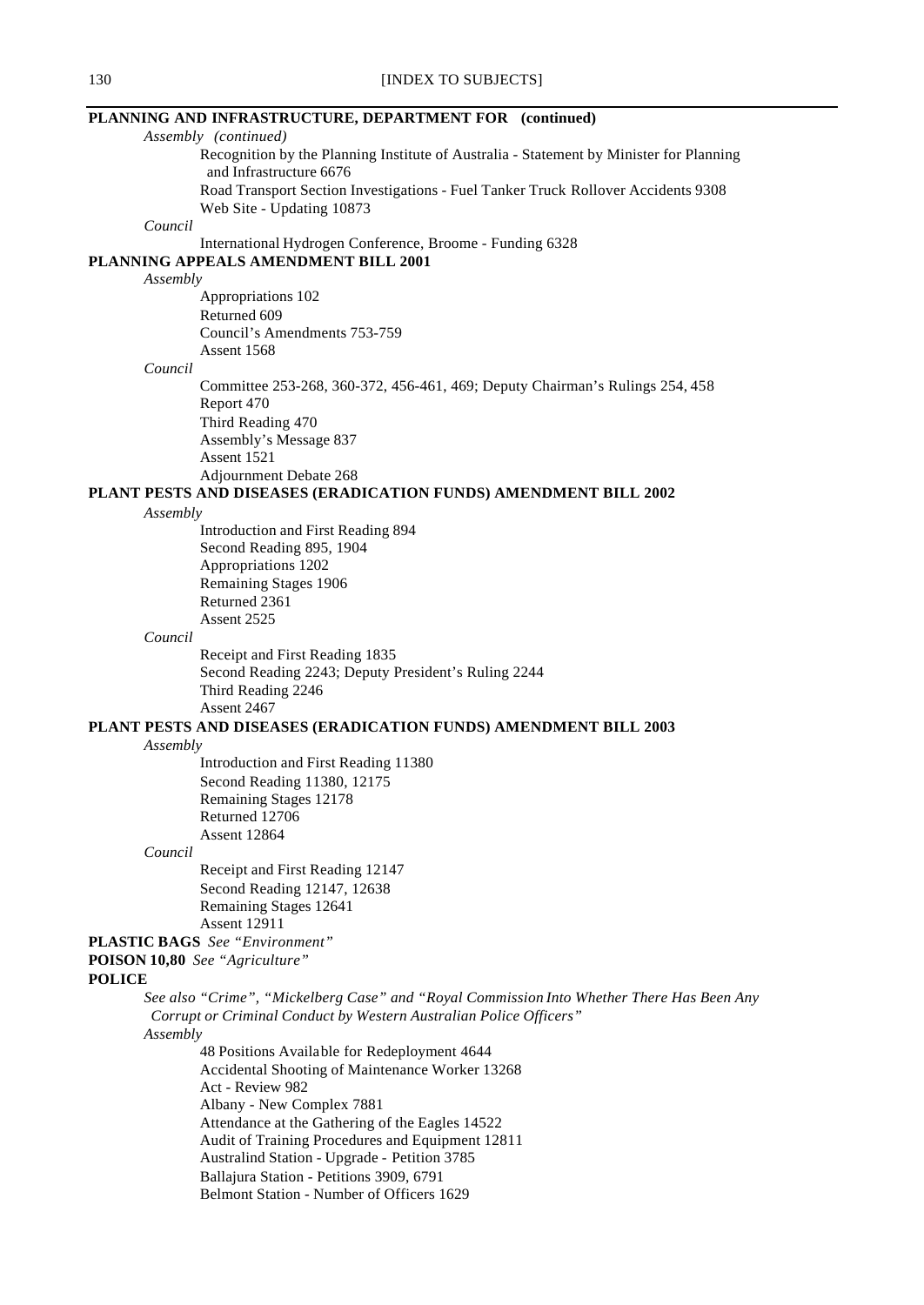**PLANNING AND INFRASTRUCTURE, DEPARTMENT FOR (continued)**

*Assembly (continued)*

Recognition by the Planning Institute of Australia - Statement by Minister for Planning and Infrastructure 6676
Road Transport Section Investigations - Fuel Tanker Truck Rollover Accidents 9308
Web Site - Updating 10873

*Council*

International Hydrogen Conference, Broome - Funding 6328

**PLANNING APPEALS AMENDMENT BILL 2001**

*Assembly*

Appropriations 102
Returned 609
Council's Amendments 753-759
Assent 1568

*Council*

Committee 253-268, 360-372, 456-461, 469; Deputy Chairman's Rulings 254, 458
Report 470
Third Reading 470
Assembly's Message 837
Assent 1521
Adjournment Debate 268

**PLANT PESTS AND DISEASES (ERADICATION FUNDS) AMENDMENT BILL 2002**

*Assembly*

Introduction and First Reading 894
Second Reading 895, 1904
Appropriations 1202
Remaining Stages 1906
Returned 2361
Assent 2525

*Council*

Receipt and First Reading 1835
Second Reading 2243; Deputy President's Ruling 2244
Third Reading 2246
Assent 2467

**PLANT PESTS AND DISEASES (ERADICATION FUNDS) AMENDMENT BILL 2003**

*Assembly*

Introduction and First Reading 11380
Second Reading 11380, 12175
Remaining Stages 12178
Returned 12706
Assent 12864

*Council*

Receipt and First Reading 12147
Second Reading 12147, 12638
Remaining Stages 12641
Assent 12911

**PLASTIC BAGS** *See "Environment"*

**POISON 10,80** *See "Agriculture"*

**POLICE**

*See also "Crime", "Mickelberg Case" and "Royal Commission Into Whether There Has Been Any Corrupt or Criminal Conduct by Western Australian Police Officers"*

*Assembly*

48 Positions Available for Redeployment 4644
Accidental Shooting of Maintenance Worker 13268
Act - Review 982
Albany - New Complex 7881
Attendance at the Gathering of the Eagles 14522
Audit of Training Procedures and Equipment 12811
Australind Station - Upgrade - Petition 3785
Ballajura Station - Petitions 3909, 6791
Belmont Station - Number of Officers 1629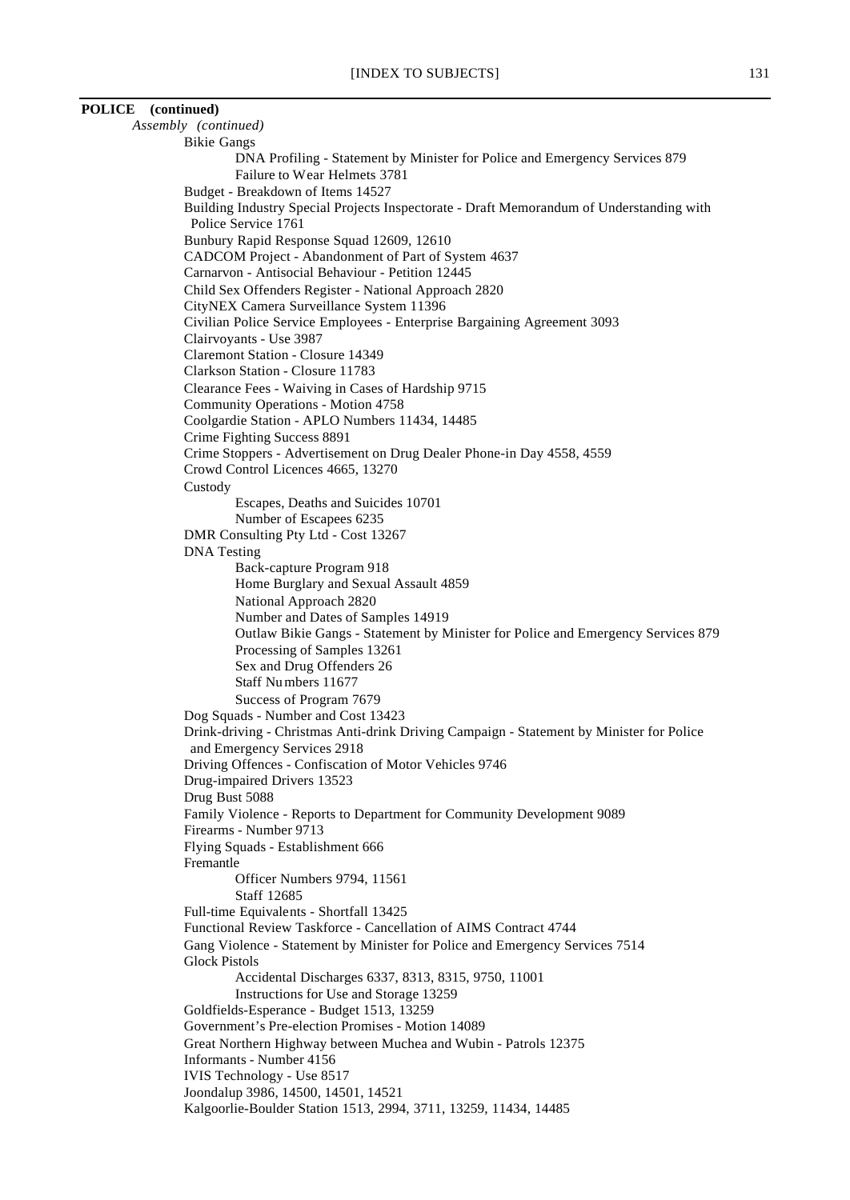**POLICE (continued)**

*Assembly (continued)*

- Bikie Gangs
  - DNA Profiling - Statement by Minister for Police and Emergency Services 879
  - Failure to Wear Helmets 3781
- Budget - Breakdown of Items 14527
- Building Industry Special Projects Inspectorate - Draft Memorandum of Understanding with Police Service 1761
- Bunbury Rapid Response Squad 12609, 12610
- CADCOM Project - Abandonment of Part of System 4637
- Carnarvon - Antisocial Behaviour - Petition 12445
- Child Sex Offenders Register - National Approach 2820
- CityNEX Camera Surveillance System 11396
- Civilian Police Service Employees - Enterprise Bargaining Agreement 3093
- Clairvoyants - Use 3987
- Claremont Station - Closure 14349
- Clarkson Station - Closure 11783
- Clearance Fees - Waiving in Cases of Hardship 9715
- Community Operations - Motion 4758
- Coolgardie Station - APLO Numbers 11434, 14485
- Crime Fighting Success 8891
- Crime Stoppers - Advertisement on Drug Dealer Phone-in Day 4558, 4559
- Crowd Control Licences 4665, 13270
- Custody
  - Escapes, Deaths and Suicides 10701
  - Number of Escapees 6235
- DMR Consulting Pty Ltd - Cost 13267
- DNA Testing
  - Back-capture Program 918
  - Home Burglary and Sexual Assault 4859
  - National Approach 2820
  - Number and Dates of Samples 14919
  - Outlaw Bikie Gangs - Statement by Minister for Police and Emergency Services 879
  - Processing of Samples 13261
  - Sex and Drug Offenders 26
  - Staff Numbers 11677
  - Success of Program 7679
- Dog Squads - Number and Cost 13423
- Drink-driving - Christmas Anti-drink Driving Campaign - Statement by Minister for Police and Emergency Services 2918
- Driving Offences - Confiscation of Motor Vehicles 9746
- Drug-impaired Drivers 13523
- Drug Bust 5088
- Family Violence - Reports to Department for Community Development 9089
- Firearms - Number 9713
- Flying Squads - Establishment 666
- Fremantle
  - Officer Numbers 9794, 11561
  - Staff 12685
- Full-time Equivalents - Shortfall 13425
- Functional Review Taskforce - Cancellation of AIMS Contract 4744
- Gang Violence - Statement by Minister for Police and Emergency Services 7514
- Glock Pistols
  - Accidental Discharges 6337, 8313, 8315, 9750, 11001
  - Instructions for Use and Storage 13259
- Goldfields-Esperance - Budget 1513, 13259
- Government's Pre-election Promises - Motion 14089
- Great Northern Highway between Muchea and Wubin - Patrols 12375
- Informants - Number 4156
- IVIS Technology - Use 8517
- Joondalup 3986, 14500, 14501, 14521
- Kalgoorlie-Boulder Station 1513, 2994, 3711, 13259, 11434, 14485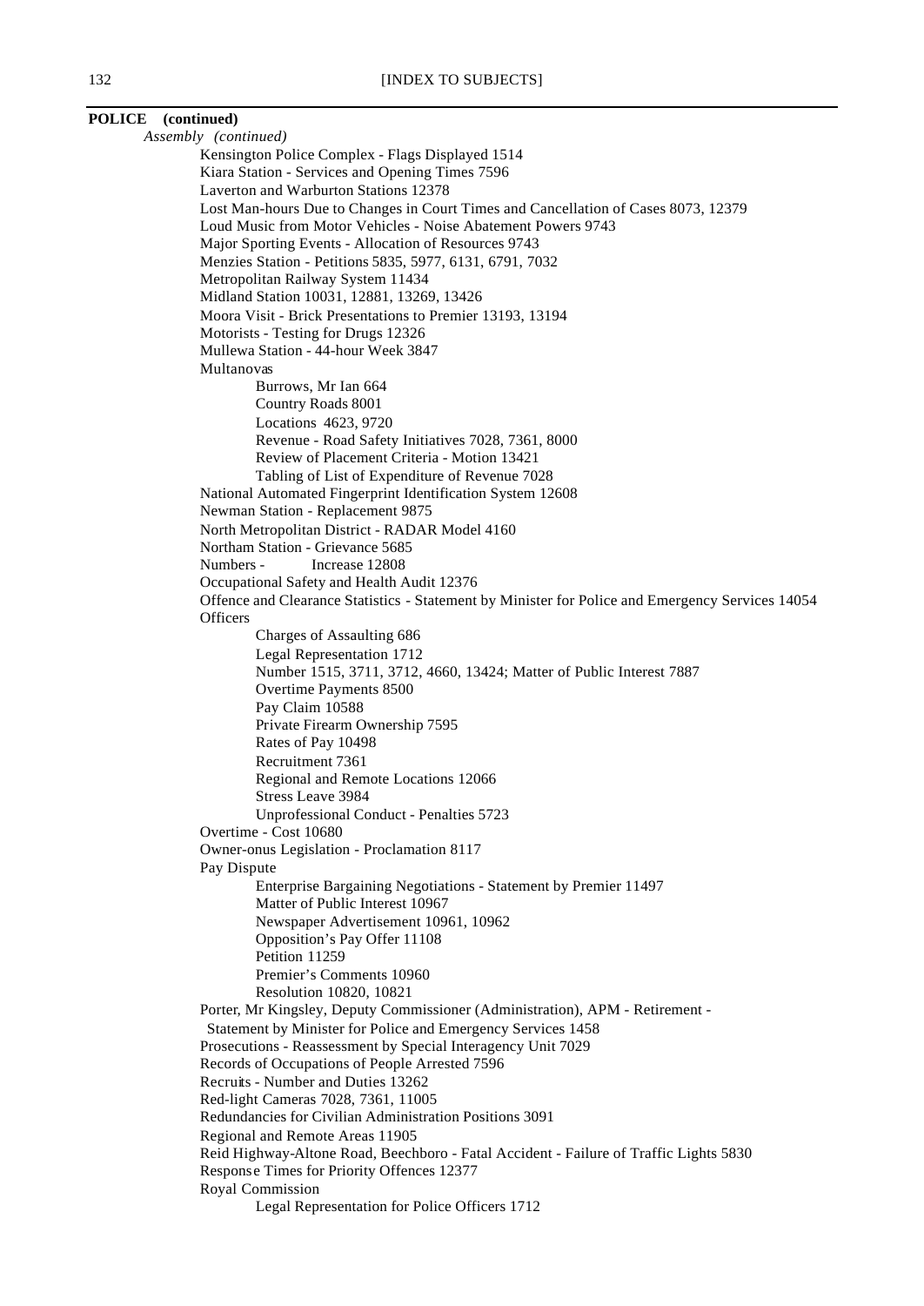**POLICE (continued)**

*Assembly (continued)*

- Kensington Police Complex - Flags Displayed 1514
- Kiara Station - Services and Opening Times 7596
- Laverton and Warburton Stations 12378
- Lost Man-hours Due to Changes in Court Times and Cancellation of Cases 8073, 12379
- Loud Music from Motor Vehicles - Noise Abatement Powers 9743
- Major Sporting Events - Allocation of Resources 9743
- Menzies Station - Petitions 5835, 5977, 6131, 6791, 7032
- Metropolitan Railway System 11434
- Midland Station 10031, 12881, 13269, 13426
- Moora Visit - Brick Presentations to Premier 13193, 13194
- Motorists - Testing for Drugs 12326
- Mullewa Station - 44-hour Week 3847
- Multanovas
  - Burrows, Mr Ian 664
  - Country Roads 8001
  - Locations 4623, 9720
  - Revenue - Road Safety Initiatives 7028, 7361, 8000
  - Review of Placement Criteria - Motion 13421
  - Tabling of List of Expenditure of Revenue 7028
- National Automated Fingerprint Identification System 12608
- Newman Station - Replacement 9875
- North Metropolitan District - RADAR Model 4160
- Northam Station - Grievance 5685
- Numbers - Increase 12808
- Occupational Safety and Health Audit 12376
- Offence and Clearance Statistics - Statement by Minister for Police and Emergency Services 14054
- Officers
  - Charges of Assaulting 686
  - Legal Representation 1712
  - Number 1515, 3711, 3712, 4660, 13424; Matter of Public Interest 7887
  - Overtime Payments 8500
  - Pay Claim 10588
  - Private Firearm Ownership 7595
  - Rates of Pay 10498
  - Recruitment 7361
  - Regional and Remote Locations 12066
  - Stress Leave 3984
  - Unprofessional Conduct - Penalties 5723
- Overtime - Cost 10680
- Owner-onus Legislation - Proclamation 8117
- Pay Dispute
  - Enterprise Bargaining Negotiations - Statement by Premier 11497
  - Matter of Public Interest 10967
  - Newspaper Advertisement 10961, 10962
  - Opposition's Pay Offer 11108
  - Petition 11259
  - Premier's Comments 10960
  - Resolution 10820, 10821
- Porter, Mr Kingsley, Deputy Commissioner (Administration), APM - Retirement - Statement by Minister for Police and Emergency Services 1458
- Prosecutions - Reassessment by Special Interagency Unit 7029
- Records of Occupations of People Arrested 7596
- Recruits - Number and Duties 13262
- Red-light Cameras 7028, 7361, 11005
- Redundancies for Civilian Administration Positions 3091
- Regional and Remote Areas 11905
- Reid Highway-Altone Road, Beechboro - Fatal Accident - Failure of Traffic Lights 5830
- Response Times for Priority Offences 12377
- Royal Commission
  - Legal Representation for Police Officers 1712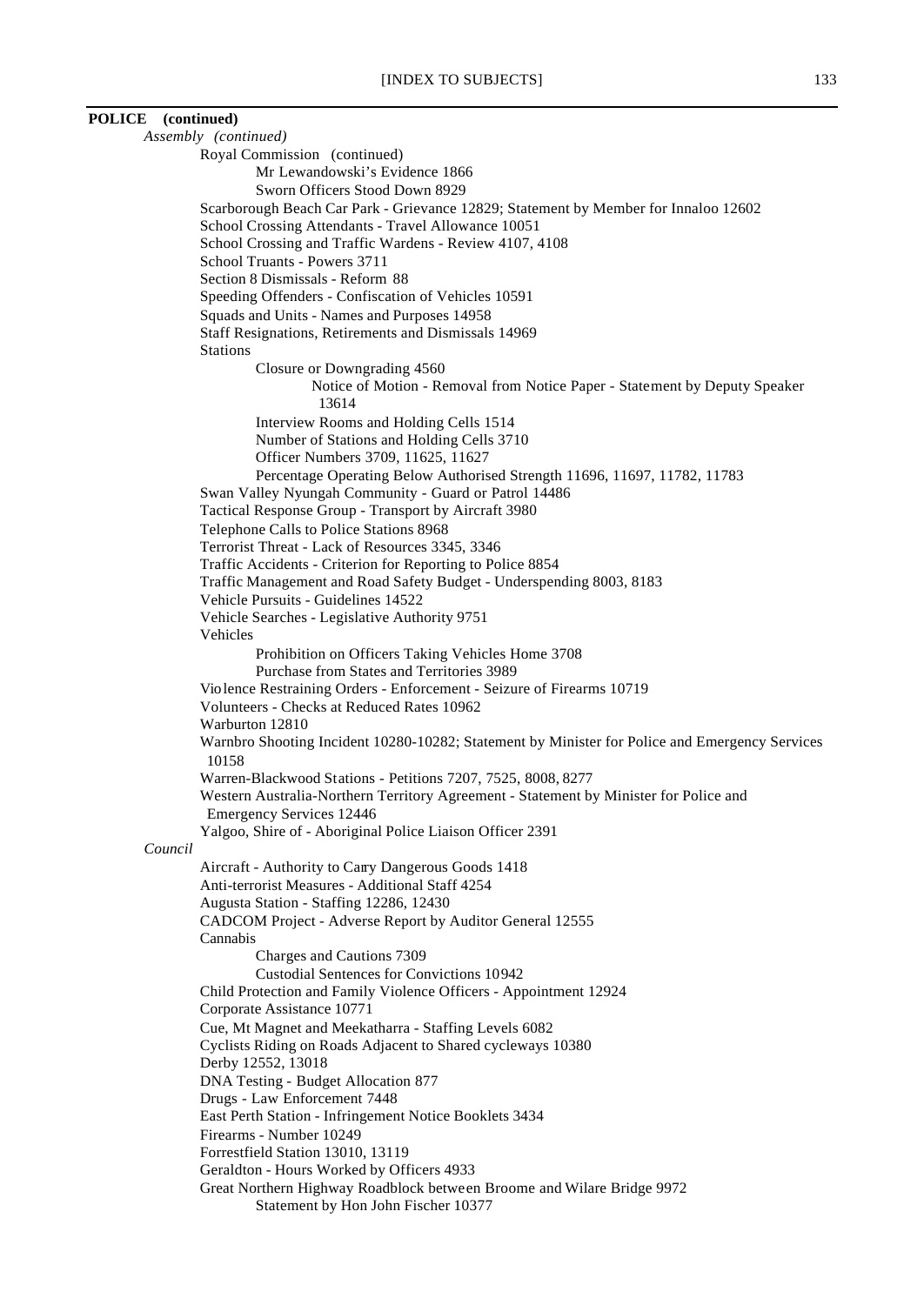**POLICE (continued)**

*Assembly (continued)*

- Royal Commission (continued)
  - Mr Lewandowski's Evidence 1866
  - Sworn Officers Stood Down 8929
- Scarborough Beach Car Park - Grievance 12829; Statement by Member for Innaloo 12602
- School Crossing Attendants - Travel Allowance 10051
- School Crossing and Traffic Wardens - Review 4107, 4108
- School Truants - Powers 3711
- Section 8 Dismissals - Reform 88
- Speeding Offenders - Confiscation of Vehicles 10591
- Squads and Units - Names and Purposes 14958
- Staff Resignations, Retirements and Dismissals 14969
- Stations
  - Closure or Downgrading 4560
    - Notice of Motion - Removal from Notice Paper - Statement by Deputy Speaker 13614
  - Interview Rooms and Holding Cells 1514
  - Number of Stations and Holding Cells 3710
  - Officer Numbers 3709, 11625, 11627
  - Percentage Operating Below Authorised Strength 11696, 11697, 11782, 11783
- Swan Valley Nyungah Community - Guard or Patrol 14486
- Tactical Response Group - Transport by Aircraft 3980
- Telephone Calls to Police Stations 8968
- Terrorist Threat - Lack of Resources 3345, 3346
- Traffic Accidents - Criterion for Reporting to Police 8854
- Traffic Management and Road Safety Budget - Underspending 8003, 8183
- Vehicle Pursuits - Guidelines 14522
- Vehicle Searches - Legislative Authority 9751
- Vehicles
  - Prohibition on Officers Taking Vehicles Home 3708
  - Purchase from States and Territories 3989
- Violence Restraining Orders - Enforcement - Seizure of Firearms 10719
- Volunteers - Checks at Reduced Rates 10962
- Warburton 12810
- Warnbro Shooting Incident 10280-10282; Statement by Minister for Police and Emergency Services 10158
- Warren-Blackwood Stations - Petitions 7207, 7525, 8008, 8277
- Western Australia-Northern Territory Agreement - Statement by Minister for Police and Emergency Services 12446
- Yalgoo, Shire of - Aboriginal Police Liaison Officer 2391

*Council*

- Aircraft - Authority to Carry Dangerous Goods 1418
- Anti-terrorist Measures - Additional Staff 4254
- Augusta Station - Staffing 12286, 12430
- CADCOM Project - Adverse Report by Auditor General 12555
- Cannabis
  - Charges and Cautions 7309
  - Custodial Sentences for Convictions 10942
- Child Protection and Family Violence Officers - Appointment 12924
- Corporate Assistance 10771
- Cue, Mt Magnet and Meekatharra - Staffing Levels 6082
- Cyclists Riding on Roads Adjacent to Shared cycleways 10380
- Derby 12552, 13018
- DNA Testing - Budget Allocation 877
- Drugs - Law Enforcement 7448
- East Perth Station - Infringement Notice Booklets 3434
- Firearms - Number 10249
- Forrestfield Station 13010, 13119
- Geraldton - Hours Worked by Officers 4933
- Great Northern Highway Roadblock between Broome and Wilare Bridge 9972
  - Statement by Hon John Fischer 10377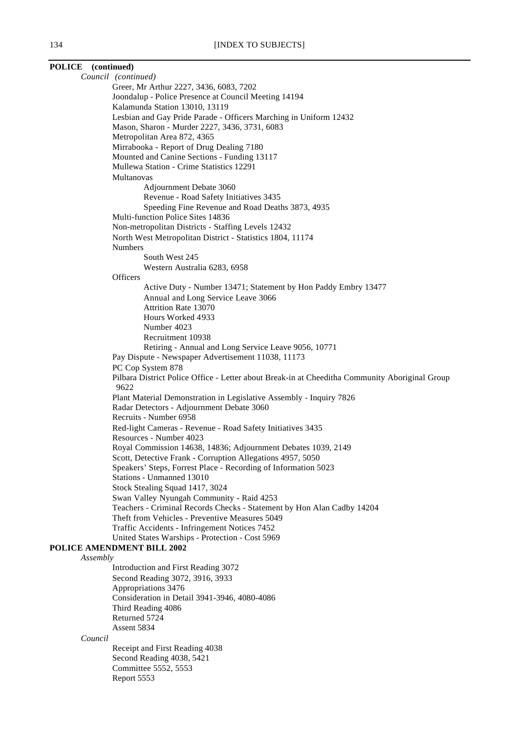**POLICE (continued)**

*Council (continued)*

- Greer, Mr Arthur 2227, 3436, 6083, 7202
- Joondalup - Police Presence at Council Meeting 14194
- Kalamunda Station 13010, 13119
- Lesbian and Gay Pride Parade - Officers Marching in Uniform 12432
- Mason, Sharon - Murder 2227, 3436, 3731, 6083
- Metropolitan Area 872, 4365
- Mirrabooka - Report of Drug Dealing 7180
- Mounted and Canine Sections - Funding 13117
- Mullewa Station - Crime Statistics 12291
- Multanovas
  - Adjournment Debate 3060
  - Revenue - Road Safety Initiatives 3435
  - Speeding Fine Revenue and Road Deaths 3873, 4935
- Multi-function Police Sites 14836
- Non-metropolitan Districts - Staffing Levels 12432
- North West Metropolitan District - Statistics 1804, 11174
- Numbers
  - South West 245
  - Western Australia 6283, 6958
- Officers
  - Active Duty - Number 13471; Statement by Hon Paddy Embry 13477
  - Annual and Long Service Leave 3066
  - Attrition Rate 13070
  - Hours Worked 4933
  - Number 4023
  - Recruitment 10938
  - Retiring - Annual and Long Service Leave 9056, 10771
- Pay Dispute - Newspaper Advertisement 11038, 11173
- PC Cop System 878
- Pilbara District Police Office - Letter about Break-in at Cheeditha Community Aboriginal Group 9622
- Plant Material Demonstration in Legislative Assembly - Inquiry 7826
- Radar Detectors - Adjournment Debate 3060
- Recruits - Number 6958
- Red-light Cameras - Revenue - Road Safety Initiatives 3435
- Resources - Number 4023
- Royal Commission 14638, 14836; Adjournment Debates 1039, 2149
- Scott, Detective Frank - Corruption Allegations 4957, 5050
- Speakers' Steps, Forrest Place - Recording of Information 5023
- Stations - Unmanned 13010
- Stock Stealing Squad 1417, 3024
- Swan Valley Nyungah Community - Raid 4253
- Teachers - Criminal Records Checks - Statement by Hon Alan Cadby 14204
- Theft from Vehicles - Preventive Measures 5049
- Traffic Accidents - Infringement Notices 7452
- United States Warships - Protection - Cost 5969

**POLICE AMENDMENT BILL 2002**

*Assembly*

- Introduction and First Reading 3072
- Second Reading 3072, 3916, 3933
- Appropriations 3476
- Consideration in Detail 3941-3946, 4080-4086
- Third Reading 4086
- Returned 5724
- Assent 5834

*Council*

- Receipt and First Reading 4038
- Second Reading 4038, 5421
- Committee 5552, 5553
- Report 5553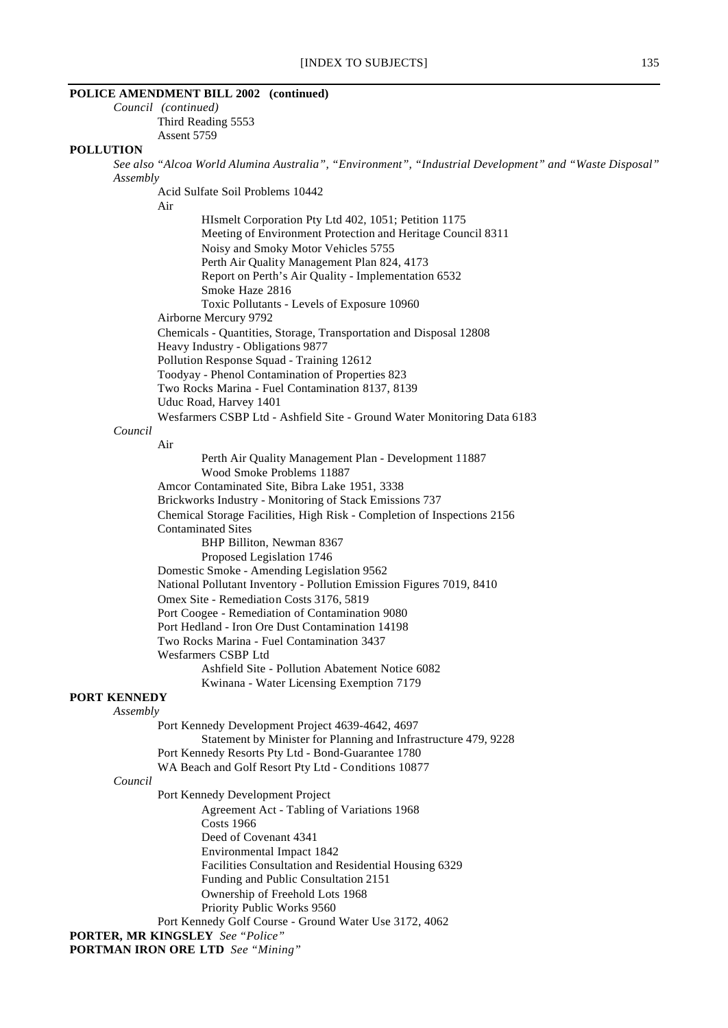**POLICE AMENDMENT BILL 2002 (continued)**

*Council (continued)*

- Third Reading 5553
- Assent 5759

**POLLUTION**

*See also "Alcoa World Alumina Australia", "Environment", "Industrial Development" and "Waste Disposal"*

*Assembly*

- Acid Sulfate Soil Problems 10442
- Air
  - HIsmelt Corporation Pty Ltd 402, 1051; Petition 1175
  - Meeting of Environment Protection and Heritage Council 8311
  - Noisy and Smoky Motor Vehicles 5755
  - Perth Air Quality Management Plan 824, 4173
  - Report on Perth's Air Quality - Implementation 6532
  - Smoke Haze 2816
  - Toxic Pollutants - Levels of Exposure 10960
- Airborne Mercury 9792
- Chemicals - Quantities, Storage, Transportation and Disposal 12808
- Heavy Industry - Obligations 9877
- Pollution Response Squad - Training 12612
- Toodyay - Phenol Contamination of Properties 823
- Two Rocks Marina - Fuel Contamination 8137, 8139
- Uduc Road, Harvey 1401
- Wesfarmers CSBP Ltd - Ashfield Site - Ground Water Monitoring Data 6183

*Council*

- Air
  - Perth Air Quality Management Plan - Development 11887
  - Wood Smoke Problems 11887
- Amcor Contaminated Site, Bibra Lake 1951, 3338
- Brickworks Industry - Monitoring of Stack Emissions 737
- Chemical Storage Facilities, High Risk - Completion of Inspections 2156
- Contaminated Sites
  - BHP Billiton, Newman 8367
  - Proposed Legislation 1746
- Domestic Smoke - Amending Legislation 9562
- National Pollutant Inventory - Pollution Emission Figures 7019, 8410
- Omex Site - Remediation Costs 3176, 5819
- Port Coogee - Remediation of Contamination 9080
- Port Hedland - Iron Ore Dust Contamination 14198
- Two Rocks Marina - Fuel Contamination 3437
- Wesfarmers CSBP Ltd
  - Ashfield Site - Pollution Abatement Notice 6082
  - Kwinana - Water Licensing Exemption 7179

**PORT KENNEDY**

*Assembly*

- Port Kennedy Development Project 4639-4642, 4697
  - Statement by Minister for Planning and Infrastructure 479, 9228
- Port Kennedy Resorts Pty Ltd - Bond-Guarantee 1780
- WA Beach and Golf Resort Pty Ltd - Conditions 10877

*Council*

- Port Kennedy Development Project
  - Agreement Act - Tabling of Variations 1968
  - Costs 1966
  - Deed of Covenant 4341
  - Environmental Impact 1842
  - Facilities Consultation and Residential Housing 6329
  - Funding and Public Consultation 2151
  - Ownership of Freehold Lots 1968
  - Priority Public Works 9560
- Port Kennedy Golf Course - Ground Water Use 3172, 4062

**PORTER, MR KINGSLEY** *See "Police"*

**PORTMAN IRON ORE LTD** *See "Mining"*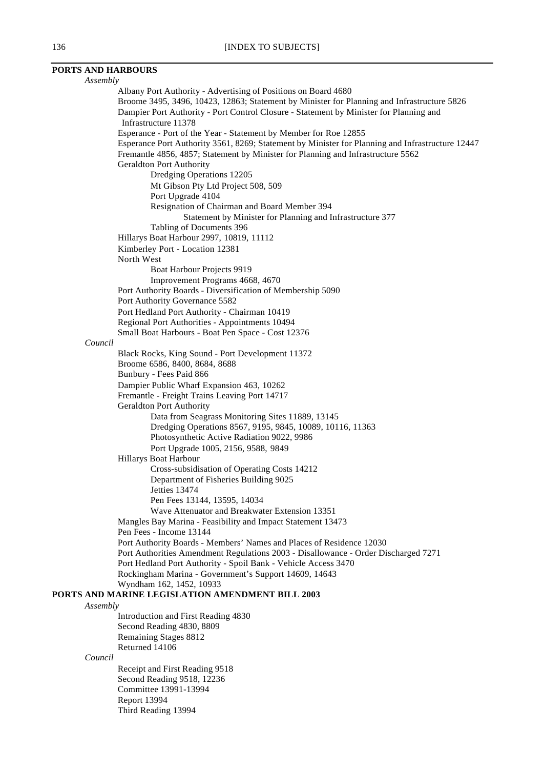**PORTS AND HARBOURS**

*Assembly*

- Albany Port Authority - Advertising of Positions on Board 4680
- Broome 3495, 3496, 10423, 12863; Statement by Minister for Planning and Infrastructure 5826
- Dampier Port Authority - Port Control Closure - Statement by Minister for Planning and Infrastructure 11378
- Esperance - Port of the Year - Statement by Member for Roe 12855
- Esperance Port Authority 3561, 8269; Statement by Minister for Planning and Infrastructure 12447
- Fremantle 4856, 4857; Statement by Minister for Planning and Infrastructure 5562
- Geraldton Port Authority
  - Dredging Operations 12205
  - Mt Gibson Pty Ltd Project 508, 509
  - Port Upgrade 4104
  - Resignation of Chairman and Board Member 394
    - Statement by Minister for Planning and Infrastructure 377
  - Tabling of Documents 396
- Hillarys Boat Harbour 2997, 10819, 11112
- Kimberley Port - Location 12381
- North West
  - Boat Harbour Projects 9919
  - Improvement Programs 4668, 4670
- Port Authority Boards - Diversification of Membership 5090
- Port Authority Governance 5582
- Port Hedland Port Authority - Chairman 10419
- Regional Port Authorities - Appointments 10494
- Small Boat Harbours - Boat Pen Space - Cost 12376

*Council*

- Black Rocks, King Sound - Port Development 11372
- Broome 6586, 8400, 8684, 8688
- Bunbury - Fees Paid 866
- Dampier Public Wharf Expansion 463, 10262
- Fremantle - Freight Trains Leaving Port 14717
- Geraldton Port Authority
  - Data from Seagrass Monitoring Sites 11889, 13145
  - Dredging Operations 8567, 9195, 9845, 10089, 10116, 11363
  - Photosynthetic Active Radiation 9022, 9986
  - Port Upgrade 1005, 2156, 9588, 9849
- Hillarys Boat Harbour
  - Cross-subsidisation of Operating Costs 14212
  - Department of Fisheries Building 9025
  - Jetties 13474
  - Pen Fees 13144, 13595, 14034
  - Wave Attenuator and Breakwater Extension 13351
- Mangles Bay Marina - Feasibility and Impact Statement 13473
- Pen Fees - Income 13144
- Port Authority Boards - Members' Names and Places of Residence 12030
- Port Authorities Amendment Regulations 2003 - Disallowance - Order Discharged 7271
- Port Hedland Port Authority - Spoil Bank - Vehicle Access 3470
- Rockingham Marina - Government's Support 14609, 14643
- Wyndham 162, 1452, 10933

**PORTS AND MARINE LEGISLATION AMENDMENT BILL 2003**

*Assembly*

- Introduction and First Reading 4830
- Second Reading 4830, 8809
- Remaining Stages 8812
- Returned 14106

*Council*

- Receipt and First Reading 9518
- Second Reading 9518, 12236
- Committee 13991-13994
- Report 13994
- Third Reading 13994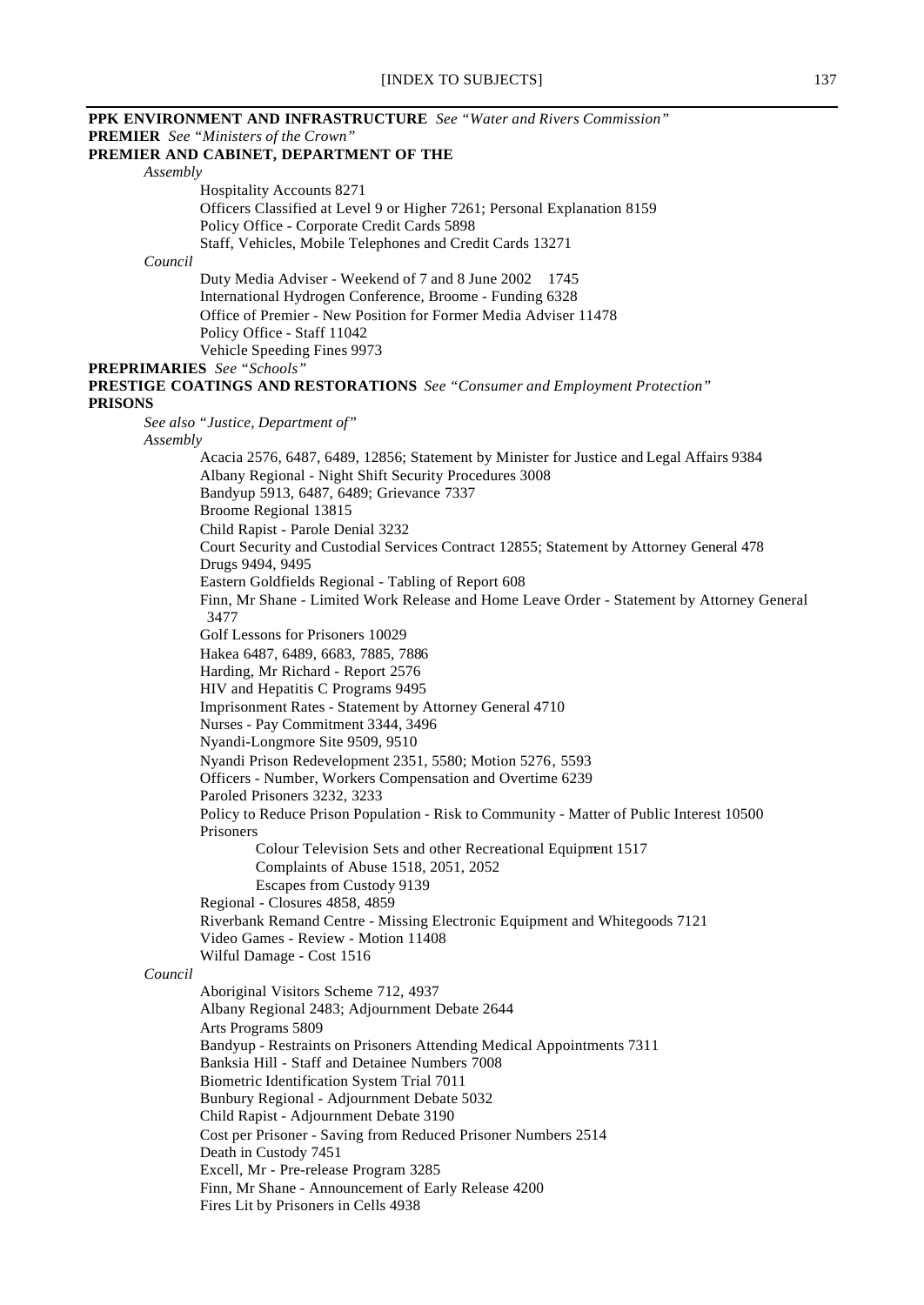**PPK ENVIRONMENT AND INFRASTRUCTURE** *See "Water and Rivers Commission"*
**PREMIER** *See "Ministers of the Crown"*
**PREMIER AND CABINET, DEPARTMENT OF THE**

*Assembly*

Hospitality Accounts 8271
Officers Classified at Level 9 or Higher 7261; Personal Explanation 8159
Policy Office - Corporate Credit Cards 5898
Staff, Vehicles, Mobile Telephones and Credit Cards 13271

*Council*

Duty Media Adviser - Weekend of 7 and 8 June 2002 1745
International Hydrogen Conference, Broome - Funding 6328
Office of Premier - New Position for Former Media Adviser 11478
Policy Office - Staff 11042
Vehicle Speeding Fines 9973

**PREPRIMARIES** *See "Schools"*
**PRESTIGE COATINGS AND RESTORATIONS** *See "Consumer and Employment Protection"*
**PRISONS**

*See also "Justice, Department of"*

*Assembly*

Acacia 2576, 6487, 6489, 12856; Statement by Minister for Justice and Legal Affairs 9384
Albany Regional - Night Shift Security Procedures 3008
Bandyup 5913, 6487, 6489; Grievance 7337
Broome Regional 13815
Child Rapist - Parole Denial 3232
Court Security and Custodial Services Contract 12855; Statement by Attorney General 478
Drugs 9494, 9495
Eastern Goldfields Regional - Tabling of Report 608
Finn, Mr Shane - Limited Work Release and Home Leave Order - Statement by Attorney General 3477
Golf Lessons for Prisoners 10029
Hakea 6487, 6489, 6683, 7885, 7886
Harding, Mr Richard - Report 2576
HIV and Hepatitis C Programs 9495
Imprisonment Rates - Statement by Attorney General 4710
Nurses - Pay Commitment 3344, 3496
Nyandi-Longmore Site 9509, 9510
Nyandi Prison Redevelopment 2351, 5580; Motion 5276, 5593
Officers - Number, Workers Compensation and Overtime 6239
Paroled Prisoners 3232, 3233
Policy to Reduce Prison Population - Risk to Community - Matter of Public Interest 10500
Prisoners

- Colour Television Sets and other Recreational Equipment 1517
- Complaints of Abuse 1518, 2051, 2052
- Escapes from Custody 9139

Regional - Closures 4858, 4859
Riverbank Remand Centre - Missing Electronic Equipment and Whitegoods 7121
Video Games - Review - Motion 11408
Wilful Damage - Cost 1516

*Council*

Aboriginal Visitors Scheme 712, 4937
Albany Regional 2483; Adjournment Debate 2644
Arts Programs 5809
Bandyup - Restraints on Prisoners Attending Medical Appointments 7311
Banksia Hill - Staff and Detainee Numbers 7008
Biometric Identification System Trial 7011
Bunbury Regional - Adjournment Debate 5032
Child Rapist - Adjournment Debate 3190
Cost per Prisoner - Saving from Reduced Prisoner Numbers 2514
Death in Custody 7451
Excell, Mr - Pre-release Program 3285
Finn, Mr Shane - Announcement of Early Release 4200
Fires Lit by Prisoners in Cells 4938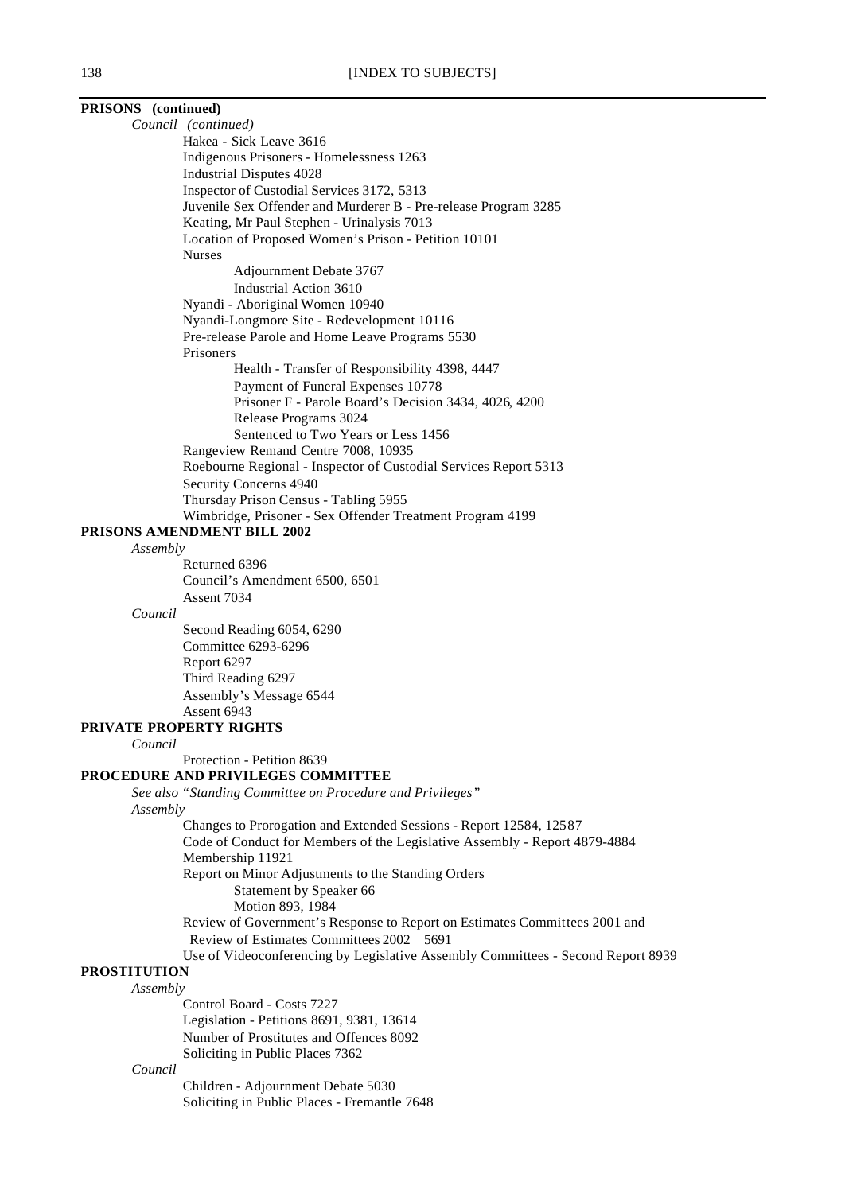**PRISONS (continued)**

*Council (continued)*

- Hakea - Sick Leave 3616
- Indigenous Prisoners - Homelessness 1263
- Industrial Disputes 4028
- Inspector of Custodial Services 3172, 5313
- Juvenile Sex Offender and Murderer B - Pre-release Program 3285
- Keating, Mr Paul Stephen - Urinalysis 7013
- Location of Proposed Women's Prison - Petition 10101
- Nurses
    - Adjournment Debate 3767
    - Industrial Action 3610
- Nyandi - Aboriginal Women 10940
- Nyandi-Longmore Site - Redevelopment 10116
- Pre-release Parole and Home Leave Programs 5530
- Prisoners
    - Health - Transfer of Responsibility 4398, 4447
    - Payment of Funeral Expenses 10778
    - Prisoner F - Parole Board's Decision 3434, 4026, 4200
    - Release Programs 3024
    - Sentenced to Two Years or Less 1456
- Rangeview Remand Centre 7008, 10935
- Roebourne Regional - Inspector of Custodial Services Report 5313
- Security Concerns 4940
- Thursday Prison Census - Tabling 5955
- Wimbridge, Prisoner - Sex Offender Treatment Program 4199

**PRISONS AMENDMENT BILL 2002**

*Assembly*

- Returned 6396
- Council's Amendment 6500, 6501
- Assent 7034

*Council*

- Second Reading 6054, 6290
- Committee 6293-6296
- Report 6297
- Third Reading 6297
- Assembly's Message 6544
- Assent 6943

**PRIVATE PROPERTY RIGHTS**

*Council*

- Protection - Petition 8639

**PROCEDURE AND PRIVILEGES COMMITTEE**

*See also "Standing Committee on Procedure and Privileges"*

*Assembly*

- Changes to Prorogation and Extended Sessions - Report 12584, 12587
- Code of Conduct for Members of the Legislative Assembly - Report 4879-4884
- Membership 11921
- Report on Minor Adjustments to the Standing Orders
    - Statement by Speaker 66
    - Motion 893, 1984
- Review of Government's Response to Report on Estimates Committees 2001 and Review of Estimates Committees 2002 5691
- Use of Videoconferencing by Legislative Assembly Committees - Second Report 8939

**PROSTITUTION**

*Assembly*

- Control Board - Costs 7227
- Legislation - Petitions 8691, 9381, 13614
- Number of Prostitutes and Offences 8092
- Soliciting in Public Places 7362

*Council*

- Children - Adjournment Debate 5030
- Soliciting in Public Places - Fremantle 7648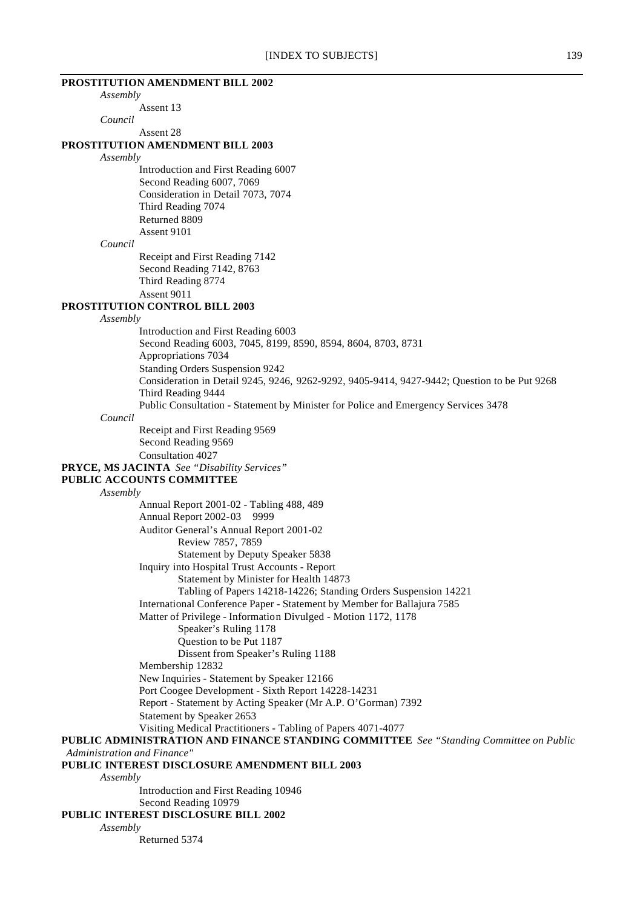**PROSTITUTION AMENDMENT BILL 2002**

*Assembly*

Assent 13

*Council*

Assent 28

**PROSTITUTION AMENDMENT BILL 2003**

*Assembly*

Introduction and First Reading 6007
Second Reading 6007, 7069
Consideration in Detail 7073, 7074
Third Reading 7074
Returned 8809
Assent 9101

*Council*

Receipt and First Reading 7142
Second Reading 7142, 8763
Third Reading 8774
Assent 9011

**PROSTITUTION CONTROL BILL 2003**

*Assembly*

Introduction and First Reading 6003
Second Reading 6003, 7045, 8199, 8590, 8594, 8604, 8703, 8731
Appropriations 7034
Standing Orders Suspension 9242
Consideration in Detail 9245, 9246, 9262-9292, 9405-9414, 9427-9442; Question to be Put 9268
Third Reading 9444
Public Consultation - Statement by Minister for Police and Emergency Services 3478

*Council*

Receipt and First Reading 9569
Second Reading 9569
Consultation 4027

**PRYCE, MS JACINTA** *See "Disability Services"*

**PUBLIC ACCOUNTS COMMITTEE**

*Assembly*

Annual Report 2001-02 - Tabling 488, 489
Annual Report 2002-03 9999
Auditor General's Annual Report 2001-02
- Review 7857, 7859
- Statement by Deputy Speaker 5838

Inquiry into Hospital Trust Accounts - Report
- Statement by Minister for Health 14873
- Tabling of Papers 14218-14226; Standing Orders Suspension 14221

International Conference Paper - Statement by Member for Ballajura 7585
Matter of Privilege - Information Divulged - Motion 1172, 1178
- Speaker's Ruling 1178
- Question to be Put 1187
- Dissent from Speaker's Ruling 1188

Membership 12832
New Inquiries - Statement by Speaker 12166
Port Coogee Development - Sixth Report 14228-14231
Report - Statement by Acting Speaker (Mr A.P. O'Gorman) 7392
Statement by Speaker 2653
Visiting Medical Practitioners - Tabling of Papers 4071-4077

**PUBLIC ADMINISTRATION AND FINANCE STANDING COMMITTEE** *See "Standing Committee on Public Administration and Finance"*

**PUBLIC INTEREST DISCLOSURE AMENDMENT BILL 2003**

*Assembly*

Introduction and First Reading 10946
Second Reading 10979

**PUBLIC INTEREST DISCLOSURE BILL 2002**

*Assembly*

Returned 5374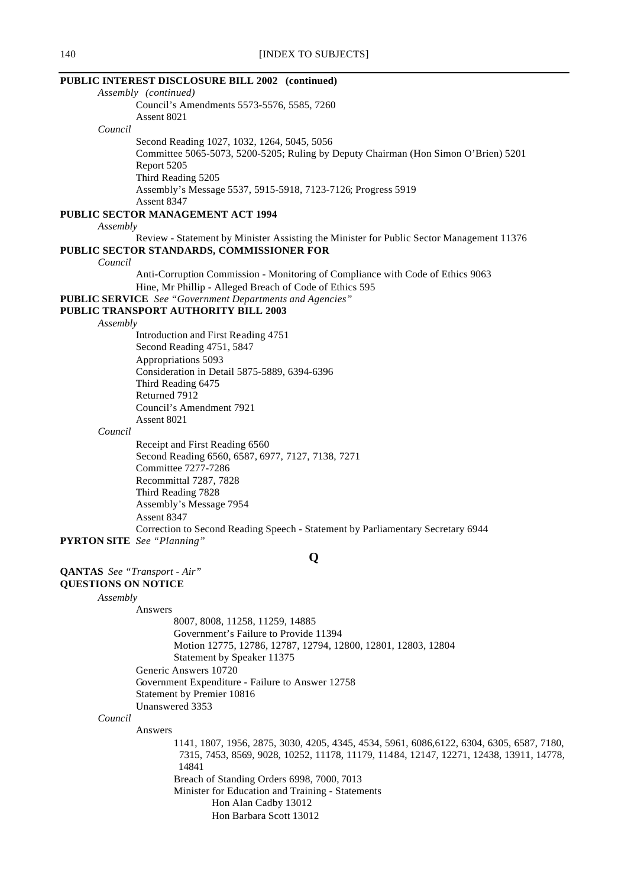**PUBLIC INTEREST DISCLOSURE BILL 2002 (continued)**

*Assembly (continued)*

- Council's Amendments 5573-5576, 5585, 7260
- Assent 8021

*Council*

- Second Reading 1027, 1032, 1264, 5045, 5056
- Committee 5065-5073, 5200-5205; Ruling by Deputy Chairman (Hon Simon O'Brien) 5201
- Report 5205
- Third Reading 5205
- Assembly's Message 5537, 5915-5918, 7123-7126; Progress 5919
- Assent 8347

**PUBLIC SECTOR MANAGEMENT ACT 1994**

*Assembly*

- Review - Statement by Minister Assisting the Minister for Public Sector Management 11376

**PUBLIC SECTOR STANDARDS, COMMISSIONER FOR**

*Council*

- Anti-Corruption Commission - Monitoring of Compliance with Code of Ethics 9063
- Hine, Mr Phillip - Alleged Breach of Code of Ethics 595

**PUBLIC SERVICE** *See "Government Departments and Agencies"*

**PUBLIC TRANSPORT AUTHORITY BILL 2003**

*Assembly*

- Introduction and First Reading 4751
- Second Reading 4751, 5847
- Appropriations 5093
- Consideration in Detail 5875-5889, 6394-6396
- Third Reading 6475
- Returned 7912
- Council's Amendment 7921
- Assent 8021

*Council*

- Receipt and First Reading 6560
- Second Reading 6560, 6587, 6977, 7127, 7138, 7271
- Committee 7277-7286
- Recommittal 7287, 7828
- Third Reading 7828
- Assembly's Message 7954
- Assent 8347
- Correction to Second Reading Speech - Statement by Parliamentary Secretary 6944

**PYRTON SITE** *See "Planning"*

## Q

**QANTAS** *See "Transport - Air"*

**QUESTIONS ON NOTICE**

*Assembly*

- Answers
  - 8007, 8008, 11258, 11259, 14885
  - Government's Failure to Provide 11394
  - Motion 12775, 12786, 12787, 12794, 12800, 12801, 12803, 12804
  - Statement by Speaker 11375
- Generic Answers 10720
- Government Expenditure - Failure to Answer 12758
- Statement by Premier 10816
- Unanswered 3353

*Council*

- Answers
  - 1141, 1807, 1956, 2875, 3030, 4205, 4345, 4534, 5961, 6086,6122, 6304, 6305, 6587, 7180, 7315, 7453, 8569, 9028, 10252, 11178, 11179, 11484, 12147, 12271, 12438, 13911, 14778, 14841
  - Breach of Standing Orders 6998, 7000, 7013
  - Minister for Education and Training - Statements
    - Hon Alan Cadby 13012
    - Hon Barbara Scott 13012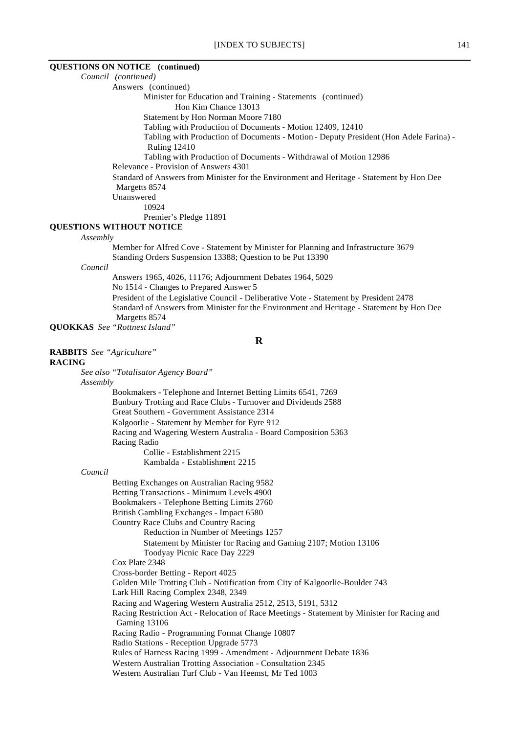**QUESTIONS ON NOTICE (continued)**

*Council (continued)*

Answers (continued)

Minister for Education and Training - Statements (continued)

Hon Kim Chance 13013

Statement by Hon Norman Moore 7180

Tabling with Production of Documents - Motion 12409, 12410

Tabling with Production of Documents - Motion - Deputy President (Hon Adele Farina) - Ruling 12410

Tabling with Production of Documents - Withdrawal of Motion 12986

Relevance - Provision of Answers 4301

Standard of Answers from Minister for the Environment and Heritage - Statement by Hon Dee Margetts 8574

Unanswered

10924

Premier's Pledge 11891

**QUESTIONS WITHOUT NOTICE**

*Assembly*

Member for Alfred Cove - Statement by Minister for Planning and Infrastructure 3679

Standing Orders Suspension 13388; Question to be Put 13390

*Council*

Answers 1965, 4026, 11176; Adjournment Debates 1964, 5029

No 1514 - Changes to Prepared Answer 5

President of the Legislative Council - Deliberative Vote - Statement by President 2478

Standard of Answers from Minister for the Environment and Heritage - Statement by Hon Dee Margetts 8574

**QUOKKAS** *See "Rottnest Island"*

## R

**RABBITS** *See "Agriculture"*

**RACING**

*See also "Totalisator Agency Board"*

*Assembly*

Bookmakers - Telephone and Internet Betting Limits 6541, 7269

Bunbury Trotting and Race Clubs - Turnover and Dividends 2588

Great Southern - Government Assistance 2314

Kalgoorlie - Statement by Member for Eyre 912

Racing and Wagering Western Australia - Board Composition 5363

Racing Radio

Collie - Establishment 2215

Kambalda - Establishment 2215

*Council*

Betting Exchanges on Australian Racing 9582

Betting Transactions - Minimum Levels 4900

Bookmakers - Telephone Betting Limits 2760

British Gambling Exchanges - Impact 6580

Country Race Clubs and Country Racing

Reduction in Number of Meetings 1257

Statement by Minister for Racing and Gaming 2107; Motion 13106

Toodyay Picnic Race Day 2229

Cox Plate 2348

Cross-border Betting - Report 4025

Golden Mile Trotting Club - Notification from City of Kalgoorlie-Boulder 743

Lark Hill Racing Complex 2348, 2349

Racing and Wagering Western Australia 2512, 2513, 5191, 5312

Racing Restriction Act - Relocation of Race Meetings - Statement by Minister for Racing and Gaming 13106

Racing Radio - Programming Format Change 10807

Radio Stations - Reception Upgrade 5773

Rules of Harness Racing 1999 - Amendment - Adjournment Debate 1836

Western Australian Trotting Association - Consultation 2345

Western Australian Turf Club - Van Heemst, Mr Ted 1003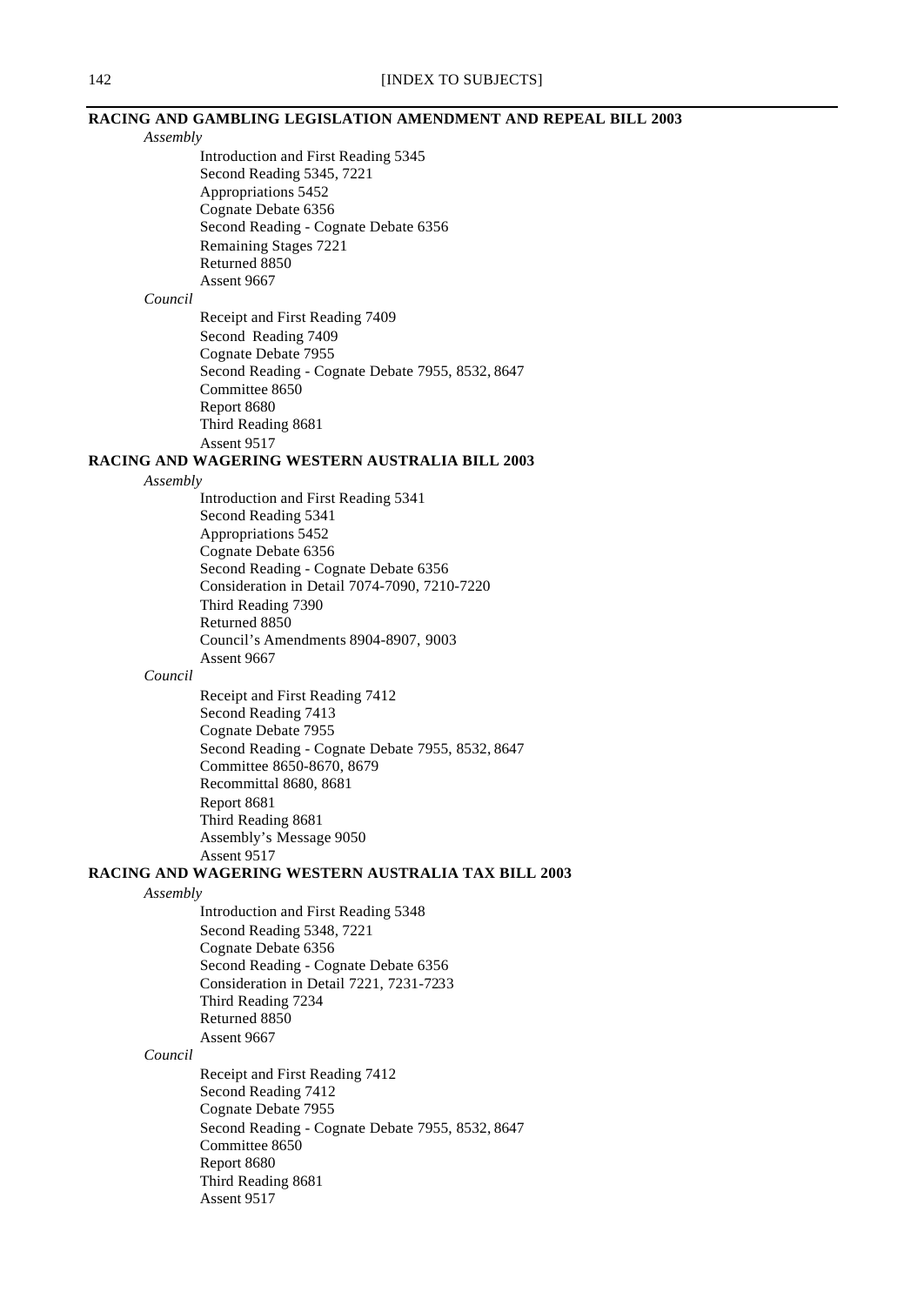## RACING AND GAMBLING LEGISLATION AMENDMENT AND REPEAL BILL 2003

*Assembly*

- Introduction and First Reading 5345
- Second Reading 5345, 7221
- Appropriations 5452
- Cognate Debate 6356
- Second Reading - Cognate Debate 6356
- Remaining Stages 7221
- Returned 8850
- Assent 9667

*Council*

- Receipt and First Reading 7409
- Second Reading 7409
- Cognate Debate 7955
- Second Reading - Cognate Debate 7955, 8532, 8647
- Committee 8650
- Report 8680
- Third Reading 8681
- Assent 9517

## RACING AND WAGERING WESTERN AUSTRALIA BILL 2003

*Assembly*

- Introduction and First Reading 5341
- Second Reading 5341
- Appropriations 5452
- Cognate Debate 6356
- Second Reading - Cognate Debate 6356
- Consideration in Detail 7074-7090, 7210-7220
- Third Reading 7390
- Returned 8850
- Council's Amendments 8904-8907, 9003
- Assent 9667

*Council*

- Receipt and First Reading 7412
- Second Reading 7413
- Cognate Debate 7955
- Second Reading - Cognate Debate 7955, 8532, 8647
- Committee 8650-8670, 8679
- Recommittal 8680, 8681
- Report 8681
- Third Reading 8681
- Assembly's Message 9050
- Assent 9517

## RACING AND WAGERING WESTERN AUSTRALIA TAX BILL 2003

*Assembly*

- Introduction and First Reading 5348
- Second Reading 5348, 7221
- Cognate Debate 6356
- Second Reading - Cognate Debate 6356
- Consideration in Detail 7221, 7231-7233
- Third Reading 7234
- Returned 8850
- Assent 9667

*Council*

- Receipt and First Reading 7412
- Second Reading 7412
- Cognate Debate 7955
- Second Reading - Cognate Debate 7955, 8532, 8647
- Committee 8650
- Report 8680
- Third Reading 8681
- Assent 9517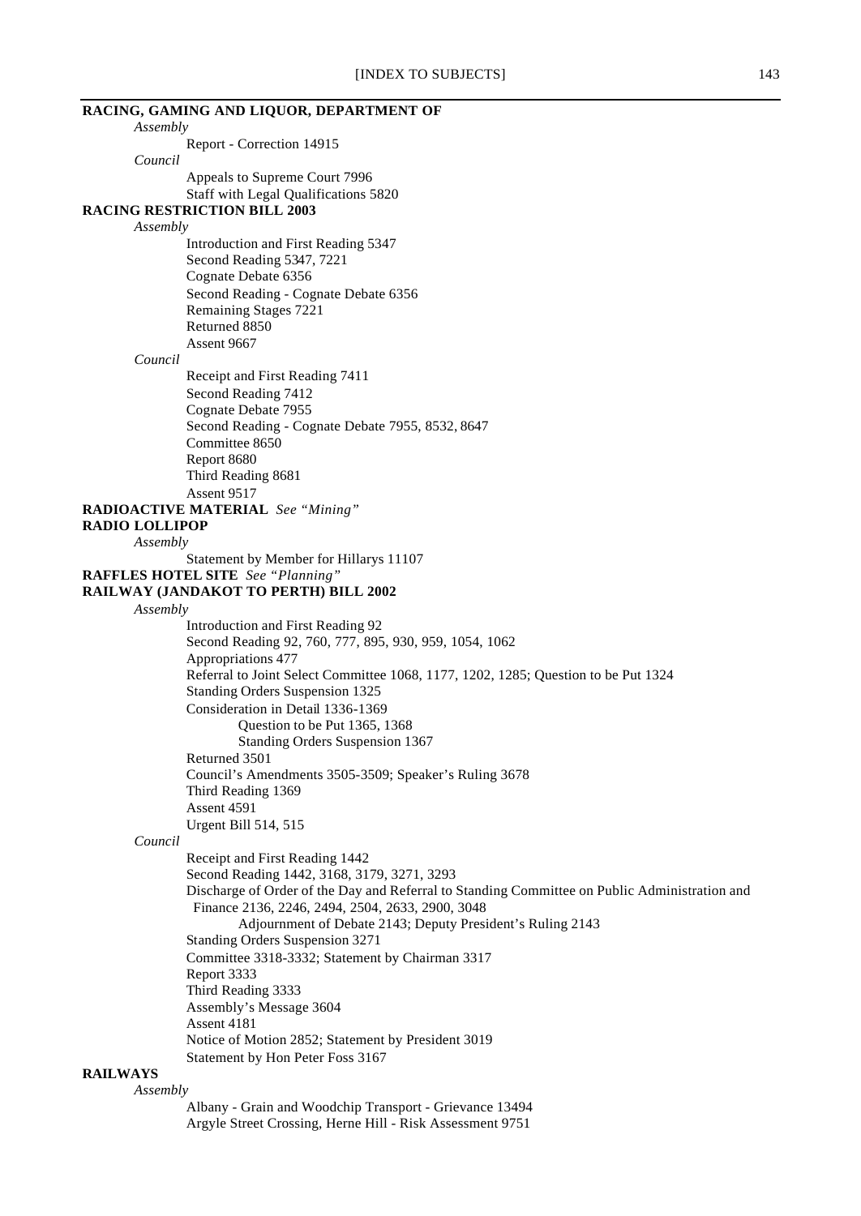**RACING, GAMING AND LIQUOR, DEPARTMENT OF**

*Assembly*

Report - Correction 14915

*Council*

Appeals to Supreme Court 7996

Staff with Legal Qualifications 5820

**RACING RESTRICTION BILL 2003**

*Assembly*

Introduction and First Reading 5347

Second Reading 5347, 7221

Cognate Debate 6356

Second Reading - Cognate Debate 6356

Remaining Stages 7221

Returned 8850

Assent 9667

*Council*

Receipt and First Reading 7411

Second Reading 7412

Cognate Debate 7955

Second Reading - Cognate Debate 7955, 8532, 8647

Committee 8650

Report 8680

Third Reading 8681

Assent 9517

**RADIOACTIVE MATERIAL** *See "Mining"*

**RADIO LOLLIPOP**

*Assembly*

Statement by Member for Hillarys 11107

**RAFFLES HOTEL SITE** *See "Planning"*

**RAILWAY (JANDAKOT TO PERTH) BILL 2002**

*Assembly*

Introduction and First Reading 92

Second Reading 92, 760, 777, 895, 930, 959, 1054, 1062

Appropriations 477

Referral to Joint Select Committee 1068, 1177, 1202, 1285; Question to be Put 1324

Standing Orders Suspension 1325

Consideration in Detail 1336-1369

Question to be Put 1365, 1368

Standing Orders Suspension 1367

Returned 3501

Council's Amendments 3505-3509; Speaker's Ruling 3678

Third Reading 1369

Assent 4591

Urgent Bill 514, 515

*Council*

Receipt and First Reading 1442

Second Reading 1442, 3168, 3179, 3271, 3293

Discharge of Order of the Day and Referral to Standing Committee on Public Administration and Finance 2136, 2246, 2494, 2504, 2633, 2900, 3048

Adjournment of Debate 2143; Deputy President's Ruling 2143

Standing Orders Suspension 3271

Committee 3318-3332; Statement by Chairman 3317

Report 3333

Third Reading 3333

Assembly's Message 3604

Assent 4181

Notice of Motion 2852; Statement by President 3019

Statement by Hon Peter Foss 3167

**RAILWAYS**

*Assembly*

Albany - Grain and Woodchip Transport - Grievance 13494

Argyle Street Crossing, Herne Hill - Risk Assessment 9751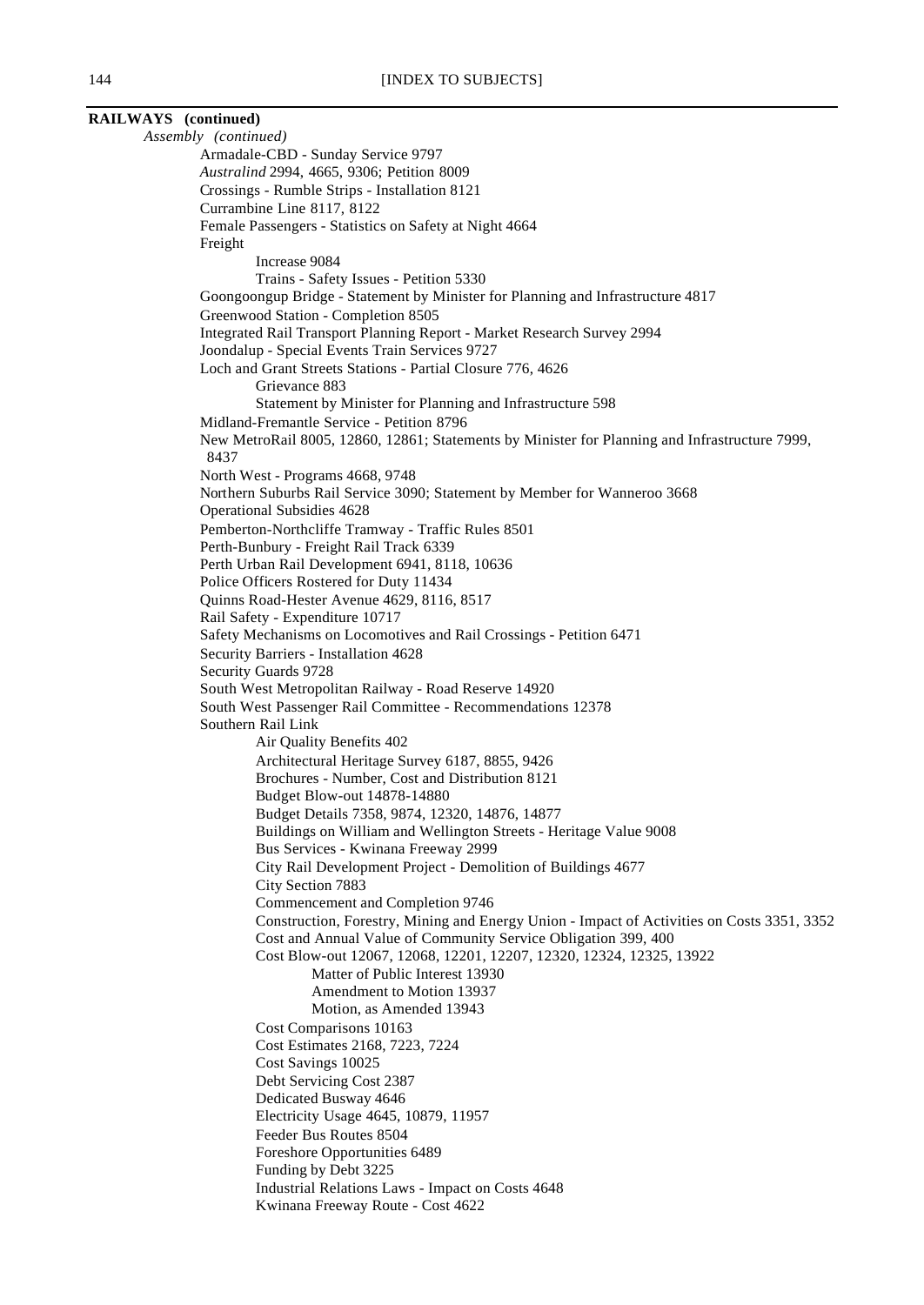**RAILWAYS (continued)**

*Assembly (continued)*

- Armadale-CBD - Sunday Service 9797
- *Australind* 2994, 4665, 9306; Petition 8009
- Crossings - Rumble Strips - Installation 8121
- Currambine Line 8117, 8122
- Female Passengers - Statistics on Safety at Night 4664
- Freight
  - Increase 9084
  - Trains - Safety Issues - Petition 5330
- Goongoongup Bridge - Statement by Minister for Planning and Infrastructure 4817
- Greenwood Station - Completion 8505
- Integrated Rail Transport Planning Report - Market Research Survey 2994
- Joondalup - Special Events Train Services 9727
- Loch and Grant Streets Stations - Partial Closure 776, 4626
  - Grievance 883
  - Statement by Minister for Planning and Infrastructure 598
- Midland-Fremantle Service - Petition 8796
- New MetroRail 8005, 12860, 12861; Statements by Minister for Planning and Infrastructure 7999, 8437
- North West - Programs 4668, 9748
- Northern Suburbs Rail Service 3090; Statement by Member for Wanneroo 3668
- Operational Subsidies 4628
- Pemberton-Northcliffe Tramway - Traffic Rules 8501
- Perth-Bunbury - Freight Rail Track 6339
- Perth Urban Rail Development 6941, 8118, 10636
- Police Officers Rostered for Duty 11434
- Quinns Road-Hester Avenue 4629, 8116, 8517
- Rail Safety - Expenditure 10717
- Safety Mechanisms on Locomotives and Rail Crossings - Petition 6471
- Security Barriers - Installation 4628
- Security Guards 9728
- South West Metropolitan Railway - Road Reserve 14920
- South West Passenger Rail Committee - Recommendations 12378
- Southern Rail Link
  - Air Quality Benefits 402
  - Architectural Heritage Survey 6187, 8855, 9426
  - Brochures - Number, Cost and Distribution 8121
  - Budget Blow-out 14878-14880
  - Budget Details 7358, 9874, 12320, 14876, 14877
  - Buildings on William and Wellington Streets - Heritage Value 9008
  - Bus Services - Kwinana Freeway 2999
  - City Rail Development Project - Demolition of Buildings 4677
  - City Section 7883
  - Commencement and Completion 9746
  - Construction, Forestry, Mining and Energy Union - Impact of Activities on Costs 3351, 3352
  - Cost and Annual Value of Community Service Obligation 399, 400
  - Cost Blow-out 12067, 12068, 12201, 12207, 12320, 12324, 12325, 13922
    - Matter of Public Interest 13930
    - Amendment to Motion 13937
    - Motion, as Amended 13943
  - Cost Comparisons 10163
  - Cost Estimates 2168, 7223, 7224
  - Cost Savings 10025
  - Debt Servicing Cost 2387
  - Dedicated Busway 4646
  - Electricity Usage 4645, 10879, 11957
  - Feeder Bus Routes 8504
  - Foreshore Opportunities 6489
  - Funding by Debt 3225
  - Industrial Relations Laws - Impact on Costs 4648
  - Kwinana Freeway Route - Cost 4622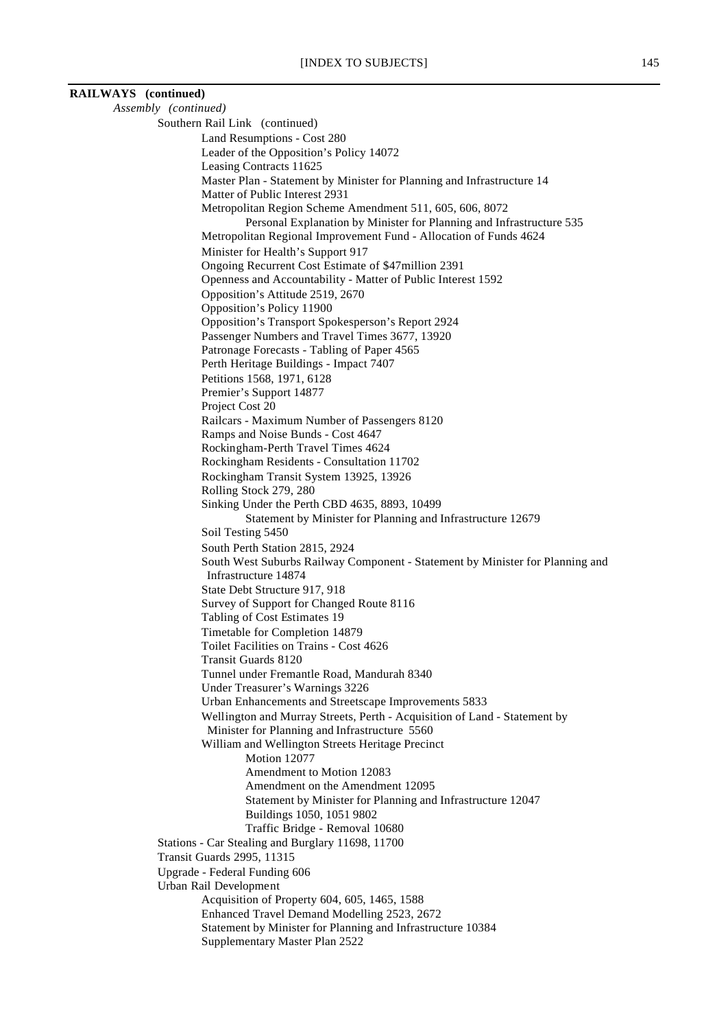**RAILWAYS (continued)**

*Assembly (continued)*

- Southern Rail Link (continued)
  - Land Resumptions - Cost 280
  - Leader of the Opposition's Policy 14072
  - Leasing Contracts 11625
  - Master Plan - Statement by Minister for Planning and Infrastructure 14
  - Matter of Public Interest 2931
  - Metropolitan Region Scheme Amendment 511, 605, 606, 8072
    - Personal Explanation by Minister for Planning and Infrastructure 535
  - Metropolitan Regional Improvement Fund - Allocation of Funds 4624
  - Minister for Health's Support 917
  - Ongoing Recurrent Cost Estimate of $47million 2391
  - Openness and Accountability - Matter of Public Interest 1592
  - Opposition's Attitude 2519, 2670
  - Opposition's Policy 11900
  - Opposition's Transport Spokesperson's Report 2924
  - Passenger Numbers and Travel Times 3677, 13920
  - Patronage Forecasts - Tabling of Paper 4565
  - Perth Heritage Buildings - Impact 7407
  - Petitions 1568, 1971, 6128
  - Premier's Support 14877
  - Project Cost 20
  - Railcars - Maximum Number of Passengers 8120
  - Ramps and Noise Bunds - Cost 4647
  - Rockingham-Perth Travel Times 4624
  - Rockingham Residents - Consultation 11702
  - Rockingham Transit System 13925, 13926
  - Rolling Stock 279, 280
  - Sinking Under the Perth CBD 4635, 8893, 10499
    - Statement by Minister for Planning and Infrastructure 12679
  - Soil Testing 5450
  - South Perth Station 2815, 2924
  - South West Suburbs Railway Component - Statement by Minister for Planning and Infrastructure 14874
  - State Debt Structure 917, 918
  - Survey of Support for Changed Route 8116
  - Tabling of Cost Estimates 19
  - Timetable for Completion 14879
  - Toilet Facilities on Trains - Cost 4626
  - Transit Guards 8120
  - Tunnel under Fremantle Road, Mandurah 8340
  - Under Treasurer's Warnings 3226
  - Urban Enhancements and Streetscape Improvements 5833
  - Wellington and Murray Streets, Perth - Acquisition of Land - Statement by Minister for Planning and Infrastructure 5560
  - William and Wellington Streets Heritage Precinct
    - Motion 12077
    - Amendment to Motion 12083
    - Amendment on the Amendment 12095
    - Statement by Minister for Planning and Infrastructure 12047
    - Buildings 1050, 1051 9802
    - Traffic Bridge - Removal 10680
- Stations - Car Stealing and Burglary 11698, 11700
- Transit Guards 2995, 11315
- Upgrade - Federal Funding 606
- Urban Rail Development
  - Acquisition of Property 604, 605, 1465, 1588
  - Enhanced Travel Demand Modelling 2523, 2672
  - Statement by Minister for Planning and Infrastructure 10384
  - Supplementary Master Plan 2522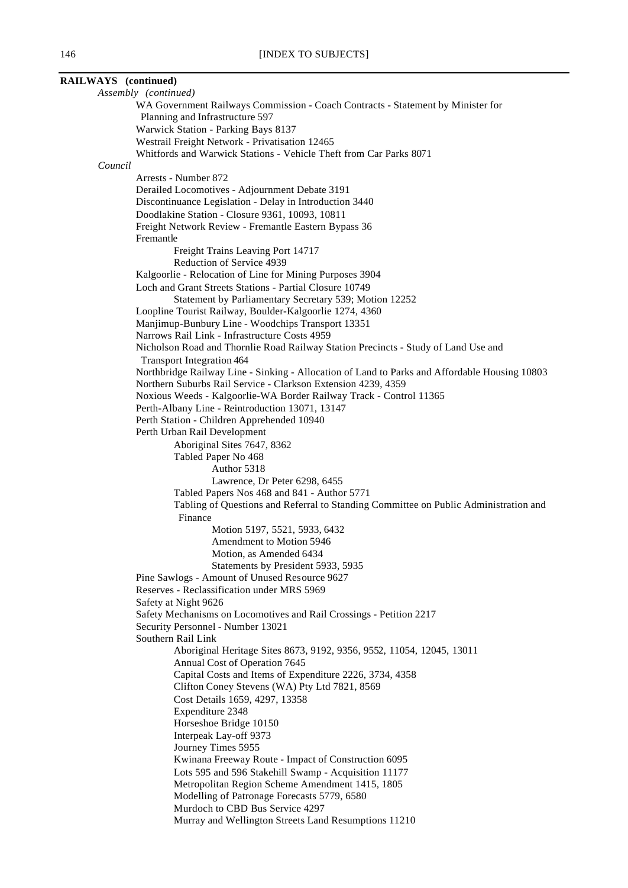**RAILWAYS (continued)**

*Assembly (continued)*

- WA Government Railways Commission - Coach Contracts - Statement by Minister for Planning and Infrastructure 597
- Warwick Station - Parking Bays 8137
- Westrail Freight Network - Privatisation 12465
- Whitfords and Warwick Stations - Vehicle Theft from Car Parks 8071

*Council*

- Arrests - Number 872
- Derailed Locomotives - Adjournment Debate 3191
- Discontinuance Legislation - Delay in Introduction 3440
- Doodlakine Station - Closure 9361, 10093, 10811
- Freight Network Review - Fremantle Eastern Bypass 36
- Fremantle
  - Freight Trains Leaving Port 14717
  - Reduction of Service 4939
- Kalgoorlie - Relocation of Line for Mining Purposes 3904
- Loch and Grant Streets Stations - Partial Closure 10749
  - Statement by Parliamentary Secretary 539; Motion 12252
- Loopline Tourist Railway, Boulder-Kalgoorlie 1274, 4360
- Manjimup-Bunbury Line - Woodchips Transport 13351
- Narrows Rail Link - Infrastructure Costs 4959
- Nicholson Road and Thornlie Road Railway Station Precincts - Study of Land Use and Transport Integration 464
- Northbridge Railway Line - Sinking - Allocation of Land to Parks and Affordable Housing 10803
- Northern Suburbs Rail Service - Clarkson Extension 4239, 4359
- Noxious Weeds - Kalgoorlie-WA Border Railway Track - Control 11365
- Perth-Albany Line - Reintroduction 13071, 13147
- Perth Station - Children Apprehended 10940
- Perth Urban Rail Development
  - Aboriginal Sites 7647, 8362
  - Tabled Paper No 468
    - Author 5318
    - Lawrence, Dr Peter 6298, 6455
  - Tabled Papers Nos 468 and 841 - Author 5771
  - Tabling of Questions and Referral to Standing Committee on Public Administration and Finance
    - Motion 5197, 5521, 5933, 6432
    - Amendment to Motion 5946
    - Motion, as Amended 6434
    - Statements by President 5933, 5935
- Pine Sawlogs - Amount of Unused Resource 9627
- Reserves - Reclassification under MRS 5969
- Safety at Night 9626
- Safety Mechanisms on Locomotives and Rail Crossings - Petition 2217
- Security Personnel - Number 13021
- Southern Rail Link
  - Aboriginal Heritage Sites 8673, 9192, 9356, 9552, 11054, 12045, 13011
  - Annual Cost of Operation 7645
  - Capital Costs and Items of Expenditure 2226, 3734, 4358
  - Clifton Coney Stevens (WA) Pty Ltd 7821, 8569
  - Cost Details 1659, 4297, 13358
  - Expenditure 2348
  - Horseshoe Bridge 10150
  - Interpeak Lay-off 9373
  - Journey Times 5955
  - Kwinana Freeway Route - Impact of Construction 6095
  - Lots 595 and 596 Stakehill Swamp - Acquisition 11177
  - Metropolitan Region Scheme Amendment 1415, 1805
  - Modelling of Patronage Forecasts 5779, 6580
  - Murdoch to CBD Bus Service 4297
  - Murray and Wellington Streets Land Resumptions 11210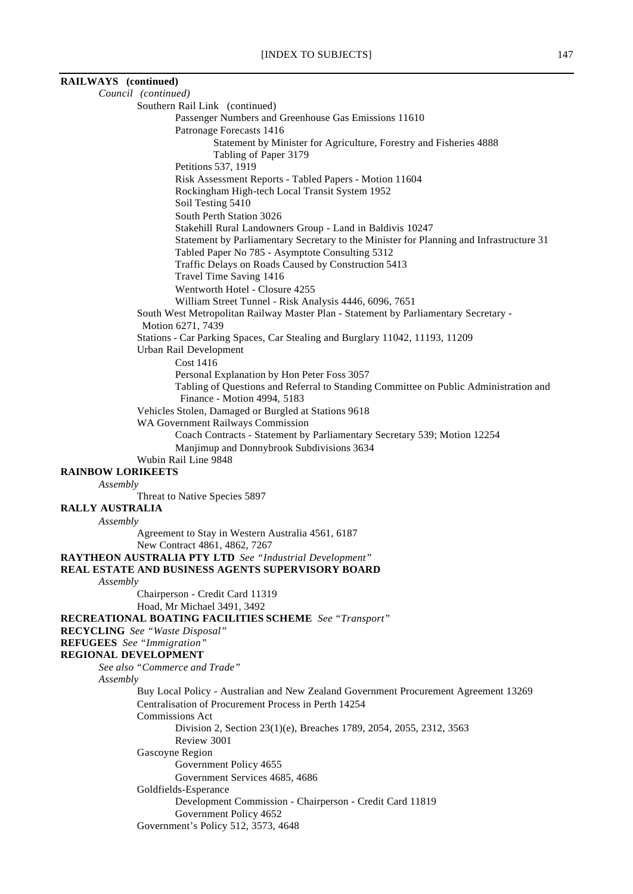**RAILWAYS (continued)**

*Council (continued)*

Southern Rail Link (continued)

Passenger Numbers and Greenhouse Gas Emissions 11610

Patronage Forecasts 1416

Statement by Minister for Agriculture, Forestry and Fisheries 4888

Tabling of Paper 3179

Petitions 537, 1919

Risk Assessment Reports - Tabled Papers - Motion 11604

Rockingham High-tech Local Transit System 1952

Soil Testing 5410

South Perth Station 3026

Stakehill Rural Landowners Group - Land in Baldivis 10247

Statement by Parliamentary Secretary to the Minister for Planning and Infrastructure 31

Tabled Paper No 785 - Asymptote Consulting 5312

Traffic Delays on Roads Caused by Construction 5413

Travel Time Saving 1416

Wentworth Hotel - Closure 4255

William Street Tunnel - Risk Analysis 4446, 6096, 7651

South West Metropolitan Railway Master Plan - Statement by Parliamentary Secretary - Motion 6271, 7439

Stations - Car Parking Spaces, Car Stealing and Burglary 11042, 11193, 11209

Urban Rail Development

Cost 1416

Personal Explanation by Hon Peter Foss 3057

Tabling of Questions and Referral to Standing Committee on Public Administration and Finance - Motion 4994, 5183

Vehicles Stolen, Damaged or Burgled at Stations 9618

WA Government Railways Commission

Coach Contracts - Statement by Parliamentary Secretary 539; Motion 12254

Manjimup and Donnybrook Subdivisions 3634

Wubin Rail Line 9848

**RAINBOW LORIKEETS**

*Assembly*

Threat to Native Species 5897

**RALLY AUSTRALIA**

*Assembly*

Agreement to Stay in Western Australia 4561, 6187

New Contract 4861, 4862, 7267

**RAYTHEON AUSTRALIA PTY LTD** *See "Industrial Development"*

**REAL ESTATE AND BUSINESS AGENTS SUPERVISORY BOARD**

*Assembly*

Chairperson - Credit Card 11319

Hoad, Mr Michael 3491, 3492

**RECREATIONAL BOATING FACILITIES SCHEME** *See "Transport"*

**RECYCLING** *See "Waste Disposal"*

**REFUGEES** *See "Immigration"*

**REGIONAL DEVELOPMENT**

*See also "Commerce and Trade"*

*Assembly*

Buy Local Policy - Australian and New Zealand Government Procurement Agreement 13269

Centralisation of Procurement Process in Perth 14254

Commissions Act

Division 2, Section 23(1)(e), Breaches 1789, 2054, 2055, 2312, 3563

Review 3001

Gascoyne Region

Government Policy 4655

Government Services 4685, 4686

Goldfields-Esperance

Development Commission - Chairperson - Credit Card 11819

Government Policy 4652

Government's Policy 512, 3573, 4648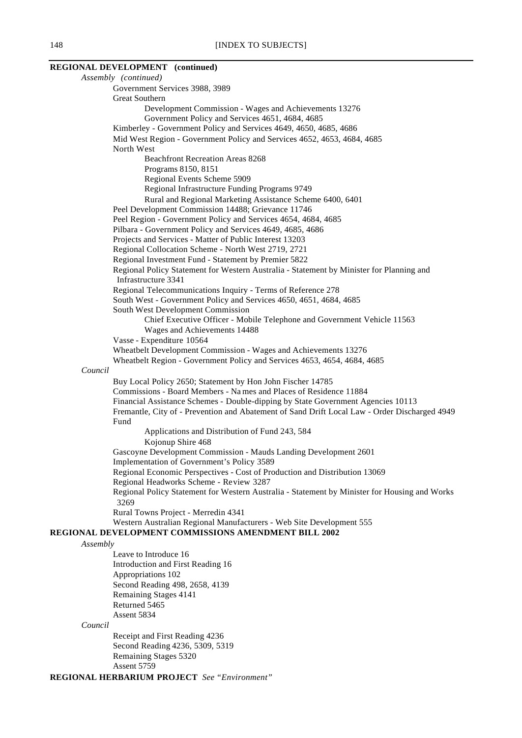**REGIONAL DEVELOPMENT (continued)**

*Assembly (continued)*

Government Services 3988, 3989

Great Southern

- Development Commission - Wages and Achievements 13276
- Government Policy and Services 4651, 4684, 4685

Kimberley - Government Policy and Services 4649, 4650, 4685, 4686

Mid West Region - Government Policy and Services 4652, 4653, 4684, 4685

North West

- Beachfront Recreation Areas 8268
- Programs 8150, 8151
- Regional Events Scheme 5909
- Regional Infrastructure Funding Programs 9749
- Rural and Regional Marketing Assistance Scheme 6400, 6401

Peel Development Commission 14488; Grievance 11746

Peel Region - Government Policy and Services 4654, 4684, 4685

Pilbara - Government Policy and Services 4649, 4685, 4686

Projects and Services - Matter of Public Interest 13203

Regional Collocation Scheme - North West 2719, 2721

Regional Investment Fund - Statement by Premier 5822

Regional Policy Statement for Western Australia - Statement by Minister for Planning and Infrastructure 3341

Regional Telecommunications Inquiry - Terms of Reference 278

South West - Government Policy and Services 4650, 4651, 4684, 4685

South West Development Commission

- Chief Executive Officer - Mobile Telephone and Government Vehicle 11563
- Wages and Achievements 14488

Vasse - Expenditure 10564

Wheatbelt Development Commission - Wages and Achievements 13276

Wheatbelt Region - Government Policy and Services 4653, 4654, 4684, 4685

*Council*

Buy Local Policy 2650; Statement by Hon John Fischer 14785

Commissions - Board Members - Names and Places of Residence 11884

Financial Assistance Schemes - Double-dipping by State Government Agencies 10113

Fremantle, City of - Prevention and Abatement of Sand Drift Local Law - Order Discharged 4949

Fund

- Applications and Distribution of Fund 243, 584
- Kojonup Shire 468

Gascoyne Development Commission - Mauds Landing Development 2601

Implementation of Government's Policy 3589

Regional Economic Perspectives - Cost of Production and Distribution 13069

Regional Headworks Scheme - Review 3287

Regional Policy Statement for Western Australia - Statement by Minister for Housing and Works 3269

Rural Towns Project - Merredin 4341

Western Australian Regional Manufacturers - Web Site Development 555

**REGIONAL DEVELOPMENT COMMISSIONS AMENDMENT BILL 2002**

*Assembly*

Leave to Introduce 16

Introduction and First Reading 16

Appropriations 102

Second Reading 498, 2658, 4139

Remaining Stages 4141

Returned 5465

Assent 5834

*Council*

Receipt and First Reading 4236

Second Reading 4236, 5309, 5319

Remaining Stages 5320

Assent 5759

**REGIONAL HERBARIUM PROJECT** *See "Environment"*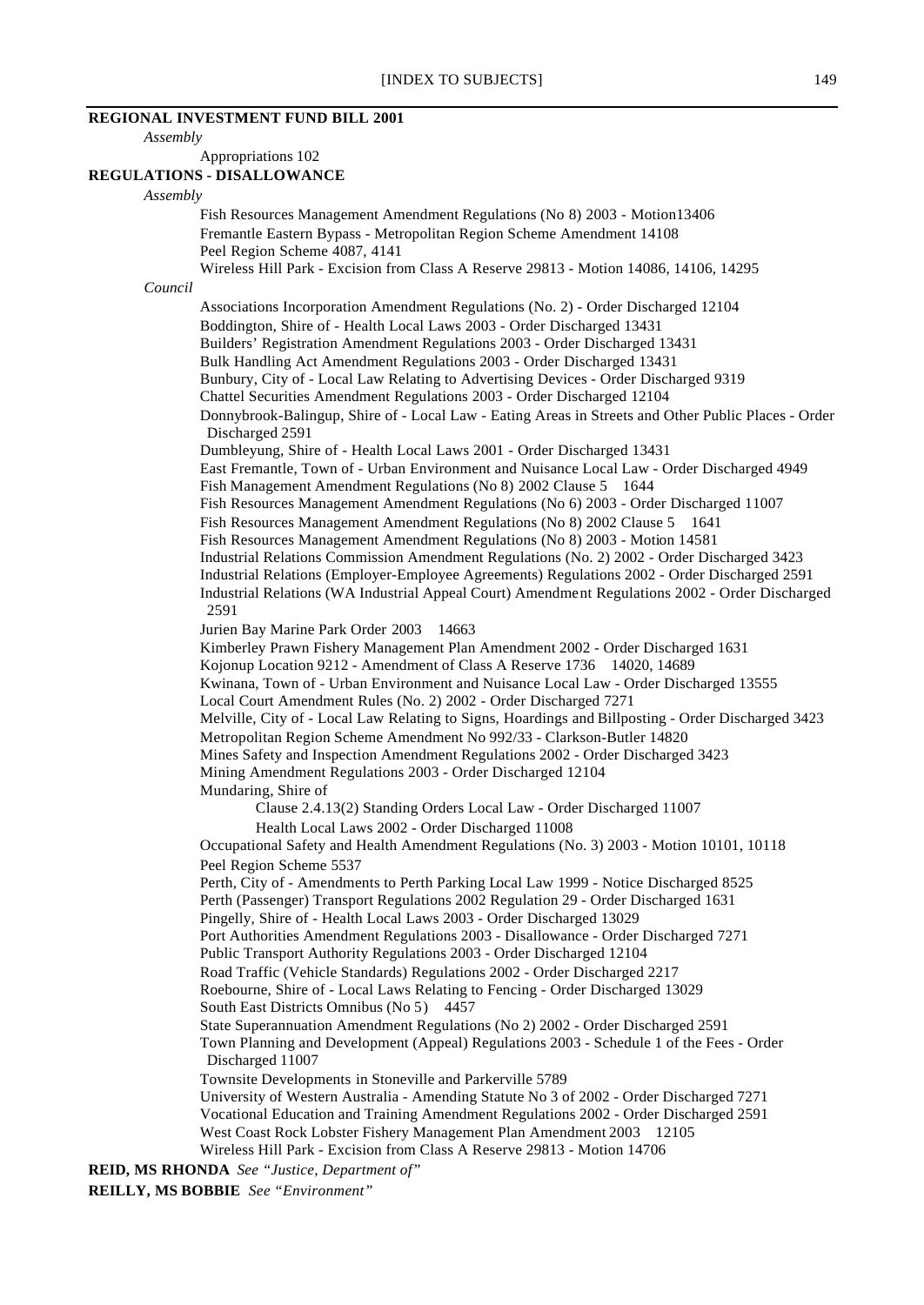**REGIONAL INVESTMENT FUND BILL 2001**

*Assembly*

Appropriations 102

**REGULATIONS - DISALLOWANCE**

*Assembly*

Fish Resources Management Amendment Regulations (No 8) 2003 - Motion13406
Fremantle Eastern Bypass - Metropolitan Region Scheme Amendment 14108
Peel Region Scheme 4087, 4141
Wireless Hill Park - Excision from Class A Reserve 29813 - Motion 14086, 14106, 14295

*Council*

Associations Incorporation Amendment Regulations (No. 2) - Order Discharged 12104
Boddington, Shire of - Health Local Laws 2003 - Order Discharged 13431
Builders' Registration Amendment Regulations 2003 - Order Discharged 13431
Bulk Handling Act Amendment Regulations 2003 - Order Discharged 13431
Bunbury, City of - Local Law Relating to Advertising Devices - Order Discharged 9319
Chattel Securities Amendment Regulations 2003 - Order Discharged 12104
Donnybrook-Balingup, Shire of - Local Law - Eating Areas in Streets and Other Public Places - Order Discharged 2591
Dumbleyung, Shire of - Health Local Laws 2001 - Order Discharged 13431
East Fremantle, Town of - Urban Environment and Nuisance Local Law - Order Discharged 4949
Fish Management Amendment Regulations (No 8) 2002 Clause 5 1644
Fish Resources Management Amendment Regulations (No 6) 2003 - Order Discharged 11007
Fish Resources Management Amendment Regulations (No 8) 2002 Clause 5 1641
Fish Resources Management Amendment Regulations (No 8) 2003 - Motion 14581
Industrial Relations Commission Amendment Regulations (No. 2) 2002 - Order Discharged 3423
Industrial Relations (Employer-Employee Agreements) Regulations 2002 - Order Discharged 2591
Industrial Relations (WA Industrial Appeal Court) Amendment Regulations 2002 - Order Discharged 2591
Jurien Bay Marine Park Order 2003 14663
Kimberley Prawn Fishery Management Plan Amendment 2002 - Order Discharged 1631
Kojonup Location 9212 - Amendment of Class A Reserve 1736 14020, 14689
Kwinana, Town of - Urban Environment and Nuisance Local Law - Order Discharged 13555
Local Court Amendment Rules (No. 2) 2002 - Order Discharged 7271
Melville, City of - Local Law Relating to Signs, Hoardings and Billposting - Order Discharged 3423
Metropolitan Region Scheme Amendment No 992/33 - Clarkson-Butler 14820
Mines Safety and Inspection Amendment Regulations 2002 - Order Discharged 3423
Mining Amendment Regulations 2003 - Order Discharged 12104
Mundaring, Shire of

- Clause 2.4.13(2) Standing Orders Local Law - Order Discharged 11007
- Health Local Laws 2002 - Order Discharged 11008

Occupational Safety and Health Amendment Regulations (No. 3) 2003 - Motion 10101, 10118
Peel Region Scheme 5537
Perth, City of - Amendments to Perth Parking Local Law 1999 - Notice Discharged 8525
Perth (Passenger) Transport Regulations 2002 Regulation 29 - Order Discharged 1631
Pingelly, Shire of - Health Local Laws 2003 - Order Discharged 13029
Port Authorities Amendment Regulations 2003 - Disallowance - Order Discharged 7271
Public Transport Authority Regulations 2003 - Order Discharged 12104
Road Traffic (Vehicle Standards) Regulations 2002 - Order Discharged 2217
Roebourne, Shire of - Local Laws Relating to Fencing - Order Discharged 13029
South East Districts Omnibus (No 5) 4457
State Superannuation Amendment Regulations (No 2) 2002 - Order Discharged 2591
Town Planning and Development (Appeal) Regulations 2003 - Schedule 1 of the Fees - Order Discharged 11007
Townsite Developments in Stoneville and Parkerville 5789
University of Western Australia - Amending Statute No 3 of 2002 - Order Discharged 7271
Vocational Education and Training Amendment Regulations 2002 - Order Discharged 2591
West Coast Rock Lobster Fishery Management Plan Amendment 2003 12105
Wireless Hill Park - Excision from Class A Reserve 29813 - Motion 14706

**REID, MS RHONDA** *See "Justice, Department of"*

**REILLY, MS BOBBIE** *See "Environment"*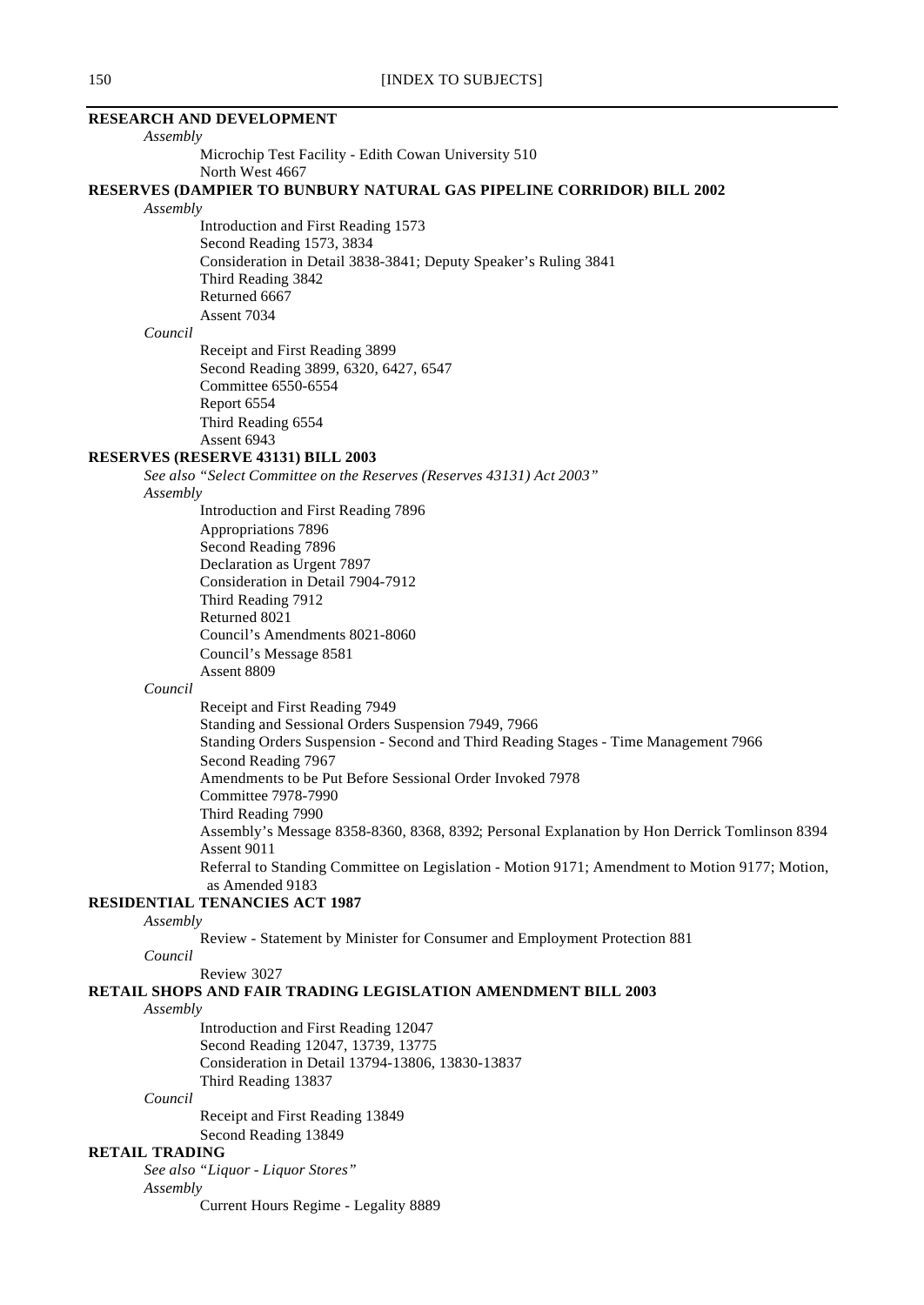**RESEARCH AND DEVELOPMENT**

*Assembly*

Microchip Test Facility - Edith Cowan University 510
North West 4667

**RESERVES (DAMPIER TO BUNBURY NATURAL GAS PIPELINE CORRIDOR) BILL 2002**

*Assembly*

Introduction and First Reading 1573
Second Reading 1573, 3834
Consideration in Detail 3838-3841; Deputy Speaker's Ruling 3841
Third Reading 3842
Returned 6667
Assent 7034

*Council*

Receipt and First Reading 3899
Second Reading 3899, 6320, 6427, 6547
Committee 6550-6554
Report 6554
Third Reading 6554
Assent 6943

**RESERVES (RESERVE 43131) BILL 2003**

*See also "Select Committee on the Reserves (Reserves 43131) Act 2003"*

*Assembly*

Introduction and First Reading 7896
Appropriations 7896
Second Reading 7896
Declaration as Urgent 7897
Consideration in Detail 7904-7912
Third Reading 7912
Returned 8021
Council's Amendments 8021-8060
Council's Message 8581
Assent 8809

*Council*

Receipt and First Reading 7949
Standing and Sessional Orders Suspension 7949, 7966
Standing Orders Suspension - Second and Third Reading Stages - Time Management 7966
Second Reading 7967
Amendments to be Put Before Sessional Order Invoked 7978
Committee 7978-7990
Third Reading 7990
Assembly's Message 8358-8360, 8368, 8392; Personal Explanation by Hon Derrick Tomlinson 8394
Assent 9011
Referral to Standing Committee on Legislation - Motion 9171; Amendment to Motion 9177; Motion, as Amended 9183

**RESIDENTIAL TENANCIES ACT 1987**

*Assembly*

Review - Statement by Minister for Consumer and Employment Protection 881

*Council*

Review 3027

**RETAIL SHOPS AND FAIR TRADING LEGISLATION AMENDMENT BILL 2003**

*Assembly*

Introduction and First Reading 12047
Second Reading 12047, 13739, 13775
Consideration in Detail 13794-13806, 13830-13837
Third Reading 13837

*Council*

Receipt and First Reading 13849
Second Reading 13849

**RETAIL TRADING**

*See also "Liquor - Liquor Stores"*

*Assembly*

Current Hours Regime - Legality 8889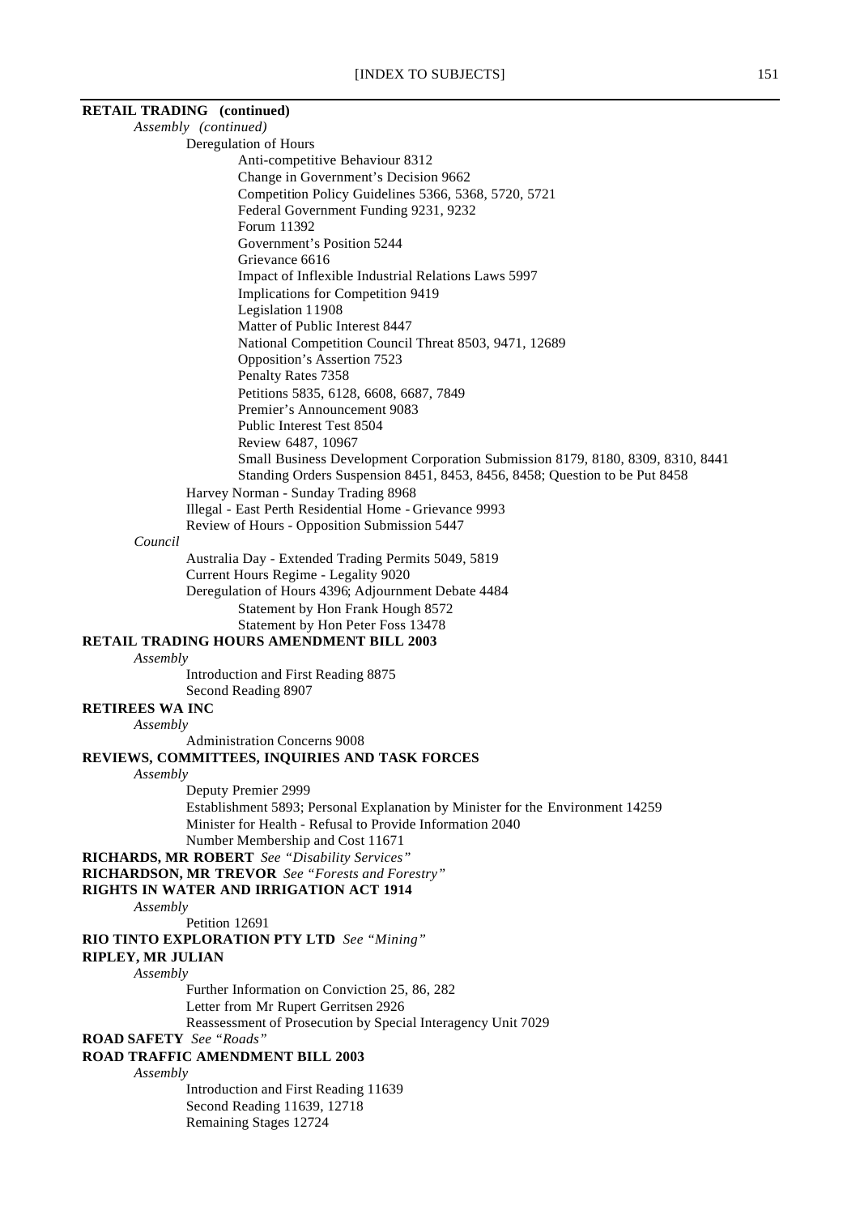**RETAIL TRADING (continued)**

*Assembly (continued)*

Deregulation of Hours

- Anti-competitive Behaviour 8312
- Change in Government's Decision 9662
- Competition Policy Guidelines 5366, 5368, 5720, 5721
- Federal Government Funding 9231, 9232
- Forum 11392
- Government's Position 5244
- Grievance 6616
- Impact of Inflexible Industrial Relations Laws 5997
- Implications for Competition 9419
- Legislation 11908
- Matter of Public Interest 8447
- National Competition Council Threat 8503, 9471, 12689
- Opposition's Assertion 7523
- Penalty Rates 7358
- Petitions 5835, 6128, 6608, 6687, 7849
- Premier's Announcement 9083
- Public Interest Test 8504
- Review 6487, 10967
- Small Business Development Corporation Submission 8179, 8180, 8309, 8310, 8441
- Standing Orders Suspension 8451, 8453, 8456, 8458; Question to be Put 8458

Harvey Norman - Sunday Trading 8968

Illegal - East Perth Residential Home - Grievance 9993

Review of Hours - Opposition Submission 5447

*Council*

Australia Day - Extended Trading Permits 5049, 5819

Current Hours Regime - Legality 9020

Deregulation of Hours 4396; Adjournment Debate 4484

- Statement by Hon Frank Hough 8572
- Statement by Hon Peter Foss 13478

**RETAIL TRADING HOURS AMENDMENT BILL 2003**

*Assembly*

Introduction and First Reading 8875

Second Reading 8907

**RETIREES WA INC**

*Assembly*

Administration Concerns 9008

**REVIEWS, COMMITTEES, INQUIRIES AND TASK FORCES**

*Assembly*

Deputy Premier 2999

Establishment 5893; Personal Explanation by Minister for the Environment 14259

Minister for Health - Refusal to Provide Information 2040

Number Membership and Cost 11671

**RICHARDS, MR ROBERT** *See "Disability Services"*

**RICHARDSON, MR TREVOR** *See "Forests and Forestry"*

**RIGHTS IN WATER AND IRRIGATION ACT 1914**

*Assembly*

Petition 12691

**RIO TINTO EXPLORATION PTY LTD** *See "Mining"*

**RIPLEY, MR JULIAN**

*Assembly*

Further Information on Conviction 25, 86, 282

Letter from Mr Rupert Gerritsen 2926

Reassessment of Prosecution by Special Interagency Unit 7029

**ROAD SAFETY** *See "Roads"*

**ROAD TRAFFIC AMENDMENT BILL 2003**

*Assembly*

Introduction and First Reading 11639

Second Reading 11639, 12718

Remaining Stages 12724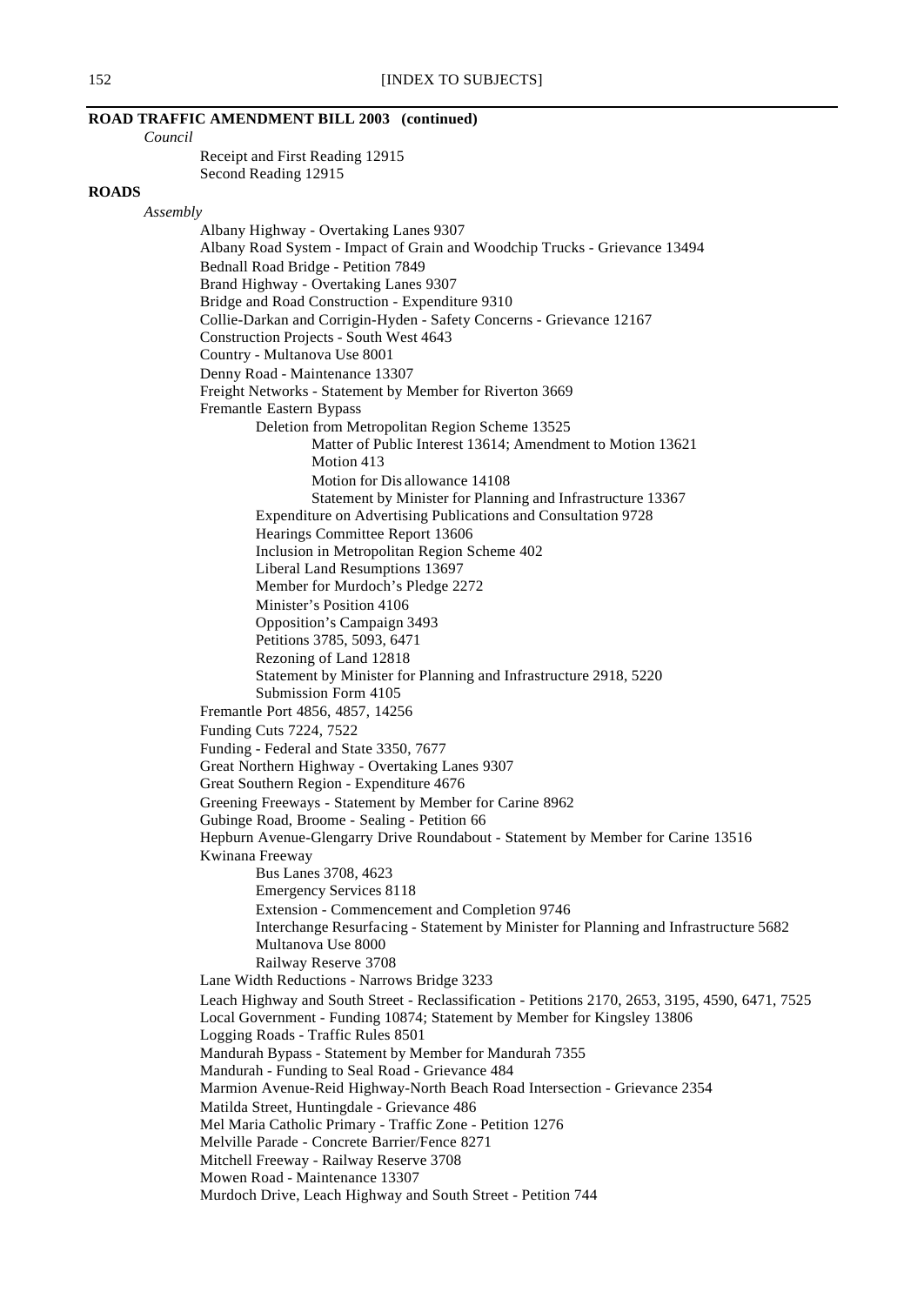**ROAD TRAFFIC AMENDMENT BILL 2003 (continued)**

*Council*

Receipt and First Reading 12915
Second Reading 12915

**ROADS**

*Assembly*

Albany Highway - Overtaking Lanes 9307
Albany Road System - Impact of Grain and Woodchip Trucks - Grievance 13494
Bednall Road Bridge - Petition 7849
Brand Highway - Overtaking Lanes 9307
Bridge and Road Construction - Expenditure 9310
Collie-Darkan and Corrigin-Hyden - Safety Concerns - Grievance 12167
Construction Projects - South West 4643
Country - Multanova Use 8001
Denny Road - Maintenance 13307
Freight Networks - Statement by Member for Riverton 3669
Fremantle Eastern Bypass

- Deletion from Metropolitan Region Scheme 13525
  - Matter of Public Interest 13614; Amendment to Motion 13621
  - Motion 413
  - Motion for Disallowance 14108
  - Statement by Minister for Planning and Infrastructure 13367
- Expenditure on Advertising Publications and Consultation 9728
- Hearings Committee Report 13606
- Inclusion in Metropolitan Region Scheme 402
- Liberal Land Resumptions 13697
- Member for Murdoch's Pledge 2272
- Minister's Position 4106
- Opposition's Campaign 3493
- Petitions 3785, 5093, 6471
- Rezoning of Land 12818
- Statement by Minister for Planning and Infrastructure 2918, 5220
- Submission Form 4105

Fremantle Port 4856, 4857, 14256
Funding Cuts 7224, 7522
Funding - Federal and State 3350, 7677
Great Northern Highway - Overtaking Lanes 9307
Great Southern Region - Expenditure 4676
Greening Freeways - Statement by Member for Carine 8962
Gubinge Road, Broome - Sealing - Petition 66
Hepburn Avenue-Glengarry Drive Roundabout - Statement by Member for Carine 13516
Kwinana Freeway

- Bus Lanes 3708, 4623
- Emergency Services 8118
- Extension - Commencement and Completion 9746
- Interchange Resurfacing - Statement by Minister for Planning and Infrastructure 5682
- Multanova Use 8000
- Railway Reserve 3708

Lane Width Reductions - Narrows Bridge 3233
Leach Highway and South Street - Reclassification - Petitions 2170, 2653, 3195, 4590, 6471, 7525
Local Government - Funding 10874; Statement by Member for Kingsley 13806
Logging Roads - Traffic Rules 8501
Mandurah Bypass - Statement by Member for Mandurah 7355
Mandurah - Funding to Seal Road - Grievance 484
Marmion Avenue-Reid Highway-North Beach Road Intersection - Grievance 2354
Matilda Street, Huntingdale - Grievance 486
Mel Maria Catholic Primary - Traffic Zone - Petition 1276
Melville Parade - Concrete Barrier/Fence 8271
Mitchell Freeway - Railway Reserve 3708
Mowen Road - Maintenance 13307
Murdoch Drive, Leach Highway and South Street - Petition 744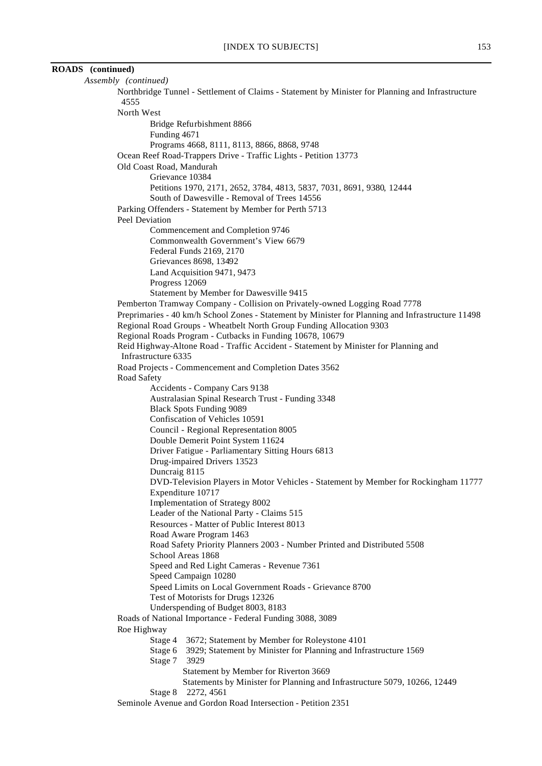**ROADS (continued)**

*Assembly (continued)*

- Northbridge Tunnel - Settlement of Claims - Statement by Minister for Planning and Infrastructure 4555
- North West
  - Bridge Refurbishment 8866
  - Funding 4671
  - Programs 4668, 8111, 8113, 8866, 8868, 9748
- Ocean Reef Road-Trappers Drive - Traffic Lights - Petition 13773
- Old Coast Road, Mandurah
  - Grievance 10384
  - Petitions 1970, 2171, 2652, 3784, 4813, 5837, 7031, 8691, 9380, 12444
  - South of Dawesville - Removal of Trees 14556
- Parking Offenders - Statement by Member for Perth 5713
- Peel Deviation
  - Commencement and Completion 9746
  - Commonwealth Government's View 6679
  - Federal Funds 2169, 2170
  - Grievances 8698, 13492
  - Land Acquisition 9471, 9473
  - Progress 12069
  - Statement by Member for Dawesville 9415
- Pemberton Tramway Company - Collision on Privately-owned Logging Road 7778
- Preprimaries - 40 km/h School Zones - Statement by Minister for Planning and Infrastructure 11498
- Regional Road Groups - Wheatbelt North Group Funding Allocation 9303
- Regional Roads Program - Cutbacks in Funding 10678, 10679
- Reid Highway-Altone Road - Traffic Accident - Statement by Minister for Planning and Infrastructure 6335
- Road Projects - Commencement and Completion Dates 3562
- Road Safety
  - Accidents - Company Cars 9138
  - Australasian Spinal Research Trust - Funding 3348
  - Black Spots Funding 9089
  - Confiscation of Vehicles 10591
  - Council - Regional Representation 8005
  - Double Demerit Point System 11624
  - Driver Fatigue - Parliamentary Sitting Hours 6813
  - Drug-impaired Drivers 13523
  - Duncraig 8115
  - DVD-Television Players in Motor Vehicles - Statement by Member for Rockingham 11777
  - Expenditure 10717
  - Implementation of Strategy 8002
  - Leader of the National Party - Claims 515
  - Resources - Matter of Public Interest 8013
  - Road Aware Program 1463
  - Road Safety Priority Planners 2003 - Number Printed and Distributed 5508
  - School Areas 1868
  - Speed and Red Light Cameras - Revenue 7361
  - Speed Campaign 10280
  - Speed Limits on Local Government Roads - Grievance 8700
  - Test of Motorists for Drugs 12326
  - Underspending of Budget 8003, 8183
- Roads of National Importance - Federal Funding 3088, 3089
- Roe Highway
  - Stage 4 3672; Statement by Member for Roleystone 4101
  - Stage 6 3929; Statement by Minister for Planning and Infrastructure 1569
  - Stage 7 3929
    - Statement by Member for Riverton 3669
    - Statements by Minister for Planning and Infrastructure 5079, 10266, 12449
  - Stage 8 2272, 4561
- Seminole Avenue and Gordon Road Intersection - Petition 2351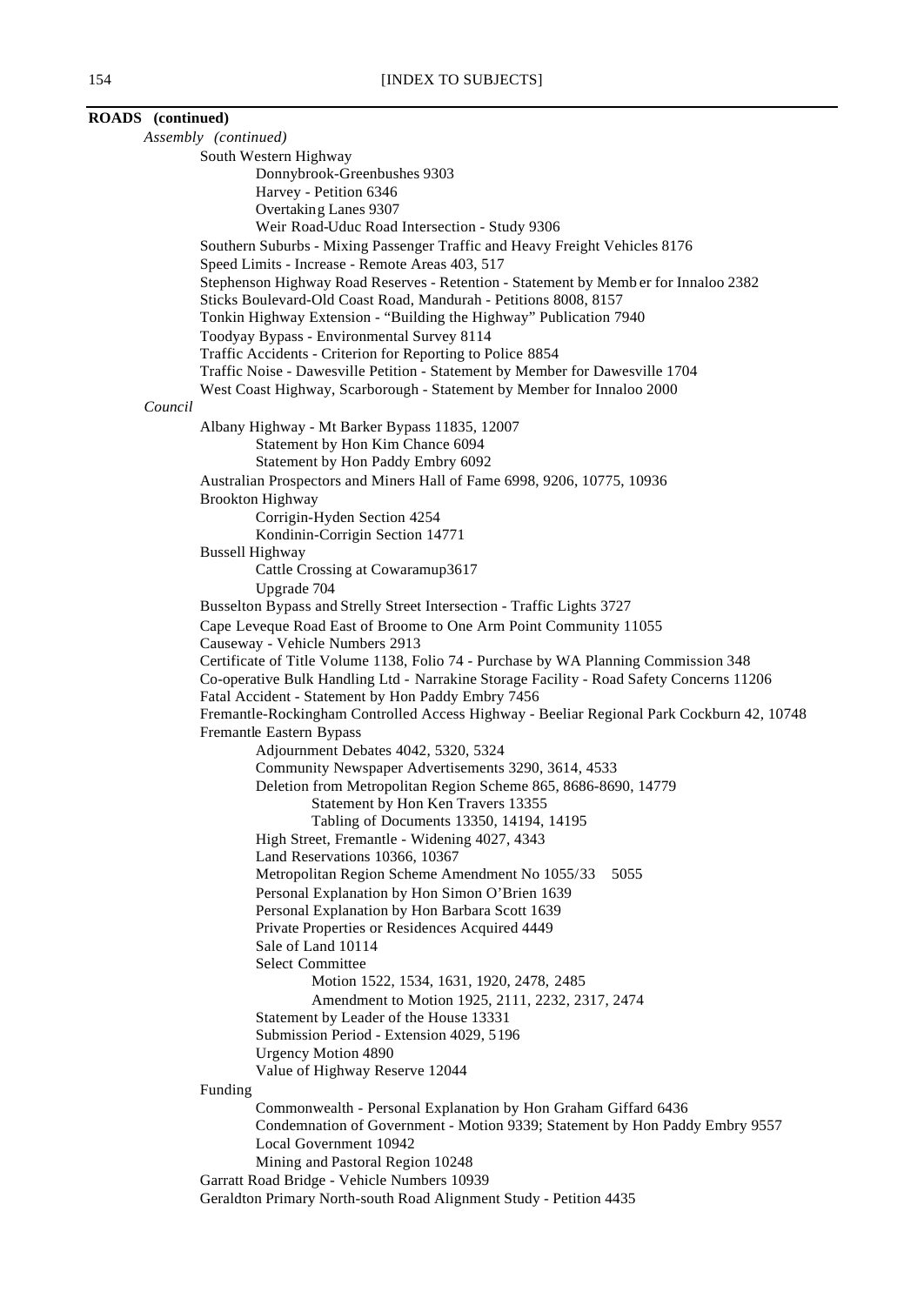**ROADS (continued)**

*Assembly (continued)*

- South Western Highway
  - Donnybrook-Greenbushes 9303
  - Harvey - Petition 6346
  - Overtaking Lanes 9307
  - Weir Road-Uduc Road Intersection - Study 9306
- Southern Suburbs - Mixing Passenger Traffic and Heavy Freight Vehicles 8176
- Speed Limits - Increase - Remote Areas 403, 517
- Stephenson Highway Road Reserves - Retention - Statement by Memb er for Innaloo 2382
- Sticks Boulevard-Old Coast Road, Mandurah - Petitions 8008, 8157
- Tonkin Highway Extension - "Building the Highway" Publication 7940
- Toodyay Bypass - Environmental Survey 8114
- Traffic Accidents - Criterion for Reporting to Police 8854
- Traffic Noise - Dawesville Petition - Statement by Member for Dawesville 1704
- West Coast Highway, Scarborough - Statement by Member for Innaloo 2000

*Council*

- Albany Highway - Mt Barker Bypass 11835, 12007
  - Statement by Hon Kim Chance 6094
  - Statement by Hon Paddy Embry 6092
- Australian Prospectors and Miners Hall of Fame 6998, 9206, 10775, 10936
- Brookton Highway
  - Corrigin-Hyden Section 4254
  - Kondinin-Corrigin Section 14771
- Bussell Highway
  - Cattle Crossing at Cowaramup3617
  - Upgrade 704
- Busselton Bypass and Strelly Street Intersection - Traffic Lights 3727
- Cape Leveque Road East of Broome to One Arm Point Community 11055
- Causeway - Vehicle Numbers 2913
- Certificate of Title Volume 1138, Folio 74 - Purchase by WA Planning Commission 348
- Co-operative Bulk Handling Ltd - Narrakine Storage Facility - Road Safety Concerns 11206
- Fatal Accident - Statement by Hon Paddy Embry 7456
- Fremantle-Rockingham Controlled Access Highway - Beeliar Regional Park Cockburn 42, 10748
- Fremantle Eastern Bypass
  - Adjournment Debates 4042, 5320, 5324
  - Community Newspaper Advertisements 3290, 3614, 4533
  - Deletion from Metropolitan Region Scheme 865, 8686-8690, 14779
    - Statement by Hon Ken Travers 13355
    - Tabling of Documents 13350, 14194, 14195
  - High Street, Fremantle - Widening 4027, 4343
  - Land Reservations 10366, 10367
  - Metropolitan Region Scheme Amendment No 1055/33 5055
  - Personal Explanation by Hon Simon O'Brien 1639
  - Personal Explanation by Hon Barbara Scott 1639
  - Private Properties or Residences Acquired 4449
  - Sale of Land 10114
  - Select Committee
    - Motion 1522, 1534, 1631, 1920, 2478, 2485
    - Amendment to Motion 1925, 2111, 2232, 2317, 2474
  - Statement by Leader of the House 13331
  - Submission Period - Extension 4029, 5196
  - Urgency Motion 4890
  - Value of Highway Reserve 12044
- Funding
  - Commonwealth - Personal Explanation by Hon Graham Giffard 6436
  - Condemnation of Government - Motion 9339; Statement by Hon Paddy Embry 9557
  - Local Government 10942
  - Mining and Pastoral Region 10248
- Garratt Road Bridge - Vehicle Numbers 10939
- Geraldton Primary North-south Road Alignment Study - Petition 4435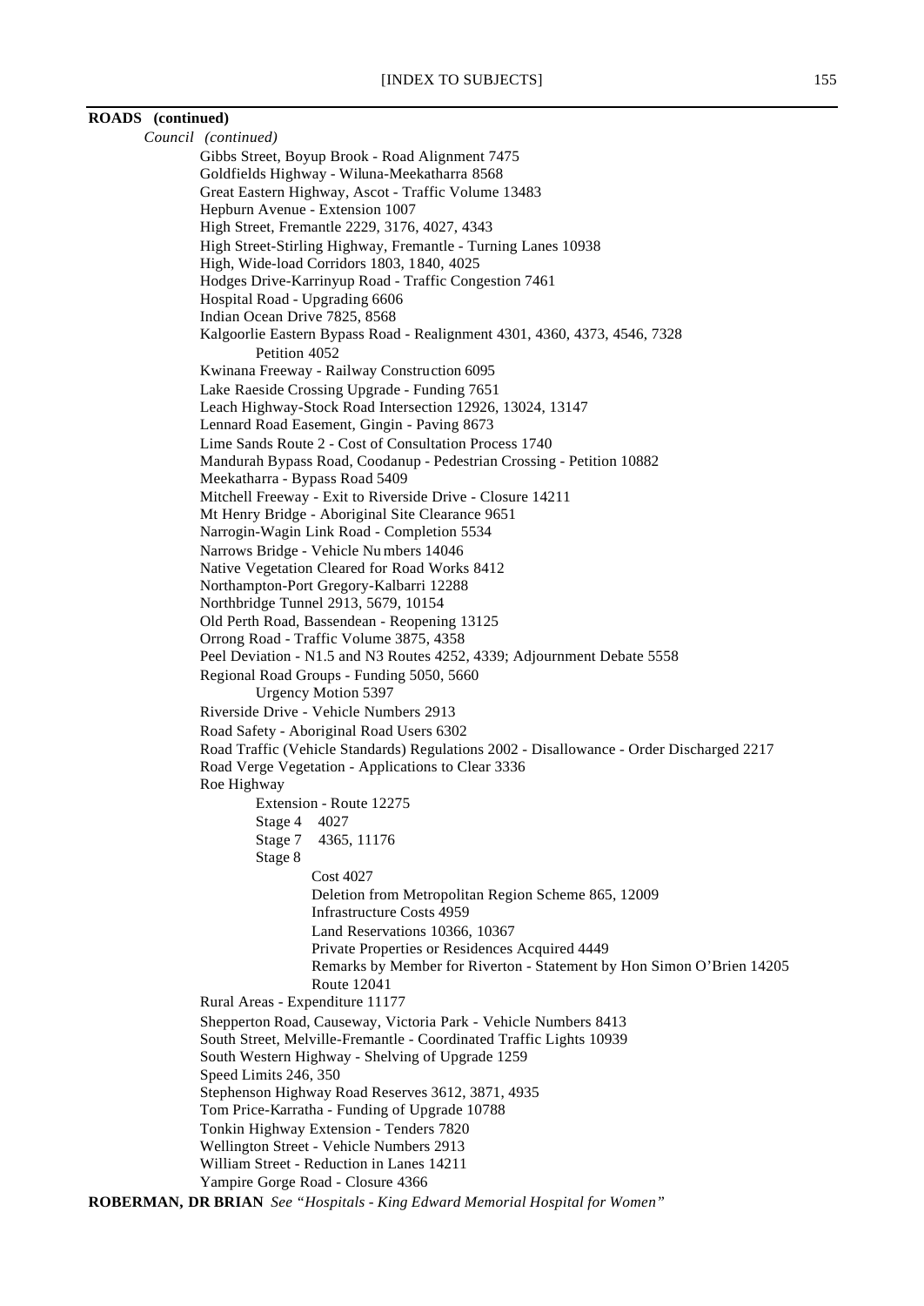**ROADS (continued)**

*Council (continued)*

Gibbs Street, Boyup Brook - Road Alignment 7475
Goldfields Highway - Wiluna-Meekatharra 8568
Great Eastern Highway, Ascot - Traffic Volume 13483
Hepburn Avenue - Extension 1007
High Street, Fremantle 2229, 3176, 4027, 4343
High Street-Stirling Highway, Fremantle - Turning Lanes 10938
High, Wide-load Corridors 1803, 1840, 4025
Hodges Drive-Karrinyup Road - Traffic Congestion 7461
Hospital Road - Upgrading 6606
Indian Ocean Drive 7825, 8568
Kalgoorlie Eastern Bypass Road - Realignment 4301, 4360, 4373, 4546, 7328
    Petition 4052
Kwinana Freeway - Railway Construction 6095
Lake Raeside Crossing Upgrade - Funding 7651
Leach Highway-Stock Road Intersection 12926, 13024, 13147
Lennard Road Easement, Gingin - Paving 8673
Lime Sands Route 2 - Cost of Consultation Process 1740
Mandurah Bypass Road, Coodanup - Pedestrian Crossing - Petition 10882
Meekatharra - Bypass Road 5409
Mitchell Freeway - Exit to Riverside Drive - Closure 14211
Mt Henry Bridge - Aboriginal Site Clearance 9651
Narrogin-Wagin Link Road - Completion 5534
Narrows Bridge - Vehicle Numbers 14046
Native Vegetation Cleared for Road Works 8412
Northampton-Port Gregory-Kalbarri 12288
Northbridge Tunnel 2913, 5679, 10154
Old Perth Road, Bassendean - Reopening 13125
Orrong Road - Traffic Volume 3875, 4358
Peel Deviation - N1.5 and N3 Routes 4252, 4339; Adjournment Debate 5558
Regional Road Groups - Funding 5050, 5660
    Urgency Motion 5397
Riverside Drive - Vehicle Numbers 2913
Road Safety - Aboriginal Road Users 6302
Road Traffic (Vehicle Standards) Regulations 2002 - Disallowance - Order Discharged 2217
Road Verge Vegetation - Applications to Clear 3336
Roe Highway
    Extension - Route 12275
    Stage 4 4027
    Stage 7 4365, 11176
    Stage 8
        Cost 4027
        Deletion from Metropolitan Region Scheme 865, 12009
        Infrastructure Costs 4959
        Land Reservations 10366, 10367
        Private Properties or Residences Acquired 4449
        Remarks by Member for Riverton - Statement by Hon Simon O'Brien 14205
        Route 12041
Rural Areas - Expenditure 11177
Shepperton Road, Causeway, Victoria Park - Vehicle Numbers 8413
South Street, Melville-Fremantle - Coordinated Traffic Lights 10939
South Western Highway - Shelving of Upgrade 1259
Speed Limits 246, 350
Stephenson Highway Road Reserves 3612, 3871, 4935
Tom Price-Karratha - Funding of Upgrade 10788
Tonkin Highway Extension - Tenders 7820
Wellington Street - Vehicle Numbers 2913
William Street - Reduction in Lanes 14211
Yampire Gorge Road - Closure 4366

**ROBERMAN, DR BRIAN** *See "Hospitals - King Edward Memorial Hospital for Women"*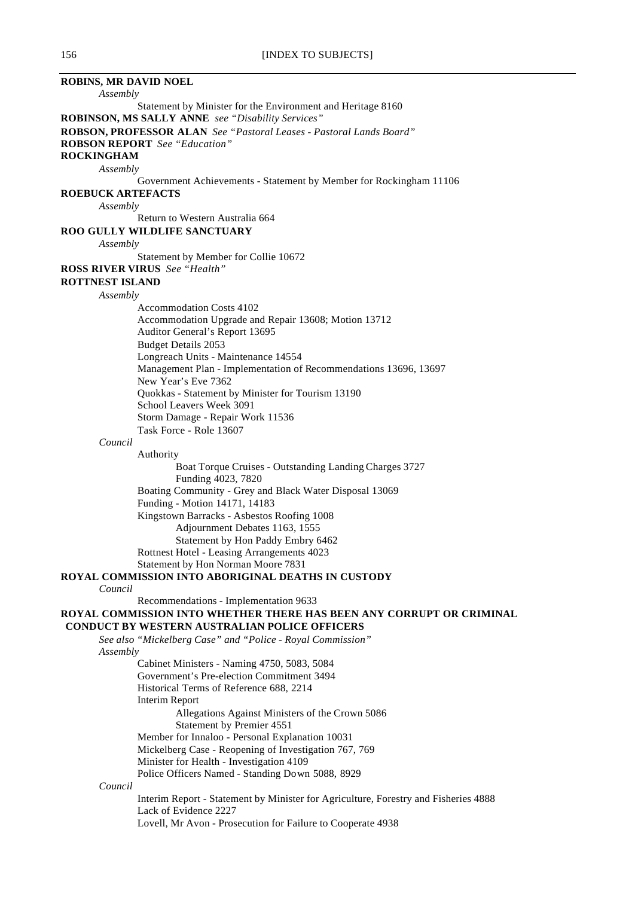**ROBINS, MR DAVID NOEL**

*Assembly*

Statement by Minister for the Environment and Heritage 8160

**ROBINSON, MS SALLY ANNE** *see "Disability Services"*

**ROBSON, PROFESSOR ALAN** *See "Pastoral Leases - Pastoral Lands Board"*

**ROBSON REPORT** *See "Education"*

**ROCKINGHAM**

*Assembly*

Government Achievements - Statement by Member for Rockingham 11106

**ROEBUCK ARTEFACTS**

*Assembly*

Return to Western Australia 664

**ROO GULLY WILDLIFE SANCTUARY**

*Assembly*

Statement by Member for Collie 10672

**ROSS RIVER VIRUS** *See "Health"*

**ROTTNEST ISLAND**

*Assembly*

Accommodation Costs 4102
Accommodation Upgrade and Repair 13608; Motion 13712
Auditor General's Report 13695
Budget Details 2053
Longreach Units - Maintenance 14554
Management Plan - Implementation of Recommendations 13696, 13697
New Year's Eve 7362
Quokkas - Statement by Minister for Tourism 13190
School Leavers Week 3091
Storm Damage - Repair Work 11536
Task Force - Role 13607

*Council*

Authority
- Boat Torque Cruises - Outstanding Landing Charges 3727
- Funding 4023, 7820

Boating Community - Grey and Black Water Disposal 13069
Funding - Motion 14171, 14183
Kingstown Barracks - Asbestos Roofing 1008
- Adjournment Debates 1163, 1555
- Statement by Hon Paddy Embry 6462

Rottnest Hotel - Leasing Arrangements 4023
Statement by Hon Norman Moore 7831

**ROYAL COMMISSION INTO ABORIGINAL DEATHS IN CUSTODY**

*Council*

Recommendations - Implementation 9633

**ROYAL COMMISSION INTO WHETHER THERE HAS BEEN ANY CORRUPT OR CRIMINAL CONDUCT BY WESTERN AUSTRALIAN POLICE OFFICERS**

*See also "Mickelberg Case" and "Police - Royal Commission"*

*Assembly*

Cabinet Ministers - Naming 4750, 5083, 5084
Government's Pre-election Commitment 3494
Historical Terms of Reference 688, 2214
Interim Report
- Allegations Against Ministers of the Crown 5086
- Statement by Premier 4551

Member for Innaloo - Personal Explanation 10031
Mickelberg Case - Reopening of Investigation 767, 769
Minister for Health - Investigation 4109
Police Officers Named - Standing Down 5088, 8929

*Council*

Interim Report - Statement by Minister for Agriculture, Forestry and Fisheries 4888
Lack of Evidence 2227
Lovell, Mr Avon - Prosecution for Failure to Cooperate 4938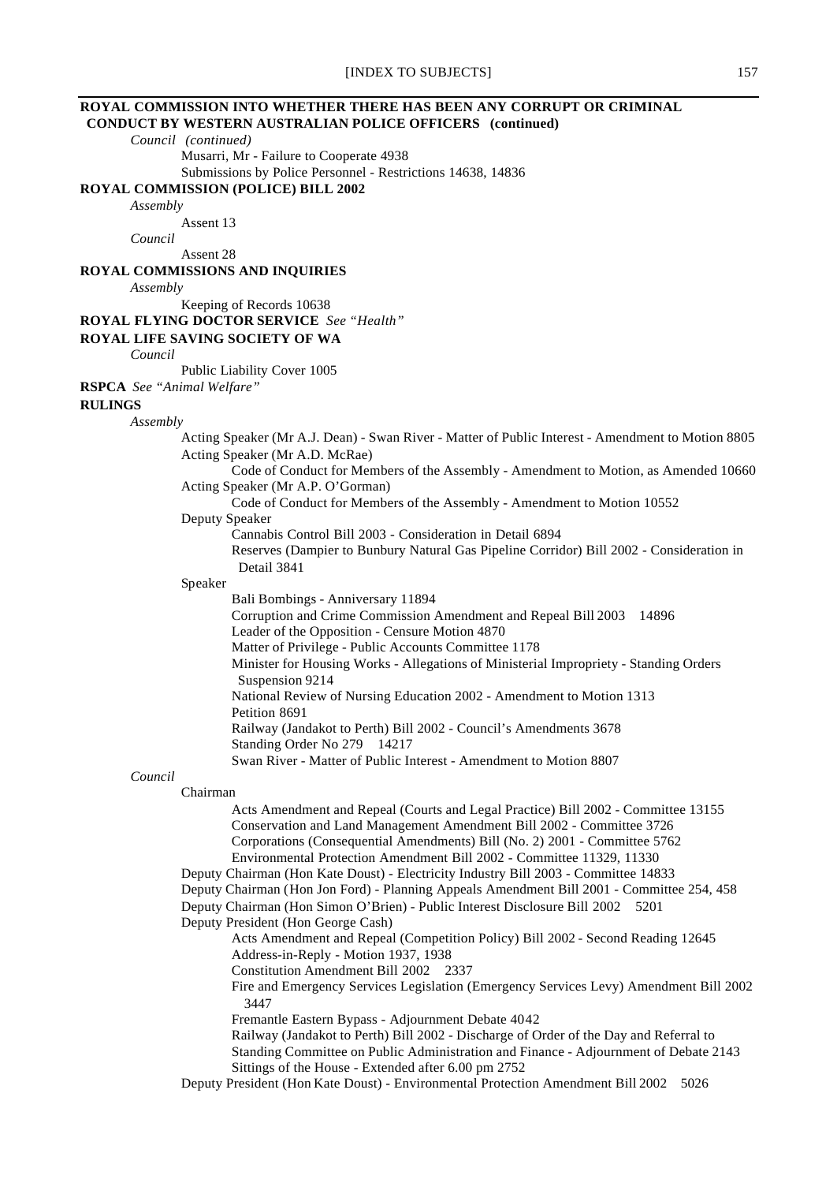**ROYAL COMMISSION INTO WHETHER THERE HAS BEEN ANY CORRUPT OR CRIMINAL CONDUCT BY WESTERN AUSTRALIAN POLICE OFFICERS (continued)**

*Council (continued)*

Musarri, Mr - Failure to Cooperate 4938

Submissions by Police Personnel - Restrictions 14638, 14836

**ROYAL COMMISSION (POLICE) BILL 2002**

*Assembly*

Assent 13

*Council*

Assent 28

**ROYAL COMMISSIONS AND INQUIRIES**

*Assembly*

Keeping of Records 10638

**ROYAL FLYING DOCTOR SERVICE** *See "Health"*

**ROYAL LIFE SAVING SOCIETY OF WA**

*Council*

Public Liability Cover 1005

**RSPCA** *See "Animal Welfare"*

**RULINGS**

*Assembly*

Acting Speaker (Mr A.J. Dean) - Swan River - Matter of Public Interest - Amendment to Motion 8805

Acting Speaker (Mr A.D. McRae)

Code of Conduct for Members of the Assembly - Amendment to Motion, as Amended 10660

Acting Speaker (Mr A.P. O'Gorman)

Code of Conduct for Members of the Assembly - Amendment to Motion 10552

Deputy Speaker

Cannabis Control Bill 2003 - Consideration in Detail 6894

Reserves (Dampier to Bunbury Natural Gas Pipeline Corridor) Bill 2002 - Consideration in Detail 3841

Speaker

Bali Bombings - Anniversary 11894

Corruption and Crime Commission Amendment and Repeal Bill 2003 14896

Leader of the Opposition - Censure Motion 4870

Matter of Privilege - Public Accounts Committee 1178

Minister for Housing Works - Allegations of Ministerial Impropriety - Standing Orders Suspension 9214

National Review of Nursing Education 2002 - Amendment to Motion 1313

Petition 8691

Railway (Jandakot to Perth) Bill 2002 - Council's Amendments 3678

Standing Order No 279 14217

Swan River - Matter of Public Interest - Amendment to Motion 8807

*Council*

Chairman

Acts Amendment and Repeal (Courts and Legal Practice) Bill 2002 - Committee 13155

Conservation and Land Management Amendment Bill 2002 - Committee 3726

Corporations (Consequential Amendments) Bill (No. 2) 2001 - Committee 5762

Environmental Protection Amendment Bill 2002 - Committee 11329, 11330

Deputy Chairman (Hon Kate Doust) - Electricity Industry Bill 2003 - Committee 14833

Deputy Chairman (Hon Jon Ford) - Planning Appeals Amendment Bill 2001 - Committee 254, 458

Deputy Chairman (Hon Simon O'Brien) - Public Interest Disclosure Bill 2002 5201

Deputy President (Hon George Cash)

Acts Amendment and Repeal (Competition Policy) Bill 2002 - Second Reading 12645

Address-in-Reply - Motion 1937, 1938

Constitution Amendment Bill 2002 2337

Fire and Emergency Services Legislation (Emergency Services Levy) Amendment Bill 2002 3447

Fremantle Eastern Bypass - Adjournment Debate 4042

Railway (Jandakot to Perth) Bill 2002 - Discharge of Order of the Day and Referral to Standing Committee on Public Administration and Finance - Adjournment of Debate 2143

Sittings of the House - Extended after 6.00 pm 2752

Deputy President (Hon Kate Doust) - Environmental Protection Amendment Bill 2002 5026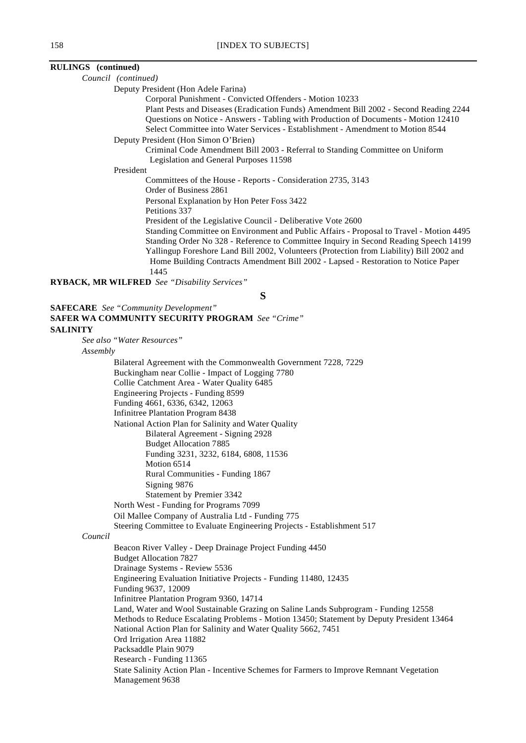**RULINGS (continued)**

*Council (continued)*

Deputy President (Hon Adele Farina)

Corporal Punishment - Convicted Offenders - Motion 10233

Plant Pests and Diseases (Eradication Funds) Amendment Bill 2002 - Second Reading 2244

Questions on Notice - Answers - Tabling with Production of Documents - Motion 12410

Select Committee into Water Services - Establishment - Amendment to Motion 8544

Deputy President (Hon Simon O'Brien)

Criminal Code Amendment Bill 2003 - Referral to Standing Committee on Uniform Legislation and General Purposes 11598

President

Committees of the House - Reports - Consideration 2735, 3143

Order of Business 2861

Personal Explanation by Hon Peter Foss 3422

Petitions 337

President of the Legislative Council - Deliberative Vote 2600

Standing Committee on Environment and Public Affairs - Proposal to Travel - Motion 4495

Standing Order No 328 - Reference to Committee Inquiry in Second Reading Speech 14199

Yallingup Foreshore Land Bill 2002, Volunteers (Protection from Liability) Bill 2002 and Home Building Contracts Amendment Bill 2002 - Lapsed - Restoration to Notice Paper 1445

**RYBACK, MR WILFRED** *See "Disability Services"*

## S

**SAFECARE** *See "Community Development"*

**SAFER WA COMMUNITY SECURITY PROGRAM** *See "Crime"*

**SALINITY**

*See also "Water Resources"*

*Assembly*

Bilateral Agreement with the Commonwealth Government 7228, 7229

Buckingham near Collie - Impact of Logging 7780

Collie Catchment Area - Water Quality 6485

Engineering Projects - Funding 8599

Funding 4661, 6336, 6342, 12063

Infinitree Plantation Program 8438

National Action Plan for Salinity and Water Quality

Bilateral Agreement - Signing 2928

Budget Allocation 7885

Funding 3231, 3232, 6184, 6808, 11536

Motion 6514

Rural Communities - Funding 1867

Signing 9876

Statement by Premier 3342

North West - Funding for Programs 7099

Oil Mallee Company of Australia Ltd - Funding 775

Steering Committee to Evaluate Engineering Projects - Establishment 517

*Council*

Beacon River Valley - Deep Drainage Project Funding 4450

Budget Allocation 7827

Drainage Systems - Review 5536

Engineering Evaluation Initiative Projects - Funding 11480, 12435

Funding 9637, 12009

Infinitree Plantation Program 9360, 14714

Land, Water and Wool Sustainable Grazing on Saline Lands Subprogram - Funding 12558

Methods to Reduce Escalating Problems - Motion 13450; Statement by Deputy President 13464

National Action Plan for Salinity and Water Quality 5662, 7451

Ord Irrigation Area 11882

Packsaddle Plain 9079

Research - Funding 11365

State Salinity Action Plan - Incentive Schemes for Farmers to Improve Remnant Vegetation Management 9638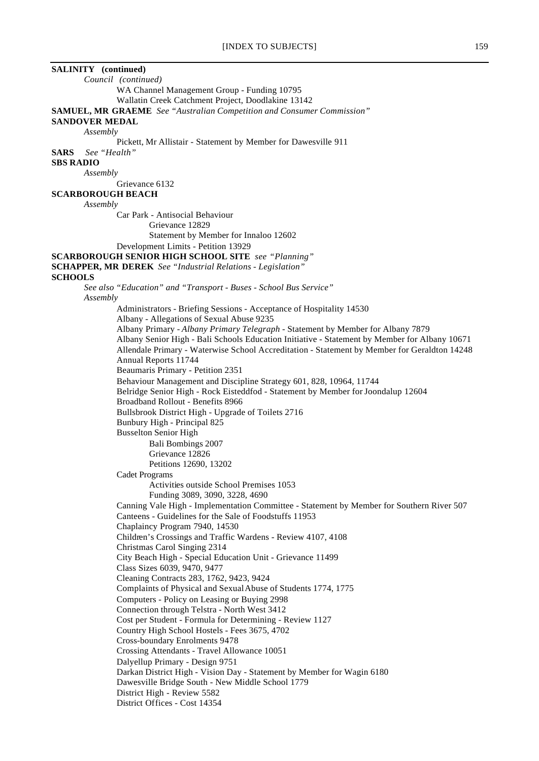**SALINITY (continued)**

*Council (continued)*

WA Channel Management Group - Funding 10795

Wallatin Creek Catchment Project, Doodlakine 13142

**SAMUEL, MR GRAEME** *See "Australian Competition and Consumer Commission"*

**SANDOVER MEDAL**

*Assembly*

Pickett, Mr Allistair - Statement by Member for Dawesville 911

**SARS** *See "Health"*

**SBS RADIO**

*Assembly*

Grievance 6132

**SCARBOROUGH BEACH**

*Assembly*

Car Park - Antisocial Behaviour

Grievance 12829

Statement by Member for Innaloo 12602

Development Limits - Petition 13929

**SCARBOROUGH SENIOR HIGH SCHOOL SITE** *see "Planning"*

**SCHAPPER, MR DEREK** *See "Industrial Relations - Legislation"*

**SCHOOLS**

*See also "Education" and "Transport - Buses - School Bus Service"*

*Assembly*

Administrators - Briefing Sessions - Acceptance of Hospitality 14530

Albany - Allegations of Sexual Abuse 9235

Albany Primary - *Albany Primary Telegraph* - Statement by Member for Albany 7879

Albany Senior High - Bali Schools Education Initiative - Statement by Member for Albany 10671

Allendale Primary - Waterwise School Accreditation - Statement by Member for Geraldton 14248

Annual Reports 11744

Beaumaris Primary - Petition 2351

Behaviour Management and Discipline Strategy 601, 828, 10964, 11744

Belridge Senior High - Rock Eisteddfod - Statement by Member for Joondalup 12604

Broadband Rollout - Benefits 8966

Bullsbrook District High - Upgrade of Toilets 2716

Bunbury High - Principal 825

Busselton Senior High

Bali Bombings 2007

Grievance 12826

Petitions 12690, 13202

Cadet Programs

Activities outside School Premises 1053

Funding 3089, 3090, 3228, 4690

Canning Vale High - Implementation Committee - Statement by Member for Southern River 507

Canteens - Guidelines for the Sale of Foodstuffs 11953

Chaplaincy Program 7940, 14530

Children's Crossings and Traffic Wardens - Review 4107, 4108

Christmas Carol Singing 2314

City Beach High - Special Education Unit - Grievance 11499

Class Sizes 6039, 9470, 9477

Cleaning Contracts 283, 1762, 9423, 9424

Complaints of Physical and Sexual Abuse of Students 1774, 1775

Computers - Policy on Leasing or Buying 2998

Connection through Telstra - North West 3412

Cost per Student - Formula for Determining - Review 1127

Country High School Hostels - Fees 3675, 4702

Cross-boundary Enrolments 9478

Crossing Attendants - Travel Allowance 10051

Dalyellup Primary - Design 9751

Darkan District High - Vision Day - Statement by Member for Wagin 6180

Dawesville Bridge South - New Middle School 1779

District High - Review 5582

District Offices - Cost 14354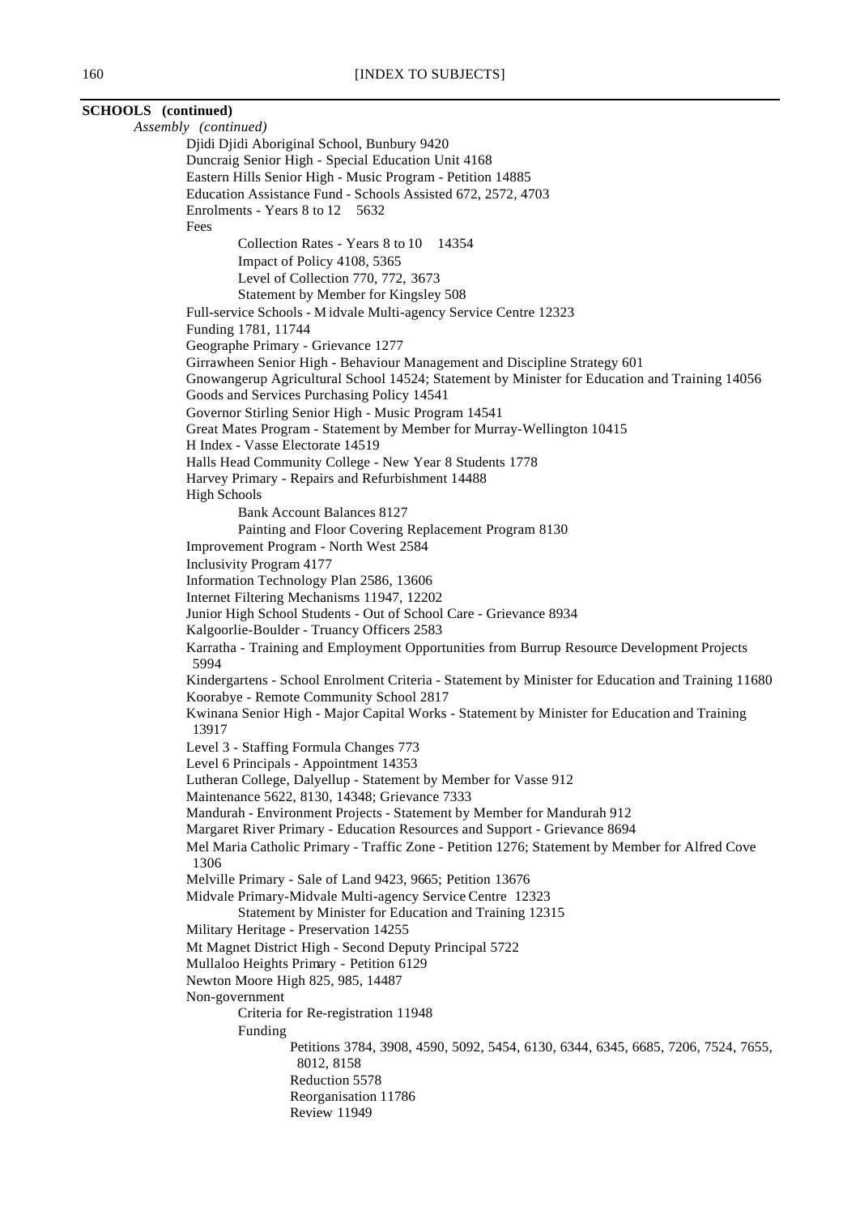**SCHOOLS (continued)**

*Assembly (continued)*

- Djidi Djidi Aboriginal School, Bunbury 9420
- Duncraig Senior High - Special Education Unit 4168
- Eastern Hills Senior High - Music Program - Petition 14885
- Education Assistance Fund - Schools Assisted 672, 2572, 4703
- Enrolments - Years 8 to 12 5632
- Fees
  - Collection Rates - Years 8 to 10 14354
  - Impact of Policy 4108, 5365
  - Level of Collection 770, 772, 3673
  - Statement by Member for Kingsley 508
- Full-service Schools - Midvale Multi-agency Service Centre 12323
- Funding 1781, 11744
- Geographe Primary - Grievance 1277
- Girrawheen Senior High - Behaviour Management and Discipline Strategy 601
- Gnowangerup Agricultural School 14524; Statement by Minister for Education and Training 14056
- Goods and Services Purchasing Policy 14541
- Governor Stirling Senior High - Music Program 14541
- Great Mates Program - Statement by Member for Murray-Wellington 10415
- H Index - Vasse Electorate 14519
- Halls Head Community College - New Year 8 Students 1778
- Harvey Primary - Repairs and Refurbishment 14488
- High Schools
  - Bank Account Balances 8127
  - Painting and Floor Covering Replacement Program 8130
- Improvement Program - North West 2584
- Inclusivity Program 4177
- Information Technology Plan 2586, 13606
- Internet Filtering Mechanisms 11947, 12202
- Junior High School Students - Out of School Care - Grievance 8934
- Kalgoorlie-Boulder - Truancy Officers 2583
- Karratha - Training and Employment Opportunities from Burrup Resource Development Projects 5994
- Kindergartens - School Enrolment Criteria - Statement by Minister for Education and Training 11680
- Koorabye - Remote Community School 2817
- Kwinana Senior High - Major Capital Works - Statement by Minister for Education and Training 13917
- Level 3 - Staffing Formula Changes 773
- Level 6 Principals - Appointment 14353
- Lutheran College, Dalyellup - Statement by Member for Vasse 912
- Maintenance 5622, 8130, 14348; Grievance 7333
- Mandurah - Environment Projects - Statement by Member for Mandurah 912
- Margaret River Primary - Education Resources and Support - Grievance 8694
- Mel Maria Catholic Primary - Traffic Zone - Petition 1276; Statement by Member for Alfred Cove 1306
- Melville Primary - Sale of Land 9423, 9665; Petition 13676
- Midvale Primary-Midvale Multi-agency Service Centre 12323
  - Statement by Minister for Education and Training 12315
- Military Heritage - Preservation 14255
- Mt Magnet District High - Second Deputy Principal 5722
- Mullaloo Heights Primary - Petition 6129
- Newton Moore High 825, 985, 14487
- Non-government
  - Criteria for Re-registration 11948
  - Funding
    - Petitions 3784, 3908, 4590, 5092, 5454, 6130, 6344, 6345, 6685, 7206, 7524, 7655, 8012, 8158
    - Reduction 5578
    - Reorganisation 11786
    - Review 11949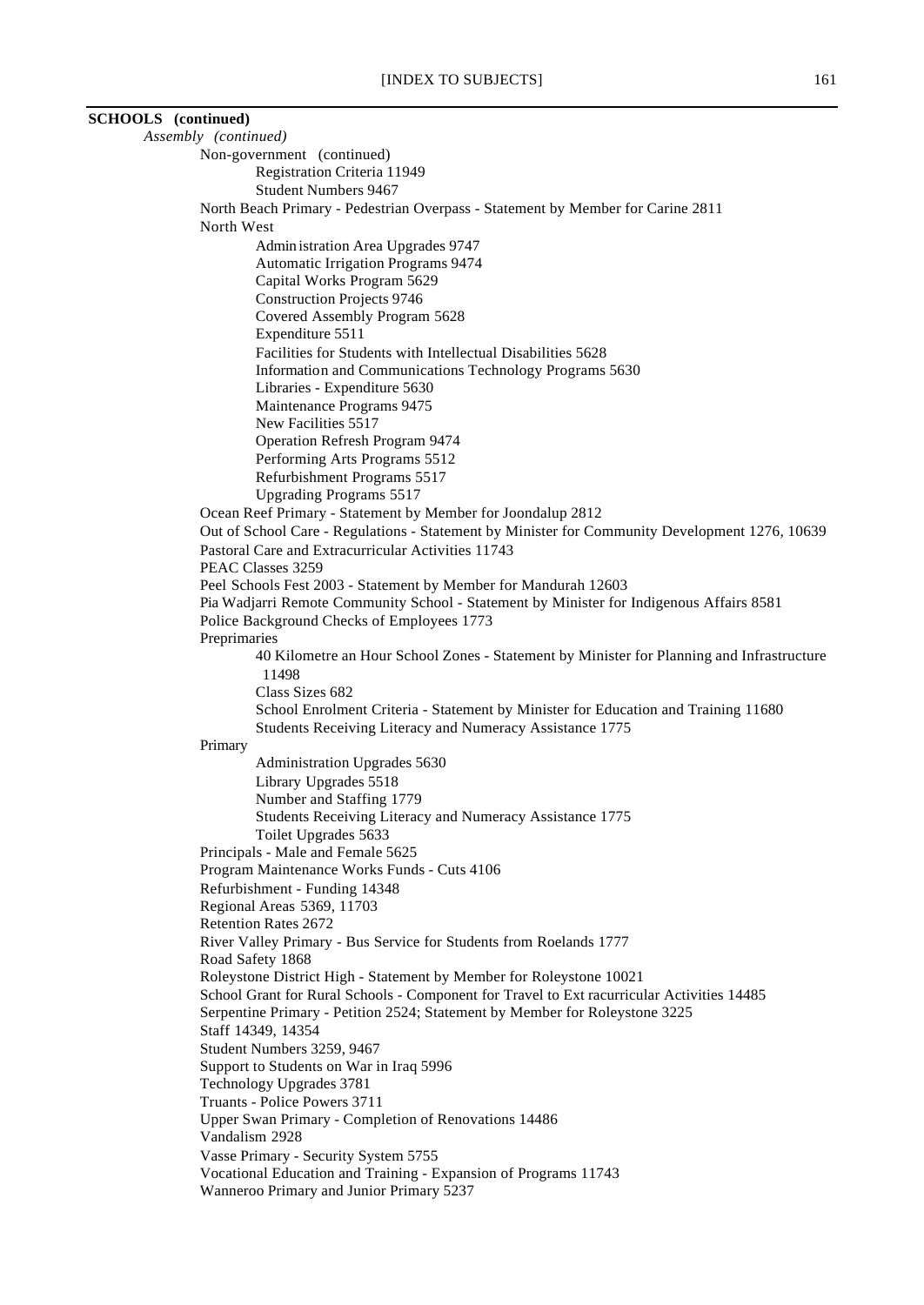**SCHOOLS (continued)**

*Assembly (continued)*

- Non-government (continued)
    - Registration Criteria 11949
    - Student Numbers 9467
- North Beach Primary - Pedestrian Overpass - Statement by Member for Carine 2811
- North West
    - Administration Area Upgrades 9747
    - Automatic Irrigation Programs 9474
    - Capital Works Program 5629
    - Construction Projects 9746
    - Covered Assembly Program 5628
    - Expenditure 5511
    - Facilities for Students with Intellectual Disabilities 5628
    - Information and Communications Technology Programs 5630
    - Libraries - Expenditure 5630
    - Maintenance Programs 9475
    - New Facilities 5517
    - Operation Refresh Program 9474
    - Performing Arts Programs 5512
    - Refurbishment Programs 5517
    - Upgrading Programs 5517
- Ocean Reef Primary - Statement by Member for Joondalup 2812
- Out of School Care - Regulations - Statement by Minister for Community Development 1276, 10639
- Pastoral Care and Extracurricular Activities 11743
- PEAC Classes 3259
- Peel Schools Fest 2003 - Statement by Member for Mandurah 12603
- Pia Wadjarri Remote Community School - Statement by Minister for Indigenous Affairs 8581
- Police Background Checks of Employees 1773
- Preprimaries
    - 40 Kilometre an Hour School Zones - Statement by Minister for Planning and Infrastructure 11498
    - Class Sizes 682
    - School Enrolment Criteria - Statement by Minister for Education and Training 11680
    - Students Receiving Literacy and Numeracy Assistance 1775
- Primary
    - Administration Upgrades 5630
    - Library Upgrades 5518
    - Number and Staffing 1779
    - Students Receiving Literacy and Numeracy Assistance 1775
    - Toilet Upgrades 5633
- Principals - Male and Female 5625
- Program Maintenance Works Funds - Cuts 4106
- Refurbishment - Funding 14348
- Regional Areas 5369, 11703
- Retention Rates 2672
- River Valley Primary - Bus Service for Students from Roelands 1777
- Road Safety 1868
- Roleystone District High - Statement by Member for Roleystone 10021
- School Grant for Rural Schools - Component for Travel to Ext racurricular Activities 14485
- Serpentine Primary - Petition 2524; Statement by Member for Roleystone 3225
- Staff 14349, 14354
- Student Numbers 3259, 9467
- Support to Students on War in Iraq 5996
- Technology Upgrades 3781
- Truants - Police Powers 3711
- Upper Swan Primary - Completion of Renovations 14486
- Vandalism 2928
- Vasse Primary - Security System 5755
- Vocational Education and Training - Expansion of Programs 11743
- Wanneroo Primary and Junior Primary 5237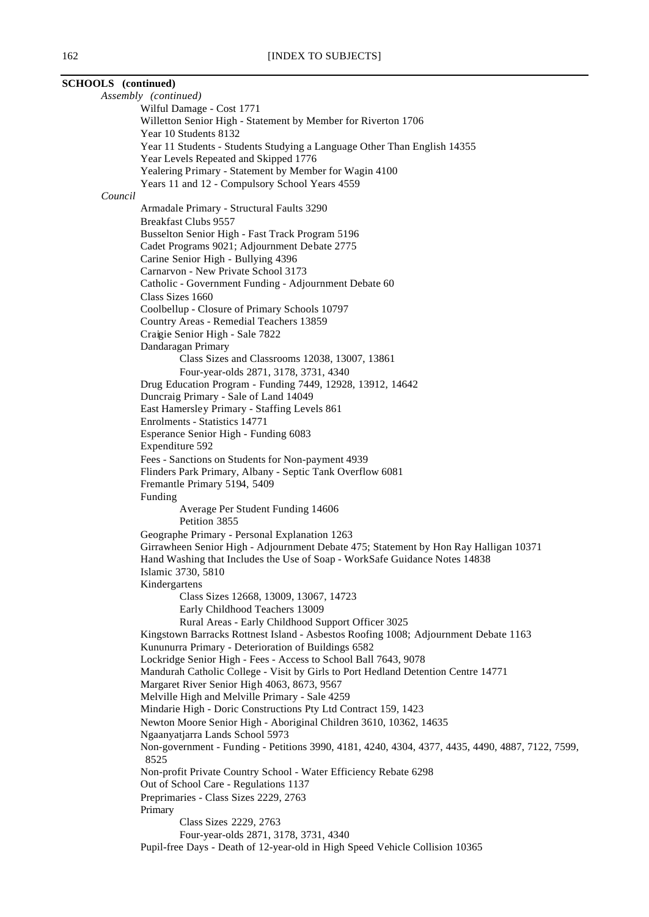**SCHOOLS (continued)**

*Assembly (continued)*

- Wilful Damage - Cost 1771
- Willetton Senior High - Statement by Member for Riverton 1706
- Year 10 Students 8132
- Year 11 Students - Students Studying a Language Other Than English 14355
- Year Levels Repeated and Skipped 1776
- Yealering Primary - Statement by Member for Wagin 4100
- Years 11 and 12 - Compulsory School Years 4559

*Council*

- Armadale Primary - Structural Faults 3290
- Breakfast Clubs 9557
- Busselton Senior High - Fast Track Program 5196
- Cadet Programs 9021; Adjournment Debate 2775
- Carine Senior High - Bullying 4396
- Carnarvon - New Private School 3173
- Catholic - Government Funding - Adjournment Debate 60
- Class Sizes 1660
- Coolbellup - Closure of Primary Schools 10797
- Country Areas - Remedial Teachers 13859
- Craigie Senior High - Sale 7822
- Dandaragan Primary
  - Class Sizes and Classrooms 12038, 13007, 13861
  - Four-year-olds 2871, 3178, 3731, 4340
- Drug Education Program - Funding 7449, 12928, 13912, 14642
- Duncraig Primary - Sale of Land 14049
- East Hamersley Primary - Staffing Levels 861
- Enrolments - Statistics 14771
- Esperance Senior High - Funding 6083
- Expenditure 592
- Fees - Sanctions on Students for Non-payment 4939
- Flinders Park Primary, Albany - Septic Tank Overflow 6081
- Fremantle Primary 5194, 5409
- Funding
  - Average Per Student Funding 14606
  - Petition 3855
- Geographe Primary - Personal Explanation 1263
- Girrawheen Senior High - Adjournment Debate 475; Statement by Hon Ray Halligan 10371
- Hand Washing that Includes the Use of Soap - WorkSafe Guidance Notes 14838
- Islamic 3730, 5810
- Kindergartens
  - Class Sizes 12668, 13009, 13067, 14723
  - Early Childhood Teachers 13009
  - Rural Areas - Early Childhood Support Officer 3025
- Kingstown Barracks Rottnest Island - Asbestos Roofing 1008; Adjournment Debate 1163
- Kununurra Primary - Deterioration of Buildings 6582
- Lockridge Senior High - Fees - Access to School Ball 7643, 9078
- Mandurah Catholic College - Visit by Girls to Port Hedland Detention Centre 14771
- Margaret River Senior High 4063, 8673, 9567
- Melville High and Melville Primary - Sale 4259
- Mindarie High - Doric Constructions Pty Ltd Contract 159, 1423
- Newton Moore Senior High - Aboriginal Children 3610, 10362, 14635
- Ngaanyatjarra Lands School 5973
- Non-government - Funding - Petitions 3990, 4181, 4240, 4304, 4377, 4435, 4490, 4887, 7122, 7599, 8525
- Non-profit Private Country School - Water Efficiency Rebate 6298
- Out of School Care - Regulations 1137
- Preprimaries - Class Sizes 2229, 2763
- Primary
  - Class Sizes 2229, 2763
  - Four-year-olds 2871, 3178, 3731, 4340
- Pupil-free Days - Death of 12-year-old in High Speed Vehicle Collision 10365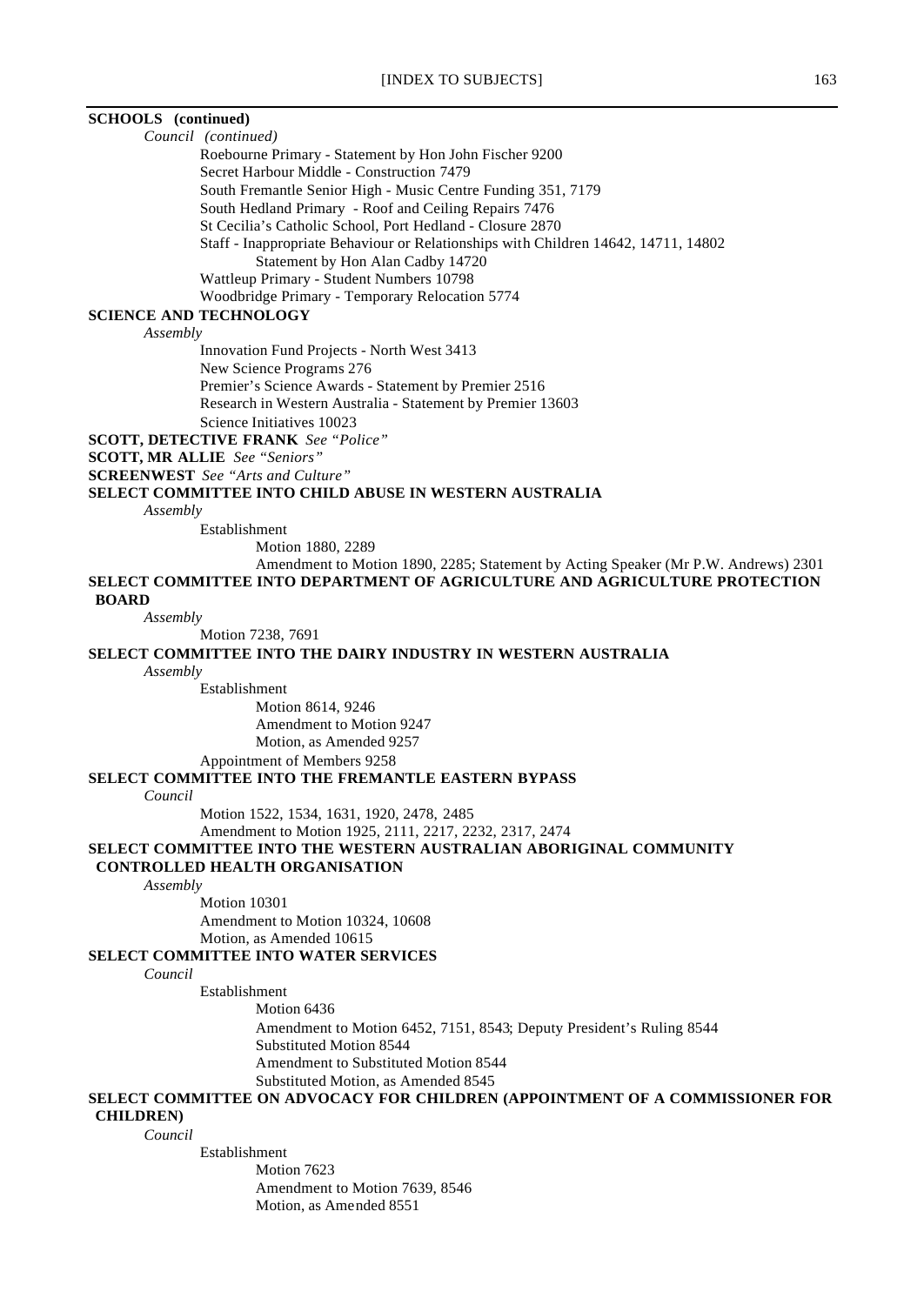**SCHOOLS (continued)**

*Council (continued)*

Roebourne Primary - Statement by Hon John Fischer 9200
Secret Harbour Middle - Construction 7479
South Fremantle Senior High - Music Centre Funding 351, 7179
South Hedland Primary - Roof and Ceiling Repairs 7476
St Cecilia's Catholic School, Port Hedland - Closure 2870
Staff - Inappropriate Behaviour or Relationships with Children 14642, 14711, 14802
Statement by Hon Alan Cadby 14720
Wattleup Primary - Student Numbers 10798
Woodbridge Primary - Temporary Relocation 5774

**SCIENCE AND TECHNOLOGY**

*Assembly*

Innovation Fund Projects - North West 3413
New Science Programs 276
Premier's Science Awards - Statement by Premier 2516
Research in Western Australia - Statement by Premier 13603
Science Initiatives 10023

**SCOTT, DETECTIVE FRANK** *See "Police"*

**SCOTT, MR ALLIE** *See "Seniors"*

**SCREENWEST** *See "Arts and Culture"*

**SELECT COMMITTEE INTO CHILD ABUSE IN WESTERN AUSTRALIA**

*Assembly*

Establishment
Motion 1880, 2289
Amendment to Motion 1890, 2285; Statement by Acting Speaker (Mr P.W. Andrews) 2301

**SELECT COMMITTEE INTO DEPARTMENT OF AGRICULTURE AND AGRICULTURE PROTECTION BOARD**

*Assembly*

Motion 7238, 7691

**SELECT COMMITTEE INTO THE DAIRY INDUSTRY IN WESTERN AUSTRALIA**

*Assembly*

Establishment
Motion 8614, 9246
Amendment to Motion 9247
Motion, as Amended 9257
Appointment of Members 9258

**SELECT COMMITTEE INTO THE FREMANTLE EASTERN BYPASS**

*Council*

Motion 1522, 1534, 1631, 1920, 2478, 2485
Amendment to Motion 1925, 2111, 2217, 2232, 2317, 2474

**SELECT COMMITTEE INTO THE WESTERN AUSTRALIAN ABORIGINAL COMMUNITY CONTROLLED HEALTH ORGANISATION**

*Assembly*

Motion 10301
Amendment to Motion 10324, 10608
Motion, as Amended 10615

**SELECT COMMITTEE INTO WATER SERVICES**

*Council*

Establishment
Motion 6436
Amendment to Motion 6452, 7151, 8543; Deputy President's Ruling 8544
Substituted Motion 8544
Amendment to Substituted Motion 8544
Substituted Motion, as Amended 8545

**SELECT COMMITTEE ON ADVOCACY FOR CHILDREN (APPOINTMENT OF A COMMISSIONER FOR CHILDREN)**

*Council*

Establishment
Motion 7623
Amendment to Motion 7639, 8546
Motion, as Amended 8551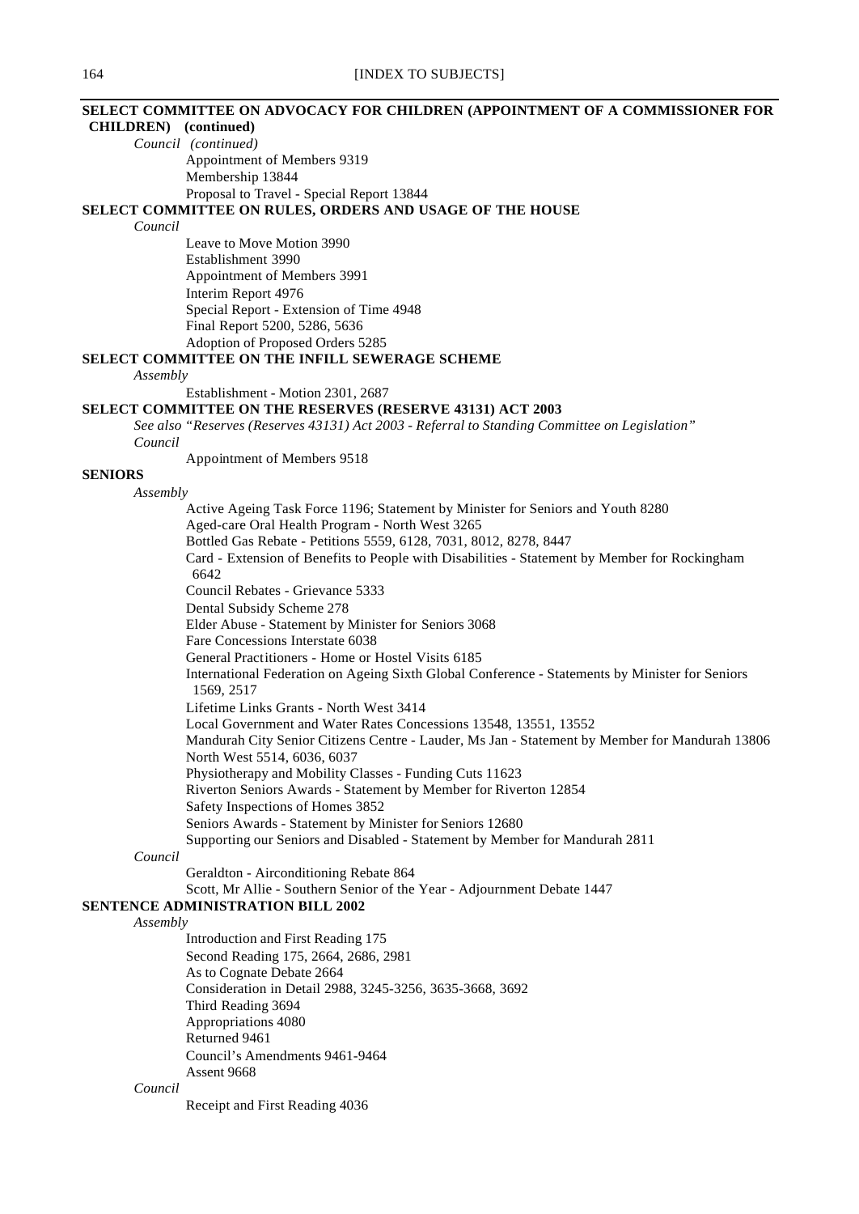**SELECT COMMITTEE ON ADVOCACY FOR CHILDREN (APPOINTMENT OF A COMMISSIONER FOR CHILDREN) (continued)**

*Council (continued)*

Appointment of Members 9319
Membership 13844
Proposal to Travel - Special Report 13844

**SELECT COMMITTEE ON RULES, ORDERS AND USAGE OF THE HOUSE**

*Council*

Leave to Move Motion 3990
Establishment 3990
Appointment of Members 3991
Interim Report 4976
Special Report - Extension of Time 4948
Final Report 5200, 5286, 5636
Adoption of Proposed Orders 5285

**SELECT COMMITTEE ON THE INFILL SEWERAGE SCHEME**

*Assembly*

Establishment - Motion 2301, 2687

**SELECT COMMITTEE ON THE RESERVES (RESERVE 43131) ACT 2003**

*See also "Reserves (Reserves 43131) Act 2003 - Referral to Standing Committee on Legislation"*

*Council*

Appointment of Members 9518

**SENIORS**

*Assembly*

Active Ageing Task Force 1196; Statement by Minister for Seniors and Youth 8280
Aged-care Oral Health Program - North West 3265
Bottled Gas Rebate - Petitions 5559, 6128, 7031, 8012, 8278, 8447
Card - Extension of Benefits to People with Disabilities - Statement by Member for Rockingham 6642
Council Rebates - Grievance 5333
Dental Subsidy Scheme 278
Elder Abuse - Statement by Minister for Seniors 3068
Fare Concessions Interstate 6038
General Practitioners - Home or Hostel Visits 6185
International Federation on Ageing Sixth Global Conference - Statements by Minister for Seniors 1569, 2517
Lifetime Links Grants - North West 3414
Local Government and Water Rates Concessions 13548, 13551, 13552
Mandurah City Senior Citizens Centre - Lauder, Ms Jan - Statement by Member for Mandurah 13806
North West 5514, 6036, 6037
Physiotherapy and Mobility Classes - Funding Cuts 11623
Riverton Seniors Awards - Statement by Member for Riverton 12854
Safety Inspections of Homes 3852
Seniors Awards - Statement by Minister for Seniors 12680
Supporting our Seniors and Disabled - Statement by Member for Mandurah 2811

*Council*

Geraldton - Airconditioning Rebate 864
Scott, Mr Allie - Southern Senior of the Year - Adjournment Debate 1447

**SENTENCE ADMINISTRATION BILL 2002**

*Assembly*

Introduction and First Reading 175
Second Reading 175, 2664, 2686, 2981
As to Cognate Debate 2664
Consideration in Detail 2988, 3245-3256, 3635-3668, 3692
Third Reading 3694
Appropriations 4080
Returned 9461
Council's Amendments 9461-9464
Assent 9668

*Council*

Receipt and First Reading 4036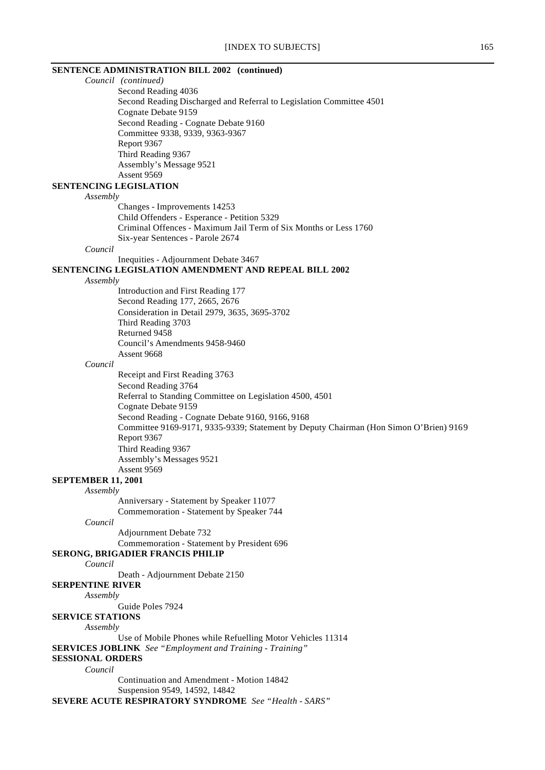**SENTENCE ADMINISTRATION BILL 2002 (continued)**

*Council (continued)*

Second Reading 4036
Second Reading Discharged and Referral to Legislation Committee 4501
Cognate Debate 9159
Second Reading - Cognate Debate 9160
Committee 9338, 9339, 9363-9367
Report 9367
Third Reading 9367
Assembly's Message 9521
Assent 9569

**SENTENCING LEGISLATION**

*Assembly*

Changes - Improvements 14253
Child Offenders - Esperance - Petition 5329
Criminal Offences - Maximum Jail Term of Six Months or Less 1760
Six-year Sentences - Parole 2674

*Council*

Inequities - Adjournment Debate 3467

**SENTENCING LEGISLATION AMENDMENT AND REPEAL BILL 2002**

*Assembly*

Introduction and First Reading 177
Second Reading 177, 2665, 2676
Consideration in Detail 2979, 3635, 3695-3702
Third Reading 3703
Returned 9458
Council's Amendments 9458-9460
Assent 9668

*Council*

Receipt and First Reading 3763
Second Reading 3764
Referral to Standing Committee on Legislation 4500, 4501
Cognate Debate 9159
Second Reading - Cognate Debate 9160, 9166, 9168
Committee 9169-9171, 9335-9339; Statement by Deputy Chairman (Hon Simon O'Brien) 9169
Report 9367
Third Reading 9367
Assembly's Messages 9521
Assent 9569

**SEPTEMBER 11, 2001**

*Assembly*

Anniversary - Statement by Speaker 11077
Commemoration - Statement by Speaker 744

*Council*

Adjournment Debate 732
Commemoration - Statement by President 696

**SERONG, BRIGADIER FRANCIS PHILIP**

*Council*

Death - Adjournment Debate 2150

**SERPENTINE RIVER**

*Assembly*

Guide Poles 7924

**SERVICE STATIONS**

*Assembly*

Use of Mobile Phones while Refuelling Motor Vehicles 11314

**SERVICES JOBLINK** *See "Employment and Training - Training"*

**SESSIONAL ORDERS**

*Council*

Continuation and Amendment - Motion 14842
Suspension 9549, 14592, 14842

**SEVERE ACUTE RESPIRATORY SYNDROME** *See "Health - SARS"*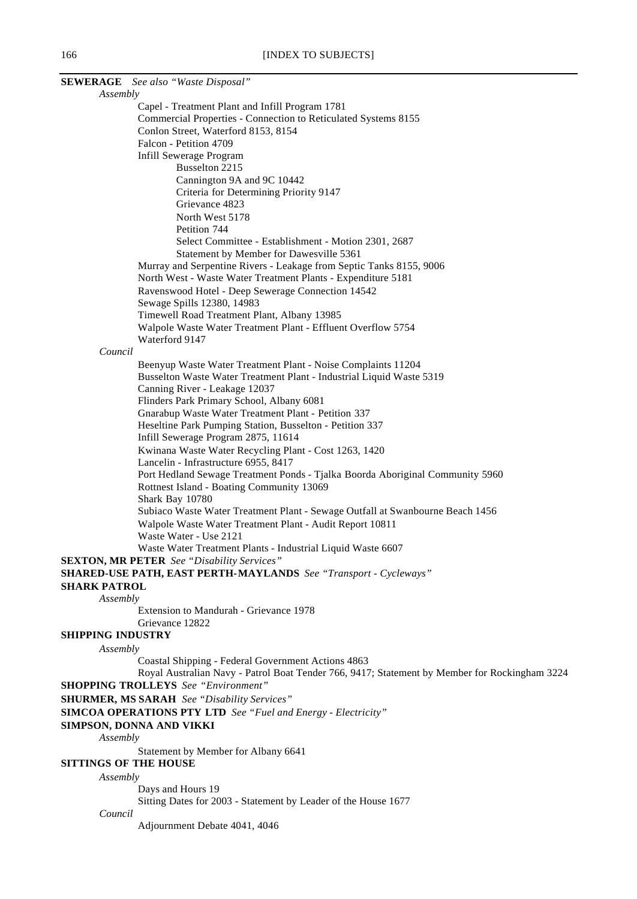**SEWERAGE** *See also "Waste Disposal"*

*Assembly*

- Capel - Treatment Plant and Infill Program 1781
- Commercial Properties - Connection to Reticulated Systems 8155
- Conlon Street, Waterford 8153, 8154
- Falcon - Petition 4709
- Infill Sewerage Program
    - Busselton 2215
    - Cannington 9A and 9C 10442
    - Criteria for Determining Priority 9147
    - Grievance 4823
    - North West 5178
    - Petition 744
    - Select Committee - Establishment - Motion 2301, 2687
    - Statement by Member for Dawesville 5361
- Murray and Serpentine Rivers - Leakage from Septic Tanks 8155, 9006
- North West - Waste Water Treatment Plants - Expenditure 5181
- Ravenswood Hotel - Deep Sewerage Connection 14542
- Sewage Spills 12380, 14983
- Timewell Road Treatment Plant, Albany 13985
- Walpole Waste Water Treatment Plant - Effluent Overflow 5754
- Waterford 9147

*Council*

- Beenyup Waste Water Treatment Plant - Noise Complaints 11204
- Busselton Waste Water Treatment Plant - Industrial Liquid Waste 5319
- Canning River - Leakage 12037
- Flinders Park Primary School, Albany 6081
- Gnarabup Waste Water Treatment Plant - Petition 337
- Heseltine Park Pumping Station, Busselton - Petition 337
- Infill Sewerage Program 2875, 11614
- Kwinana Waste Water Recycling Plant - Cost 1263, 1420
- Lancelin - Infrastructure 6955, 8417
- Port Hedland Sewage Treatment Ponds - Tjalka Boorda Aboriginal Community 5960
- Rottnest Island - Boating Community 13069
- Shark Bay 10780
- Subiaco Waste Water Treatment Plant - Sewage Outfall at Swanbourne Beach 1456
- Walpole Waste Water Treatment Plant - Audit Report 10811
- Waste Water - Use 2121
- Waste Water Treatment Plants - Industrial Liquid Waste 6607

**SEXTON, MR PETER** *See "Disability Services"*

**SHARED-USE PATH, EAST PERTH-MAYLANDS** *See "Transport - Cycleways"*

**SHARK PATROL**

*Assembly*

- Extension to Mandurah - Grievance 1978
- Grievance 12822

**SHIPPING INDUSTRY**

*Assembly*

- Coastal Shipping - Federal Government Actions 4863
- Royal Australian Navy - Patrol Boat Tender 766, 9417; Statement by Member for Rockingham 3224

**SHOPPING TROLLEYS** *See "Environment"*

**SHURMER, MS SARAH** *See "Disability Services"*

**SIMCOA OPERATIONS PTY LTD** *See "Fuel and Energy - Electricity"*

**SIMPSON, DONNA AND VIKKI**

*Assembly*

- Statement by Member for Albany 6641

**SITTINGS OF THE HOUSE**

*Assembly*

- Days and Hours 19
- Sitting Dates for 2003 - Statement by Leader of the House 1677

*Council*

- Adjournment Debate 4041, 4046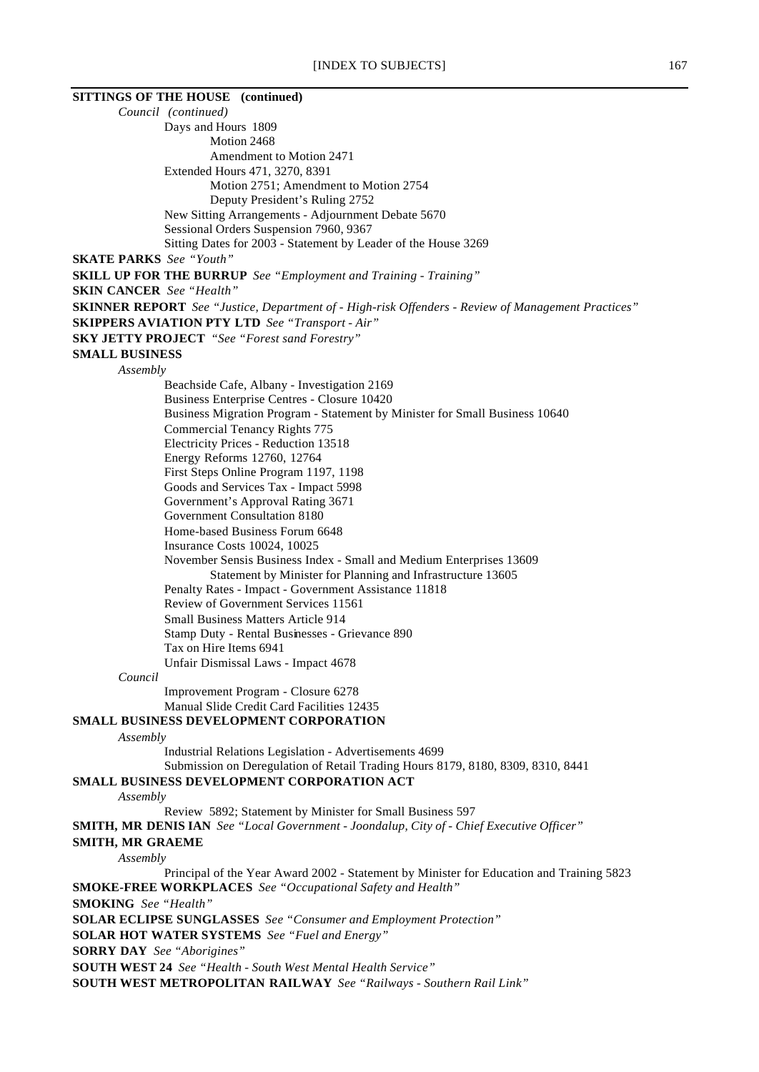**SITTINGS OF THE HOUSE (continued)**

*Council (continued)*

Days and Hours 1809

Motion 2468

Amendment to Motion 2471

Extended Hours 471, 3270, 8391

Motion 2751; Amendment to Motion 2754

Deputy President's Ruling 2752

New Sitting Arrangements - Adjournment Debate 5670

Sessional Orders Suspension 7960, 9367

Sitting Dates for 2003 - Statement by Leader of the House 3269

**SKATE PARKS** *See "Youth"*

**SKILL UP FOR THE BURRUP** *See "Employment and Training - Training"*

**SKIN CANCER** *See "Health"*

**SKINNER REPORT** *See "Justice, Department of - High-risk Offenders - Review of Management Practices"*

**SKIPPERS AVIATION PTY LTD** *See "Transport - Air"*

**SKY JETTY PROJECT** *"See "Forest sand Forestry"*

**SMALL BUSINESS**

*Assembly*

Beachside Cafe, Albany - Investigation 2169

Business Enterprise Centres - Closure 10420

Business Migration Program - Statement by Minister for Small Business 10640

Commercial Tenancy Rights 775

Electricity Prices - Reduction 13518

Energy Reforms 12760, 12764

First Steps Online Program 1197, 1198

Goods and Services Tax - Impact 5998

Government's Approval Rating 3671

Government Consultation 8180

Home-based Business Forum 6648

Insurance Costs 10024, 10025

November Sensis Business Index - Small and Medium Enterprises 13609

Statement by Minister for Planning and Infrastructure 13605

Penalty Rates - Impact - Government Assistance 11818

Review of Government Services 11561

Small Business Matters Article 914

Stamp Duty - Rental Businesses - Grievance 890

Tax on Hire Items 6941

Unfair Dismissal Laws - Impact 4678

*Council*

Improvement Program - Closure 6278

Manual Slide Credit Card Facilities 12435

**SMALL BUSINESS DEVELOPMENT CORPORATION**

*Assembly*

Industrial Relations Legislation - Advertisements 4699

Submission on Deregulation of Retail Trading Hours 8179, 8180, 8309, 8310, 8441

**SMALL BUSINESS DEVELOPMENT CORPORATION ACT**

*Assembly*

Review 5892; Statement by Minister for Small Business 597

**SMITH, MR DENIS IAN** *See "Local Government - Joondalup, City of - Chief Executive Officer"*

**SMITH, MR GRAEME**

*Assembly*

Principal of the Year Award 2002 - Statement by Minister for Education and Training 5823

**SMOKE-FREE WORKPLACES** *See "Occupational Safety and Health"*

**SMOKING** *See "Health"*

**SOLAR ECLIPSE SUNGLASSES** *See "Consumer and Employment Protection"*

**SOLAR HOT WATER SYSTEMS** *See "Fuel and Energy"*

**SORRY DAY** *See "Aborigines"*

**SOUTH WEST 24** *See "Health - South West Mental Health Service"*

**SOUTH WEST METROPOLITAN RAILWAY** *See "Railways - Southern Rail Link"*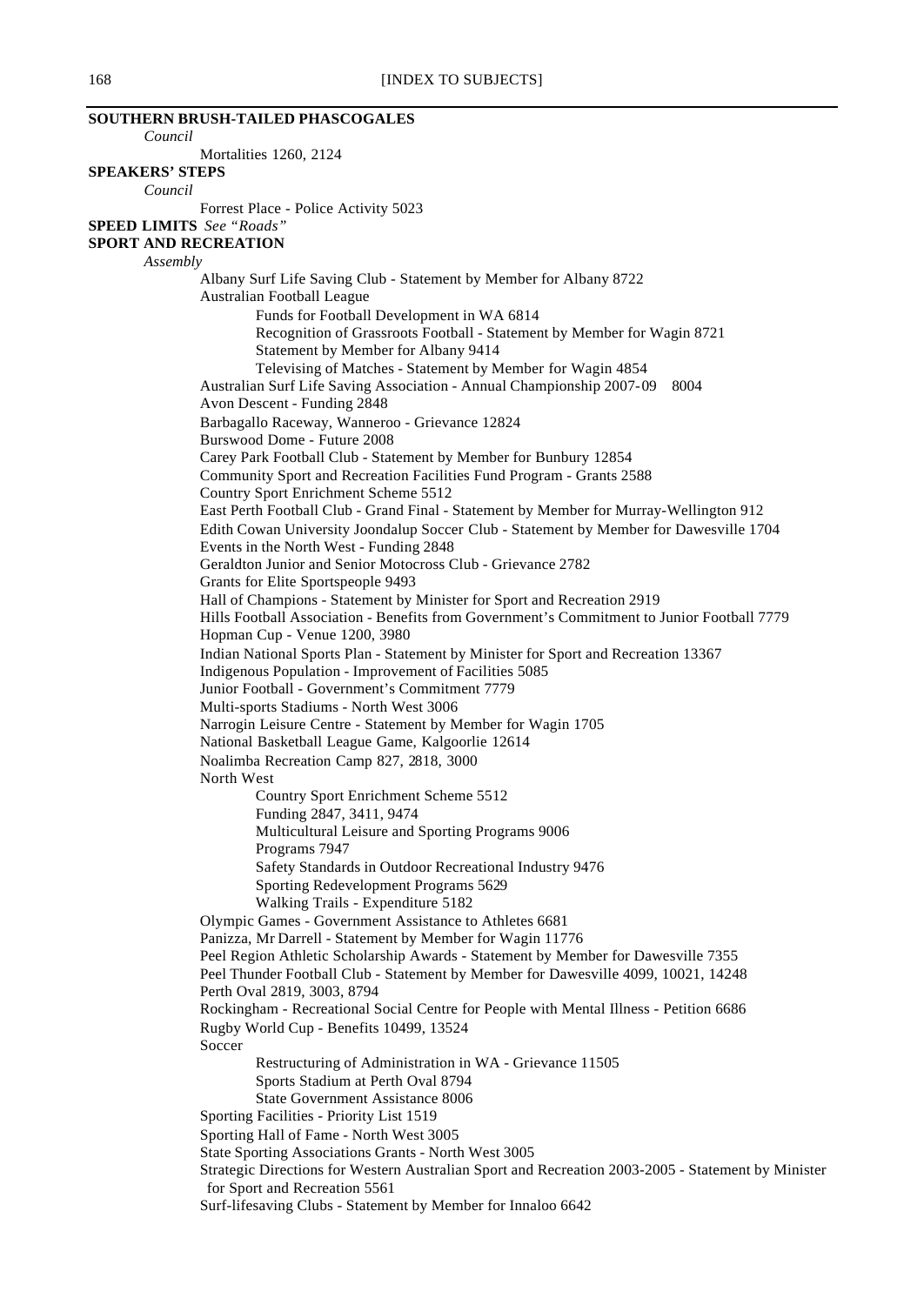**SOUTHERN BRUSH-TAILED PHASCOGALES**

*Council*

Mortalities 1260, 2124

**SPEAKERS' STEPS**

*Council*

Forrest Place - Police Activity 5023

**SPEED LIMITS** *See "Roads"*

**SPORT AND RECREATION**

*Assembly*

- Albany Surf Life Saving Club - Statement by Member for Albany 8722
- Australian Football League
  - Funds for Football Development in WA 6814
  - Recognition of Grassroots Football - Statement by Member for Wagin 8721
  - Statement by Member for Albany 9414
  - Televising of Matches - Statement by Member for Wagin 4854
- Australian Surf Life Saving Association - Annual Championship 2007-09 8004
- Avon Descent - Funding 2848
- Barbagallo Raceway, Wanneroo - Grievance 12824
- Burswood Dome - Future 2008
- Carey Park Football Club - Statement by Member for Bunbury 12854
- Community Sport and Recreation Facilities Fund Program - Grants 2588
- Country Sport Enrichment Scheme 5512
- East Perth Football Club - Grand Final - Statement by Member for Murray-Wellington 912
- Edith Cowan University Joondalup Soccer Club - Statement by Member for Dawesville 1704
- Events in the North West - Funding 2848
- Geraldton Junior and Senior Motocross Club - Grievance 2782
- Grants for Elite Sportspeople 9493
- Hall of Champions - Statement by Minister for Sport and Recreation 2919
- Hills Football Association - Benefits from Government's Commitment to Junior Football 7779
- Hopman Cup - Venue 1200, 3980
- Indian National Sports Plan - Statement by Minister for Sport and Recreation 13367
- Indigenous Population - Improvement of Facilities 5085
- Junior Football - Government's Commitment 7779
- Multi-sports Stadiums - North West 3006
- Narrogin Leisure Centre - Statement by Member for Wagin 1705
- National Basketball League Game, Kalgoorlie 12614
- Noalimba Recreation Camp 827, 2818, 3000
- North West
  - Country Sport Enrichment Scheme 5512
  - Funding 2847, 3411, 9474
  - Multicultural Leisure and Sporting Programs 9006
  - Programs 7947
  - Safety Standards in Outdoor Recreational Industry 9476
  - Sporting Redevelopment Programs 5629
  - Walking Trails - Expenditure 5182
- Olympic Games - Government Assistance to Athletes 6681
- Panizza, Mr Darrell - Statement by Member for Wagin 11776
- Peel Region Athletic Scholarship Awards - Statement by Member for Dawesville 7355
- Peel Thunder Football Club - Statement by Member for Dawesville 4099, 10021, 14248
- Perth Oval 2819, 3003, 8794
- Rockingham - Recreational Social Centre for People with Mental Illness - Petition 6686
- Rugby World Cup - Benefits 10499, 13524
- Soccer
  - Restructuring of Administration in WA - Grievance 11505
  - Sports Stadium at Perth Oval 8794
  - State Government Assistance 8006
- Sporting Facilities - Priority List 1519
- Sporting Hall of Fame - North West 3005
- State Sporting Associations Grants - North West 3005
- Strategic Directions for Western Australian Sport and Recreation 2003-2005 - Statement by Minister for Sport and Recreation 5561
- Surf-lifesaving Clubs - Statement by Member for Innaloo 6642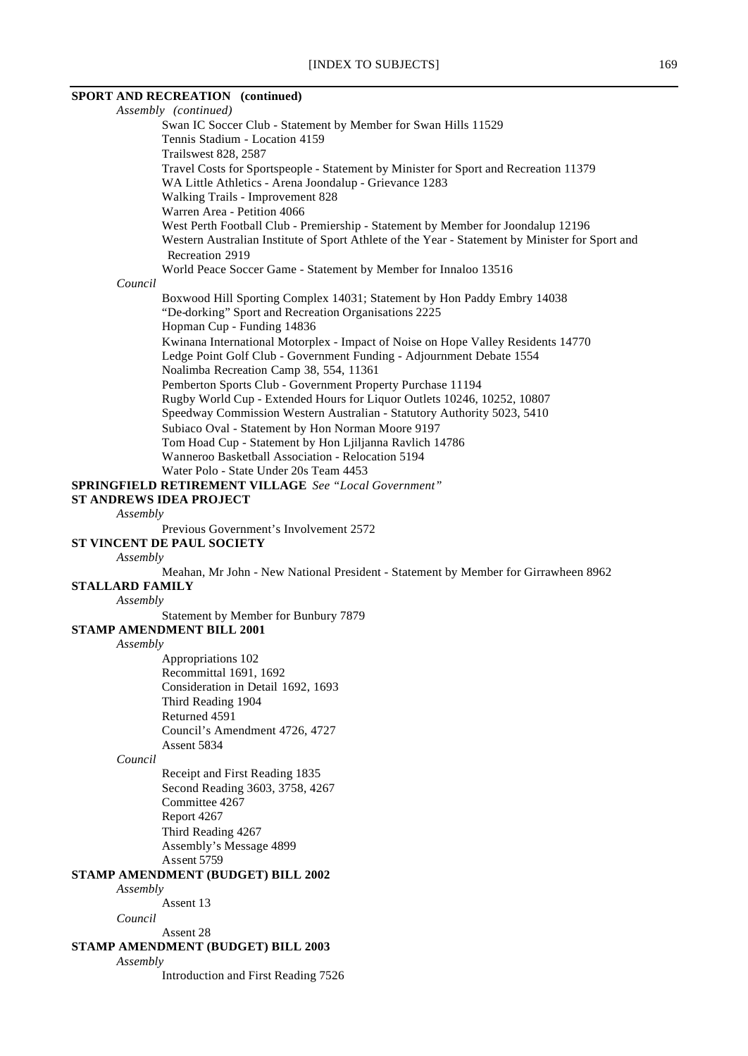**SPORT AND RECREATION (continued)**

*Assembly (continued)*

- Swan IC Soccer Club - Statement by Member for Swan Hills 11529
- Tennis Stadium - Location 4159
- Trailswest 828, 2587
- Travel Costs for Sportspeople - Statement by Minister for Sport and Recreation 11379
- WA Little Athletics - Arena Joondalup - Grievance 1283
- Walking Trails - Improvement 828
- Warren Area - Petition 4066
- West Perth Football Club - Premiership - Statement by Member for Joondalup 12196
- Western Australian Institute of Sport Athlete of the Year - Statement by Minister for Sport and Recreation 2919
- World Peace Soccer Game - Statement by Member for Innaloo 13516

*Council*

- Boxwood Hill Sporting Complex 14031; Statement by Hon Paddy Embry 14038
- "De-dorking" Sport and Recreation Organisations 2225
- Hopman Cup - Funding 14836
- Kwinana International Motorplex - Impact of Noise on Hope Valley Residents 14770
- Ledge Point Golf Club - Government Funding - Adjournment Debate 1554
- Noalimba Recreation Camp 38, 554, 11361
- Pemberton Sports Club - Government Property Purchase 11194
- Rugby World Cup - Extended Hours for Liquor Outlets 10246, 10252, 10807
- Speedway Commission Western Australian - Statutory Authority 5023, 5410
- Subiaco Oval - Statement by Hon Norman Moore 9197
- Tom Hoad Cup - Statement by Hon Ljiljanna Ravlich 14786
- Wanneroo Basketball Association - Relocation 5194
- Water Polo - State Under 20s Team 4453

**SPRINGFIELD RETIREMENT VILLAGE** *See "Local Government"*

**ST ANDREWS IDEA PROJECT**

*Assembly*

- Previous Government's Involvement 2572

**ST VINCENT DE PAUL SOCIETY**

*Assembly*

- Meahan, Mr John - New National President - Statement by Member for Girrawheen 8962

**STALLARD FAMILY**

*Assembly*

- Statement by Member for Bunbury 7879

**STAMP AMENDMENT BILL 2001**

*Assembly*

- Appropriations 102
- Recommittal 1691, 1692
- Consideration in Detail 1692, 1693
- Third Reading 1904
- Returned 4591
- Council's Amendment 4726, 4727
- Assent 5834

*Council*

- Receipt and First Reading 1835
- Second Reading 3603, 3758, 4267
- Committee 4267
- Report 4267
- Third Reading 4267
- Assembly's Message 4899
- Assent 5759

**STAMP AMENDMENT (BUDGET) BILL 2002**

*Assembly*

- Assent 13

*Council*

- Assent 28

**STAMP AMENDMENT (BUDGET) BILL 2003**

*Assembly*

- Introduction and First Reading 7526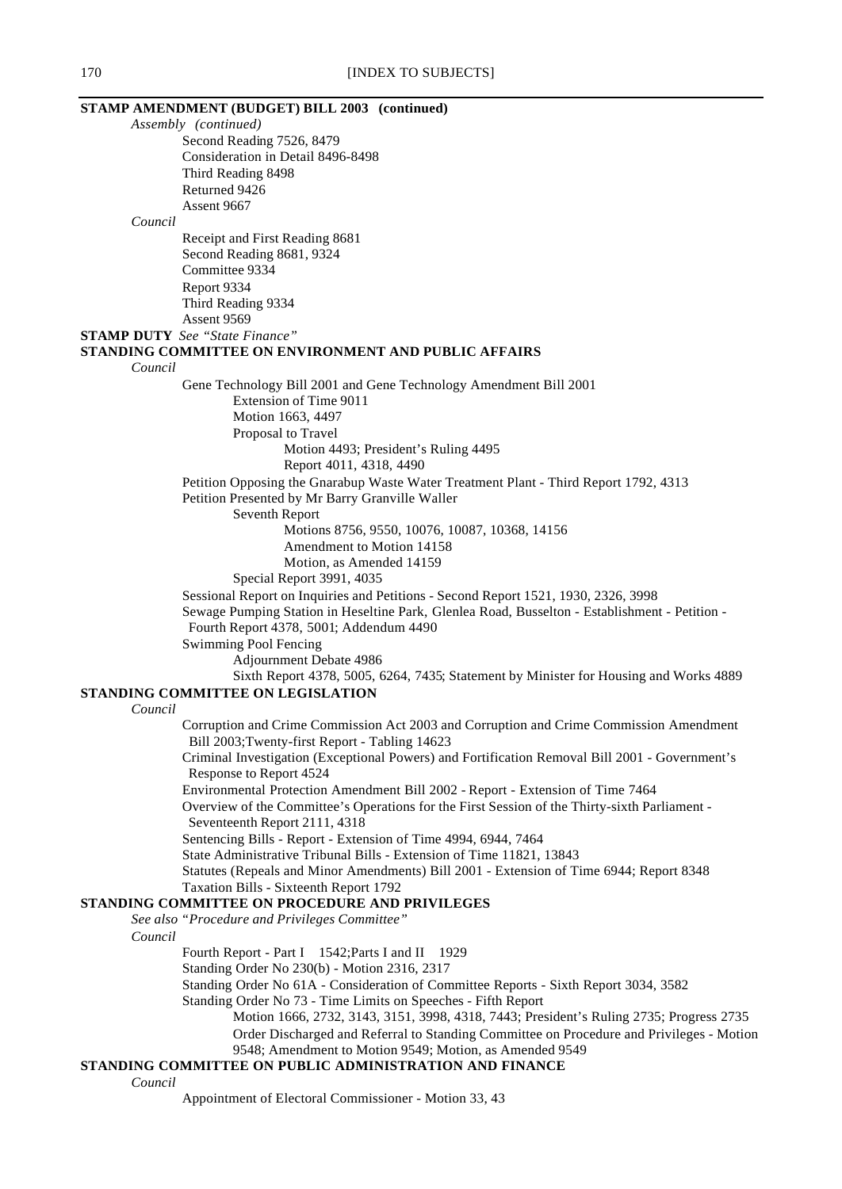**STAMP AMENDMENT (BUDGET) BILL 2003 (continued)**

*Assembly (continued)*

- Second Reading 7526, 8479
- Consideration in Detail 8496-8498
- Third Reading 8498
- Returned 9426
- Assent 9667

*Council*

- Receipt and First Reading 8681
- Second Reading 8681, 9324
- Committee 9334
- Report 9334
- Third Reading 9334
- Assent 9569

**STAMP DUTY** *See "State Finance"*

**STANDING COMMITTEE ON ENVIRONMENT AND PUBLIC AFFAIRS**

*Council*

- Gene Technology Bill 2001 and Gene Technology Amendment Bill 2001
  - Extension of Time 9011
  - Motion 1663, 4497
  - Proposal to Travel
    - Motion 4493; President's Ruling 4495
    - Report 4011, 4318, 4490
- Petition Opposing the Gnarabup Waste Water Treatment Plant - Third Report 1792, 4313
- Petition Presented by Mr Barry Granville Waller
  - Seventh Report
    - Motions 8756, 9550, 10076, 10087, 10368, 14156
    - Amendment to Motion 14158
    - Motion, as Amended 14159
  - Special Report 3991, 4035
- Sessional Report on Inquiries and Petitions - Second Report 1521, 1930, 2326, 3998
- Sewage Pumping Station in Heseltine Park, Glenlea Road, Busselton - Establishment - Petition - Fourth Report 4378, 5001; Addendum 4490
- Swimming Pool Fencing
  - Adjournment Debate 4986
  - Sixth Report 4378, 5005, 6264, 7435; Statement by Minister for Housing and Works 4889

**STANDING COMMITTEE ON LEGISLATION**

*Council*

- Corruption and Crime Commission Act 2003 and Corruption and Crime Commission Amendment Bill 2003;Twenty-first Report - Tabling 14623
- Criminal Investigation (Exceptional Powers) and Fortification Removal Bill 2001 - Government's Response to Report 4524
- Environmental Protection Amendment Bill 2002 - Report - Extension of Time 7464
- Overview of the Committee's Operations for the First Session of the Thirty-sixth Parliament - Seventeenth Report 2111, 4318
- Sentencing Bills - Report - Extension of Time 4994, 6944, 7464
- State Administrative Tribunal Bills - Extension of Time 11821, 13843
- Statutes (Repeals and Minor Amendments) Bill 2001 - Extension of Time 6944; Report 8348
- Taxation Bills - Sixteenth Report 1792

**STANDING COMMITTEE ON PROCEDURE AND PRIVILEGES**

*See also "Procedure and Privileges Committee"*

*Council*

- Fourth Report - Part I 1542;Parts I and II 1929
- Standing Order No 230(b) - Motion 2316, 2317
- Standing Order No 61A - Consideration of Committee Reports - Sixth Report 3034, 3582
- Standing Order No 73 - Time Limits on Speeches - Fifth Report
  - Motion 1666, 2732, 3143, 3151, 3998, 4318, 7443; President's Ruling 2735; Progress 2735
  - Order Discharged and Referral to Standing Committee on Procedure and Privileges - Motion 9548; Amendment to Motion 9549; Motion, as Amended 9549

**STANDING COMMITTEE ON PUBLIC ADMINISTRATION AND FINANCE**

*Council*

- Appointment of Electoral Commissioner - Motion 33, 43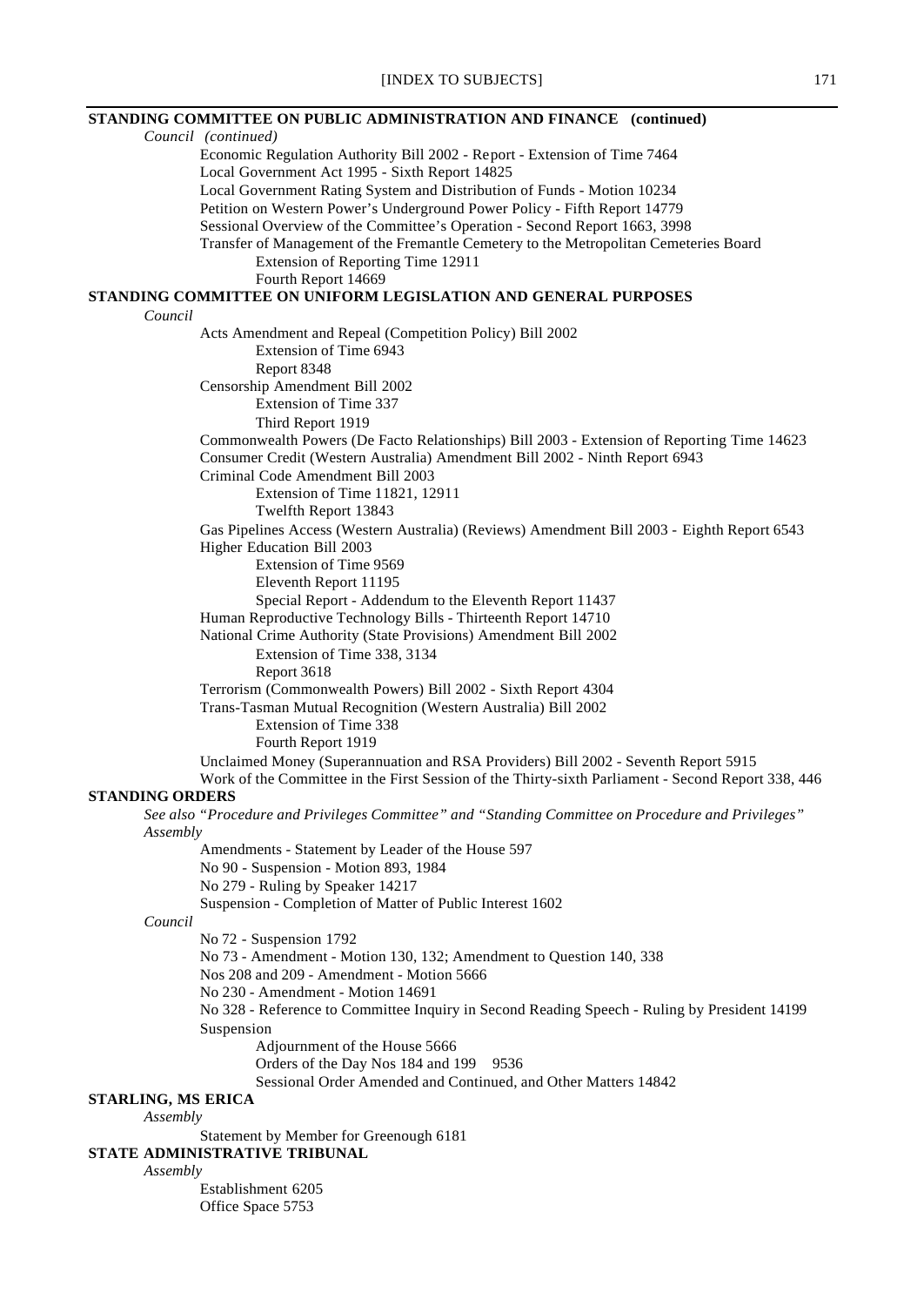**STANDING COMMITTEE ON PUBLIC ADMINISTRATION AND FINANCE (continued)**

*Council (continued)*

- Economic Regulation Authority Bill 2002 - Report - Extension of Time 7464
- Local Government Act 1995 - Sixth Report 14825
- Local Government Rating System and Distribution of Funds - Motion 10234
- Petition on Western Power's Underground Power Policy - Fifth Report 14779
- Sessional Overview of the Committee's Operation - Second Report 1663, 3998
- Transfer of Management of the Fremantle Cemetery to the Metropolitan Cemeteries Board
  - Extension of Reporting Time 12911
  - Fourth Report 14669

**STANDING COMMITTEE ON UNIFORM LEGISLATION AND GENERAL PURPOSES**

*Council*

- Acts Amendment and Repeal (Competition Policy) Bill 2002
  - Extension of Time 6943
  - Report 8348
- Censorship Amendment Bill 2002
  - Extension of Time 337
  - Third Report 1919
- Commonwealth Powers (De Facto Relationships) Bill 2003 - Extension of Reporting Time 14623
- Consumer Credit (Western Australia) Amendment Bill 2002 - Ninth Report 6943
- Criminal Code Amendment Bill 2003
  - Extension of Time 11821, 12911
  - Twelfth Report 13843
- Gas Pipelines Access (Western Australia) (Reviews) Amendment Bill 2003 - Eighth Report 6543
- Higher Education Bill 2003
  - Extension of Time 9569
  - Eleventh Report 11195
  - Special Report - Addendum to the Eleventh Report 11437
- Human Reproductive Technology Bills - Thirteenth Report 14710
- National Crime Authority (State Provisions) Amendment Bill 2002
  - Extension of Time 338, 3134
  - Report 3618
- Terrorism (Commonwealth Powers) Bill 2002 - Sixth Report 4304
- Trans-Tasman Mutual Recognition (Western Australia) Bill 2002
  - Extension of Time 338
  - Fourth Report 1919
- Unclaimed Money (Superannuation and RSA Providers) Bill 2002 - Seventh Report 5915
- Work of the Committee in the First Session of the Thirty-sixth Parliament - Second Report 338, 446

**STANDING ORDERS**

*See also "Procedure and Privileges Committee" and "Standing Committee on Procedure and Privileges"*

*Assembly*

- Amendments - Statement by Leader of the House 597
- No 90 - Suspension - Motion 893, 1984
- No 279 - Ruling by Speaker 14217
- Suspension - Completion of Matter of Public Interest 1602

*Council*

- No 72 - Suspension 1792
- No 73 - Amendment - Motion 130, 132; Amendment to Question 140, 338
- Nos 208 and 209 - Amendment - Motion 5666
- No 230 - Amendment - Motion 14691
- No 328 - Reference to Committee Inquiry in Second Reading Speech - Ruling by President 14199
- Suspension
  - Adjournment of the House 5666
  - Orders of the Day Nos 184 and 199 9536
  - Sessional Order Amended and Continued, and Other Matters 14842

**STARLING, MS ERICA**

*Assembly*

- Statement by Member for Greenough 6181

**STATE ADMINISTRATIVE TRIBUNAL**

*Assembly*

- Establishment 6205
- Office Space 5753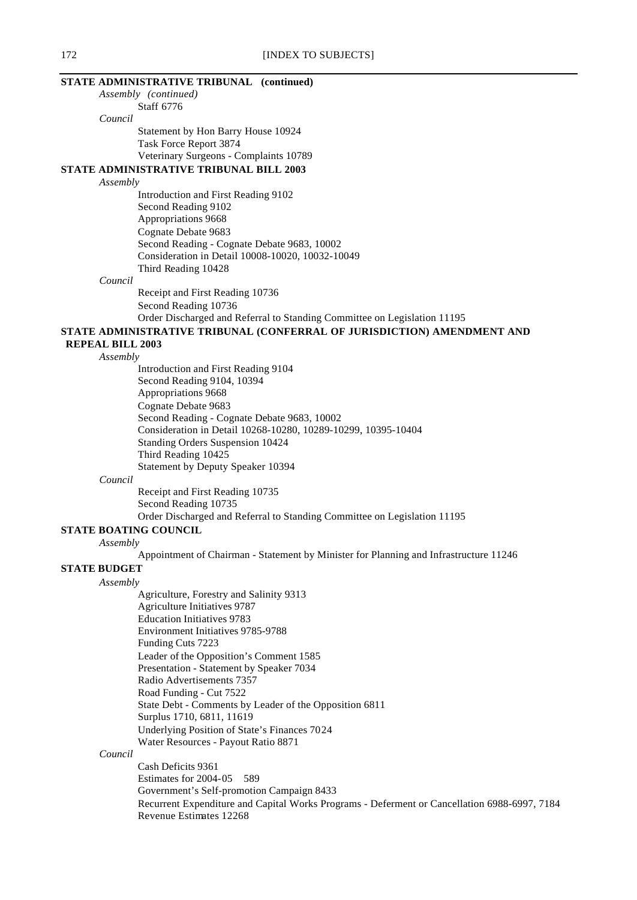**STATE ADMINISTRATIVE TRIBUNAL (continued)**

*Assembly (continued)*

Staff 6776

*Council*

Statement by Hon Barry House 10924
Task Force Report 3874
Veterinary Surgeons - Complaints 10789

**STATE ADMINISTRATIVE TRIBUNAL BILL 2003**

*Assembly*

Introduction and First Reading 9102
Second Reading 9102
Appropriations 9668
Cognate Debate 9683
Second Reading - Cognate Debate 9683, 10002
Consideration in Detail 10008-10020, 10032-10049
Third Reading 10428

*Council*

Receipt and First Reading 10736
Second Reading 10736
Order Discharged and Referral to Standing Committee on Legislation 11195

**STATE ADMINISTRATIVE TRIBUNAL (CONFERRAL OF JURISDICTION) AMENDMENT AND REPEAL BILL 2003**

*Assembly*

Introduction and First Reading 9104
Second Reading 9104, 10394
Appropriations 9668
Cognate Debate 9683
Second Reading - Cognate Debate 9683, 10002
Consideration in Detail 10268-10280, 10289-10299, 10395-10404
Standing Orders Suspension 10424
Third Reading 10425
Statement by Deputy Speaker 10394

*Council*

Receipt and First Reading 10735
Second Reading 10735
Order Discharged and Referral to Standing Committee on Legislation 11195

**STATE BOATING COUNCIL**

*Assembly*

Appointment of Chairman - Statement by Minister for Planning and Infrastructure 11246

**STATE BUDGET**

*Assembly*

Agriculture, Forestry and Salinity 9313
Agriculture Initiatives 9787
Education Initiatives 9783
Environment Initiatives 9785-9788
Funding Cuts 7223
Leader of the Opposition's Comment 1585
Presentation - Statement by Speaker 7034
Radio Advertisements 7357
Road Funding - Cut 7522
State Debt - Comments by Leader of the Opposition 6811
Surplus 1710, 6811, 11619
Underlying Position of State's Finances 7024
Water Resources - Payout Ratio 8871

*Council*

Cash Deficits 9361
Estimates for 2004-05 589
Government's Self-promotion Campaign 8433
Recurrent Expenditure and Capital Works Programs - Deferment or Cancellation 6988-6997, 7184
Revenue Estimates 12268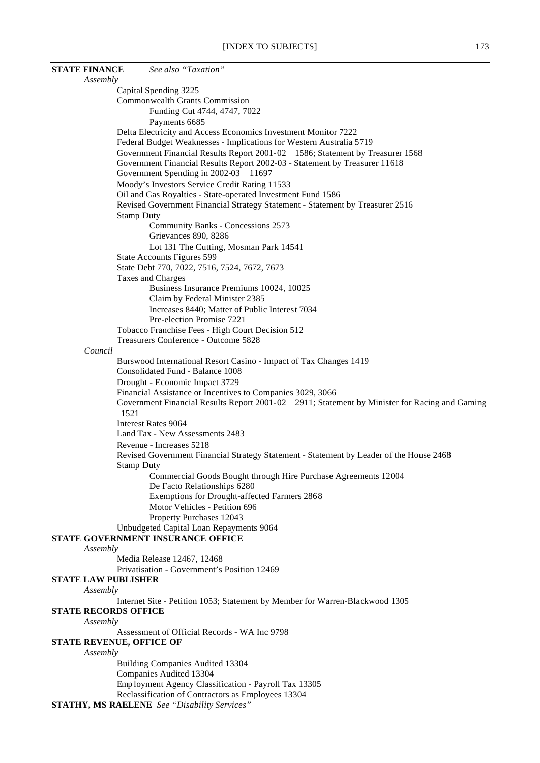**STATE FINANCE** *See also "Taxation"*

*Assembly*

- Capital Spending 3225
- Commonwealth Grants Commission
  - Funding Cut 4744, 4747, 7022
  - Payments 6685
- Delta Electricity and Access Economics Investment Monitor 7222
- Federal Budget Weaknesses - Implications for Western Australia 5719
- Government Financial Results Report 2001-02 1586; Statement by Treasurer 1568
- Government Financial Results Report 2002-03 - Statement by Treasurer 11618
- Government Spending in 2002-03 11697
- Moody's Investors Service Credit Rating 11533
- Oil and Gas Royalties - State-operated Investment Fund 1586
- Revised Government Financial Strategy Statement - Statement by Treasurer 2516
- Stamp Duty
  - Community Banks - Concessions 2573
  - Grievances 890, 8286
  - Lot 131 The Cutting, Mosman Park 14541
- State Accounts Figures 599
- State Debt 770, 7022, 7516, 7524, 7672, 7673
- Taxes and Charges
  - Business Insurance Premiums 10024, 10025
  - Claim by Federal Minister 2385
  - Increases 8440; Matter of Public Interest 7034
  - Pre-election Promise 7221
- Tobacco Franchise Fees - High Court Decision 512
- Treasurers Conference - Outcome 5828

*Council*

- Burswood International Resort Casino - Impact of Tax Changes 1419
- Consolidated Fund - Balance 1008
- Drought - Economic Impact 3729
- Financial Assistance or Incentives to Companies 3029, 3066
- Government Financial Results Report 2001-02 2911; Statement by Minister for Racing and Gaming 1521
- Interest Rates 9064
- Land Tax - New Assessments 2483
- Revenue - Increases 5218
- Revised Government Financial Strategy Statement - Statement by Leader of the House 2468
- Stamp Duty
  - Commercial Goods Bought through Hire Purchase Agreements 12004
  - De Facto Relationships 6280
  - Exemptions for Drought-affected Farmers 2868
  - Motor Vehicles - Petition 696
  - Property Purchases 12043
- Unbudgeted Capital Loan Repayments 9064

**STATE GOVERNMENT INSURANCE OFFICE**

*Assembly*

- Media Release 12467, 12468
- Privatisation - Government's Position 12469

**STATE LAW PUBLISHER**

*Assembly*

- Internet Site - Petition 1053; Statement by Member for Warren-Blackwood 1305

**STATE RECORDS OFFICE**

*Assembly*

- Assessment of Official Records - WA Inc 9798

**STATE REVENUE, OFFICE OF**

*Assembly*

- Building Companies Audited 13304
- Companies Audited 13304
- Employment Agency Classification - Payroll Tax 13305
- Reclassification of Contractors as Employees 13304

**STATHY, MS RAELENE** *See "Disability Services"*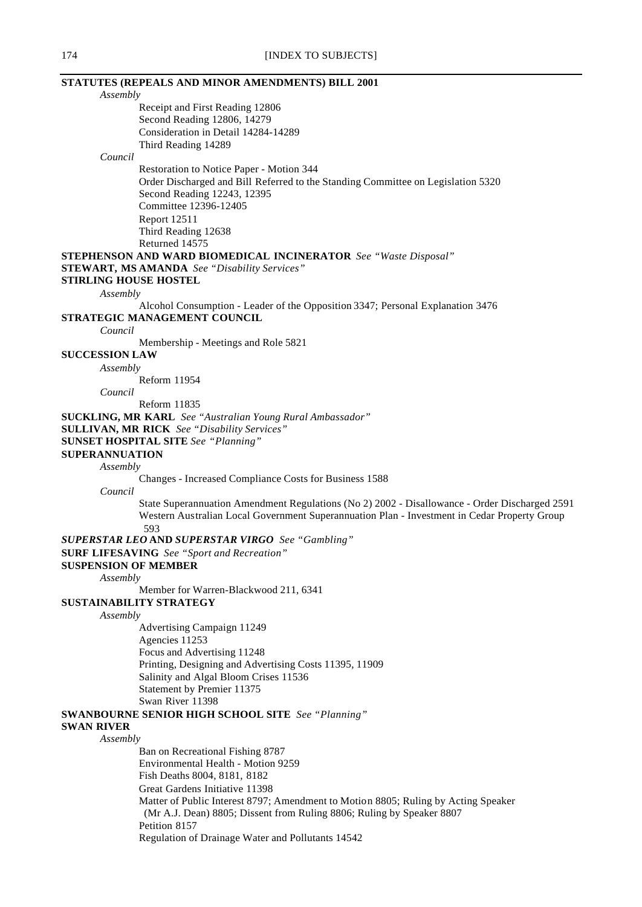**STATUTES (REPEALS AND MINOR AMENDMENTS) BILL 2001**

*Assembly*

Receipt and First Reading 12806
Second Reading 12806, 14279
Consideration in Detail 14284-14289
Third Reading 14289

*Council*

Restoration to Notice Paper - Motion 344
Order Discharged and Bill Referred to the Standing Committee on Legislation 5320
Second Reading 12243, 12395
Committee 12396-12405
Report 12511
Third Reading 12638
Returned 14575

**STEPHENSON AND WARD BIOMEDICAL INCINERATOR** *See "Waste Disposal"*

**STEWART, MS AMANDA** *See "Disability Services"*

**STIRLING HOUSE HOSTEL**

*Assembly*

Alcohol Consumption - Leader of the Opposition 3347; Personal Explanation 3476

**STRATEGIC MANAGEMENT COUNCIL**

*Council*

Membership - Meetings and Role 5821

**SUCCESSION LAW**

*Assembly*

Reform 11954

*Council*

Reform 11835

**SUCKLING, MR KARL** *See "Australian Young Rural Ambassador"*

**SULLIVAN, MR RICK** *See "Disability Services"*

**SUNSET HOSPITAL SITE** *See "Planning"*

**SUPERANNUATION**

*Assembly*

Changes - Increased Compliance Costs for Business 1588

*Council*

State Superannuation Amendment Regulations (No 2) 2002 - Disallowance - Order Discharged 2591
Western Australian Local Government Superannuation Plan - Investment in Cedar Property Group 593

***SUPERSTAR LEO* AND *SUPERSTAR VIRGO*** *See "Gambling"*

**SURF LIFESAVING** *See "Sport and Recreation"*

**SUSPENSION OF MEMBER**

*Assembly*

Member for Warren-Blackwood 211, 6341

**SUSTAINABILITY STRATEGY**

*Assembly*

Advertising Campaign 11249
Agencies 11253
Focus and Advertising 11248
Printing, Designing and Advertising Costs 11395, 11909
Salinity and Algal Bloom Crises 11536
Statement by Premier 11375
Swan River 11398

**SWANBOURNE SENIOR HIGH SCHOOL SITE** *See "Planning"*

**SWAN RIVER**

*Assembly*

Ban on Recreational Fishing 8787
Environmental Health - Motion 9259
Fish Deaths 8004, 8181, 8182
Great Gardens Initiative 11398
Matter of Public Interest 8797; Amendment to Motion 8805; Ruling by Acting Speaker (Mr A.J. Dean) 8805; Dissent from Ruling 8806; Ruling by Speaker 8807
Petition 8157
Regulation of Drainage Water and Pollutants 14542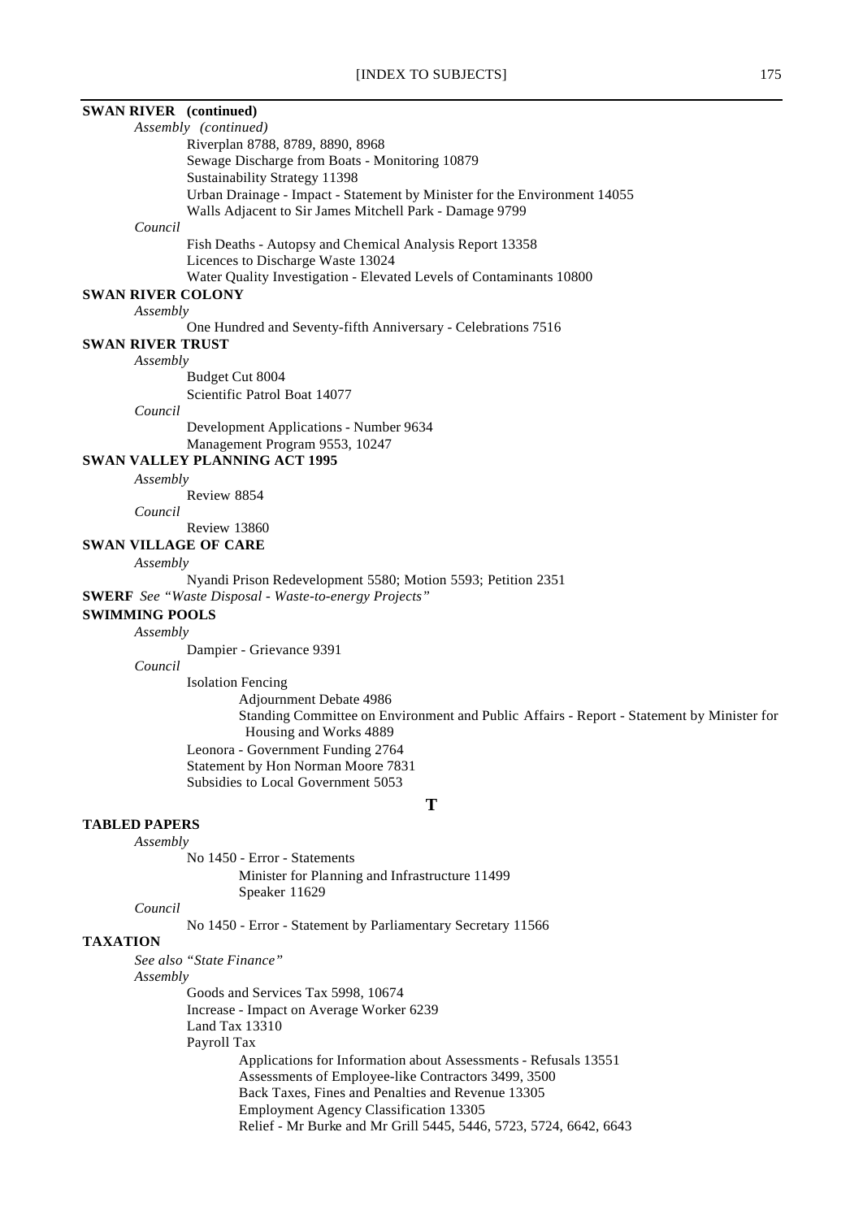**SWAN RIVER (continued)**

*Assembly (continued)*

- Riverplan 8788, 8789, 8890, 8968
- Sewage Discharge from Boats - Monitoring 10879
- Sustainability Strategy 11398
- Urban Drainage - Impact - Statement by Minister for the Environment 14055
- Walls Adjacent to Sir James Mitchell Park - Damage 9799

*Council*

- Fish Deaths - Autopsy and Chemical Analysis Report 13358
- Licences to Discharge Waste 13024
- Water Quality Investigation - Elevated Levels of Contaminants 10800

**SWAN RIVER COLONY**

*Assembly*

- One Hundred and Seventy-fifth Anniversary - Celebrations 7516

**SWAN RIVER TRUST**

*Assembly*

- Budget Cut 8004
- Scientific Patrol Boat 14077

*Council*

- Development Applications - Number 9634
- Management Program 9553, 10247

**SWAN VALLEY PLANNING ACT 1995**

*Assembly*

- Review 8854

*Council*

- Review 13860

**SWAN VILLAGE OF CARE**

*Assembly*

- Nyandi Prison Redevelopment 5580; Motion 5593; Petition 2351

**SWERF** *See "Waste Disposal - Waste-to-energy Projects"*

**SWIMMING POOLS**

*Assembly*

- Dampier - Grievance 9391

*Council*

- Isolation Fencing
  - Adjournment Debate 4986
  - Standing Committee on Environment and Public Affairs - Report - Statement by Minister for Housing and Works 4889
- Leonora - Government Funding 2764
- Statement by Hon Norman Moore 7831
- Subsidies to Local Government 5053

## T

**TABLED PAPERS**

*Assembly*

- No 1450 - Error - Statements
  - Minister for Planning and Infrastructure 11499
  - Speaker 11629

*Council*

- No 1450 - Error - Statement by Parliamentary Secretary 11566

**TAXATION**

*See also "State Finance"*

*Assembly*

- Goods and Services Tax 5998, 10674
- Increase - Impact on Average Worker 6239
- Land Tax 13310
- Payroll Tax
  - Applications for Information about Assessments - Refusals 13551
  - Assessments of Employee-like Contractors 3499, 3500
  - Back Taxes, Fines and Penalties and Revenue 13305
  - Employment Agency Classification 13305
  - Relief - Mr Burke and Mr Grill 5445, 5446, 5723, 5724, 6642, 6643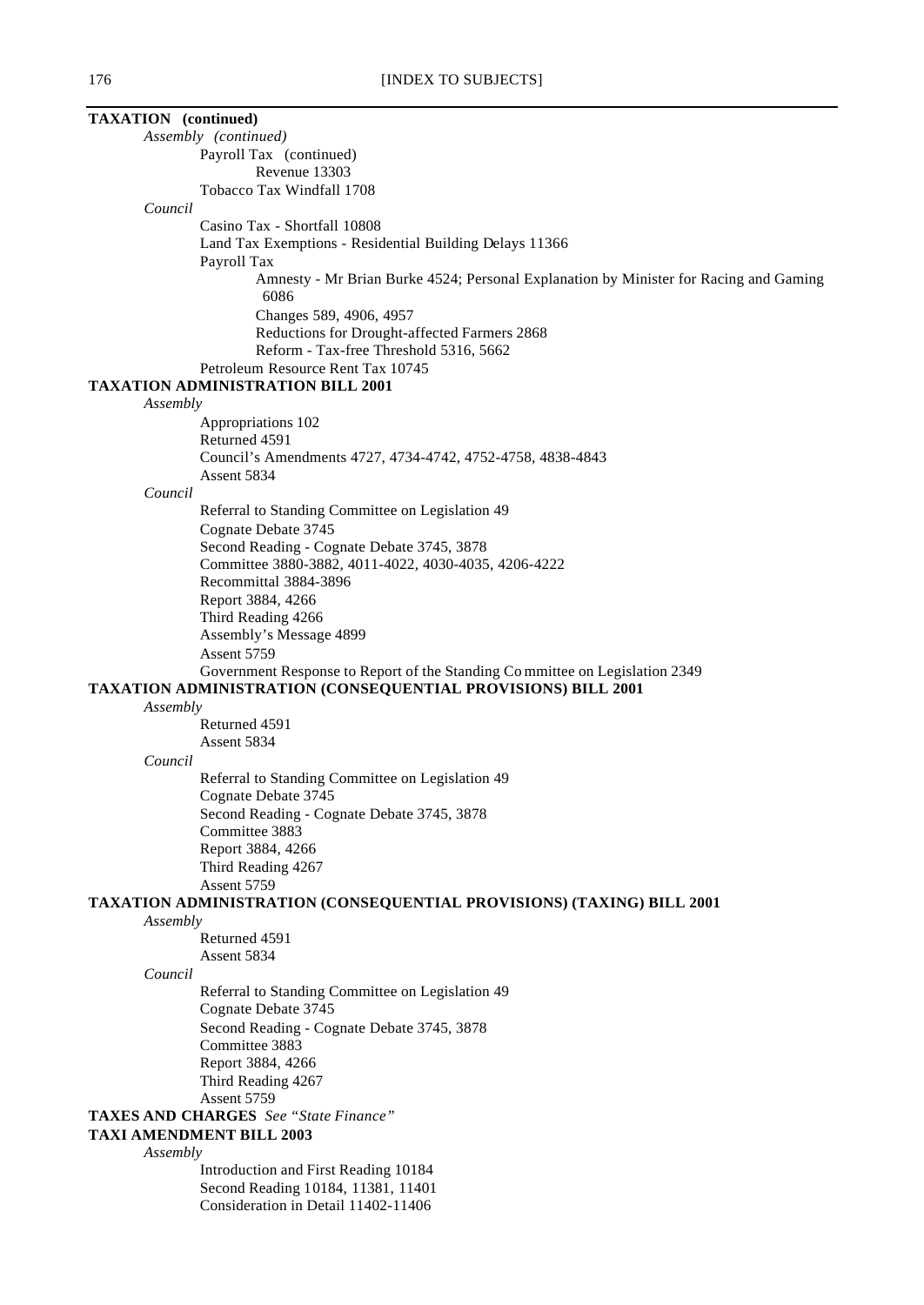**TAXATION (continued)**

*Assembly (continued)*

Payroll Tax (continued)

Revenue 13303

Tobacco Tax Windfall 1708

*Council*

Casino Tax - Shortfall 10808

Land Tax Exemptions - Residential Building Delays 11366

Payroll Tax

Amnesty - Mr Brian Burke 4524; Personal Explanation by Minister for Racing and Gaming 6086

Changes 589, 4906, 4957

Reductions for Drought-affected Farmers 2868

Reform - Tax-free Threshold 5316, 5662

Petroleum Resource Rent Tax 10745

**TAXATION ADMINISTRATION BILL 2001**

*Assembly*

Appropriations 102

Returned 4591

Council's Amendments 4727, 4734-4742, 4752-4758, 4838-4843

Assent 5834

*Council*

Referral to Standing Committee on Legislation 49

Cognate Debate 3745

Second Reading - Cognate Debate 3745, 3878

Committee 3880-3882, 4011-4022, 4030-4035, 4206-4222

Recommittal 3884-3896

Report 3884, 4266

Third Reading 4266

Assembly's Message 4899

Assent 5759

Government Response to Report of the Standing Committee on Legislation 2349

**TAXATION ADMINISTRATION (CONSEQUENTIAL PROVISIONS) BILL 2001**

*Assembly*

Returned 4591

Assent 5834

*Council*

Referral to Standing Committee on Legislation 49

Cognate Debate 3745

Second Reading - Cognate Debate 3745, 3878

Committee 3883

Report 3884, 4266

Third Reading 4267

Assent 5759

**TAXATION ADMINISTRATION (CONSEQUENTIAL PROVISIONS) (TAXING) BILL 2001**

*Assembly*

Returned 4591

Assent 5834

*Council*

Referral to Standing Committee on Legislation 49

Cognate Debate 3745

Second Reading - Cognate Debate 3745, 3878

Committee 3883

Report 3884, 4266

Third Reading 4267

Assent 5759

**TAXES AND CHARGES** *See "State Finance"*

**TAXI AMENDMENT BILL 2003**

*Assembly*

Introduction and First Reading 10184

Second Reading 10184, 11381, 11401

Consideration in Detail 11402-11406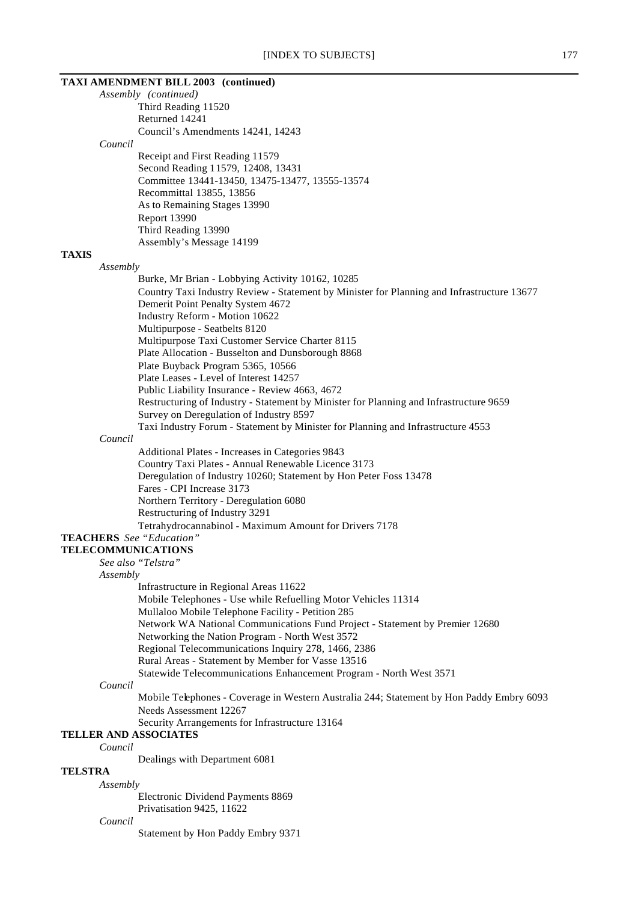**TAXI AMENDMENT BILL 2003 (continued)**

*Assembly (continued)*

Third Reading 11520
Returned 14241
Council's Amendments 14241, 14243

*Council*

Receipt and First Reading 11579
Second Reading 11579, 12408, 13431
Committee 13441-13450, 13475-13477, 13555-13574
Recommittal 13855, 13856
As to Remaining Stages 13990
Report 13990
Third Reading 13990
Assembly's Message 14199

**TAXIS**

*Assembly*

Burke, Mr Brian - Lobbying Activity 10162, 10285
Country Taxi Industry Review - Statement by Minister for Planning and Infrastructure 13677
Demerit Point Penalty System 4672
Industry Reform - Motion 10622
Multipurpose - Seatbelts 8120
Multipurpose Taxi Customer Service Charter 8115
Plate Allocation - Busselton and Dunsborough 8868
Plate Buyback Program 5365, 10566
Plate Leases - Level of Interest 14257
Public Liability Insurance - Review 4663, 4672
Restructuring of Industry - Statement by Minister for Planning and Infrastructure 9659
Survey on Deregulation of Industry 8597
Taxi Industry Forum - Statement by Minister for Planning and Infrastructure 4553

*Council*

Additional Plates - Increases in Categories 9843
Country Taxi Plates - Annual Renewable Licence 3173
Deregulation of Industry 10260; Statement by Hon Peter Foss 13478
Fares - CPI Increase 3173
Northern Territory - Deregulation 6080
Restructuring of Industry 3291
Tetrahydrocannabinol - Maximum Amount for Drivers 7178

**TEACHERS** *See "Education"*

**TELECOMMUNICATIONS**

*See also "Telstra"*

*Assembly*

Infrastructure in Regional Areas 11622
Mobile Telephones - Use while Refuelling Motor Vehicles 11314
Mullaloo Mobile Telephone Facility - Petition 285
Network WA National Communications Fund Project - Statement by Premier 12680
Networking the Nation Program - North West 3572
Regional Telecommunications Inquiry 278, 1466, 2386
Rural Areas - Statement by Member for Vasse 13516
Statewide Telecommunications Enhancement Program - North West 3571

*Council*

Mobile Telephones - Coverage in Western Australia 244; Statement by Hon Paddy Embry 6093
Needs Assessment 12267
Security Arrangements for Infrastructure 13164

**TELLER AND ASSOCIATES**

*Council*

Dealings with Department 6081

**TELSTRA**

*Assembly*

Electronic Dividend Payments 8869
Privatisation 9425, 11622

*Council*

Statement by Hon Paddy Embry 9371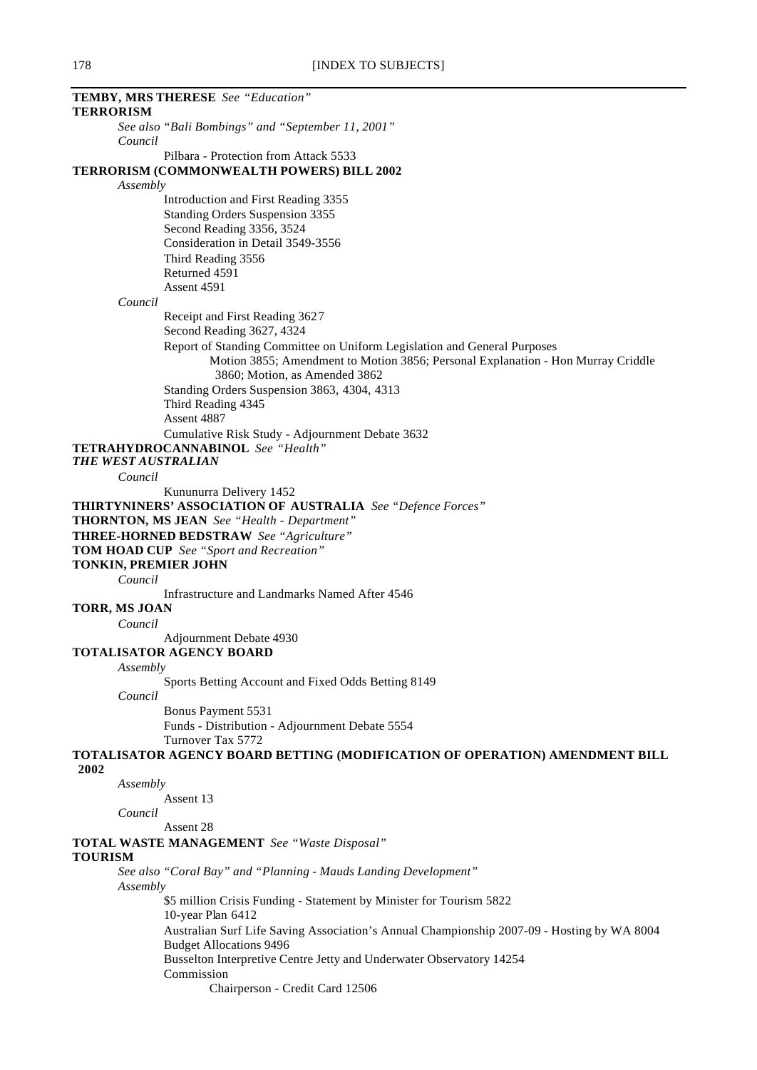**TEMBY, MRS THERESE** *See "Education"*

**TERRORISM**

*See also "Bali Bombings" and "September 11, 2001"*

*Council*

Pilbara - Protection from Attack 5533

**TERRORISM (COMMONWEALTH POWERS) BILL 2002**

*Assembly*

Introduction and First Reading 3355
Standing Orders Suspension 3355
Second Reading 3356, 3524
Consideration in Detail 3549-3556
Third Reading 3556
Returned 4591
Assent 4591

*Council*

Receipt and First Reading 3627
Second Reading 3627, 4324
Report of Standing Committee on Uniform Legislation and General Purposes
Motion 3855; Amendment to Motion 3856; Personal Explanation - Hon Murray Criddle 3860; Motion, as Amended 3862
Standing Orders Suspension 3863, 4304, 4313
Third Reading 4345
Assent 4887
Cumulative Risk Study - Adjournment Debate 3632

**TETRAHYDROCANNABINOL** *See "Health"*

***THE WEST AUSTRALIAN***

*Council*

Kununurra Delivery 1452

**THIRTYNINERS' ASSOCIATION OF AUSTRALIA** *See "Defence Forces"*

**THORNTON, MS JEAN** *See "Health - Department"*

**THREE-HORNED BEDSTRAW** *See "Agriculture"*

**TOM HOAD CUP** *See "Sport and Recreation"*

**TONKIN, PREMIER JOHN**

*Council*

Infrastructure and Landmarks Named After 4546

**TORR, MS JOAN**

*Council*

Adjournment Debate 4930

**TOTALISATOR AGENCY BOARD**

*Assembly*

Sports Betting Account and Fixed Odds Betting 8149

*Council*

Bonus Payment 5531
Funds - Distribution - Adjournment Debate 5554
Turnover Tax 5772

**TOTALISATOR AGENCY BOARD BETTING (MODIFICATION OF OPERATION) AMENDMENT BILL 2002**

*Assembly*

Assent 13

*Council*

Assent 28

**TOTAL WASTE MANAGEMENT** *See "Waste Disposal"*

**TOURISM**

*See also "Coral Bay" and "Planning - Mauds Landing Development"*

*Assembly*

$5 million Crisis Funding - Statement by Minister for Tourism 5822
10-year Plan 6412
Australian Surf Life Saving Association's Annual Championship 2007-09 - Hosting by WA 8004
Budget Allocations 9496
Busselton Interpretive Centre Jetty and Underwater Observatory 14254
Commission
Chairperson - Credit Card 12506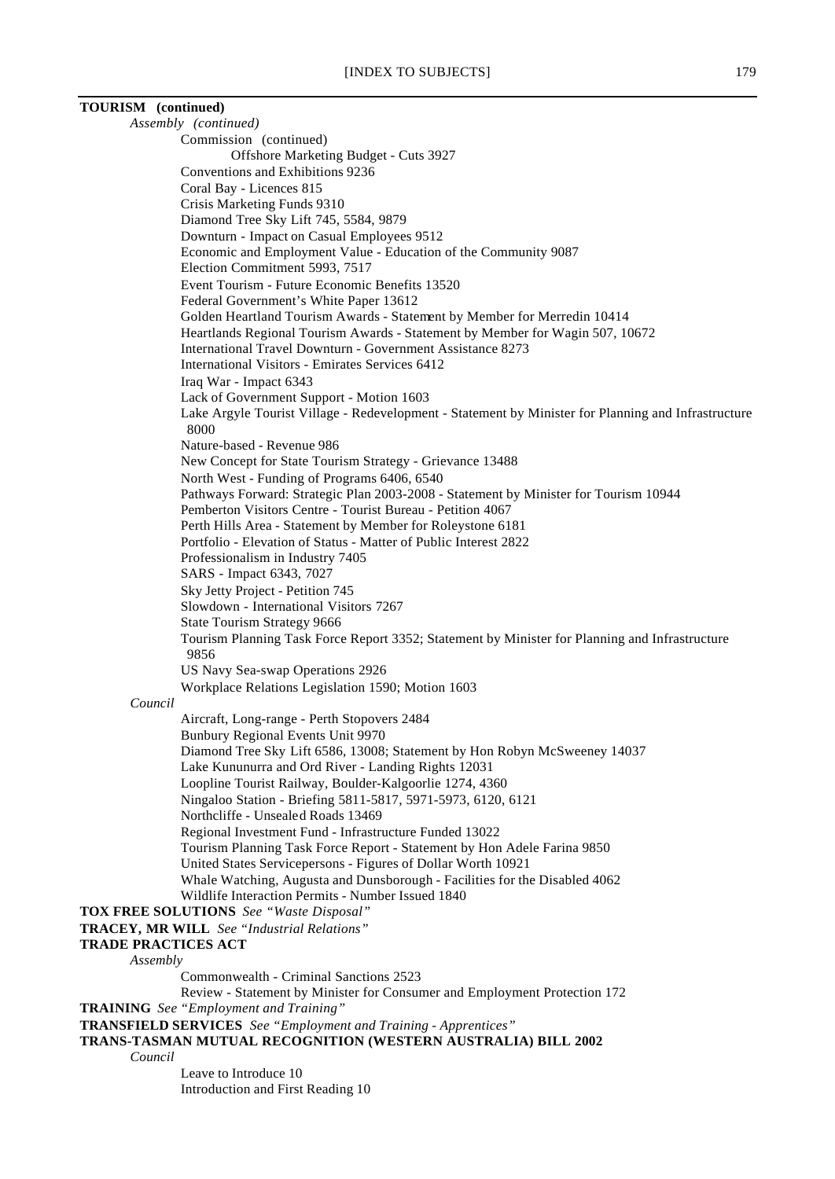**TOURISM (continued)**

*Assembly (continued)*

Commission (continued)

Offshore Marketing Budget - Cuts 3927

Conventions and Exhibitions 9236

Coral Bay - Licences 815

Crisis Marketing Funds 9310

Diamond Tree Sky Lift 745, 5584, 9879

Downturn - Impact on Casual Employees 9512

Economic and Employment Value - Education of the Community 9087

Election Commitment 5993, 7517

Event Tourism - Future Economic Benefits 13520

Federal Government's White Paper 13612

Golden Heartland Tourism Awards - Statement by Member for Merredin 10414

Heartlands Regional Tourism Awards - Statement by Member for Wagin 507, 10672

International Travel Downturn - Government Assistance 8273

International Visitors - Emirates Services 6412

Iraq War - Impact 6343

Lack of Government Support - Motion 1603

Lake Argyle Tourist Village - Redevelopment - Statement by Minister for Planning and Infrastructure 8000

Nature-based - Revenue 986

New Concept for State Tourism Strategy - Grievance 13488

North West - Funding of Programs 6406, 6540

Pathways Forward: Strategic Plan 2003-2008 - Statement by Minister for Tourism 10944

Pemberton Visitors Centre - Tourist Bureau - Petition 4067

Perth Hills Area - Statement by Member for Roleystone 6181

Portfolio - Elevation of Status - Matter of Public Interest 2822

Professionalism in Industry 7405

SARS - Impact 6343, 7027

Sky Jetty Project - Petition 745

Slowdown - International Visitors 7267

State Tourism Strategy 9666

Tourism Planning Task Force Report 3352; Statement by Minister for Planning and Infrastructure 9856

US Navy Sea-swap Operations 2926

Workplace Relations Legislation 1590; Motion 1603

*Council*

Aircraft, Long-range - Perth Stopovers 2484

Bunbury Regional Events Unit 9970

Diamond Tree Sky Lift 6586, 13008; Statement by Hon Robyn McSweeney 14037

Lake Kununurra and Ord River - Landing Rights 12031

Loopline Tourist Railway, Boulder-Kalgoorlie 1274, 4360

Ningaloo Station - Briefing 5811-5817, 5971-5973, 6120, 6121

Northcliffe - Unsealed Roads 13469

Regional Investment Fund - Infrastructure Funded 13022

Tourism Planning Task Force Report - Statement by Hon Adele Farina 9850

United States Servicepersons - Figures of Dollar Worth 10921

Whale Watching, Augusta and Dunsborough - Facilities for the Disabled 4062

Wildlife Interaction Permits - Number Issued 1840

**TOX FREE SOLUTIONS** *See "Waste Disposal"*

**TRACEY, MR WILL** *See "Industrial Relations"*

**TRADE PRACTICES ACT**

*Assembly*

Commonwealth - Criminal Sanctions 2523

Review - Statement by Minister for Consumer and Employment Protection 172

**TRAINING** *See "Employment and Training"*

**TRANSFIELD SERVICES** *See "Employment and Training - Apprentices"*

**TRANS-TASMAN MUTUAL RECOGNITION (WESTERN AUSTRALIA) BILL 2002**

*Council*

Leave to Introduce 10

Introduction and First Reading 10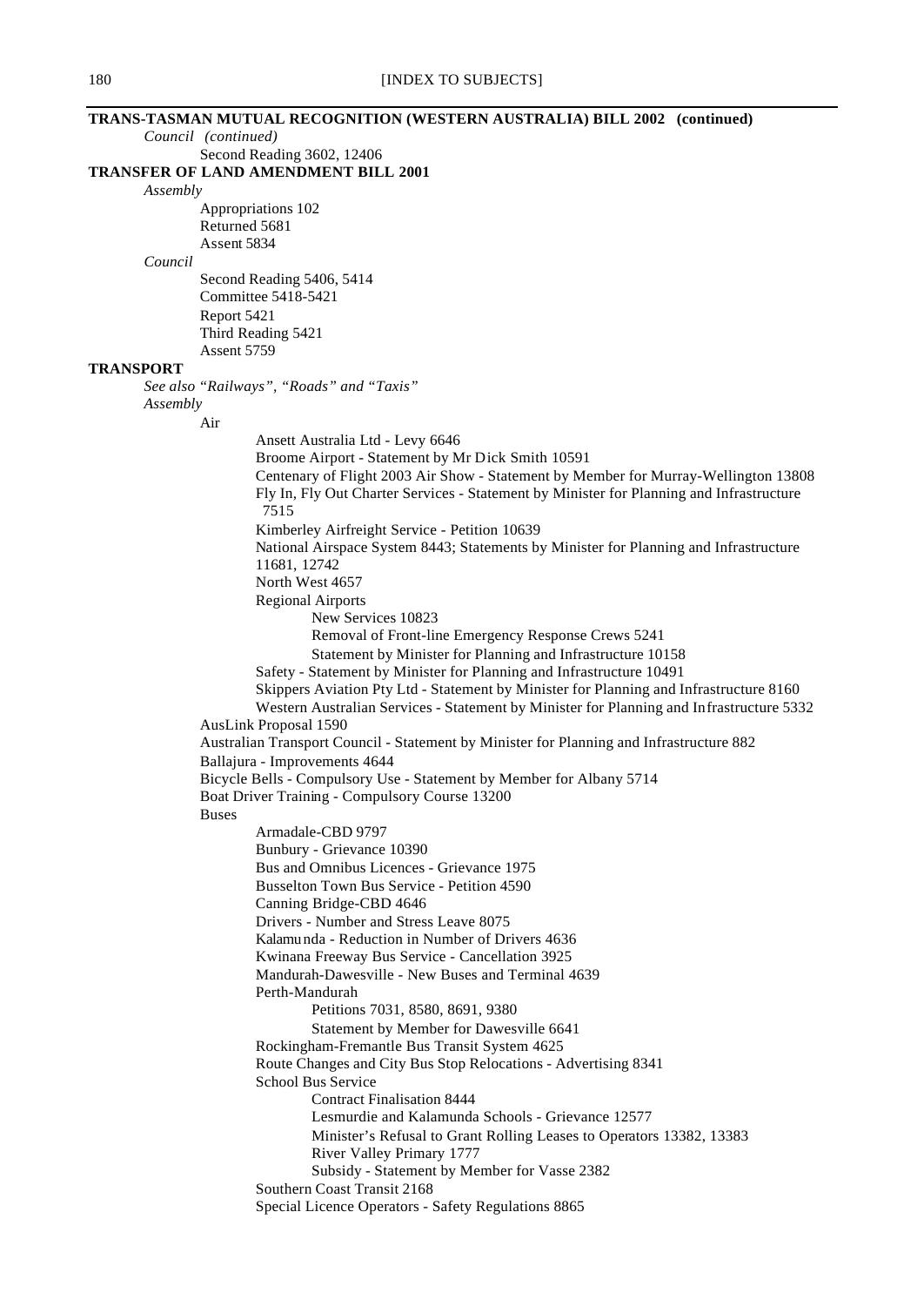**TRANS-TASMAN MUTUAL RECOGNITION (WESTERN AUSTRALIA) BILL 2002 (continued)**

*Council (continued)*

- Second Reading 3602, 12406

**TRANSFER OF LAND AMENDMENT BILL 2001**

*Assembly*

- Appropriations 102
- Returned 5681
- Assent 5834

*Council*

- Second Reading 5406, 5414
- Committee 5418-5421
- Report 5421
- Third Reading 5421
- Assent 5759

**TRANSPORT**

*See also "Railways", "Roads" and "Taxis"*

*Assembly*

- Air
  - Ansett Australia Ltd - Levy 6646
  - Broome Airport - Statement by Mr Dick Smith 10591
  - Centenary of Flight 2003 Air Show - Statement by Member for Murray-Wellington 13808
  - Fly In, Fly Out Charter Services - Statement by Minister for Planning and Infrastructure 7515
  - Kimberley Airfreight Service - Petition 10639
  - National Airspace System 8443; Statements by Minister for Planning and Infrastructure 11681, 12742
  - North West 4657
  - Regional Airports
    - New Services 10823
    - Removal of Front-line Emergency Response Crews 5241
    - Statement by Minister for Planning and Infrastructure 10158
  - Safety - Statement by Minister for Planning and Infrastructure 10491
  - Skippers Aviation Pty Ltd - Statement by Minister for Planning and Infrastructure 8160
  - Western Australian Services - Statement by Minister for Planning and Infrastructure 5332
- AusLink Proposal 1590
- Australian Transport Council - Statement by Minister for Planning and Infrastructure 882
- Ballajura - Improvements 4644
- Bicycle Bells - Compulsory Use - Statement by Member for Albany 5714
- Boat Driver Training - Compulsory Course 13200
- Buses
  - Armadale-CBD 9797
  - Bunbury - Grievance 10390
  - Bus and Omnibus Licences - Grievance 1975
  - Busselton Town Bus Service - Petition 4590
  - Canning Bridge-CBD 4646
  - Drivers - Number and Stress Leave 8075
  - Kalamunda - Reduction in Number of Drivers 4636
  - Kwinana Freeway Bus Service - Cancellation 3925
  - Mandurah-Dawesville - New Buses and Terminal 4639
  - Perth-Mandurah
    - Petitions 7031, 8580, 8691, 9380
    - Statement by Member for Dawesville 6641
  - Rockingham-Fremantle Bus Transit System 4625
  - Route Changes and City Bus Stop Relocations - Advertising 8341
  - School Bus Service
    - Contract Finalisation 8444
    - Lesmurdie and Kalamunda Schools - Grievance 12577
    - Minister's Refusal to Grant Rolling Leases to Operators 13382, 13383
    - River Valley Primary 1777
    - Subsidy - Statement by Member for Vasse 2382
  - Southern Coast Transit 2168
  - Special Licence Operators - Safety Regulations 8865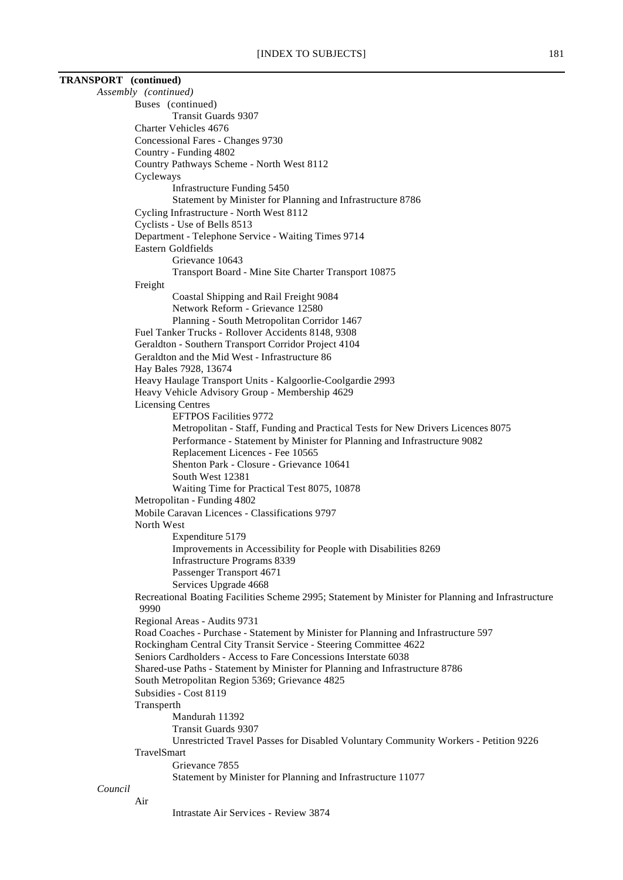**TRANSPORT (continued)**

*Assembly (continued)*

- Buses (continued)
    - Transit Guards 9307
- Charter Vehicles 4676
- Concessional Fares - Changes 9730
- Country - Funding 4802
- Country Pathways Scheme - North West 8112
- Cycleways
    - Infrastructure Funding 5450
    - Statement by Minister for Planning and Infrastructure 8786
- Cycling Infrastructure - North West 8112
- Cyclists - Use of Bells 8513
- Department - Telephone Service - Waiting Times 9714
- Eastern Goldfields
    - Grievance 10643
    - Transport Board - Mine Site Charter Transport 10875
- Freight
    - Coastal Shipping and Rail Freight 9084
    - Network Reform - Grievance 12580
    - Planning - South Metropolitan Corridor 1467
- Fuel Tanker Trucks - Rollover Accidents 8148, 9308
- Geraldton - Southern Transport Corridor Project 4104
- Geraldton and the Mid West - Infrastructure 86
- Hay Bales 7928, 13674
- Heavy Haulage Transport Units - Kalgoorlie-Coolgardie 2993
- Heavy Vehicle Advisory Group - Membership 4629
- Licensing Centres
    - EFTPOS Facilities 9772
    - Metropolitan - Staff, Funding and Practical Tests for New Drivers Licences 8075
    - Performance - Statement by Minister for Planning and Infrastructure 9082
    - Replacement Licences - Fee 10565
    - Shenton Park - Closure - Grievance 10641
    - South West 12381
    - Waiting Time for Practical Test 8075, 10878
- Metropolitan - Funding 4802
- Mobile Caravan Licences - Classifications 9797
- North West
    - Expenditure 5179
    - Improvements in Accessibility for People with Disabilities 8269
    - Infrastructure Programs 8339
    - Passenger Transport 4671
    - Services Upgrade 4668
- Recreational Boating Facilities Scheme 2995; Statement by Minister for Planning and Infrastructure 9990
- Regional Areas - Audits 9731
- Road Coaches - Purchase - Statement by Minister for Planning and Infrastructure 597
- Rockingham Central City Transit Service - Steering Committee 4622
- Seniors Cardholders - Access to Fare Concessions Interstate 6038
- Shared-use Paths - Statement by Minister for Planning and Infrastructure 8786
- South Metropolitan Region 5369; Grievance 4825
- Subsidies - Cost 8119
- Transperth
    - Mandurah 11392
    - Transit Guards 9307
    - Unrestricted Travel Passes for Disabled Voluntary Community Workers - Petition 9226
- TravelSmart
    - Grievance 7855
    - Statement by Minister for Planning and Infrastructure 11077

*Council*

- Air
    - Intrastate Air Services - Review 3874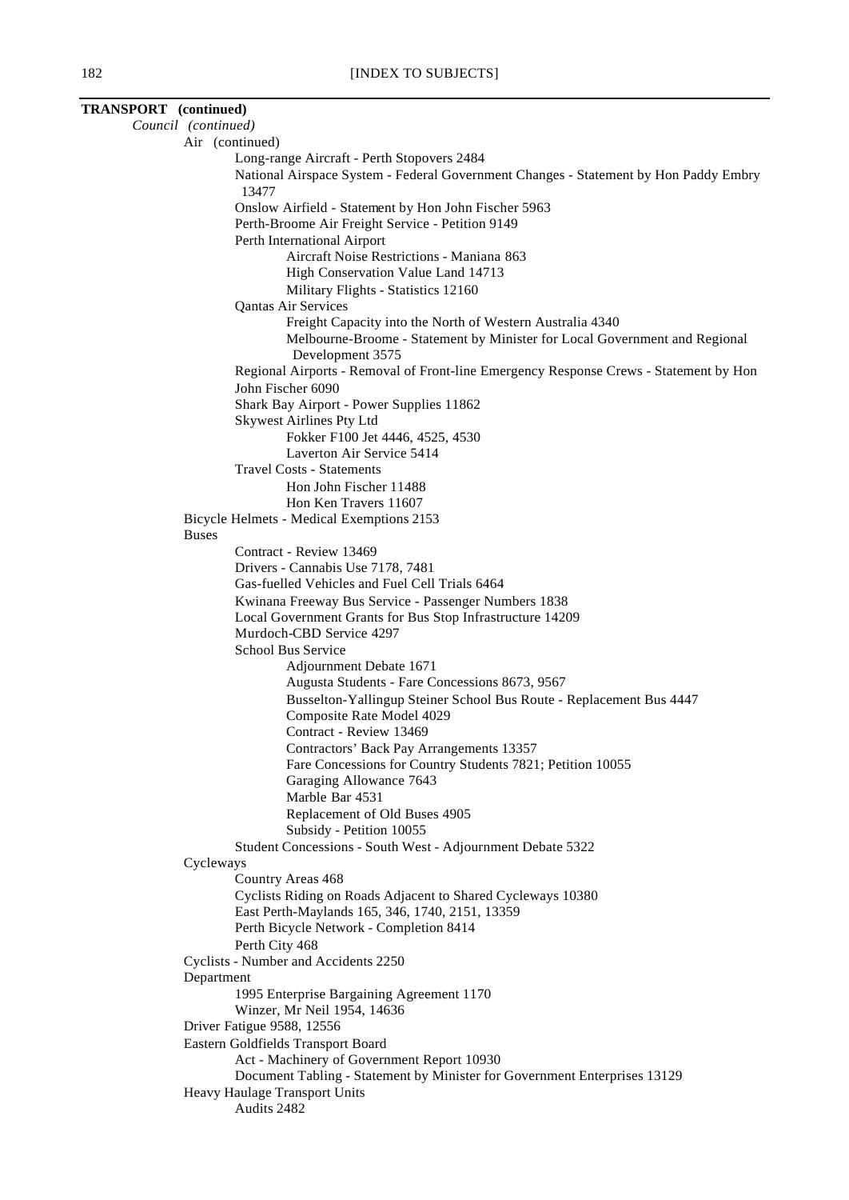**TRANSPORT (continued)**

*Council (continued)*

- Air (continued)
  - Long-range Aircraft - Perth Stopovers 2484
  - National Airspace System - Federal Government Changes - Statement by Hon Paddy Embry 13477
  - Onslow Airfield - Statement by Hon John Fischer 5963
  - Perth-Broome Air Freight Service - Petition 9149
  - Perth International Airport
    - Aircraft Noise Restrictions - Maniana 863
    - High Conservation Value Land 14713
    - Military Flights - Statistics 12160
  - Qantas Air Services
    - Freight Capacity into the North of Western Australia 4340
    - Melbourne-Broome - Statement by Minister for Local Government and Regional Development 3575
  - Regional Airports - Removal of Front-line Emergency Response Crews - Statement by Hon John Fischer 6090
  - Shark Bay Airport - Power Supplies 11862
  - Skywest Airlines Pty Ltd
    - Fokker F100 Jet 4446, 4525, 4530
    - Laverton Air Service 5414
  - Travel Costs - Statements
    - Hon John Fischer 11488
    - Hon Ken Travers 11607
- Bicycle Helmets - Medical Exemptions 2153
- Buses
  - Contract - Review 13469
  - Drivers - Cannabis Use 7178, 7481
  - Gas-fuelled Vehicles and Fuel Cell Trials 6464
  - Kwinana Freeway Bus Service - Passenger Numbers 1838
  - Local Government Grants for Bus Stop Infrastructure 14209
  - Murdoch-CBD Service 4297
  - School Bus Service
    - Adjournment Debate 1671
    - Augusta Students - Fare Concessions 8673, 9567
    - Busselton-Yallingup Steiner School Bus Route - Replacement Bus 4447
    - Composite Rate Model 4029
    - Contract - Review 13469
    - Contractors' Back Pay Arrangements 13357
    - Fare Concessions for Country Students 7821; Petition 10055
    - Garaging Allowance 7643
    - Marble Bar 4531
    - Replacement of Old Buses 4905
    - Subsidy - Petition 10055
  - Student Concessions - South West - Adjournment Debate 5322
- Cycleways
  - Country Areas 468
  - Cyclists Riding on Roads Adjacent to Shared Cycleways 10380
  - East Perth-Maylands 165, 346, 1740, 2151, 13359
  - Perth Bicycle Network - Completion 8414
  - Perth City 468
- Cyclists - Number and Accidents 2250
- Department
  - 1995 Enterprise Bargaining Agreement 1170
  - Winzer, Mr Neil 1954, 14636
- Driver Fatigue 9588, 12556
- Eastern Goldfields Transport Board
  - Act - Machinery of Government Report 10930
  - Document Tabling - Statement by Minister for Government Enterprises 13129
- Heavy Haulage Transport Units
  - Audits 2482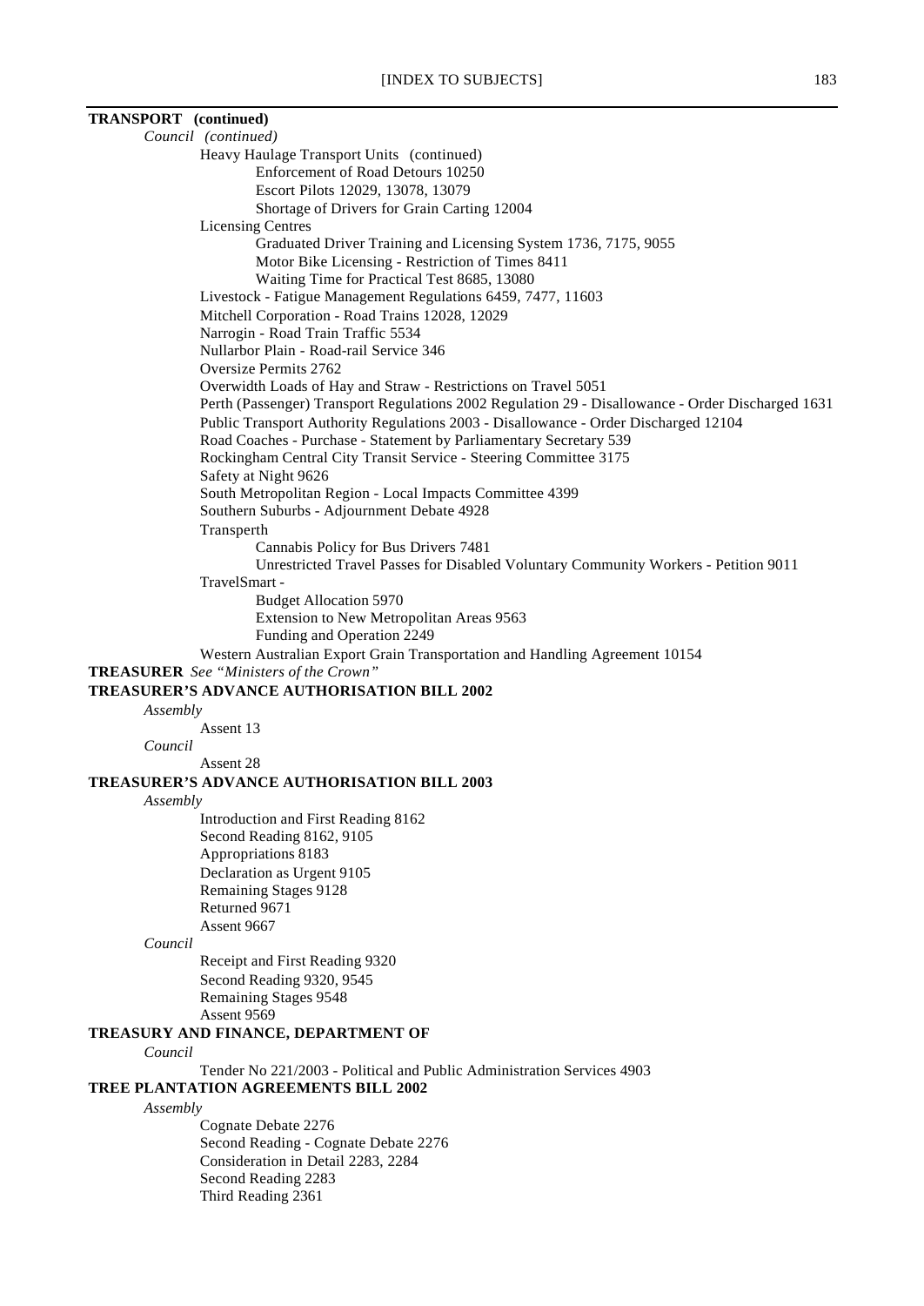**TRANSPORT (continued)**

*Council (continued)*

Heavy Haulage Transport Units (continued)

Enforcement of Road Detours 10250

Escort Pilots 12029, 13078, 13079

Shortage of Drivers for Grain Carting 12004

Licensing Centres

Graduated Driver Training and Licensing System 1736, 7175, 9055

Motor Bike Licensing - Restriction of Times 8411

Waiting Time for Practical Test 8685, 13080

Livestock - Fatigue Management Regulations 6459, 7477, 11603

Mitchell Corporation - Road Trains 12028, 12029

Narrogin - Road Train Traffic 5534

Nullarbor Plain - Road-rail Service 346

Oversize Permits 2762

Overwidth Loads of Hay and Straw - Restrictions on Travel 5051

Perth (Passenger) Transport Regulations 2002 Regulation 29 - Disallowance - Order Discharged 1631

Public Transport Authority Regulations 2003 - Disallowance - Order Discharged 12104

Road Coaches - Purchase - Statement by Parliamentary Secretary 539

Rockingham Central City Transit Service - Steering Committee 3175

Safety at Night 9626

South Metropolitan Region - Local Impacts Committee 4399

Southern Suburbs - Adjournment Debate 4928

Transperth

Cannabis Policy for Bus Drivers 7481

Unrestricted Travel Passes for Disabled Voluntary Community Workers - Petition 9011

TravelSmart -

Budget Allocation 5970

Extension to New Metropolitan Areas 9563

Funding and Operation 2249

Western Australian Export Grain Transportation and Handling Agreement 10154

**TREASURER** *See "Ministers of the Crown"*

**TREASURER'S ADVANCE AUTHORISATION BILL 2002**

*Assembly*

Assent 13

*Council*

Assent 28

**TREASURER'S ADVANCE AUTHORISATION BILL 2003**

*Assembly*

Introduction and First Reading 8162

Second Reading 8162, 9105

Appropriations 8183

Declaration as Urgent 9105

Remaining Stages 9128

Returned 9671

Assent 9667

*Council*

Receipt and First Reading 9320

Second Reading 9320, 9545

Remaining Stages 9548

Assent 9569

**TREASURY AND FINANCE, DEPARTMENT OF**

*Council*

Tender No 221/2003 - Political and Public Administration Services 4903

**TREE PLANTATION AGREEMENTS BILL 2002**

*Assembly*

Cognate Debate 2276

Second Reading - Cognate Debate 2276

Consideration in Detail 2283, 2284

Second Reading 2283

Third Reading 2361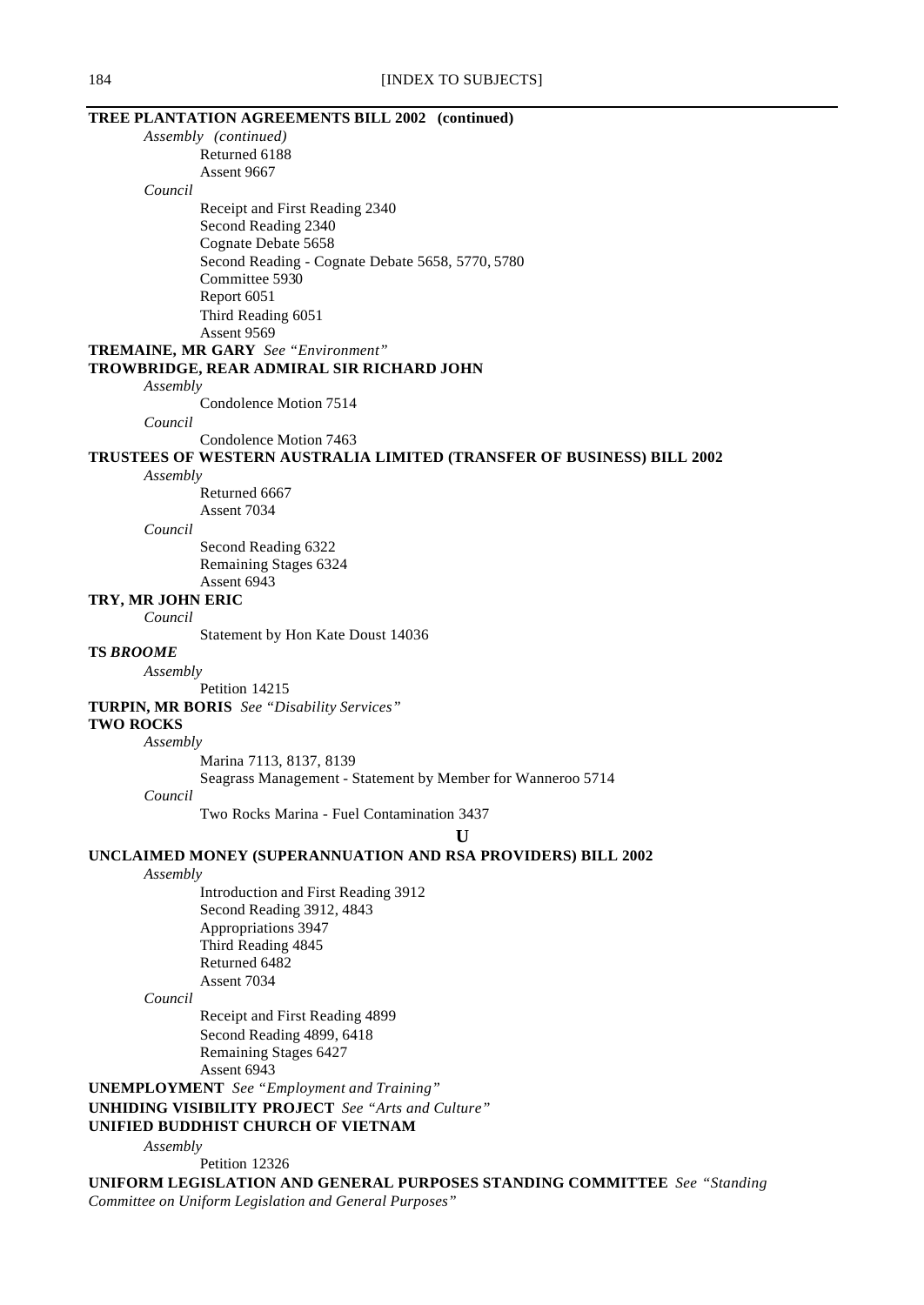**TREE PLANTATION AGREEMENTS BILL 2002 (continued)**

*Assembly (continued)*

Returned 6188
Assent 9667

*Council*

Receipt and First Reading 2340
Second Reading 2340
Cognate Debate 5658
Second Reading - Cognate Debate 5658, 5770, 5780
Committee 5930
Report 6051
Third Reading 6051
Assent 9569

**TREMAINE, MR GARY** *See "Environment"*

**TROWBRIDGE, REAR ADMIRAL SIR RICHARD JOHN**

*Assembly*

Condolence Motion 7514

*Council*

Condolence Motion 7463

**TRUSTEES OF WESTERN AUSTRALIA LIMITED (TRANSFER OF BUSINESS) BILL 2002**

*Assembly*

Returned 6667
Assent 7034

*Council*

Second Reading 6322
Remaining Stages 6324
Assent 6943

**TRY, MR JOHN ERIC**

*Council*

Statement by Hon Kate Doust 14036

**TS *BROOME***

*Assembly*

Petition 14215

**TURPIN, MR BORIS** *See "Disability Services"*

**TWO ROCKS**

*Assembly*

Marina 7113, 8137, 8139
Seagrass Management - Statement by Member for Wanneroo 5714

*Council*

Two Rocks Marina - Fuel Contamination 3437

## U

**UNCLAIMED MONEY (SUPERANNUATION AND RSA PROVIDERS) BILL 2002**

*Assembly*

Introduction and First Reading 3912
Second Reading 3912, 4843
Appropriations 3947
Third Reading 4845
Returned 6482
Assent 7034

*Council*

Receipt and First Reading 4899
Second Reading 4899, 6418
Remaining Stages 6427
Assent 6943

**UNEMPLOYMENT** *See "Employment and Training"*

**UNHIDING VISIBILITY PROJECT** *See "Arts and Culture"*

**UNIFIED BUDDHIST CHURCH OF VIETNAM**

*Assembly*

Petition 12326

**UNIFORM LEGISLATION AND GENERAL PURPOSES STANDING COMMITTEE** *See "Standing Committee on Uniform Legislation and General Purposes"*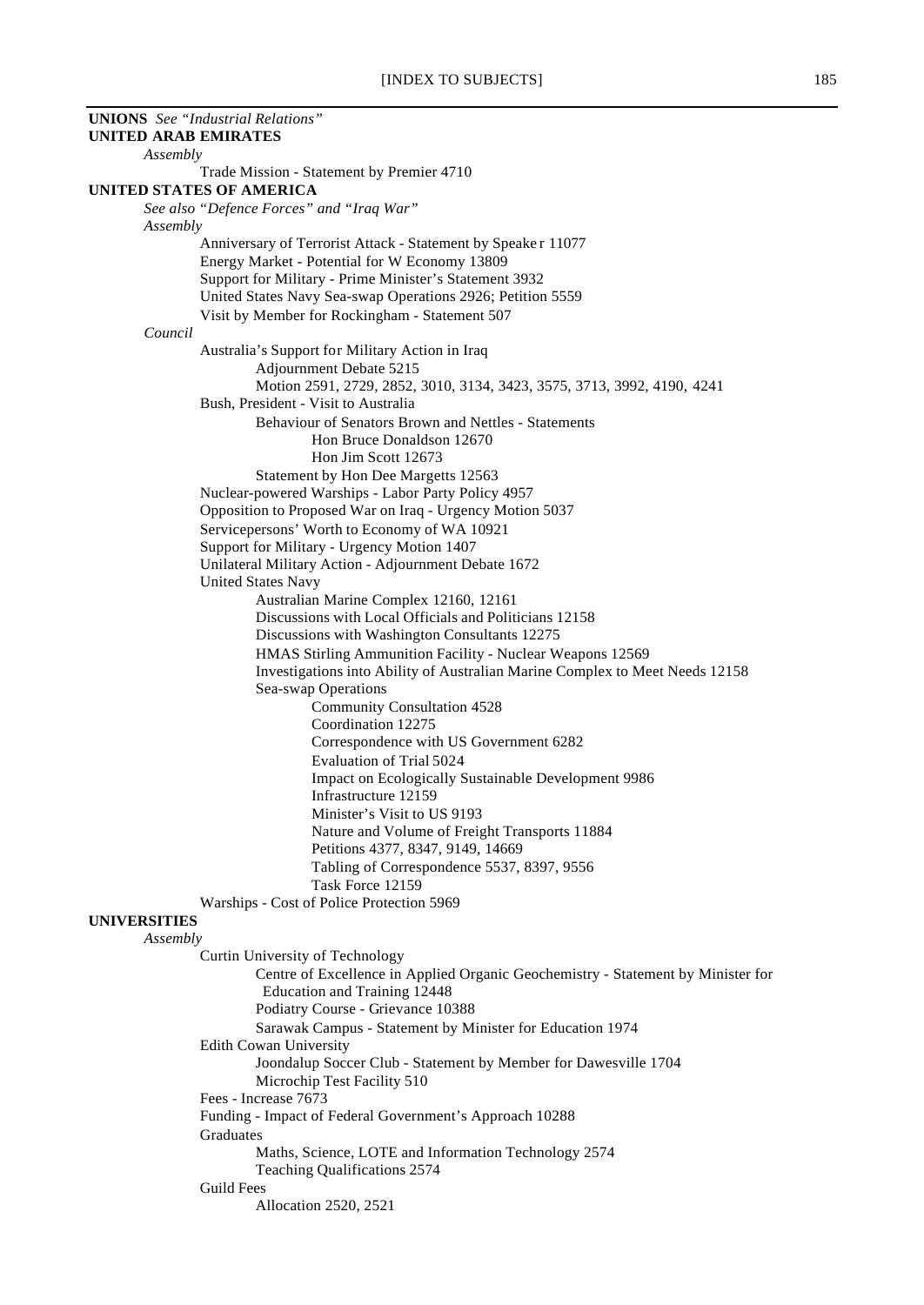**UNIONS** *See "Industrial Relations"*

**UNITED ARAB EMIRATES**

*Assembly*

- Trade Mission - Statement by Premier 4710

**UNITED STATES OF AMERICA**

*See also "Defence Forces" and "Iraq War"*

*Assembly*

- Anniversary of Terrorist Attack - Statement by Speaker 11077
- Energy Market - Potential for W Economy 13809
- Support for Military - Prime Minister's Statement 3932
- United States Navy Sea-swap Operations 2926; Petition 5559
- Visit by Member for Rockingham - Statement 507

*Council*

- Australia's Support for Military Action in Iraq
  - Adjournment Debate 5215
  - Motion 2591, 2729, 2852, 3010, 3134, 3423, 3575, 3713, 3992, 4190, 4241
- Bush, President - Visit to Australia
  - Behaviour of Senators Brown and Nettles - Statements
    - Hon Bruce Donaldson 12670
    - Hon Jim Scott 12673
  - Statement by Hon Dee Margetts 12563
- Nuclear-powered Warships - Labor Party Policy 4957
- Opposition to Proposed War on Iraq - Urgency Motion 5037
- Servicepersons' Worth to Economy of WA 10921
- Support for Military - Urgency Motion 1407
- Unilateral Military Action - Adjournment Debate 1672
- United States Navy
  - Australian Marine Complex 12160, 12161
  - Discussions with Local Officials and Politicians 12158
  - Discussions with Washington Consultants 12275
  - HMAS Stirling Ammunition Facility - Nuclear Weapons 12569
  - Investigations into Ability of Australian Marine Complex to Meet Needs 12158
  - Sea-swap Operations
    - Community Consultation 4528
    - Coordination 12275
    - Correspondence with US Government 6282
    - Evaluation of Trial 5024
    - Impact on Ecologically Sustainable Development 9986
    - Infrastructure 12159
    - Minister's Visit to US 9193
    - Nature and Volume of Freight Transports 11884
    - Petitions 4377, 8347, 9149, 14669
    - Tabling of Correspondence 5537, 8397, 9556
    - Task Force 12159
- Warships - Cost of Police Protection 5969

**UNIVERSITIES**

*Assembly*

- Curtin University of Technology
  - Centre of Excellence in Applied Organic Geochemistry - Statement by Minister for Education and Training 12448
  - Podiatry Course - Grievance 10388
  - Sarawak Campus - Statement by Minister for Education 1974
- Edith Cowan University
  - Joondalup Soccer Club - Statement by Member for Dawesville 1704
  - Microchip Test Facility 510
- Fees - Increase 7673
- Funding - Impact of Federal Government's Approach 10288
- Graduates
  - Maths, Science, LOTE and Information Technology 2574
  - Teaching Qualifications 2574
- Guild Fees
  - Allocation 2520, 2521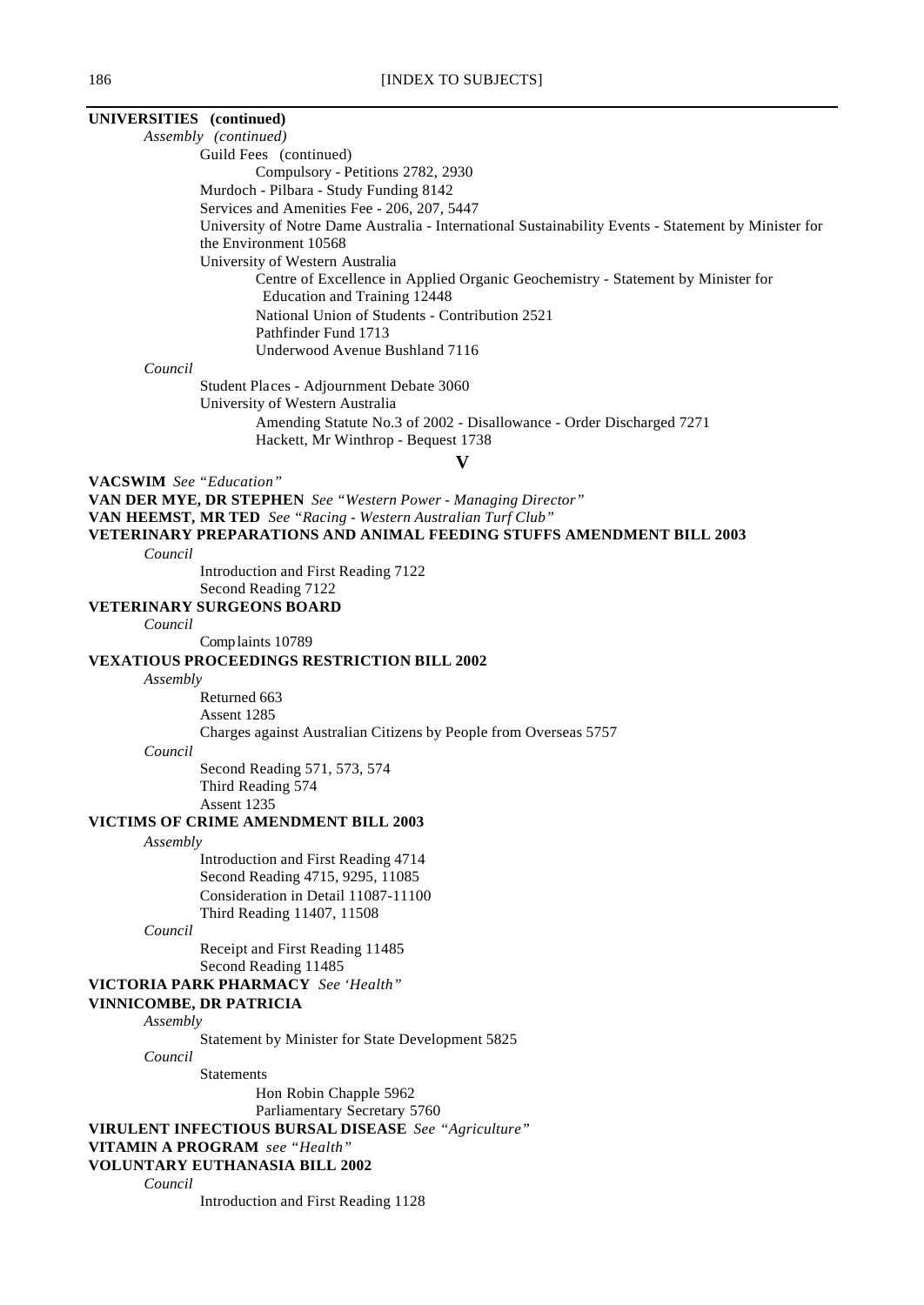**UNIVERSITIES (continued)**

*Assembly (continued)*

Guild Fees (continued)

Compulsory - Petitions 2782, 2930

Murdoch - Pilbara - Study Funding 8142

Services and Amenities Fee - 206, 207, 5447

University of Notre Dame Australia - International Sustainability Events - Statement by Minister for the Environment 10568

University of Western Australia

Centre of Excellence in Applied Organic Geochemistry - Statement by Minister for Education and Training 12448

National Union of Students - Contribution 2521

Pathfinder Fund 1713

Underwood Avenue Bushland 7116

*Council*

Student Places - Adjournment Debate 3060

University of Western Australia

Amending Statute No.3 of 2002 - Disallowance - Order Discharged 7271

Hackett, Mr Winthrop - Bequest 1738

## V

**VACSWIM** *See "Education"*

**VAN DER MYE, DR STEPHEN** *See "Western Power - Managing Director"*

**VAN HEEMST, MR TED** *See "Racing - Western Australian Turf Club"*

**VETERINARY PREPARATIONS AND ANIMAL FEEDING STUFFS AMENDMENT BILL 2003**

*Council*

Introduction and First Reading 7122

Second Reading 7122

**VETERINARY SURGEONS BOARD**

*Council*

Complaints 10789

**VEXATIOUS PROCEEDINGS RESTRICTION BILL 2002**

*Assembly*

Returned 663

Assent 1285

Charges against Australian Citizens by People from Overseas 5757

*Council*

Second Reading 571, 573, 574

Third Reading 574

Assent 1235

**VICTIMS OF CRIME AMENDMENT BILL 2003**

*Assembly*

Introduction and First Reading 4714

Second Reading 4715, 9295, 11085

Consideration in Detail 11087-11100

Third Reading 11407, 11508

*Council*

Receipt and First Reading 11485

Second Reading 11485

**VICTORIA PARK PHARMACY** *See 'Health"*

**VINNICOMBE, DR PATRICIA**

*Assembly*

Statement by Minister for State Development 5825

*Council*

Statements

Hon Robin Chapple 5962

Parliamentary Secretary 5760

**VIRULENT INFECTIOUS BURSAL DISEASE** *See "Agriculture"*

**VITAMIN A PROGRAM** *see "Health"*

**VOLUNTARY EUTHANASIA BILL 2002**

*Council*

Introduction and First Reading 1128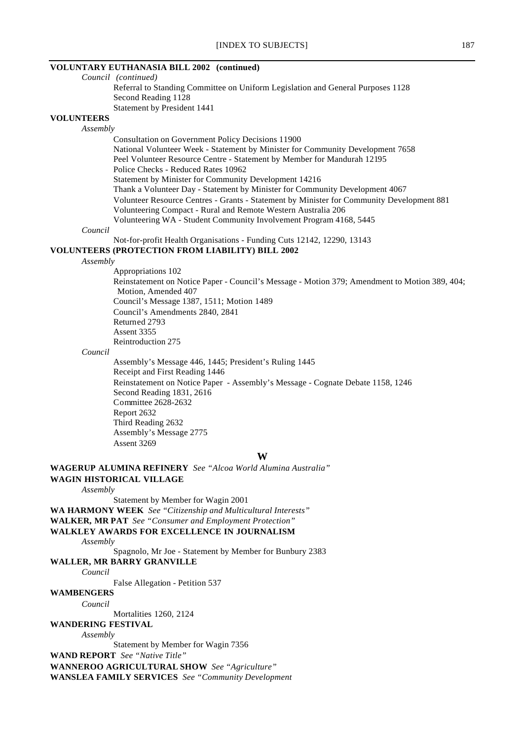**VOLUNTARY EUTHANASIA BILL 2002 (continued)**

*Council (continued)*

Referral to Standing Committee on Uniform Legislation and General Purposes 1128
Second Reading 1128
Statement by President 1441

**VOLUNTEERS**

*Assembly*

Consultation on Government Policy Decisions 11900
National Volunteer Week - Statement by Minister for Community Development 7658
Peel Volunteer Resource Centre - Statement by Member for Mandurah 12195
Police Checks - Reduced Rates 10962
Statement by Minister for Community Development 14216
Thank a Volunteer Day - Statement by Minister for Community Development 4067
Volunteer Resource Centres - Grants - Statement by Minister for Community Development 881
Volunteering Compact - Rural and Remote Western Australia 206
Volunteering WA - Student Community Involvement Program 4168, 5445

*Council*

Not-for-profit Health Organisations - Funding Cuts 12142, 12290, 13143

**VOLUNTEERS (PROTECTION FROM LIABILITY) BILL 2002**

*Assembly*

Appropriations 102
Reinstatement on Notice Paper - Council's Message - Motion 379; Amendment to Motion 389, 404; Motion, Amended 407
Council's Message 1387, 1511; Motion 1489
Council's Amendments 2840, 2841
Returned 2793
Assent 3355
Reintroduction 275

*Council*

Assembly's Message 446, 1445; President's Ruling 1445
Receipt and First Reading 1446
Reinstatement on Notice Paper - Assembly's Message - Cognate Debate 1158, 1246
Second Reading 1831, 2616
Committee 2628-2632
Report 2632
Third Reading 2632
Assembly's Message 2775
Assent 3269

## W

**WAGERUP ALUMINA REFINERY** *See "Alcoa World Alumina Australia"*

**WAGIN HISTORICAL VILLAGE**

*Assembly*

Statement by Member for Wagin 2001

**WA HARMONY WEEK** *See "Citizenship and Multicultural Interests"*

**WALKER, MR PAT** *See "Consumer and Employment Protection"*

**WALKLEY AWARDS FOR EXCELLENCE IN JOURNALISM**

*Assembly*

Spagnolo, Mr Joe - Statement by Member for Bunbury 2383

**WALLER, MR BARRY GRANVILLE**

*Council*

False Allegation - Petition 537

**WAMBENGERS**

*Council*

Mortalities 1260, 2124

**WANDERING FESTIVAL**

*Assembly*

Statement by Member for Wagin 7356

**WAND REPORT** *See "Native Title"*

**WANNEROO AGRICULTURAL SHOW** *See "Agriculture"*

**WANSLEA FAMILY SERVICES** *See "Community Development*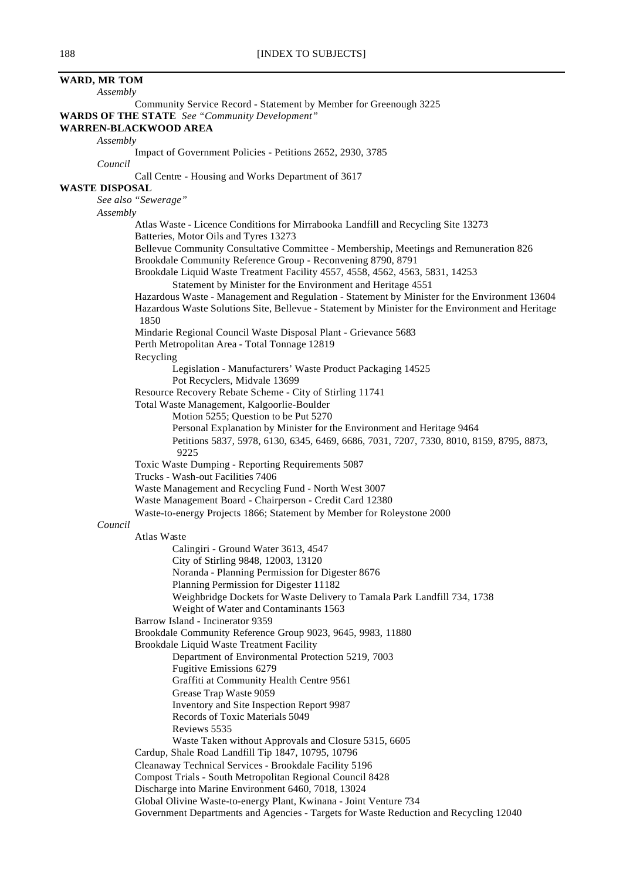**WARD, MR TOM**

*Assembly*

Community Service Record - Statement by Member for Greenough 3225

**WARDS OF THE STATE** *See "Community Development"*

**WARREN-BLACKWOOD AREA**

*Assembly*

Impact of Government Policies - Petitions 2652, 2930, 3785

*Council*

Call Centre - Housing and Works Department of 3617

**WASTE DISPOSAL**

*See also "Sewerage"*

*Assembly*

Atlas Waste - Licence Conditions for Mirrabooka Landfill and Recycling Site 13273

Batteries, Motor Oils and Tyres 13273

Bellevue Community Consultative Committee - Membership, Meetings and Remuneration 826

Brookdale Community Reference Group - Reconvening 8790, 8791

Brookdale Liquid Waste Treatment Facility 4557, 4558, 4562, 4563, 5831, 14253

- Statement by Minister for the Environment and Heritage 4551

Hazardous Waste - Management and Regulation - Statement by Minister for the Environment 13604

Hazardous Waste Solutions Site, Bellevue - Statement by Minister for the Environment and Heritage 1850

Mindarie Regional Council Waste Disposal Plant - Grievance 5683

Perth Metropolitan Area - Total Tonnage 12819

Recycling

- Legislation - Manufacturers' Waste Product Packaging 14525
- Pot Recyclers, Midvale 13699

Resource Recovery Rebate Scheme - City of Stirling 11741

Total Waste Management, Kalgoorlie-Boulder

- Motion 5255; Question to be Put 5270
- Personal Explanation by Minister for the Environment and Heritage 9464
- Petitions 5837, 5978, 6130, 6345, 6469, 6686, 7031, 7207, 7330, 8010, 8159, 8795, 8873, 9225

Toxic Waste Dumping - Reporting Requirements 5087

Trucks - Wash-out Facilities 7406

Waste Management and Recycling Fund - North West 3007

Waste Management Board - Chairperson - Credit Card 12380

Waste-to-energy Projects 1866; Statement by Member for Roleystone 2000

*Council*

Atlas Waste

- Calingiri - Ground Water 3613, 4547
- City of Stirling 9848, 12003, 13120
- Noranda - Planning Permission for Digester 8676
- Planning Permission for Digester 11182
- Weighbridge Dockets for Waste Delivery to Tamala Park Landfill 734, 1738
- Weight of Water and Contaminants 1563

Barrow Island - Incinerator 9359

Brookdale Community Reference Group 9023, 9645, 9983, 11880

Brookdale Liquid Waste Treatment Facility

- Department of Environmental Protection 5219, 7003
- Fugitive Emissions 6279
- Graffiti at Community Health Centre 9561
- Grease Trap Waste 9059
- Inventory and Site Inspection Report 9987
- Records of Toxic Materials 5049
- Reviews 5535
- Waste Taken without Approvals and Closure 5315, 6605

Cardup, Shale Road Landfill Tip 1847, 10795, 10796

Cleanaway Technical Services - Brookdale Facility 5196

Compost Trials - South Metropolitan Regional Council 8428

Discharge into Marine Environment 6460, 7018, 13024

Global Olivine Waste-to-energy Plant, Kwinana - Joint Venture 734

Government Departments and Agencies - Targets for Waste Reduction and Recycling 12040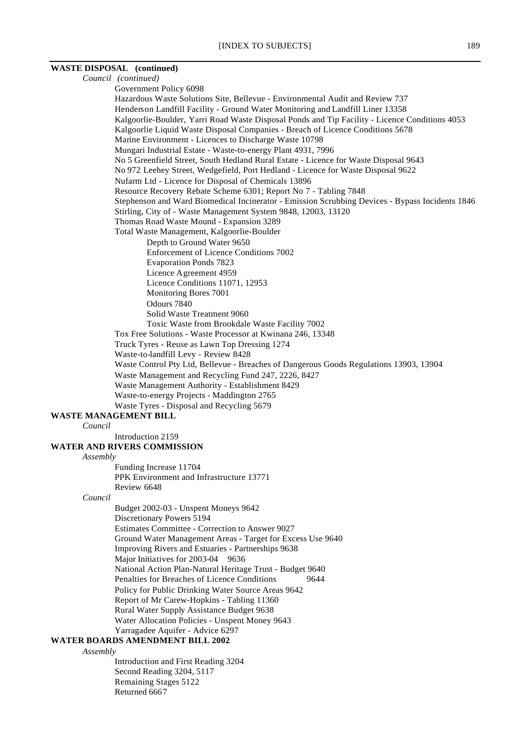**WASTE DISPOSAL (continued)**

*Council (continued)*

Government Policy 6098
Hazardous Waste Solutions Site, Bellevue - Environmental Audit and Review 737
Henderson Landfill Facility - Ground Water Monitoring and Landfill Liner 13358
Kalgoorlie-Boulder, Yarri Road Waste Disposal Ponds and Tip Facility - Licence Conditions 4053
Kalgoorlie Liquid Waste Disposal Companies - Breach of Licence Conditions 5678
Marine Environment - Licences to Discharge Waste 10798
Mungari Industrial Estate - Waste-to-energy Plant 4931, 7996
No 5 Greenfield Street, South Hedland Rural Estate - Licence for Waste Disposal 9643
No 972 Leehey Street, Wedgefield, Port Hedland - Licence for Waste Disposal 9622
Nufarm Ltd - Licence for Disposal of Chemicals 13896
Resource Recovery Rebate Scheme 6301; Report No 7 - Tabling 7848
Stephenson and Ward Biomedical Incinerator - Emission Scrubbing Devices - Bypass Incidents 1846
Stirling, City of - Waste Management System 9848, 12003, 13120
Thomas Road Waste Mound - Expansion 3289
Total Waste Management, Kalgoorlie-Boulder

- Depth to Ground Water 9650
- Enforcement of Licence Conditions 7002
- Evaporation Ponds 7823
- Licence Agreement 4959
- Licence Conditions 11071, 12953
- Monitoring Bores 7001
- Odours 7840
- Solid Waste Treatment 9060
- Toxic Waste from Brookdale Waste Facility 7002

Tox Free Solutions - Waste Processor at Kwinana 246, 13348
Truck Tyres - Reuse as Lawn Top Dressing 1274
Waste-to-landfill Levy - Review 8428
Waste Control Pty Ltd, Bellevue - Breaches of Dangerous Goods Regulations 13903, 13904
Waste Management and Recycling Fund 247, 2226, 8427
Waste Management Authority - Establishment 8429
Waste-to-energy Projects - Maddington 2765
Waste Tyres - Disposal and Recycling 5679

**WASTE MANAGEMENT BILL**

*Council*

Introduction 2159

**WATER AND RIVERS COMMISSION**

*Assembly*

Funding Increase 11704
PPK Environment and Infrastructure 13771
Review 6648

*Council*

Budget 2002-03 - Unspent Moneys 9642
Discretionary Powers 5194
Estimates Committee - Correction to Answer 9027
Ground Water Management Areas - Target for Excess Use 9640
Improving Rivers and Estuaries - Partnerships 9638
Major Initiatives for 2003-04 9636
National Action Plan-Natural Heritage Trust - Budget 9640
Penalties for Breaches of Licence Conditions 9644
Policy for Public Drinking Water Source Areas 9642
Report of Mr Carew-Hopkins - Tabling 11360
Rural Water Supply Assistance Budget 9638
Water Allocation Policies - Unspent Money 9643
Yarragadee Aquifer - Advice 6297

**WATER BOARDS AMENDMENT BILL 2002**

*Assembly*

Introduction and First Reading 3204
Second Reading 3204, 5117
Remaining Stages 5122
Returned 6667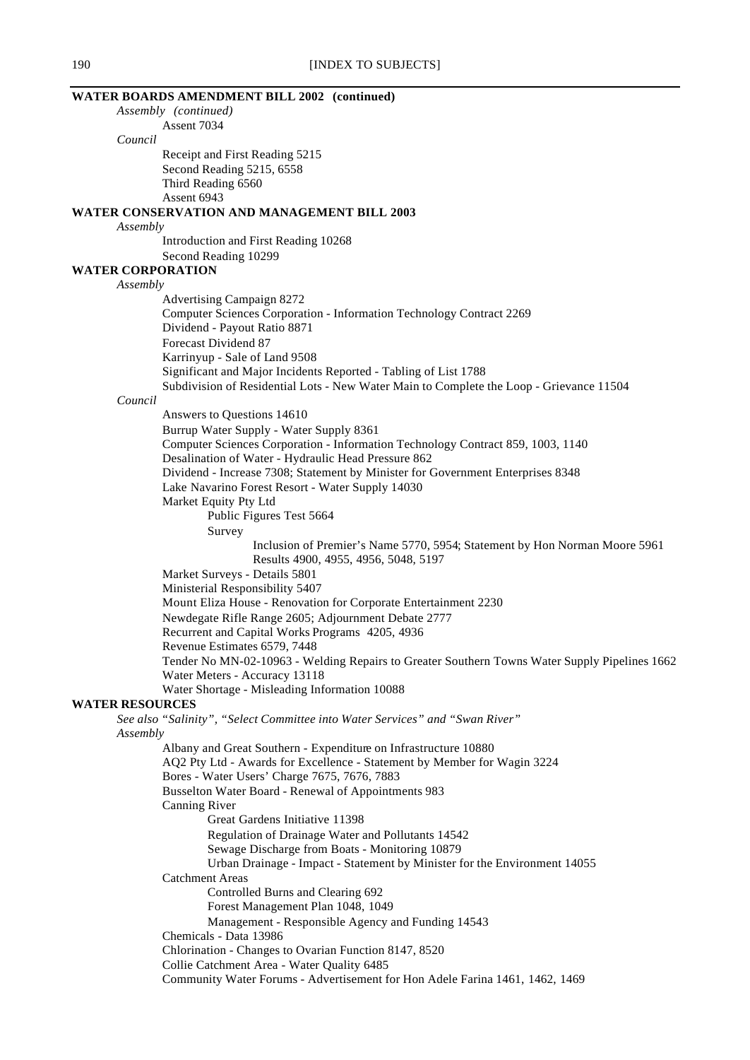**WATER BOARDS AMENDMENT BILL 2002 (continued)**

*Assembly (continued)*

Assent 7034

*Council*

Receipt and First Reading 5215
Second Reading 5215, 6558
Third Reading 6560
Assent 6943

**WATER CONSERVATION AND MANAGEMENT BILL 2003**

*Assembly*

Introduction and First Reading 10268
Second Reading 10299

**WATER CORPORATION**

*Assembly*

Advertising Campaign 8272
Computer Sciences Corporation - Information Technology Contract 2269
Dividend - Payout Ratio 8871
Forecast Dividend 87
Karrinyup - Sale of Land 9508
Significant and Major Incidents Reported - Tabling of List 1788
Subdivision of Residential Lots - New Water Main to Complete the Loop - Grievance 11504

*Council*

Answers to Questions 14610
Burrup Water Supply - Water Supply 8361
Computer Sciences Corporation - Information Technology Contract 859, 1003, 1140
Desalination of Water - Hydraulic Head Pressure 862
Dividend - Increase 7308; Statement by Minister for Government Enterprises 8348
Lake Navarino Forest Resort - Water Supply 14030
Market Equity Pty Ltd
  Public Figures Test 5664
  Survey
    Inclusion of Premier's Name 5770, 5954; Statement by Hon Norman Moore 5961
    Results 4900, 4955, 4956, 5048, 5197
Market Surveys - Details 5801
Ministerial Responsibility 5407
Mount Eliza House - Renovation for Corporate Entertainment 2230
Newdegate Rifle Range 2605; Adjournment Debate 2777
Recurrent and Capital Works Programs 4205, 4936
Revenue Estimates 6579, 7448
Tender No MN-02-10963 - Welding Repairs to Greater Southern Towns Water Supply Pipelines 1662
Water Meters - Accuracy 13118
Water Shortage - Misleading Information 10088

**WATER RESOURCES**

*See also "Salinity", "Select Committee into Water Services" and "Swan River"*

*Assembly*

Albany and Great Southern - Expenditure on Infrastructure 10880
AQ2 Pty Ltd - Awards for Excellence - Statement by Member for Wagin 3224
Bores - Water Users' Charge 7675, 7676, 7883
Busselton Water Board - Renewal of Appointments 983
Canning River
  Great Gardens Initiative 11398
  Regulation of Drainage Water and Pollutants 14542
  Sewage Discharge from Boats - Monitoring 10879
  Urban Drainage - Impact - Statement by Minister for the Environment 14055
Catchment Areas
  Controlled Burns and Clearing 692
  Forest Management Plan 1048, 1049
  Management - Responsible Agency and Funding 14543
Chemicals - Data 13986
Chlorination - Changes to Ovarian Function 8147, 8520
Collie Catchment Area - Water Quality 6485
Community Water Forums - Advertisement for Hon Adele Farina 1461, 1462, 1469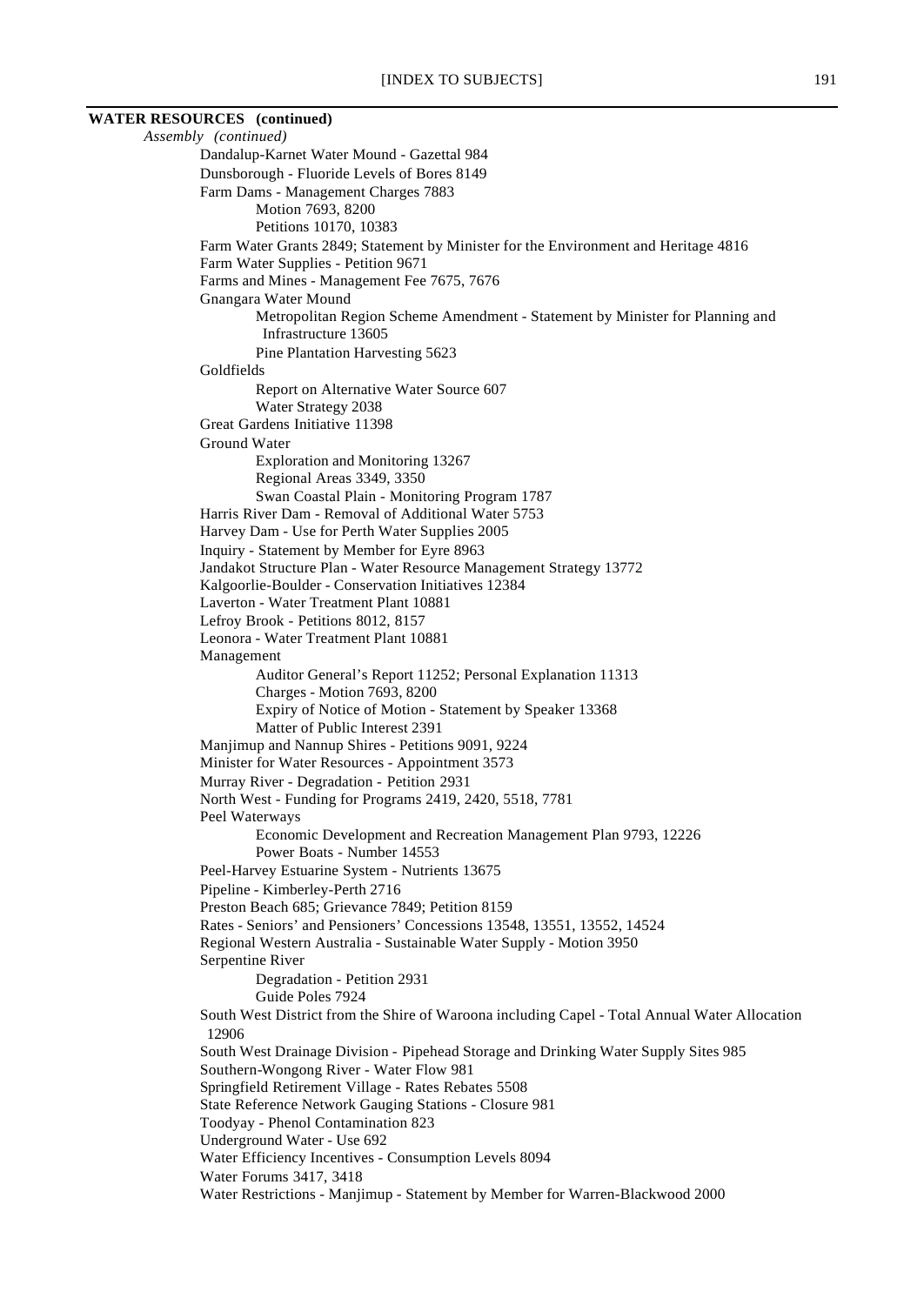**WATER RESOURCES (continued)**

*Assembly (continued)*

- Dandalup-Karnet Water Mound - Gazettal 984
- Dunsborough - Fluoride Levels of Bores 8149
- Farm Dams - Management Charges 7883
    - Motion 7693, 8200
    - Petitions 10170, 10383
- Farm Water Grants 2849; Statement by Minister for the Environment and Heritage 4816
- Farm Water Supplies - Petition 9671
- Farms and Mines - Management Fee 7675, 7676
- Gnangara Water Mound
    - Metropolitan Region Scheme Amendment - Statement by Minister for Planning and Infrastructure 13605
    - Pine Plantation Harvesting 5623
- Goldfields
    - Report on Alternative Water Source 607
    - Water Strategy 2038
- Great Gardens Initiative 11398
- Ground Water
    - Exploration and Monitoring 13267
    - Regional Areas 3349, 3350
    - Swan Coastal Plain - Monitoring Program 1787
- Harris River Dam - Removal of Additional Water 5753
- Harvey Dam - Use for Perth Water Supplies 2005
- Inquiry - Statement by Member for Eyre 8963
- Jandakot Structure Plan - Water Resource Management Strategy 13772
- Kalgoorlie-Boulder - Conservation Initiatives 12384
- Laverton - Water Treatment Plant 10881
- Lefroy Brook - Petitions 8012, 8157
- Leonora - Water Treatment Plant 10881
- Management
    - Auditor General's Report 11252; Personal Explanation 11313
    - Charges - Motion 7693, 8200
    - Expiry of Notice of Motion - Statement by Speaker 13368
    - Matter of Public Interest 2391
- Manjimup and Nannup Shires - Petitions 9091, 9224
- Minister for Water Resources - Appointment 3573
- Murray River - Degradation - Petition 2931
- North West - Funding for Programs 2419, 2420, 5518, 7781
- Peel Waterways
    - Economic Development and Recreation Management Plan 9793, 12226
    - Power Boats - Number 14553
- Peel-Harvey Estuarine System - Nutrients 13675
- Pipeline - Kimberley-Perth 2716
- Preston Beach 685; Grievance 7849; Petition 8159
- Rates - Seniors' and Pensioners' Concessions 13548, 13551, 13552, 14524
- Regional Western Australia - Sustainable Water Supply - Motion 3950
- Serpentine River
    - Degradation - Petition 2931
    - Guide Poles 7924
- South West District from the Shire of Waroona including Capel - Total Annual Water Allocation 12906
- South West Drainage Division - Pipehead Storage and Drinking Water Supply Sites 985
- Southern-Wongong River - Water Flow 981
- Springfield Retirement Village - Rates Rebates 5508
- State Reference Network Gauging Stations - Closure 981
- Toodyay - Phenol Contamination 823
- Underground Water - Use 692
- Water Efficiency Incentives - Consumption Levels 8094
- Water Forums 3417, 3418
- Water Restrictions - Manjimup - Statement by Member for Warren-Blackwood 2000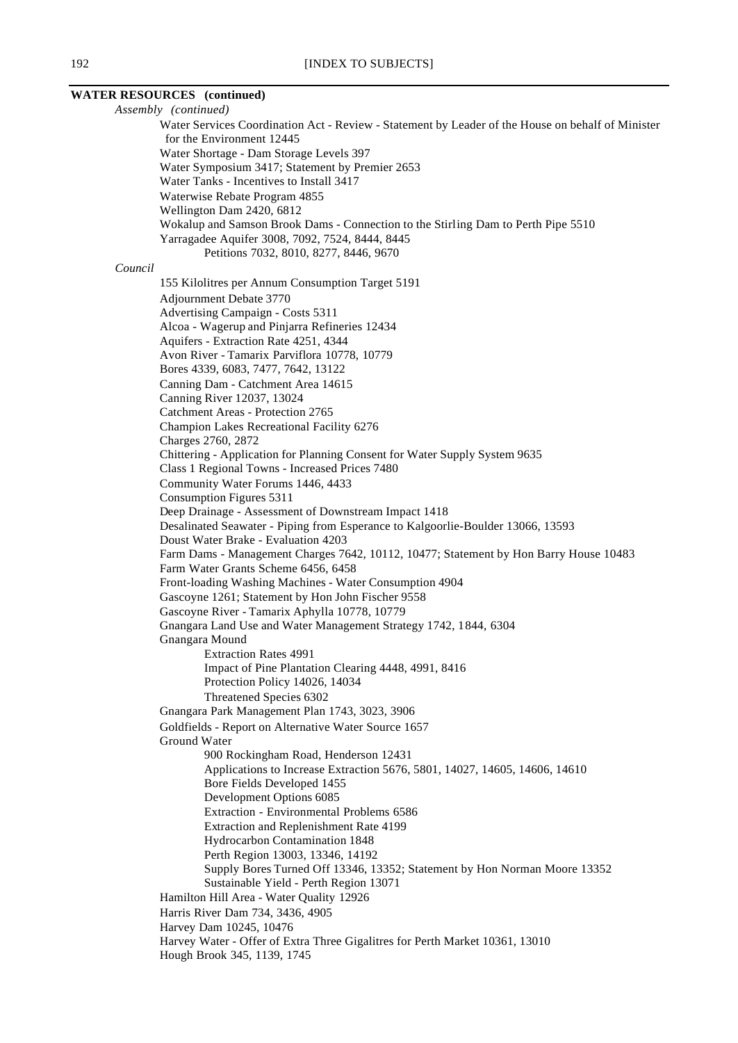**WATER RESOURCES (continued)**

*Assembly (continued)*

- Water Services Coordination Act - Review - Statement by Leader of the House on behalf of Minister for the Environment 12445
- Water Shortage - Dam Storage Levels 397
- Water Symposium 3417; Statement by Premier 2653
- Water Tanks - Incentives to Install 3417
- Waterwise Rebate Program 4855
- Wellington Dam 2420, 6812
- Wokalup and Samson Brook Dams - Connection to the Stirling Dam to Perth Pipe 5510
- Yarragadee Aquifer 3008, 7092, 7524, 8444, 8445
    - Petitions 7032, 8010, 8277, 8446, 9670

*Council*

- 155 Kilolitres per Annum Consumption Target 5191
- Adjournment Debate 3770
- Advertising Campaign - Costs 5311
- Alcoa - Wagerup and Pinjarra Refineries 12434
- Aquifers - Extraction Rate 4251, 4344
- Avon River - Tamarix Parviflora 10778, 10779
- Bores 4339, 6083, 7477, 7642, 13122
- Canning Dam - Catchment Area 14615
- Canning River 12037, 13024
- Catchment Areas - Protection 2765
- Champion Lakes Recreational Facility 6276
- Charges 2760, 2872
- Chittering - Application for Planning Consent for Water Supply System 9635
- Class 1 Regional Towns - Increased Prices 7480
- Community Water Forums 1446, 4433
- Consumption Figures 5311
- Deep Drainage - Assessment of Downstream Impact 1418
- Desalinated Seawater - Piping from Esperance to Kalgoorlie-Boulder 13066, 13593
- Doust Water Brake - Evaluation 4203
- Farm Dams - Management Charges 7642, 10112, 10477; Statement by Hon Barry House 10483
- Farm Water Grants Scheme 6456, 6458
- Front-loading Washing Machines - Water Consumption 4904
- Gascoyne 1261; Statement by Hon John Fischer 9558
- Gascoyne River - Tamarix Aphylla 10778, 10779
- Gnangara Land Use and Water Management Strategy 1742, 1844, 6304
- Gnangara Mound
    - Extraction Rates 4991
    - Impact of Pine Plantation Clearing 4448, 4991, 8416
    - Protection Policy 14026, 14034
    - Threatened Species 6302
- Gnangara Park Management Plan 1743, 3023, 3906
- Goldfields - Report on Alternative Water Source 1657
- Ground Water
    - 900 Rockingham Road, Henderson 12431
    - Applications to Increase Extraction 5676, 5801, 14027, 14605, 14606, 14610
    - Bore Fields Developed 1455
    - Development Options 6085
    - Extraction - Environmental Problems 6586
    - Extraction and Replenishment Rate 4199
    - Hydrocarbon Contamination 1848
    - Perth Region 13003, 13346, 14192
    - Supply Bores Turned Off 13346, 13352; Statement by Hon Norman Moore 13352
    - Sustainable Yield - Perth Region 13071
- Hamilton Hill Area - Water Quality 12926
- Harris River Dam 734, 3436, 4905
- Harvey Dam 10245, 10476
- Harvey Water - Offer of Extra Three Gigalitres for Perth Market 10361, 13010
- Hough Brook 345, 1139, 1745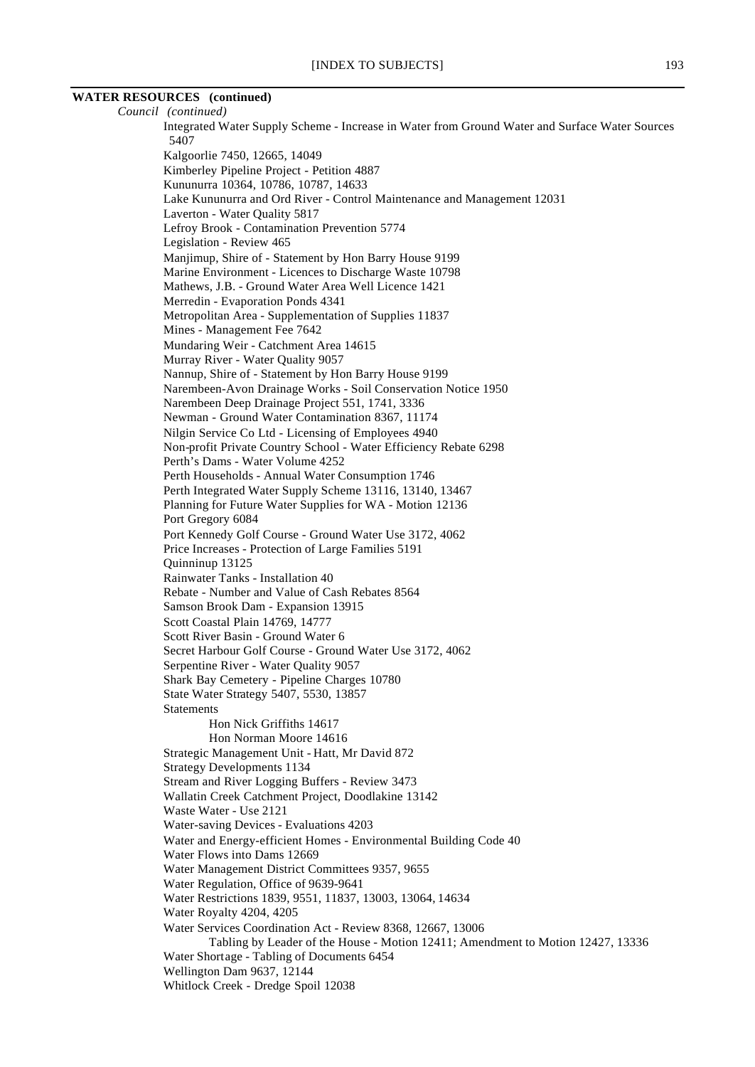**WATER RESOURCES (continued)**

*Council (continued)*

- Integrated Water Supply Scheme - Increase in Water from Ground Water and Surface Water Sources 5407
- Kalgoorlie 7450, 12665, 14049
- Kimberley Pipeline Project - Petition 4887
- Kununurra 10364, 10786, 10787, 14633
- Lake Kununurra and Ord River - Control Maintenance and Management 12031
- Laverton - Water Quality 5817
- Lefroy Brook - Contamination Prevention 5774
- Legislation - Review 465
- Manjimup, Shire of - Statement by Hon Barry House 9199
- Marine Environment - Licences to Discharge Waste 10798
- Mathews, J.B. - Ground Water Area Well Licence 1421
- Merredin - Evaporation Ponds 4341
- Metropolitan Area - Supplementation of Supplies 11837
- Mines - Management Fee 7642
- Mundaring Weir - Catchment Area 14615
- Murray River - Water Quality 9057
- Nannup, Shire of - Statement by Hon Barry House 9199
- Narembeen-Avon Drainage Works - Soil Conservation Notice 1950
- Narembeen Deep Drainage Project 551, 1741, 3336
- Newman - Ground Water Contamination 8367, 11174
- Nilgin Service Co Ltd - Licensing of Employees 4940
- Non-profit Private Country School - Water Efficiency Rebate 6298
- Perth's Dams - Water Volume 4252
- Perth Households - Annual Water Consumption 1746
- Perth Integrated Water Supply Scheme 13116, 13140, 13467
- Planning for Future Water Supplies for WA - Motion 12136
- Port Gregory 6084
- Port Kennedy Golf Course - Ground Water Use 3172, 4062
- Price Increases - Protection of Large Families 5191
- Quinninup 13125
- Rainwater Tanks - Installation 40
- Rebate - Number and Value of Cash Rebates 8564
- Samson Brook Dam - Expansion 13915
- Scott Coastal Plain 14769, 14777
- Scott River Basin - Ground Water 6
- Secret Harbour Golf Course - Ground Water Use 3172, 4062
- Serpentine River - Water Quality 9057
- Shark Bay Cemetery - Pipeline Charges 10780
- State Water Strategy 5407, 5530, 13857
- Statements
    - Hon Nick Griffiths 14617
    - Hon Norman Moore 14616
- Strategic Management Unit - Hatt, Mr David 872
- Strategy Developments 1134
- Stream and River Logging Buffers - Review 3473
- Wallatin Creek Catchment Project, Doodlakine 13142
- Waste Water - Use 2121
- Water-saving Devices - Evaluations 4203
- Water and Energy-efficient Homes - Environmental Building Code 40
- Water Flows into Dams 12669
- Water Management District Committees 9357, 9655
- Water Regulation, Office of 9639-9641
- Water Restrictions 1839, 9551, 11837, 13003, 13064, 14634
- Water Royalty 4204, 4205
- Water Services Coordination Act - Review 8368, 12667, 13006
    - Tabling by Leader of the House - Motion 12411; Amendment to Motion 12427, 13336
- Water Shortage - Tabling of Documents 6454
- Wellington Dam 9637, 12144
- Whitlock Creek - Dredge Spoil 12038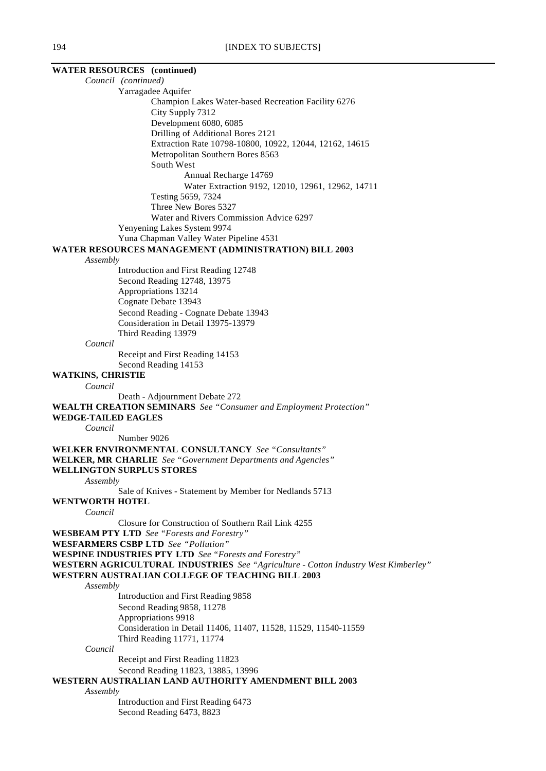**WATER RESOURCES (continued)**

*Council (continued)*

- Yarragadee Aquifer
  - Champion Lakes Water-based Recreation Facility 6276
  - City Supply 7312
  - Development 6080, 6085
  - Drilling of Additional Bores 2121
  - Extraction Rate 10798-10800, 10922, 12044, 12162, 14615
  - Metropolitan Southern Bores 8563
  - South West
    - Annual Recharge 14769
    - Water Extraction 9192, 12010, 12961, 12962, 14711
  - Testing 5659, 7324
  - Three New Bores 5327
  - Water and Rivers Commission Advice 6297
- Yenyening Lakes System 9974
- Yuna Chapman Valley Water Pipeline 4531

**WATER RESOURCES MANAGEMENT (ADMINISTRATION) BILL 2003**

*Assembly*

- Introduction and First Reading 12748
- Second Reading 12748, 13975
- Appropriations 13214
- Cognate Debate 13943
- Second Reading - Cognate Debate 13943
- Consideration in Detail 13975-13979
- Third Reading 13979

*Council*

- Receipt and First Reading 14153
- Second Reading 14153

**WATKINS, CHRISTIE**

*Council*

- Death - Adjournment Debate 272

**WEALTH CREATION SEMINARS** *See "Consumer and Employment Protection"*

**WEDGE-TAILED EAGLES**

*Council*

- Number 9026

**WELKER ENVIRONMENTAL CONSULTANCY** *See "Consultants"*

**WELKER, MR CHARLIE** *See "Government Departments and Agencies"*

**WELLINGTON SURPLUS STORES**

*Assembly*

- Sale of Knives - Statement by Member for Nedlands 5713

**WENTWORTH HOTEL**

*Council*

- Closure for Construction of Southern Rail Link 4255

**WESBEAM PTY LTD** *See "Forests and Forestry"*

**WESFARMERS CSBP LTD** *See "Pollution"*

**WESPINE INDUSTRIES PTY LTD** *See "Forests and Forestry"*

**WESTERN AGRICULTURAL INDUSTRIES** *See "Agriculture - Cotton Industry West Kimberley"*

**WESTERN AUSTRALIAN COLLEGE OF TEACHING BILL 2003**

*Assembly*

- Introduction and First Reading 9858
- Second Reading 9858, 11278
- Appropriations 9918
- Consideration in Detail 11406, 11407, 11528, 11529, 11540-11559
- Third Reading 11771, 11774

*Council*

- Receipt and First Reading 11823
- Second Reading 11823, 13885, 13996

**WESTERN AUSTRALIAN LAND AUTHORITY AMENDMENT BILL 2003**

*Assembly*

- Introduction and First Reading 6473
- Second Reading 6473, 8823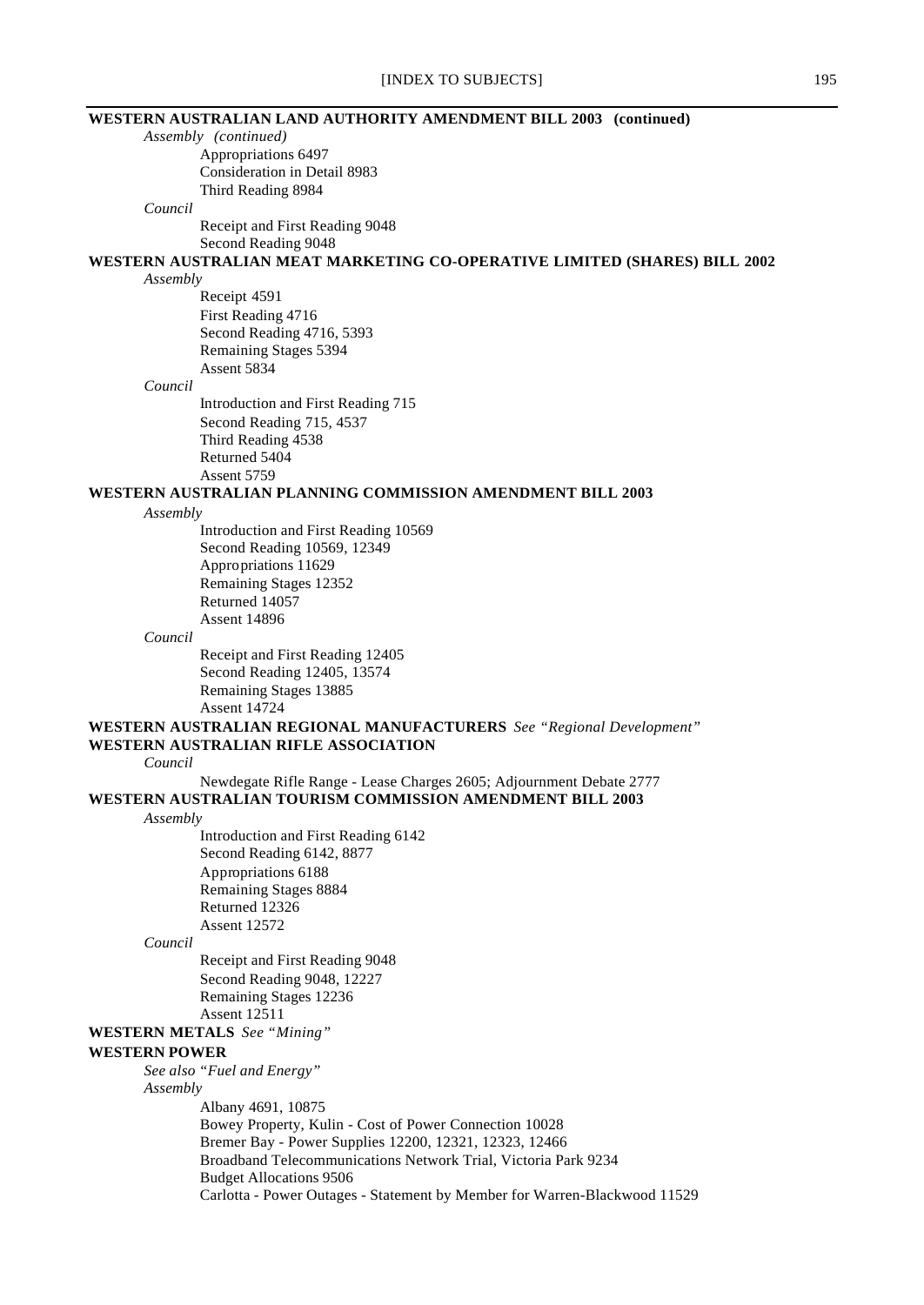**WESTERN AUSTRALIAN LAND AUTHORITY AMENDMENT BILL 2003 (continued)**

*Assembly (continued)*

Appropriations 6497
Consideration in Detail 8983
Third Reading 8984

*Council*

Receipt and First Reading 9048
Second Reading 9048

**WESTERN AUSTRALIAN MEAT MARKETING CO-OPERATIVE LIMITED (SHARES) BILL 2002**

*Assembly*

Receipt 4591
First Reading 4716
Second Reading 4716, 5393
Remaining Stages 5394
Assent 5834

*Council*

Introduction and First Reading 715
Second Reading 715, 4537
Third Reading 4538
Returned 5404
Assent 5759

**WESTERN AUSTRALIAN PLANNING COMMISSION AMENDMENT BILL 2003**

*Assembly*

Introduction and First Reading 10569
Second Reading 10569, 12349
Appropriations 11629
Remaining Stages 12352
Returned 14057
Assent 14896

*Council*

Receipt and First Reading 12405
Second Reading 12405, 13574
Remaining Stages 13885
Assent 14724

**WESTERN AUSTRALIAN REGIONAL MANUFACTURERS** *See "Regional Development"*

**WESTERN AUSTRALIAN RIFLE ASSOCIATION**

*Council*

Newdegate Rifle Range - Lease Charges 2605; Adjournment Debate 2777

**WESTERN AUSTRALIAN TOURISM COMMISSION AMENDMENT BILL 2003**

*Assembly*

Introduction and First Reading 6142
Second Reading 6142, 8877
Appropriations 6188
Remaining Stages 8884
Returned 12326
Assent 12572

*Council*

Receipt and First Reading 9048
Second Reading 9048, 12227
Remaining Stages 12236
Assent 12511

**WESTERN METALS** *See "Mining"*

**WESTERN POWER**

*See also "Fuel and Energy"*

*Assembly*

Albany 4691, 10875
Bowey Property, Kulin - Cost of Power Connection 10028
Bremer Bay - Power Supplies 12200, 12321, 12323, 12466
Broadband Telecommunications Network Trial, Victoria Park 9234
Budget Allocations 9506
Carlotta - Power Outages - Statement by Member for Warren-Blackwood 11529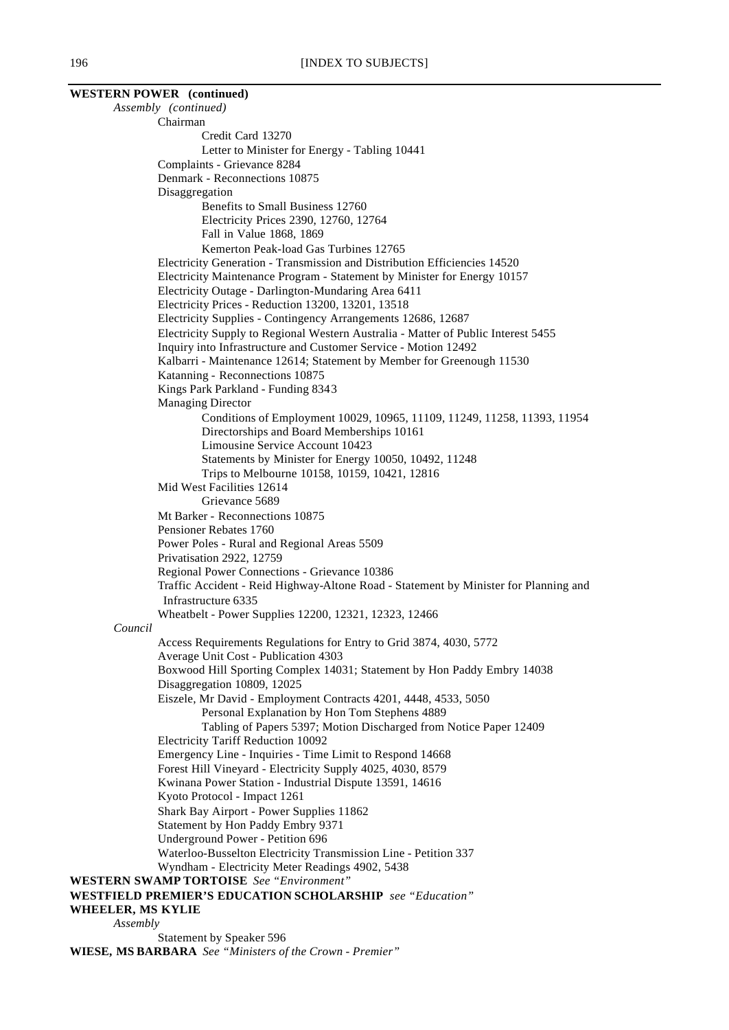**WESTERN POWER (continued)**

*Assembly (continued)*

- Chairman
  - Credit Card 13270
  - Letter to Minister for Energy - Tabling 10441
- Complaints - Grievance 8284
- Denmark - Reconnections 10875
- Disaggregation
  - Benefits to Small Business 12760
  - Electricity Prices 2390, 12760, 12764
  - Fall in Value 1868, 1869
  - Kemerton Peak-load Gas Turbines 12765
- Electricity Generation - Transmission and Distribution Efficiencies 14520
- Electricity Maintenance Program - Statement by Minister for Energy 10157
- Electricity Outage - Darlington-Mundaring Area 6411
- Electricity Prices - Reduction 13200, 13201, 13518
- Electricity Supplies - Contingency Arrangements 12686, 12687
- Electricity Supply to Regional Western Australia - Matter of Public Interest 5455
- Inquiry into Infrastructure and Customer Service - Motion 12492
- Kalbarri - Maintenance 12614; Statement by Member for Greenough 11530
- Katanning - Reconnections 10875
- Kings Park Parkland - Funding 8343
- Managing Director
  - Conditions of Employment 10029, 10965, 11109, 11249, 11258, 11393, 11954
  - Directorships and Board Memberships 10161
  - Limousine Service Account 10423
  - Statements by Minister for Energy 10050, 10492, 11248
  - Trips to Melbourne 10158, 10159, 10421, 12816
- Mid West Facilities 12614
  - Grievance 5689
- Mt Barker - Reconnections 10875
- Pensioner Rebates 1760
- Power Poles - Rural and Regional Areas 5509
- Privatisation 2922, 12759
- Regional Power Connections - Grievance 10386
- Traffic Accident - Reid Highway-Altone Road - Statement by Minister for Planning and Infrastructure 6335
- Wheatbelt - Power Supplies 12200, 12321, 12323, 12466

*Council*

- Access Requirements Regulations for Entry to Grid 3874, 4030, 5772
- Average Unit Cost - Publication 4303
- Boxwood Hill Sporting Complex 14031; Statement by Hon Paddy Embry 14038
- Disaggregation 10809, 12025
- Eiszele, Mr David - Employment Contracts 4201, 4448, 4533, 5050
  - Personal Explanation by Hon Tom Stephens 4889
  - Tabling of Papers 5397; Motion Discharged from Notice Paper 12409
- Electricity Tariff Reduction 10092
- Emergency Line - Inquiries - Time Limit to Respond 14668
- Forest Hill Vineyard - Electricity Supply 4025, 4030, 8579
- Kwinana Power Station - Industrial Dispute 13591, 14616
- Kyoto Protocol - Impact 1261
- Shark Bay Airport - Power Supplies 11862
- Statement by Hon Paddy Embry 9371
- Underground Power - Petition 696
- Waterloo-Busselton Electricity Transmission Line - Petition 337
- Wyndham - Electricity Meter Readings 4902, 5438

**WESTERN SWAMP TORTOISE** *See "Environment"*

**WESTFIELD PREMIER'S EDUCATION SCHOLARSHIP** *see "Education"*

**WHEELER, MS KYLIE**

*Assembly*

- Statement by Speaker 596

**WIESE, MS BARBARA** *See "Ministers of the Crown - Premier"*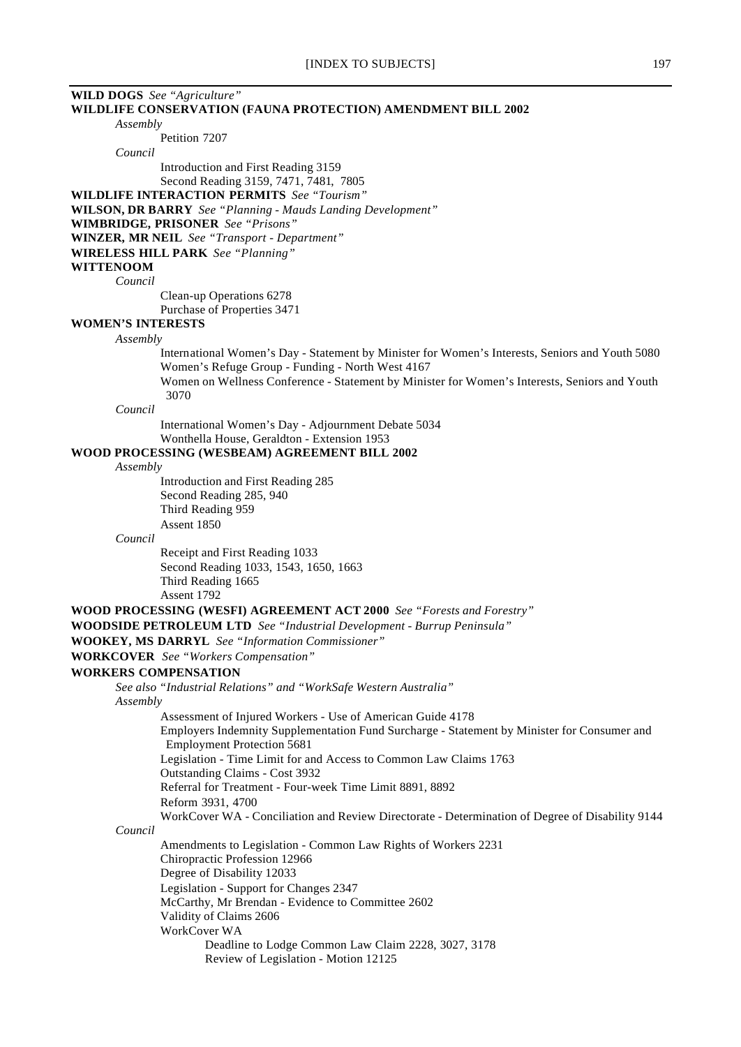**WILD DOGS** *See "Agriculture"*

**WILDLIFE CONSERVATION (FAUNA PROTECTION) AMENDMENT BILL 2002**

*Assembly*

Petition 7207

*Council*

Introduction and First Reading 3159

Second Reading 3159, 7471, 7481, 7805

**WILDLIFE INTERACTION PERMITS** *See "Tourism"*

**WILSON, DR BARRY** *See "Planning - Mauds Landing Development"*

**WIMBRIDGE, PRISONER** *See "Prisons"*

**WINZER, MR NEIL** *See "Transport - Department"*

**WIRELESS HILL PARK** *See "Planning"*

**WITTENOOM**

*Council*

Clean-up Operations 6278

Purchase of Properties 3471

**WOMEN'S INTERESTS**

*Assembly*

International Women's Day - Statement by Minister for Women's Interests, Seniors and Youth 5080

Women's Refuge Group - Funding - North West 4167

Women on Wellness Conference - Statement by Minister for Women's Interests, Seniors and Youth 3070

*Council*

International Women's Day - Adjournment Debate 5034

Wonthella House, Geraldton - Extension 1953

**WOOD PROCESSING (WESBEAM) AGREEMENT BILL 2002**

*Assembly*

Introduction and First Reading 285

Second Reading 285, 940

Third Reading 959

Assent 1850

*Council*

Receipt and First Reading 1033

Second Reading 1033, 1543, 1650, 1663

Third Reading 1665

Assent 1792

**WOOD PROCESSING (WESFI) AGREEMENT ACT 2000** *See "Forests and Forestry"*

**WOODSIDE PETROLEUM LTD** *See "Industrial Development - Burrup Peninsula"*

**WOOKEY, MS DARRYL** *See "Information Commissioner"*

**WORKCOVER** *See "Workers Compensation"*

**WORKERS COMPENSATION**

*See also "Industrial Relations" and "WorkSafe Western Australia"*

*Assembly*

Assessment of Injured Workers - Use of American Guide 4178

Employers Indemnity Supplementation Fund Surcharge - Statement by Minister for Consumer and Employment Protection 5681

Legislation - Time Limit for and Access to Common Law Claims 1763

Outstanding Claims - Cost 3932

Referral for Treatment - Four-week Time Limit 8891, 8892

Reform 3931, 4700

WorkCover WA - Conciliation and Review Directorate - Determination of Degree of Disability 9144

*Council*

Amendments to Legislation - Common Law Rights of Workers 2231

Chiropractic Profession 12966

Degree of Disability 12033

Legislation - Support for Changes 2347

McCarthy, Mr Brendan - Evidence to Committee 2602

Validity of Claims 2606

WorkCover WA

Deadline to Lodge Common Law Claim 2228, 3027, 3178

Review of Legislation - Motion 12125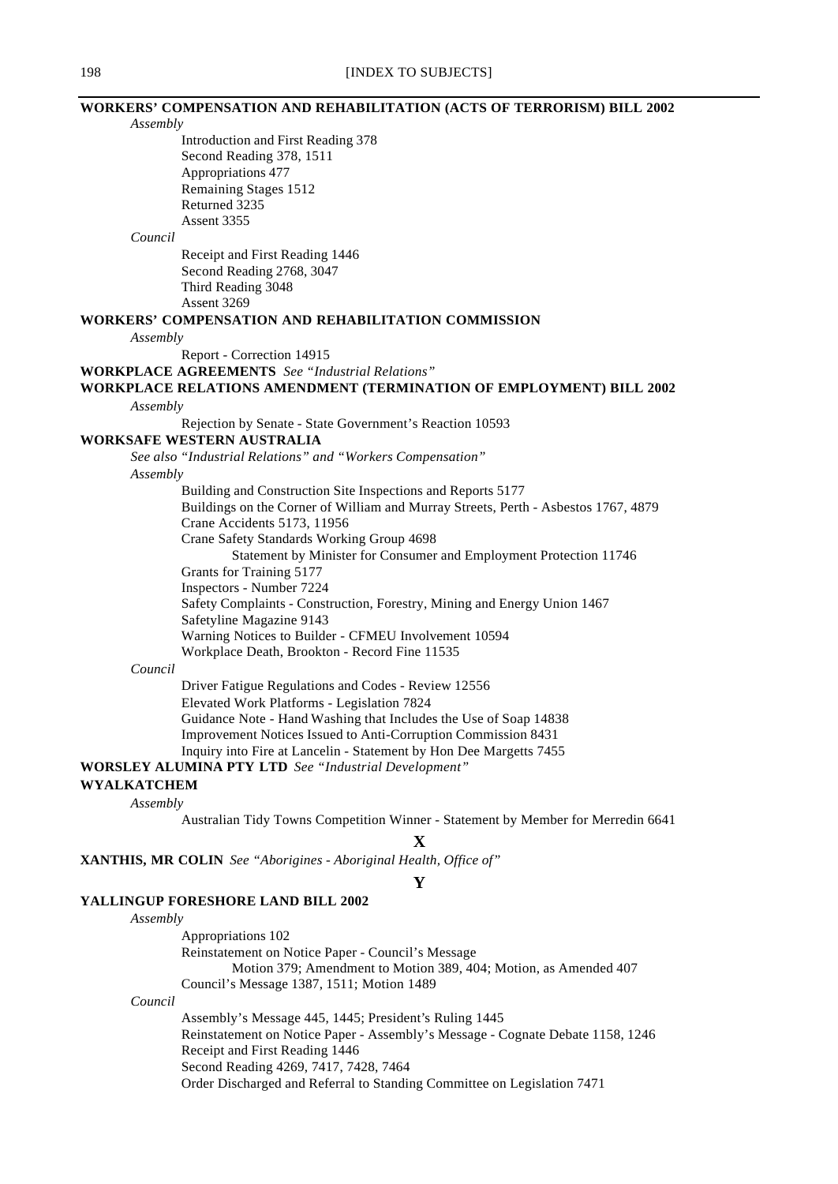**WORKERS' COMPENSATION AND REHABILITATION (ACTS OF TERRORISM) BILL 2002**

*Assembly*

- Introduction and First Reading 378
- Second Reading 378, 1511
- Appropriations 477
- Remaining Stages 1512
- Returned 3235
- Assent 3355

*Council*

- Receipt and First Reading 1446
- Second Reading 2768, 3047
- Third Reading 3048
- Assent 3269

**WORKERS' COMPENSATION AND REHABILITATION COMMISSION**

*Assembly*

- Report - Correction 14915

**WORKPLACE AGREEMENTS** *See "Industrial Relations"*

**WORKPLACE RELATIONS AMENDMENT (TERMINATION OF EMPLOYMENT) BILL 2002**

*Assembly*

- Rejection by Senate - State Government's Reaction 10593

**WORKSAFE WESTERN AUSTRALIA**

*See also "Industrial Relations" and "Workers Compensation"*

*Assembly*

- Building and Construction Site Inspections and Reports 5177
- Buildings on the Corner of William and Murray Streets, Perth - Asbestos 1767, 4879
- Crane Accidents 5173, 11956
- Crane Safety Standards Working Group 4698
  - Statement by Minister for Consumer and Employment Protection 11746
- Grants for Training 5177
- Inspectors - Number 7224
- Safety Complaints - Construction, Forestry, Mining and Energy Union 1467
- Safetyline Magazine 9143
- Warning Notices to Builder - CFMEU Involvement 10594
- Workplace Death, Brookton - Record Fine 11535

*Council*

- Driver Fatigue Regulations and Codes - Review 12556
- Elevated Work Platforms - Legislation 7824
- Guidance Note - Hand Washing that Includes the Use of Soap 14838
- Improvement Notices Issued to Anti-Corruption Commission 8431
- Inquiry into Fire at Lancelin - Statement by Hon Dee Margetts 7455

**WORSLEY ALUMINA PTY LTD** *See "Industrial Development"*

**WYALKATCHEM**

*Assembly*

- Australian Tidy Towns Competition Winner - Statement by Member for Merredin 6641

## X

**XANTHIS, MR COLIN** *See "Aborigines - Aboriginal Health, Office of"*

## Y

**YALLINGUP FORESHORE LAND BILL 2002**

*Assembly*

- Appropriations 102
- Reinstatement on Notice Paper - Council's Message
  - Motion 379; Amendment to Motion 389, 404; Motion, as Amended 407
- Council's Message 1387, 1511; Motion 1489

*Council*

- Assembly's Message 445, 1445; President's Ruling 1445
- Reinstatement on Notice Paper - Assembly's Message - Cognate Debate 1158, 1246
- Receipt and First Reading 1446
- Second Reading 4269, 7417, 7428, 7464
- Order Discharged and Referral to Standing Committee on Legislation 7471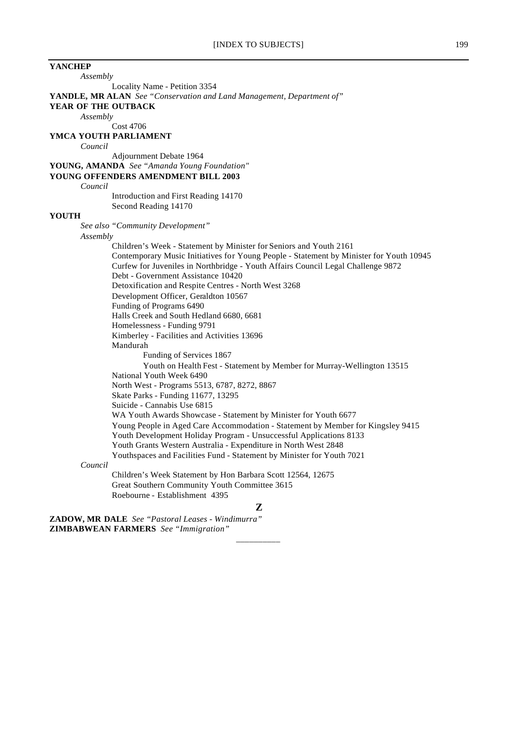**YANCHEP**

*Assembly*

Locality Name - Petition 3354

**YANDLE, MR ALAN** *See "Conservation and Land Management, Department of"*

**YEAR OF THE OUTBACK**

*Assembly*

Cost 4706

**YMCA YOUTH PARLIAMENT**

*Council*

Adjournment Debate 1964

**YOUNG, AMANDA** *See "Amanda Young Foundation"*

**YOUNG OFFENDERS AMENDMENT BILL 2003**

*Council*

Introduction and First Reading 14170
Second Reading 14170

**YOUTH**

*See also "Community Development"*

*Assembly*

Children's Week - Statement by Minister for Seniors and Youth 2161
Contemporary Music Initiatives for Young People - Statement by Minister for Youth 10945
Curfew for Juveniles in Northbridge - Youth Affairs Council Legal Challenge 9872
Debt - Government Assistance 10420
Detoxification and Respite Centres - North West 3268
Development Officer, Geraldton 10567
Funding of Programs 6490
Halls Creek and South Hedland 6680, 6681
Homelessness - Funding 9791
Kimberley - Facilities and Activities 13696
Mandurah
Funding of Services 1867
Youth on Health Fest - Statement by Member for Murray-Wellington 13515
National Youth Week 6490
North West - Programs 5513, 6787, 8272, 8867
Skate Parks - Funding 11677, 13295
Suicide - Cannabis Use 6815
WA Youth Awards Showcase - Statement by Minister for Youth 6677
Young People in Aged Care Accommodation - Statement by Member for Kingsley 9415
Youth Development Holiday Program - Unsuccessful Applications 8133
Youth Grants Western Australia - Expenditure in North West 2848
Youthspaces and Facilities Fund - Statement by Minister for Youth 7021

*Council*

Children's Week Statement by Hon Barbara Scott 12564, 12675
Great Southern Community Youth Committee 3615
Roebourne - Establishment 4395

## Z

**ZADOW, MR DALE** *See "Pastoral Leases - Windimurra"*

**ZIMBABWEAN FARMERS** *See "Immigration"*